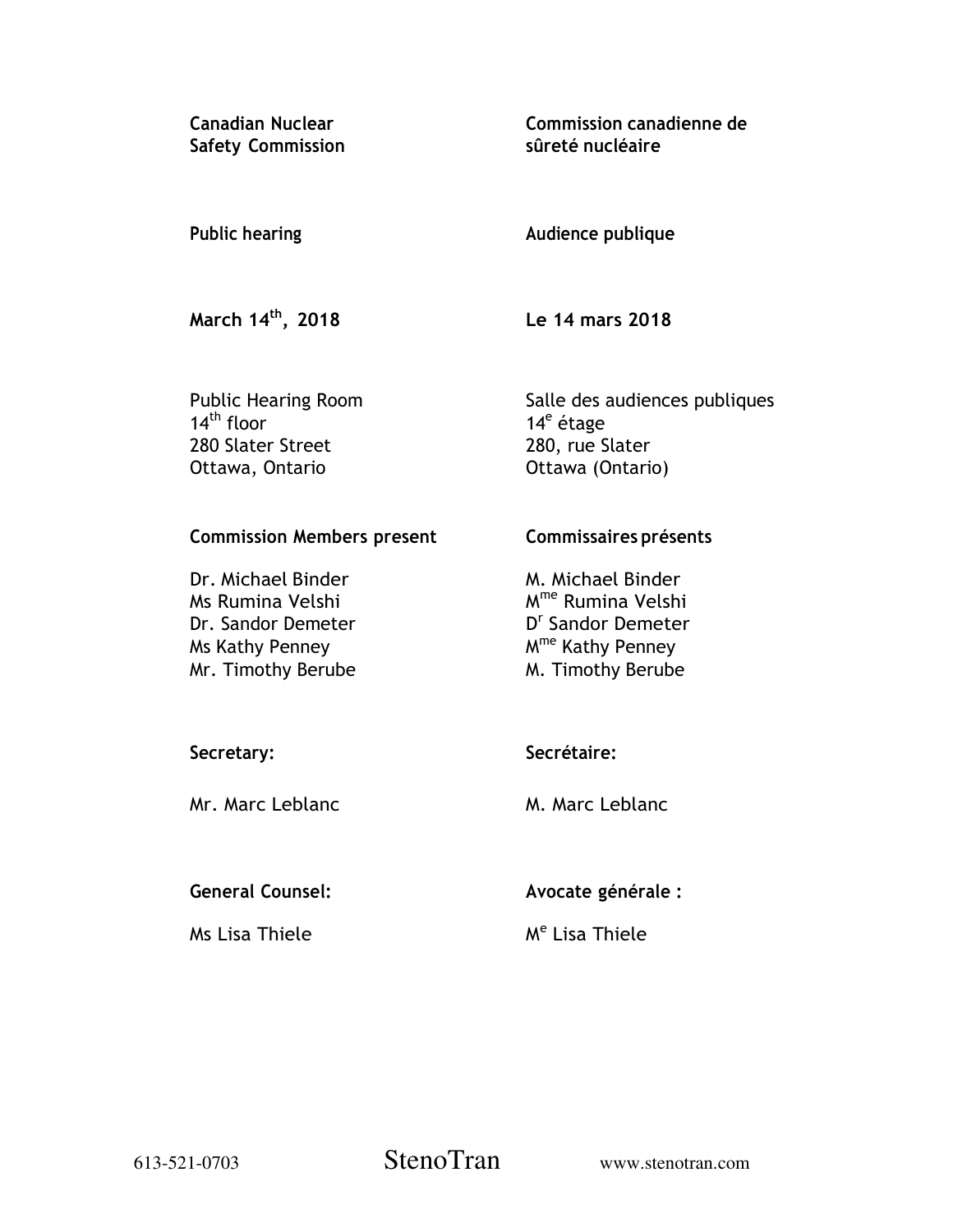**Canadian Nuclear Safety Commission**

**Commission canadienne de sûreté nucléaire**

**Public hearing**

**Audience publique**

**March 14th, 2018**

**Le 14 mars 2018**

Public Hearing Room
14th floor
280 Slater Street
Ottawa, Ontario

Salle des audiences publiques
14e étage
280, rue Slater
Ottawa (Ontario)

**Commission Members present**

Dr. Michael Binder
Ms Rumina Velshi
Dr. Sandor Demeter
Ms Kathy Penney
Mr. Timothy Berube

**Commissaires présents**

M. Michael Binder
Mme Rumina Velshi
Dr Sandor Demeter
Mme Kathy Penney
M. Timothy Berube

**Secretary:**

Mr. Marc Leblanc

**Secrétaire:**

M. Marc Leblanc

**General Counsel:**

Ms Lisa Thiele

**Avocate générale :**

Me Lisa Thiele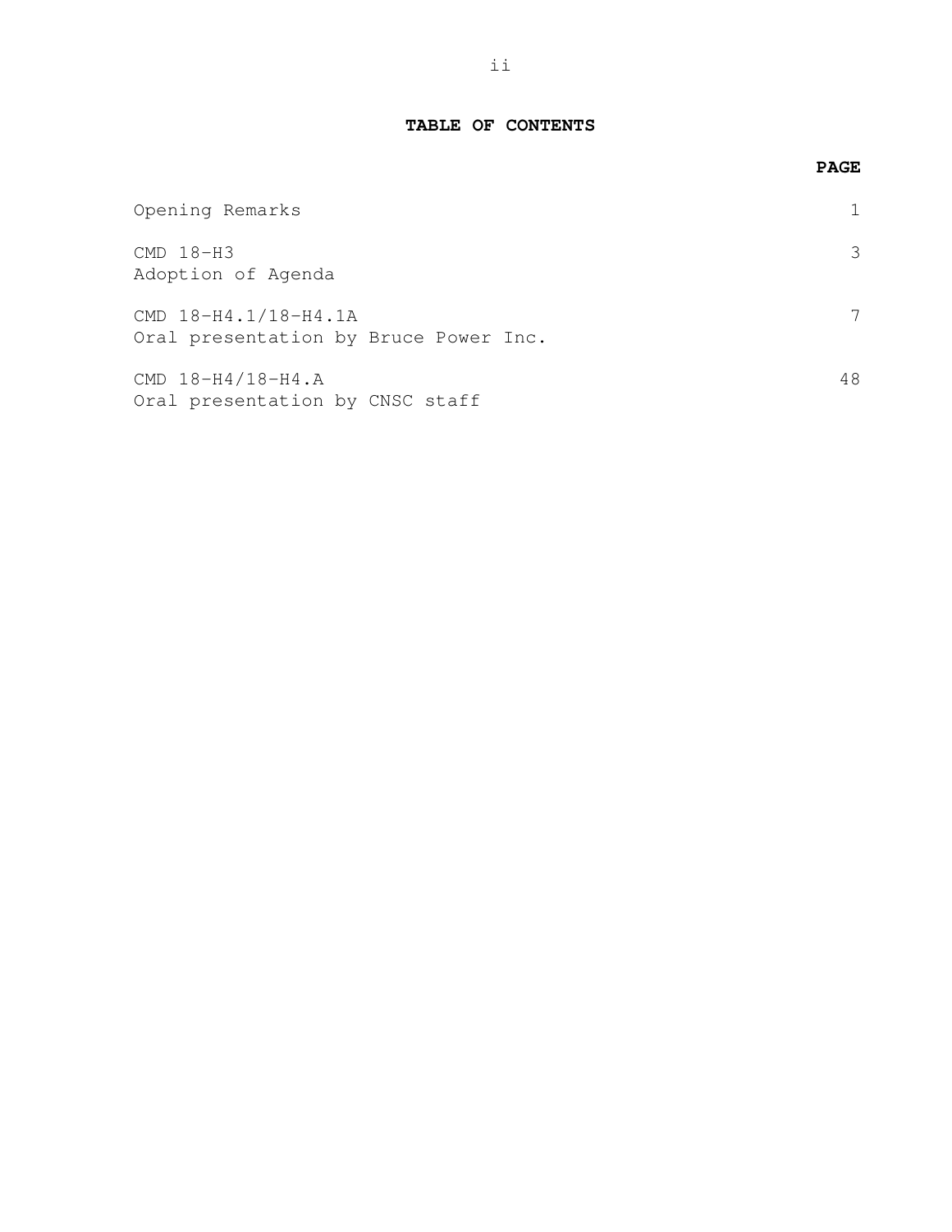# TABLE OF CONTENTS

| | PAGE |
|---|---|
| Opening Remarks | 1 |
| CMD 18-H3<br>Adoption of Agenda | 3 |
| CMD 18-H4.1/18-H4.1A<br>Oral presentation by Bruce Power Inc. | 7 |
| CMD 18-H4/18-H4.A<br>Oral presentation by CNSC staff | 48 |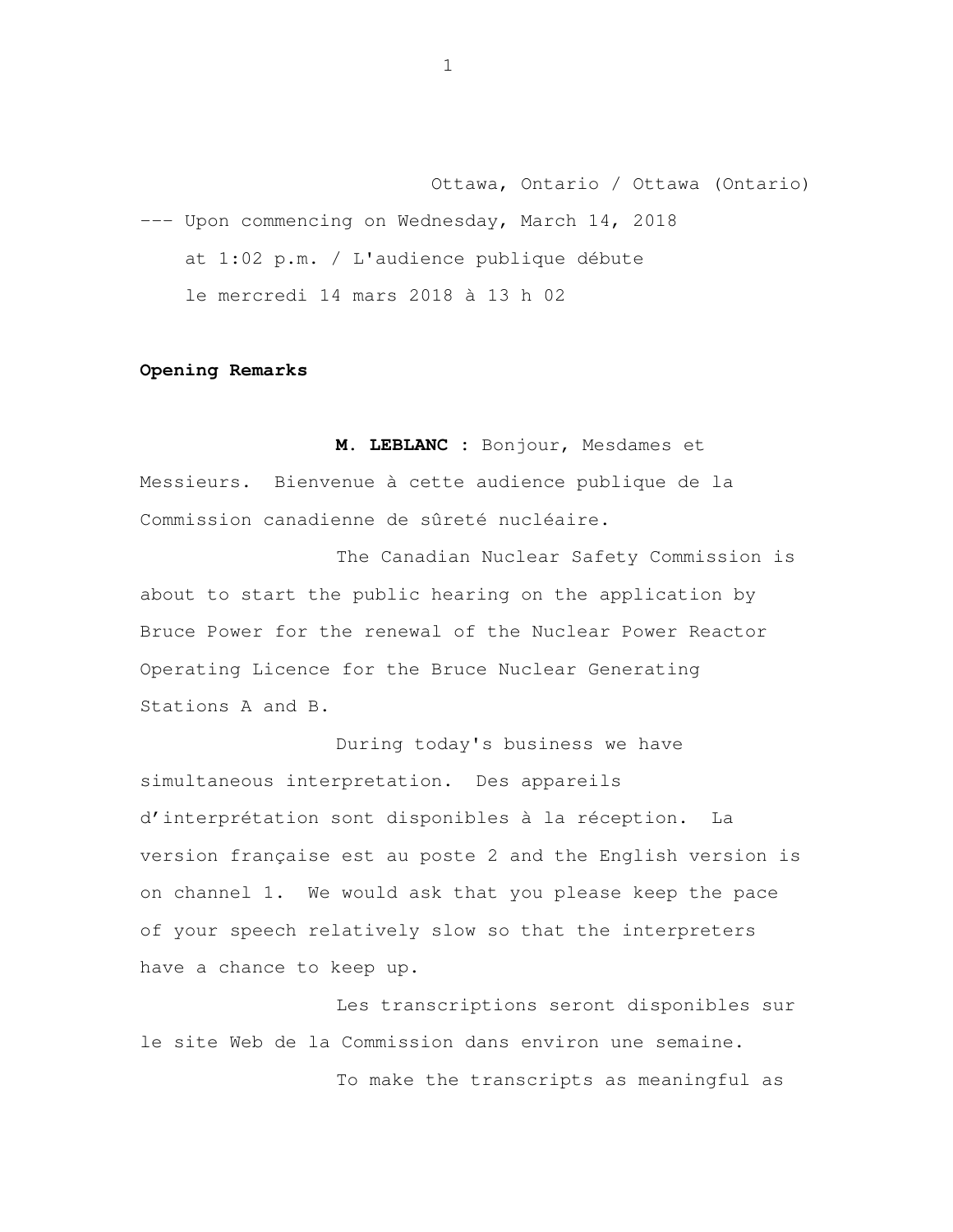Ottawa, Ontario / Ottawa (Ontario)

--- Upon commencing on Wednesday, March 14, 2018 at 1:02 p.m. / L'audience publique débute le mercredi 14 mars 2018 à 13 h 02

**Opening Remarks**

**M. LEBLANC :** Bonjour, Mesdames et Messieurs. Bienvenue à cette audience publique de la Commission canadienne de sûreté nucléaire.

The Canadian Nuclear Safety Commission is about to start the public hearing on the application by Bruce Power for the renewal of the Nuclear Power Reactor Operating Licence for the Bruce Nuclear Generating Stations A and B.

During today's business we have simultaneous interpretation. Des appareils d'interprétation sont disponibles à la réception. La version française est au poste 2 and the English version is on channel 1. We would ask that you please keep the pace of your speech relatively slow so that the interpreters have a chance to keep up.

Les transcriptions seront disponibles sur le site Web de la Commission dans environ une semaine.

To make the transcripts as meaningful as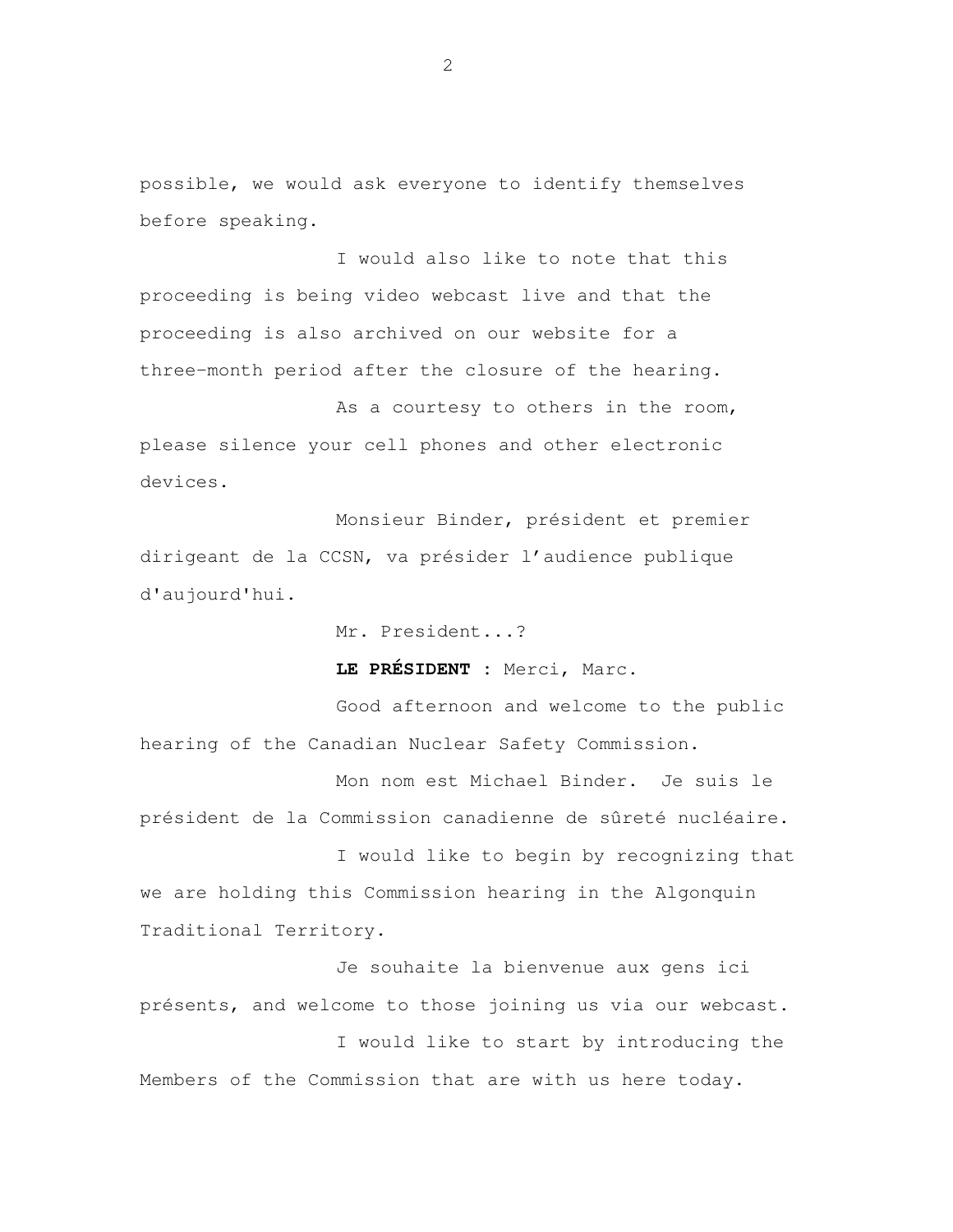possible, we would ask everyone to identify themselves before speaking.

I would also like to note that this proceeding is being video webcast live and that the proceeding is also archived on our website for a three-month period after the closure of the hearing.

As a courtesy to others in the room, please silence your cell phones and other electronic devices.

Monsieur Binder, président et premier dirigeant de la CCSN, va présider l'audience publique d'aujourd'hui.

Mr. President...?

**LE PRÉSIDENT** : Merci, Marc.

Good afternoon and welcome to the public hearing of the Canadian Nuclear Safety Commission.

Mon nom est Michael Binder. Je suis le président de la Commission canadienne de sûreté nucléaire.

I would like to begin by recognizing that we are holding this Commission hearing in the Algonquin Traditional Territory.

Je souhaite la bienvenue aux gens ici présents, and welcome to those joining us via our webcast.

I would like to start by introducing the Members of the Commission that are with us here today.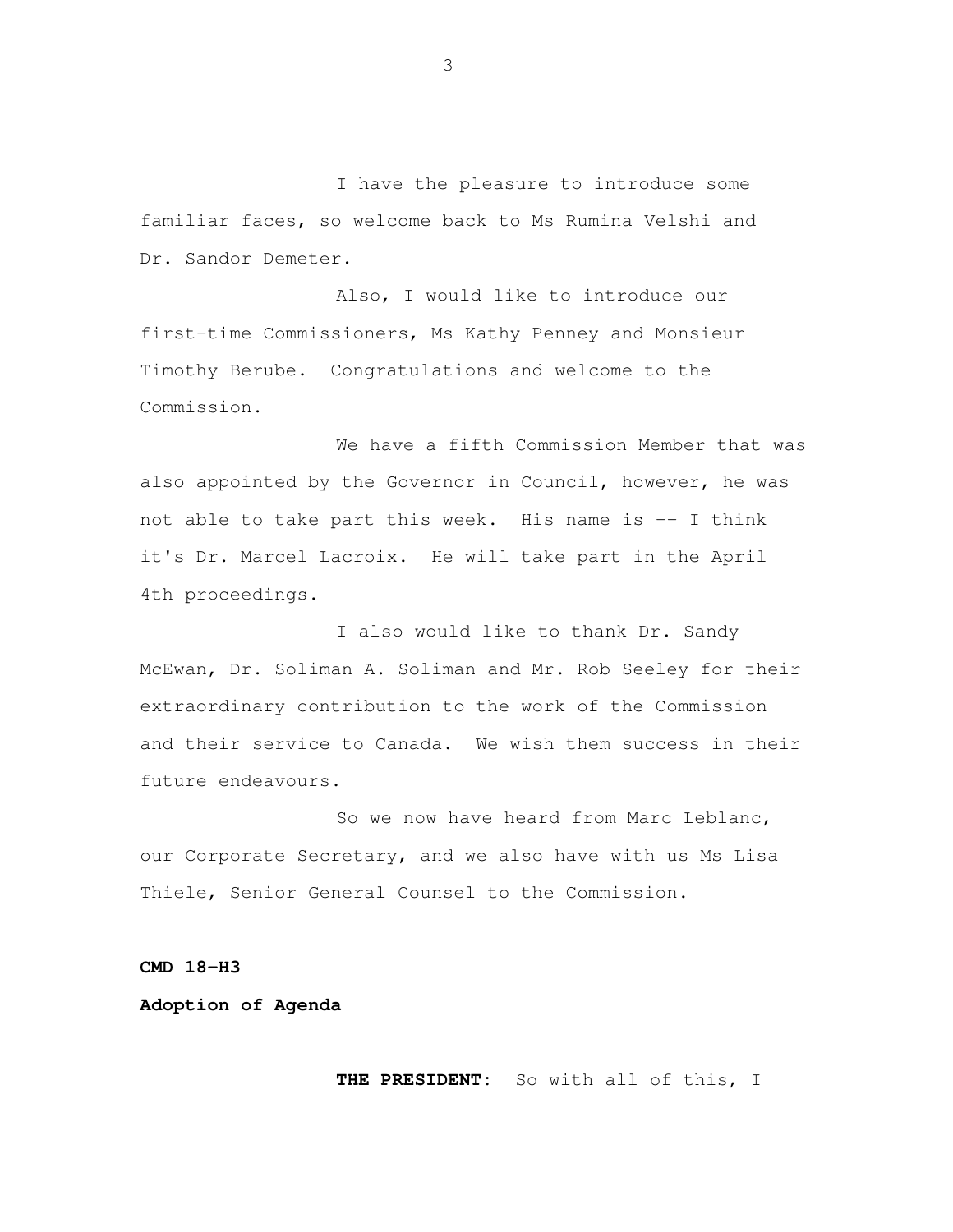I have the pleasure to introduce some familiar faces, so welcome back to Ms Rumina Velshi and Dr. Sandor Demeter.

Also, I would like to introduce our first-time Commissioners, Ms Kathy Penney and Monsieur Timothy Berube. Congratulations and welcome to the Commission.

We have a fifth Commission Member that was also appointed by the Governor in Council, however, he was not able to take part this week. His name is -- I think it's Dr. Marcel Lacroix. He will take part in the April 4th proceedings.

I also would like to thank Dr. Sandy McEwan, Dr. Soliman A. Soliman and Mr. Rob Seeley for their extraordinary contribution to the work of the Commission and their service to Canada. We wish them success in their future endeavours.

So we now have heard from Marc Leblanc, our Corporate Secretary, and we also have with us Ms Lisa Thiele, Senior General Counsel to the Commission.

**CMD 18-H3**

**Adoption of Agenda**

**THE PRESIDENT:** So with all of this, I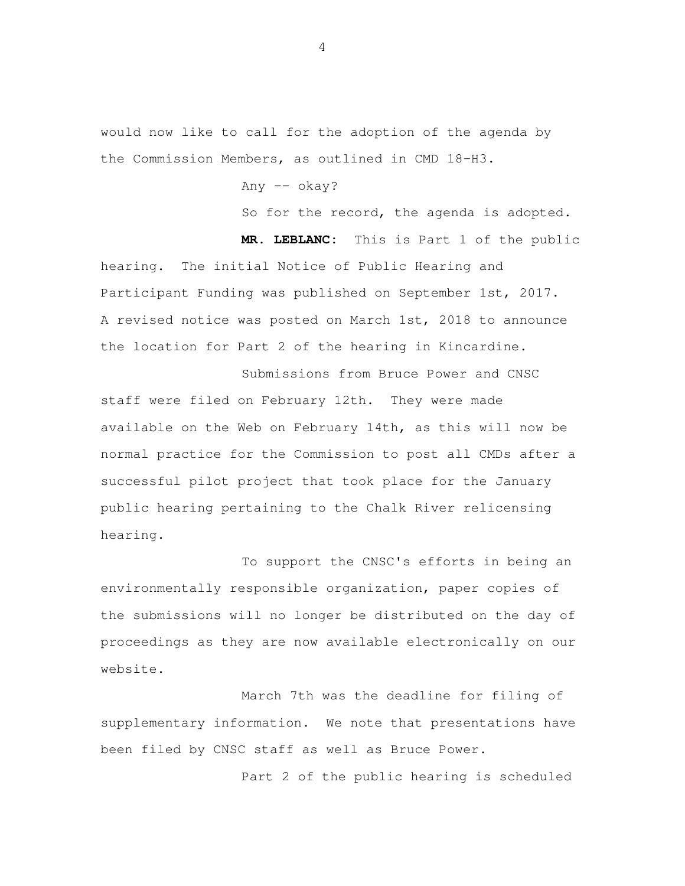would now like to call for the adoption of the agenda by the Commission Members, as outlined in CMD 18-H3.

Any -- okay?

So for the record, the agenda is adopted.

**MR. LEBLANC:** This is Part 1 of the public hearing. The initial Notice of Public Hearing and Participant Funding was published on September 1st, 2017. A revised notice was posted on March 1st, 2018 to announce the location for Part 2 of the hearing in Kincardine.

Submissions from Bruce Power and CNSC staff were filed on February 12th. They were made available on the Web on February 14th, as this will now be normal practice for the Commission to post all CMDs after a successful pilot project that took place for the January public hearing pertaining to the Chalk River relicensing hearing.

To support the CNSC's efforts in being an environmentally responsible organization, paper copies of the submissions will no longer be distributed on the day of proceedings as they are now available electronically on our website.

March 7th was the deadline for filing of supplementary information. We note that presentations have been filed by CNSC staff as well as Bruce Power.

Part 2 of the public hearing is scheduled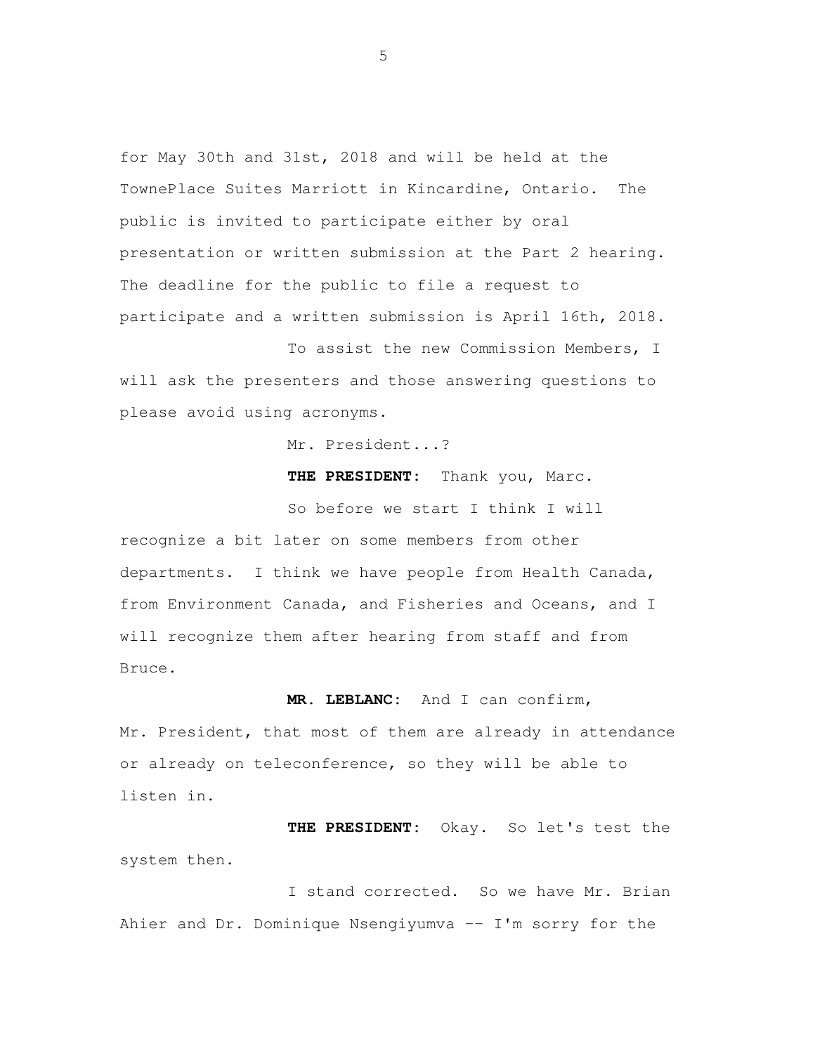for May 30th and 31st, 2018 and will be held at the TownePlace Suites Marriott in Kincardine, Ontario. The public is invited to participate either by oral presentation or written submission at the Part 2 hearing. The deadline for the public to file a request to participate and a written submission is April 16th, 2018.

To assist the new Commission Members, I will ask the presenters and those answering questions to please avoid using acronyms.

Mr. President...?

**THE PRESIDENT:** Thank you, Marc.

So before we start I think I will recognize a bit later on some members from other departments. I think we have people from Health Canada, from Environment Canada, and Fisheries and Oceans, and I will recognize them after hearing from staff and from Bruce.

**MR. LEBLANC:** And I can confirm, Mr. President, that most of them are already in attendance or already on teleconference, so they will be able to listen in.

**THE PRESIDENT:** Okay. So let's test the system then.

I stand corrected. So we have Mr. Brian Ahier and Dr. Dominique Nsengiyumva -- I'm sorry for the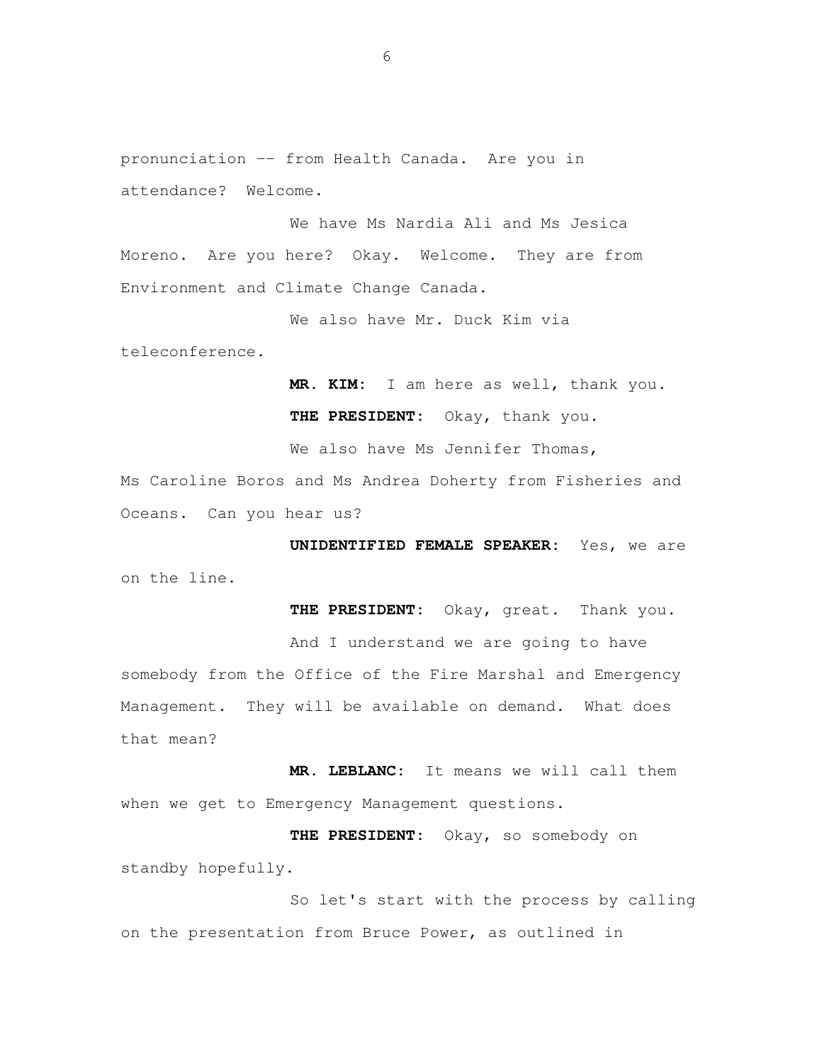pronunciation -- from Health Canada. Are you in attendance? Welcome.

We have Ms Nardia Ali and Ms Jesica Moreno. Are you here? Okay. Welcome. They are from Environment and Climate Change Canada.

We also have Mr. Duck Kim via teleconference.

**MR. KIM:** I am here as well, thank you.

**THE PRESIDENT:** Okay, thank you.

We also have Ms Jennifer Thomas, Ms Caroline Boros and Ms Andrea Doherty from Fisheries and Oceans. Can you hear us?

**UNIDENTIFIED FEMALE SPEAKER:** Yes, we are on the line.

**THE PRESIDENT:** Okay, great. Thank you.

And I understand we are going to have somebody from the Office of the Fire Marshal and Emergency Management. They will be available on demand. What does that mean?

**MR. LEBLANC:** It means we will call them when we get to Emergency Management questions.

**THE PRESIDENT:** Okay, so somebody on standby hopefully.

So let's start with the process by calling on the presentation from Bruce Power, as outlined in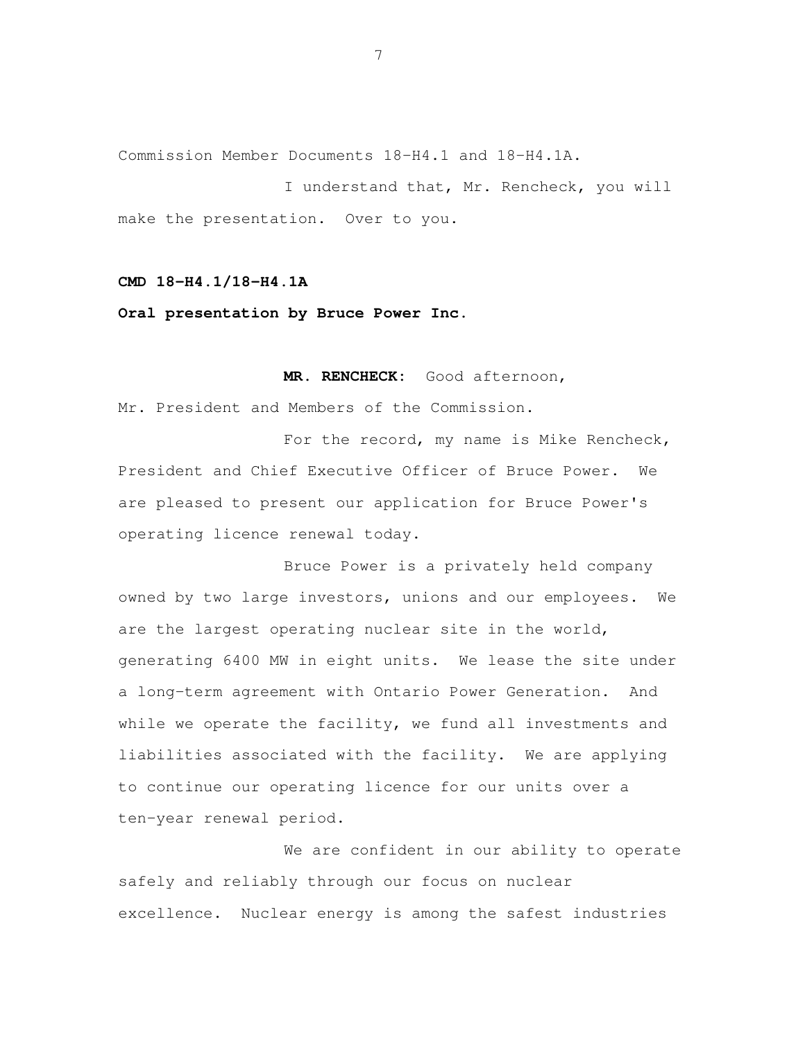Commission Member Documents 18-H4.1 and 18-H4.1A.

I understand that, Mr. Rencheck, you will make the presentation. Over to you.

**CMD 18-H4.1/18-H4.1A**

**Oral presentation by Bruce Power Inc.**

**MR. RENCHECK:** Good afternoon, Mr. President and Members of the Commission.

For the record, my name is Mike Rencheck, President and Chief Executive Officer of Bruce Power. We are pleased to present our application for Bruce Power's operating licence renewal today.

Bruce Power is a privately held company owned by two large investors, unions and our employees. We are the largest operating nuclear site in the world, generating 6400 MW in eight units. We lease the site under a long-term agreement with Ontario Power Generation. And while we operate the facility, we fund all investments and liabilities associated with the facility. We are applying to continue our operating licence for our units over a ten-year renewal period.

We are confident in our ability to operate safely and reliably through our focus on nuclear excellence. Nuclear energy is among the safest industries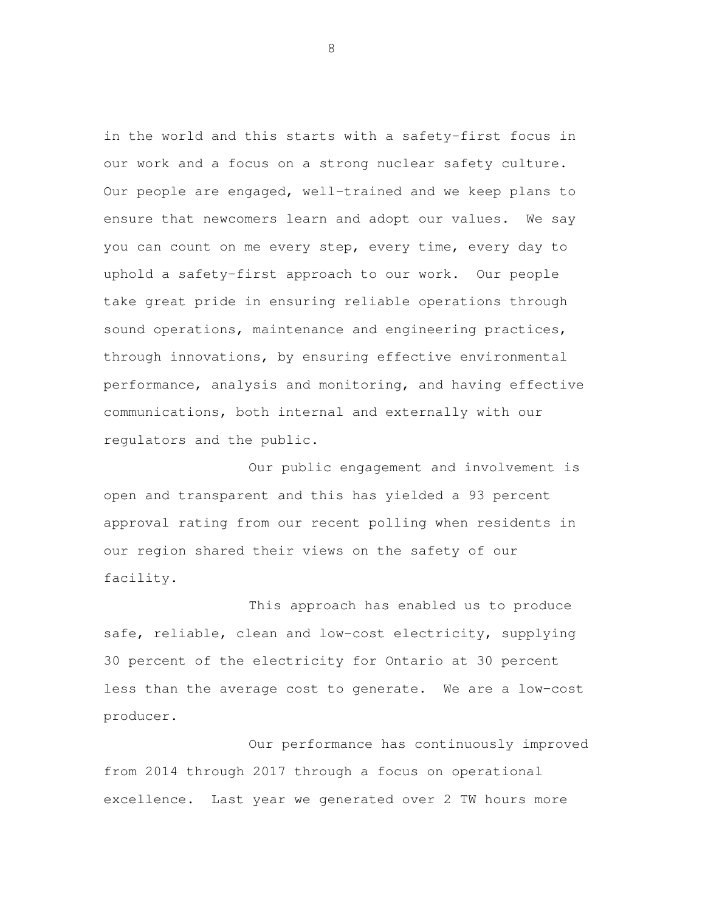in the world and this starts with a safety-first focus in our work and a focus on a strong nuclear safety culture. Our people are engaged, well-trained and we keep plans to ensure that newcomers learn and adopt our values. We say you can count on me every step, every time, every day to uphold a safety-first approach to our work. Our people take great pride in ensuring reliable operations through sound operations, maintenance and engineering practices, through innovations, by ensuring effective environmental performance, analysis and monitoring, and having effective communications, both internal and externally with our regulators and the public.

Our public engagement and involvement is open and transparent and this has yielded a 93 percent approval rating from our recent polling when residents in our region shared their views on the safety of our facility.

This approach has enabled us to produce safe, reliable, clean and low-cost electricity, supplying 30 percent of the electricity for Ontario at 30 percent less than the average cost to generate. We are a low-cost producer.

Our performance has continuously improved from 2014 through 2017 through a focus on operational excellence. Last year we generated over 2 TW hours more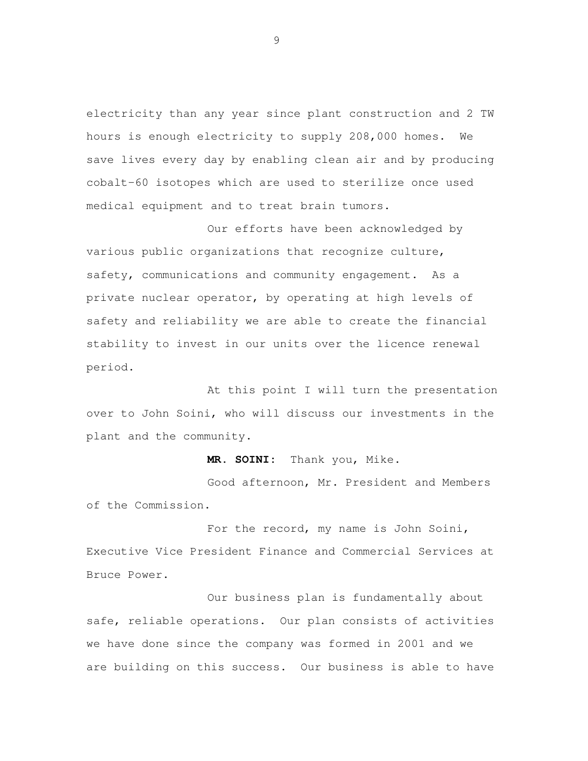electricity than any year since plant construction and 2 TW hours is enough electricity to supply 208,000 homes. We save lives every day by enabling clean air and by producing cobalt-60 isotopes which are used to sterilize once used medical equipment and to treat brain tumors.

Our efforts have been acknowledged by various public organizations that recognize culture, safety, communications and community engagement. As a private nuclear operator, by operating at high levels of safety and reliability we are able to create the financial stability to invest in our units over the licence renewal period.

At this point I will turn the presentation over to John Soini, who will discuss our investments in the plant and the community.

**MR. SOINI:** Thank you, Mike.

Good afternoon, Mr. President and Members of the Commission.

For the record, my name is John Soini, Executive Vice President Finance and Commercial Services at Bruce Power.

Our business plan is fundamentally about safe, reliable operations. Our plan consists of activities we have done since the company was formed in 2001 and we are building on this success. Our business is able to have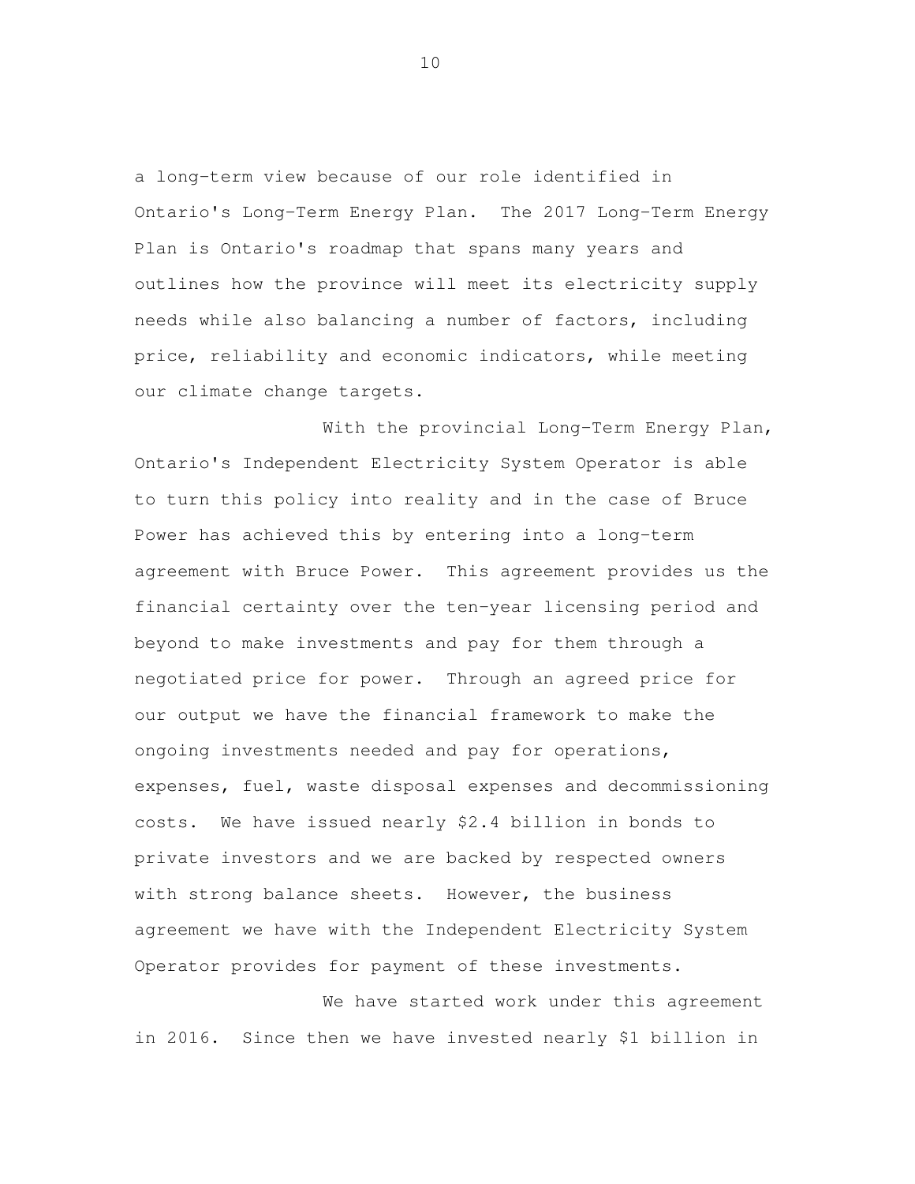a long-term view because of our role identified in Ontario's Long-Term Energy Plan. The 2017 Long-Term Energy Plan is Ontario's roadmap that spans many years and outlines how the province will meet its electricity supply needs while also balancing a number of factors, including price, reliability and economic indicators, while meeting our climate change targets.

With the provincial Long-Term Energy Plan, Ontario's Independent Electricity System Operator is able to turn this policy into reality and in the case of Bruce Power has achieved this by entering into a long-term agreement with Bruce Power. This agreement provides us the financial certainty over the ten-year licensing period and beyond to make investments and pay for them through a negotiated price for power. Through an agreed price for our output we have the financial framework to make the ongoing investments needed and pay for operations, expenses, fuel, waste disposal expenses and decommissioning costs. We have issued nearly $2.4 billion in bonds to private investors and we are backed by respected owners with strong balance sheets. However, the business agreement we have with the Independent Electricity System Operator provides for payment of these investments.

We have started work under this agreement in 2016. Since then we have invested nearly $1 billion in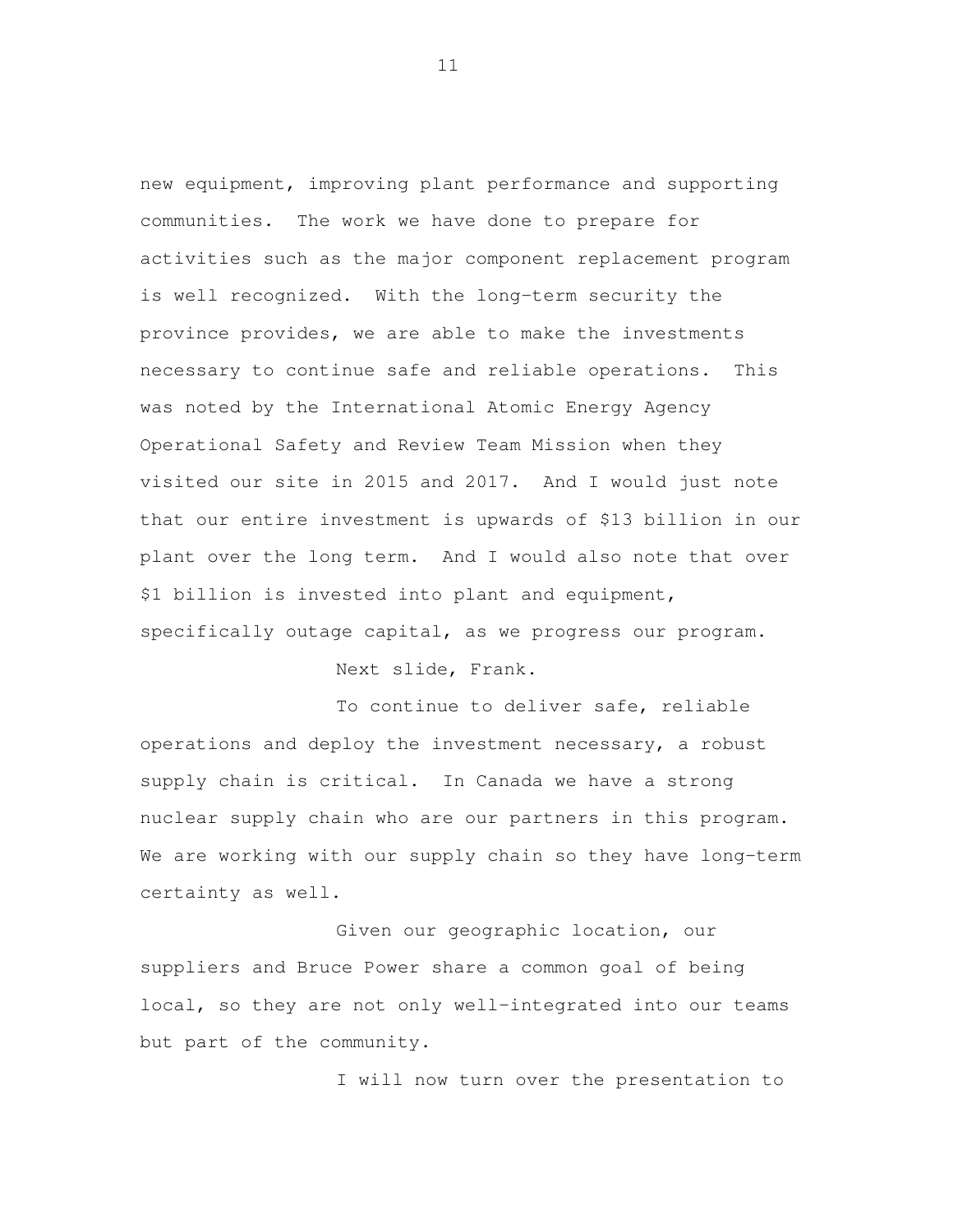new equipment, improving plant performance and supporting communities. The work we have done to prepare for activities such as the major component replacement program is well recognized. With the long-term security the province provides, we are able to make the investments necessary to continue safe and reliable operations. This was noted by the International Atomic Energy Agency Operational Safety and Review Team Mission when they visited our site in 2015 and 2017. And I would just note that our entire investment is upwards of $13 billion in our plant over the long term. And I would also note that over $1 billion is invested into plant and equipment, specifically outage capital, as we progress our program.

Next slide, Frank.

To continue to deliver safe, reliable operations and deploy the investment necessary, a robust supply chain is critical. In Canada we have a strong nuclear supply chain who are our partners in this program. We are working with our supply chain so they have long-term certainty as well.

Given our geographic location, our suppliers and Bruce Power share a common goal of being local, so they are not only well-integrated into our teams but part of the community.

I will now turn over the presentation to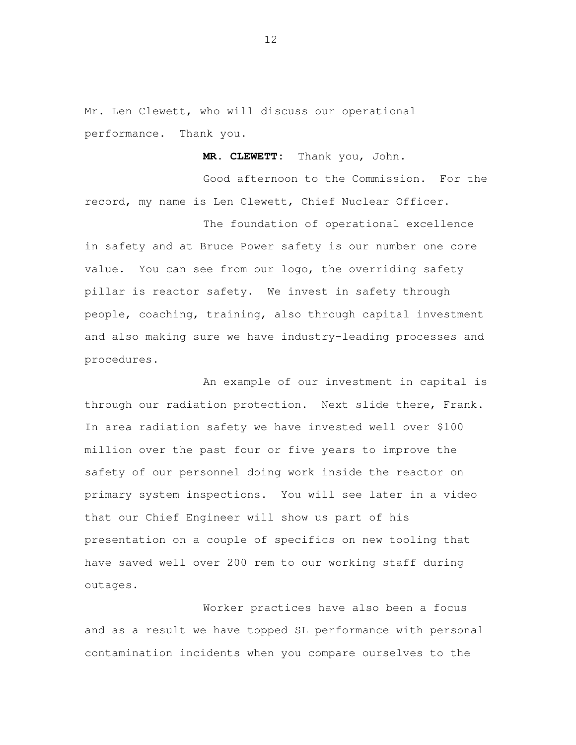Mr. Len Clewett, who will discuss our operational performance. Thank you.

**MR. CLEWETT:** Thank you, John.

Good afternoon to the Commission. For the record, my name is Len Clewett, Chief Nuclear Officer.

The foundation of operational excellence in safety and at Bruce Power safety is our number one core value. You can see from our logo, the overriding safety pillar is reactor safety. We invest in safety through people, coaching, training, also through capital investment and also making sure we have industry-leading processes and procedures.

An example of our investment in capital is through our radiation protection. Next slide there, Frank. In area radiation safety we have invested well over $100 million over the past four or five years to improve the safety of our personnel doing work inside the reactor on primary system inspections. You will see later in a video that our Chief Engineer will show us part of his presentation on a couple of specifics on new tooling that have saved well over 200 rem to our working staff during outages.

Worker practices have also been a focus and as a result we have topped SL performance with personal contamination incidents when you compare ourselves to the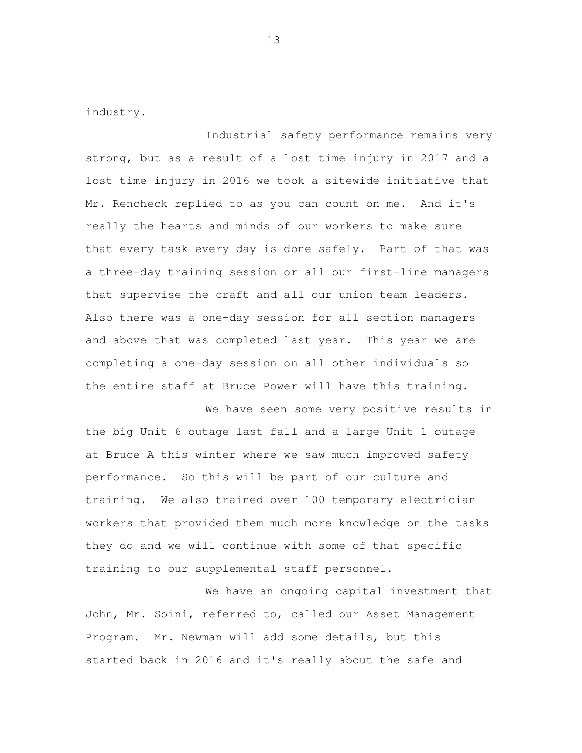industry.

Industrial safety performance remains very strong, but as a result of a lost time injury in 2017 and a lost time injury in 2016 we took a sitewide initiative that Mr. Rencheck replied to as you can count on me. And it's really the hearts and minds of our workers to make sure that every task every day is done safely. Part of that was a three-day training session or all our first-line managers that supervise the craft and all our union team leaders. Also there was a one-day session for all section managers and above that was completed last year. This year we are completing a one-day session on all other individuals so the entire staff at Bruce Power will have this training.

We have seen some very positive results in the big Unit 6 outage last fall and a large Unit 1 outage at Bruce A this winter where we saw much improved safety performance. So this will be part of our culture and training. We also trained over 100 temporary electrician workers that provided them much more knowledge on the tasks they do and we will continue with some of that specific training to our supplemental staff personnel.

We have an ongoing capital investment that John, Mr. Soini, referred to, called our Asset Management Program. Mr. Newman will add some details, but this started back in 2016 and it's really about the safe and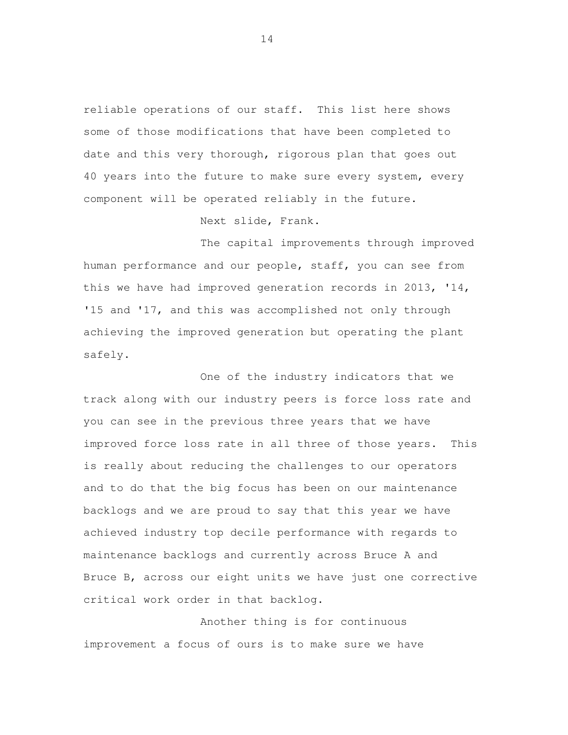reliable operations of our staff. This list here shows some of those modifications that have been completed to date and this very thorough, rigorous plan that goes out 40 years into the future to make sure every system, every component will be operated reliably in the future.

Next slide, Frank.

The capital improvements through improved human performance and our people, staff, you can see from this we have had improved generation records in 2013, '14, '15 and '17, and this was accomplished not only through achieving the improved generation but operating the plant safely.

One of the industry indicators that we track along with our industry peers is force loss rate and you can see in the previous three years that we have improved force loss rate in all three of those years. This is really about reducing the challenges to our operators and to do that the big focus has been on our maintenance backlogs and we are proud to say that this year we have achieved industry top decile performance with regards to maintenance backlogs and currently across Bruce A and Bruce B, across our eight units we have just one corrective critical work order in that backlog.

Another thing is for continuous improvement a focus of ours is to make sure we have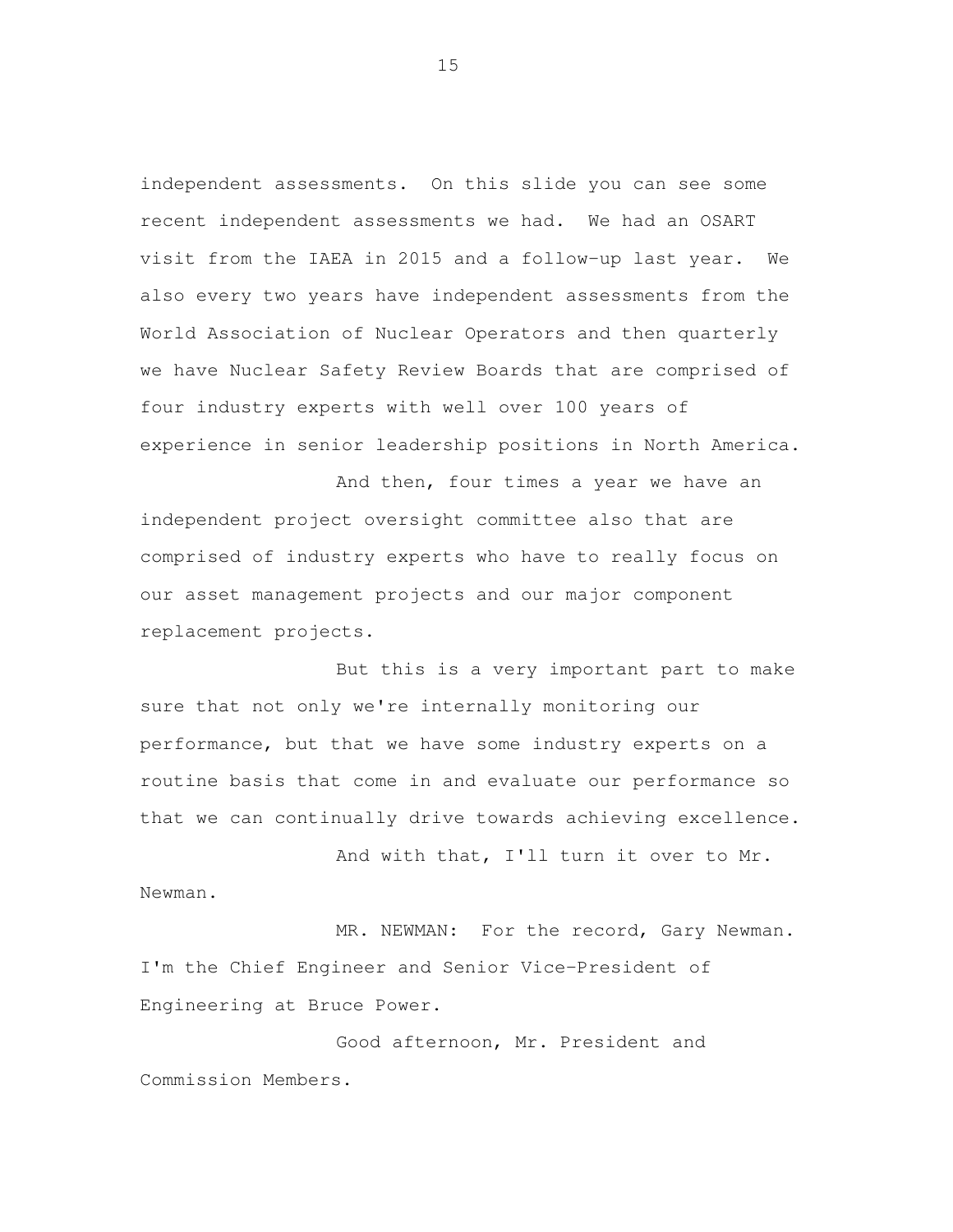independent assessments. On this slide you can see some recent independent assessments we had. We had an OSART visit from the IAEA in 2015 and a follow-up last year. We also every two years have independent assessments from the World Association of Nuclear Operators and then quarterly we have Nuclear Safety Review Boards that are comprised of four industry experts with well over 100 years of experience in senior leadership positions in North America.

And then, four times a year we have an independent project oversight committee also that are comprised of industry experts who have to really focus on our asset management projects and our major component replacement projects.

But this is a very important part to make sure that not only we're internally monitoring our performance, but that we have some industry experts on a routine basis that come in and evaluate our performance so that we can continually drive towards achieving excellence.

And with that, I'll turn it over to Mr. Newman.

MR. NEWMAN: For the record, Gary Newman. I'm the Chief Engineer and Senior Vice-President of Engineering at Bruce Power.

Good afternoon, Mr. President and Commission Members.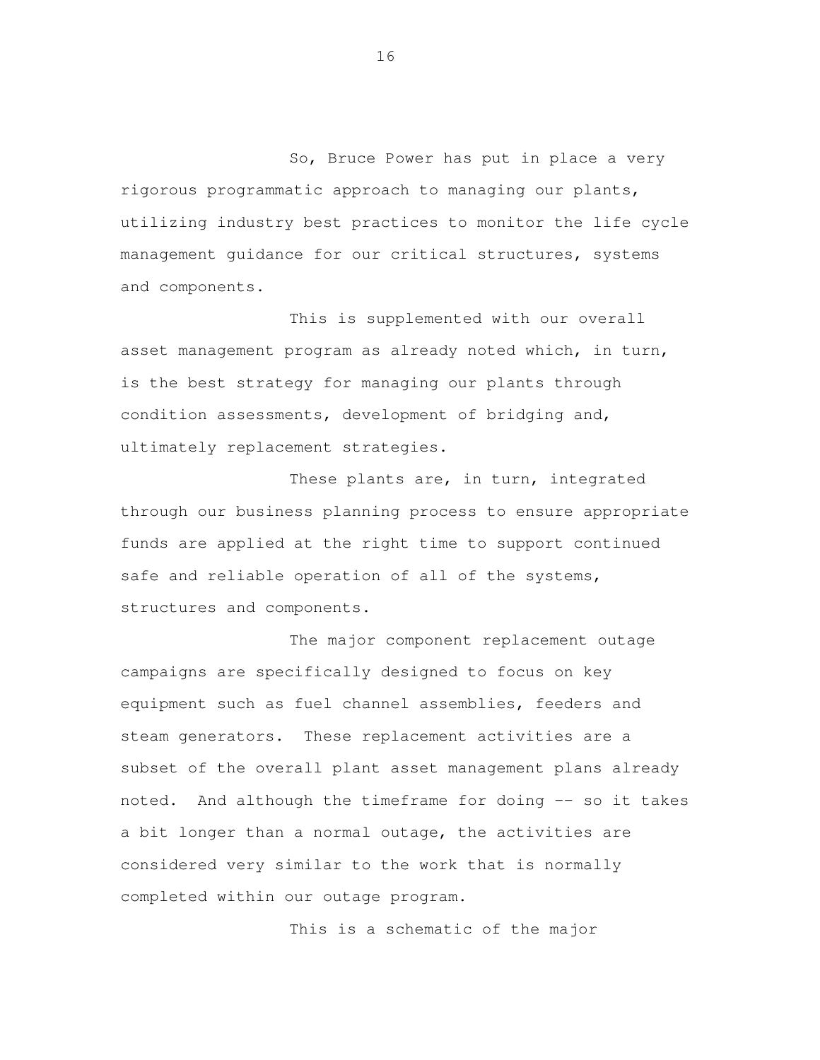So, Bruce Power has put in place a very rigorous programmatic approach to managing our plants, utilizing industry best practices to monitor the life cycle management guidance for our critical structures, systems and components.

This is supplemented with our overall asset management program as already noted which, in turn, is the best strategy for managing our plants through condition assessments, development of bridging and, ultimately replacement strategies.

These plants are, in turn, integrated through our business planning process to ensure appropriate funds are applied at the right time to support continued safe and reliable operation of all of the systems, structures and components.

The major component replacement outage campaigns are specifically designed to focus on key equipment such as fuel channel assemblies, feeders and steam generators. These replacement activities are a subset of the overall plant asset management plans already noted. And although the timeframe for doing -- so it takes a bit longer than a normal outage, the activities are considered very similar to the work that is normally completed within our outage program.

This is a schematic of the major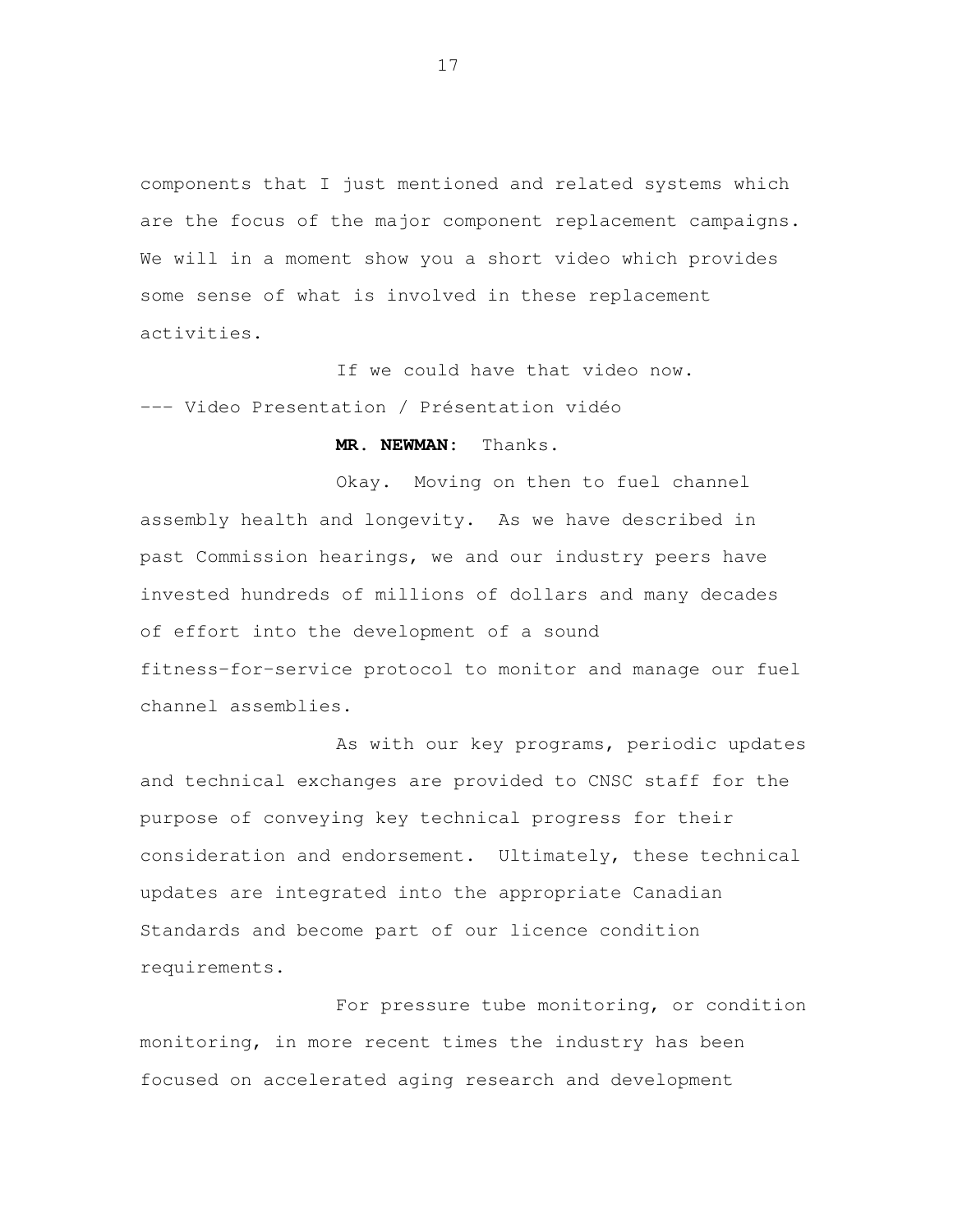components that I just mentioned and related systems which are the focus of the major component replacement campaigns. We will in a moment show you a short video which provides some sense of what is involved in these replacement activities.

If we could have that video now.

--- Video Presentation / Présentation vidéo

**MR. NEWMAN:** Thanks.

Okay. Moving on then to fuel channel assembly health and longevity. As we have described in past Commission hearings, we and our industry peers have invested hundreds of millions of dollars and many decades of effort into the development of a sound fitness-for-service protocol to monitor and manage our fuel channel assemblies.

As with our key programs, periodic updates and technical exchanges are provided to CNSC staff for the purpose of conveying key technical progress for their consideration and endorsement. Ultimately, these technical updates are integrated into the appropriate Canadian Standards and become part of our licence condition requirements.

For pressure tube monitoring, or condition monitoring, in more recent times the industry has been focused on accelerated aging research and development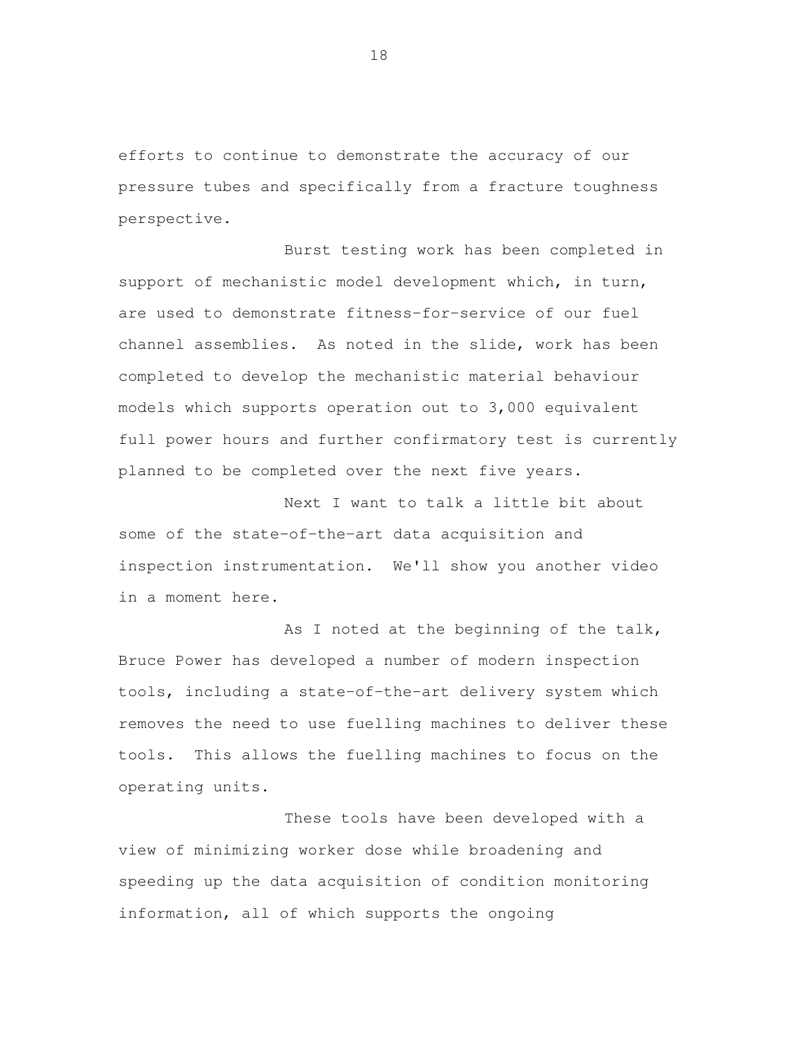efforts to continue to demonstrate the accuracy of our pressure tubes and specifically from a fracture toughness perspective.

Burst testing work has been completed in support of mechanistic model development which, in turn, are used to demonstrate fitness-for-service of our fuel channel assemblies. As noted in the slide, work has been completed to develop the mechanistic material behaviour models which supports operation out to 3,000 equivalent full power hours and further confirmatory test is currently planned to be completed over the next five years.

Next I want to talk a little bit about some of the state-of-the-art data acquisition and inspection instrumentation. We'll show you another video in a moment here.

As I noted at the beginning of the talk, Bruce Power has developed a number of modern inspection tools, including a state-of-the-art delivery system which removes the need to use fuelling machines to deliver these tools. This allows the fuelling machines to focus on the operating units.

These tools have been developed with a view of minimizing worker dose while broadening and speeding up the data acquisition of condition monitoring information, all of which supports the ongoing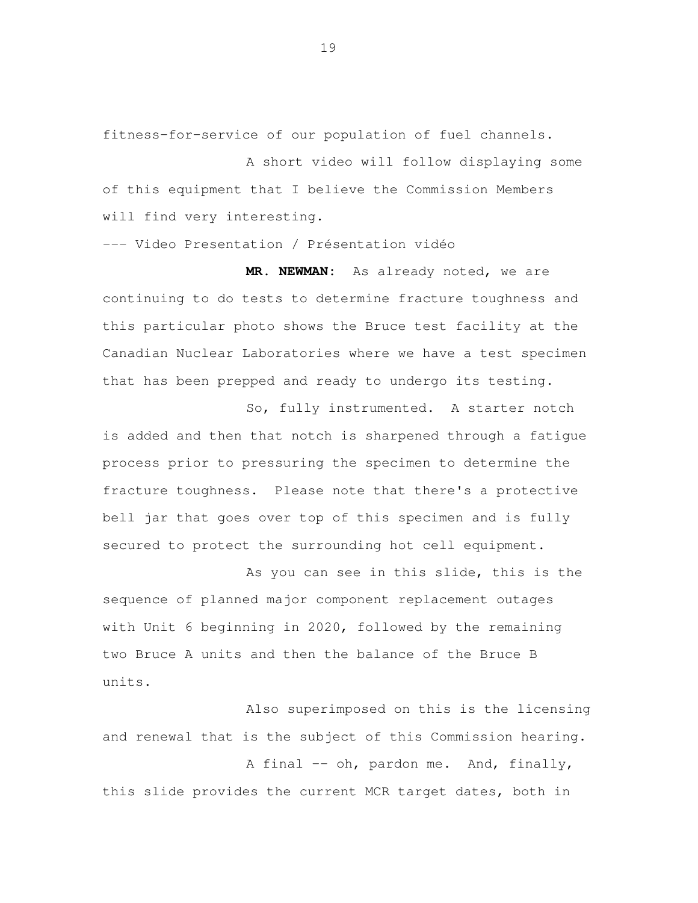fitness-for-service of our population of fuel channels.

A short video will follow displaying some of this equipment that I believe the Commission Members will find very interesting.

--- Video Presentation / Présentation vidéo

**MR. NEWMAN:** As already noted, we are continuing to do tests to determine fracture toughness and this particular photo shows the Bruce test facility at the Canadian Nuclear Laboratories where we have a test specimen that has been prepped and ready to undergo its testing.

So, fully instrumented. A starter notch is added and then that notch is sharpened through a fatigue process prior to pressuring the specimen to determine the fracture toughness. Please note that there's a protective bell jar that goes over top of this specimen and is fully secured to protect the surrounding hot cell equipment.

As you can see in this slide, this is the sequence of planned major component replacement outages with Unit 6 beginning in 2020, followed by the remaining two Bruce A units and then the balance of the Bruce B units.

Also superimposed on this is the licensing and renewal that is the subject of this Commission hearing.

A final -- oh, pardon me. And, finally, this slide provides the current MCR target dates, both in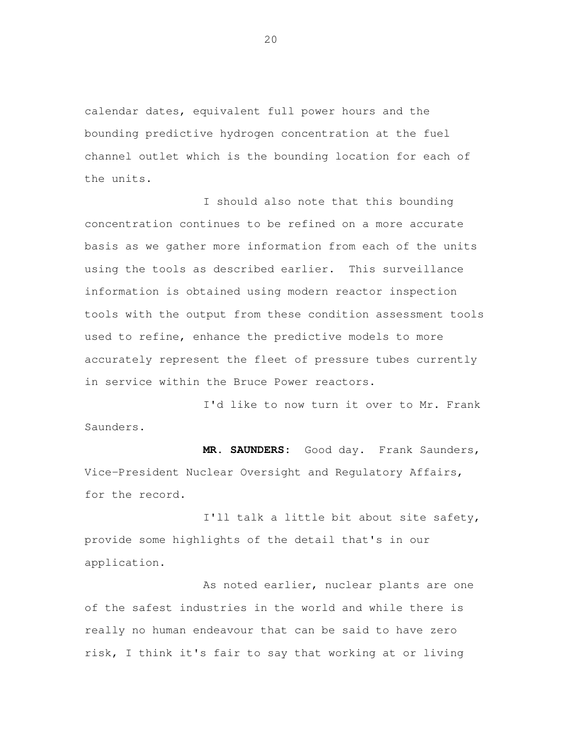calendar dates, equivalent full power hours and the bounding predictive hydrogen concentration at the fuel channel outlet which is the bounding location for each of the units.

I should also note that this bounding concentration continues to be refined on a more accurate basis as we gather more information from each of the units using the tools as described earlier. This surveillance information is obtained using modern reactor inspection tools with the output from these condition assessment tools used to refine, enhance the predictive models to more accurately represent the fleet of pressure tubes currently in service within the Bruce Power reactors.

I'd like to now turn it over to Mr. Frank Saunders.

**MR. SAUNDERS:** Good day. Frank Saunders, Vice-President Nuclear Oversight and Regulatory Affairs, for the record.

I'll talk a little bit about site safety, provide some highlights of the detail that's in our application.

As noted earlier, nuclear plants are one of the safest industries in the world and while there is really no human endeavour that can be said to have zero risk, I think it's fair to say that working at or living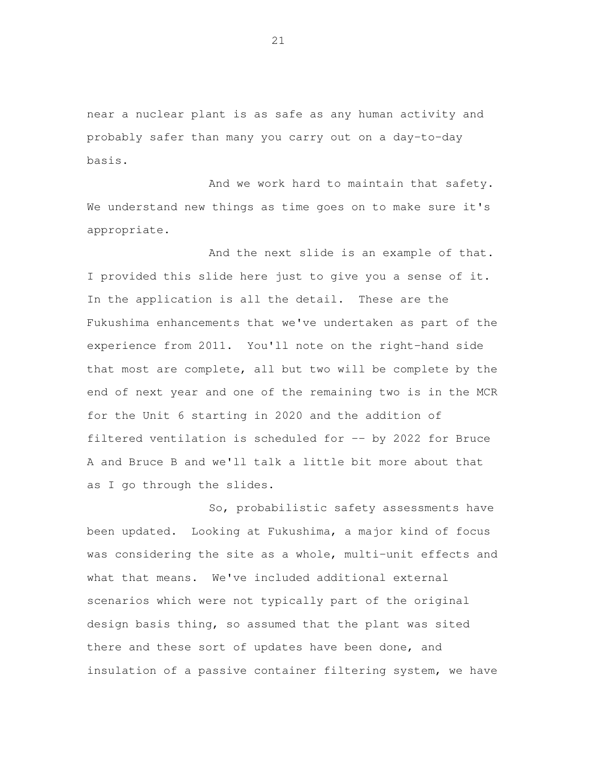near a nuclear plant is as safe as any human activity and probably safer than many you carry out on a day-to-day basis.

And we work hard to maintain that safety. We understand new things as time goes on to make sure it's appropriate.

And the next slide is an example of that. I provided this slide here just to give you a sense of it. In the application is all the detail. These are the Fukushima enhancements that we've undertaken as part of the experience from 2011. You'll note on the right-hand side that most are complete, all but two will be complete by the end of next year and one of the remaining two is in the MCR for the Unit 6 starting in 2020 and the addition of filtered ventilation is scheduled for -- by 2022 for Bruce A and Bruce B and we'll talk a little bit more about that as I go through the slides.

So, probabilistic safety assessments have been updated. Looking at Fukushima, a major kind of focus was considering the site as a whole, multi-unit effects and what that means. We've included additional external scenarios which were not typically part of the original design basis thing, so assumed that the plant was sited there and these sort of updates have been done, and insulation of a passive container filtering system, we have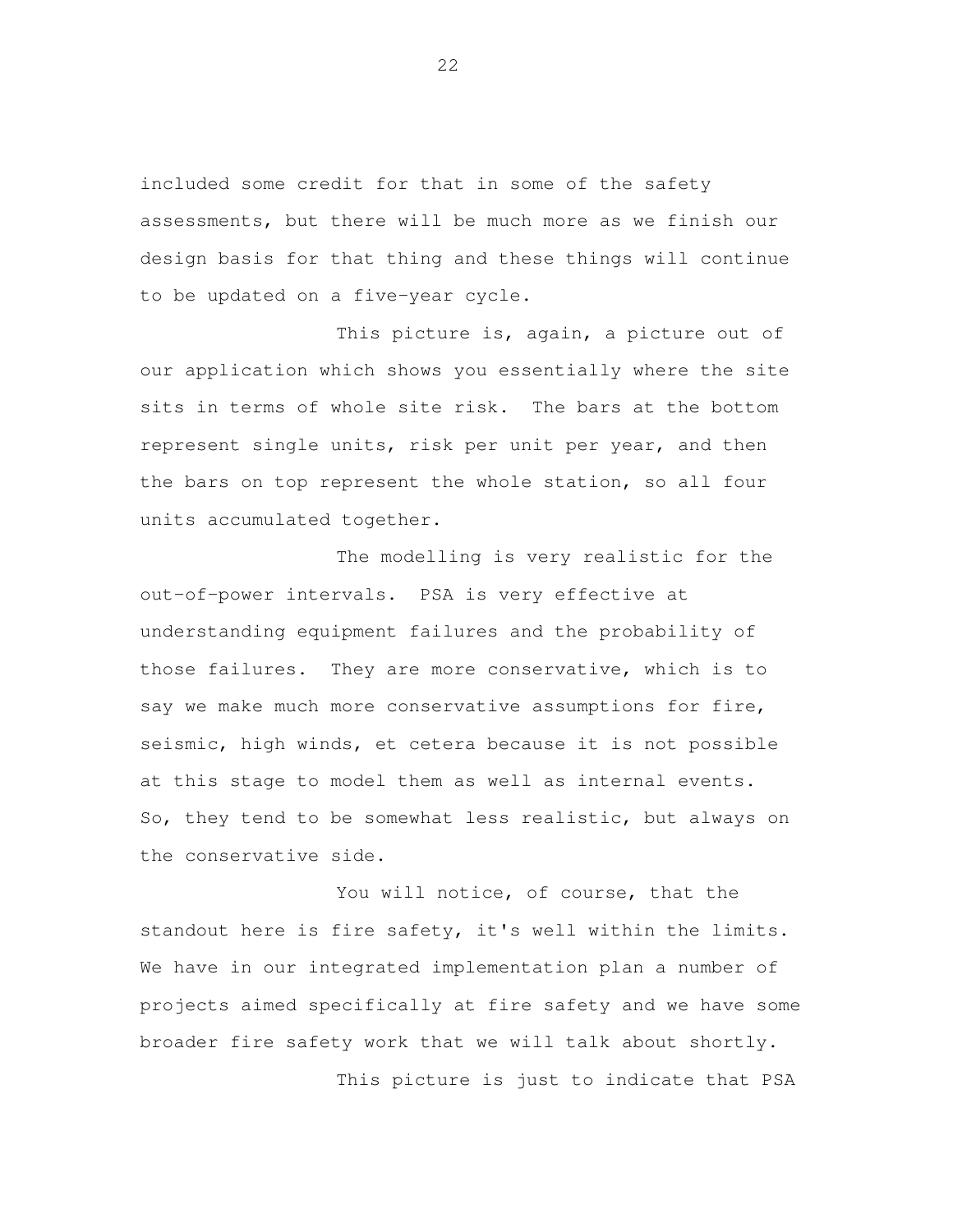included some credit for that in some of the safety assessments, but there will be much more as we finish our design basis for that thing and these things will continue to be updated on a five-year cycle.

This picture is, again, a picture out of our application which shows you essentially where the site sits in terms of whole site risk. The bars at the bottom represent single units, risk per unit per year, and then the bars on top represent the whole station, so all four units accumulated together.

The modelling is very realistic for the out-of-power intervals. PSA is very effective at understanding equipment failures and the probability of those failures. They are more conservative, which is to say we make much more conservative assumptions for fire, seismic, high winds, et cetera because it is not possible at this stage to model them as well as internal events. So, they tend to be somewhat less realistic, but always on the conservative side.

You will notice, of course, that the standout here is fire safety, it's well within the limits. We have in our integrated implementation plan a number of projects aimed specifically at fire safety and we have some broader fire safety work that we will talk about shortly.

This picture is just to indicate that PSA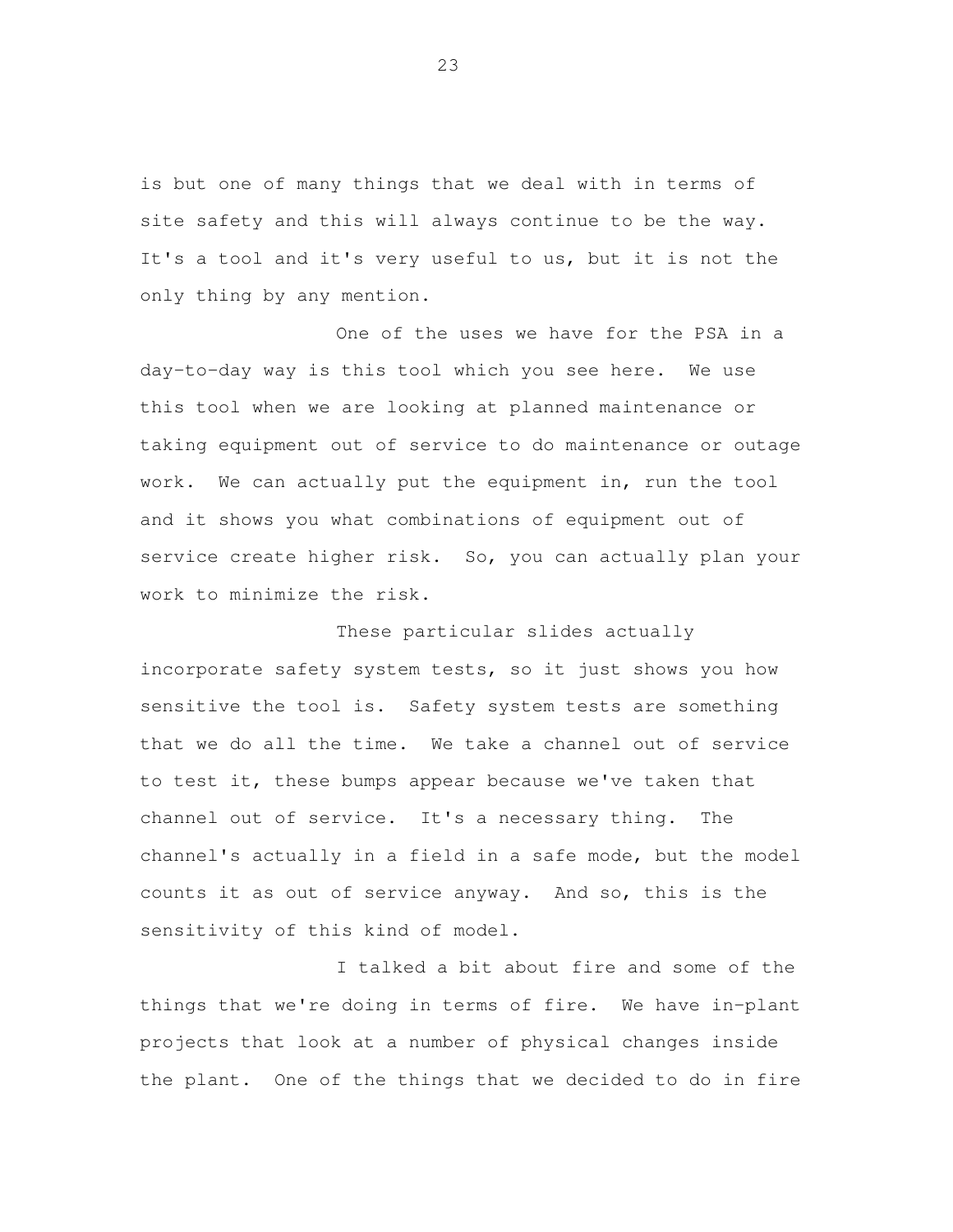is but one of many things that we deal with in terms of site safety and this will always continue to be the way. It's a tool and it's very useful to us, but it is not the only thing by any mention.

One of the uses we have for the PSA in a day-to-day way is this tool which you see here. We use this tool when we are looking at planned maintenance or taking equipment out of service to do maintenance or outage work. We can actually put the equipment in, run the tool and it shows you what combinations of equipment out of service create higher risk. So, you can actually plan your work to minimize the risk.

These particular slides actually incorporate safety system tests, so it just shows you how sensitive the tool is. Safety system tests are something that we do all the time. We take a channel out of service to test it, these bumps appear because we've taken that channel out of service. It's a necessary thing. The channel's actually in a field in a safe mode, but the model counts it as out of service anyway. And so, this is the sensitivity of this kind of model.

I talked a bit about fire and some of the things that we're doing in terms of fire. We have in-plant projects that look at a number of physical changes inside the plant. One of the things that we decided to do in fire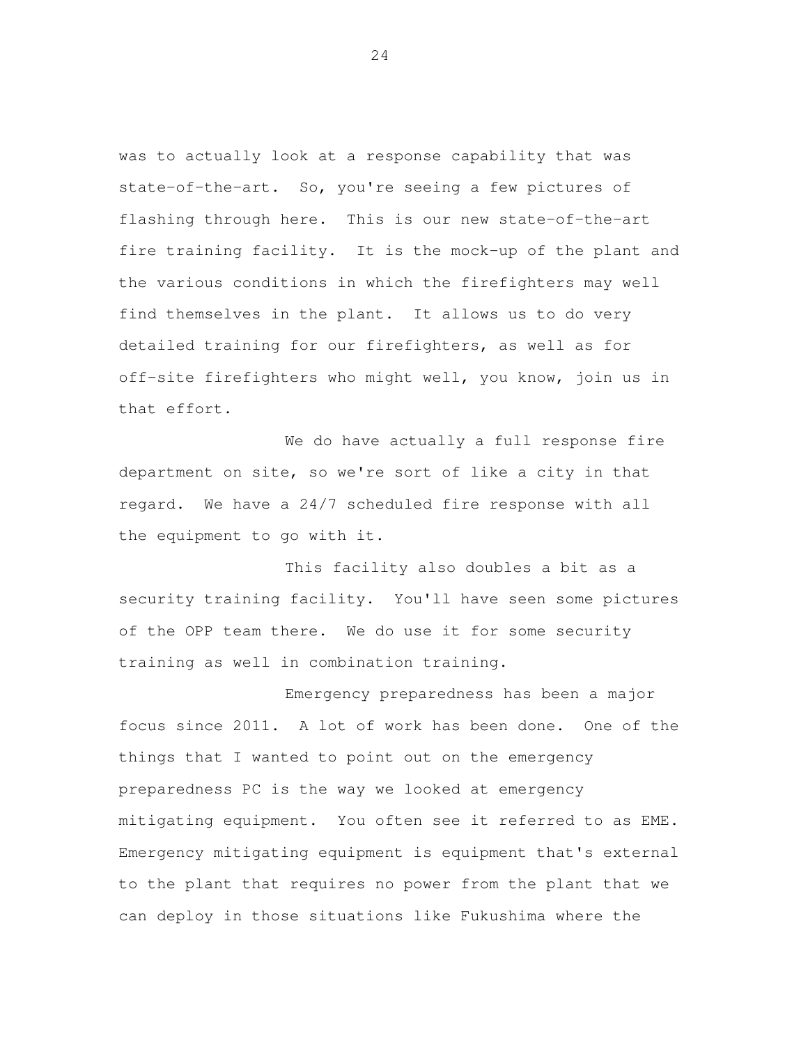was to actually look at a response capability that was state-of-the-art. So, you're seeing a few pictures of flashing through here. This is our new state-of-the-art fire training facility. It is the mock-up of the plant and the various conditions in which the firefighters may well find themselves in the plant. It allows us to do very detailed training for our firefighters, as well as for off-site firefighters who might well, you know, join us in that effort.

We do have actually a full response fire department on site, so we're sort of like a city in that regard. We have a 24/7 scheduled fire response with all the equipment to go with it.

This facility also doubles a bit as a security training facility. You'll have seen some pictures of the OPP team there. We do use it for some security training as well in combination training.

Emergency preparedness has been a major focus since 2011. A lot of work has been done. One of the things that I wanted to point out on the emergency preparedness PC is the way we looked at emergency mitigating equipment. You often see it referred to as EME. Emergency mitigating equipment is equipment that's external to the plant that requires no power from the plant that we can deploy in those situations like Fukushima where the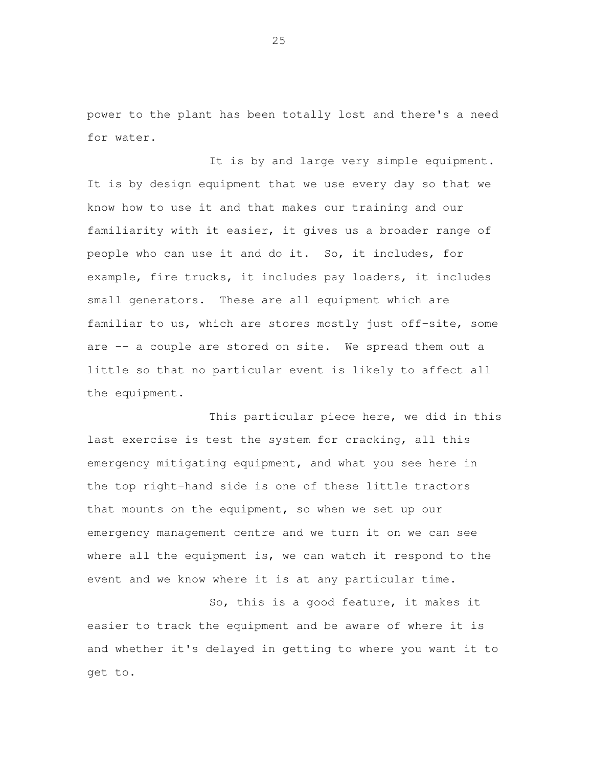power to the plant has been totally lost and there's a need for water.

It is by and large very simple equipment. It is by design equipment that we use every day so that we know how to use it and that makes our training and our familiarity with it easier, it gives us a broader range of people who can use it and do it. So, it includes, for example, fire trucks, it includes pay loaders, it includes small generators. These are all equipment which are familiar to us, which are stores mostly just off-site, some are -- a couple are stored on site. We spread them out a little so that no particular event is likely to affect all the equipment.

This particular piece here, we did in this last exercise is test the system for cracking, all this emergency mitigating equipment, and what you see here in the top right-hand side is one of these little tractors that mounts on the equipment, so when we set up our emergency management centre and we turn it on we can see where all the equipment is, we can watch it respond to the event and we know where it is at any particular time.

So, this is a good feature, it makes it easier to track the equipment and be aware of where it is and whether it's delayed in getting to where you want it to get to.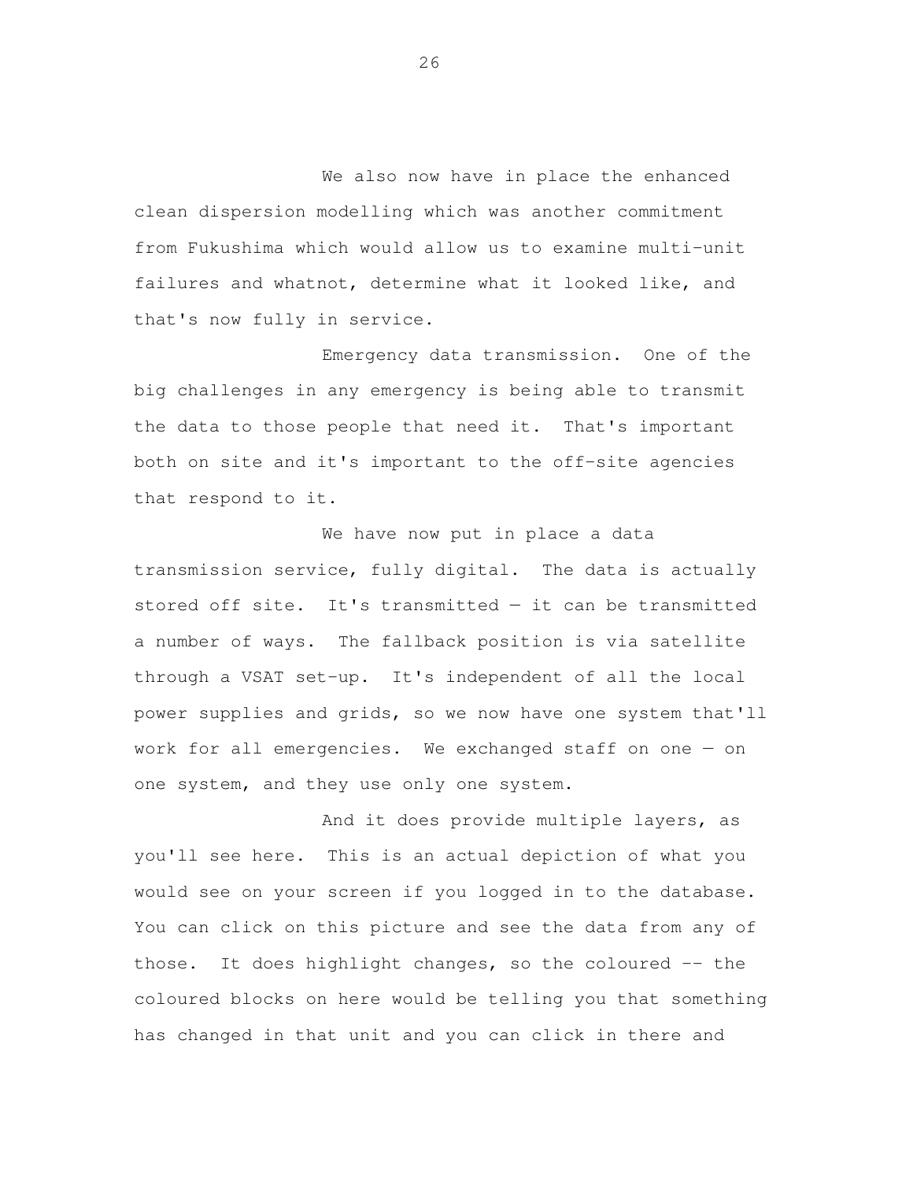We also now have in place the enhanced clean dispersion modelling which was another commitment from Fukushima which would allow us to examine multi-unit failures and whatnot, determine what it looked like, and that's now fully in service.

Emergency data transmission. One of the big challenges in any emergency is being able to transmit the data to those people that need it. That's important both on site and it's important to the off-site agencies that respond to it.

We have now put in place a data transmission service, fully digital. The data is actually stored off site. It's transmitted — it can be transmitted a number of ways. The fallback position is via satellite through a VSAT set-up. It's independent of all the local power supplies and grids, so we now have one system that'll work for all emergencies. We exchanged staff on one — on one system, and they use only one system.

And it does provide multiple layers, as you'll see here. This is an actual depiction of what you would see on your screen if you logged in to the database. You can click on this picture and see the data from any of those. It does highlight changes, so the coloured -- the coloured blocks on here would be telling you that something has changed in that unit and you can click in there and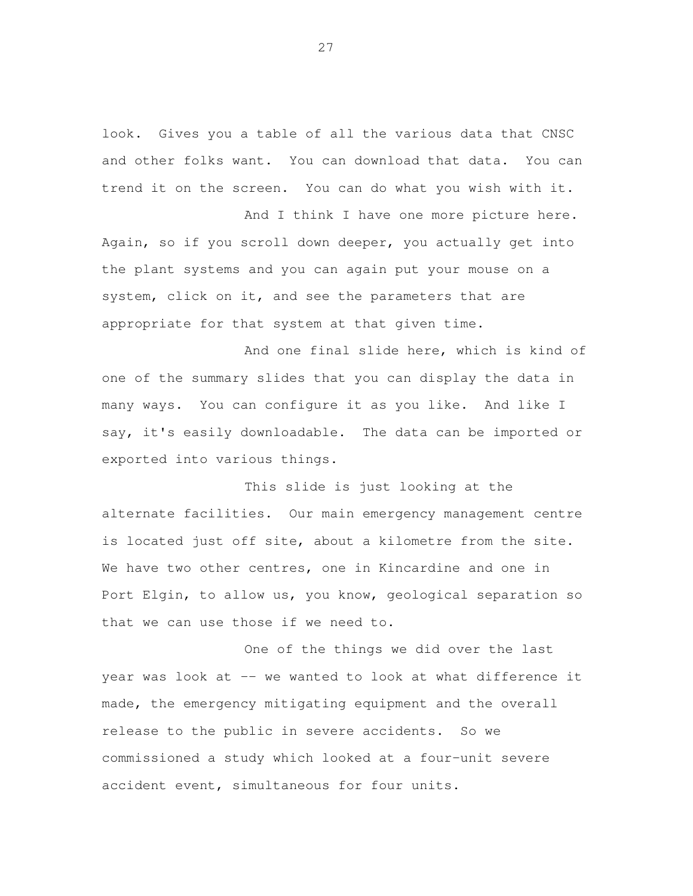look. Gives you a table of all the various data that CNSC and other folks want. You can download that data. You can trend it on the screen. You can do what you wish with it.

And I think I have one more picture here. Again, so if you scroll down deeper, you actually get into the plant systems and you can again put your mouse on a system, click on it, and see the parameters that are appropriate for that system at that given time.

And one final slide here, which is kind of one of the summary slides that you can display the data in many ways. You can configure it as you like. And like I say, it's easily downloadable. The data can be imported or exported into various things.

This slide is just looking at the alternate facilities. Our main emergency management centre is located just off site, about a kilometre from the site. We have two other centres, one in Kincardine and one in Port Elgin, to allow us, you know, geological separation so that we can use those if we need to.

One of the things we did over the last year was look at -- we wanted to look at what difference it made, the emergency mitigating equipment and the overall release to the public in severe accidents. So we commissioned a study which looked at a four-unit severe accident event, simultaneous for four units.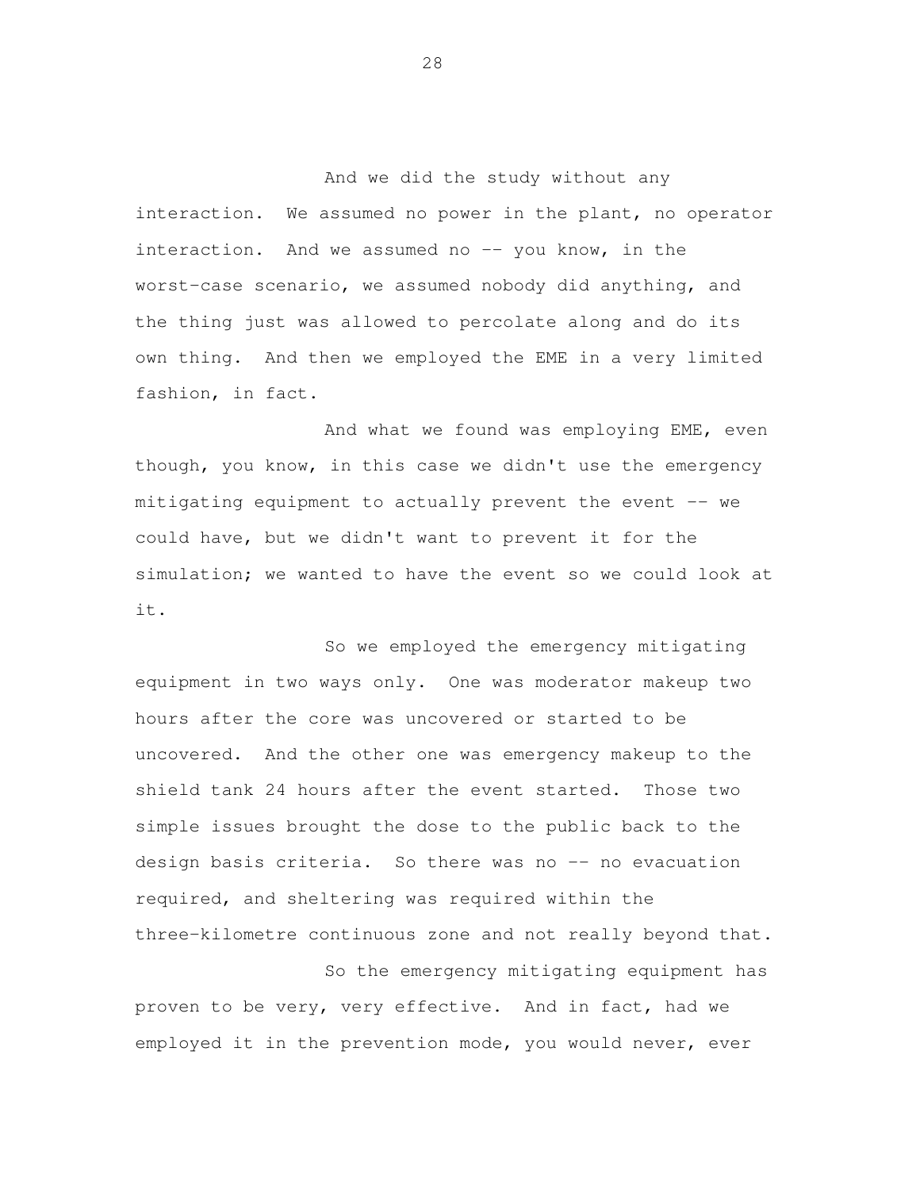And we did the study without any interaction. We assumed no power in the plant, no operator interaction. And we assumed no -- you know, in the worst-case scenario, we assumed nobody did anything, and the thing just was allowed to percolate along and do its own thing. And then we employed the EME in a very limited fashion, in fact.

And what we found was employing EME, even though, you know, in this case we didn't use the emergency mitigating equipment to actually prevent the event -- we could have, but we didn't want to prevent it for the simulation; we wanted to have the event so we could look at it.

So we employed the emergency mitigating equipment in two ways only. One was moderator makeup two hours after the core was uncovered or started to be uncovered. And the other one was emergency makeup to the shield tank 24 hours after the event started. Those two simple issues brought the dose to the public back to the design basis criteria. So there was no -- no evacuation required, and sheltering was required within the three-kilometre continuous zone and not really beyond that.

So the emergency mitigating equipment has proven to be very, very effective. And in fact, had we employed it in the prevention mode, you would never, ever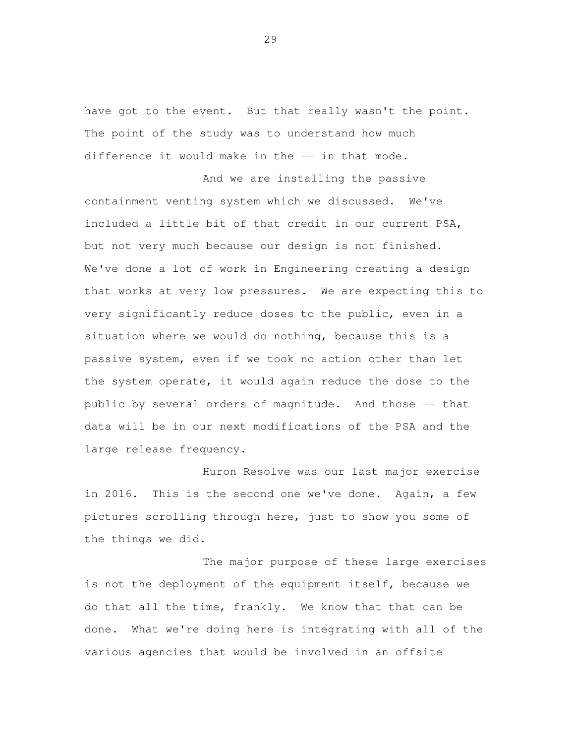have got to the event. But that really wasn't the point. The point of the study was to understand how much difference it would make in the -- in that mode.

And we are installing the passive containment venting system which we discussed. We've included a little bit of that credit in our current PSA, but not very much because our design is not finished. We've done a lot of work in Engineering creating a design that works at very low pressures. We are expecting this to very significantly reduce doses to the public, even in a situation where we would do nothing, because this is a passive system, even if we took no action other than let the system operate, it would again reduce the dose to the public by several orders of magnitude. And those -- that data will be in our next modifications of the PSA and the large release frequency.

Huron Resolve was our last major exercise in 2016. This is the second one we've done. Again, a few pictures scrolling through here, just to show you some of the things we did.

The major purpose of these large exercises is not the deployment of the equipment itself, because we do that all the time, frankly. We know that that can be done. What we're doing here is integrating with all of the various agencies that would be involved in an offsite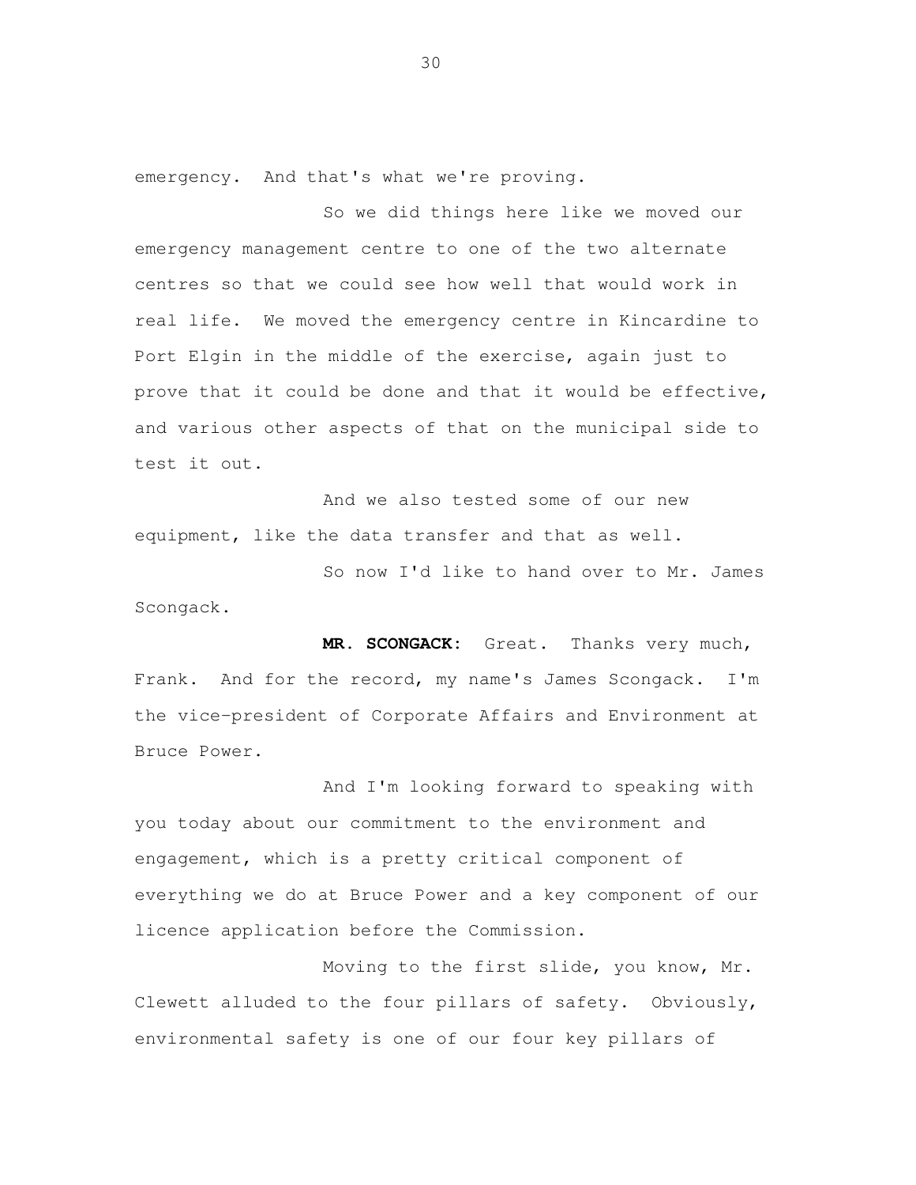emergency. And that's what we're proving.

So we did things here like we moved our emergency management centre to one of the two alternate centres so that we could see how well that would work in real life. We moved the emergency centre in Kincardine to Port Elgin in the middle of the exercise, again just to prove that it could be done and that it would be effective, and various other aspects of that on the municipal side to test it out.

And we also tested some of our new equipment, like the data transfer and that as well.

So now I'd like to hand over to Mr. James Scongack.

**MR. SCONGACK:** Great. Thanks very much, Frank. And for the record, my name's James Scongack. I'm the vice-president of Corporate Affairs and Environment at Bruce Power.

And I'm looking forward to speaking with you today about our commitment to the environment and engagement, which is a pretty critical component of everything we do at Bruce Power and a key component of our licence application before the Commission.

Moving to the first slide, you know, Mr. Clewett alluded to the four pillars of safety. Obviously, environmental safety is one of our four key pillars of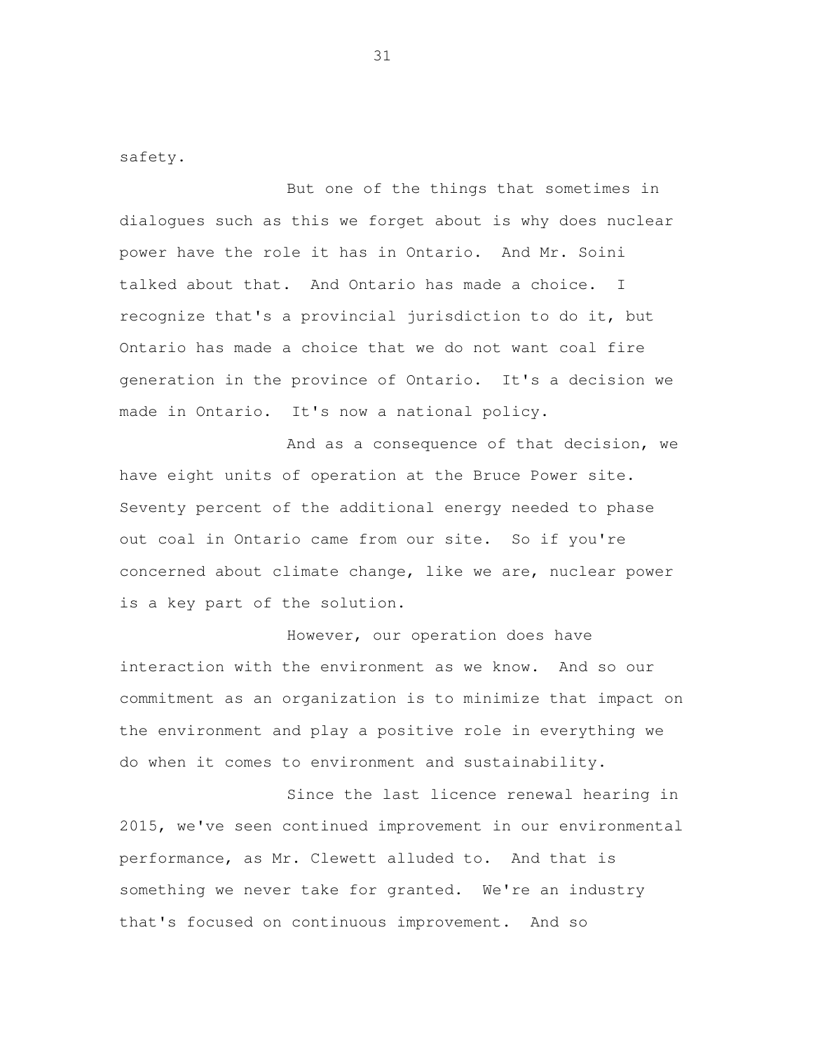safety.

But one of the things that sometimes in dialogues such as this we forget about is why does nuclear power have the role it has in Ontario. And Mr. Soini talked about that. And Ontario has made a choice. I recognize that's a provincial jurisdiction to do it, but Ontario has made a choice that we do not want coal fire generation in the province of Ontario. It's a decision we made in Ontario. It's now a national policy.

And as a consequence of that decision, we have eight units of operation at the Bruce Power site. Seventy percent of the additional energy needed to phase out coal in Ontario came from our site. So if you're concerned about climate change, like we are, nuclear power is a key part of the solution.

However, our operation does have interaction with the environment as we know. And so our commitment as an organization is to minimize that impact on the environment and play a positive role in everything we do when it comes to environment and sustainability.

Since the last licence renewal hearing in 2015, we've seen continued improvement in our environmental performance, as Mr. Clewett alluded to. And that is something we never take for granted. We're an industry that's focused on continuous improvement. And so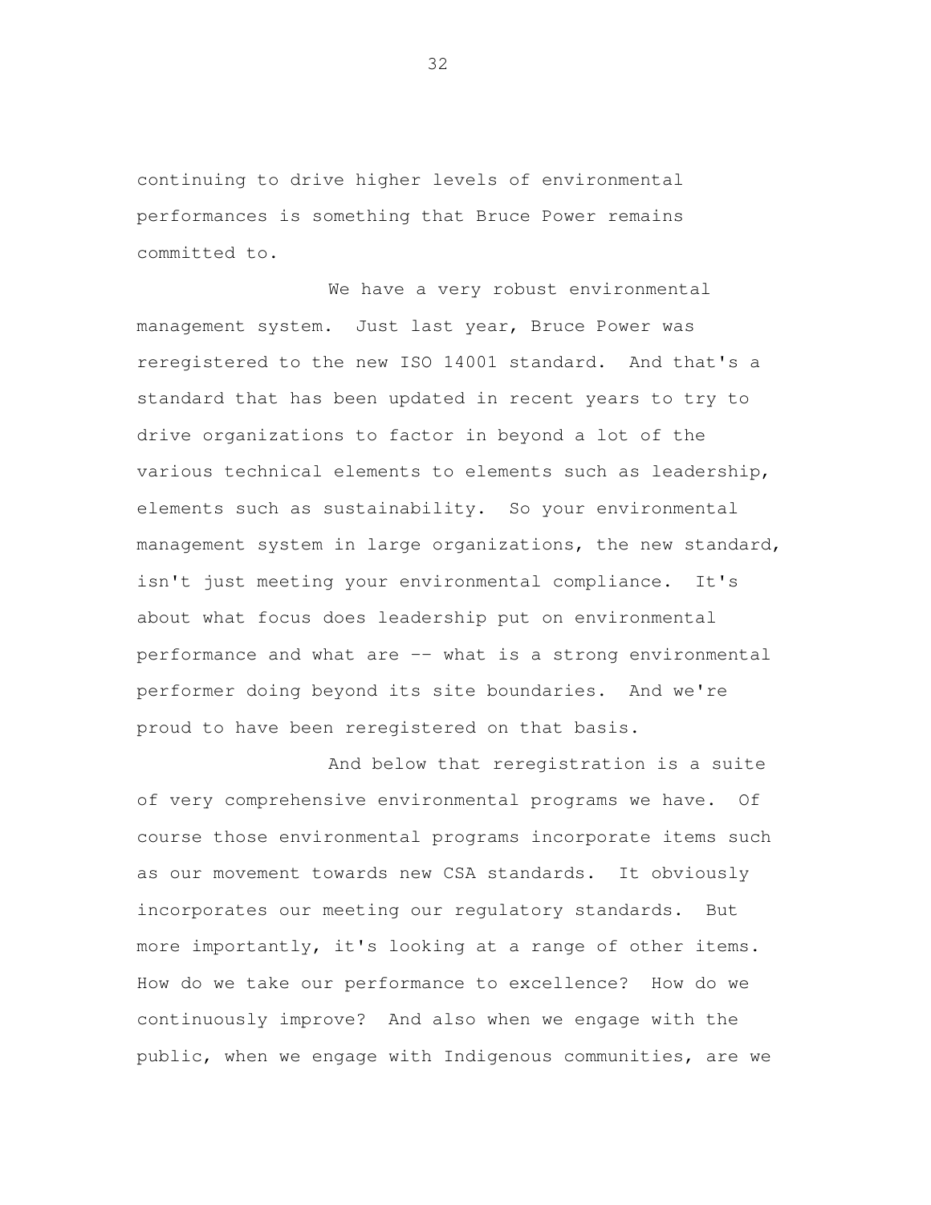continuing to drive higher levels of environmental performances is something that Bruce Power remains committed to.

We have a very robust environmental management system. Just last year, Bruce Power was reregistered to the new ISO 14001 standard. And that's a standard that has been updated in recent years to try to drive organizations to factor in beyond a lot of the various technical elements to elements such as leadership, elements such as sustainability. So your environmental management system in large organizations, the new standard, isn't just meeting your environmental compliance. It's about what focus does leadership put on environmental performance and what are -- what is a strong environmental performer doing beyond its site boundaries. And we're proud to have been reregistered on that basis.

And below that reregistration is a suite of very comprehensive environmental programs we have. Of course those environmental programs incorporate items such as our movement towards new CSA standards. It obviously incorporates our meeting our regulatory standards. But more importantly, it's looking at a range of other items. How do we take our performance to excellence? How do we continuously improve? And also when we engage with the public, when we engage with Indigenous communities, are we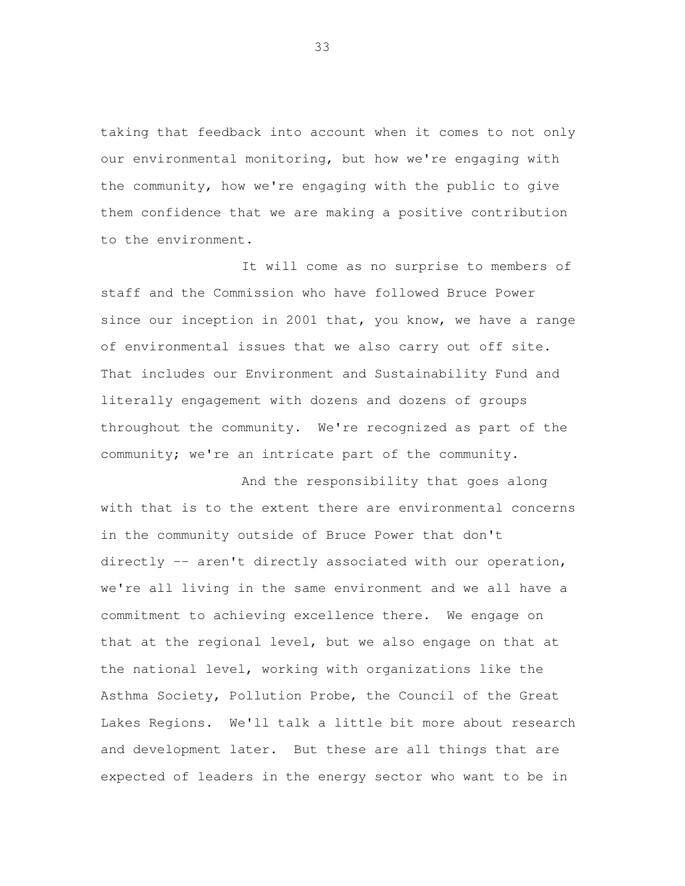taking that feedback into account when it comes to not only our environmental monitoring, but how we're engaging with the community, how we're engaging with the public to give them confidence that we are making a positive contribution to the environment.

It will come as no surprise to members of staff and the Commission who have followed Bruce Power since our inception in 2001 that, you know, we have a range of environmental issues that we also carry out off site. That includes our Environment and Sustainability Fund and literally engagement with dozens and dozens of groups throughout the community. We're recognized as part of the community; we're an intricate part of the community.

And the responsibility that goes along with that is to the extent there are environmental concerns in the community outside of Bruce Power that don't directly -- aren't directly associated with our operation, we're all living in the same environment and we all have a commitment to achieving excellence there. We engage on that at the regional level, but we also engage on that at the national level, working with organizations like the Asthma Society, Pollution Probe, the Council of the Great Lakes Regions. We'll talk a little bit more about research and development later. But these are all things that are expected of leaders in the energy sector who want to be in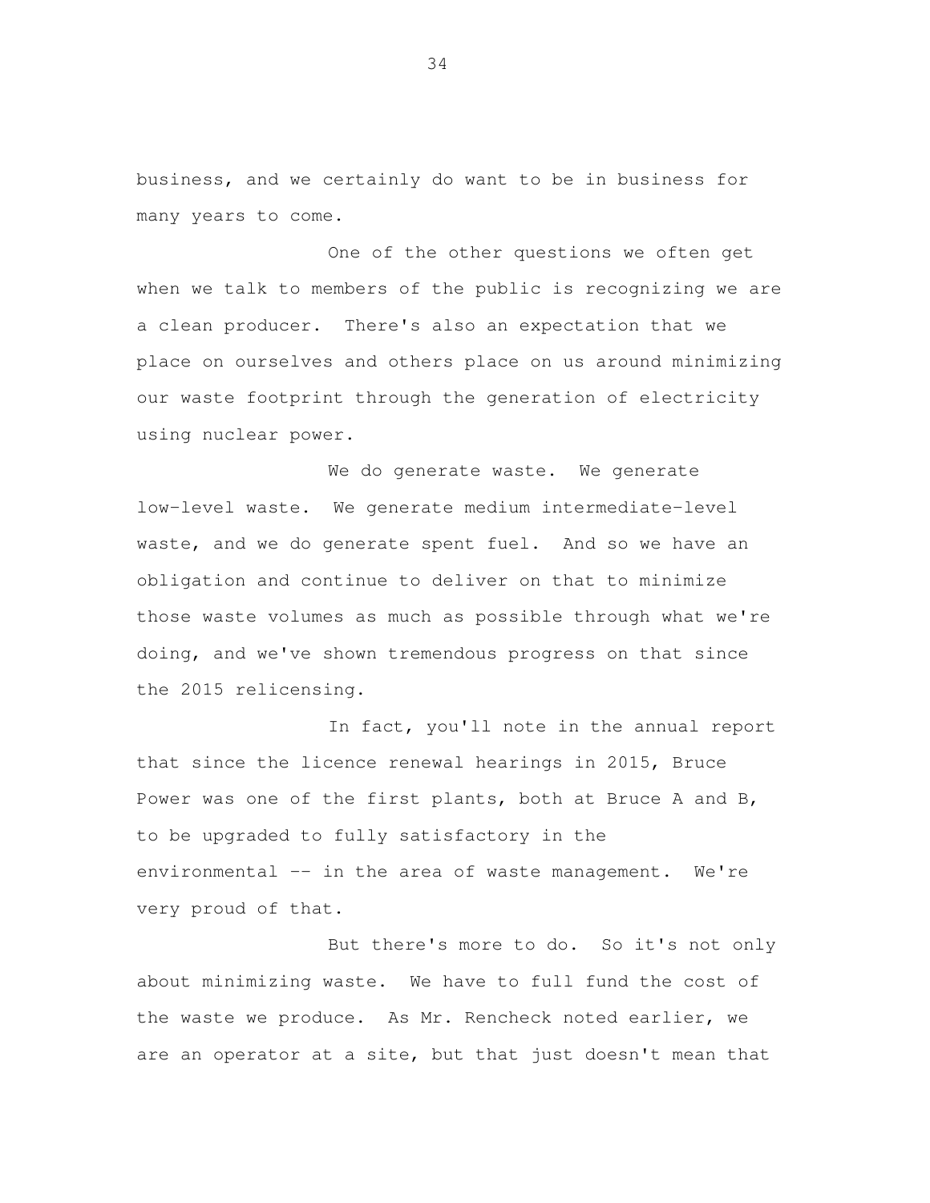business, and we certainly do want to be in business for many years to come.

One of the other questions we often get when we talk to members of the public is recognizing we are a clean producer. There's also an expectation that we place on ourselves and others place on us around minimizing our waste footprint through the generation of electricity using nuclear power.

We do generate waste. We generate low-level waste. We generate medium intermediate-level waste, and we do generate spent fuel. And so we have an obligation and continue to deliver on that to minimize those waste volumes as much as possible through what we're doing, and we've shown tremendous progress on that since the 2015 relicensing.

In fact, you'll note in the annual report that since the licence renewal hearings in 2015, Bruce Power was one of the first plants, both at Bruce A and B, to be upgraded to fully satisfactory in the environmental -- in the area of waste management. We're very proud of that.

But there's more to do. So it's not only about minimizing waste. We have to full fund the cost of the waste we produce. As Mr. Rencheck noted earlier, we are an operator at a site, but that just doesn't mean that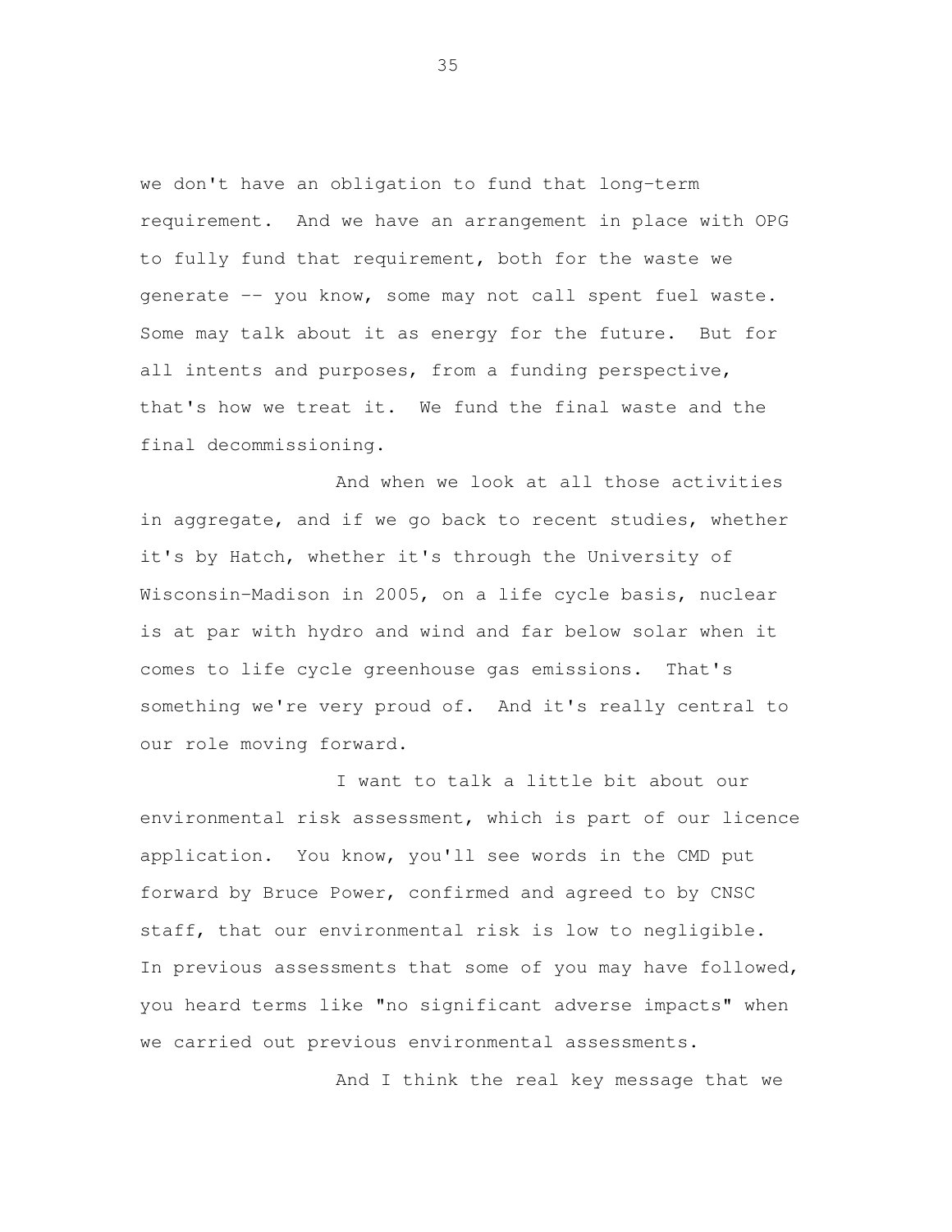we don't have an obligation to fund that long-term requirement. And we have an arrangement in place with OPG to fully fund that requirement, both for the waste we generate -- you know, some may not call spent fuel waste. Some may talk about it as energy for the future. But for all intents and purposes, from a funding perspective, that's how we treat it. We fund the final waste and the final decommissioning.

And when we look at all those activities in aggregate, and if we go back to recent studies, whether it's by Hatch, whether it's through the University of Wisconsin-Madison in 2005, on a life cycle basis, nuclear is at par with hydro and wind and far below solar when it comes to life cycle greenhouse gas emissions. That's something we're very proud of. And it's really central to our role moving forward.

I want to talk a little bit about our environmental risk assessment, which is part of our licence application. You know, you'll see words in the CMD put forward by Bruce Power, confirmed and agreed to by CNSC staff, that our environmental risk is low to negligible. In previous assessments that some of you may have followed, you heard terms like "no significant adverse impacts" when we carried out previous environmental assessments.

And I think the real key message that we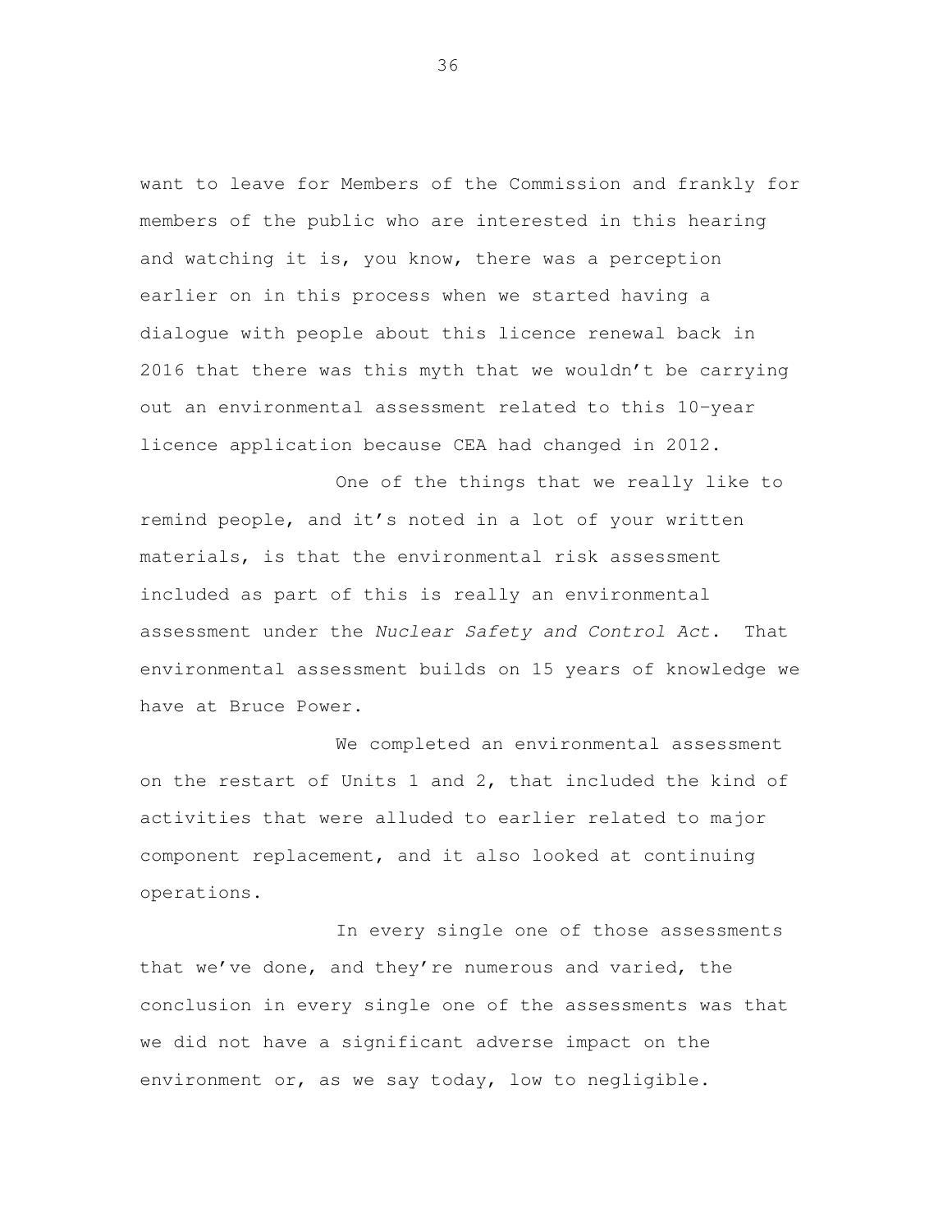want to leave for Members of the Commission and frankly for members of the public who are interested in this hearing and watching it is, you know, there was a perception earlier on in this process when we started having a dialogue with people about this licence renewal back in 2016 that there was this myth that we wouldn't be carrying out an environmental assessment related to this 10-year licence application because CEA had changed in 2012.

One of the things that we really like to remind people, and it's noted in a lot of your written materials, is that the environmental risk assessment included as part of this is really an environmental assessment under the *Nuclear Safety and Control Act*. That environmental assessment builds on 15 years of knowledge we have at Bruce Power.

We completed an environmental assessment on the restart of Units 1 and 2, that included the kind of activities that were alluded to earlier related to major component replacement, and it also looked at continuing operations.

In every single one of those assessments that we've done, and they're numerous and varied, the conclusion in every single one of the assessments was that we did not have a significant adverse impact on the environment or, as we say today, low to negligible.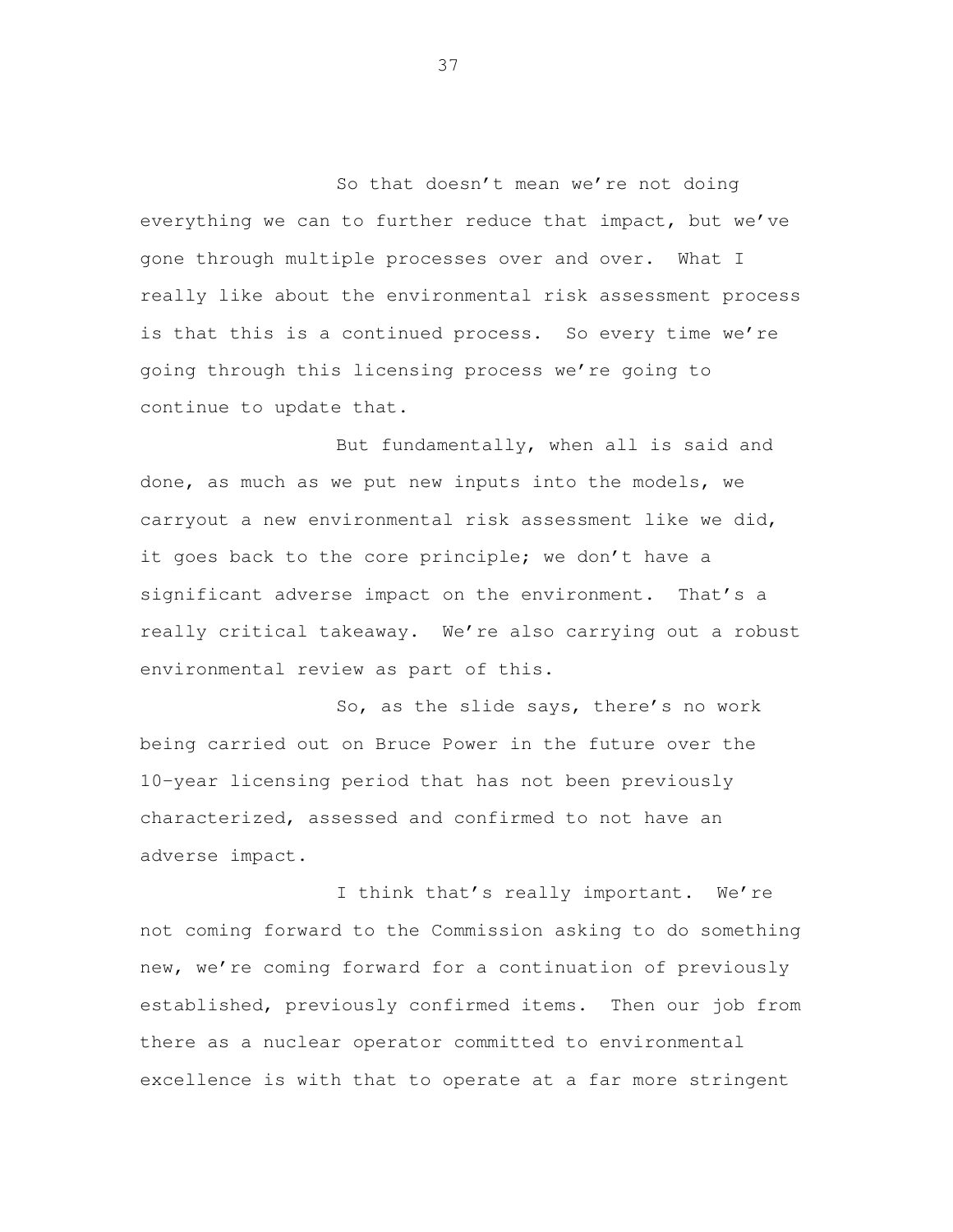So that doesn't mean we're not doing everything we can to further reduce that impact, but we've gone through multiple processes over and over. What I really like about the environmental risk assessment process is that this is a continued process. So every time we're going through this licensing process we're going to continue to update that.

But fundamentally, when all is said and done, as much as we put new inputs into the models, we carryout a new environmental risk assessment like we did, it goes back to the core principle; we don't have a significant adverse impact on the environment. That's a really critical takeaway. We're also carrying out a robust environmental review as part of this.

So, as the slide says, there's no work being carried out on Bruce Power in the future over the 10-year licensing period that has not been previously characterized, assessed and confirmed to not have an adverse impact.

I think that's really important. We're not coming forward to the Commission asking to do something new, we're coming forward for a continuation of previously established, previously confirmed items. Then our job from there as a nuclear operator committed to environmental excellence is with that to operate at a far more stringent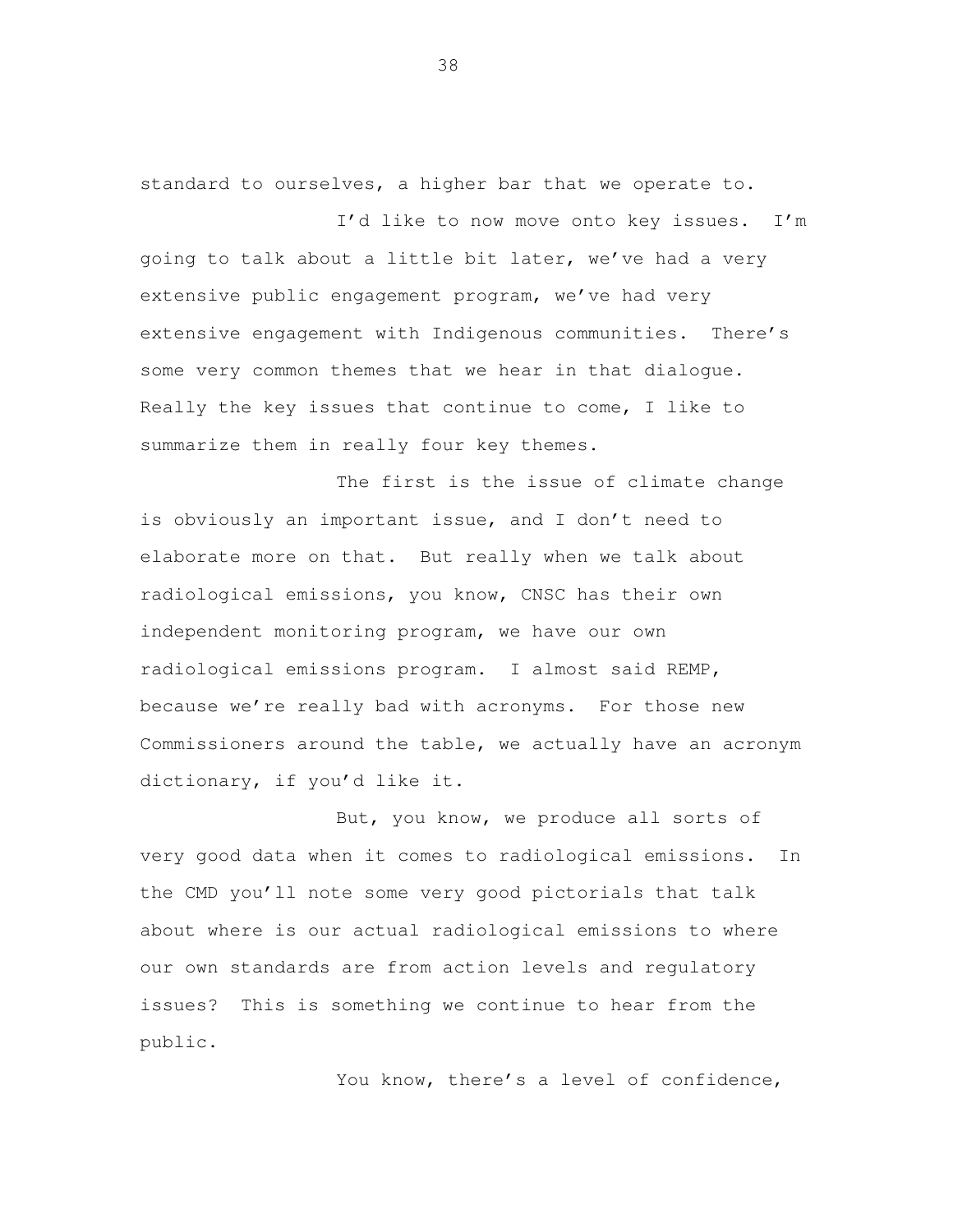standard to ourselves, a higher bar that we operate to.

I'd like to now move onto key issues. I'm going to talk about a little bit later, we've had a very extensive public engagement program, we've had very extensive engagement with Indigenous communities. There's some very common themes that we hear in that dialogue. Really the key issues that continue to come, I like to summarize them in really four key themes.

The first is the issue of climate change is obviously an important issue, and I don't need to elaborate more on that. But really when we talk about radiological emissions, you know, CNSC has their own independent monitoring program, we have our own radiological emissions program. I almost said REMP, because we're really bad with acronyms. For those new Commissioners around the table, we actually have an acronym dictionary, if you'd like it.

But, you know, we produce all sorts of very good data when it comes to radiological emissions. In the CMD you'll note some very good pictorials that talk about where is our actual radiological emissions to where our own standards are from action levels and regulatory issues? This is something we continue to hear from the public.

You know, there's a level of confidence,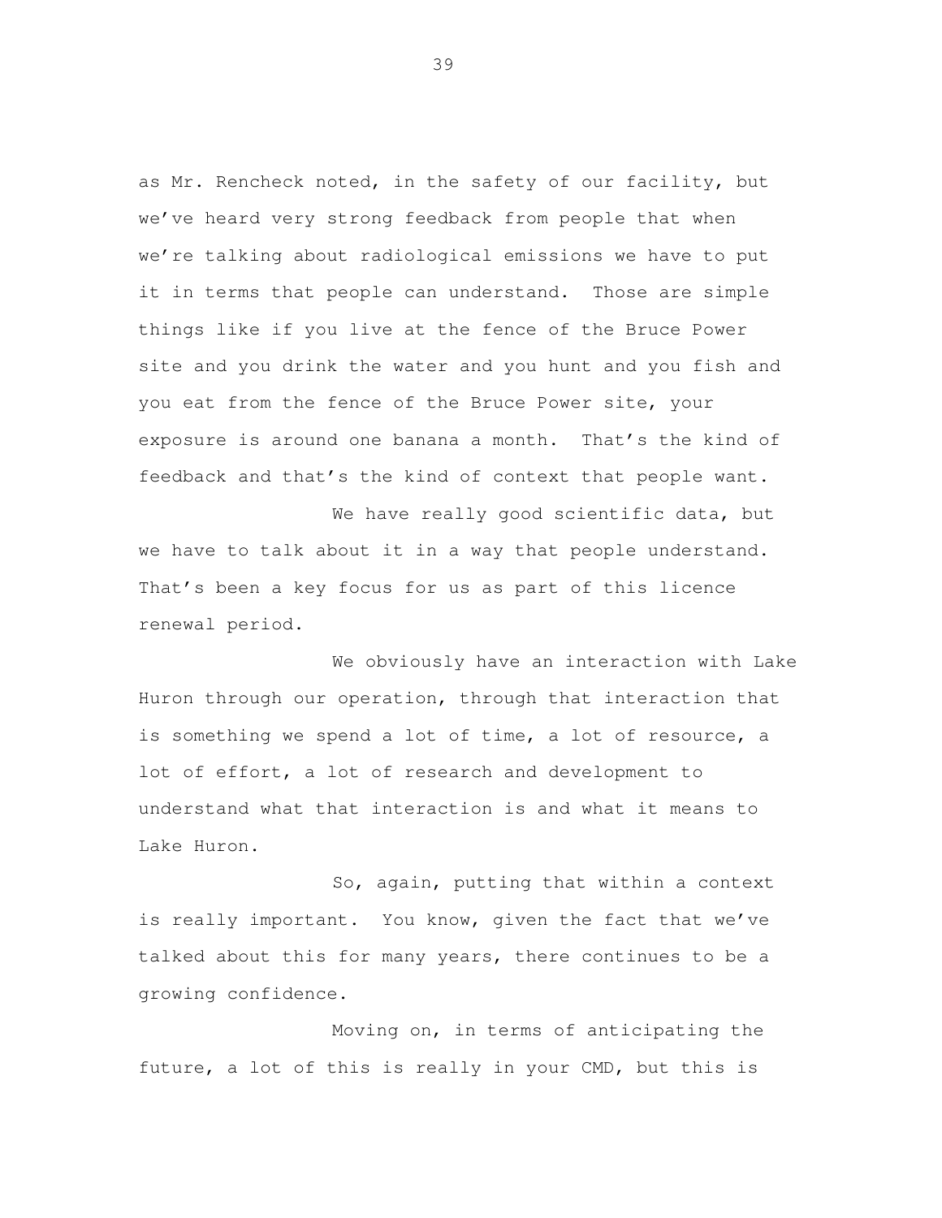as Mr. Rencheck noted, in the safety of our facility, but we've heard very strong feedback from people that when we're talking about radiological emissions we have to put it in terms that people can understand. Those are simple things like if you live at the fence of the Bruce Power site and you drink the water and you hunt and you fish and you eat from the fence of the Bruce Power site, your exposure is around one banana a month. That's the kind of feedback and that's the kind of context that people want.

We have really good scientific data, but we have to talk about it in a way that people understand. That's been a key focus for us as part of this licence renewal period.

We obviously have an interaction with Lake Huron through our operation, through that interaction that is something we spend a lot of time, a lot of resource, a lot of effort, a lot of research and development to understand what that interaction is and what it means to Lake Huron.

So, again, putting that within a context is really important. You know, given the fact that we've talked about this for many years, there continues to be a growing confidence.

Moving on, in terms of anticipating the future, a lot of this is really in your CMD, but this is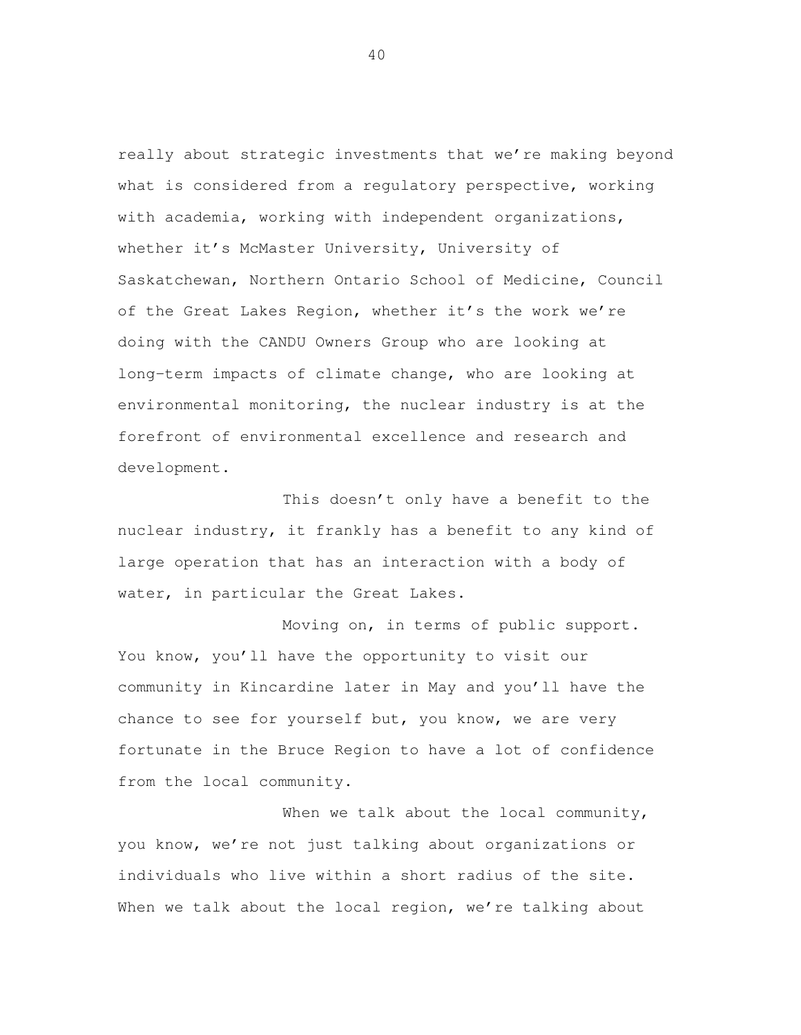really about strategic investments that we're making beyond what is considered from a regulatory perspective, working with academia, working with independent organizations, whether it's McMaster University, University of Saskatchewan, Northern Ontario School of Medicine, Council of the Great Lakes Region, whether it's the work we're doing with the CANDU Owners Group who are looking at long-term impacts of climate change, who are looking at environmental monitoring, the nuclear industry is at the forefront of environmental excellence and research and development.

This doesn't only have a benefit to the nuclear industry, it frankly has a benefit to any kind of large operation that has an interaction with a body of water, in particular the Great Lakes.

Moving on, in terms of public support. You know, you'll have the opportunity to visit our community in Kincardine later in May and you'll have the chance to see for yourself but, you know, we are very fortunate in the Bruce Region to have a lot of confidence from the local community.

When we talk about the local community, you know, we're not just talking about organizations or individuals who live within a short radius of the site. When we talk about the local region, we're talking about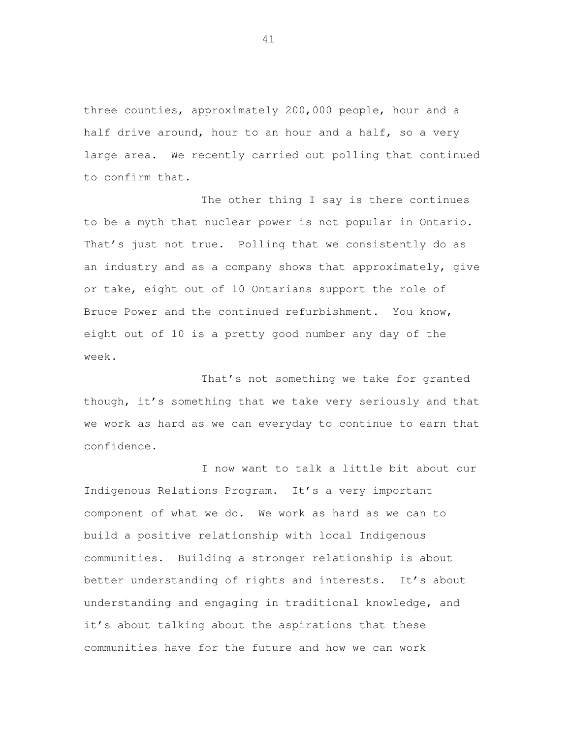three counties, approximately 200,000 people, hour and a half drive around, hour to an hour and a half, so a very large area. We recently carried out polling that continued to confirm that.

The other thing I say is there continues to be a myth that nuclear power is not popular in Ontario. That's just not true. Polling that we consistently do as an industry and as a company shows that approximately, give or take, eight out of 10 Ontarians support the role of Bruce Power and the continued refurbishment. You know, eight out of 10 is a pretty good number any day of the week.

That's not something we take for granted though, it's something that we take very seriously and that we work as hard as we can everyday to continue to earn that confidence.

I now want to talk a little bit about our Indigenous Relations Program. It's a very important component of what we do. We work as hard as we can to build a positive relationship with local Indigenous communities. Building a stronger relationship is about better understanding of rights and interests. It's about understanding and engaging in traditional knowledge, and it's about talking about the aspirations that these communities have for the future and how we can work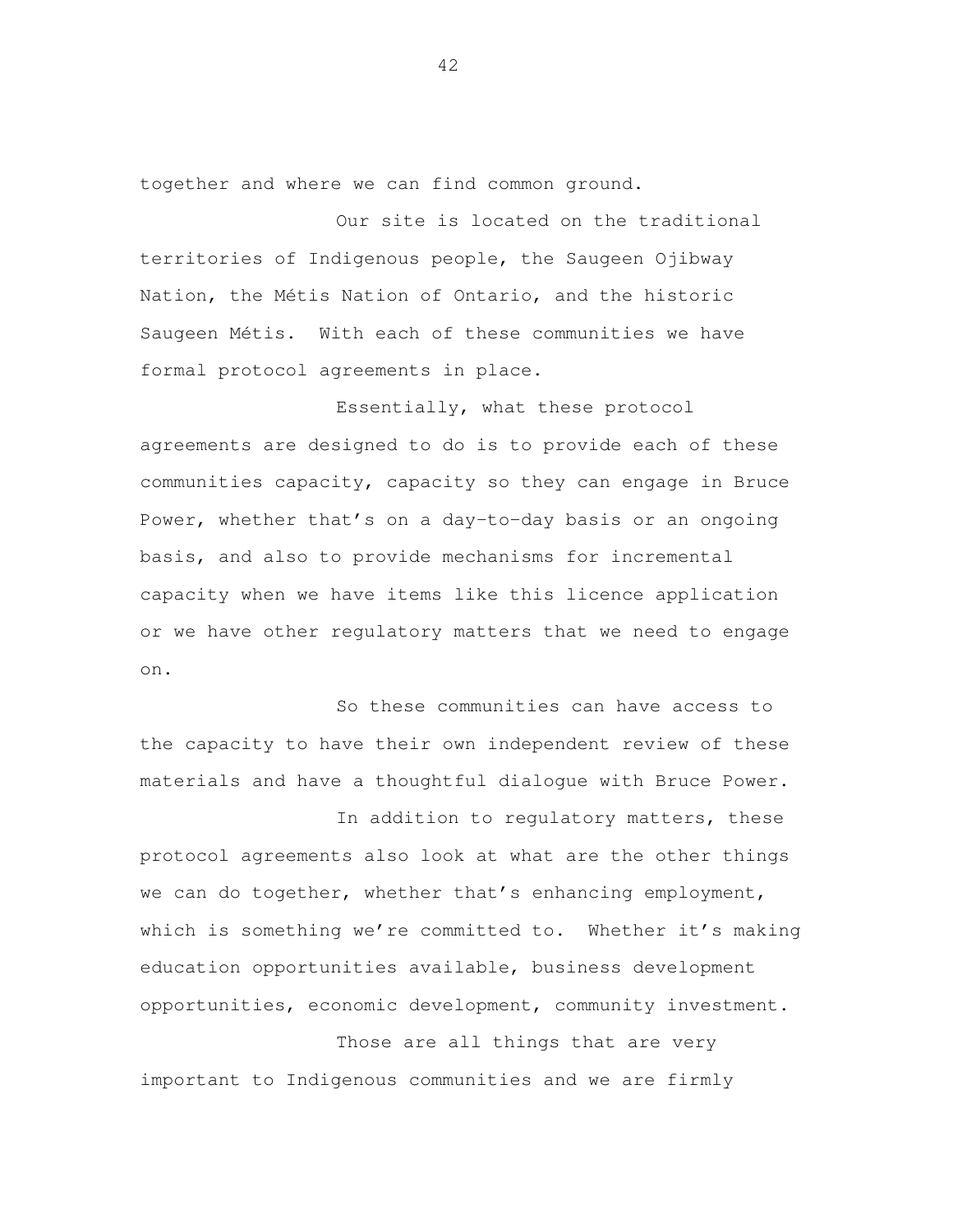together and where we can find common ground.

Our site is located on the traditional territories of Indigenous people, the Saugeen Ojibway Nation, the Métis Nation of Ontario, and the historic Saugeen Métis. With each of these communities we have formal protocol agreements in place.

Essentially, what these protocol agreements are designed to do is to provide each of these communities capacity, capacity so they can engage in Bruce Power, whether that's on a day-to-day basis or an ongoing basis, and also to provide mechanisms for incremental capacity when we have items like this licence application or we have other regulatory matters that we need to engage on.

So these communities can have access to the capacity to have their own independent review of these materials and have a thoughtful dialogue with Bruce Power.

In addition to regulatory matters, these protocol agreements also look at what are the other things we can do together, whether that's enhancing employment, which is something we're committed to. Whether it's making education opportunities available, business development opportunities, economic development, community investment.

Those are all things that are very important to Indigenous communities and we are firmly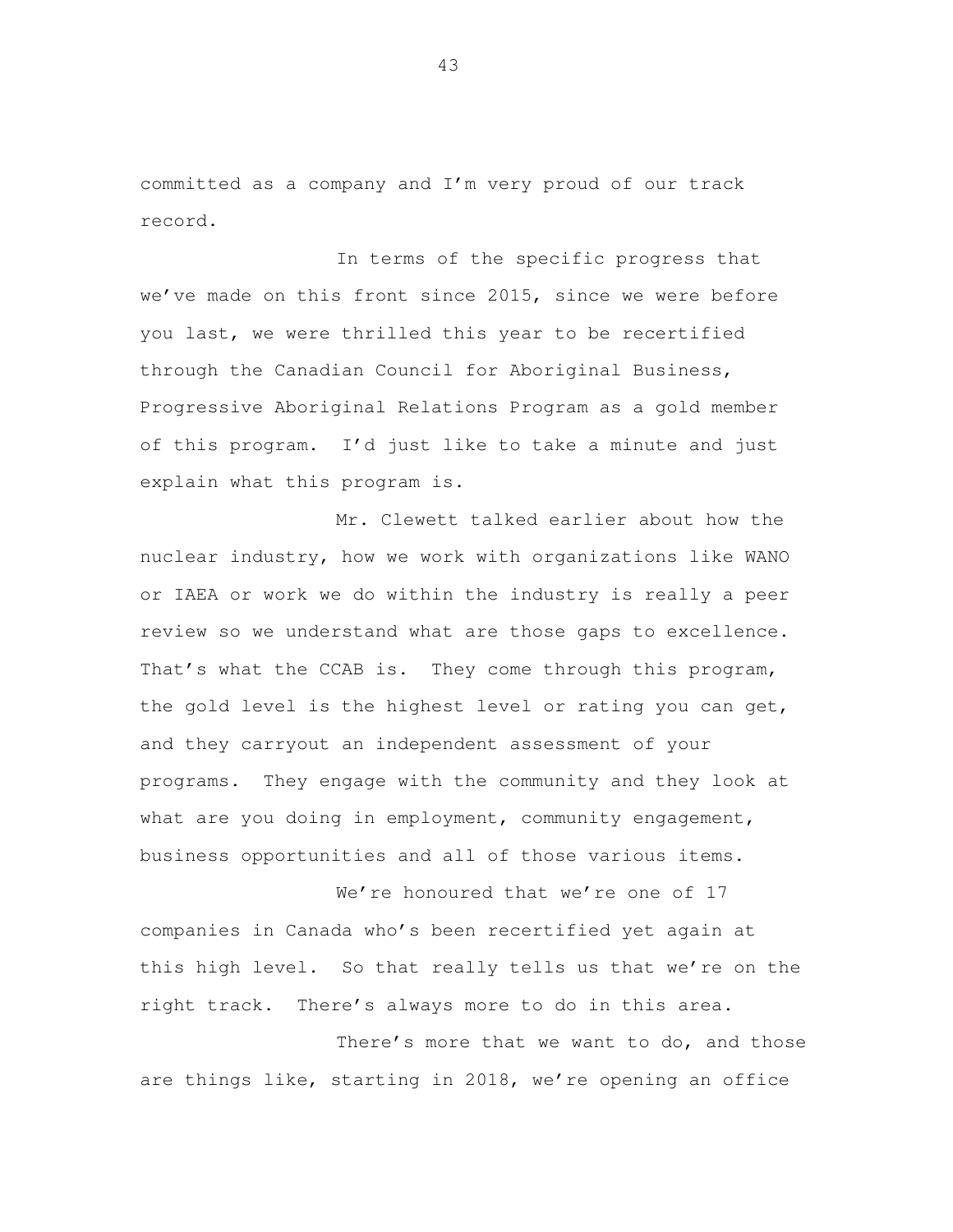committed as a company and I'm very proud of our track record.

In terms of the specific progress that we've made on this front since 2015, since we were before you last, we were thrilled this year to be recertified through the Canadian Council for Aboriginal Business, Progressive Aboriginal Relations Program as a gold member of this program. I'd just like to take a minute and just explain what this program is.

Mr. Clewett talked earlier about how the nuclear industry, how we work with organizations like WANO or IAEA or work we do within the industry is really a peer review so we understand what are those gaps to excellence. That's what the CCAB is. They come through this program, the gold level is the highest level or rating you can get, and they carryout an independent assessment of your programs. They engage with the community and they look at what are you doing in employment, community engagement, business opportunities and all of those various items.

We're honoured that we're one of 17 companies in Canada who's been recertified yet again at this high level. So that really tells us that we're on the right track. There's always more to do in this area.

There's more that we want to do, and those are things like, starting in 2018, we're opening an office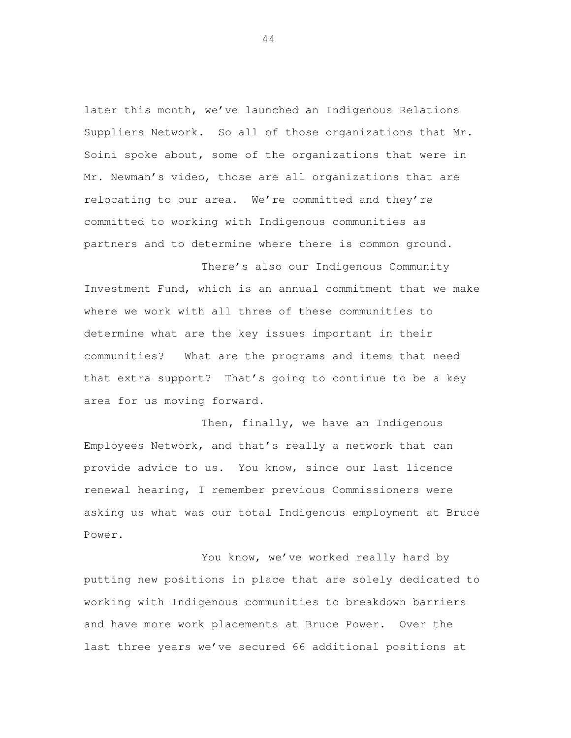later this month, we've launched an Indigenous Relations Suppliers Network. So all of those organizations that Mr. Soini spoke about, some of the organizations that were in Mr. Newman's video, those are all organizations that are relocating to our area. We're committed and they're committed to working with Indigenous communities as partners and to determine where there is common ground.

There's also our Indigenous Community Investment Fund, which is an annual commitment that we make where we work with all three of these communities to determine what are the key issues important in their communities? What are the programs and items that need that extra support? That's going to continue to be a key area for us moving forward.

Then, finally, we have an Indigenous Employees Network, and that's really a network that can provide advice to us. You know, since our last licence renewal hearing, I remember previous Commissioners were asking us what was our total Indigenous employment at Bruce Power.

You know, we've worked really hard by putting new positions in place that are solely dedicated to working with Indigenous communities to breakdown barriers and have more work placements at Bruce Power. Over the last three years we've secured 66 additional positions at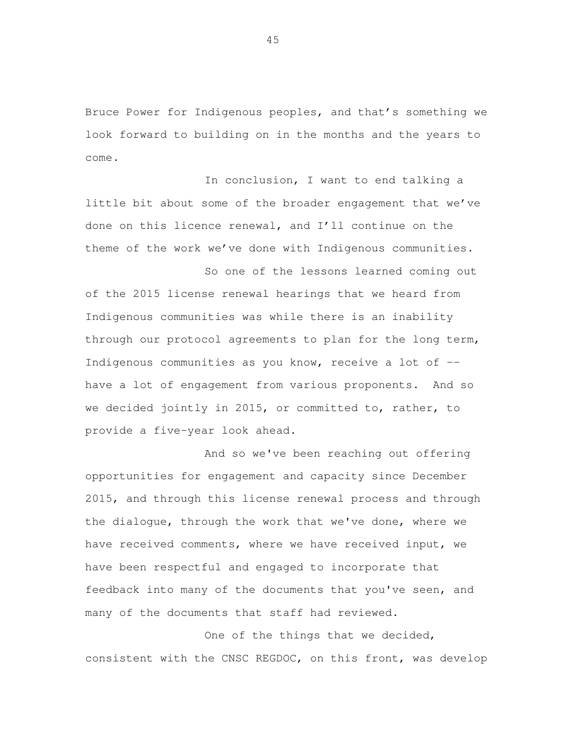Bruce Power for Indigenous peoples, and that's something we look forward to building on in the months and the years to come.

In conclusion, I want to end talking a little bit about some of the broader engagement that we've done on this licence renewal, and I'll continue on the theme of the work we've done with Indigenous communities.

So one of the lessons learned coming out of the 2015 license renewal hearings that we heard from Indigenous communities was while there is an inability through our protocol agreements to plan for the long term, Indigenous communities as you know, receive a lot of -- have a lot of engagement from various proponents. And so we decided jointly in 2015, or committed to, rather, to provide a five-year look ahead.

And so we've been reaching out offering opportunities for engagement and capacity since December 2015, and through this license renewal process and through the dialogue, through the work that we've done, where we have received comments, where we have received input, we have been respectful and engaged to incorporate that feedback into many of the documents that you've seen, and many of the documents that staff had reviewed.

One of the things that we decided, consistent with the CNSC REGDOC, on this front, was develop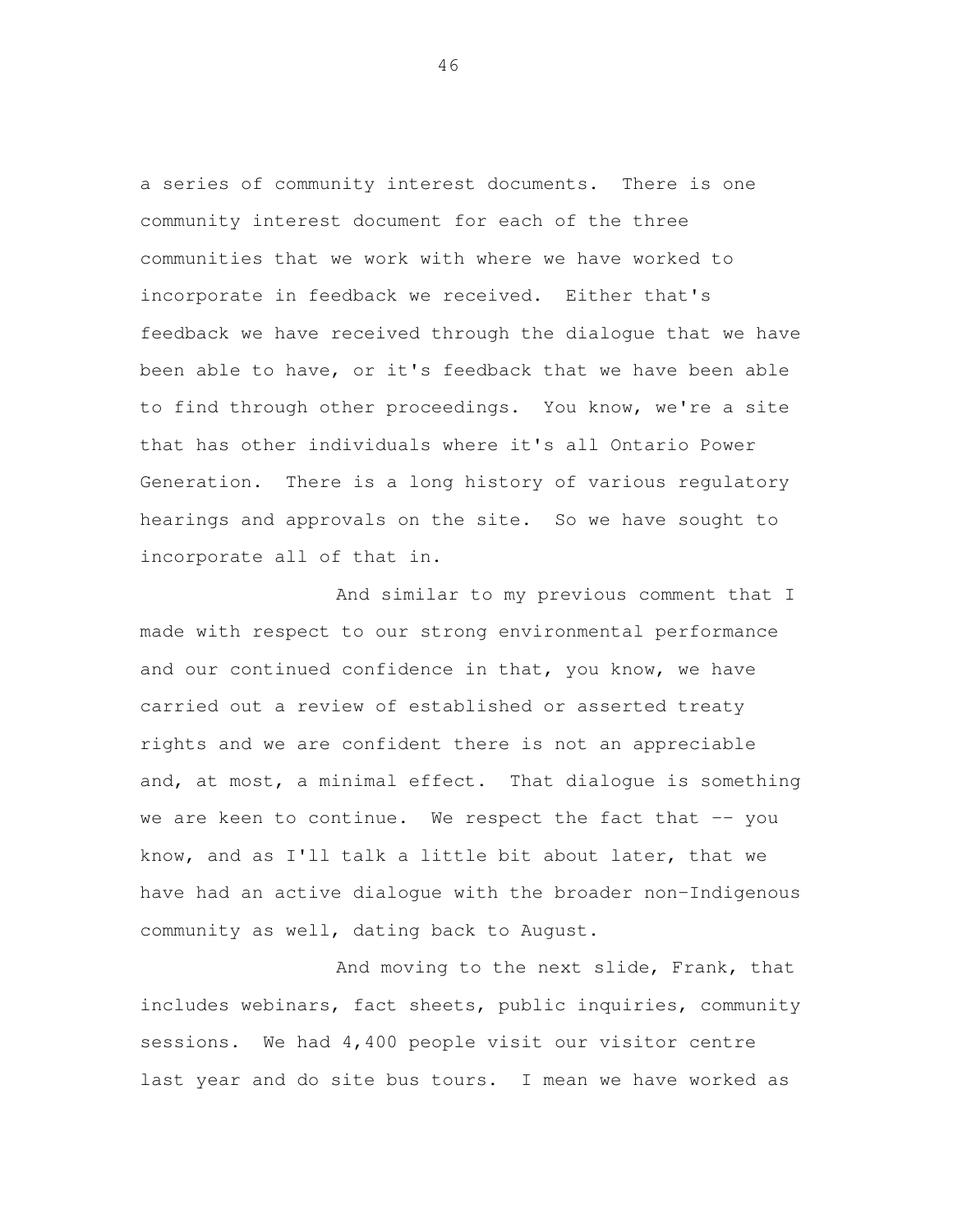a series of community interest documents. There is one community interest document for each of the three communities that we work with where we have worked to incorporate in feedback we received. Either that's feedback we have received through the dialogue that we have been able to have, or it's feedback that we have been able to find through other proceedings. You know, we're a site that has other individuals where it's all Ontario Power Generation. There is a long history of various regulatory hearings and approvals on the site. So we have sought to incorporate all of that in.

And similar to my previous comment that I made with respect to our strong environmental performance and our continued confidence in that, you know, we have carried out a review of established or asserted treaty rights and we are confident there is not an appreciable and, at most, a minimal effect. That dialogue is something we are keen to continue. We respect the fact that -- you know, and as I'll talk a little bit about later, that we have had an active dialogue with the broader non-Indigenous community as well, dating back to August.

And moving to the next slide, Frank, that includes webinars, fact sheets, public inquiries, community sessions. We had 4,400 people visit our visitor centre last year and do site bus tours. I mean we have worked as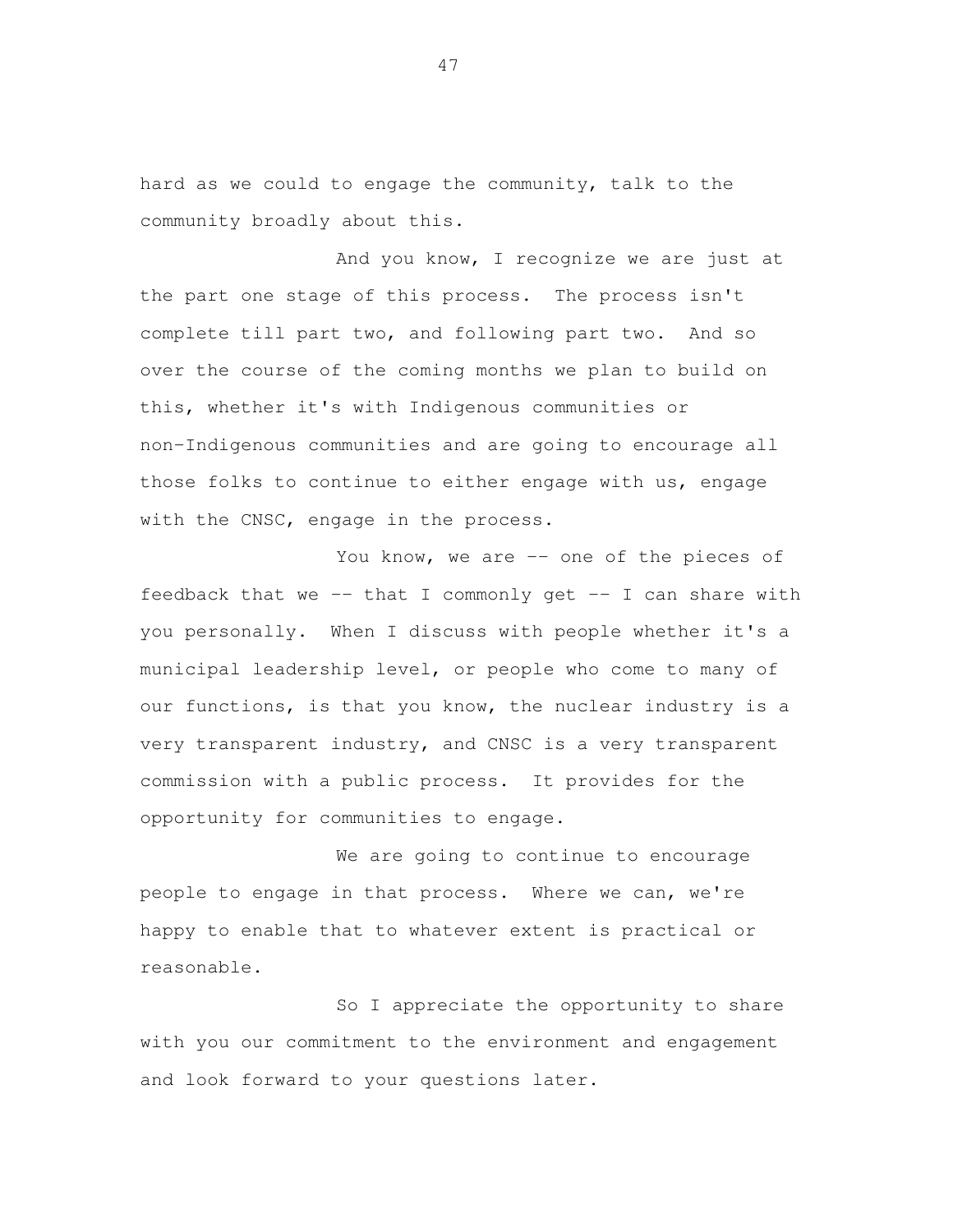hard as we could to engage the community, talk to the community broadly about this.

And you know, I recognize we are just at the part one stage of this process. The process isn't complete till part two, and following part two. And so over the course of the coming months we plan to build on this, whether it's with Indigenous communities or non-Indigenous communities and are going to encourage all those folks to continue to either engage with us, engage with the CNSC, engage in the process.

You know, we are -- one of the pieces of feedback that we -- that I commonly get -- I can share with you personally. When I discuss with people whether it's a municipal leadership level, or people who come to many of our functions, is that you know, the nuclear industry is a very transparent industry, and CNSC is a very transparent commission with a public process. It provides for the opportunity for communities to engage.

We are going to continue to encourage people to engage in that process. Where we can, we're happy to enable that to whatever extent is practical or reasonable.

So I appreciate the opportunity to share with you our commitment to the environment and engagement and look forward to your questions later.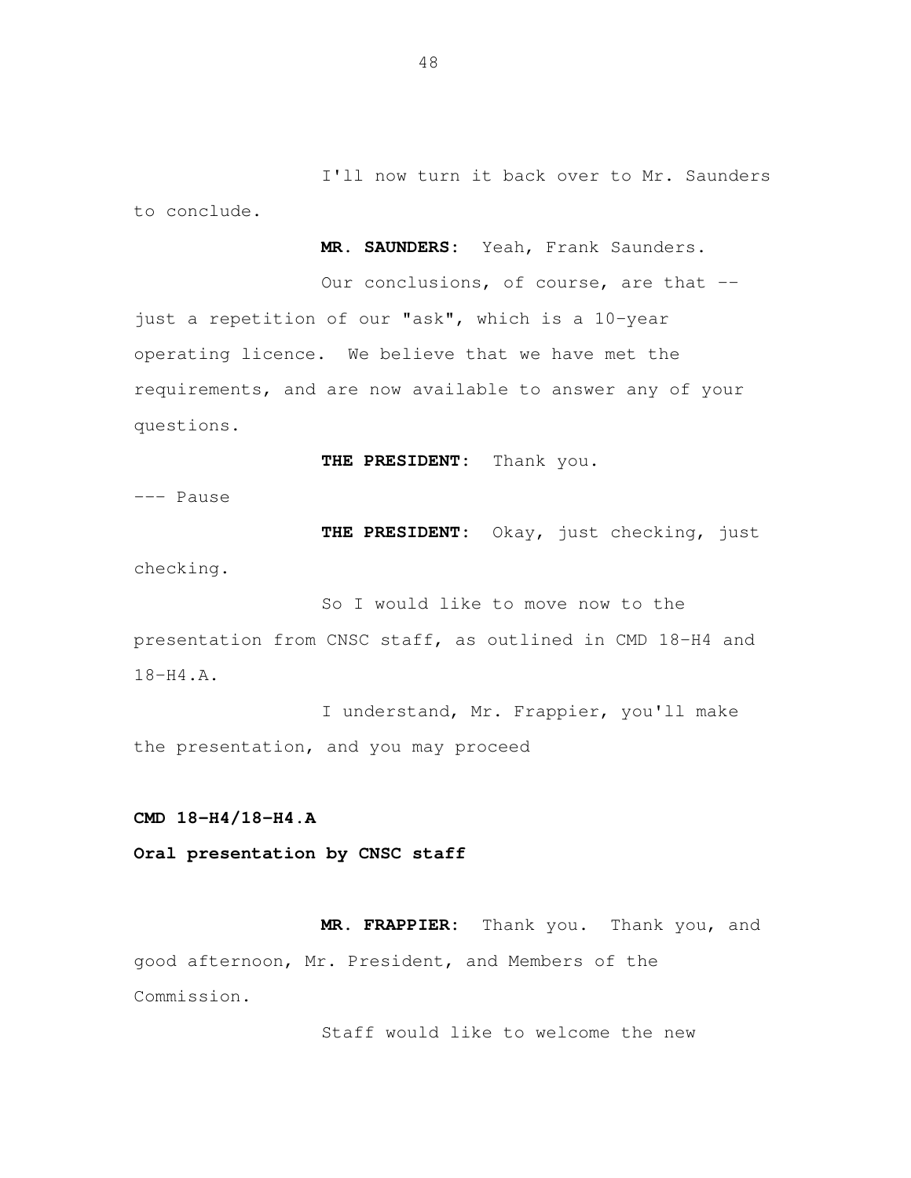I'll now turn it back over to Mr. Saunders to conclude.

**MR. SAUNDERS:** Yeah, Frank Saunders.

Our conclusions, of course, are that -- just a repetition of our "ask", which is a 10-year operating licence. We believe that we have met the requirements, and are now available to answer any of your questions.

**THE PRESIDENT:** Thank you.

--- Pause

**THE PRESIDENT:** Okay, just checking, just checking.

So I would like to move now to the presentation from CNSC staff, as outlined in CMD 18-H4 and 18-H4.A.

I understand, Mr. Frappier, you'll make the presentation, and you may proceed

**CMD 18-H4/18-H4.A**

**Oral presentation by CNSC staff**

**MR. FRAPPIER:** Thank you. Thank you, and good afternoon, Mr. President, and Members of the Commission.

Staff would like to welcome the new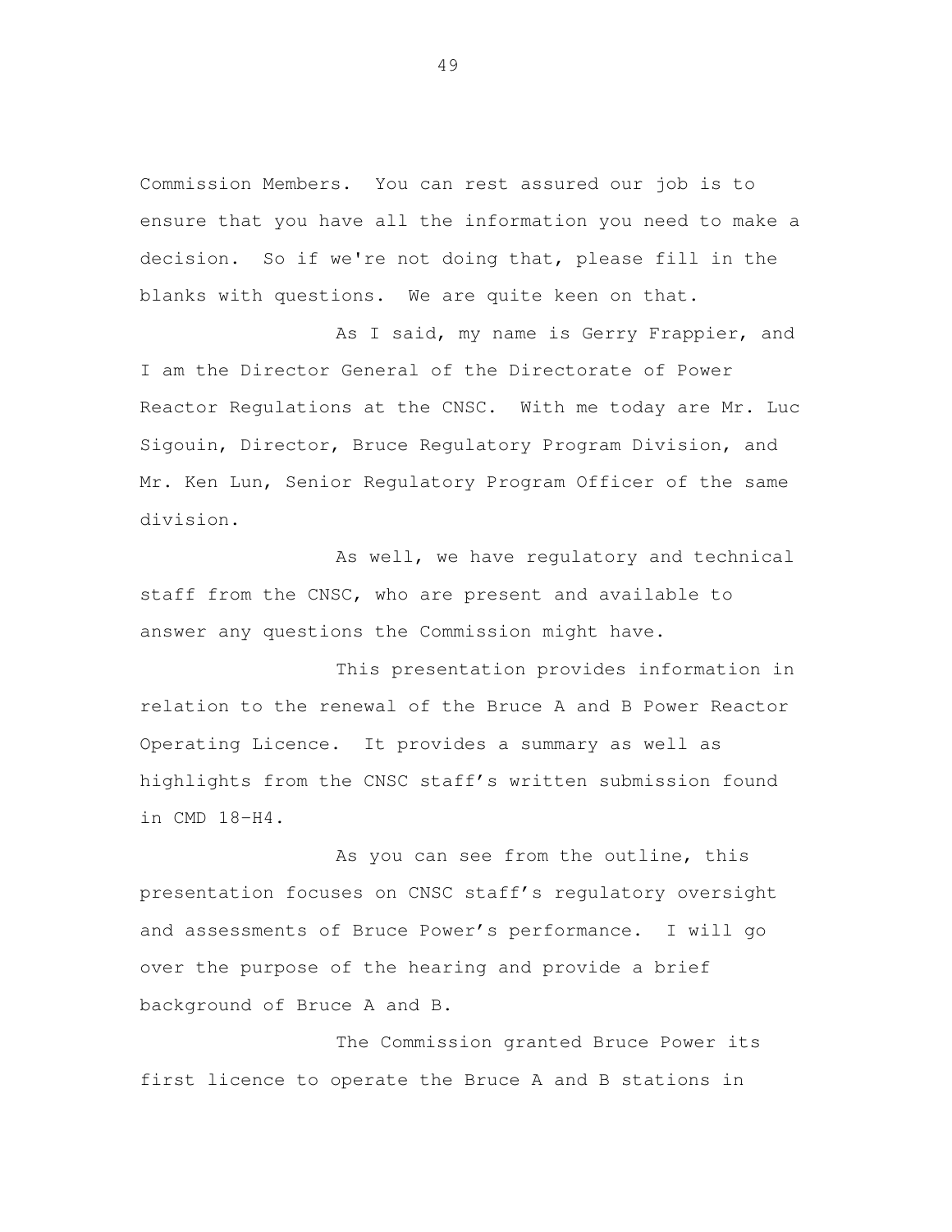Commission Members. You can rest assured our job is to ensure that you have all the information you need to make a decision. So if we're not doing that, please fill in the blanks with questions. We are quite keen on that.

As I said, my name is Gerry Frappier, and I am the Director General of the Directorate of Power Reactor Regulations at the CNSC. With me today are Mr. Luc Sigouin, Director, Bruce Regulatory Program Division, and Mr. Ken Lun, Senior Regulatory Program Officer of the same division.

As well, we have regulatory and technical staff from the CNSC, who are present and available to answer any questions the Commission might have.

This presentation provides information in relation to the renewal of the Bruce A and B Power Reactor Operating Licence. It provides a summary as well as highlights from the CNSC staff's written submission found in CMD 18-H4.

As you can see from the outline, this presentation focuses on CNSC staff's regulatory oversight and assessments of Bruce Power's performance. I will go over the purpose of the hearing and provide a brief background of Bruce A and B.

The Commission granted Bruce Power its first licence to operate the Bruce A and B stations in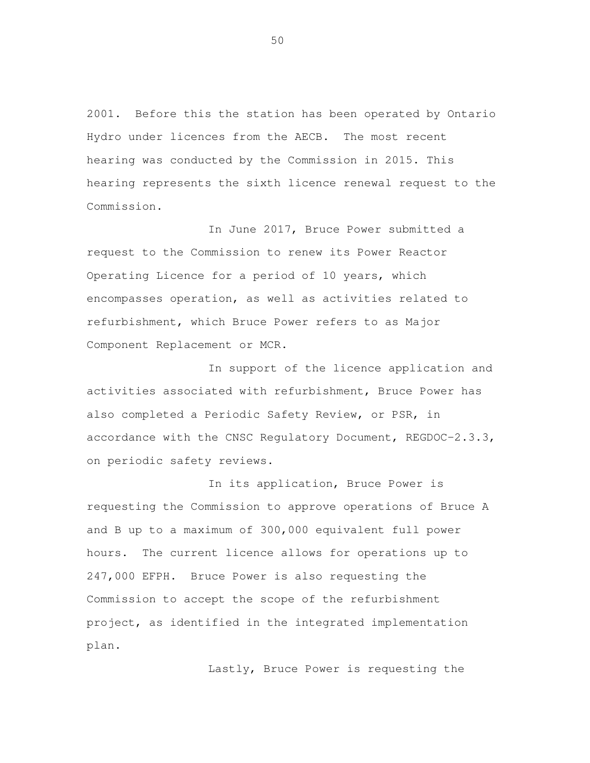2001. Before this the station has been operated by Ontario Hydro under licences from the AECB. The most recent hearing was conducted by the Commission in 2015. This hearing represents the sixth licence renewal request to the Commission.

In June 2017, Bruce Power submitted a request to the Commission to renew its Power Reactor Operating Licence for a period of 10 years, which encompasses operation, as well as activities related to refurbishment, which Bruce Power refers to as Major Component Replacement or MCR.

In support of the licence application and activities associated with refurbishment, Bruce Power has also completed a Periodic Safety Review, or PSR, in accordance with the CNSC Regulatory Document, REGDOC-2.3.3, on periodic safety reviews.

In its application, Bruce Power is requesting the Commission to approve operations of Bruce A and B up to a maximum of 300,000 equivalent full power hours. The current licence allows for operations up to 247,000 EFPH. Bruce Power is also requesting the Commission to accept the scope of the refurbishment project, as identified in the integrated implementation plan.

Lastly, Bruce Power is requesting the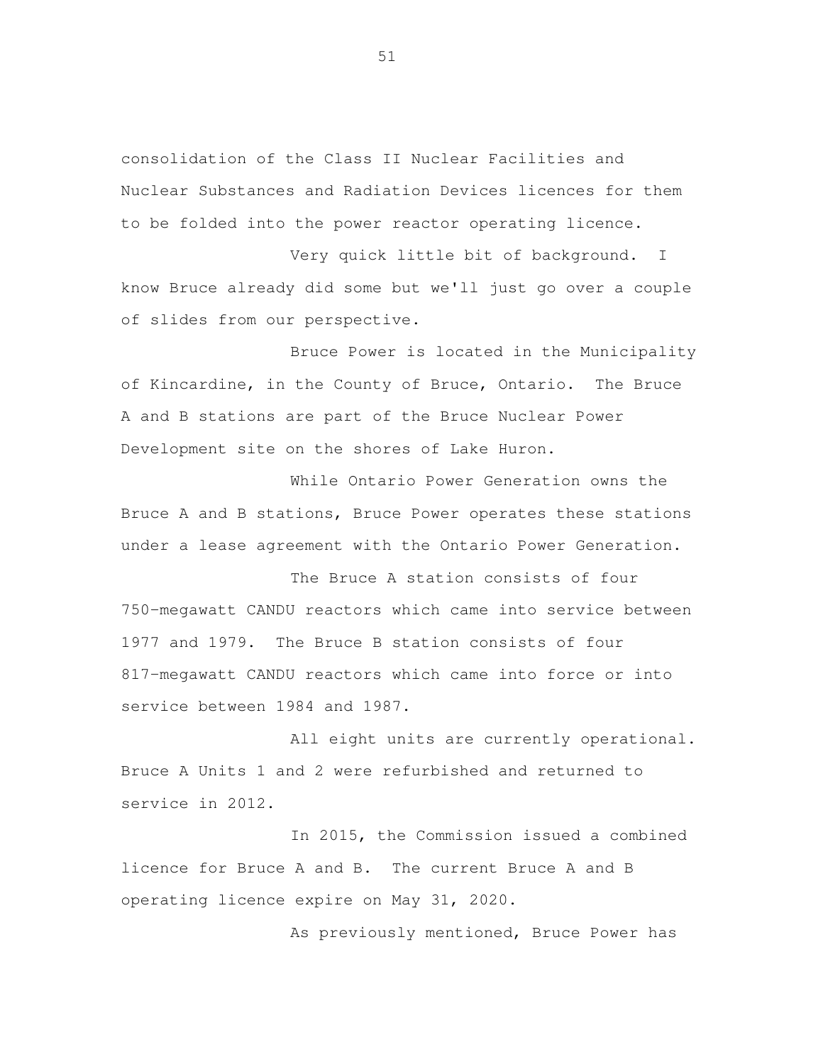consolidation of the Class II Nuclear Facilities and Nuclear Substances and Radiation Devices licences for them to be folded into the power reactor operating licence.

Very quick little bit of background. I know Bruce already did some but we'll just go over a couple of slides from our perspective.

Bruce Power is located in the Municipality of Kincardine, in the County of Bruce, Ontario. The Bruce A and B stations are part of the Bruce Nuclear Power Development site on the shores of Lake Huron.

While Ontario Power Generation owns the Bruce A and B stations, Bruce Power operates these stations under a lease agreement with the Ontario Power Generation.

The Bruce A station consists of four 750-megawatt CANDU reactors which came into service between 1977 and 1979. The Bruce B station consists of four 817-megawatt CANDU reactors which came into force or into service between 1984 and 1987.

All eight units are currently operational. Bruce A Units 1 and 2 were refurbished and returned to service in 2012.

In 2015, the Commission issued a combined licence for Bruce A and B. The current Bruce A and B operating licence expire on May 31, 2020.

As previously mentioned, Bruce Power has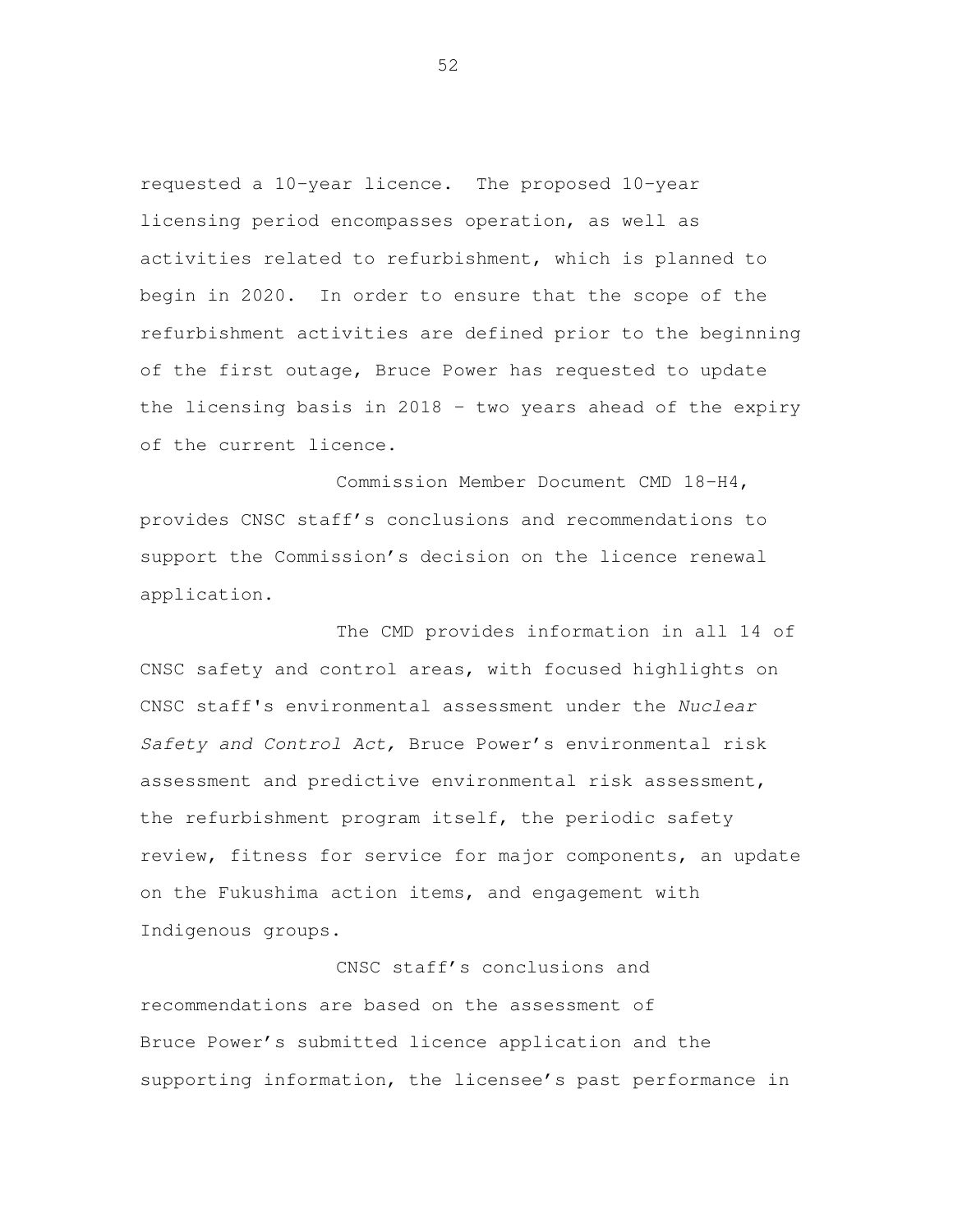requested a 10-year licence. The proposed 10-year licensing period encompasses operation, as well as activities related to refurbishment, which is planned to begin in 2020. In order to ensure that the scope of the refurbishment activities are defined prior to the beginning of the first outage, Bruce Power has requested to update the licensing basis in 2018 – two years ahead of the expiry of the current licence.

Commission Member Document CMD 18-H4, provides CNSC staff's conclusions and recommendations to support the Commission's decision on the licence renewal application.

The CMD provides information in all 14 of CNSC safety and control areas, with focused highlights on CNSC staff's environmental assessment under the *Nuclear Safety and Control Act,* Bruce Power's environmental risk assessment and predictive environmental risk assessment, the refurbishment program itself, the periodic safety review, fitness for service for major components, an update on the Fukushima action items, and engagement with Indigenous groups.

CNSC staff's conclusions and recommendations are based on the assessment of Bruce Power's submitted licence application and the supporting information, the licensee's past performance in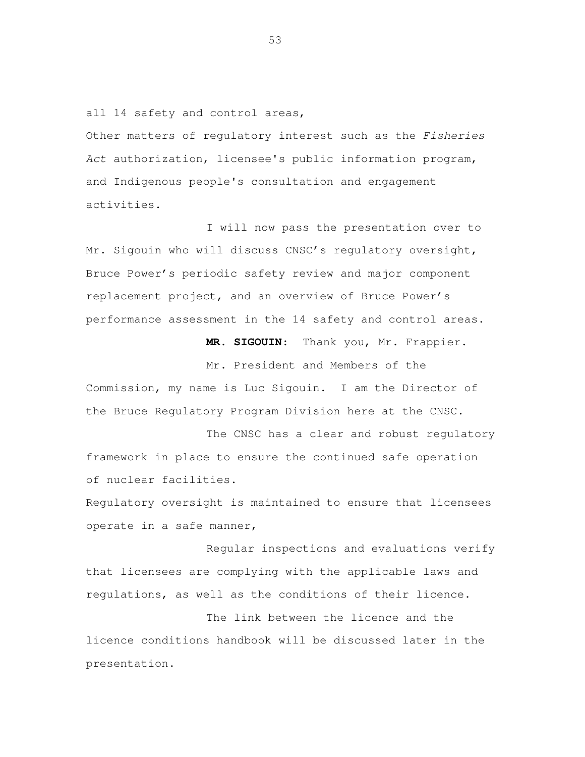all 14 safety and control areas,

Other matters of regulatory interest such as the *Fisheries Act* authorization, licensee's public information program, and Indigenous people's consultation and engagement activities.

I will now pass the presentation over to Mr. Sigouin who will discuss CNSC's regulatory oversight, Bruce Power's periodic safety review and major component replacement project, and an overview of Bruce Power's performance assessment in the 14 safety and control areas.

**MR. SIGOUIN:** Thank you, Mr. Frappier.

Mr. President and Members of the Commission, my name is Luc Sigouin. I am the Director of the Bruce Regulatory Program Division here at the CNSC.

The CNSC has a clear and robust regulatory framework in place to ensure the continued safe operation of nuclear facilities.

Regulatory oversight is maintained to ensure that licensees operate in a safe manner,

Regular inspections and evaluations verify that licensees are complying with the applicable laws and regulations, as well as the conditions of their licence.

The link between the licence and the licence conditions handbook will be discussed later in the presentation.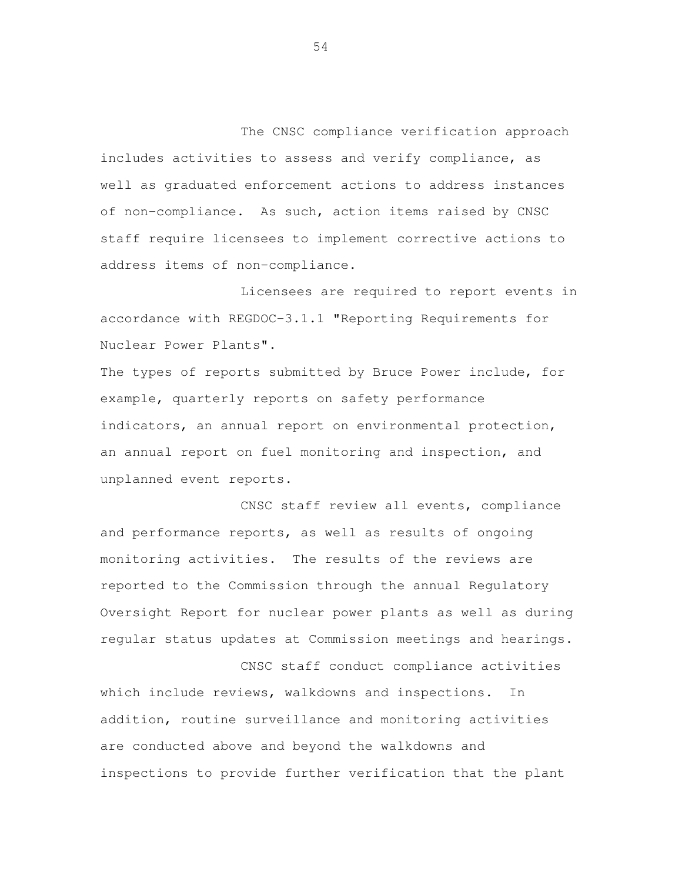The CNSC compliance verification approach includes activities to assess and verify compliance, as well as graduated enforcement actions to address instances of non-compliance. As such, action items raised by CNSC staff require licensees to implement corrective actions to address items of non-compliance.

Licensees are required to report events in accordance with REGDOC-3.1.1 "Reporting Requirements for Nuclear Power Plants".

The types of reports submitted by Bruce Power include, for example, quarterly reports on safety performance indicators, an annual report on environmental protection, an annual report on fuel monitoring and inspection, and unplanned event reports.

CNSC staff review all events, compliance and performance reports, as well as results of ongoing monitoring activities. The results of the reviews are reported to the Commission through the annual Regulatory Oversight Report for nuclear power plants as well as during regular status updates at Commission meetings and hearings.

CNSC staff conduct compliance activities which include reviews, walkdowns and inspections. In addition, routine surveillance and monitoring activities are conducted above and beyond the walkdowns and inspections to provide further verification that the plant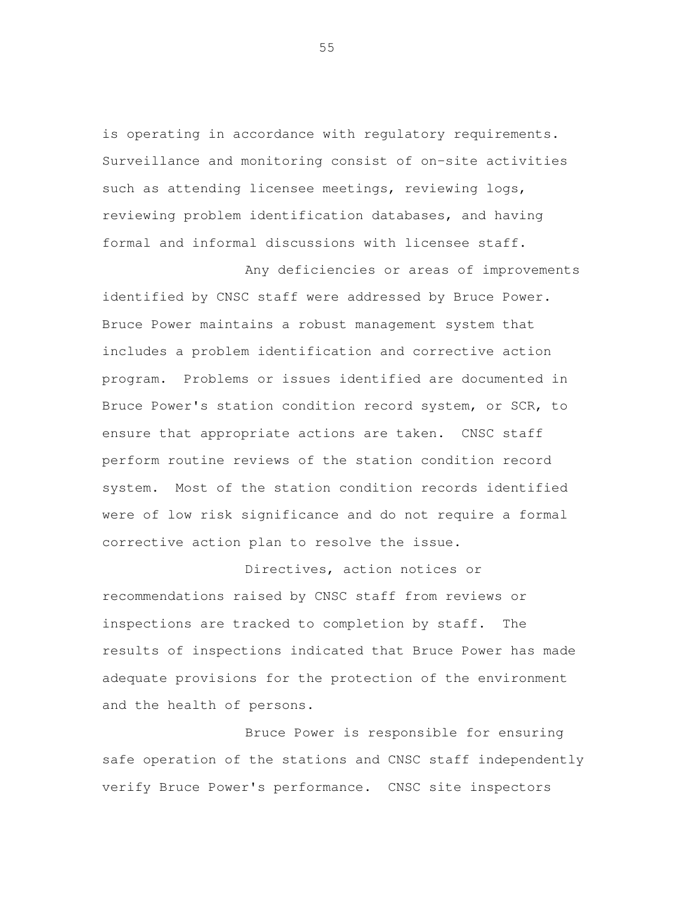is operating in accordance with regulatory requirements. Surveillance and monitoring consist of on-site activities such as attending licensee meetings, reviewing logs, reviewing problem identification databases, and having formal and informal discussions with licensee staff.

Any deficiencies or areas of improvements identified by CNSC staff were addressed by Bruce Power. Bruce Power maintains a robust management system that includes a problem identification and corrective action program. Problems or issues identified are documented in Bruce Power's station condition record system, or SCR, to ensure that appropriate actions are taken. CNSC staff perform routine reviews of the station condition record system. Most of the station condition records identified were of low risk significance and do not require a formal corrective action plan to resolve the issue.

Directives, action notices or recommendations raised by CNSC staff from reviews or inspections are tracked to completion by staff. The results of inspections indicated that Bruce Power has made adequate provisions for the protection of the environment and the health of persons.

Bruce Power is responsible for ensuring safe operation of the stations and CNSC staff independently verify Bruce Power's performance. CNSC site inspectors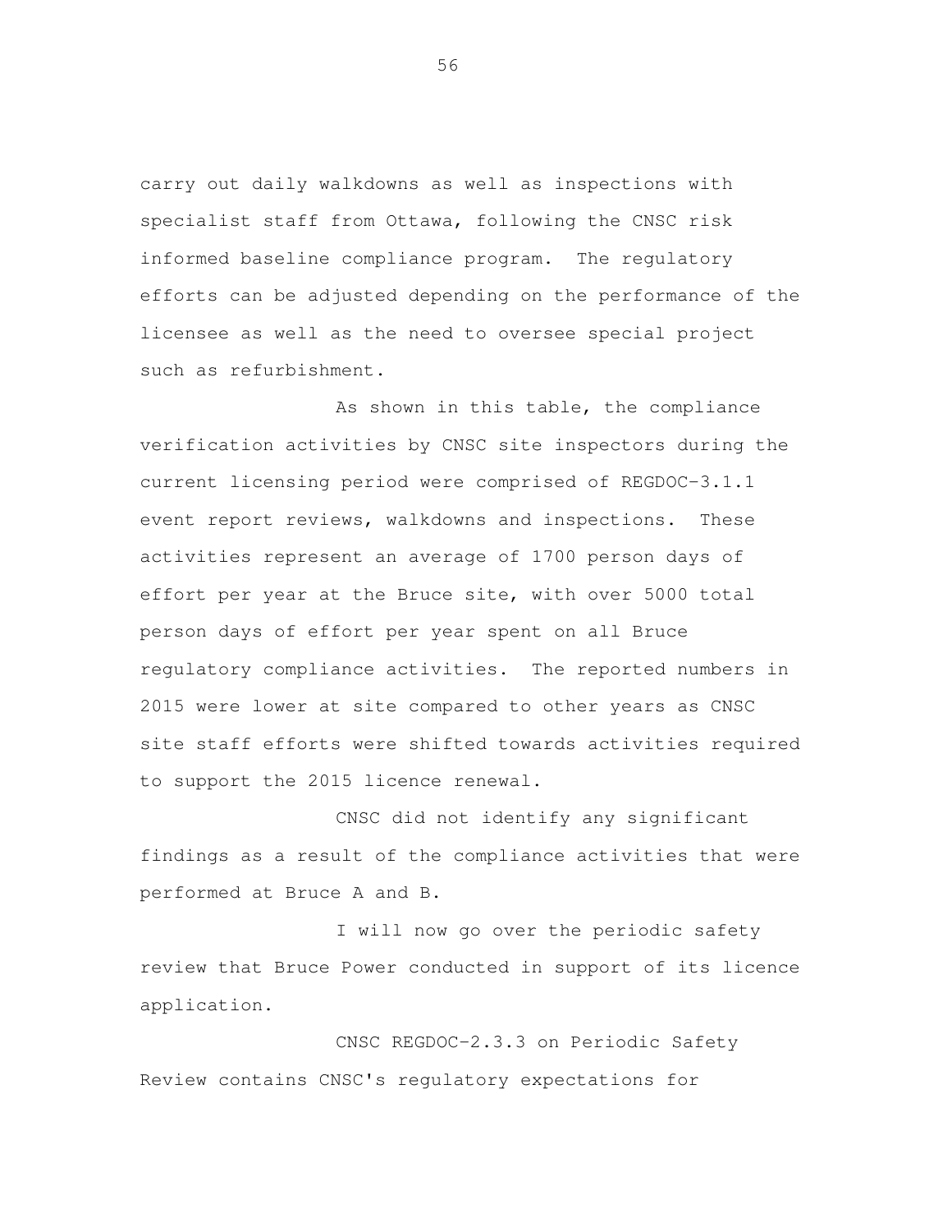carry out daily walkdowns as well as inspections with specialist staff from Ottawa, following the CNSC risk informed baseline compliance program. The regulatory efforts can be adjusted depending on the performance of the licensee as well as the need to oversee special project such as refurbishment.

As shown in this table, the compliance verification activities by CNSC site inspectors during the current licensing period were comprised of REGDOC-3.1.1 event report reviews, walkdowns and inspections. These activities represent an average of 1700 person days of effort per year at the Bruce site, with over 5000 total person days of effort per year spent on all Bruce regulatory compliance activities. The reported numbers in 2015 were lower at site compared to other years as CNSC site staff efforts were shifted towards activities required to support the 2015 licence renewal.

CNSC did not identify any significant findings as a result of the compliance activities that were performed at Bruce A and B.

I will now go over the periodic safety review that Bruce Power conducted in support of its licence application.

CNSC REGDOC-2.3.3 on Periodic Safety Review contains CNSC's regulatory expectations for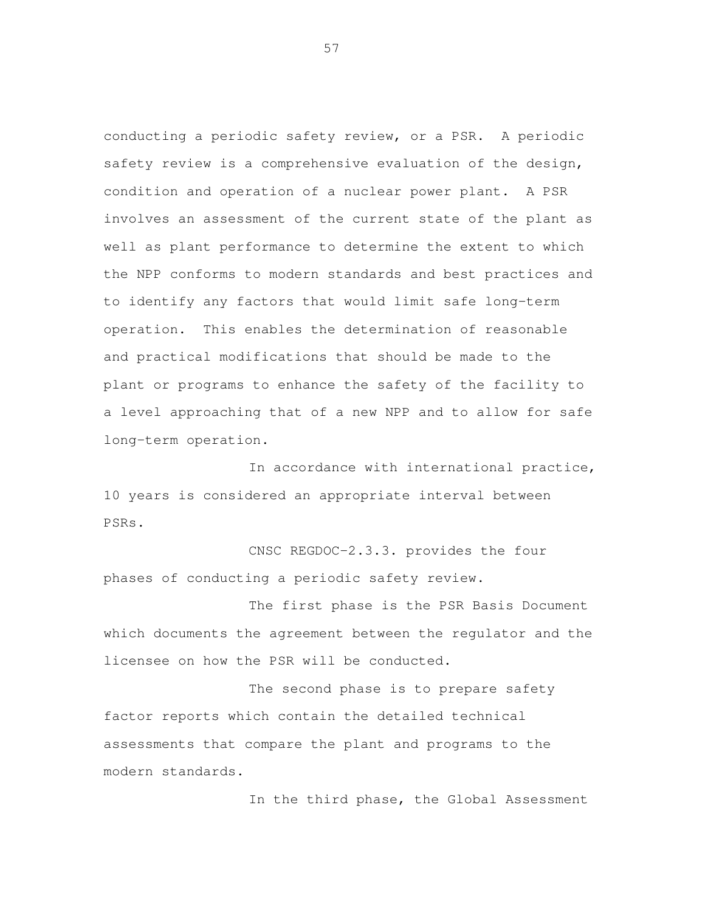conducting a periodic safety review, or a PSR. A periodic safety review is a comprehensive evaluation of the design, condition and operation of a nuclear power plant. A PSR involves an assessment of the current state of the plant as well as plant performance to determine the extent to which the NPP conforms to modern standards and best practices and to identify any factors that would limit safe long-term operation. This enables the determination of reasonable and practical modifications that should be made to the plant or programs to enhance the safety of the facility to a level approaching that of a new NPP and to allow for safe long-term operation.

In accordance with international practice, 10 years is considered an appropriate interval between PSRs.

CNSC REGDOC-2.3.3. provides the four phases of conducting a periodic safety review.

The first phase is the PSR Basis Document which documents the agreement between the regulator and the licensee on how the PSR will be conducted.

The second phase is to prepare safety factor reports which contain the detailed technical assessments that compare the plant and programs to the modern standards.

In the third phase, the Global Assessment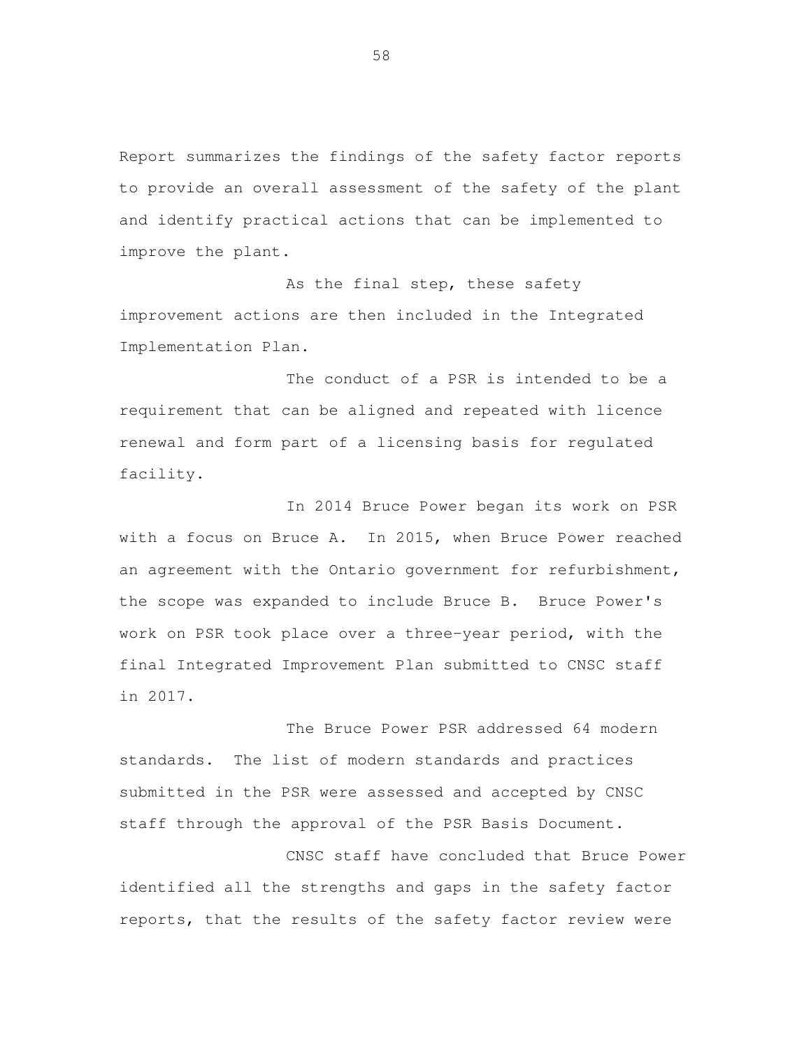Report summarizes the findings of the safety factor reports to provide an overall assessment of the safety of the plant and identify practical actions that can be implemented to improve the plant.

As the final step, these safety improvement actions are then included in the Integrated Implementation Plan.

The conduct of a PSR is intended to be a requirement that can be aligned and repeated with licence renewal and form part of a licensing basis for regulated facility.

In 2014 Bruce Power began its work on PSR with a focus on Bruce A. In 2015, when Bruce Power reached an agreement with the Ontario government for refurbishment, the scope was expanded to include Bruce B. Bruce Power's work on PSR took place over a three-year period, with the final Integrated Improvement Plan submitted to CNSC staff in 2017.

The Bruce Power PSR addressed 64 modern standards. The list of modern standards and practices submitted in the PSR were assessed and accepted by CNSC staff through the approval of the PSR Basis Document.

CNSC staff have concluded that Bruce Power identified all the strengths and gaps in the safety factor reports, that the results of the safety factor review were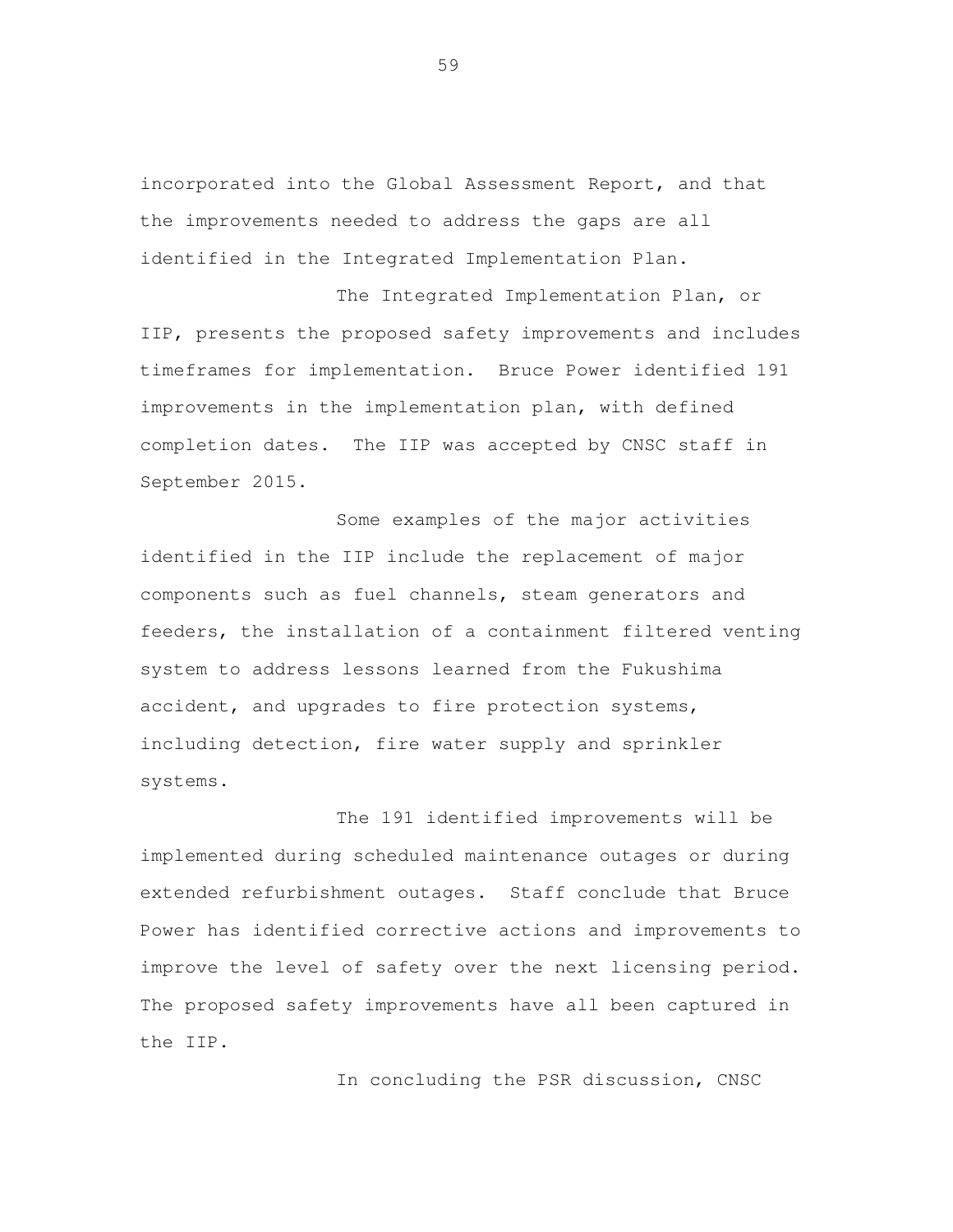incorporated into the Global Assessment Report, and that the improvements needed to address the gaps are all identified in the Integrated Implementation Plan.

The Integrated Implementation Plan, or IIP, presents the proposed safety improvements and includes timeframes for implementation. Bruce Power identified 191 improvements in the implementation plan, with defined completion dates. The IIP was accepted by CNSC staff in September 2015.

Some examples of the major activities identified in the IIP include the replacement of major components such as fuel channels, steam generators and feeders, the installation of a containment filtered venting system to address lessons learned from the Fukushima accident, and upgrades to fire protection systems, including detection, fire water supply and sprinkler systems.

The 191 identified improvements will be implemented during scheduled maintenance outages or during extended refurbishment outages. Staff conclude that Bruce Power has identified corrective actions and improvements to improve the level of safety over the next licensing period. The proposed safety improvements have all been captured in the IIP.

In concluding the PSR discussion, CNSC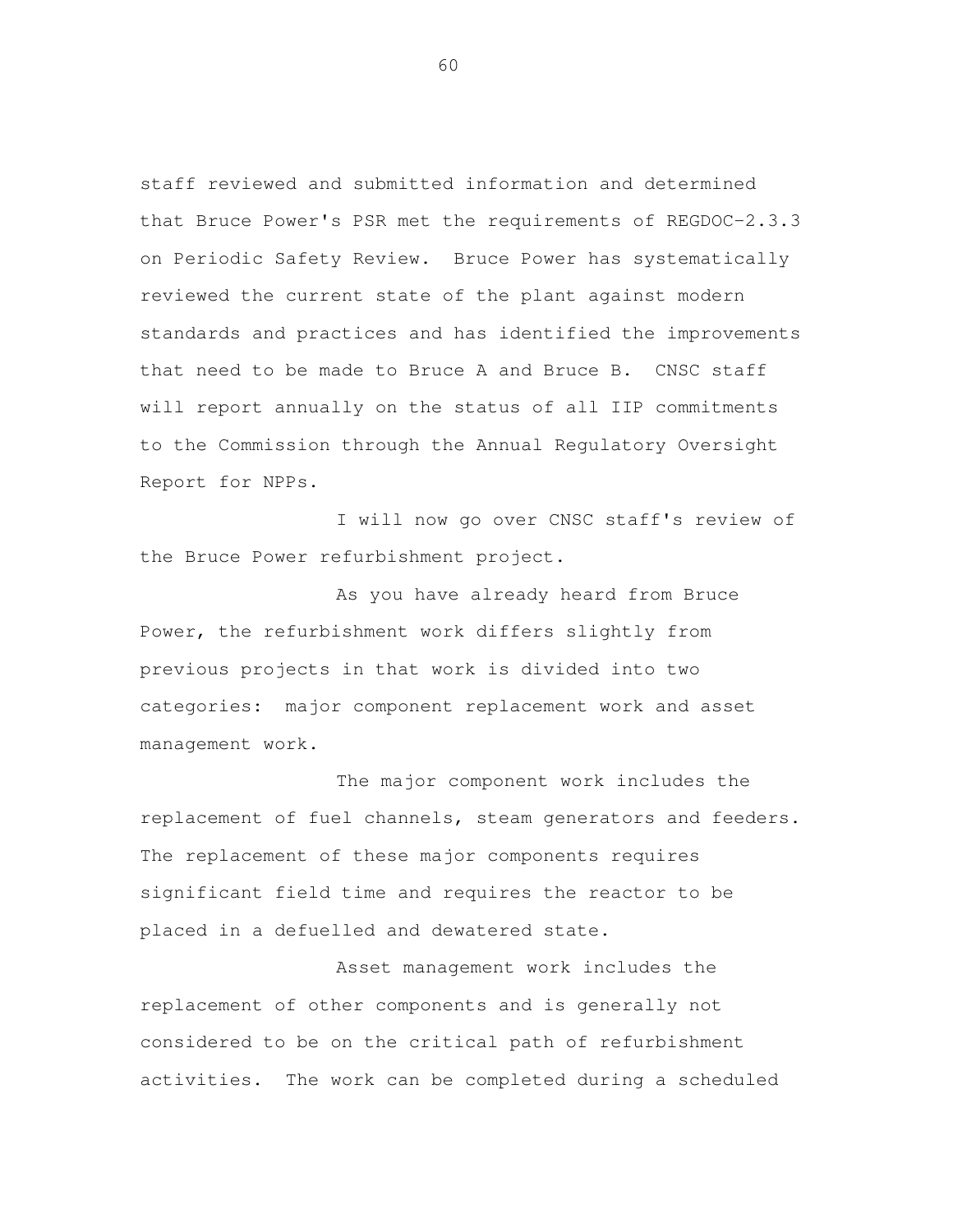staff reviewed and submitted information and determined that Bruce Power's PSR met the requirements of REGDOC-2.3.3 on Periodic Safety Review. Bruce Power has systematically reviewed the current state of the plant against modern standards and practices and has identified the improvements that need to be made to Bruce A and Bruce B. CNSC staff will report annually on the status of all IIP commitments to the Commission through the Annual Regulatory Oversight Report for NPPs.

I will now go over CNSC staff's review of the Bruce Power refurbishment project.

As you have already heard from Bruce Power, the refurbishment work differs slightly from previous projects in that work is divided into two categories: major component replacement work and asset management work.

The major component work includes the replacement of fuel channels, steam generators and feeders. The replacement of these major components requires significant field time and requires the reactor to be placed in a defuelled and dewatered state.

Asset management work includes the replacement of other components and is generally not considered to be on the critical path of refurbishment activities. The work can be completed during a scheduled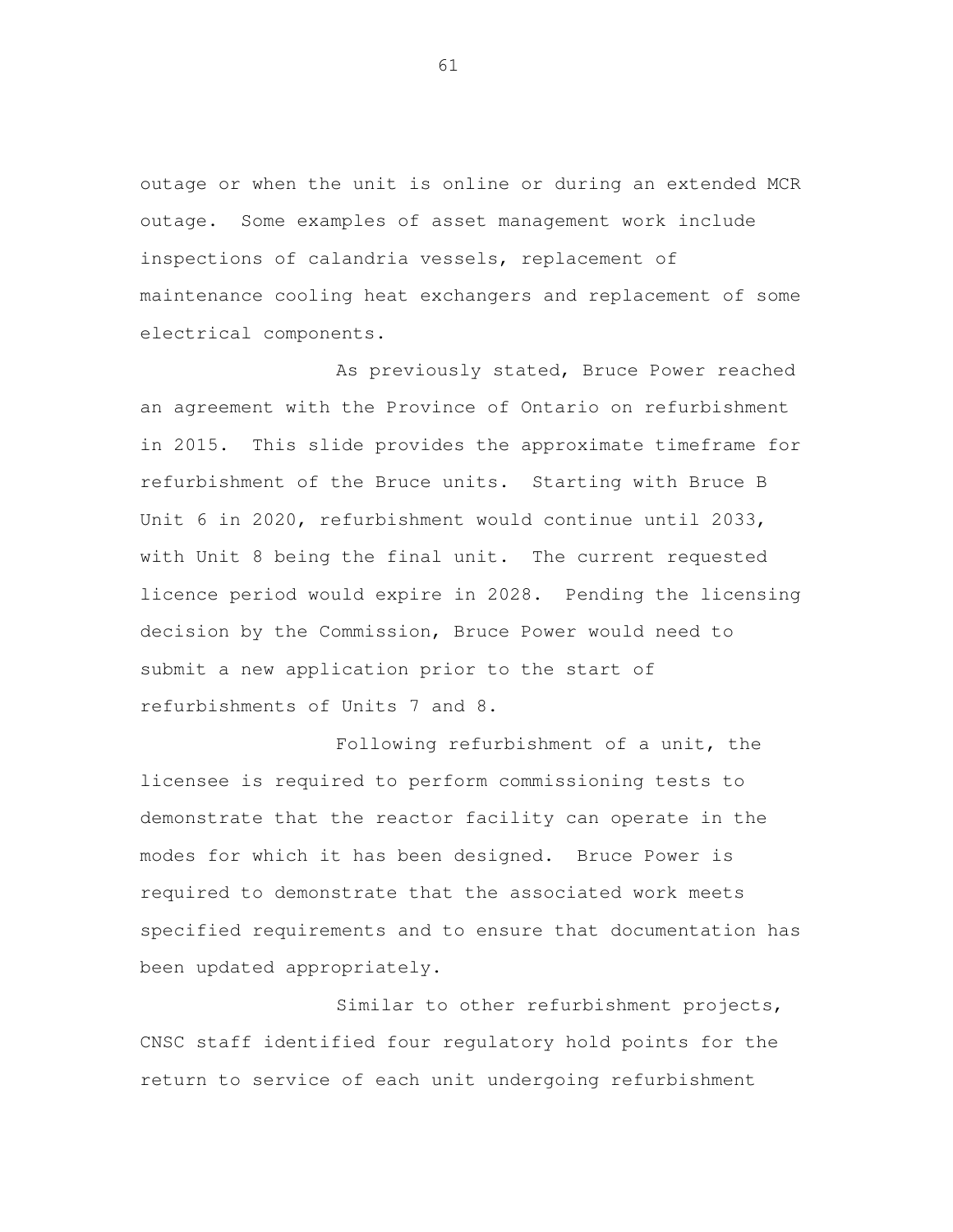outage or when the unit is online or during an extended MCR outage. Some examples of asset management work include inspections of calandria vessels, replacement of maintenance cooling heat exchangers and replacement of some electrical components.

As previously stated, Bruce Power reached an agreement with the Province of Ontario on refurbishment in 2015. This slide provides the approximate timeframe for refurbishment of the Bruce units. Starting with Bruce B Unit 6 in 2020, refurbishment would continue until 2033, with Unit 8 being the final unit. The current requested licence period would expire in 2028. Pending the licensing decision by the Commission, Bruce Power would need to submit a new application prior to the start of refurbishments of Units 7 and 8.

Following refurbishment of a unit, the licensee is required to perform commissioning tests to demonstrate that the reactor facility can operate in the modes for which it has been designed. Bruce Power is required to demonstrate that the associated work meets specified requirements and to ensure that documentation has been updated appropriately.

Similar to other refurbishment projects, CNSC staff identified four regulatory hold points for the return to service of each unit undergoing refurbishment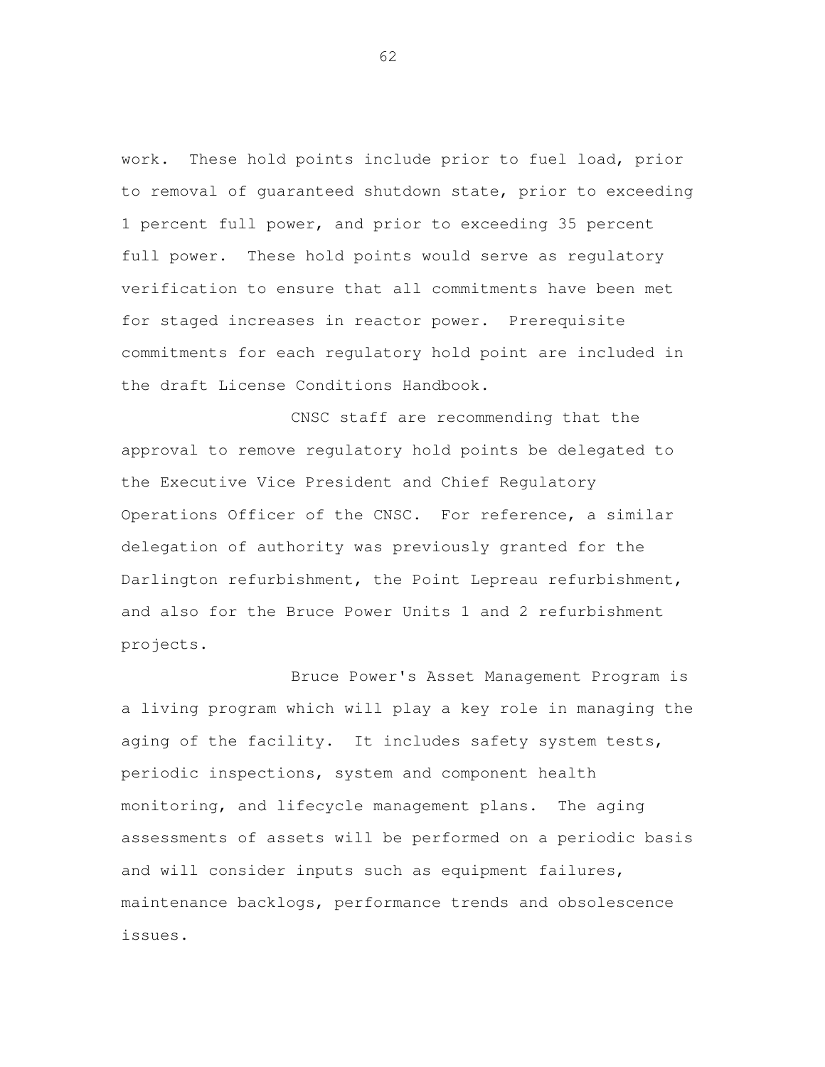work. These hold points include prior to fuel load, prior to removal of guaranteed shutdown state, prior to exceeding 1 percent full power, and prior to exceeding 35 percent full power. These hold points would serve as regulatory verification to ensure that all commitments have been met for staged increases in reactor power. Prerequisite commitments for each regulatory hold point are included in the draft License Conditions Handbook.

CNSC staff are recommending that the approval to remove regulatory hold points be delegated to the Executive Vice President and Chief Regulatory Operations Officer of the CNSC. For reference, a similar delegation of authority was previously granted for the Darlington refurbishment, the Point Lepreau refurbishment, and also for the Bruce Power Units 1 and 2 refurbishment projects.

Bruce Power's Asset Management Program is a living program which will play a key role in managing the aging of the facility. It includes safety system tests, periodic inspections, system and component health monitoring, and lifecycle management plans. The aging assessments of assets will be performed on a periodic basis and will consider inputs such as equipment failures, maintenance backlogs, performance trends and obsolescence issues.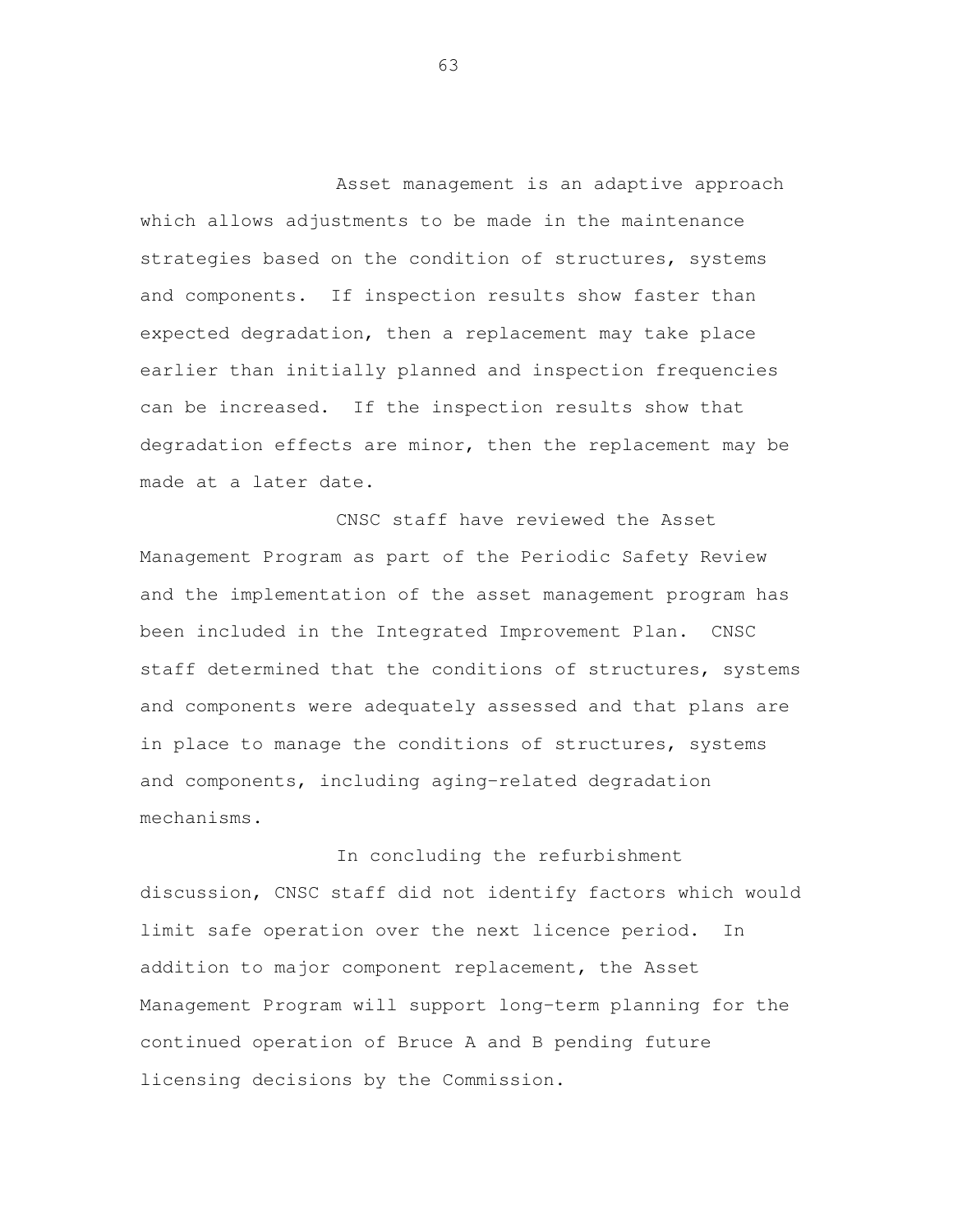Asset management is an adaptive approach which allows adjustments to be made in the maintenance strategies based on the condition of structures, systems and components. If inspection results show faster than expected degradation, then a replacement may take place earlier than initially planned and inspection frequencies can be increased. If the inspection results show that degradation effects are minor, then the replacement may be made at a later date.

CNSC staff have reviewed the Asset Management Program as part of the Periodic Safety Review and the implementation of the asset management program has been included in the Integrated Improvement Plan. CNSC staff determined that the conditions of structures, systems and components were adequately assessed and that plans are in place to manage the conditions of structures, systems and components, including aging-related degradation mechanisms.

In concluding the refurbishment discussion, CNSC staff did not identify factors which would limit safe operation over the next licence period. In addition to major component replacement, the Asset Management Program will support long-term planning for the continued operation of Bruce A and B pending future licensing decisions by the Commission.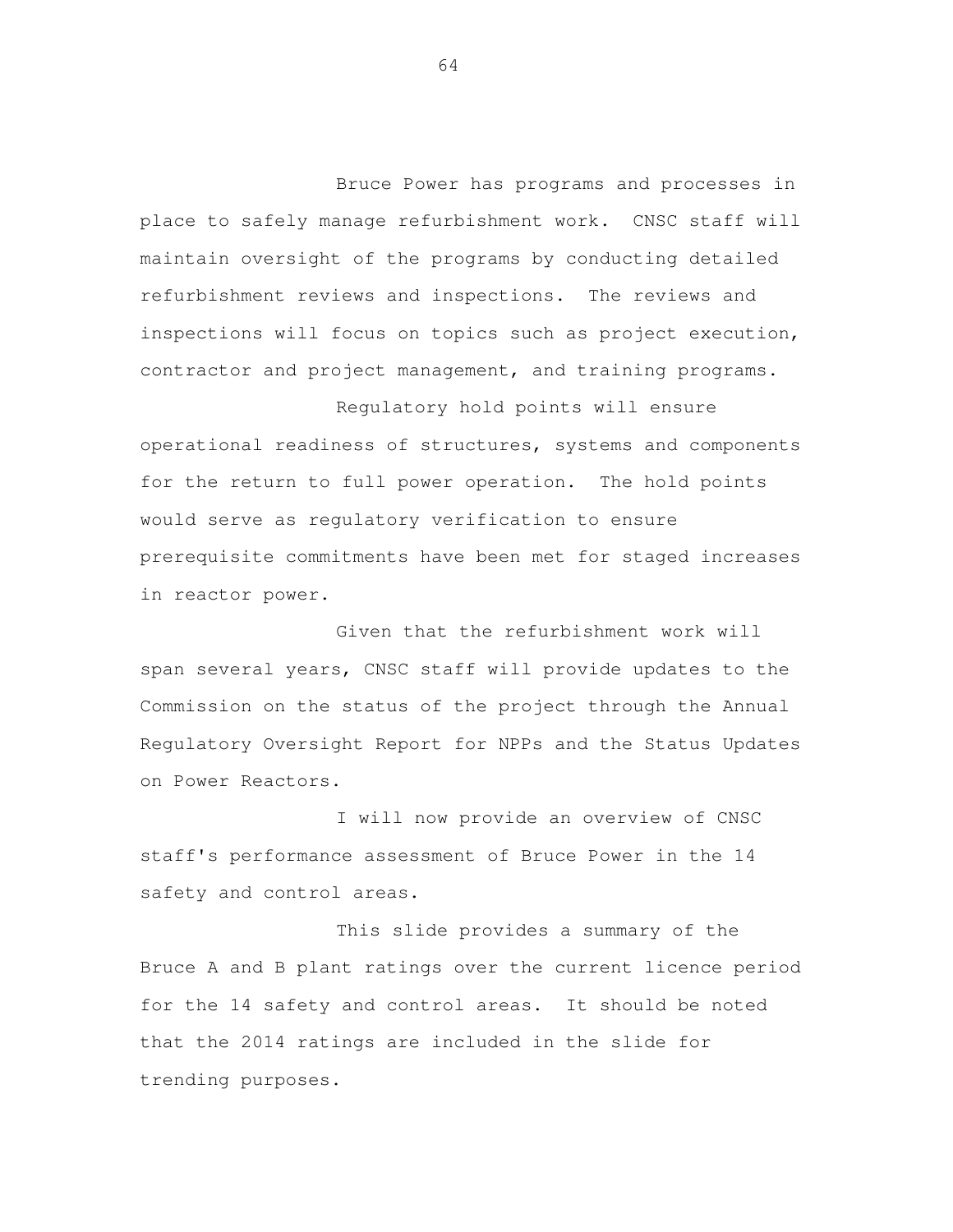Bruce Power has programs and processes in place to safely manage refurbishment work. CNSC staff will maintain oversight of the programs by conducting detailed refurbishment reviews and inspections. The reviews and inspections will focus on topics such as project execution, contractor and project management, and training programs.

Regulatory hold points will ensure operational readiness of structures, systems and components for the return to full power operation. The hold points would serve as regulatory verification to ensure prerequisite commitments have been met for staged increases in reactor power.

Given that the refurbishment work will span several years, CNSC staff will provide updates to the Commission on the status of the project through the Annual Regulatory Oversight Report for NPPs and the Status Updates on Power Reactors.

I will now provide an overview of CNSC staff's performance assessment of Bruce Power in the 14 safety and control areas.

This slide provides a summary of the Bruce A and B plant ratings over the current licence period for the 14 safety and control areas. It should be noted that the 2014 ratings are included in the slide for trending purposes.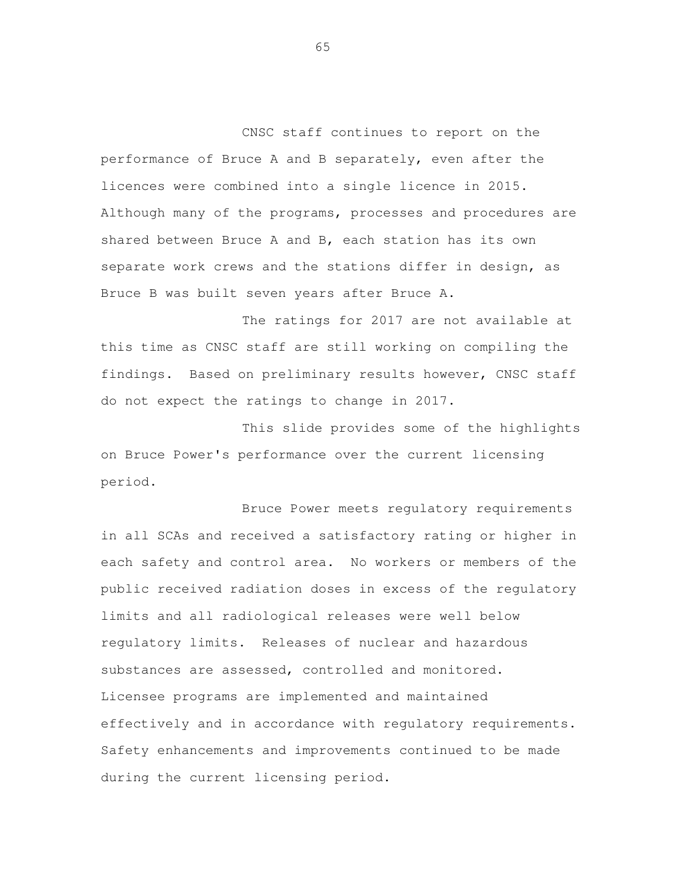CNSC staff continues to report on the performance of Bruce A and B separately, even after the licences were combined into a single licence in 2015. Although many of the programs, processes and procedures are shared between Bruce A and B, each station has its own separate work crews and the stations differ in design, as Bruce B was built seven years after Bruce A.

The ratings for 2017 are not available at this time as CNSC staff are still working on compiling the findings. Based on preliminary results however, CNSC staff do not expect the ratings to change in 2017.

This slide provides some of the highlights on Bruce Power's performance over the current licensing period.

Bruce Power meets regulatory requirements in all SCAs and received a satisfactory rating or higher in each safety and control area. No workers or members of the public received radiation doses in excess of the regulatory limits and all radiological releases were well below regulatory limits. Releases of nuclear and hazardous substances are assessed, controlled and monitored. Licensee programs are implemented and maintained effectively and in accordance with regulatory requirements. Safety enhancements and improvements continued to be made during the current licensing period.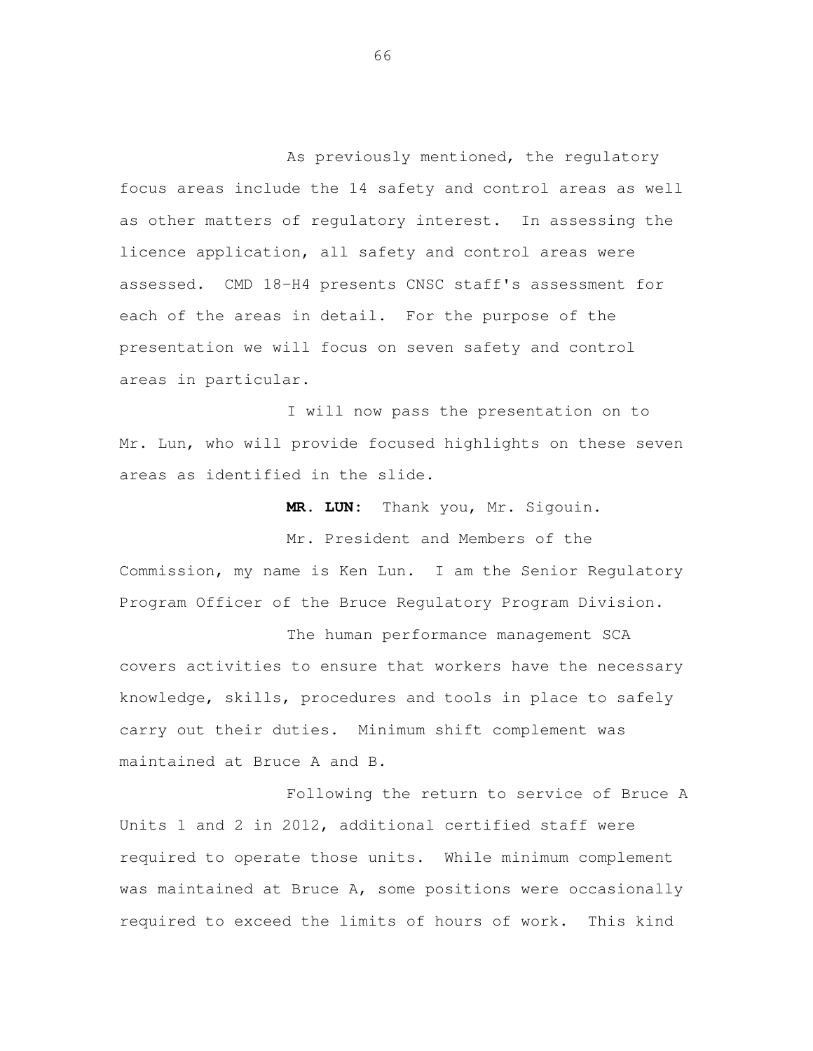As previously mentioned, the regulatory focus areas include the 14 safety and control areas as well as other matters of regulatory interest. In assessing the licence application, all safety and control areas were assessed. CMD 18-H4 presents CNSC staff's assessment for each of the areas in detail. For the purpose of the presentation we will focus on seven safety and control areas in particular.

I will now pass the presentation on to Mr. Lun, who will provide focused highlights on these seven areas as identified in the slide.

**MR. LUN:** Thank you, Mr. Sigouin.

Mr. President and Members of the Commission, my name is Ken Lun. I am the Senior Regulatory Program Officer of the Bruce Regulatory Program Division.

The human performance management SCA covers activities to ensure that workers have the necessary knowledge, skills, procedures and tools in place to safely carry out their duties. Minimum shift complement was maintained at Bruce A and B.

Following the return to service of Bruce A Units 1 and 2 in 2012, additional certified staff were required to operate those units. While minimum complement was maintained at Bruce A, some positions were occasionally required to exceed the limits of hours of work. This kind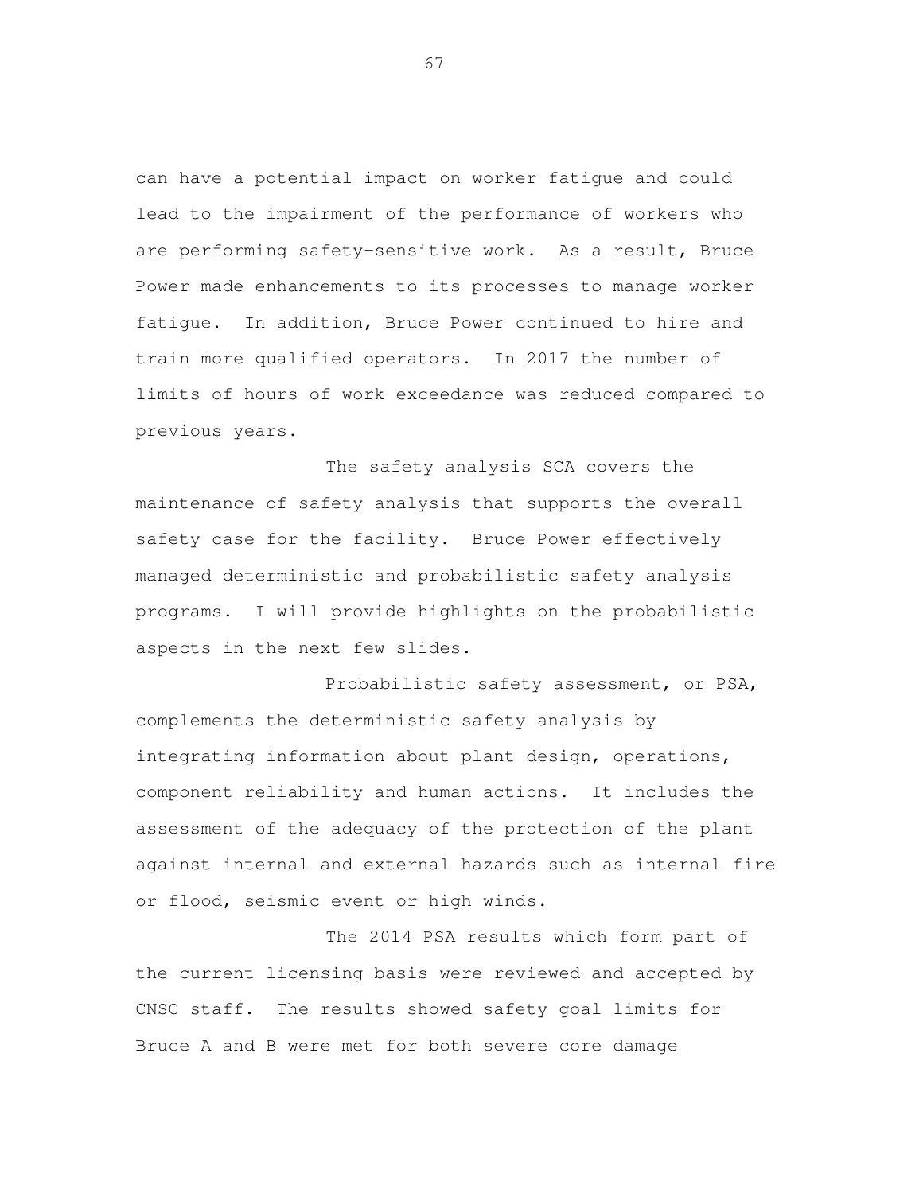can have a potential impact on worker fatigue and could lead to the impairment of the performance of workers who are performing safety-sensitive work. As a result, Bruce Power made enhancements to its processes to manage worker fatigue. In addition, Bruce Power continued to hire and train more qualified operators. In 2017 the number of limits of hours of work exceedance was reduced compared to previous years.

The safety analysis SCA covers the maintenance of safety analysis that supports the overall safety case for the facility. Bruce Power effectively managed deterministic and probabilistic safety analysis programs. I will provide highlights on the probabilistic aspects in the next few slides.

Probabilistic safety assessment, or PSA, complements the deterministic safety analysis by integrating information about plant design, operations, component reliability and human actions. It includes the assessment of the adequacy of the protection of the plant against internal and external hazards such as internal fire or flood, seismic event or high winds.

The 2014 PSA results which form part of the current licensing basis were reviewed and accepted by CNSC staff. The results showed safety goal limits for Bruce A and B were met for both severe core damage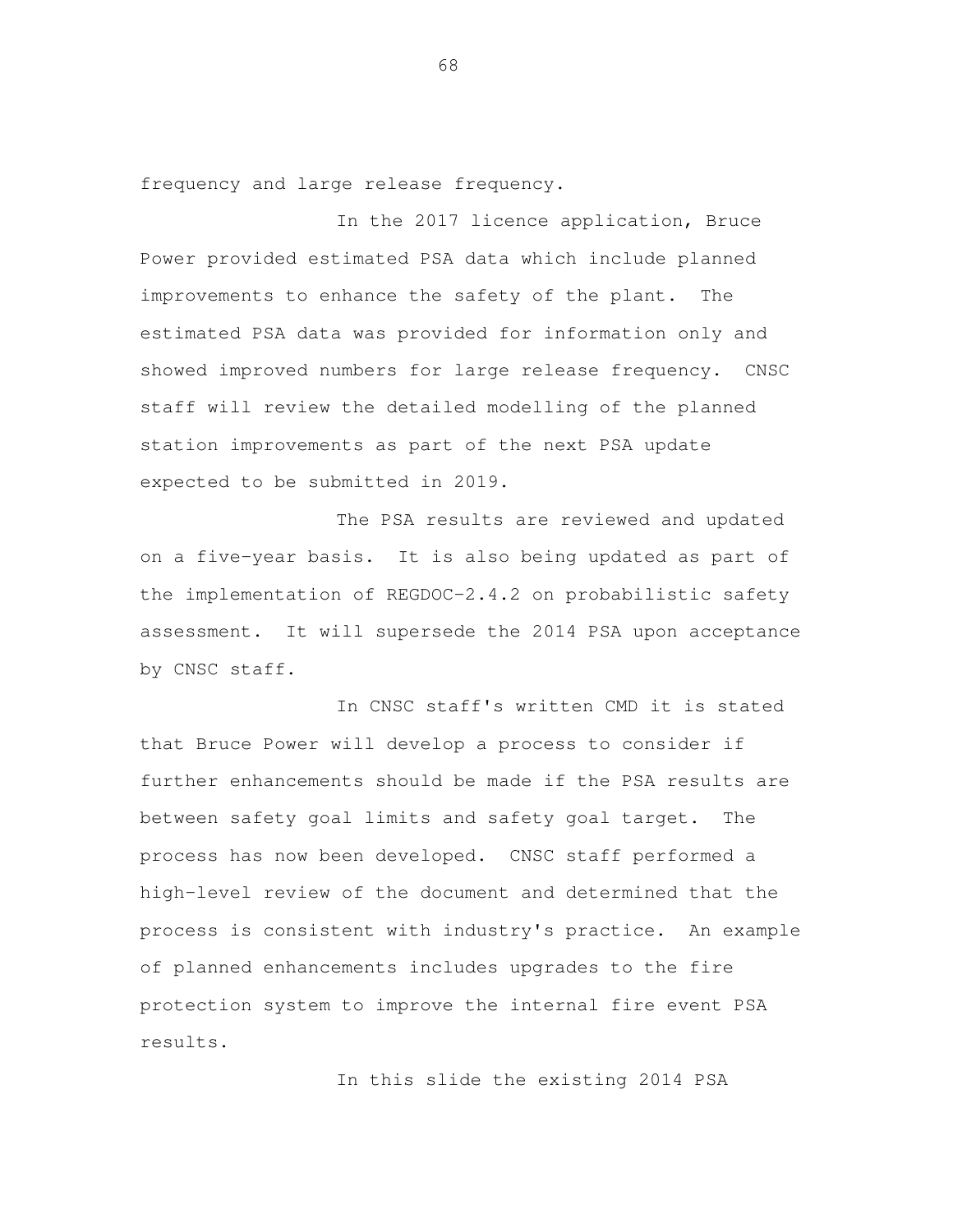frequency and large release frequency.

In the 2017 licence application, Bruce Power provided estimated PSA data which include planned improvements to enhance the safety of the plant. The estimated PSA data was provided for information only and showed improved numbers for large release frequency. CNSC staff will review the detailed modelling of the planned station improvements as part of the next PSA update expected to be submitted in 2019.

The PSA results are reviewed and updated on a five-year basis. It is also being updated as part of the implementation of REGDOC-2.4.2 on probabilistic safety assessment. It will supersede the 2014 PSA upon acceptance by CNSC staff.

In CNSC staff's written CMD it is stated that Bruce Power will develop a process to consider if further enhancements should be made if the PSA results are between safety goal limits and safety goal target. The process has now been developed. CNSC staff performed a high-level review of the document and determined that the process is consistent with industry's practice. An example of planned enhancements includes upgrades to the fire protection system to improve the internal fire event PSA results.

In this slide the existing 2014 PSA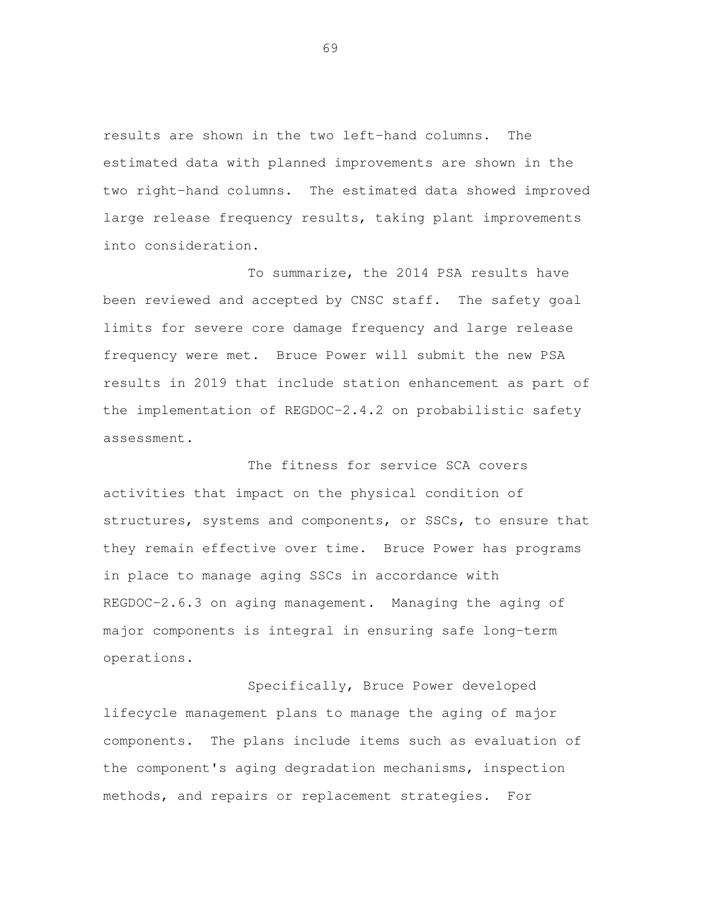results are shown in the two left-hand columns. The estimated data with planned improvements are shown in the two right-hand columns. The estimated data showed improved large release frequency results, taking plant improvements into consideration.

To summarize, the 2014 PSA results have been reviewed and accepted by CNSC staff. The safety goal limits for severe core damage frequency and large release frequency were met. Bruce Power will submit the new PSA results in 2019 that include station enhancement as part of the implementation of REGDOC-2.4.2 on probabilistic safety assessment.

The fitness for service SCA covers activities that impact on the physical condition of structures, systems and components, or SSCs, to ensure that they remain effective over time. Bruce Power has programs in place to manage aging SSCs in accordance with REGDOC-2.6.3 on aging management. Managing the aging of major components is integral in ensuring safe long-term operations.

Specifically, Bruce Power developed lifecycle management plans to manage the aging of major components. The plans include items such as evaluation of the component's aging degradation mechanisms, inspection methods, and repairs or replacement strategies. For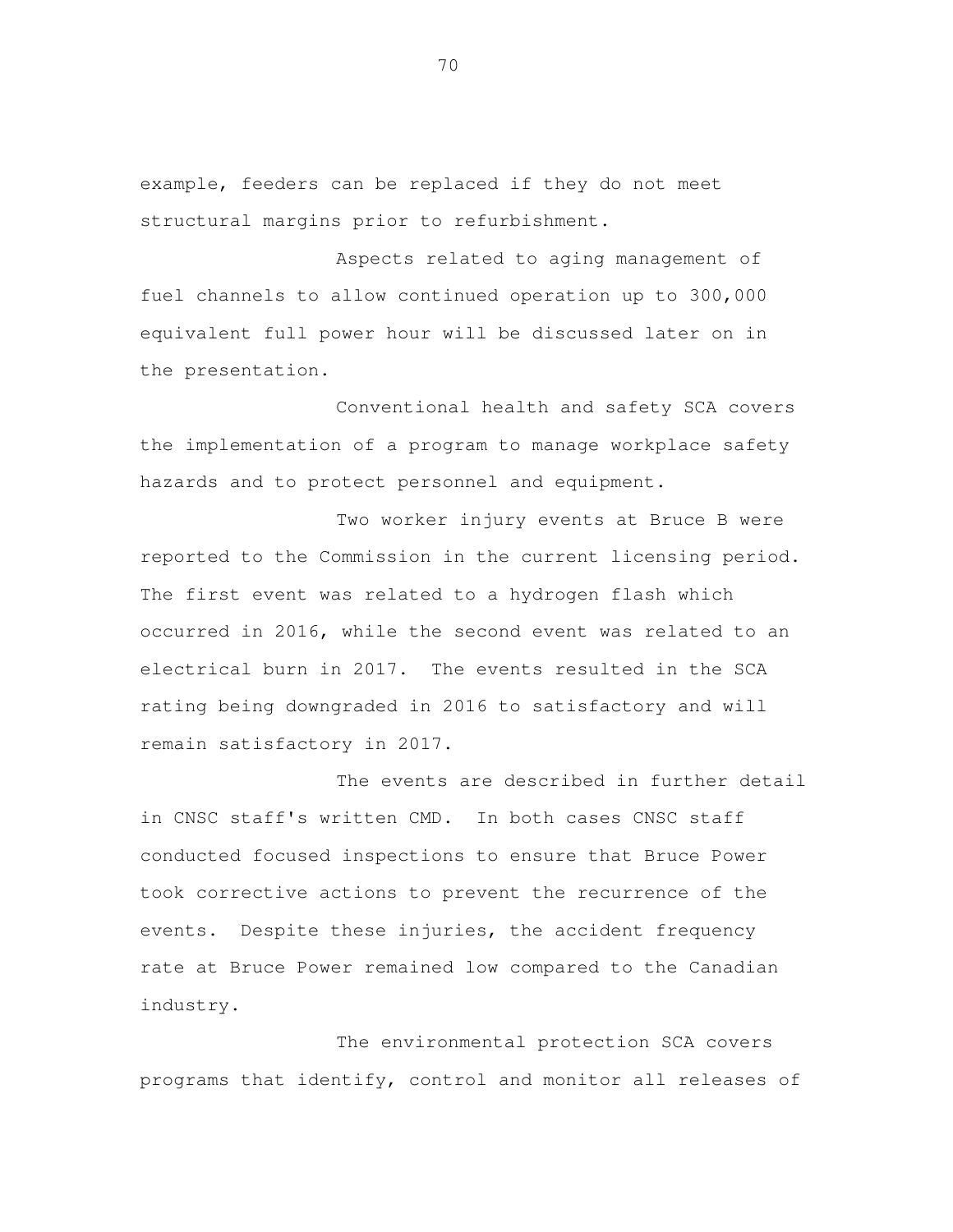example, feeders can be replaced if they do not meet structural margins prior to refurbishment.

Aspects related to aging management of fuel channels to allow continued operation up to 300,000 equivalent full power hour will be discussed later on in the presentation.

Conventional health and safety SCA covers the implementation of a program to manage workplace safety hazards and to protect personnel and equipment.

Two worker injury events at Bruce B were reported to the Commission in the current licensing period. The first event was related to a hydrogen flash which occurred in 2016, while the second event was related to an electrical burn in 2017. The events resulted in the SCA rating being downgraded in 2016 to satisfactory and will remain satisfactory in 2017.

The events are described in further detail in CNSC staff's written CMD. In both cases CNSC staff conducted focused inspections to ensure that Bruce Power took corrective actions to prevent the recurrence of the events. Despite these injuries, the accident frequency rate at Bruce Power remained low compared to the Canadian industry.

The environmental protection SCA covers programs that identify, control and monitor all releases of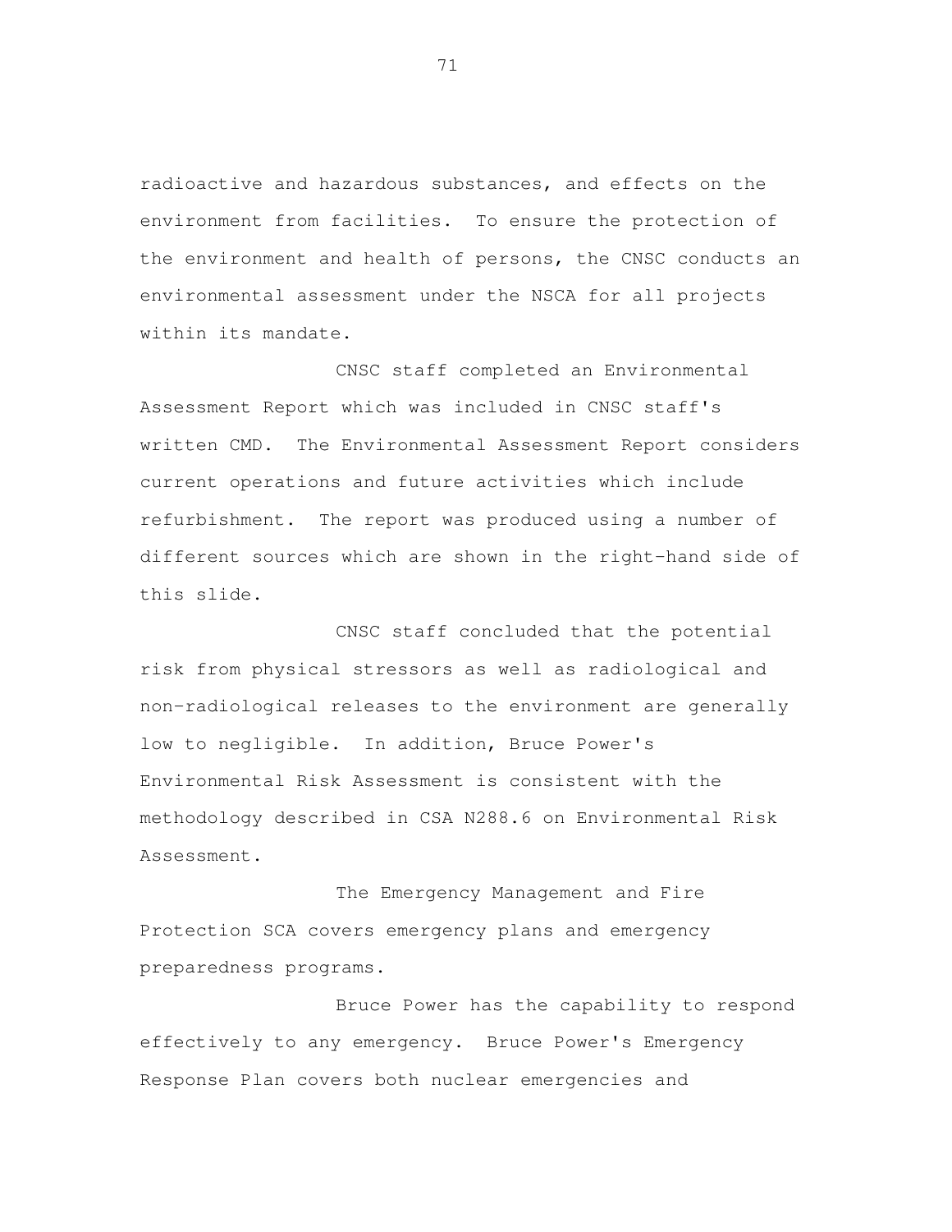radioactive and hazardous substances, and effects on the environment from facilities. To ensure the protection of the environment and health of persons, the CNSC conducts an environmental assessment under the NSCA for all projects within its mandate.

CNSC staff completed an Environmental Assessment Report which was included in CNSC staff's written CMD. The Environmental Assessment Report considers current operations and future activities which include refurbishment. The report was produced using a number of different sources which are shown in the right-hand side of this slide.

CNSC staff concluded that the potential risk from physical stressors as well as radiological and non-radiological releases to the environment are generally low to negligible. In addition, Bruce Power's Environmental Risk Assessment is consistent with the methodology described in CSA N288.6 on Environmental Risk Assessment.

The Emergency Management and Fire Protection SCA covers emergency plans and emergency preparedness programs.

Bruce Power has the capability to respond effectively to any emergency. Bruce Power's Emergency Response Plan covers both nuclear emergencies and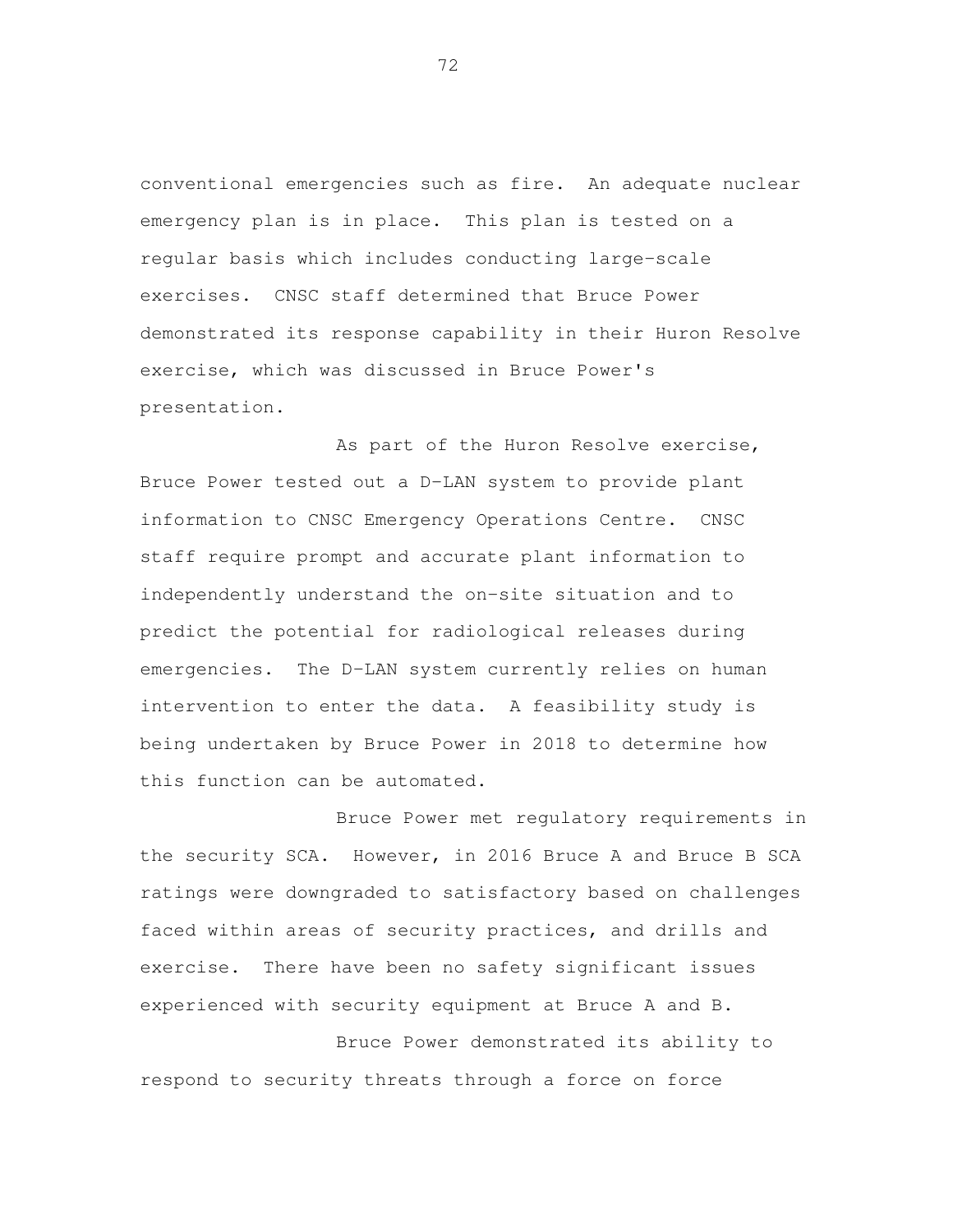conventional emergencies such as fire. An adequate nuclear emergency plan is in place. This plan is tested on a regular basis which includes conducting large-scale exercises. CNSC staff determined that Bruce Power demonstrated its response capability in their Huron Resolve exercise, which was discussed in Bruce Power's presentation.

As part of the Huron Resolve exercise, Bruce Power tested out a D-LAN system to provide plant information to CNSC Emergency Operations Centre. CNSC staff require prompt and accurate plant information to independently understand the on-site situation and to predict the potential for radiological releases during emergencies. The D-LAN system currently relies on human intervention to enter the data. A feasibility study is being undertaken by Bruce Power in 2018 to determine how this function can be automated.

Bruce Power met regulatory requirements in the security SCA. However, in 2016 Bruce A and Bruce B SCA ratings were downgraded to satisfactory based on challenges faced within areas of security practices, and drills and exercise. There have been no safety significant issues experienced with security equipment at Bruce A and B.

Bruce Power demonstrated its ability to respond to security threats through a force on force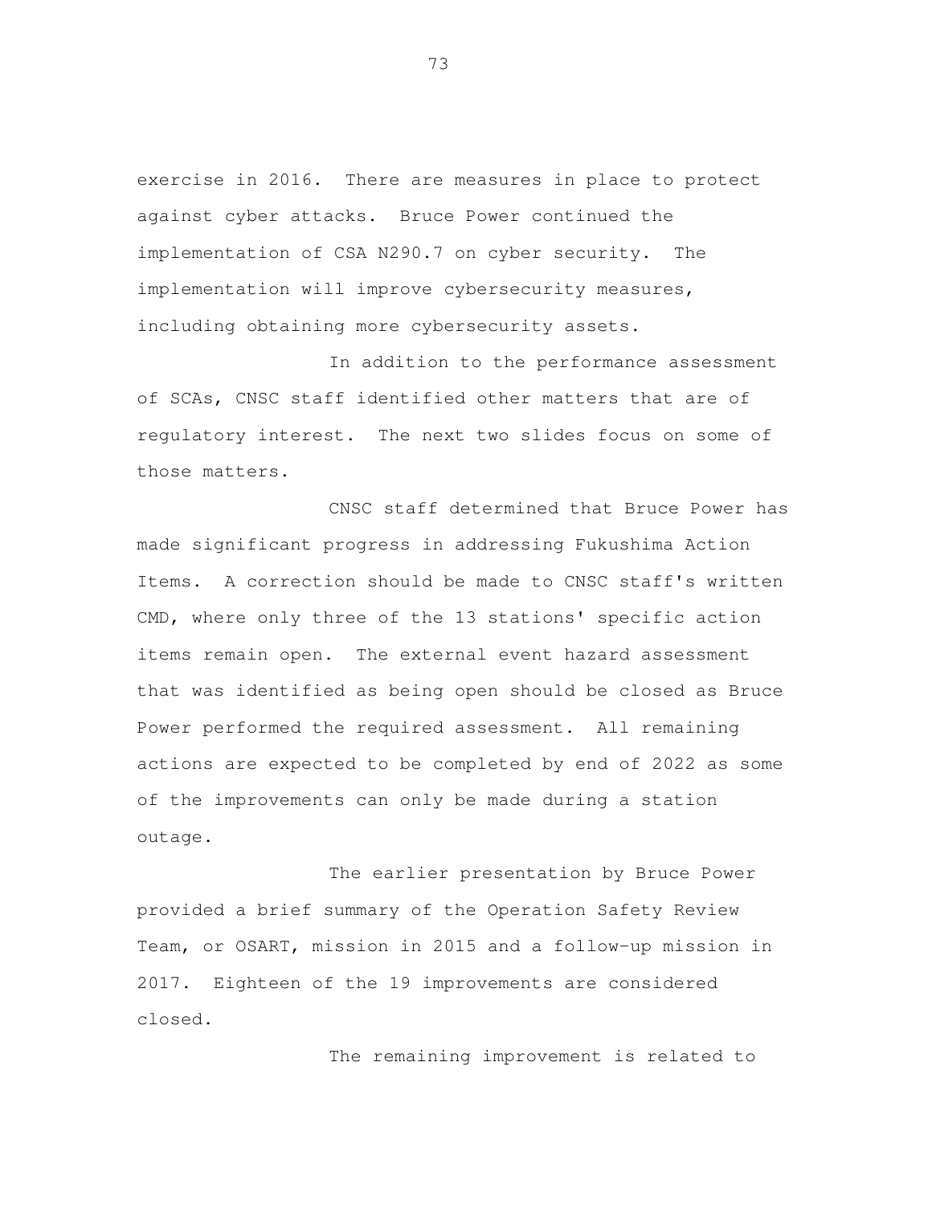exercise in 2016. There are measures in place to protect against cyber attacks. Bruce Power continued the implementation of CSA N290.7 on cyber security. The implementation will improve cybersecurity measures, including obtaining more cybersecurity assets.

In addition to the performance assessment of SCAs, CNSC staff identified other matters that are of regulatory interest. The next two slides focus on some of those matters.

CNSC staff determined that Bruce Power has made significant progress in addressing Fukushima Action Items. A correction should be made to CNSC staff's written CMD, where only three of the 13 stations' specific action items remain open. The external event hazard assessment that was identified as being open should be closed as Bruce Power performed the required assessment. All remaining actions are expected to be completed by end of 2022 as some of the improvements can only be made during a station outage.

The earlier presentation by Bruce Power provided a brief summary of the Operation Safety Review Team, or OSART, mission in 2015 and a follow-up mission in 2017. Eighteen of the 19 improvements are considered closed.

The remaining improvement is related to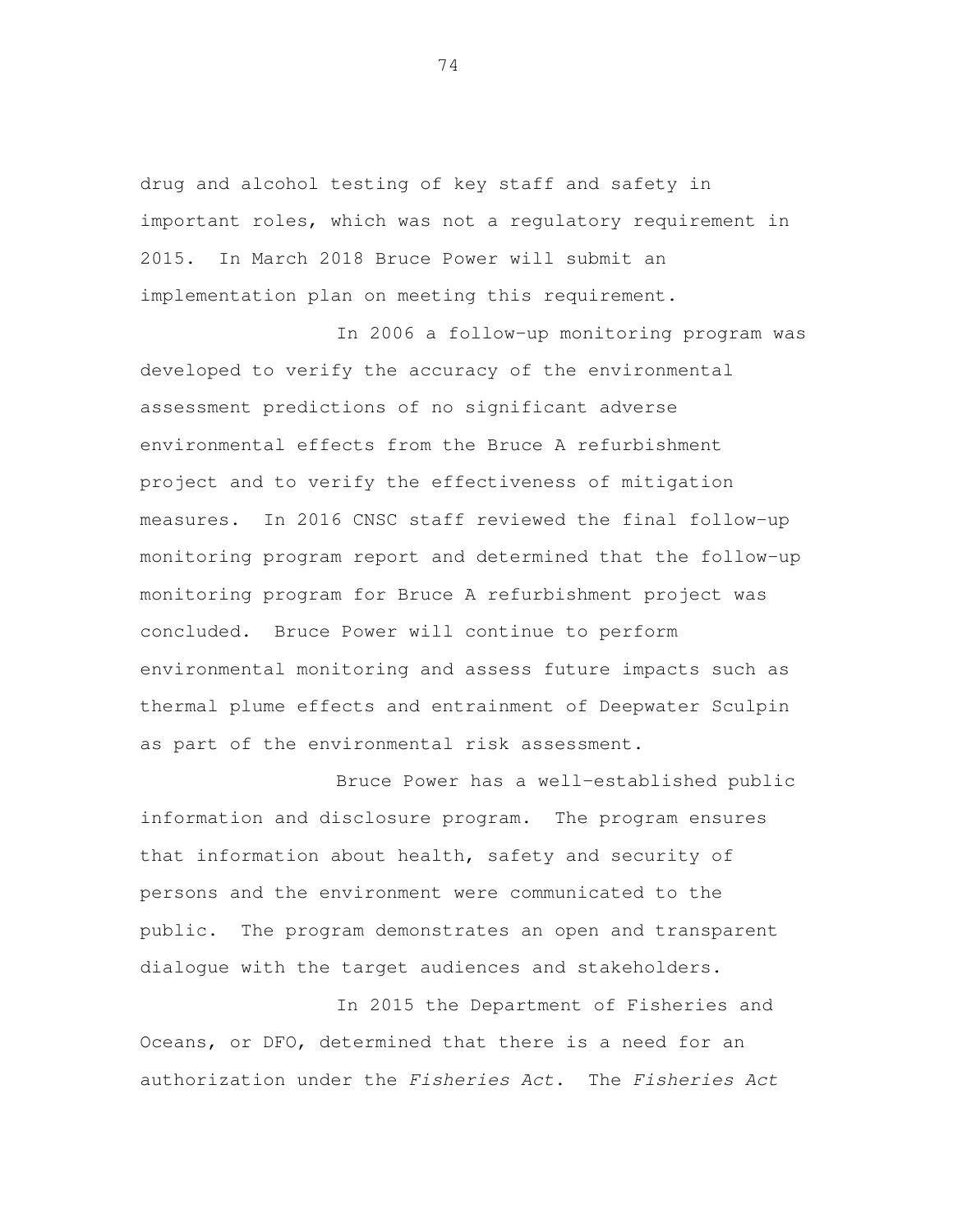drug and alcohol testing of key staff and safety in important roles, which was not a regulatory requirement in 2015. In March 2018 Bruce Power will submit an implementation plan on meeting this requirement.

In 2006 a follow-up monitoring program was developed to verify the accuracy of the environmental assessment predictions of no significant adverse environmental effects from the Bruce A refurbishment project and to verify the effectiveness of mitigation measures. In 2016 CNSC staff reviewed the final follow-up monitoring program report and determined that the follow-up monitoring program for Bruce A refurbishment project was concluded. Bruce Power will continue to perform environmental monitoring and assess future impacts such as thermal plume effects and entrainment of Deepwater Sculpin as part of the environmental risk assessment.

Bruce Power has a well-established public information and disclosure program. The program ensures that information about health, safety and security of persons and the environment were communicated to the public. The program demonstrates an open and transparent dialogue with the target audiences and stakeholders.

In 2015 the Department of Fisheries and Oceans, or DFO, determined that there is a need for an authorization under the *Fisheries Act*. The *Fisheries Act*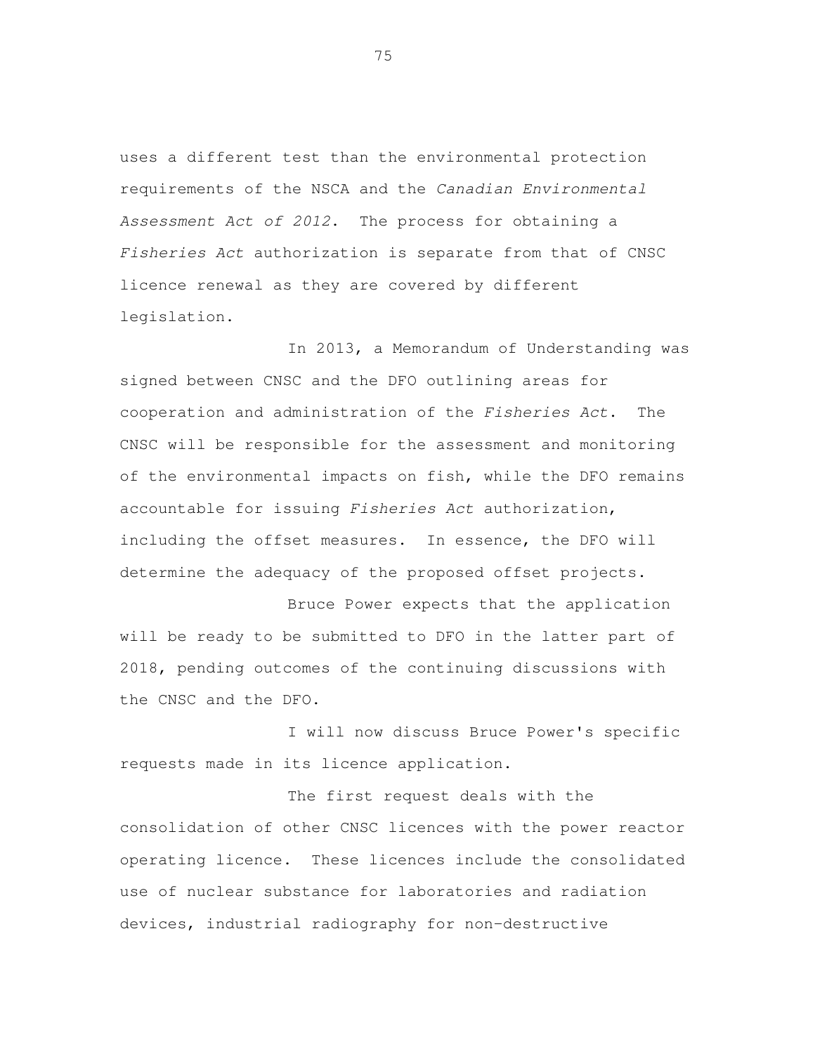uses a different test than the environmental protection requirements of the NSCA and the *Canadian Environmental Assessment Act of 2012*. The process for obtaining a *Fisheries Act* authorization is separate from that of CNSC licence renewal as they are covered by different legislation.

In 2013, a Memorandum of Understanding was signed between CNSC and the DFO outlining areas for cooperation and administration of the *Fisheries Act*. The CNSC will be responsible for the assessment and monitoring of the environmental impacts on fish, while the DFO remains accountable for issuing *Fisheries Act* authorization, including the offset measures. In essence, the DFO will determine the adequacy of the proposed offset projects.

Bruce Power expects that the application will be ready to be submitted to DFO in the latter part of 2018, pending outcomes of the continuing discussions with the CNSC and the DFO.

I will now discuss Bruce Power's specific requests made in its licence application.

The first request deals with the consolidation of other CNSC licences with the power reactor operating licence. These licences include the consolidated use of nuclear substance for laboratories and radiation devices, industrial radiography for non-destructive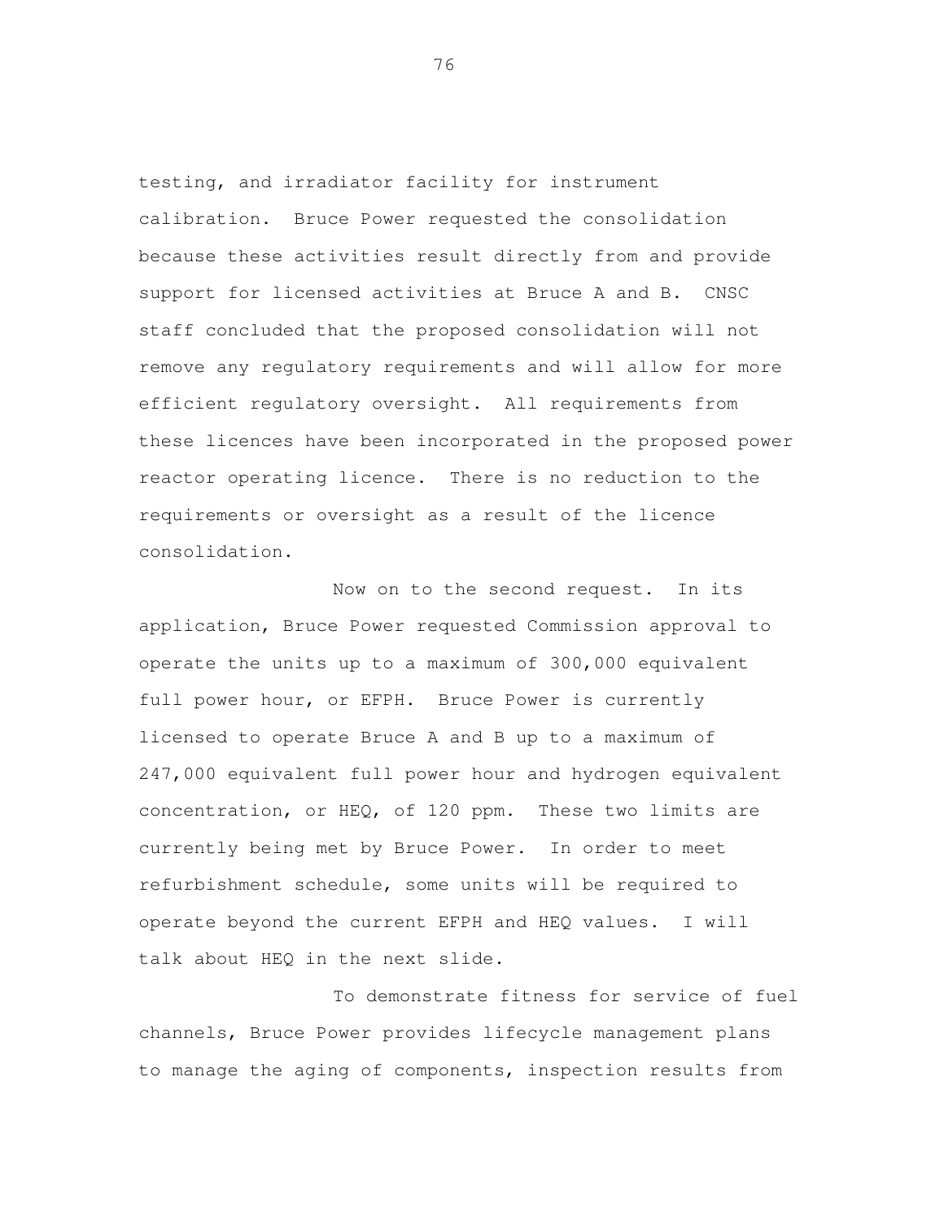testing, and irradiator facility for instrument calibration. Bruce Power requested the consolidation because these activities result directly from and provide support for licensed activities at Bruce A and B. CNSC staff concluded that the proposed consolidation will not remove any regulatory requirements and will allow for more efficient regulatory oversight. All requirements from these licences have been incorporated in the proposed power reactor operating licence. There is no reduction to the requirements or oversight as a result of the licence consolidation.

Now on to the second request. In its application, Bruce Power requested Commission approval to operate the units up to a maximum of 300,000 equivalent full power hour, or EFPH. Bruce Power is currently licensed to operate Bruce A and B up to a maximum of 247,000 equivalent full power hour and hydrogen equivalent concentration, or HEQ, of 120 ppm. These two limits are currently being met by Bruce Power. In order to meet refurbishment schedule, some units will be required to operate beyond the current EFPH and HEQ values. I will talk about HEQ in the next slide.

To demonstrate fitness for service of fuel channels, Bruce Power provides lifecycle management plans to manage the aging of components, inspection results from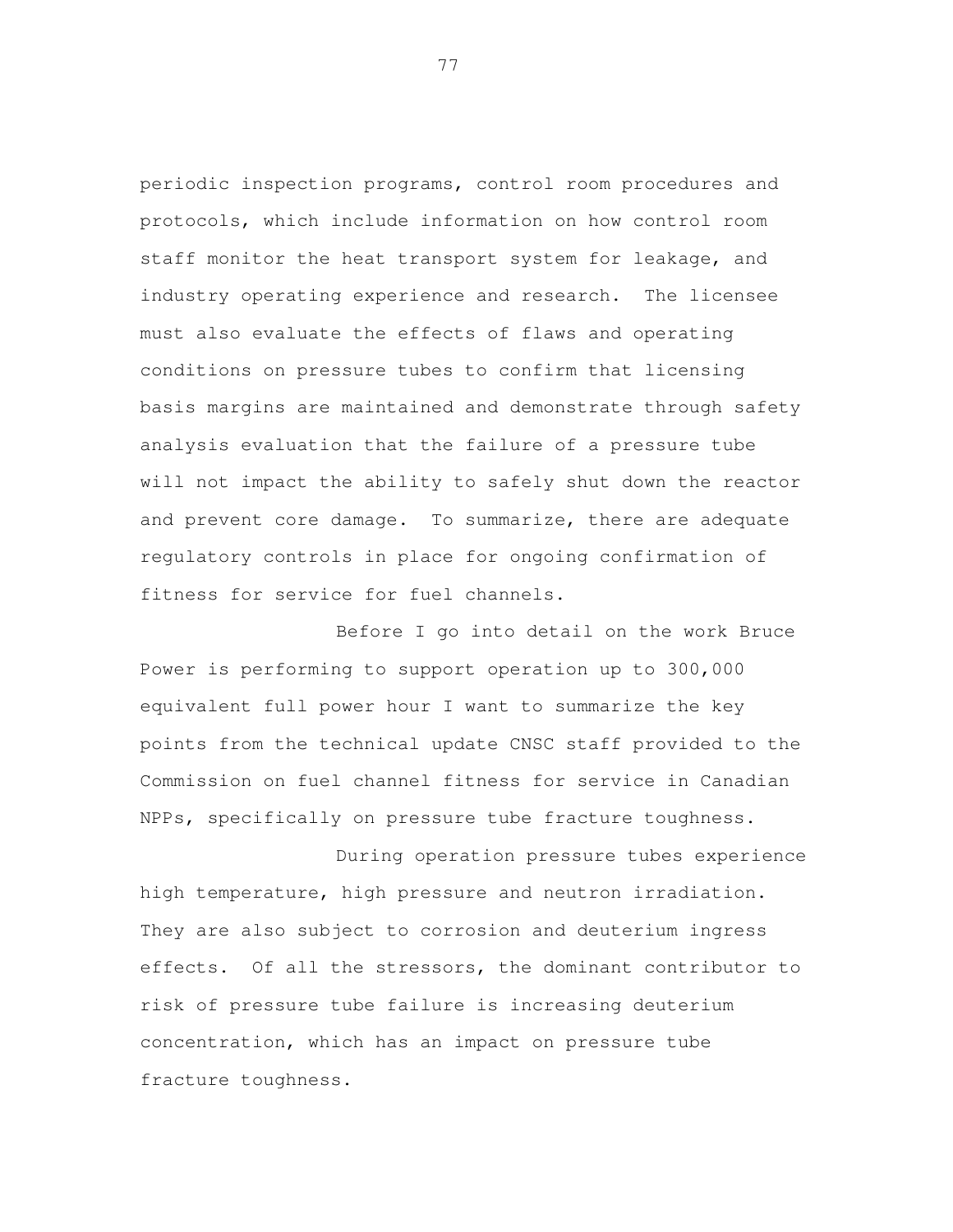periodic inspection programs, control room procedures and protocols, which include information on how control room staff monitor the heat transport system for leakage, and industry operating experience and research. The licensee must also evaluate the effects of flaws and operating conditions on pressure tubes to confirm that licensing basis margins are maintained and demonstrate through safety analysis evaluation that the failure of a pressure tube will not impact the ability to safely shut down the reactor and prevent core damage. To summarize, there are adequate regulatory controls in place for ongoing confirmation of fitness for service for fuel channels.

Before I go into detail on the work Bruce Power is performing to support operation up to 300,000 equivalent full power hour I want to summarize the key points from the technical update CNSC staff provided to the Commission on fuel channel fitness for service in Canadian NPPs, specifically on pressure tube fracture toughness.

During operation pressure tubes experience high temperature, high pressure and neutron irradiation. They are also subject to corrosion and deuterium ingress effects. Of all the stressors, the dominant contributor to risk of pressure tube failure is increasing deuterium concentration, which has an impact on pressure tube fracture toughness.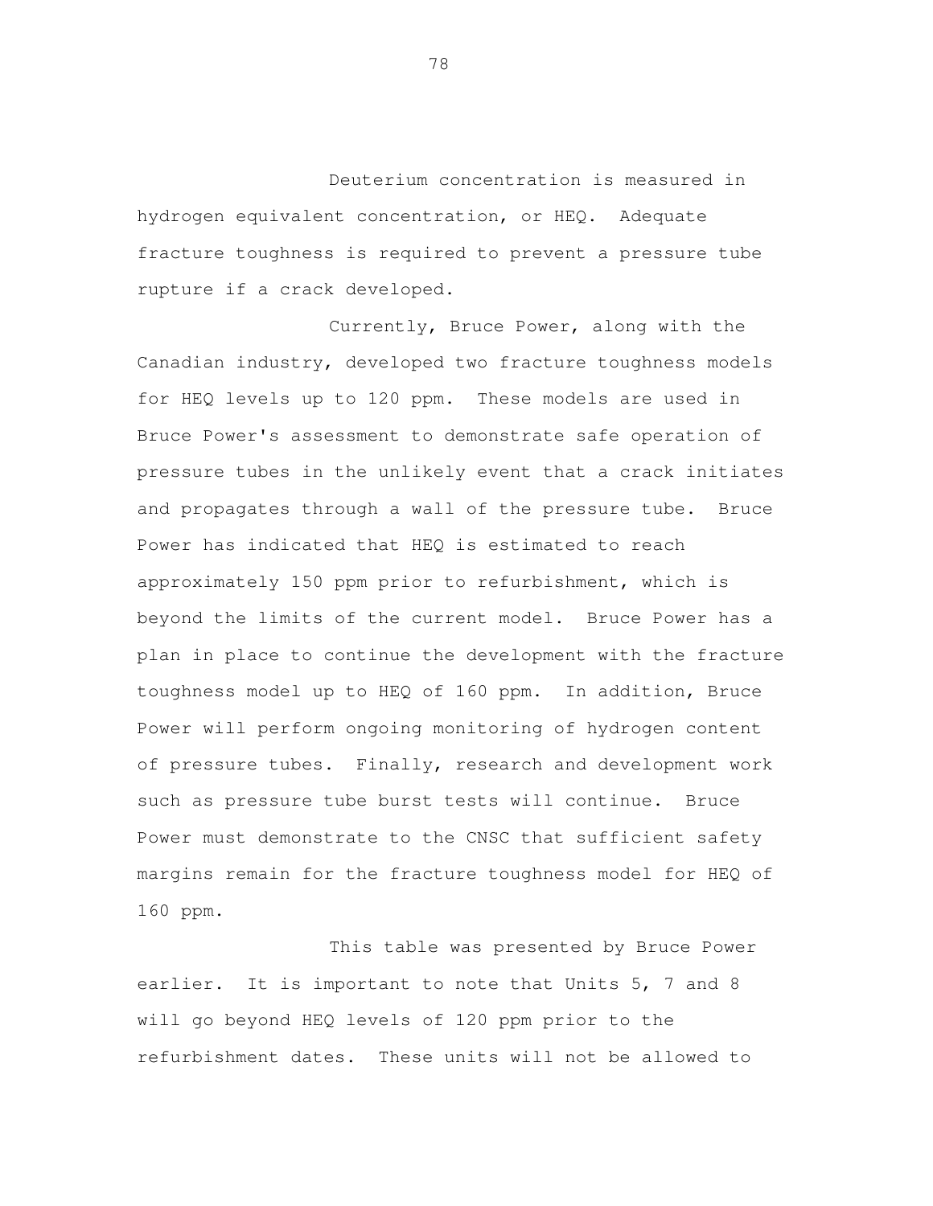Deuterium concentration is measured in hydrogen equivalent concentration, or HEQ. Adequate fracture toughness is required to prevent a pressure tube rupture if a crack developed.

Currently, Bruce Power, along with the Canadian industry, developed two fracture toughness models for HEQ levels up to 120 ppm. These models are used in Bruce Power's assessment to demonstrate safe operation of pressure tubes in the unlikely event that a crack initiates and propagates through a wall of the pressure tube. Bruce Power has indicated that HEQ is estimated to reach approximately 150 ppm prior to refurbishment, which is beyond the limits of the current model. Bruce Power has a plan in place to continue the development with the fracture toughness model up to HEQ of 160 ppm. In addition, Bruce Power will perform ongoing monitoring of hydrogen content of pressure tubes. Finally, research and development work such as pressure tube burst tests will continue. Bruce Power must demonstrate to the CNSC that sufficient safety margins remain for the fracture toughness model for HEQ of 160 ppm.

This table was presented by Bruce Power earlier. It is important to note that Units 5, 7 and 8 will go beyond HEQ levels of 120 ppm prior to the refurbishment dates. These units will not be allowed to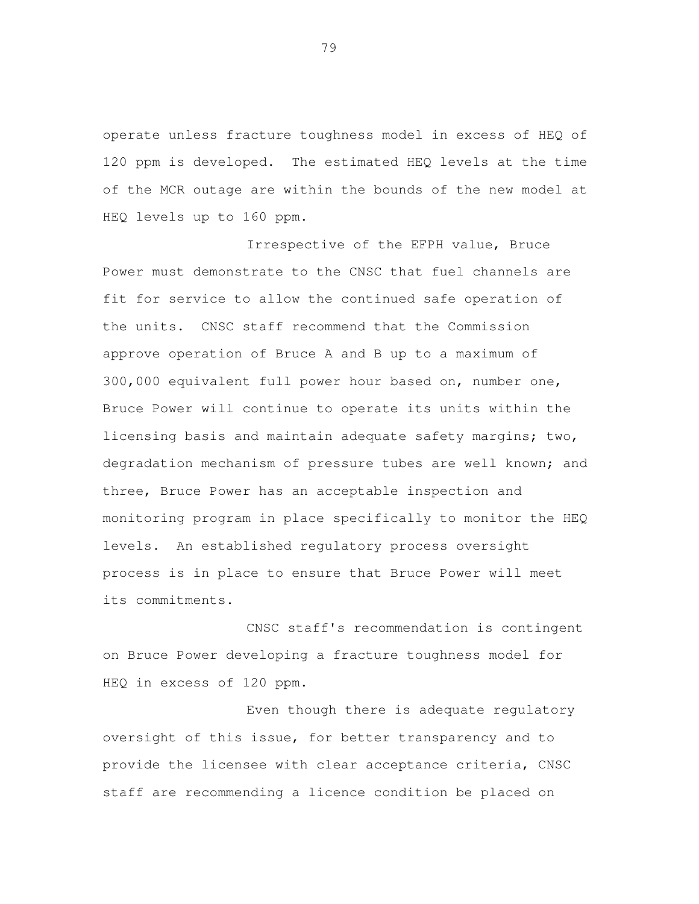operate unless fracture toughness model in excess of HEQ of 120 ppm is developed. The estimated HEQ levels at the time of the MCR outage are within the bounds of the new model at HEQ levels up to 160 ppm.

Irrespective of the EFPH value, Bruce Power must demonstrate to the CNSC that fuel channels are fit for service to allow the continued safe operation of the units. CNSC staff recommend that the Commission approve operation of Bruce A and B up to a maximum of 300,000 equivalent full power hour based on, number one, Bruce Power will continue to operate its units within the licensing basis and maintain adequate safety margins; two, degradation mechanism of pressure tubes are well known; and three, Bruce Power has an acceptable inspection and monitoring program in place specifically to monitor the HEQ levels. An established regulatory process oversight process is in place to ensure that Bruce Power will meet its commitments.

CNSC staff's recommendation is contingent on Bruce Power developing a fracture toughness model for HEQ in excess of 120 ppm.

Even though there is adequate regulatory oversight of this issue, for better transparency and to provide the licensee with clear acceptance criteria, CNSC staff are recommending a licence condition be placed on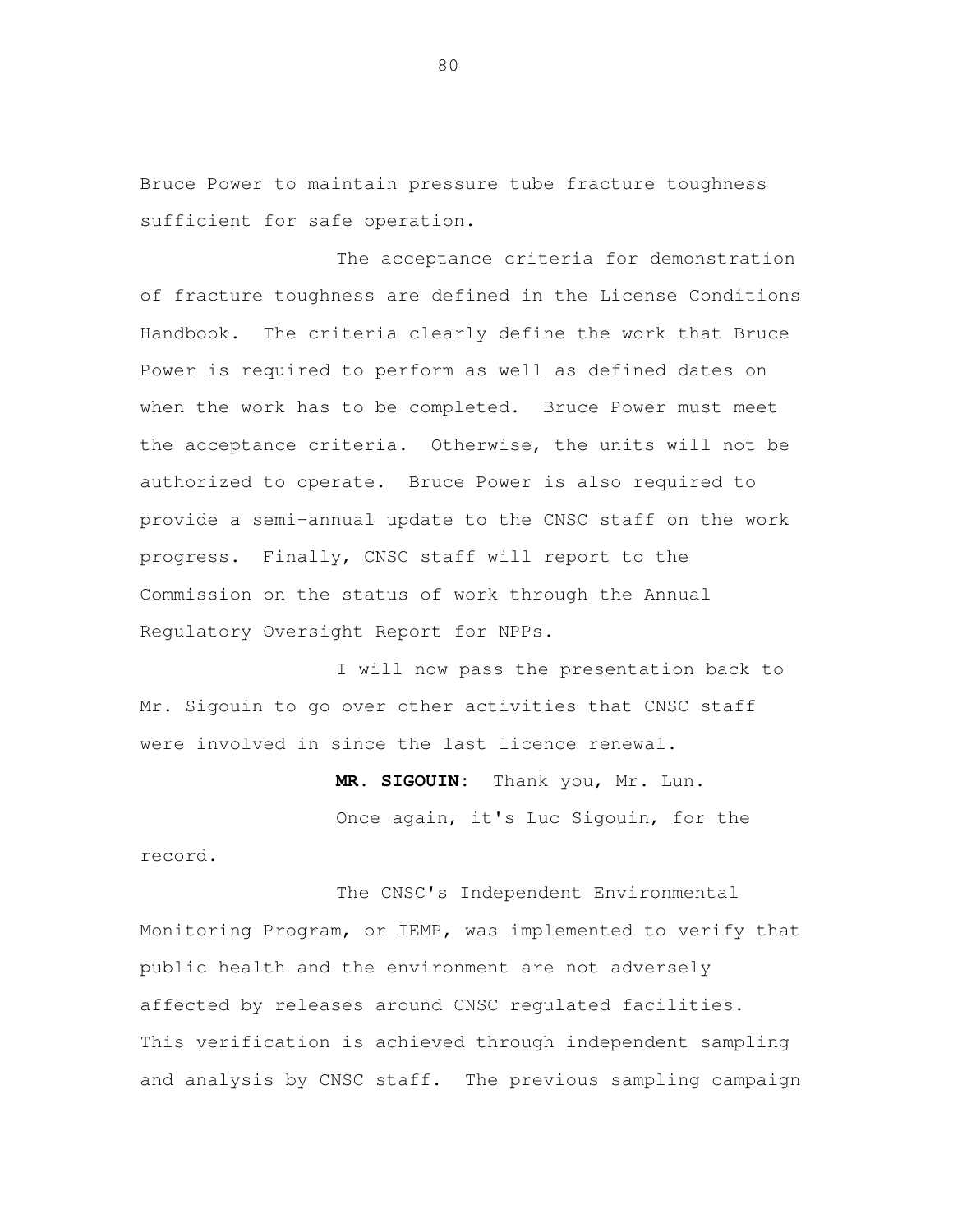Bruce Power to maintain pressure tube fracture toughness sufficient for safe operation.

The acceptance criteria for demonstration of fracture toughness are defined in the License Conditions Handbook. The criteria clearly define the work that Bruce Power is required to perform as well as defined dates on when the work has to be completed. Bruce Power must meet the acceptance criteria. Otherwise, the units will not be authorized to operate. Bruce Power is also required to provide a semi-annual update to the CNSC staff on the work progress. Finally, CNSC staff will report to the Commission on the status of work through the Annual Regulatory Oversight Report for NPPs.

I will now pass the presentation back to Mr. Sigouin to go over other activities that CNSC staff were involved in since the last licence renewal.

**MR. SIGOUIN:** Thank you, Mr. Lun.

Once again, it's Luc Sigouin, for the record.

The CNSC's Independent Environmental Monitoring Program, or IEMP, was implemented to verify that public health and the environment are not adversely affected by releases around CNSC regulated facilities. This verification is achieved through independent sampling and analysis by CNSC staff. The previous sampling campaign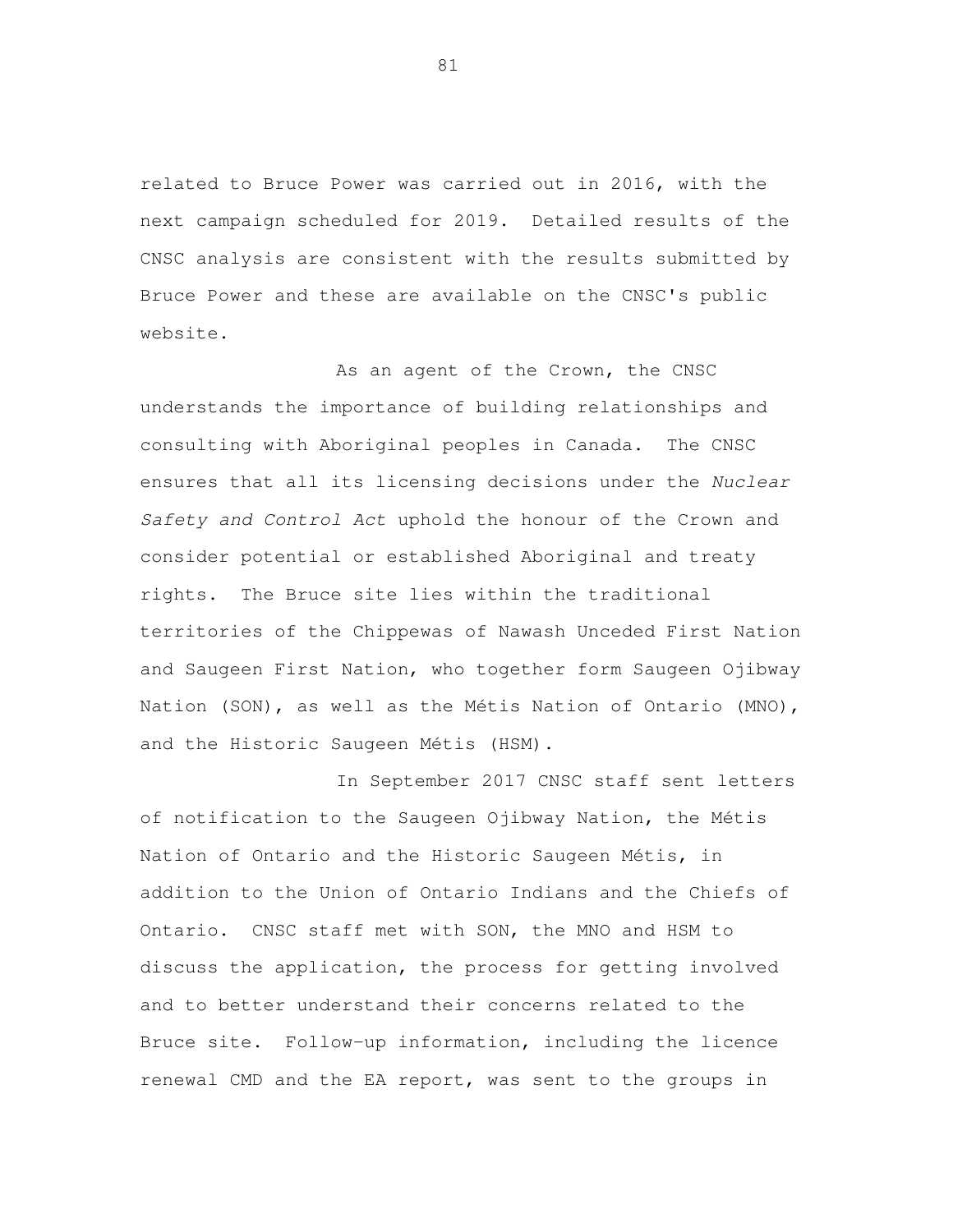related to Bruce Power was carried out in 2016, with the next campaign scheduled for 2019. Detailed results of the CNSC analysis are consistent with the results submitted by Bruce Power and these are available on the CNSC's public website.

As an agent of the Crown, the CNSC understands the importance of building relationships and consulting with Aboriginal peoples in Canada. The CNSC ensures that all its licensing decisions under the *Nuclear Safety and Control Act* uphold the honour of the Crown and consider potential or established Aboriginal and treaty rights. The Bruce site lies within the traditional territories of the Chippewas of Nawash Unceded First Nation and Saugeen First Nation, who together form Saugeen Ojibway Nation (SON), as well as the Métis Nation of Ontario (MNO), and the Historic Saugeen Métis (HSM).

In September 2017 CNSC staff sent letters of notification to the Saugeen Ojibway Nation, the Métis Nation of Ontario and the Historic Saugeen Métis, in addition to the Union of Ontario Indians and the Chiefs of Ontario. CNSC staff met with SON, the MNO and HSM to discuss the application, the process for getting involved and to better understand their concerns related to the Bruce site. Follow-up information, including the licence renewal CMD and the EA report, was sent to the groups in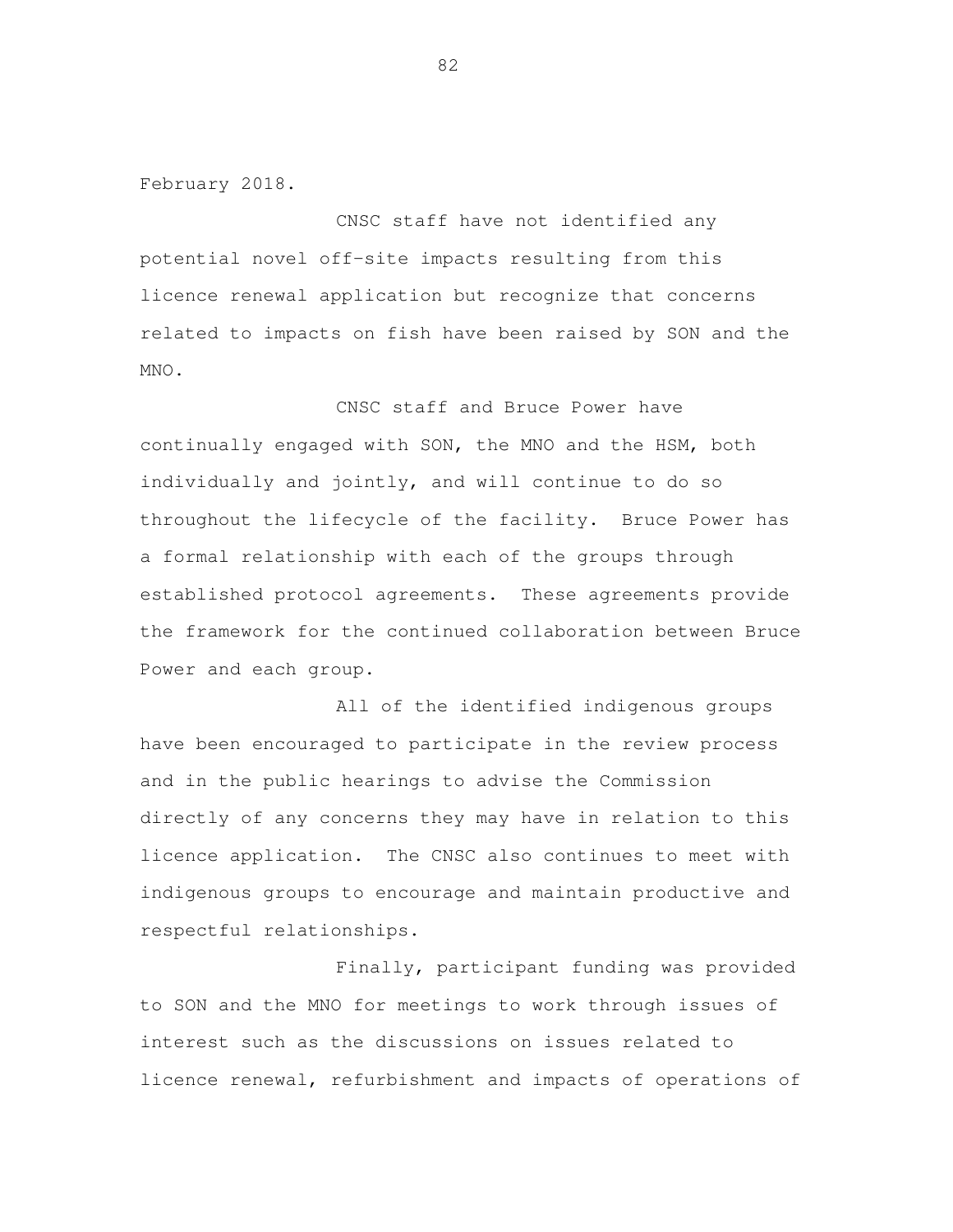February 2018.

CNSC staff have not identified any potential novel off-site impacts resulting from this licence renewal application but recognize that concerns related to impacts on fish have been raised by SON and the MNO.

CNSC staff and Bruce Power have continually engaged with SON, the MNO and the HSM, both individually and jointly, and will continue to do so throughout the lifecycle of the facility. Bruce Power has a formal relationship with each of the groups through established protocol agreements. These agreements provide the framework for the continued collaboration between Bruce Power and each group.

All of the identified indigenous groups have been encouraged to participate in the review process and in the public hearings to advise the Commission directly of any concerns they may have in relation to this licence application. The CNSC also continues to meet with indigenous groups to encourage and maintain productive and respectful relationships.

Finally, participant funding was provided to SON and the MNO for meetings to work through issues of interest such as the discussions on issues related to licence renewal, refurbishment and impacts of operations of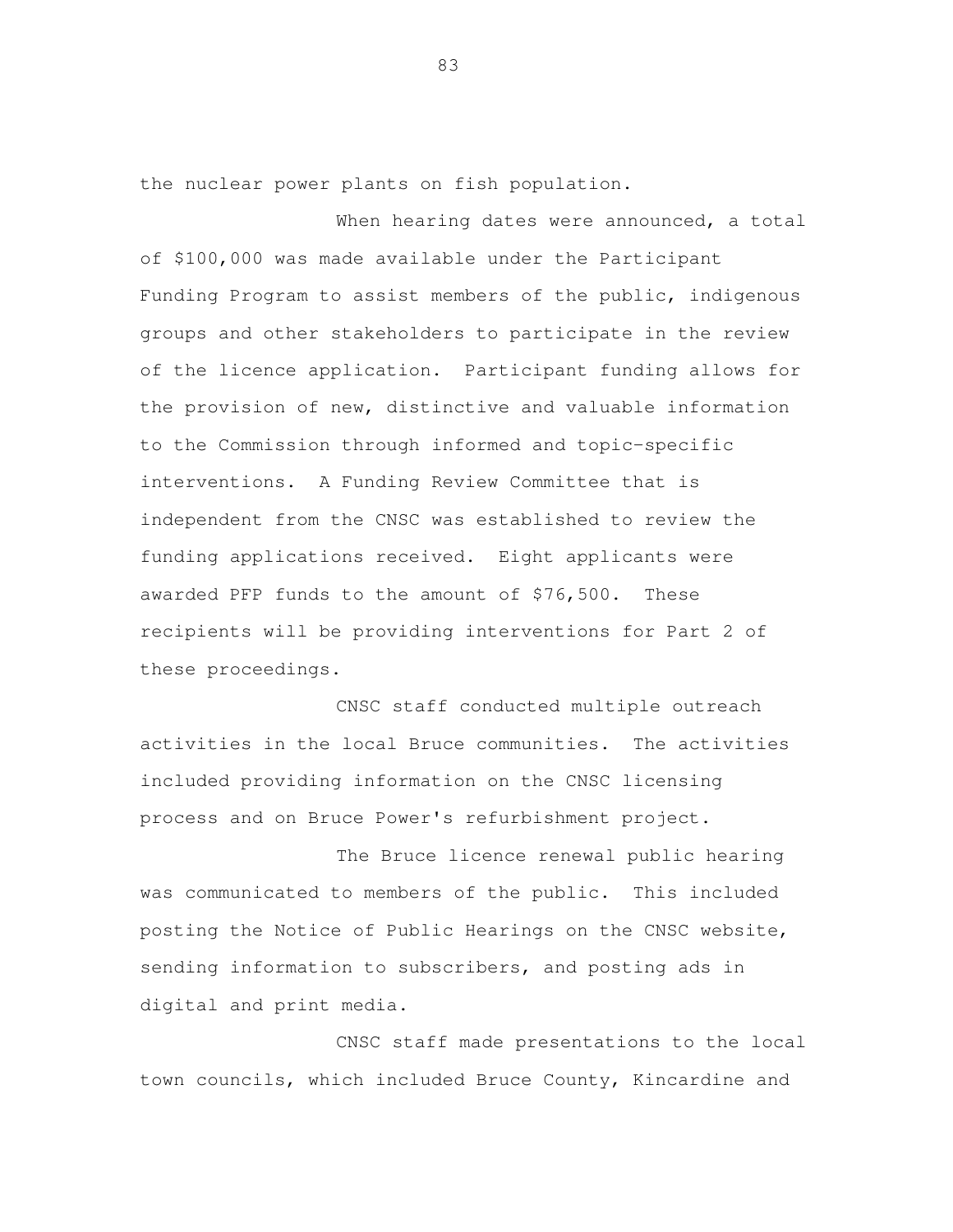the nuclear power plants on fish population.

When hearing dates were announced, a total of $100,000 was made available under the Participant Funding Program to assist members of the public, indigenous groups and other stakeholders to participate in the review of the licence application. Participant funding allows for the provision of new, distinctive and valuable information to the Commission through informed and topic-specific interventions. A Funding Review Committee that is independent from the CNSC was established to review the funding applications received. Eight applicants were awarded PFP funds to the amount of $76,500. These recipients will be providing interventions for Part 2 of these proceedings.

CNSC staff conducted multiple outreach activities in the local Bruce communities. The activities included providing information on the CNSC licensing process and on Bruce Power's refurbishment project.

The Bruce licence renewal public hearing was communicated to members of the public. This included posting the Notice of Public Hearings on the CNSC website, sending information to subscribers, and posting ads in digital and print media.

CNSC staff made presentations to the local town councils, which included Bruce County, Kincardine and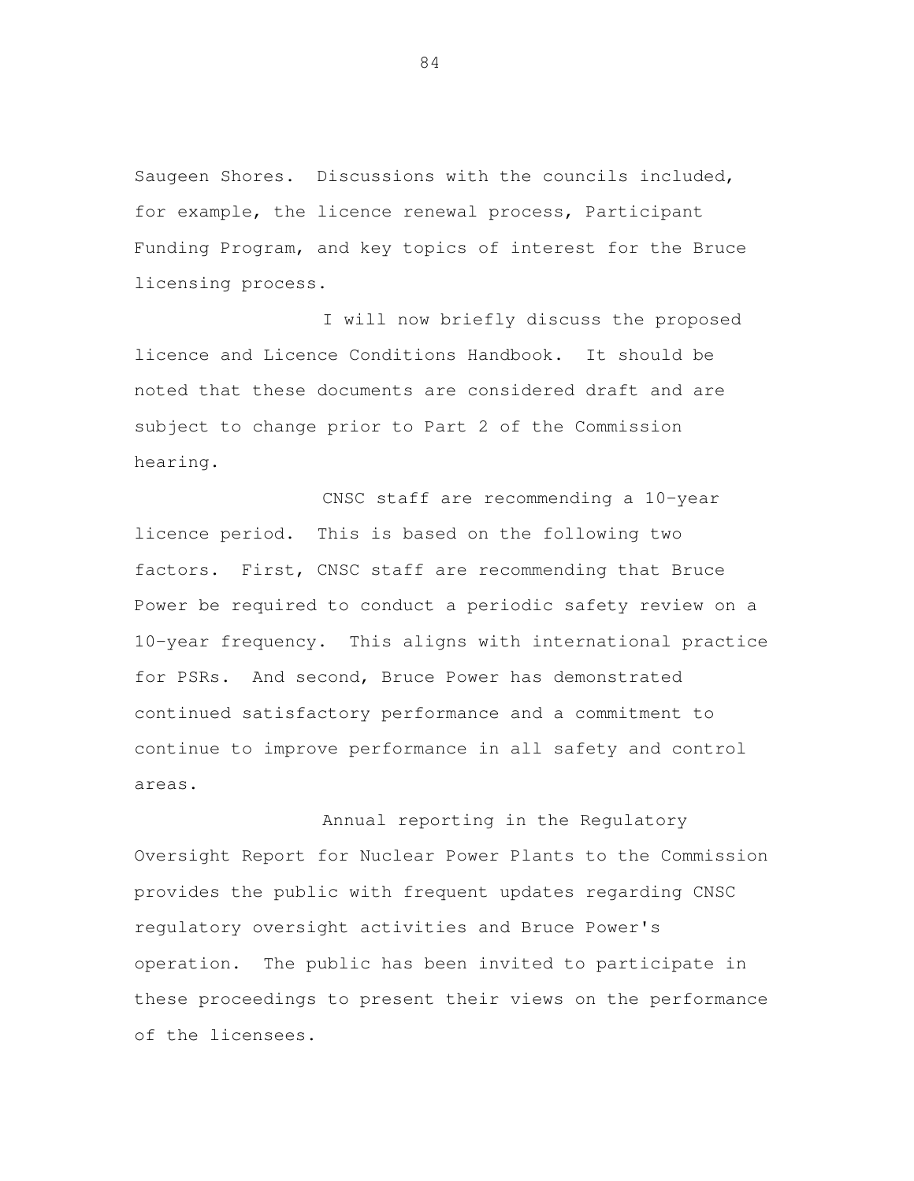Saugeen Shores. Discussions with the councils included, for example, the licence renewal process, Participant Funding Program, and key topics of interest for the Bruce licensing process.

I will now briefly discuss the proposed licence and Licence Conditions Handbook. It should be noted that these documents are considered draft and are subject to change prior to Part 2 of the Commission hearing.

CNSC staff are recommending a 10-year licence period. This is based on the following two factors. First, CNSC staff are recommending that Bruce Power be required to conduct a periodic safety review on a 10-year frequency. This aligns with international practice for PSRs. And second, Bruce Power has demonstrated continued satisfactory performance and a commitment to continue to improve performance in all safety and control areas.

Annual reporting in the Regulatory Oversight Report for Nuclear Power Plants to the Commission provides the public with frequent updates regarding CNSC regulatory oversight activities and Bruce Power's operation. The public has been invited to participate in these proceedings to present their views on the performance of the licensees.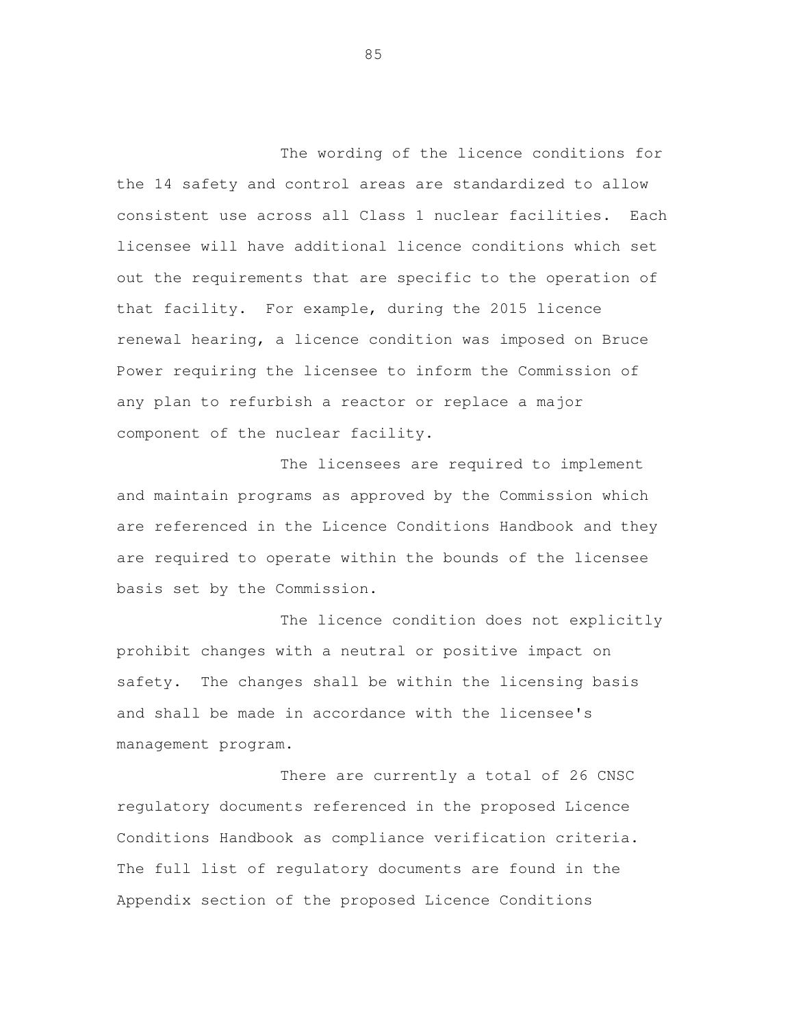The wording of the licence conditions for the 14 safety and control areas are standardized to allow consistent use across all Class 1 nuclear facilities. Each licensee will have additional licence conditions which set out the requirements that are specific to the operation of that facility. For example, during the 2015 licence renewal hearing, a licence condition was imposed on Bruce Power requiring the licensee to inform the Commission of any plan to refurbish a reactor or replace a major component of the nuclear facility.

The licensees are required to implement and maintain programs as approved by the Commission which are referenced in the Licence Conditions Handbook and they are required to operate within the bounds of the licensee basis set by the Commission.

The licence condition does not explicitly prohibit changes with a neutral or positive impact on safety. The changes shall be within the licensing basis and shall be made in accordance with the licensee's management program.

There are currently a total of 26 CNSC regulatory documents referenced in the proposed Licence Conditions Handbook as compliance verification criteria. The full list of regulatory documents are found in the Appendix section of the proposed Licence Conditions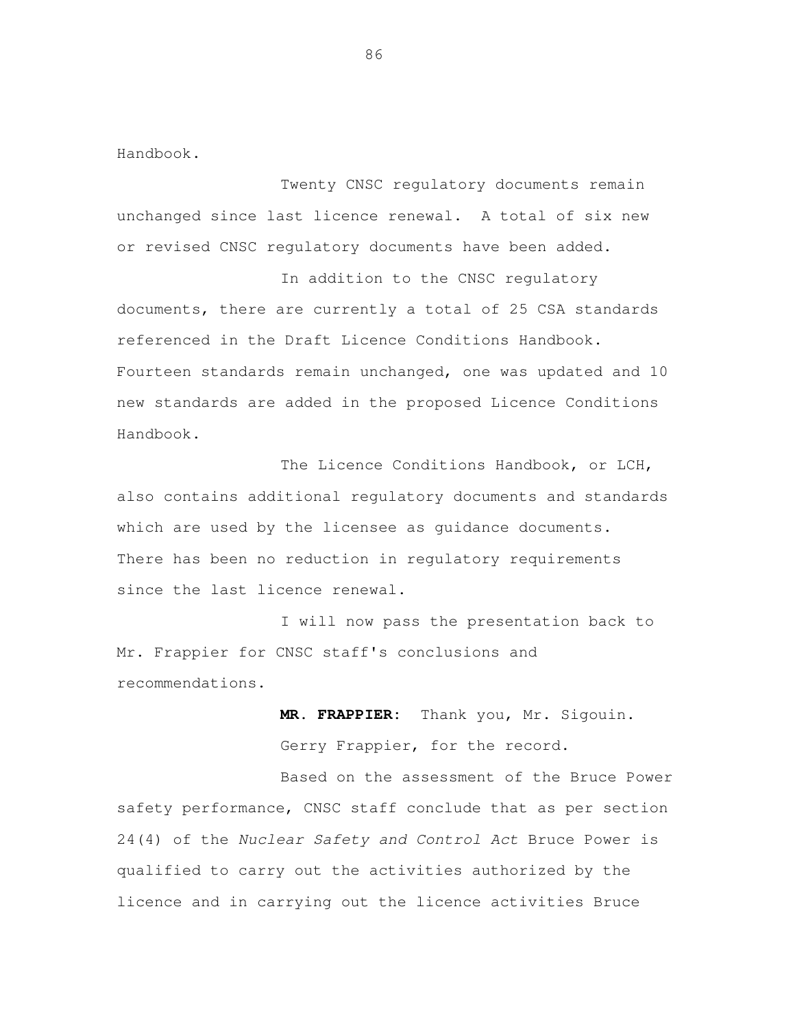Handbook.

Twenty CNSC regulatory documents remain unchanged since last licence renewal. A total of six new or revised CNSC regulatory documents have been added.

In addition to the CNSC regulatory documents, there are currently a total of 25 CSA standards referenced in the Draft Licence Conditions Handbook. Fourteen standards remain unchanged, one was updated and 10 new standards are added in the proposed Licence Conditions Handbook.

The Licence Conditions Handbook, or LCH, also contains additional regulatory documents and standards which are used by the licensee as guidance documents. There has been no reduction in regulatory requirements since the last licence renewal.

I will now pass the presentation back to Mr. Frappier for CNSC staff's conclusions and recommendations.

**MR. FRAPPIER:** Thank you, Mr. Sigouin.

Gerry Frappier, for the record.

Based on the assessment of the Bruce Power safety performance, CNSC staff conclude that as per section 24(4) of the *Nuclear Safety and Control Act* Bruce Power is qualified to carry out the activities authorized by the licence and in carrying out the licence activities Bruce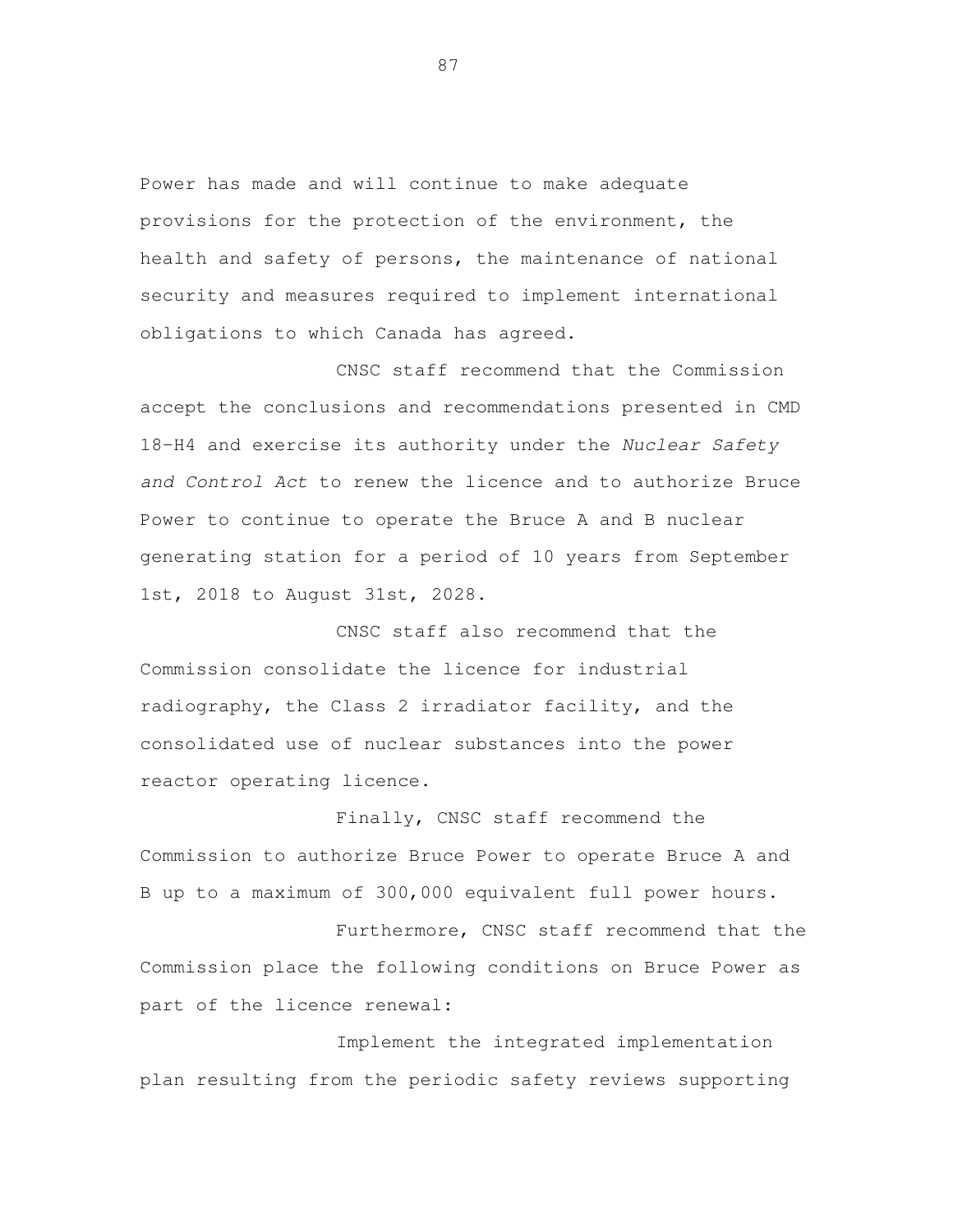Power has made and will continue to make adequate provisions for the protection of the environment, the health and safety of persons, the maintenance of national security and measures required to implement international obligations to which Canada has agreed.

CNSC staff recommend that the Commission accept the conclusions and recommendations presented in CMD 18-H4 and exercise its authority under the *Nuclear Safety and Control Act* to renew the licence and to authorize Bruce Power to continue to operate the Bruce A and B nuclear generating station for a period of 10 years from September 1st, 2018 to August 31st, 2028.

CNSC staff also recommend that the Commission consolidate the licence for industrial radiography, the Class 2 irradiator facility, and the consolidated use of nuclear substances into the power reactor operating licence.

Finally, CNSC staff recommend the Commission to authorize Bruce Power to operate Bruce A and B up to a maximum of 300,000 equivalent full power hours.

Furthermore, CNSC staff recommend that the Commission place the following conditions on Bruce Power as part of the licence renewal:

Implement the integrated implementation plan resulting from the periodic safety reviews supporting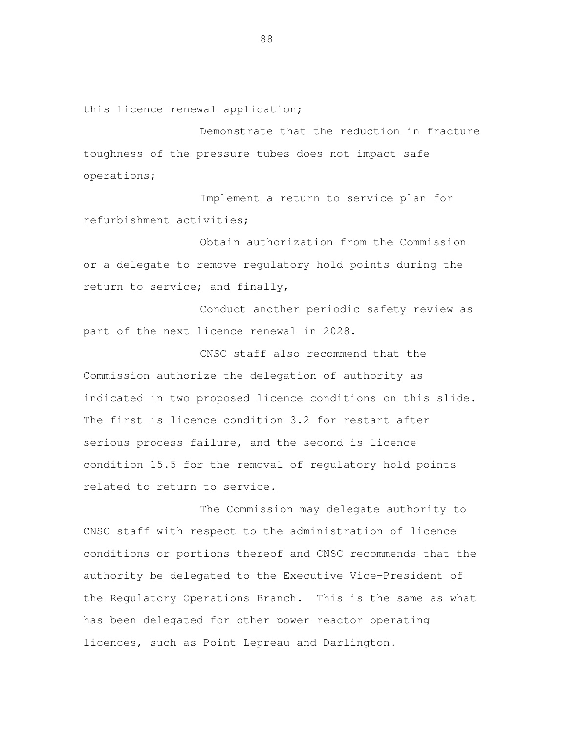this licence renewal application;

Demonstrate that the reduction in fracture toughness of the pressure tubes does not impact safe operations;

Implement a return to service plan for refurbishment activities;

Obtain authorization from the Commission or a delegate to remove regulatory hold points during the return to service; and finally,

Conduct another periodic safety review as part of the next licence renewal in 2028.

CNSC staff also recommend that the Commission authorize the delegation of authority as indicated in two proposed licence conditions on this slide. The first is licence condition 3.2 for restart after serious process failure, and the second is licence condition 15.5 for the removal of regulatory hold points related to return to service.

The Commission may delegate authority to CNSC staff with respect to the administration of licence conditions or portions thereof and CNSC recommends that the authority be delegated to the Executive Vice-President of the Regulatory Operations Branch. This is the same as what has been delegated for other power reactor operating licences, such as Point Lepreau and Darlington.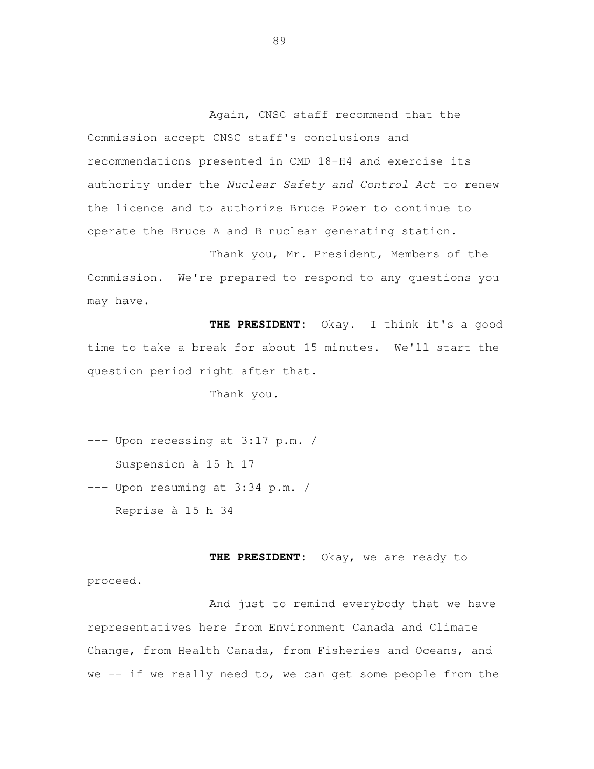Again, CNSC staff recommend that the Commission accept CNSC staff's conclusions and recommendations presented in CMD 18-H4 and exercise its authority under the *Nuclear Safety and Control Act* to renew the licence and to authorize Bruce Power to continue to operate the Bruce A and B nuclear generating station.

Thank you, Mr. President, Members of the Commission. We're prepared to respond to any questions you may have.

**THE PRESIDENT:** Okay. I think it's a good time to take a break for about 15 minutes. We'll start the question period right after that.

Thank you.

--- Upon recessing at 3:17 p.m. /
Suspension à 15 h 17

--- Upon resuming at 3:34 p.m. /
Reprise à 15 h 34

**THE PRESIDENT:** Okay, we are ready to proceed.

And just to remind everybody that we have representatives here from Environment Canada and Climate Change, from Health Canada, from Fisheries and Oceans, and we -- if we really need to, we can get some people from the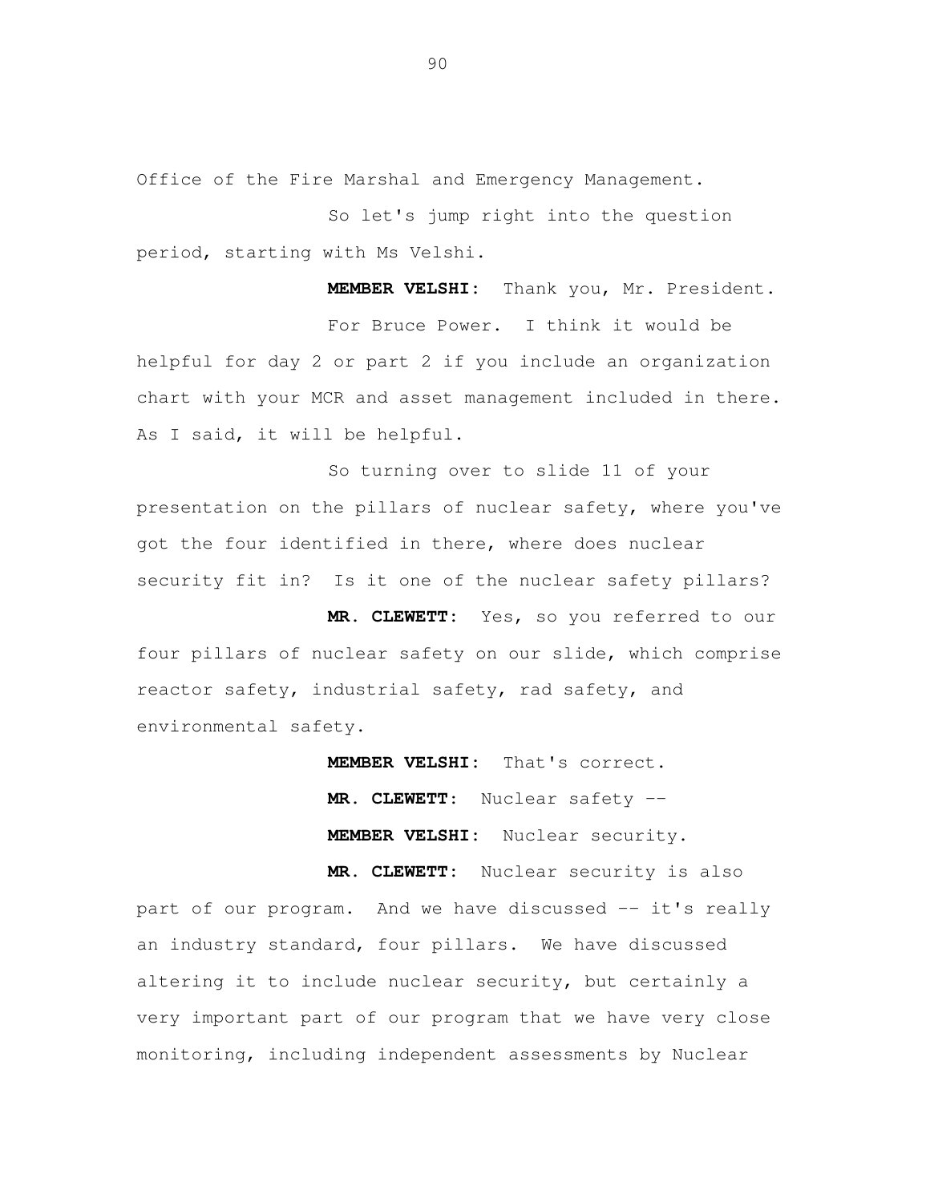Office of the Fire Marshal and Emergency Management.

So let's jump right into the question period, starting with Ms Velshi.

**MEMBER VELSHI:** Thank you, Mr. President.

For Bruce Power. I think it would be helpful for day 2 or part 2 if you include an organization chart with your MCR and asset management included in there. As I said, it will be helpful.

So turning over to slide 11 of your presentation on the pillars of nuclear safety, where you've got the four identified in there, where does nuclear security fit in? Is it one of the nuclear safety pillars?

**MR. CLEWETT:** Yes, so you referred to our four pillars of nuclear safety on our slide, which comprise reactor safety, industrial safety, rad safety, and environmental safety.

**MEMBER VELSHI:** That's correct.

**MR. CLEWETT:** Nuclear safety --

**MEMBER VELSHI:** Nuclear security.

**MR. CLEWETT:** Nuclear security is also part of our program. And we have discussed -- it's really an industry standard, four pillars. We have discussed altering it to include nuclear security, but certainly a very important part of our program that we have very close monitoring, including independent assessments by Nuclear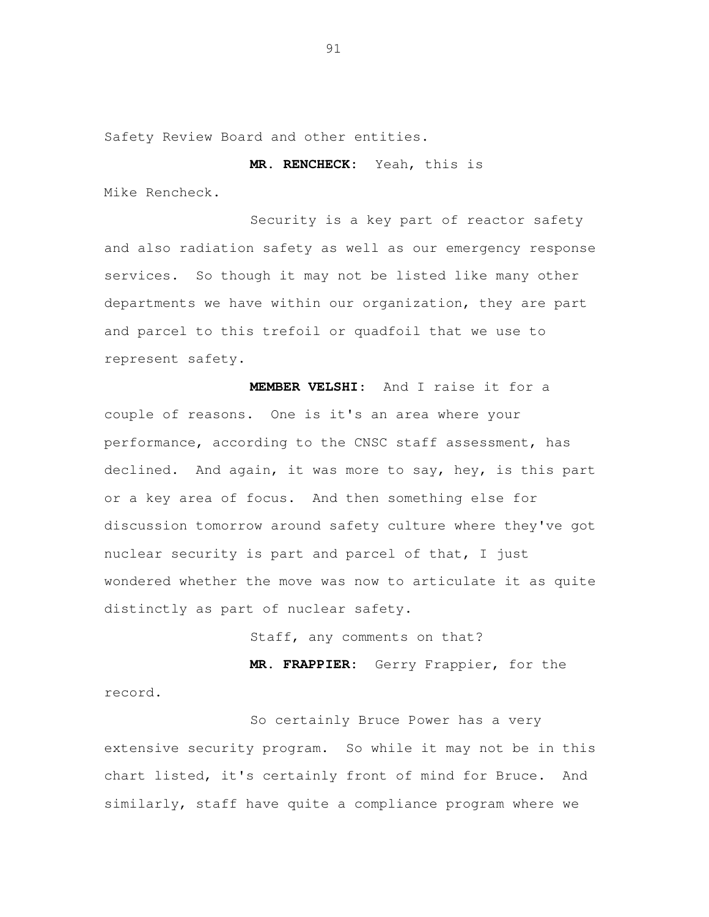Safety Review Board and other entities.

**MR. RENCHECK:** Yeah, this is Mike Rencheck.

Security is a key part of reactor safety and also radiation safety as well as our emergency response services. So though it may not be listed like many other departments we have within our organization, they are part and parcel to this trefoil or quadfoil that we use to represent safety.

**MEMBER VELSHI:** And I raise it for a couple of reasons. One is it's an area where your performance, according to the CNSC staff assessment, has declined. And again, it was more to say, hey, is this part or a key area of focus. And then something else for discussion tomorrow around safety culture where they've got nuclear security is part and parcel of that, I just wondered whether the move was now to articulate it as quite distinctly as part of nuclear safety.

Staff, any comments on that?

**MR. FRAPPIER:** Gerry Frappier, for the record.

So certainly Bruce Power has a very extensive security program. So while it may not be in this chart listed, it's certainly front of mind for Bruce. And similarly, staff have quite a compliance program where we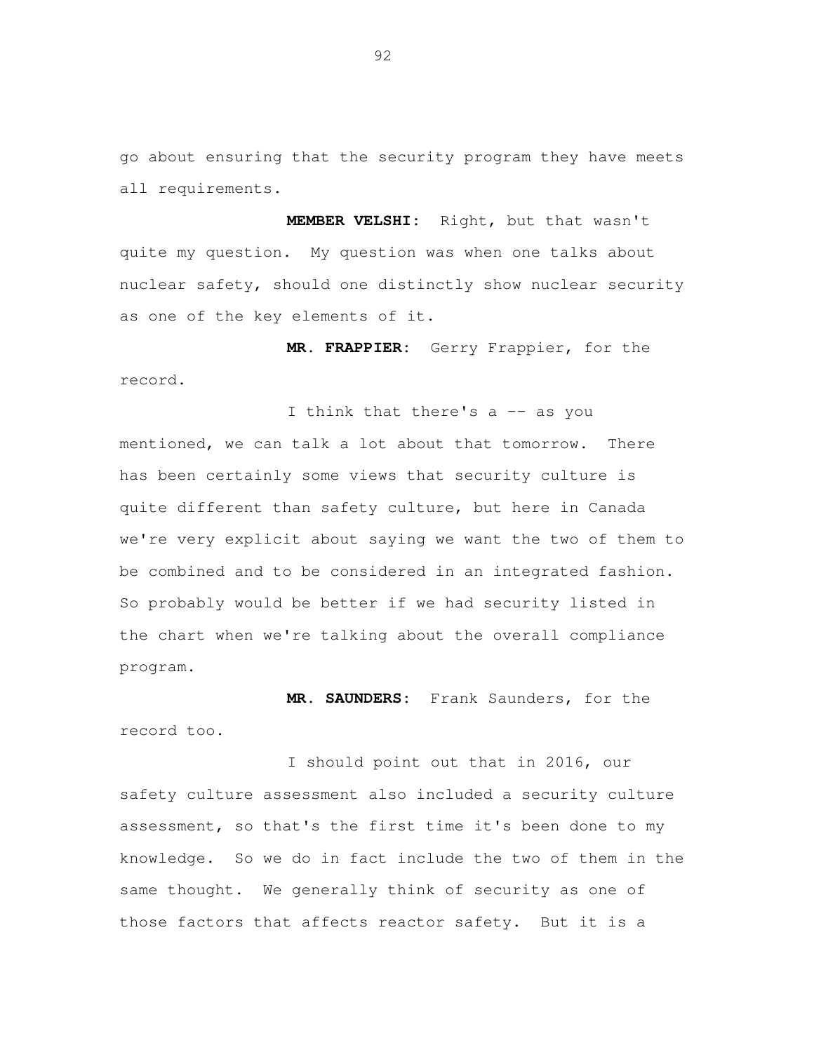go about ensuring that the security program they have meets all requirements.

**MEMBER VELSHI:** Right, but that wasn't quite my question. My question was when one talks about nuclear safety, should one distinctly show nuclear security as one of the key elements of it.

**MR. FRAPPIER:** Gerry Frappier, for the record.

I think that there's a -- as you mentioned, we can talk a lot about that tomorrow. There has been certainly some views that security culture is quite different than safety culture, but here in Canada we're very explicit about saying we want the two of them to be combined and to be considered in an integrated fashion. So probably would be better if we had security listed in the chart when we're talking about the overall compliance program.

**MR. SAUNDERS:** Frank Saunders, for the record too.

I should point out that in 2016, our safety culture assessment also included a security culture assessment, so that's the first time it's been done to my knowledge. So we do in fact include the two of them in the same thought. We generally think of security as one of those factors that affects reactor safety. But it is a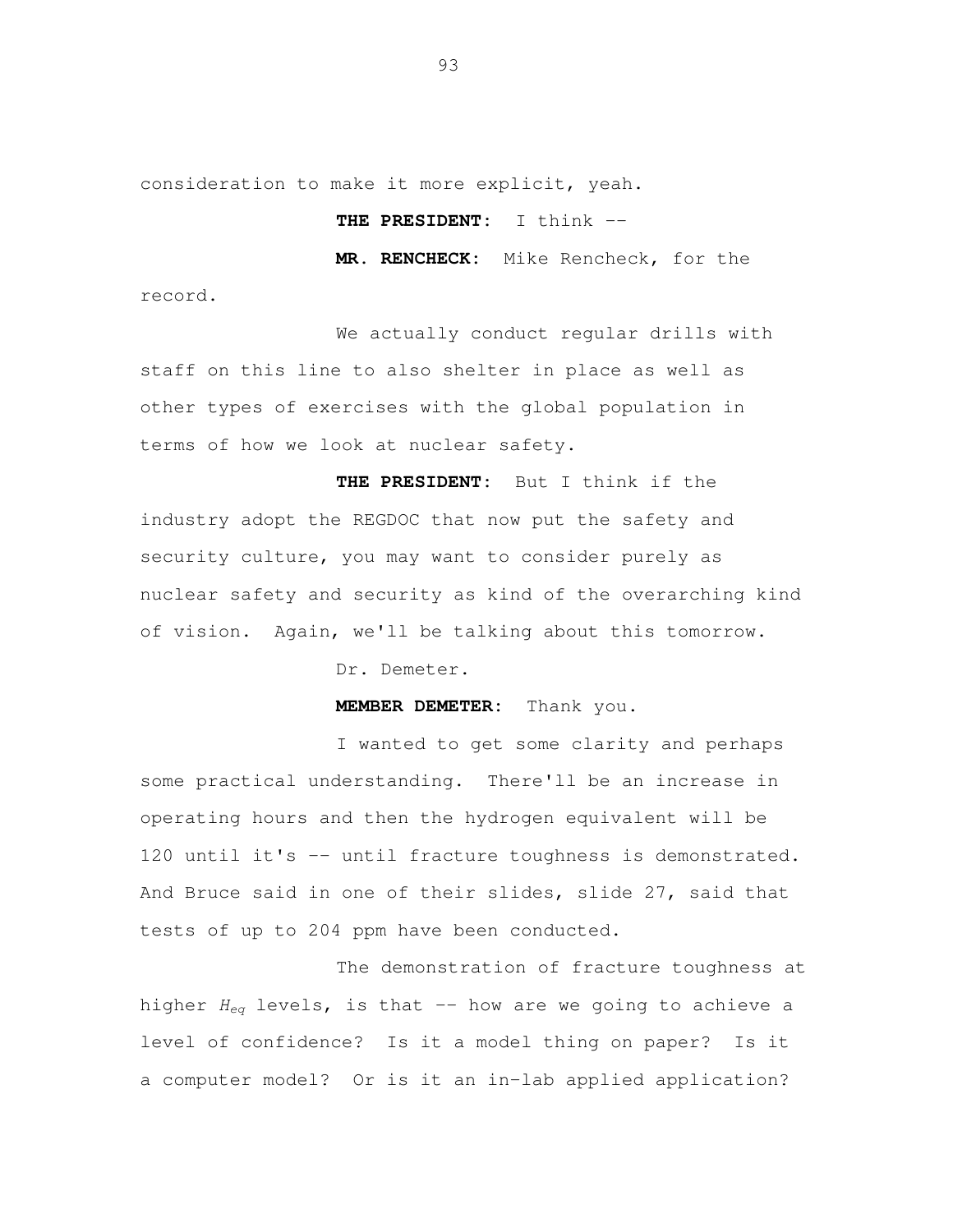consideration to make it more explicit, yeah.

**THE PRESIDENT:** I think --

**MR. RENCHECK:** Mike Rencheck, for the record.

We actually conduct regular drills with staff on this line to also shelter in place as well as other types of exercises with the global population in terms of how we look at nuclear safety.

**THE PRESIDENT:** But I think if the industry adopt the REGDOC that now put the safety and security culture, you may want to consider purely as nuclear safety and security as kind of the overarching kind of vision. Again, we'll be talking about this tomorrow.

Dr. Demeter.

**MEMBER DEMETER:** Thank you.

I wanted to get some clarity and perhaps some practical understanding. There'll be an increase in operating hours and then the hydrogen equivalent will be 120 until it's -- until fracture toughness is demonstrated. And Bruce said in one of their slides, slide 27, said that tests of up to 204 ppm have been conducted.

The demonstration of fracture toughness at higher $H_{eq}$ levels, is that -- how are we going to achieve a level of confidence? Is it a model thing on paper? Is it a computer model? Or is it an in-lab applied application?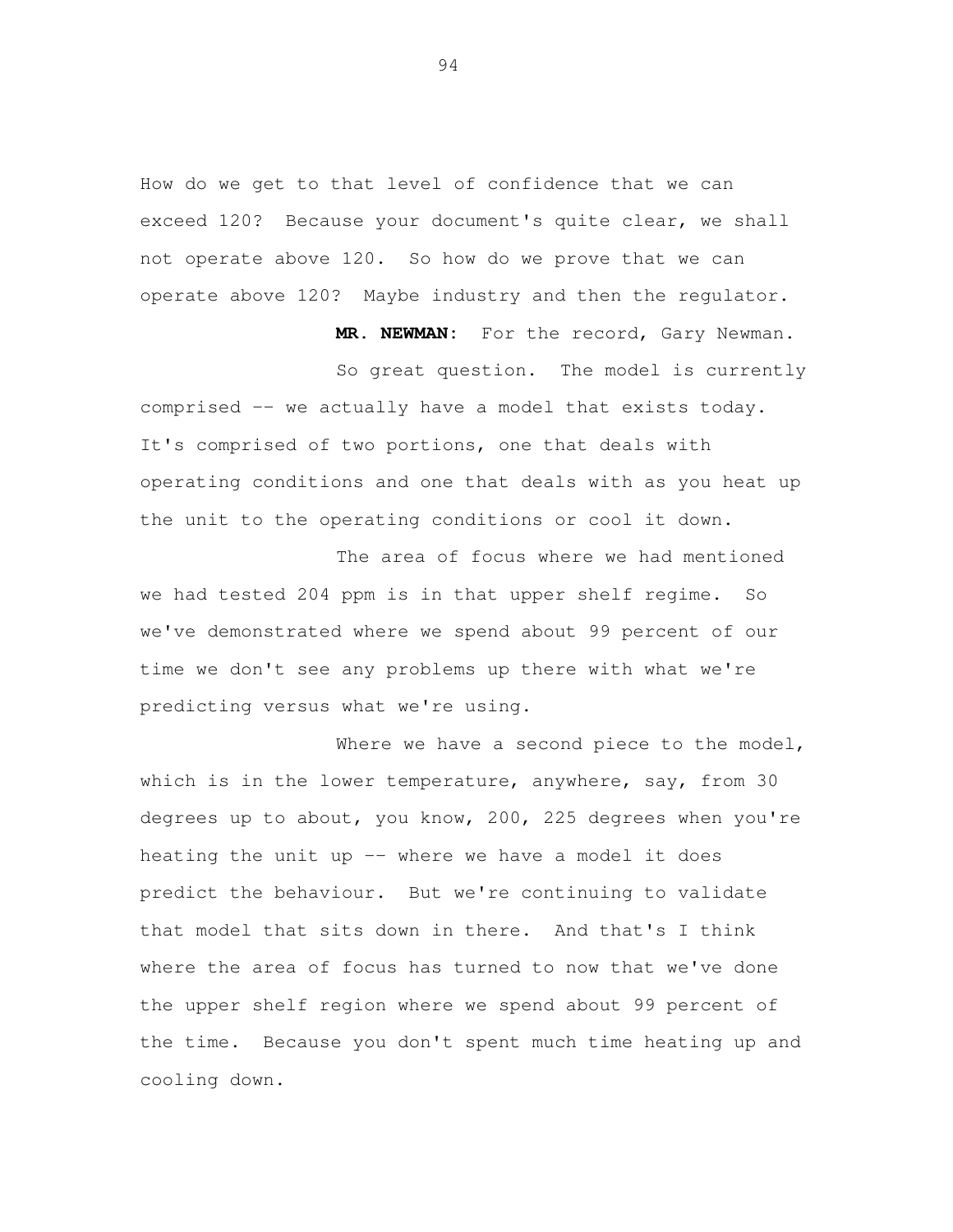How do we get to that level of confidence that we can exceed 120? Because your document's quite clear, we shall not operate above 120. So how do we prove that we can operate above 120? Maybe industry and then the regulator.

**MR. NEWMAN:** For the record, Gary Newman.

So great question. The model is currently comprised -- we actually have a model that exists today. It's comprised of two portions, one that deals with operating conditions and one that deals with as you heat up the unit to the operating conditions or cool it down.

The area of focus where we had mentioned we had tested 204 ppm is in that upper shelf regime. So we've demonstrated where we spend about 99 percent of our time we don't see any problems up there with what we're predicting versus what we're using.

Where we have a second piece to the model, which is in the lower temperature, anywhere, say, from 30 degrees up to about, you know, 200, 225 degrees when you're heating the unit up -- where we have a model it does predict the behaviour. But we're continuing to validate that model that sits down in there. And that's I think where the area of focus has turned to now that we've done the upper shelf region where we spend about 99 percent of the time. Because you don't spent much time heating up and cooling down.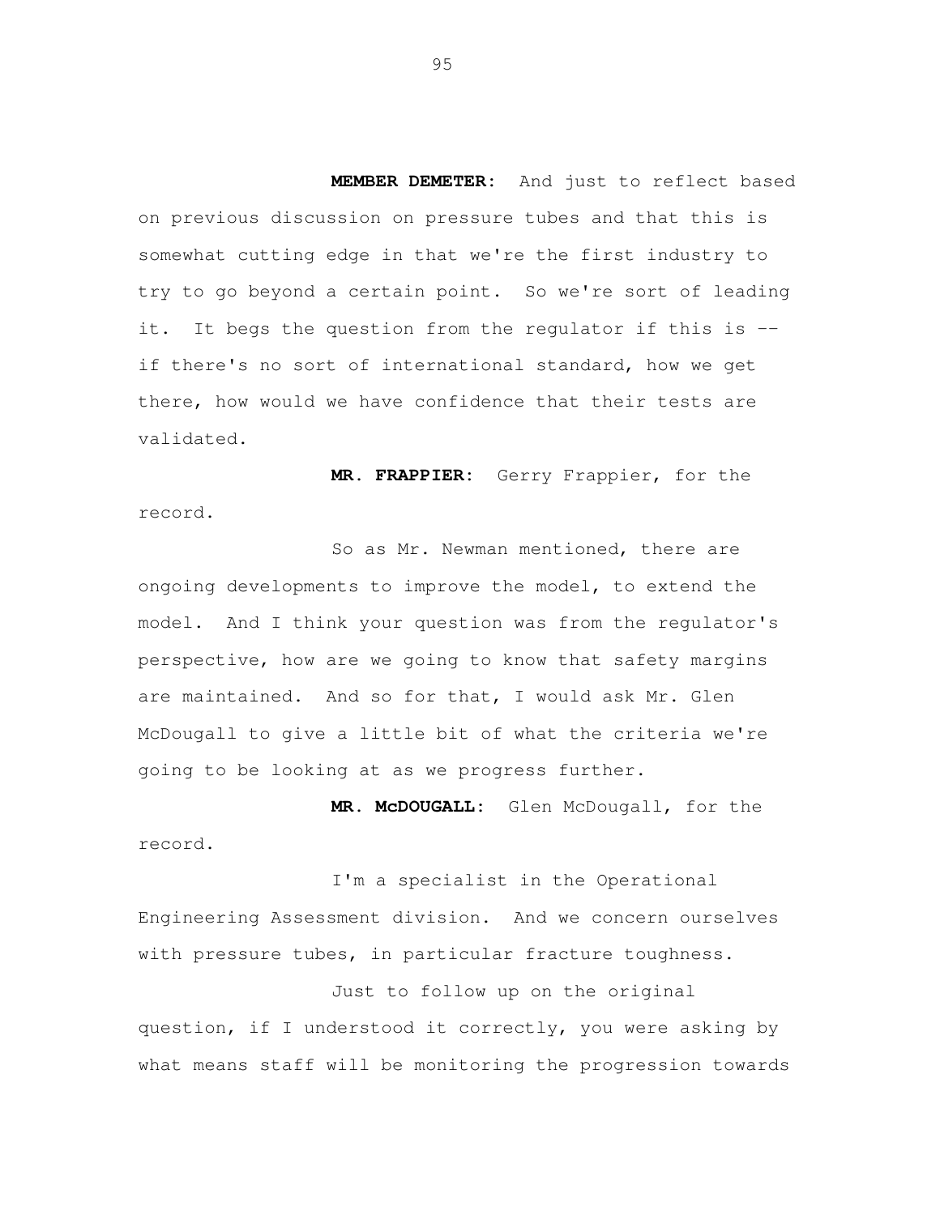**MEMBER DEMETER:** And just to reflect based on previous discussion on pressure tubes and that this is somewhat cutting edge in that we're the first industry to try to go beyond a certain point. So we're sort of leading it. It begs the question from the regulator if this is -- if there's no sort of international standard, how we get there, how would we have confidence that their tests are validated.

**MR. FRAPPIER:** Gerry Frappier, for the record.

So as Mr. Newman mentioned, there are ongoing developments to improve the model, to extend the model. And I think your question was from the regulator's perspective, how are we going to know that safety margins are maintained. And so for that, I would ask Mr. Glen McDougall to give a little bit of what the criteria we're going to be looking at as we progress further.

**MR. McDOUGALL:** Glen McDougall, for the record.

I'm a specialist in the Operational Engineering Assessment division. And we concern ourselves with pressure tubes, in particular fracture toughness.

Just to follow up on the original question, if I understood it correctly, you were asking by what means staff will be monitoring the progression towards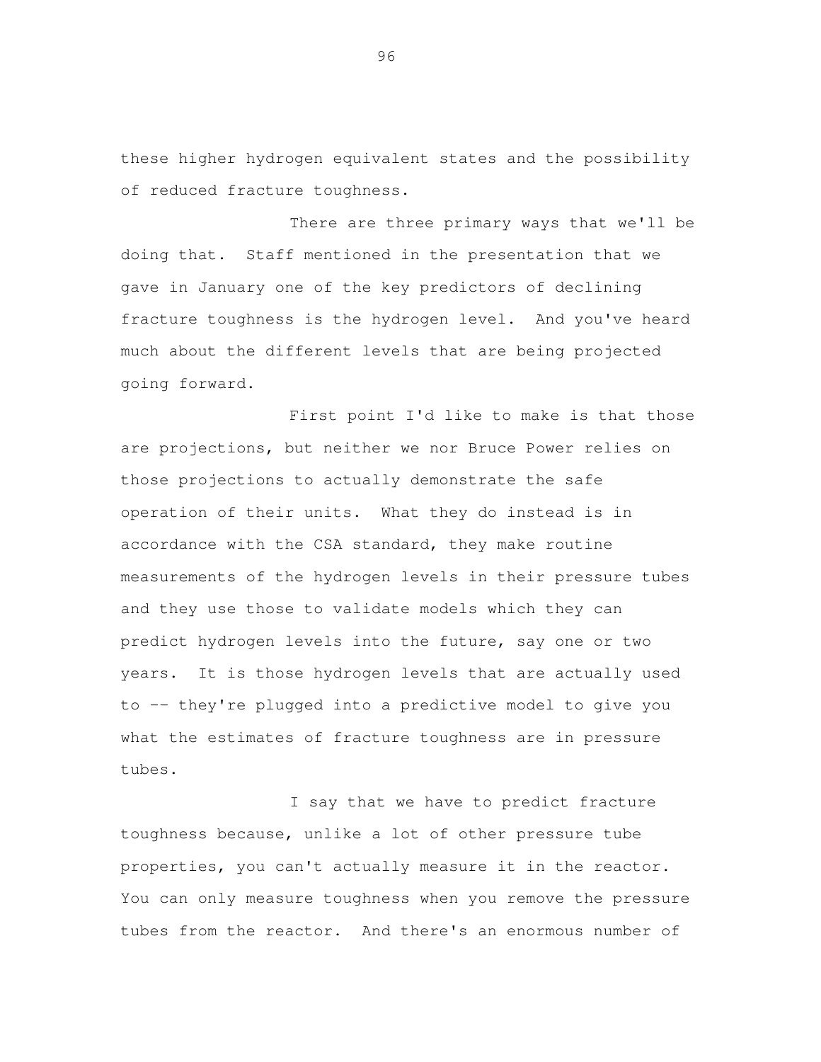these higher hydrogen equivalent states and the possibility of reduced fracture toughness.

There are three primary ways that we'll be doing that. Staff mentioned in the presentation that we gave in January one of the key predictors of declining fracture toughness is the hydrogen level. And you've heard much about the different levels that are being projected going forward.

First point I'd like to make is that those are projections, but neither we nor Bruce Power relies on those projections to actually demonstrate the safe operation of their units. What they do instead is in accordance with the CSA standard, they make routine measurements of the hydrogen levels in their pressure tubes and they use those to validate models which they can predict hydrogen levels into the future, say one or two years. It is those hydrogen levels that are actually used to -- they're plugged into a predictive model to give you what the estimates of fracture toughness are in pressure tubes.

I say that we have to predict fracture toughness because, unlike a lot of other pressure tube properties, you can't actually measure it in the reactor. You can only measure toughness when you remove the pressure tubes from the reactor. And there's an enormous number of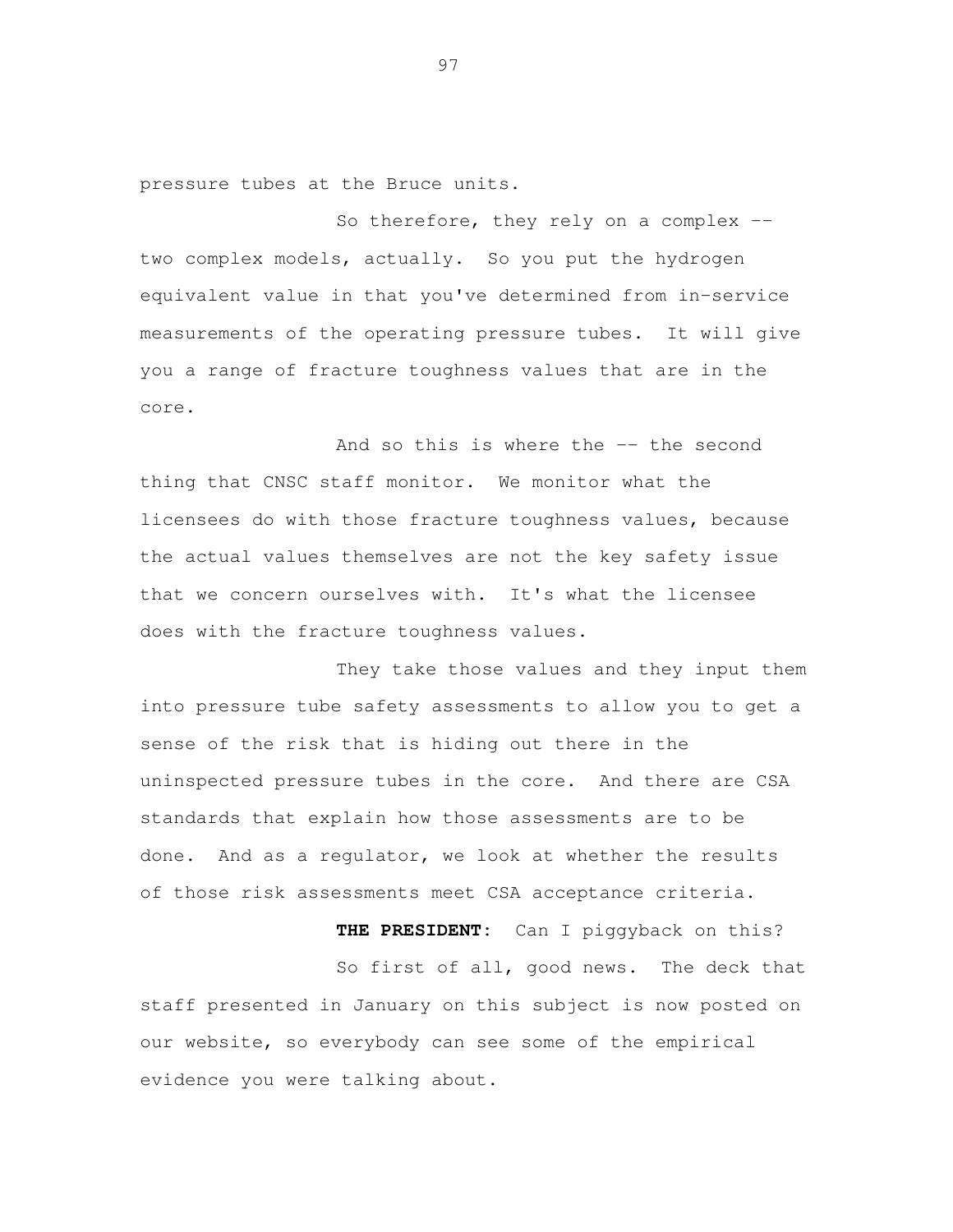pressure tubes at the Bruce units.

So therefore, they rely on a complex -- two complex models, actually. So you put the hydrogen equivalent value in that you've determined from in-service measurements of the operating pressure tubes. It will give you a range of fracture toughness values that are in the core.

And so this is where the -- the second thing that CNSC staff monitor. We monitor what the licensees do with those fracture toughness values, because the actual values themselves are not the key safety issue that we concern ourselves with. It's what the licensee does with the fracture toughness values.

They take those values and they input them into pressure tube safety assessments to allow you to get a sense of the risk that is hiding out there in the uninspected pressure tubes in the core. And there are CSA standards that explain how those assessments are to be done. And as a regulator, we look at whether the results of those risk assessments meet CSA acceptance criteria.

**THE PRESIDENT:** Can I piggyback on this?

So first of all, good news. The deck that staff presented in January on this subject is now posted on our website, so everybody can see some of the empirical evidence you were talking about.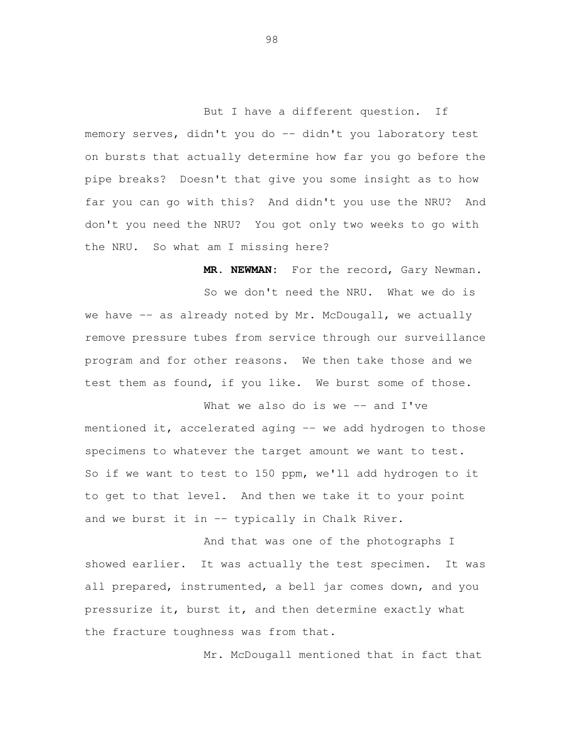But I have a different question. If memory serves, didn't you do -- didn't you laboratory test on bursts that actually determine how far you go before the pipe breaks? Doesn't that give you some insight as to how far you can go with this? And didn't you use the NRU? And don't you need the NRU? You got only two weeks to go with the NRU. So what am I missing here?

**MR. NEWMAN:** For the record, Gary Newman.

So we don't need the NRU. What we do is we have -- as already noted by Mr. McDougall, we actually remove pressure tubes from service through our surveillance program and for other reasons. We then take those and we test them as found, if you like. We burst some of those.

What we also do is we -- and I've mentioned it, accelerated aging -- we add hydrogen to those specimens to whatever the target amount we want to test. So if we want to test to 150 ppm, we'll add hydrogen to it to get to that level. And then we take it to your point and we burst it in -- typically in Chalk River.

And that was one of the photographs I showed earlier. It was actually the test specimen. It was all prepared, instrumented, a bell jar comes down, and you pressurize it, burst it, and then determine exactly what the fracture toughness was from that.

Mr. McDougall mentioned that in fact that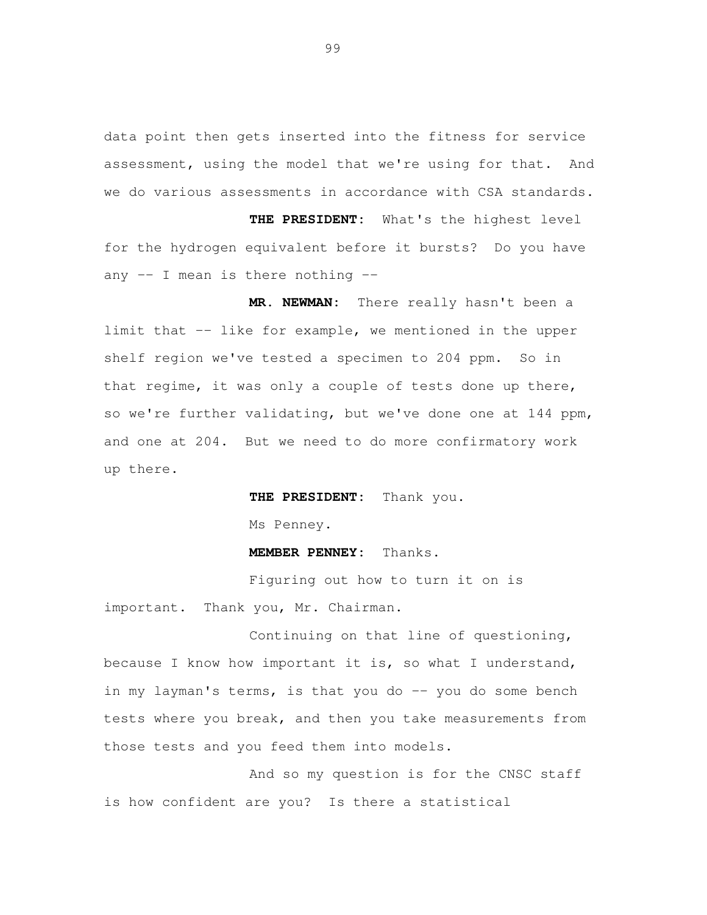data point then gets inserted into the fitness for service assessment, using the model that we're using for that. And we do various assessments in accordance with CSA standards.

**THE PRESIDENT:** What's the highest level for the hydrogen equivalent before it bursts? Do you have any -- I mean is there nothing --

**MR. NEWMAN:** There really hasn't been a limit that -- like for example, we mentioned in the upper shelf region we've tested a specimen to 204 ppm. So in that regime, it was only a couple of tests done up there, so we're further validating, but we've done one at 144 ppm, and one at 204. But we need to do more confirmatory work up there.

**THE PRESIDENT:** Thank you.

Ms Penney.

**MEMBER PENNEY:** Thanks.

Figuring out how to turn it on is important. Thank you, Mr. Chairman.

Continuing on that line of questioning, because I know how important it is, so what I understand, in my layman's terms, is that you do -- you do some bench tests where you break, and then you take measurements from those tests and you feed them into models.

And so my question is for the CNSC staff is how confident are you? Is there a statistical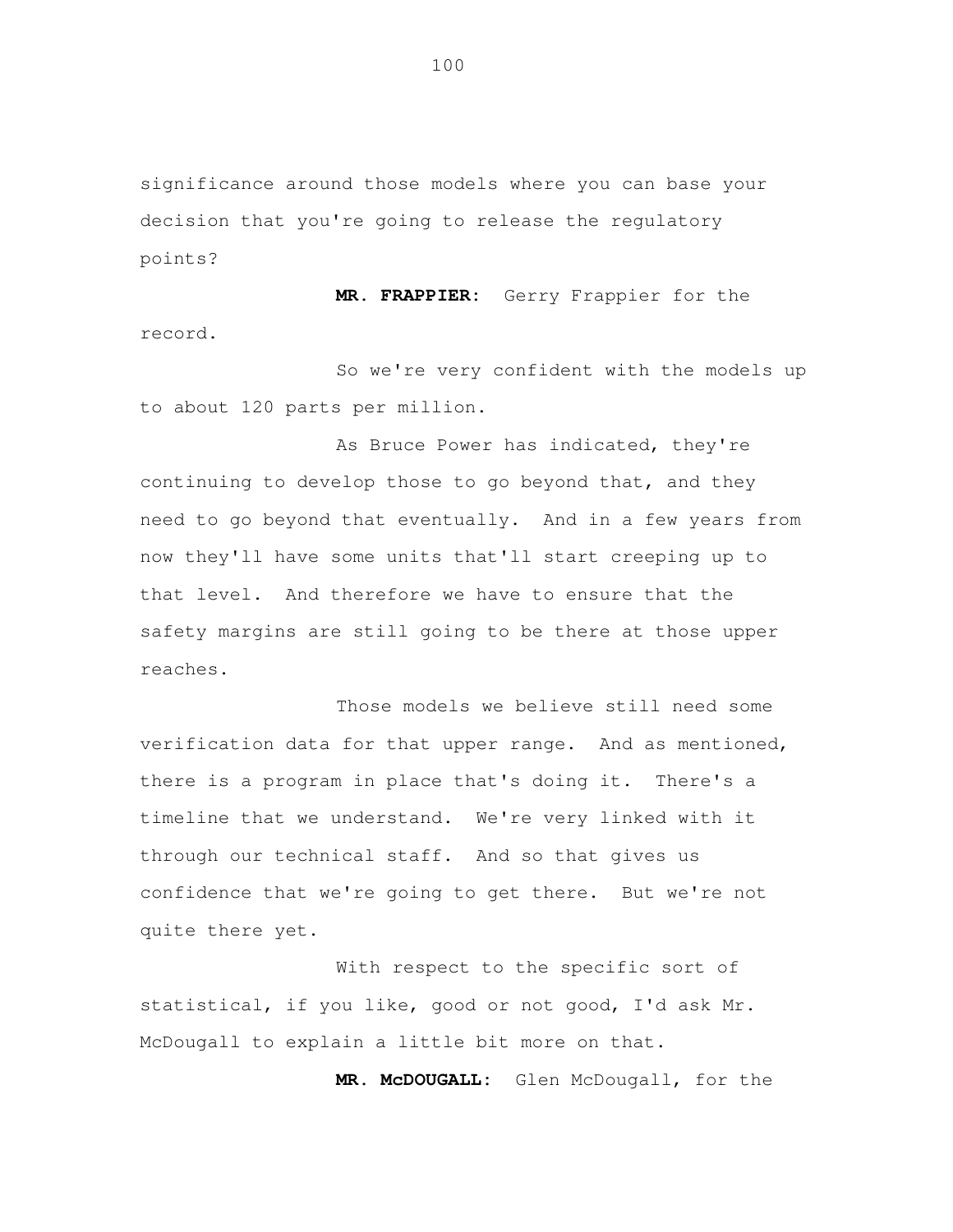significance around those models where you can base your decision that you're going to release the regulatory points?

**MR. FRAPPIER:** Gerry Frappier for the record.

So we're very confident with the models up to about 120 parts per million.

As Bruce Power has indicated, they're continuing to develop those to go beyond that, and they need to go beyond that eventually. And in a few years from now they'll have some units that'll start creeping up to that level. And therefore we have to ensure that the safety margins are still going to be there at those upper reaches.

Those models we believe still need some verification data for that upper range. And as mentioned, there is a program in place that's doing it. There's a timeline that we understand. We're very linked with it through our technical staff. And so that gives us confidence that we're going to get there. But we're not quite there yet.

With respect to the specific sort of statistical, if you like, good or not good, I'd ask Mr. McDougall to explain a little bit more on that.

**MR. McDOUGALL:** Glen McDougall, for the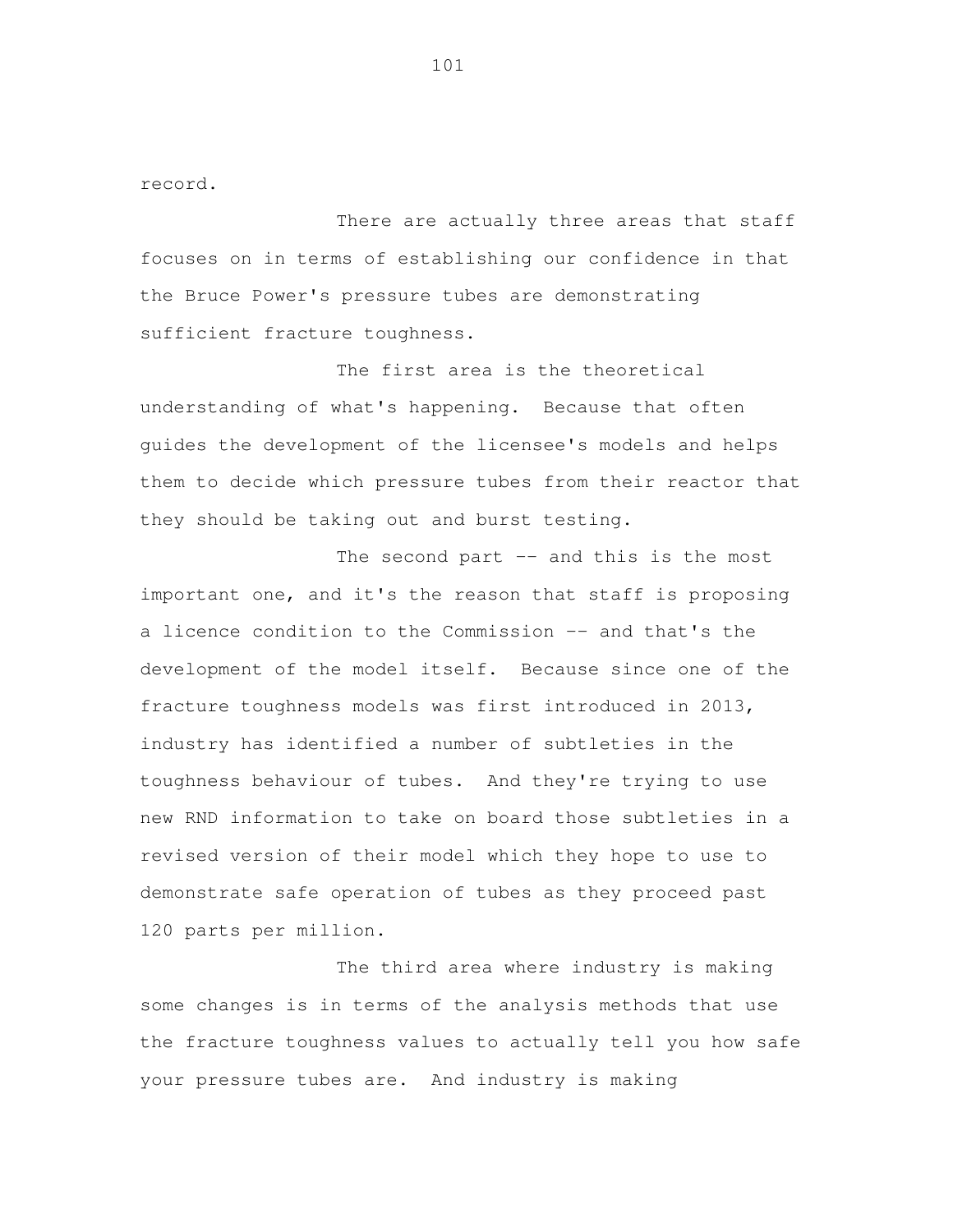record.

There are actually three areas that staff focuses on in terms of establishing our confidence in that the Bruce Power's pressure tubes are demonstrating sufficient fracture toughness.

The first area is the theoretical understanding of what's happening. Because that often guides the development of the licensee's models and helps them to decide which pressure tubes from their reactor that they should be taking out and burst testing.

The second part -- and this is the most important one, and it's the reason that staff is proposing a licence condition to the Commission -- and that's the development of the model itself. Because since one of the fracture toughness models was first introduced in 2013, industry has identified a number of subtleties in the toughness behaviour of tubes. And they're trying to use new RND information to take on board those subtleties in a revised version of their model which they hope to use to demonstrate safe operation of tubes as they proceed past 120 parts per million.

The third area where industry is making some changes is in terms of the analysis methods that use the fracture toughness values to actually tell you how safe your pressure tubes are. And industry is making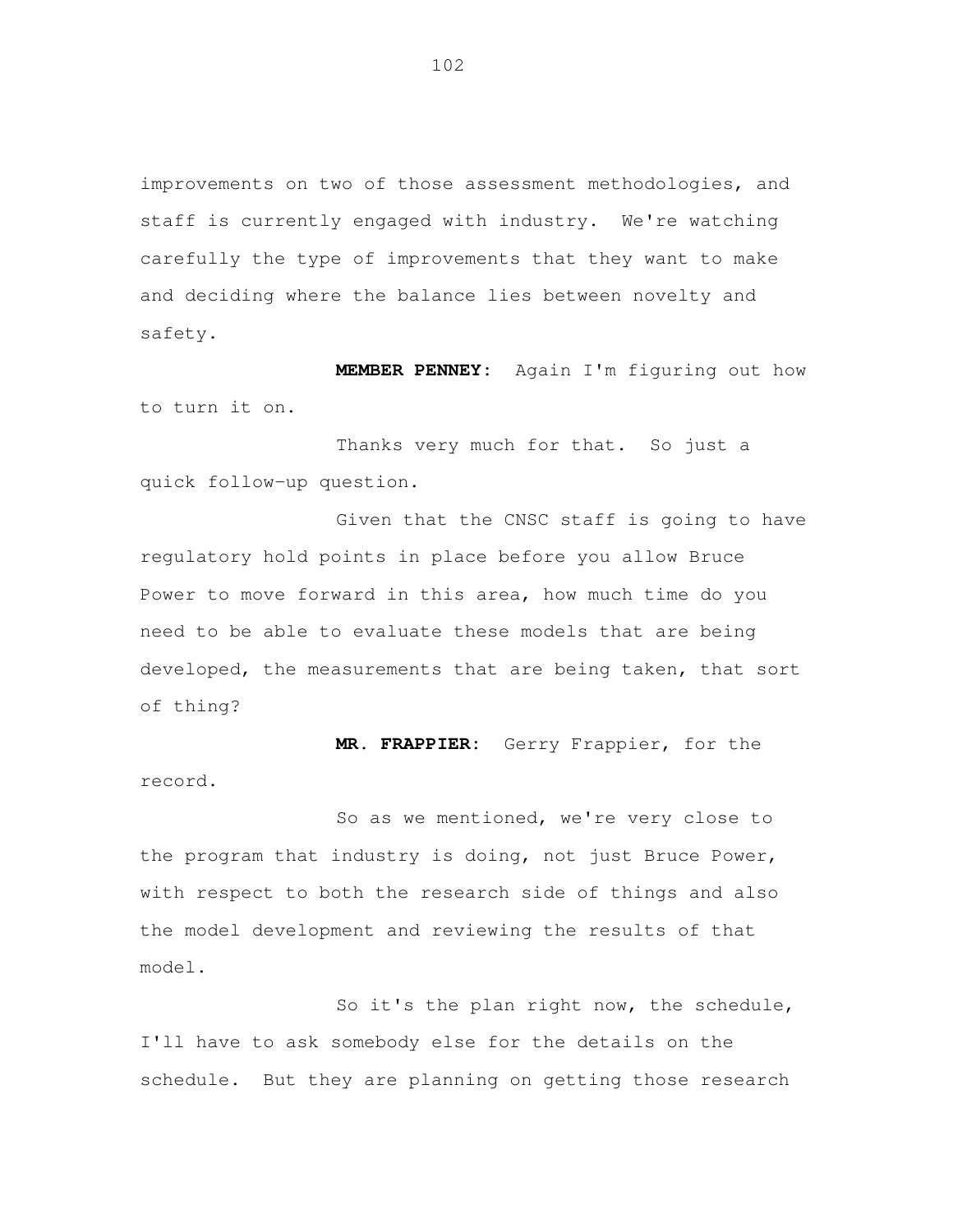improvements on two of those assessment methodologies, and staff is currently engaged with industry. We're watching carefully the type of improvements that they want to make and deciding where the balance lies between novelty and safety.

**MEMBER PENNEY:** Again I'm figuring out how to turn it on.

Thanks very much for that. So just a quick follow-up question.

Given that the CNSC staff is going to have regulatory hold points in place before you allow Bruce Power to move forward in this area, how much time do you need to be able to evaluate these models that are being developed, the measurements that are being taken, that sort of thing?

**MR. FRAPPIER:** Gerry Frappier, for the record.

So as we mentioned, we're very close to the program that industry is doing, not just Bruce Power, with respect to both the research side of things and also the model development and reviewing the results of that model.

So it's the plan right now, the schedule, I'll have to ask somebody else for the details on the schedule. But they are planning on getting those research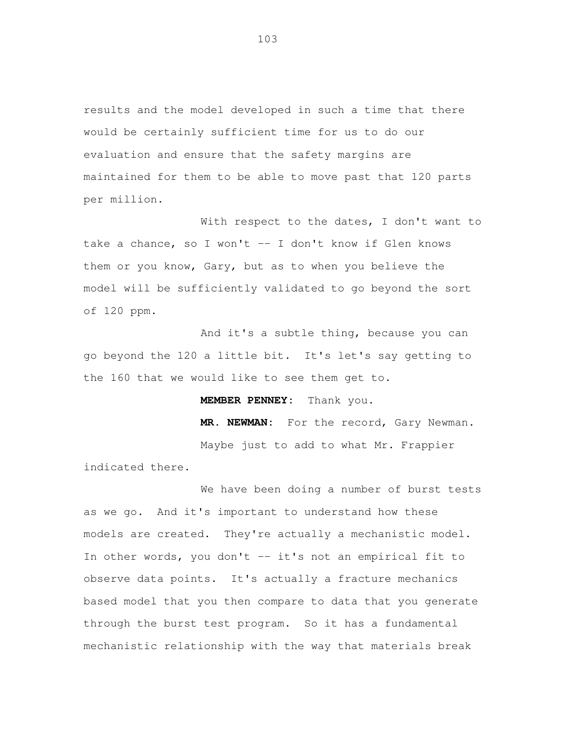results and the model developed in such a time that there would be certainly sufficient time for us to do our evaluation and ensure that the safety margins are maintained for them to be able to move past that 120 parts per million.

With respect to the dates, I don't want to take a chance, so I won't -- I don't know if Glen knows them or you know, Gary, but as to when you believe the model will be sufficiently validated to go beyond the sort of 120 ppm.

And it's a subtle thing, because you can go beyond the 120 a little bit. It's let's say getting to the 160 that we would like to see them get to.

**MEMBER PENNEY:** Thank you.

**MR. NEWMAN:** For the record, Gary Newman.

Maybe just to add to what Mr. Frappier indicated there.

We have been doing a number of burst tests as we go. And it's important to understand how these models are created. They're actually a mechanistic model. In other words, you don't -- it's not an empirical fit to observe data points. It's actually a fracture mechanics based model that you then compare to data that you generate through the burst test program. So it has a fundamental mechanistic relationship with the way that materials break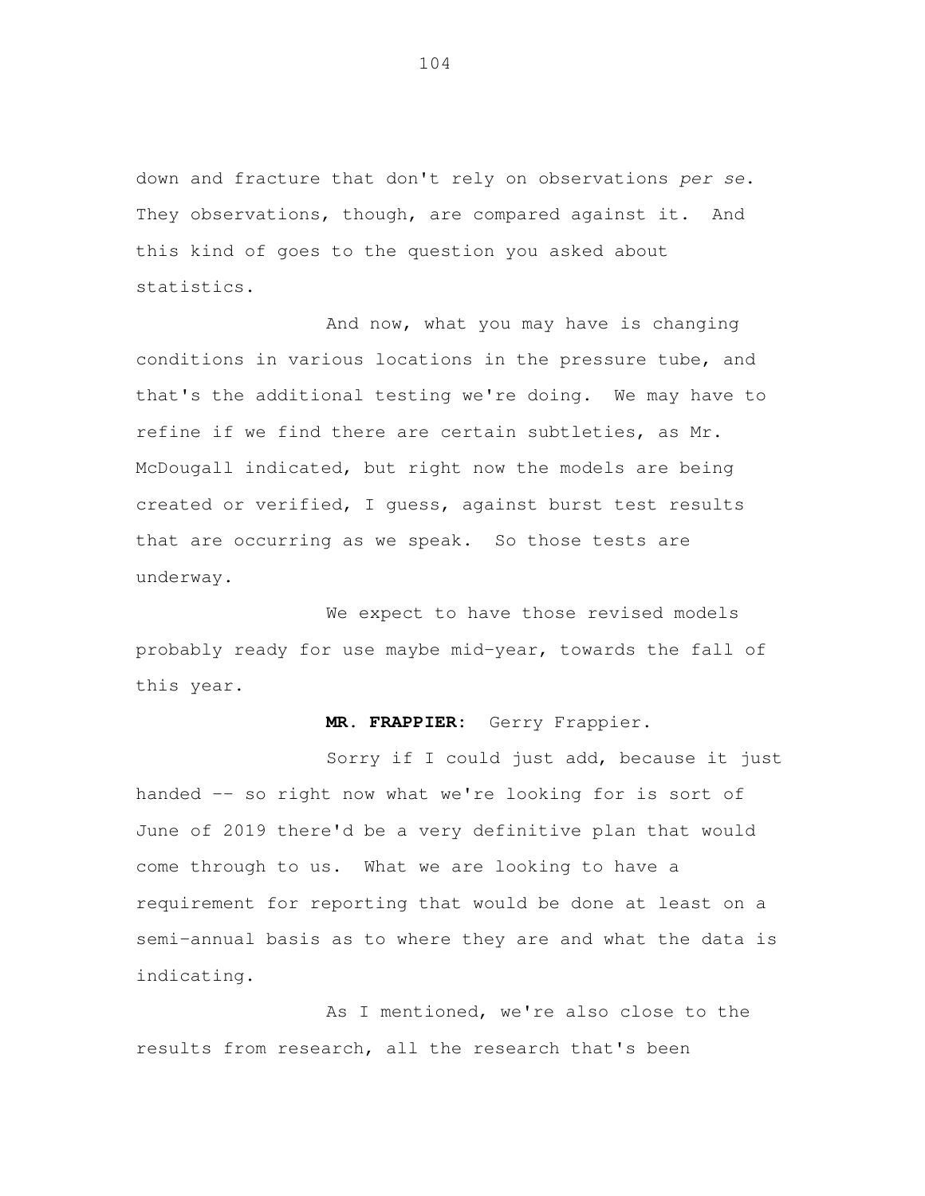down and fracture that don't rely on observations *per se*. They observations, though, are compared against it. And this kind of goes to the question you asked about statistics.

And now, what you may have is changing conditions in various locations in the pressure tube, and that's the additional testing we're doing. We may have to refine if we find there are certain subtleties, as Mr. McDougall indicated, but right now the models are being created or verified, I guess, against burst test results that are occurring as we speak. So those tests are underway.

We expect to have those revised models probably ready for use maybe mid-year, towards the fall of this year.

**MR. FRAPPIER:** Gerry Frappier.

Sorry if I could just add, because it just handed -- so right now what we're looking for is sort of June of 2019 there'd be a very definitive plan that would come through to us. What we are looking to have a requirement for reporting that would be done at least on a semi-annual basis as to where they are and what the data is indicating.

As I mentioned, we're also close to the results from research, all the research that's been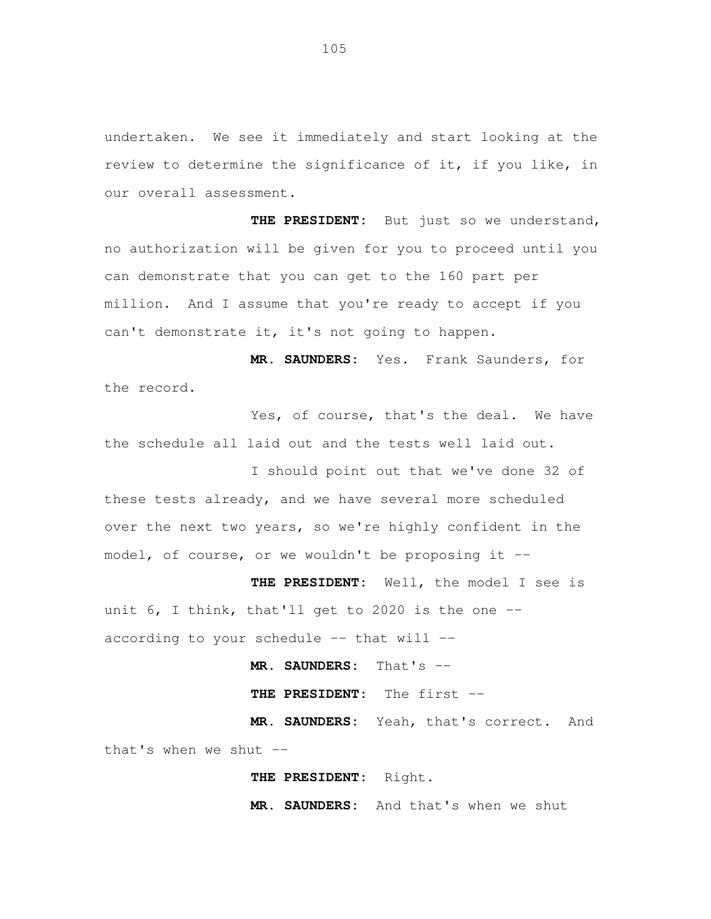undertaken. We see it immediately and start looking at the review to determine the significance of it, if you like, in our overall assessment.

**THE PRESIDENT:** But just so we understand, no authorization will be given for you to proceed until you can demonstrate that you can get to the 160 part per million. And I assume that you're ready to accept if you can't demonstrate it, it's not going to happen.

**MR. SAUNDERS:** Yes. Frank Saunders, for the record.

Yes, of course, that's the deal. We have the schedule all laid out and the tests well laid out.

I should point out that we've done 32 of these tests already, and we have several more scheduled over the next two years, so we're highly confident in the model, of course, or we wouldn't be proposing it --

**THE PRESIDENT:** Well, the model I see is unit 6, I think, that'll get to 2020 is the one -- according to your schedule -- that will --

**MR. SAUNDERS:** That's --

**THE PRESIDENT:** The first --

**MR. SAUNDERS:** Yeah, that's correct. And that's when we shut --

**THE PRESIDENT:** Right.

**MR. SAUNDERS:** And that's when we shut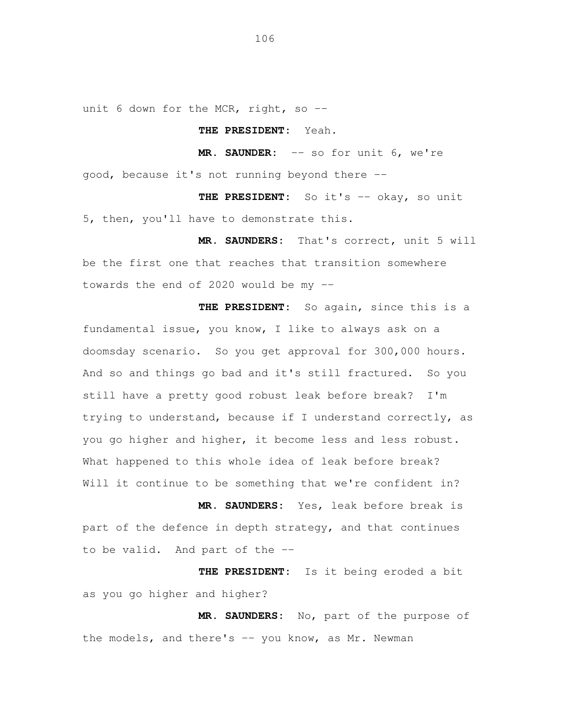unit 6 down for the MCR, right, so --

**THE PRESIDENT:** Yeah.

**MR. SAUNDER:** -- so for unit 6, we're good, because it's not running beyond there --

**THE PRESIDENT:** So it's -- okay, so unit 5, then, you'll have to demonstrate this.

**MR. SAUNDERS:** That's correct, unit 5 will be the first one that reaches that transition somewhere towards the end of 2020 would be my --

**THE PRESIDENT:** So again, since this is a fundamental issue, you know, I like to always ask on a doomsday scenario. So you get approval for 300,000 hours. And so and things go bad and it's still fractured. So you still have a pretty good robust leak before break? I'm trying to understand, because if I understand correctly, as you go higher and higher, it become less and less robust. What happened to this whole idea of leak before break? Will it continue to be something that we're confident in?

**MR. SAUNDERS:** Yes, leak before break is part of the defence in depth strategy, and that continues to be valid. And part of the --

**THE PRESIDENT:** Is it being eroded a bit as you go higher and higher?

**MR. SAUNDERS:** No, part of the purpose of the models, and there's -- you know, as Mr. Newman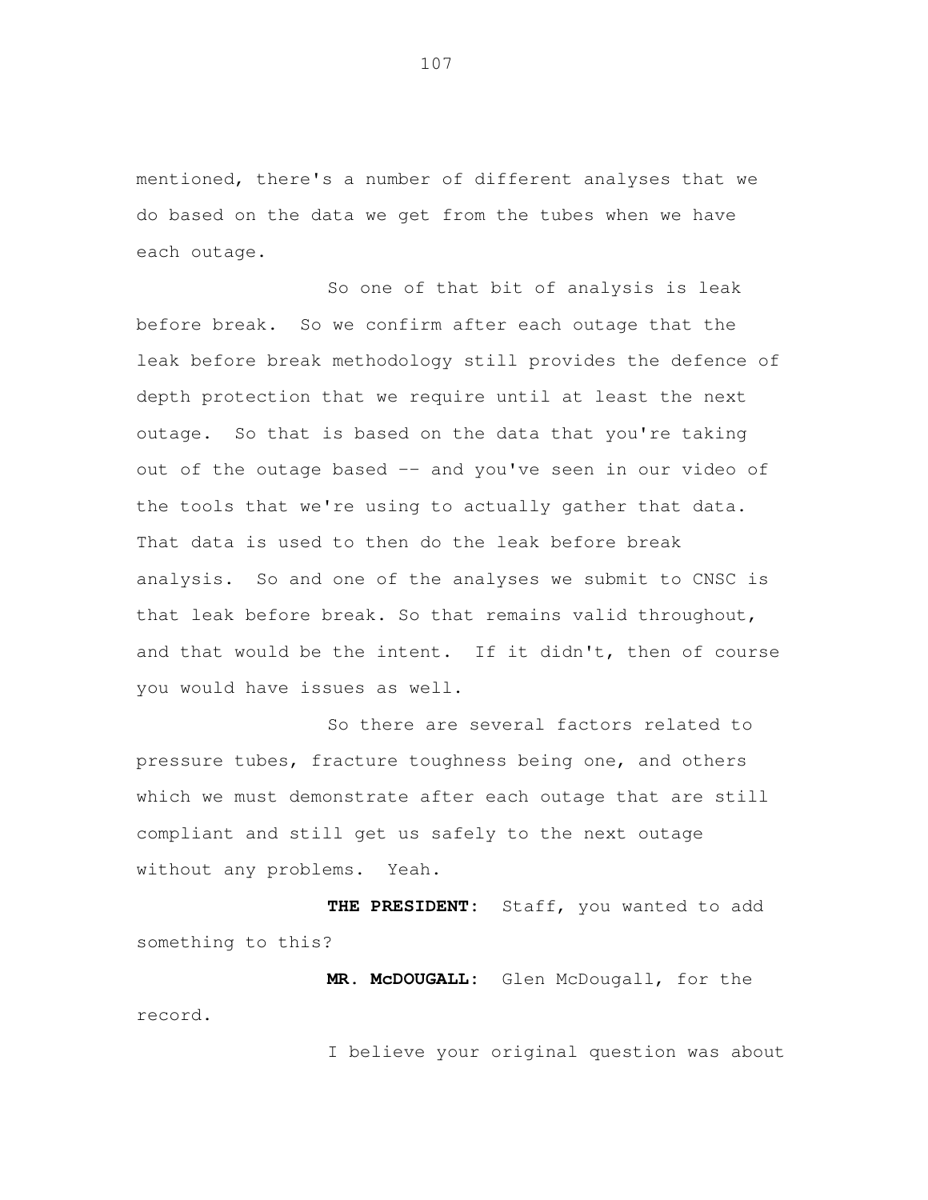mentioned, there's a number of different analyses that we do based on the data we get from the tubes when we have each outage.

So one of that bit of analysis is leak before break. So we confirm after each outage that the leak before break methodology still provides the defence of depth protection that we require until at least the next outage. So that is based on the data that you're taking out of the outage based -- and you've seen in our video of the tools that we're using to actually gather that data. That data is used to then do the leak before break analysis. So and one of the analyses we submit to CNSC is that leak before break. So that remains valid throughout, and that would be the intent. If it didn't, then of course you would have issues as well.

So there are several factors related to pressure tubes, fracture toughness being one, and others which we must demonstrate after each outage that are still compliant and still get us safely to the next outage without any problems. Yeah.

**THE PRESIDENT:** Staff, you wanted to add something to this?

**MR. McDOUGALL:** Glen McDougall, for the record.

I believe your original question was about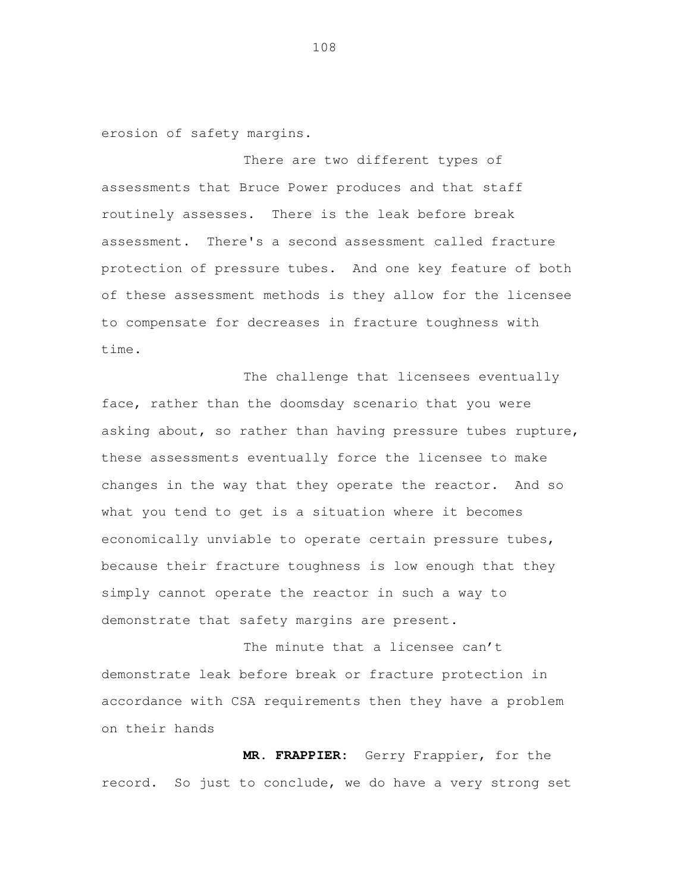erosion of safety margins.

There are two different types of assessments that Bruce Power produces and that staff routinely assesses. There is the leak before break assessment. There's a second assessment called fracture protection of pressure tubes. And one key feature of both of these assessment methods is they allow for the licensee to compensate for decreases in fracture toughness with time.

The challenge that licensees eventually face, rather than the doomsday scenario that you were asking about, so rather than having pressure tubes rupture, these assessments eventually force the licensee to make changes in the way that they operate the reactor. And so what you tend to get is a situation where it becomes economically unviable to operate certain pressure tubes, because their fracture toughness is low enough that they simply cannot operate the reactor in such a way to demonstrate that safety margins are present.

The minute that a licensee can't demonstrate leak before break or fracture protection in accordance with CSA requirements then they have a problem on their hands

**MR. FRAPPIER:** Gerry Frappier, for the record. So just to conclude, we do have a very strong set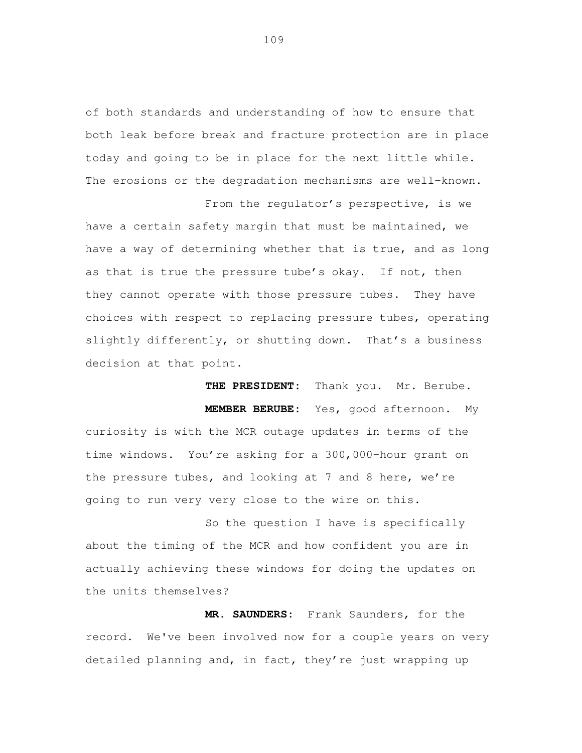of both standards and understanding of how to ensure that both leak before break and fracture protection are in place today and going to be in place for the next little while. The erosions or the degradation mechanisms are well-known.

From the regulator's perspective, is we have a certain safety margin that must be maintained, we have a way of determining whether that is true, and as long as that is true the pressure tube's okay. If not, then they cannot operate with those pressure tubes. They have choices with respect to replacing pressure tubes, operating slightly differently, or shutting down. That's a business decision at that point.

**THE PRESIDENT:** Thank you. Mr. Berube.

**MEMBER BERUBE:** Yes, good afternoon. My curiosity is with the MCR outage updates in terms of the time windows. You're asking for a 300,000-hour grant on the pressure tubes, and looking at 7 and 8 here, we're going to run very very close to the wire on this.

So the question I have is specifically about the timing of the MCR and how confident you are in actually achieving these windows for doing the updates on the units themselves?

**MR. SAUNDERS:** Frank Saunders, for the record. We've been involved now for a couple years on very detailed planning and, in fact, they're just wrapping up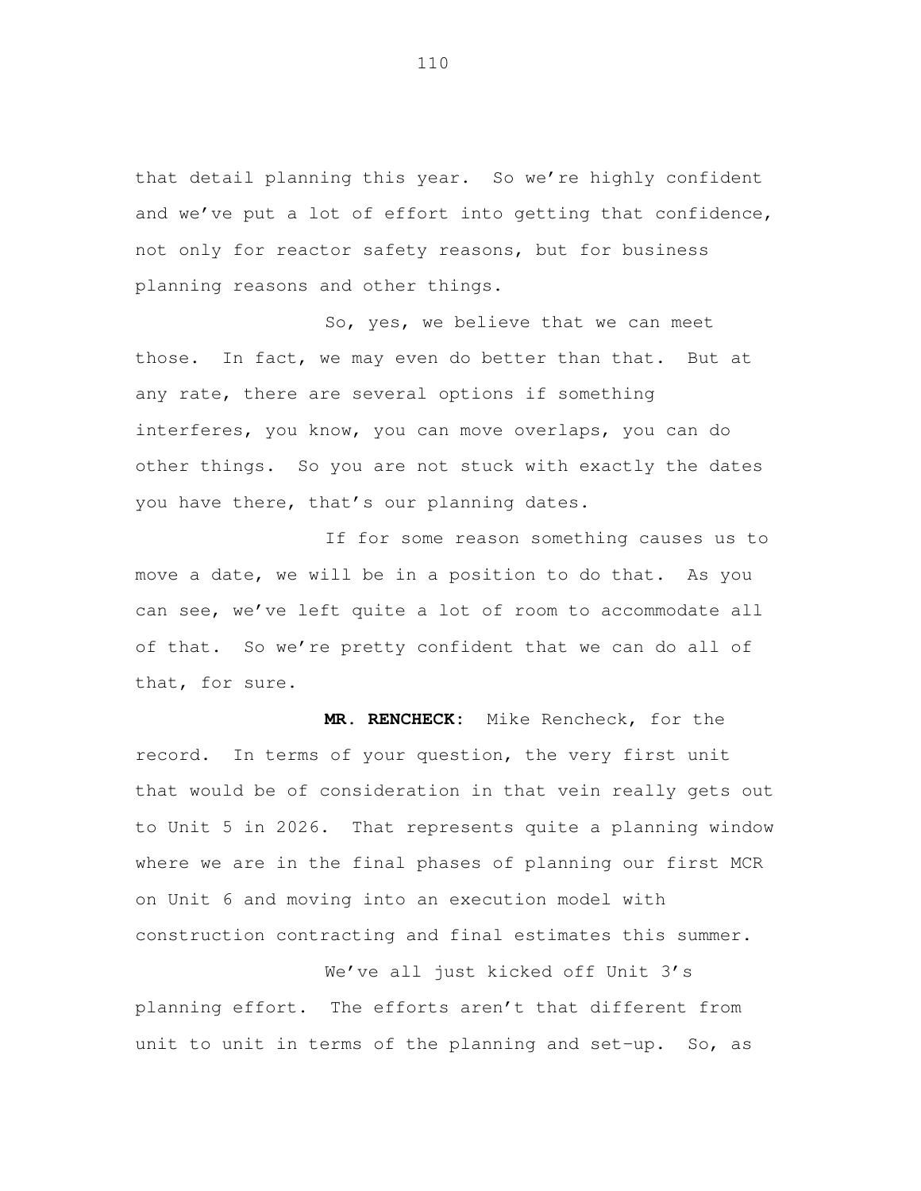that detail planning this year. So we're highly confident and we've put a lot of effort into getting that confidence, not only for reactor safety reasons, but for business planning reasons and other things.

So, yes, we believe that we can meet those. In fact, we may even do better than that. But at any rate, there are several options if something interferes, you know, you can move overlaps, you can do other things. So you are not stuck with exactly the dates you have there, that's our planning dates.

If for some reason something causes us to move a date, we will be in a position to do that. As you can see, we've left quite a lot of room to accommodate all of that. So we're pretty confident that we can do all of that, for sure.

**MR. RENCHECK:** Mike Rencheck, for the record. In terms of your question, the very first unit that would be of consideration in that vein really gets out to Unit 5 in 2026. That represents quite a planning window where we are in the final phases of planning our first MCR on Unit 6 and moving into an execution model with construction contracting and final estimates this summer.

We've all just kicked off Unit 3's planning effort. The efforts aren't that different from unit to unit in terms of the planning and set-up. So, as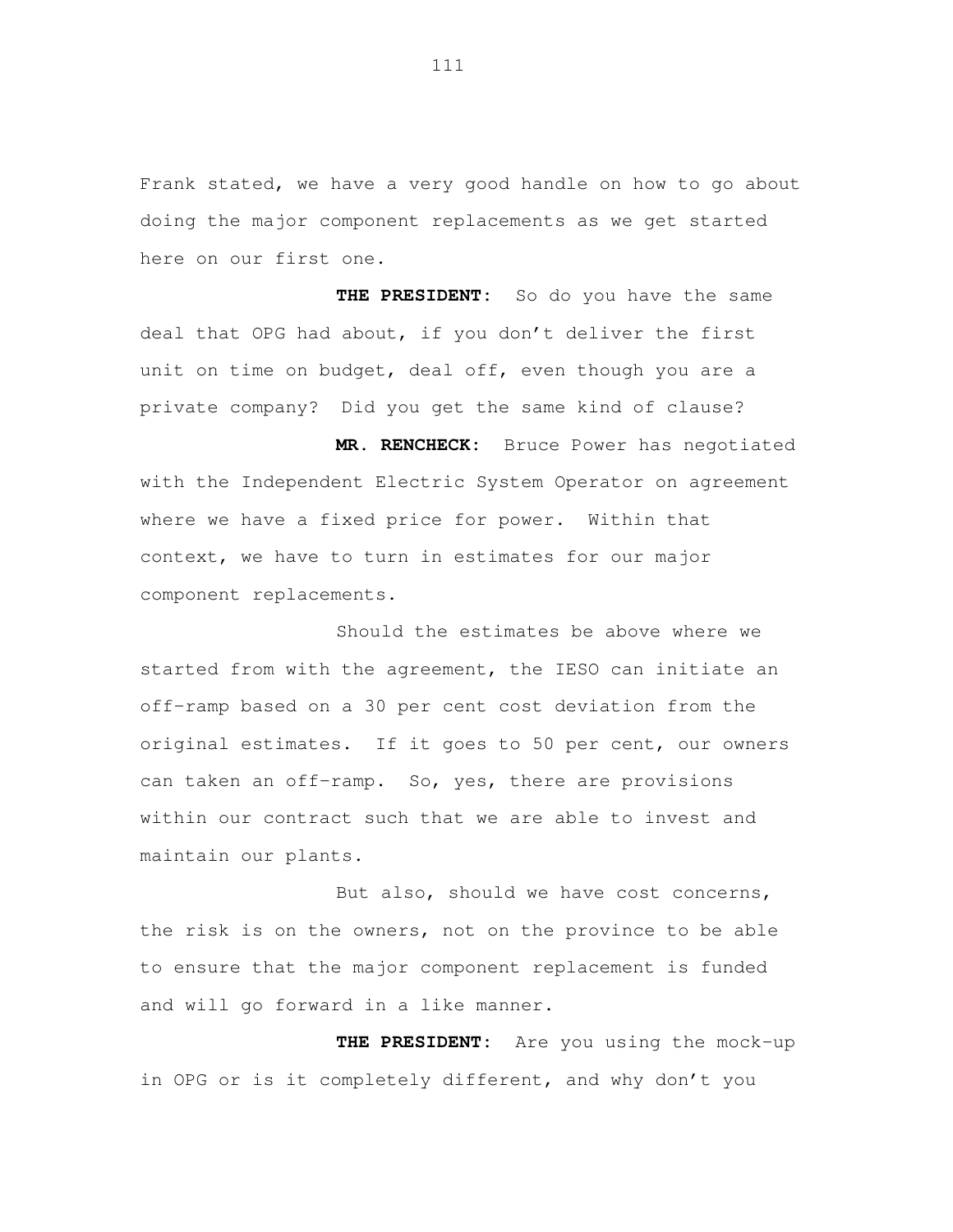Frank stated, we have a very good handle on how to go about doing the major component replacements as we get started here on our first one.

**THE PRESIDENT:** So do you have the same deal that OPG had about, if you don't deliver the first unit on time on budget, deal off, even though you are a private company? Did you get the same kind of clause?

**MR. RENCHECK:** Bruce Power has negotiated with the Independent Electric System Operator on agreement where we have a fixed price for power. Within that context, we have to turn in estimates for our major component replacements.

Should the estimates be above where we started from with the agreement, the IESO can initiate an off-ramp based on a 30 per cent cost deviation from the original estimates. If it goes to 50 per cent, our owners can taken an off-ramp. So, yes, there are provisions within our contract such that we are able to invest and maintain our plants.

But also, should we have cost concerns, the risk is on the owners, not on the province to be able to ensure that the major component replacement is funded and will go forward in a like manner.

**THE PRESIDENT:** Are you using the mock-up in OPG or is it completely different, and why don't you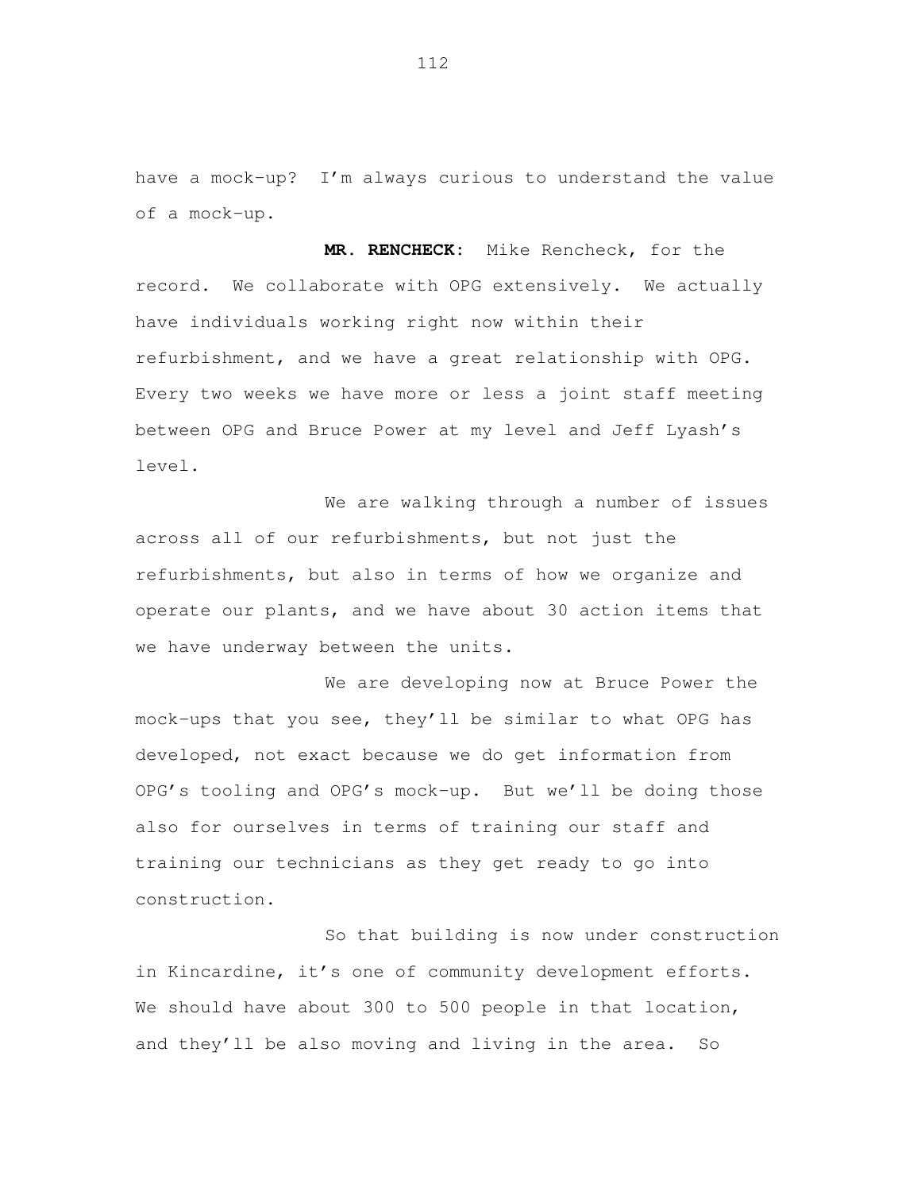have a mock-up? I'm always curious to understand the value of a mock-up.

**MR. RENCHECK:** Mike Rencheck, for the record. We collaborate with OPG extensively. We actually have individuals working right now within their refurbishment, and we have a great relationship with OPG. Every two weeks we have more or less a joint staff meeting between OPG and Bruce Power at my level and Jeff Lyash's level.

We are walking through a number of issues across all of our refurbishments, but not just the refurbishments, but also in terms of how we organize and operate our plants, and we have about 30 action items that we have underway between the units.

We are developing now at Bruce Power the mock-ups that you see, they'll be similar to what OPG has developed, not exact because we do get information from OPG's tooling and OPG's mock-up. But we'll be doing those also for ourselves in terms of training our staff and training our technicians as they get ready to go into construction.

So that building is now under construction in Kincardine, it's one of community development efforts. We should have about 300 to 500 people in that location, and they'll be also moving and living in the area. So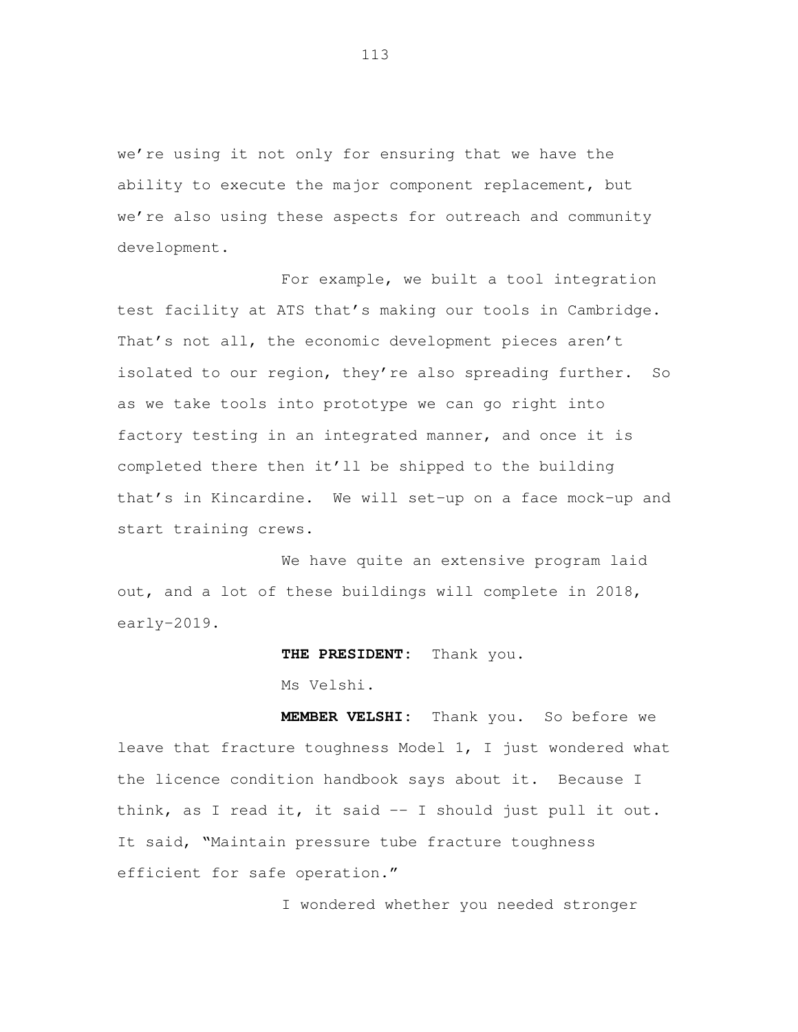we're using it not only for ensuring that we have the ability to execute the major component replacement, but we're also using these aspects for outreach and community development.

For example, we built a tool integration test facility at ATS that's making our tools in Cambridge. That's not all, the economic development pieces aren't isolated to our region, they're also spreading further. So as we take tools into prototype we can go right into factory testing in an integrated manner, and once it is completed there then it'll be shipped to the building that's in Kincardine. We will set-up on a face mock-up and start training crews.

We have quite an extensive program laid out, and a lot of these buildings will complete in 2018, early-2019.

**THE PRESIDENT:** Thank you.

Ms Velshi.

**MEMBER VELSHI:** Thank you. So before we leave that fracture toughness Model 1, I just wondered what the licence condition handbook says about it. Because I think, as I read it, it said -- I should just pull it out. It said, "Maintain pressure tube fracture toughness efficient for safe operation."

I wondered whether you needed stronger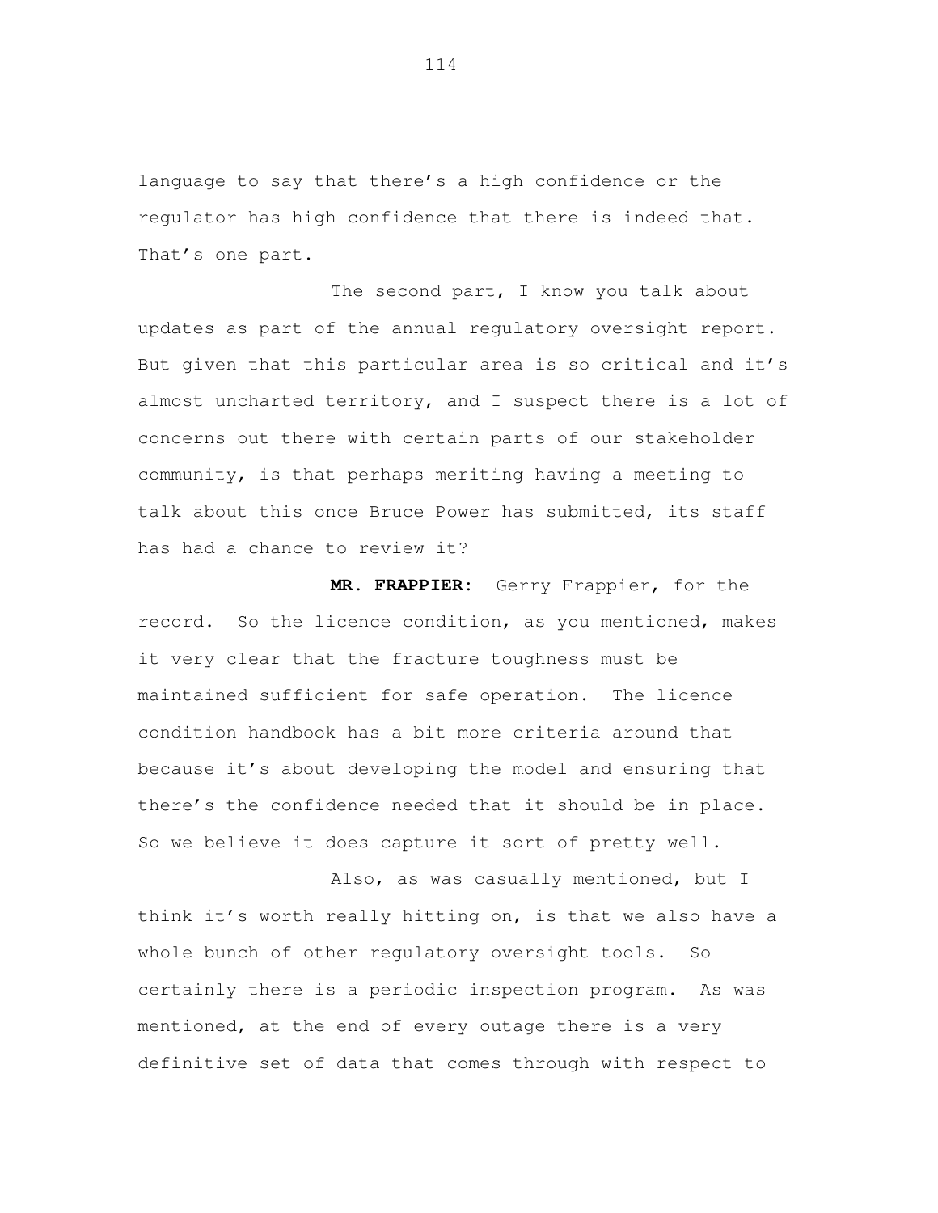language to say that there's a high confidence or the regulator has high confidence that there is indeed that. That's one part.

The second part, I know you talk about updates as part of the annual regulatory oversight report. But given that this particular area is so critical and it's almost uncharted territory, and I suspect there is a lot of concerns out there with certain parts of our stakeholder community, is that perhaps meriting having a meeting to talk about this once Bruce Power has submitted, its staff has had a chance to review it?

**MR. FRAPPIER:** Gerry Frappier, for the record. So the licence condition, as you mentioned, makes it very clear that the fracture toughness must be maintained sufficient for safe operation. The licence condition handbook has a bit more criteria around that because it's about developing the model and ensuring that there's the confidence needed that it should be in place. So we believe it does capture it sort of pretty well.

Also, as was casually mentioned, but I think it's worth really hitting on, is that we also have a whole bunch of other regulatory oversight tools. So certainly there is a periodic inspection program. As was mentioned, at the end of every outage there is a very definitive set of data that comes through with respect to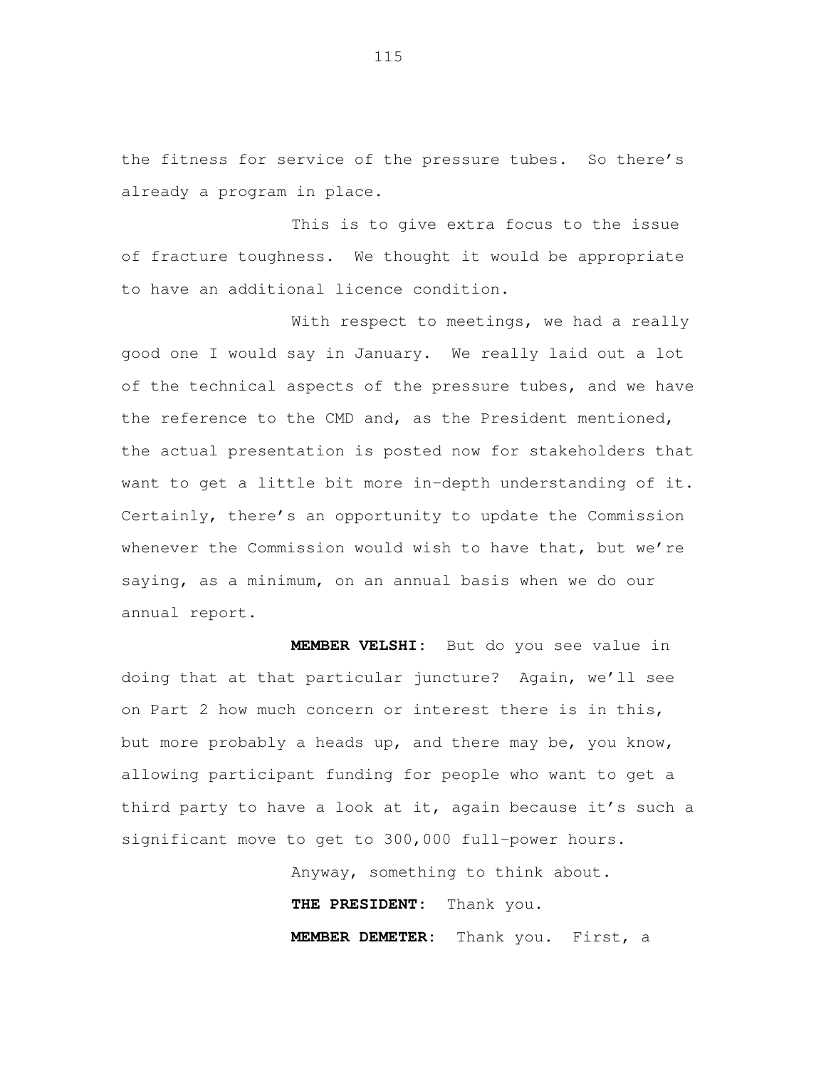the fitness for service of the pressure tubes. So there's already a program in place.

This is to give extra focus to the issue of fracture toughness. We thought it would be appropriate to have an additional licence condition.

With respect to meetings, we had a really good one I would say in January. We really laid out a lot of the technical aspects of the pressure tubes, and we have the reference to the CMD and, as the President mentioned, the actual presentation is posted now for stakeholders that want to get a little bit more in-depth understanding of it. Certainly, there's an opportunity to update the Commission whenever the Commission would wish to have that, but we're saying, as a minimum, on an annual basis when we do our annual report.

**MEMBER VELSHI:** But do you see value in doing that at that particular juncture? Again, we'll see on Part 2 how much concern or interest there is in this, but more probably a heads up, and there may be, you know, allowing participant funding for people who want to get a third party to have a look at it, again because it's such a significant move to get to 300,000 full-power hours.

Anyway, something to think about.

**THE PRESIDENT:** Thank you.

**MEMBER DEMETER:** Thank you. First, a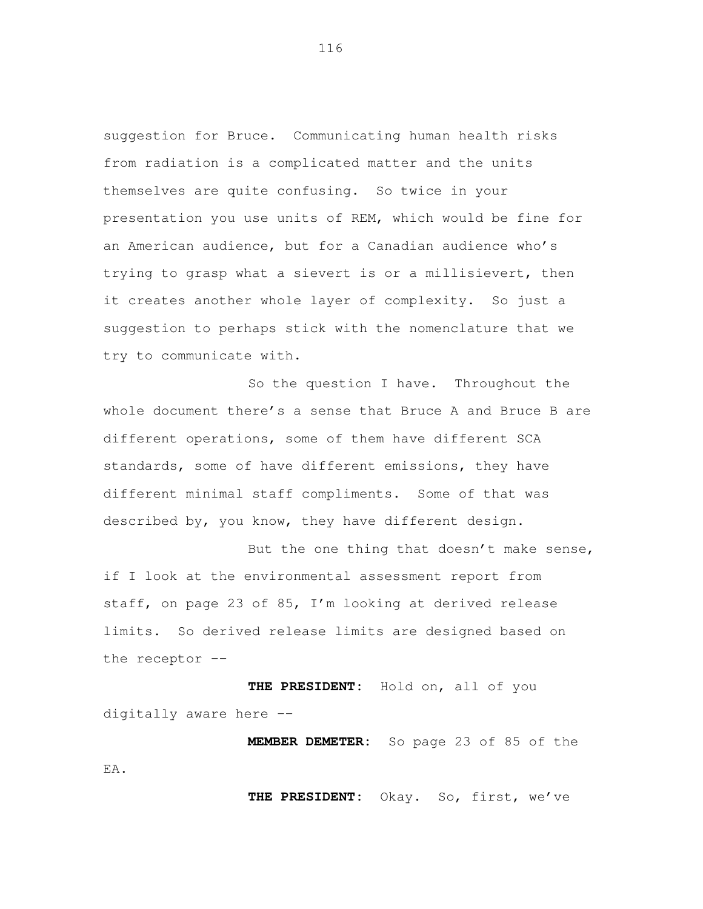suggestion for Bruce. Communicating human health risks from radiation is a complicated matter and the units themselves are quite confusing. So twice in your presentation you use units of REM, which would be fine for an American audience, but for a Canadian audience who's trying to grasp what a sievert is or a millisievert, then it creates another whole layer of complexity. So just a suggestion to perhaps stick with the nomenclature that we try to communicate with.

So the question I have. Throughout the whole document there's a sense that Bruce A and Bruce B are different operations, some of them have different SCA standards, some of have different emissions, they have different minimal staff compliments. Some of that was described by, you know, they have different design.

But the one thing that doesn't make sense, if I look at the environmental assessment report from staff, on page 23 of 85, I'm looking at derived release limits. So derived release limits are designed based on the receptor --

**THE PRESIDENT:** Hold on, all of you digitally aware here --

**MEMBER DEMETER:** So page 23 of 85 of the EA.

**THE PRESIDENT:** Okay. So, first, we've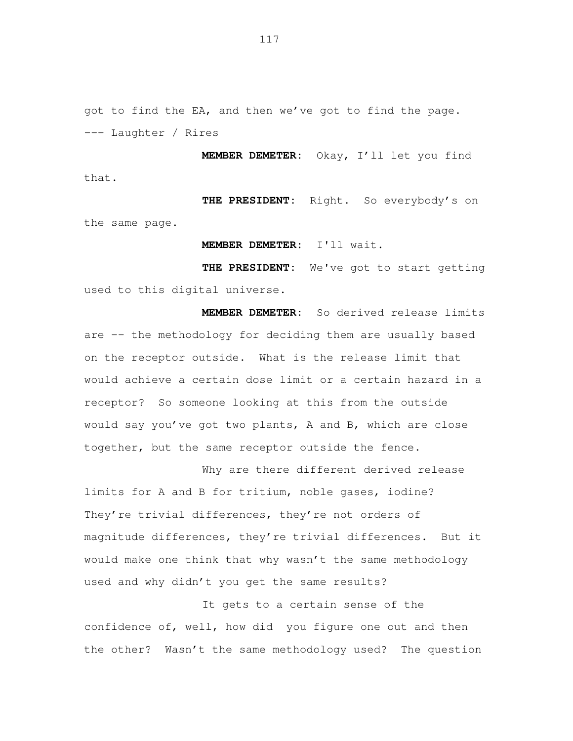got to find the EA, and then we've got to find the page.

--- Laughter / Rires

**MEMBER DEMETER:** Okay, I'll let you find that.

**THE PRESIDENT:** Right. So everybody's on the same page.

**MEMBER DEMETER:** I'll wait.

**THE PRESIDENT:** We've got to start getting used to this digital universe.

**MEMBER DEMETER:** So derived release limits are -- the methodology for deciding them are usually based on the receptor outside. What is the release limit that would achieve a certain dose limit or a certain hazard in a receptor? So someone looking at this from the outside would say you've got two plants, A and B, which are close together, but the same receptor outside the fence.

Why are there different derived release limits for A and B for tritium, noble gases, iodine? They're trivial differences, they're not orders of magnitude differences, they're trivial differences. But it would make one think that why wasn't the same methodology used and why didn't you get the same results?

It gets to a certain sense of the confidence of, well, how did you figure one out and then the other? Wasn't the same methodology used? The question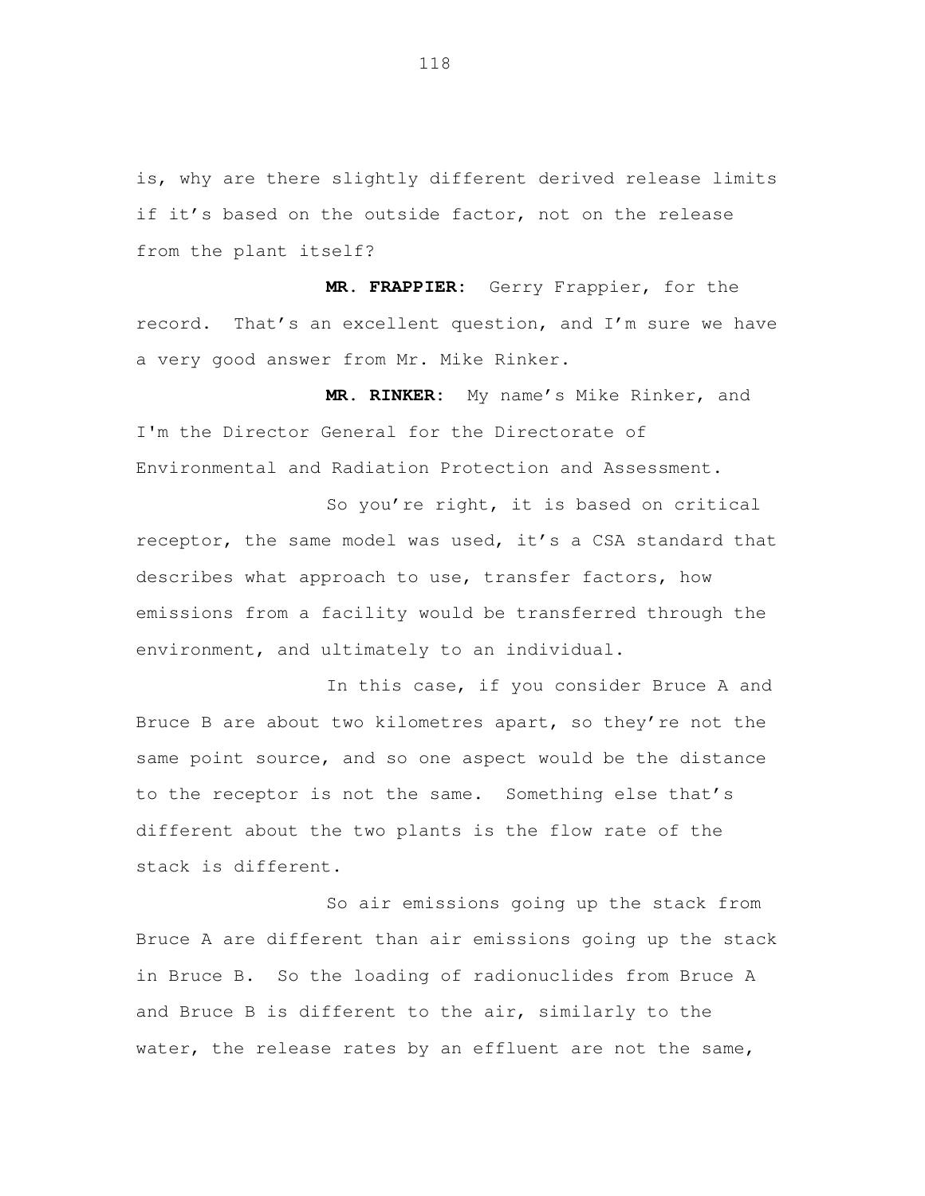is, why are there slightly different derived release limits if it's based on the outside factor, not on the release from the plant itself?

**MR. FRAPPIER:** Gerry Frappier, for the record. That's an excellent question, and I'm sure we have a very good answer from Mr. Mike Rinker.

**MR. RINKER:** My name's Mike Rinker, and I'm the Director General for the Directorate of Environmental and Radiation Protection and Assessment.

So you're right, it is based on critical receptor, the same model was used, it's a CSA standard that describes what approach to use, transfer factors, how emissions from a facility would be transferred through the environment, and ultimately to an individual.

In this case, if you consider Bruce A and Bruce B are about two kilometres apart, so they're not the same point source, and so one aspect would be the distance to the receptor is not the same. Something else that's different about the two plants is the flow rate of the stack is different.

So air emissions going up the stack from Bruce A are different than air emissions going up the stack in Bruce B. So the loading of radionuclides from Bruce A and Bruce B is different to the air, similarly to the water, the release rates by an effluent are not the same,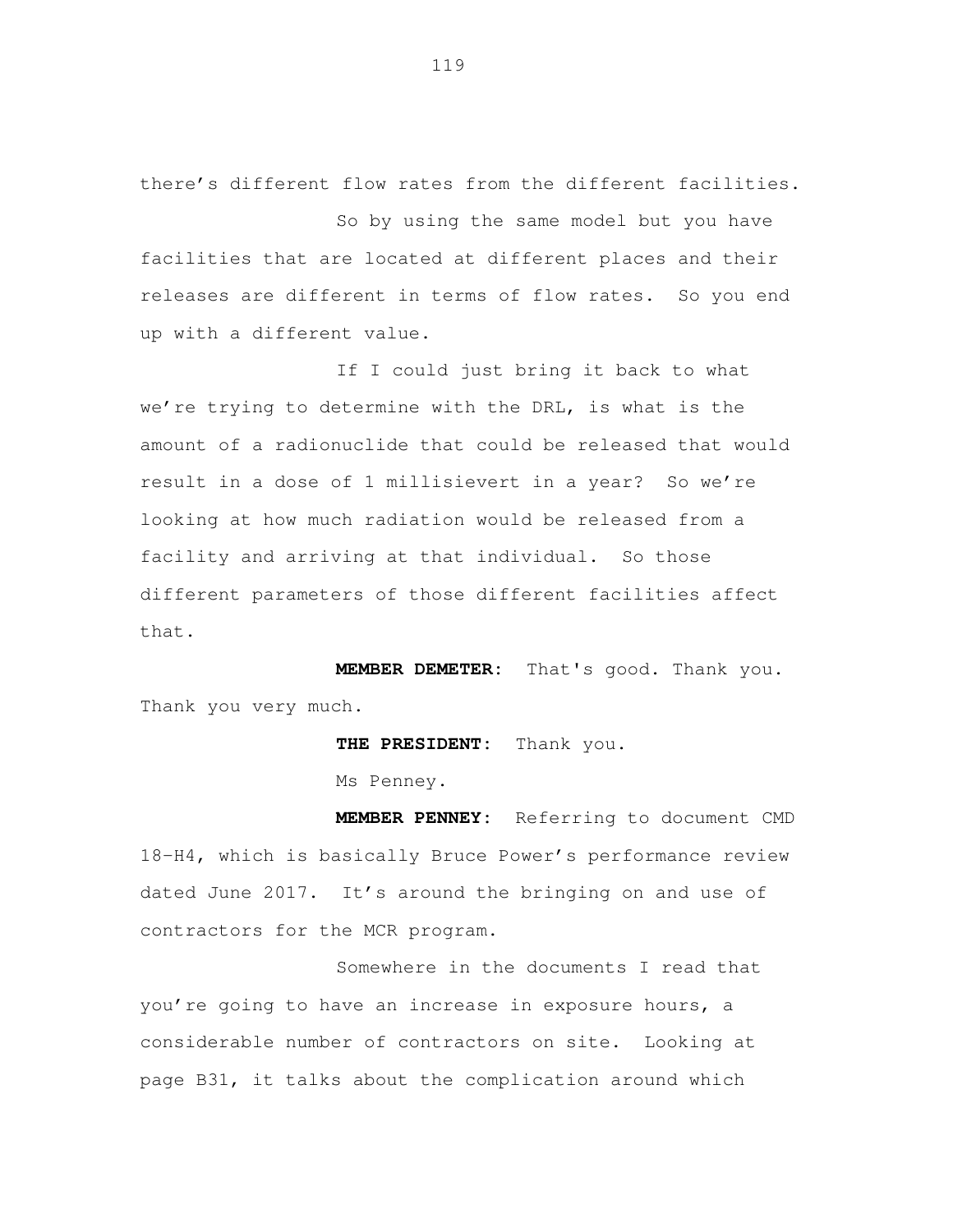there's different flow rates from the different facilities.

So by using the same model but you have facilities that are located at different places and their releases are different in terms of flow rates. So you end up with a different value.

If I could just bring it back to what we're trying to determine with the DRL, is what is the amount of a radionuclide that could be released that would result in a dose of 1 millisievert in a year? So we're looking at how much radiation would be released from a facility and arriving at that individual. So those different parameters of those different facilities affect that.

**MEMBER DEMETER:** That's good. Thank you. Thank you very much.

**THE PRESIDENT:** Thank you.

Ms Penney.

**MEMBER PENNEY:** Referring to document CMD 18-H4, which is basically Bruce Power's performance review dated June 2017. It's around the bringing on and use of contractors for the MCR program.

Somewhere in the documents I read that you're going to have an increase in exposure hours, a considerable number of contractors on site. Looking at page B31, it talks about the complication around which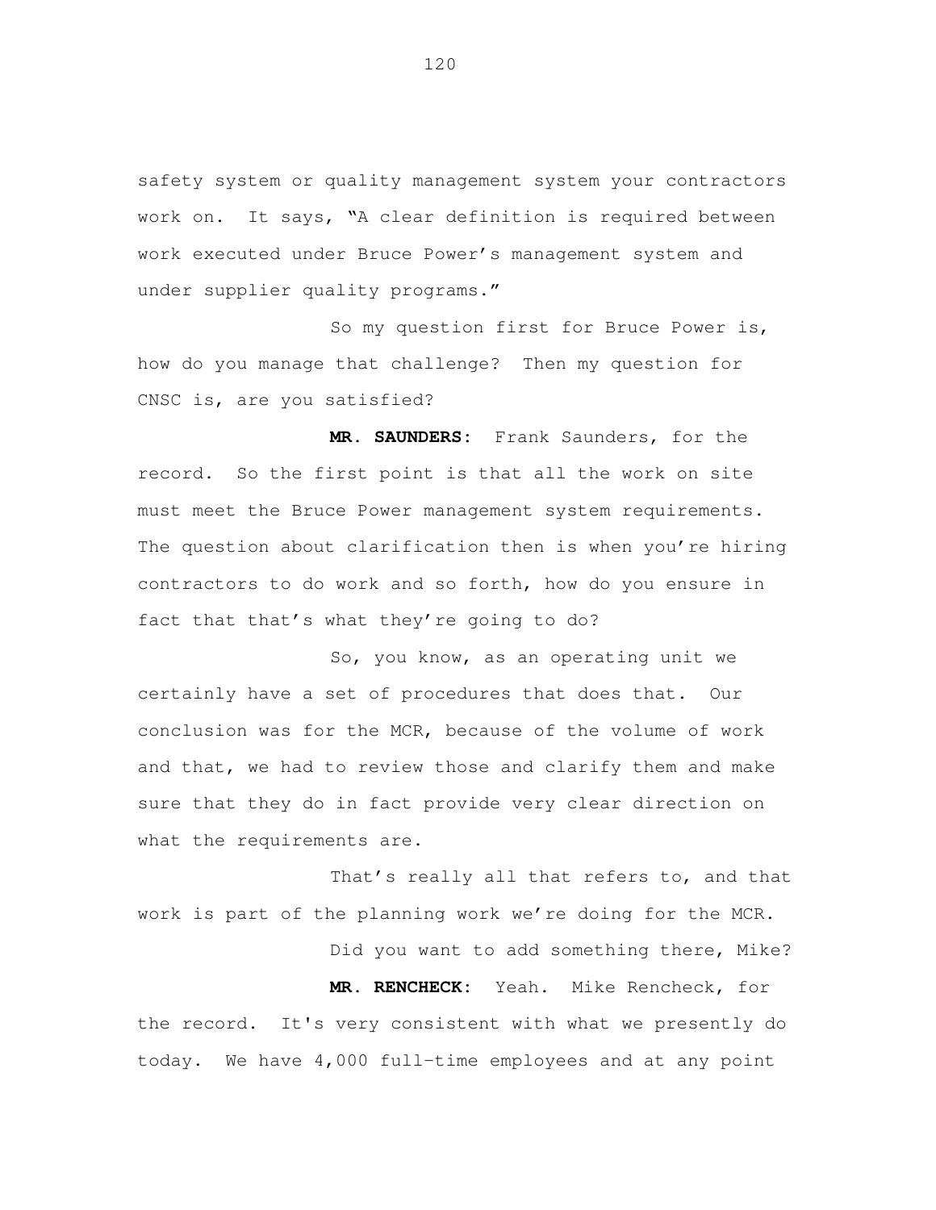safety system or quality management system your contractors work on. It says, "A clear definition is required between work executed under Bruce Power's management system and under supplier quality programs."

So my question first for Bruce Power is, how do you manage that challenge? Then my question for CNSC is, are you satisfied?

**MR. SAUNDERS:** Frank Saunders, for the record. So the first point is that all the work on site must meet the Bruce Power management system requirements. The question about clarification then is when you're hiring contractors to do work and so forth, how do you ensure in fact that that's what they're going to do?

So, you know, as an operating unit we certainly have a set of procedures that does that. Our conclusion was for the MCR, because of the volume of work and that, we had to review those and clarify them and make sure that they do in fact provide very clear direction on what the requirements are.

That's really all that refers to, and that work is part of the planning work we're doing for the MCR.

Did you want to add something there, Mike?

**MR. RENCHECK:** Yeah. Mike Rencheck, for the record. It's very consistent with what we presently do today. We have 4,000 full-time employees and at any point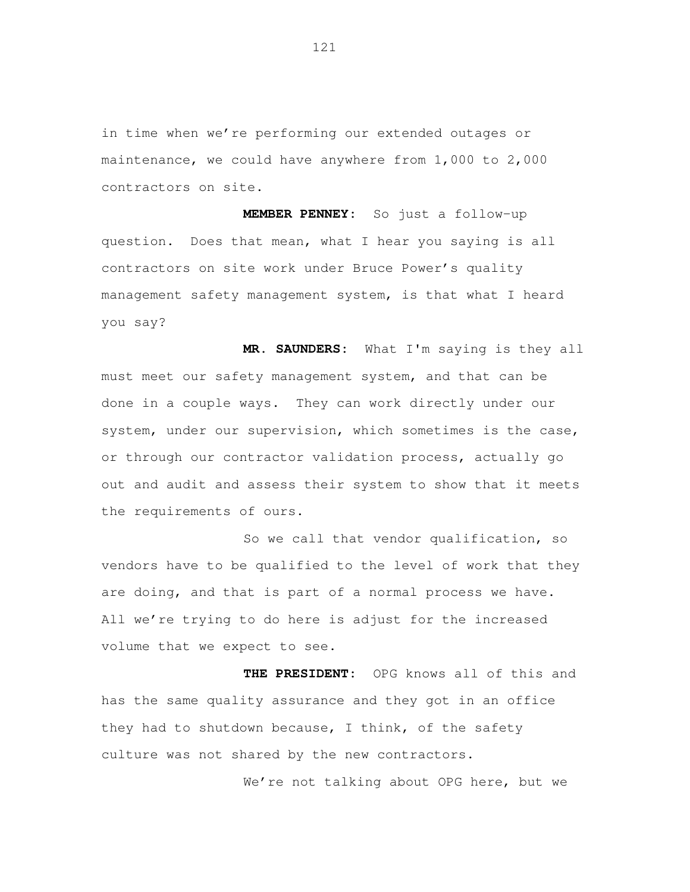in time when we’re performing our extended outages or maintenance, we could have anywhere from 1,000 to 2,000 contractors on site.

**MEMBER PENNEY:** So just a follow-up question. Does that mean, what I hear you saying is all contractors on site work under Bruce Power’s quality management safety management system, is that what I heard you say?

**MR. SAUNDERS:** What I'm saying is they all must meet our safety management system, and that can be done in a couple ways. They can work directly under our system, under our supervision, which sometimes is the case, or through our contractor validation process, actually go out and audit and assess their system to show that it meets the requirements of ours.

So we call that vendor qualification, so vendors have to be qualified to the level of work that they are doing, and that is part of a normal process we have. All we’re trying to do here is adjust for the increased volume that we expect to see.

**THE PRESIDENT:** OPG knows all of this and has the same quality assurance and they got in an office they had to shutdown because, I think, of the safety culture was not shared by the new contractors.

We’re not talking about OPG here, but we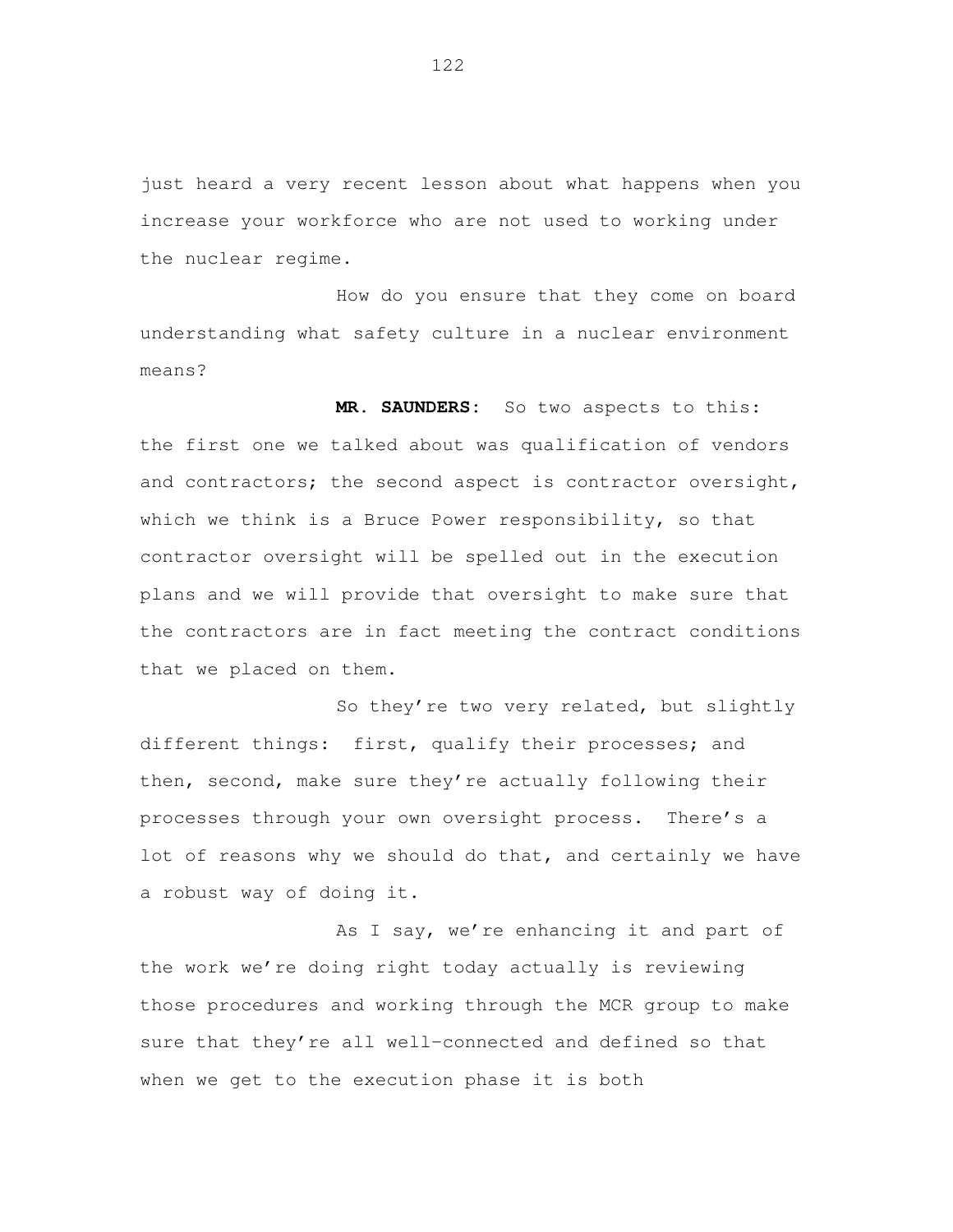just heard a very recent lesson about what happens when you increase your workforce who are not used to working under the nuclear regime.

How do you ensure that they come on board understanding what safety culture in a nuclear environment means?

**MR. SAUNDERS:** So two aspects to this: the first one we talked about was qualification of vendors and contractors; the second aspect is contractor oversight, which we think is a Bruce Power responsibility, so that contractor oversight will be spelled out in the execution plans and we will provide that oversight to make sure that the contractors are in fact meeting the contract conditions that we placed on them.

So they're two very related, but slightly different things: first, qualify their processes; and then, second, make sure they're actually following their processes through your own oversight process. There's a lot of reasons why we should do that, and certainly we have a robust way of doing it.

As I say, we're enhancing it and part of the work we're doing right today actually is reviewing those procedures and working through the MCR group to make sure that they're all well-connected and defined so that when we get to the execution phase it is both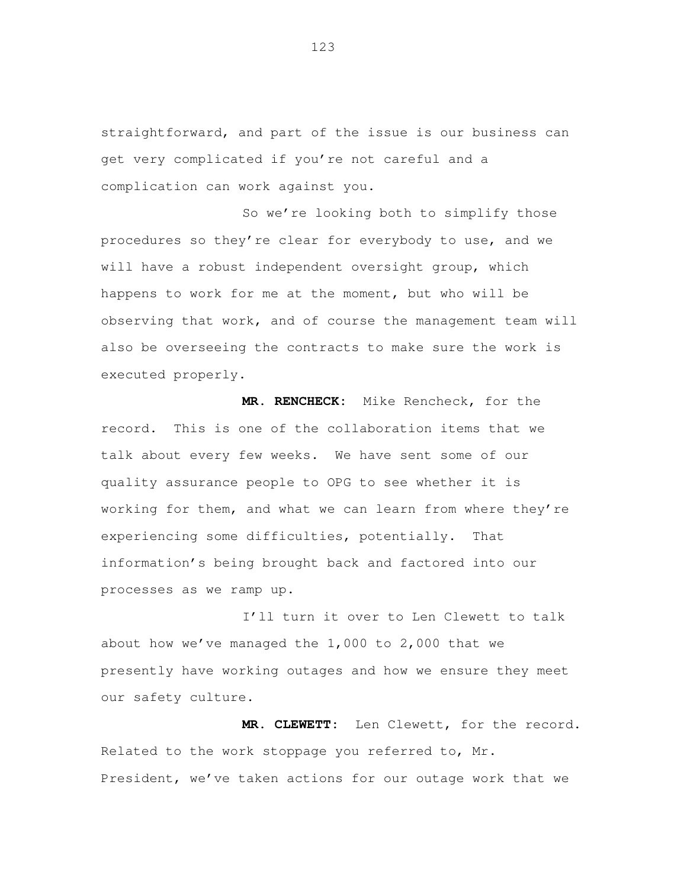straightforward, and part of the issue is our business can get very complicated if you're not careful and a complication can work against you.

So we're looking both to simplify those procedures so they're clear for everybody to use, and we will have a robust independent oversight group, which happens to work for me at the moment, but who will be observing that work, and of course the management team will also be overseeing the contracts to make sure the work is executed properly.

**MR. RENCHECK:** Mike Rencheck, for the record. This is one of the collaboration items that we talk about every few weeks. We have sent some of our quality assurance people to OPG to see whether it is working for them, and what we can learn from where they're experiencing some difficulties, potentially. That information's being brought back and factored into our processes as we ramp up.

I'll turn it over to Len Clewett to talk about how we've managed the 1,000 to 2,000 that we presently have working outages and how we ensure they meet our safety culture.

**MR. CLEWETT:** Len Clewett, for the record. Related to the work stoppage you referred to, Mr. President, we've taken actions for our outage work that we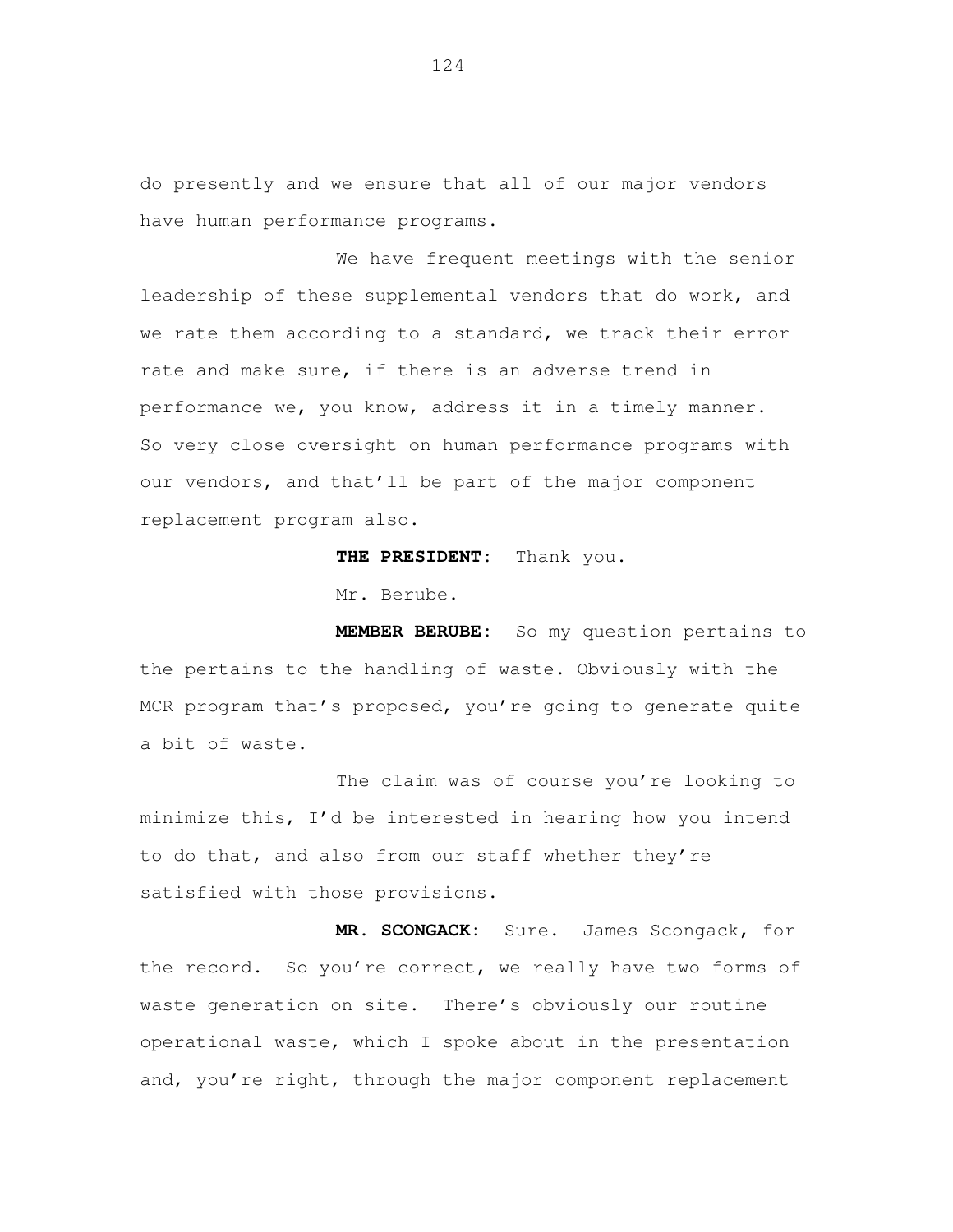do presently and we ensure that all of our major vendors have human performance programs.

We have frequent meetings with the senior leadership of these supplemental vendors that do work, and we rate them according to a standard, we track their error rate and make sure, if there is an adverse trend in performance we, you know, address it in a timely manner. So very close oversight on human performance programs with our vendors, and that'll be part of the major component replacement program also.

**THE PRESIDENT:** Thank you.

Mr. Berube.

**MEMBER BERUBE:** So my question pertains to the pertains to the handling of waste. Obviously with the MCR program that's proposed, you're going to generate quite a bit of waste.

The claim was of course you're looking to minimize this, I'd be interested in hearing how you intend to do that, and also from our staff whether they're satisfied with those provisions.

**MR. SCONGACK:** Sure. James Scongack, for the record. So you're correct, we really have two forms of waste generation on site. There's obviously our routine operational waste, which I spoke about in the presentation and, you're right, through the major component replacement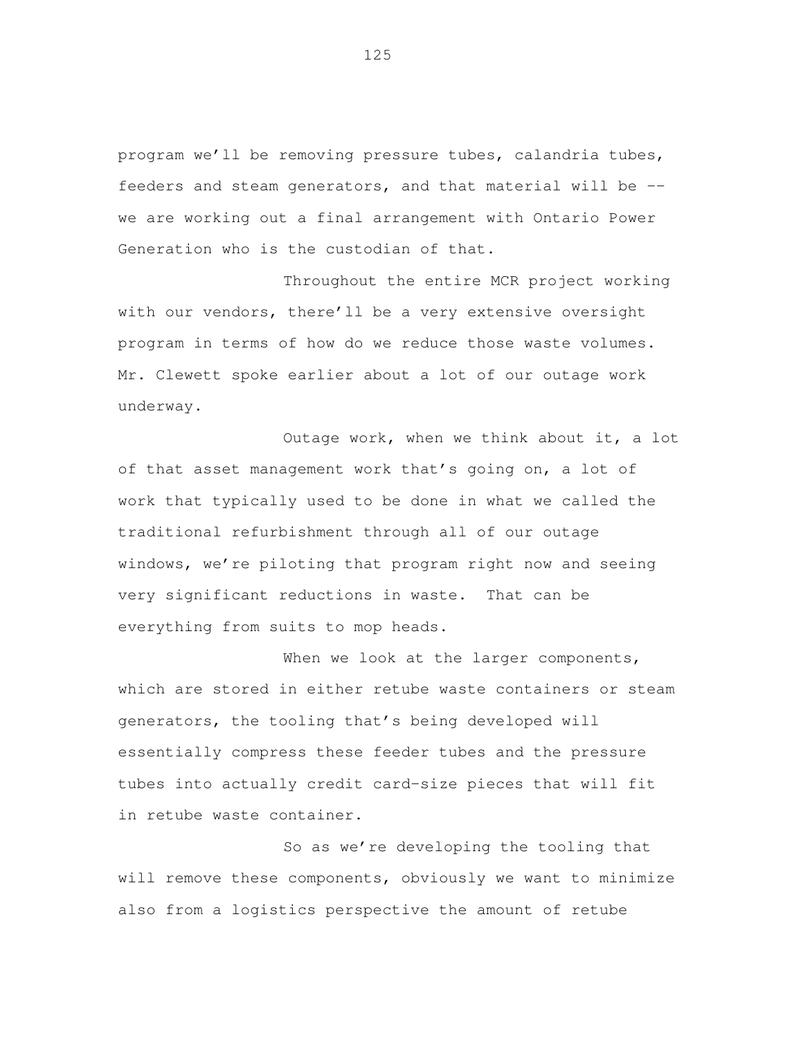program we'll be removing pressure tubes, calandria tubes, feeders and steam generators, and that material will be -- we are working out a final arrangement with Ontario Power Generation who is the custodian of that.

Throughout the entire MCR project working with our vendors, there'll be a very extensive oversight program in terms of how do we reduce those waste volumes. Mr. Clewett spoke earlier about a lot of our outage work underway.

Outage work, when we think about it, a lot of that asset management work that's going on, a lot of work that typically used to be done in what we called the traditional refurbishment through all of our outage windows, we're piloting that program right now and seeing very significant reductions in waste. That can be everything from suits to mop heads.

When we look at the larger components, which are stored in either retube waste containers or steam generators, the tooling that's being developed will essentially compress these feeder tubes and the pressure tubes into actually credit card-size pieces that will fit in retube waste container.

So as we're developing the tooling that will remove these components, obviously we want to minimize also from a logistics perspective the amount of retube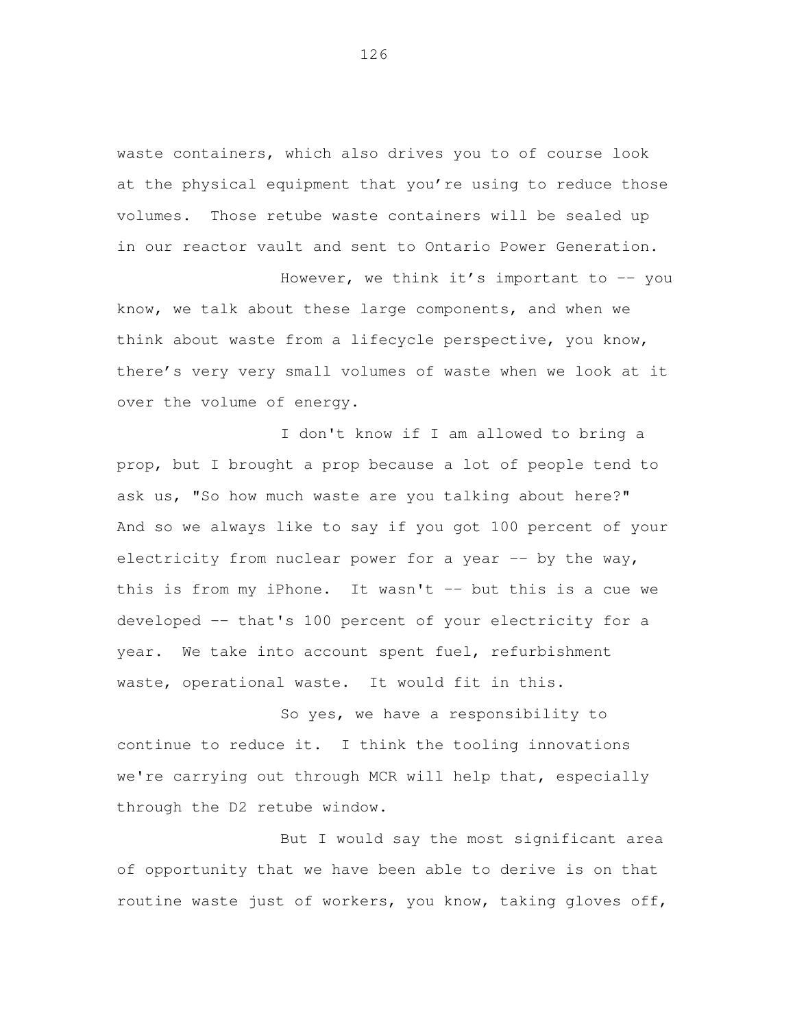waste containers, which also drives you to of course look at the physical equipment that you're using to reduce those volumes. Those retube waste containers will be sealed up in our reactor vault and sent to Ontario Power Generation.

However, we think it's important to -- you know, we talk about these large components, and when we think about waste from a lifecycle perspective, you know, there's very very small volumes of waste when we look at it over the volume of energy.

I don't know if I am allowed to bring a prop, but I brought a prop because a lot of people tend to ask us, "So how much waste are you talking about here?" And so we always like to say if you got 100 percent of your electricity from nuclear power for a year -- by the way, this is from my iPhone. It wasn't -- but this is a cue we developed -- that's 100 percent of your electricity for a year. We take into account spent fuel, refurbishment waste, operational waste. It would fit in this.

So yes, we have a responsibility to continue to reduce it. I think the tooling innovations we're carrying out through MCR will help that, especially through the D2 retube window.

But I would say the most significant area of opportunity that we have been able to derive is on that routine waste just of workers, you know, taking gloves off,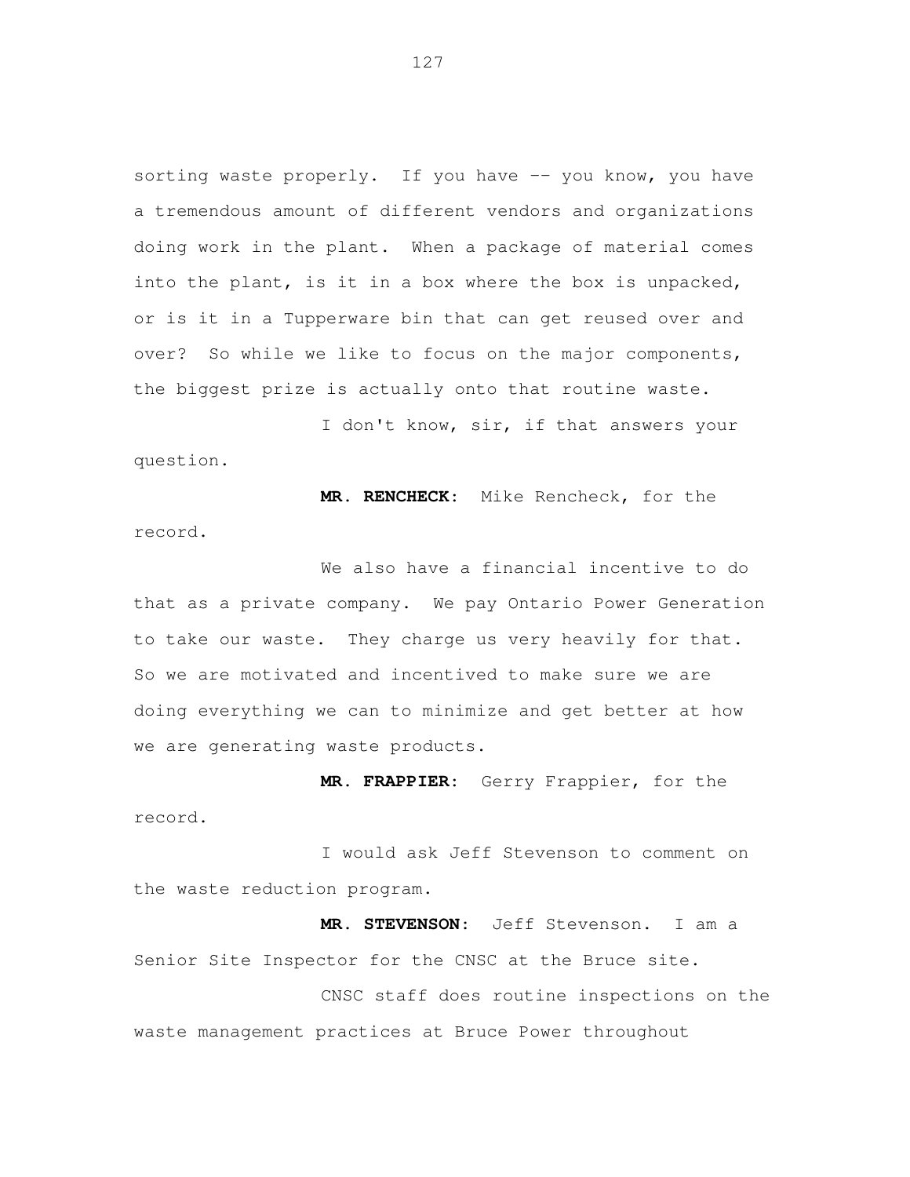sorting waste properly. If you have -- you know, you have a tremendous amount of different vendors and organizations doing work in the plant. When a package of material comes into the plant, is it in a box where the box is unpacked, or is it in a Tupperware bin that can get reused over and over? So while we like to focus on the major components, the biggest prize is actually onto that routine waste.

I don't know, sir, if that answers your question.

**MR. RENCHECK:** Mike Rencheck, for the record.

We also have a financial incentive to do that as a private company. We pay Ontario Power Generation to take our waste. They charge us very heavily for that. So we are motivated and incentived to make sure we are doing everything we can to minimize and get better at how we are generating waste products.

**MR. FRAPPIER:** Gerry Frappier, for the record.

I would ask Jeff Stevenson to comment on the waste reduction program.

**MR. STEVENSON:** Jeff Stevenson. I am a Senior Site Inspector for the CNSC at the Bruce site.

CNSC staff does routine inspections on the waste management practices at Bruce Power throughout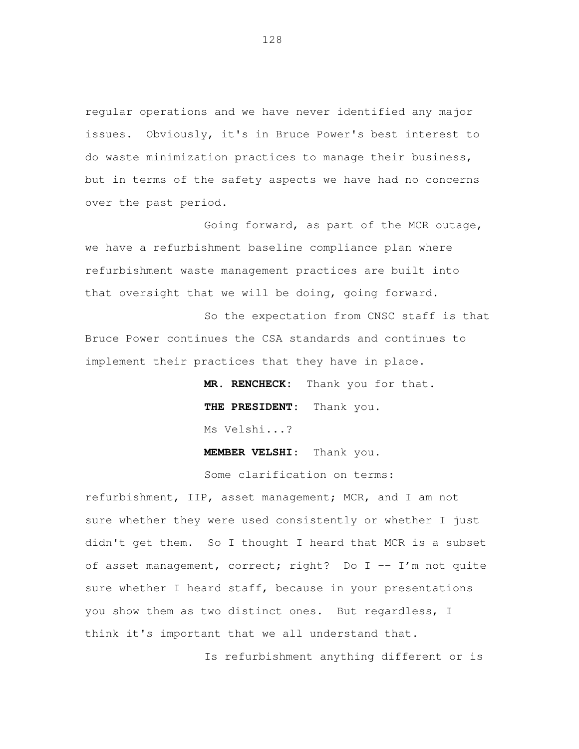regular operations and we have never identified any major issues. Obviously, it's in Bruce Power's best interest to do waste minimization practices to manage their business, but in terms of the safety aspects we have had no concerns over the past period.

Going forward, as part of the MCR outage, we have a refurbishment baseline compliance plan where refurbishment waste management practices are built into that oversight that we will be doing, going forward.

So the expectation from CNSC staff is that Bruce Power continues the CSA standards and continues to implement their practices that they have in place.

**MR. RENCHECK:** Thank you for that.

**THE PRESIDENT:** Thank you.

Ms Velshi...?

**MEMBER VELSHI:** Thank you.

Some clarification on terms: refurbishment, IIP, asset management; MCR, and I am not sure whether they were used consistently or whether I just didn't get them. So I thought I heard that MCR is a subset of asset management, correct; right? Do I -- I'm not quite sure whether I heard staff, because in your presentations you show them as two distinct ones. But regardless, I think it's important that we all understand that.

Is refurbishment anything different or is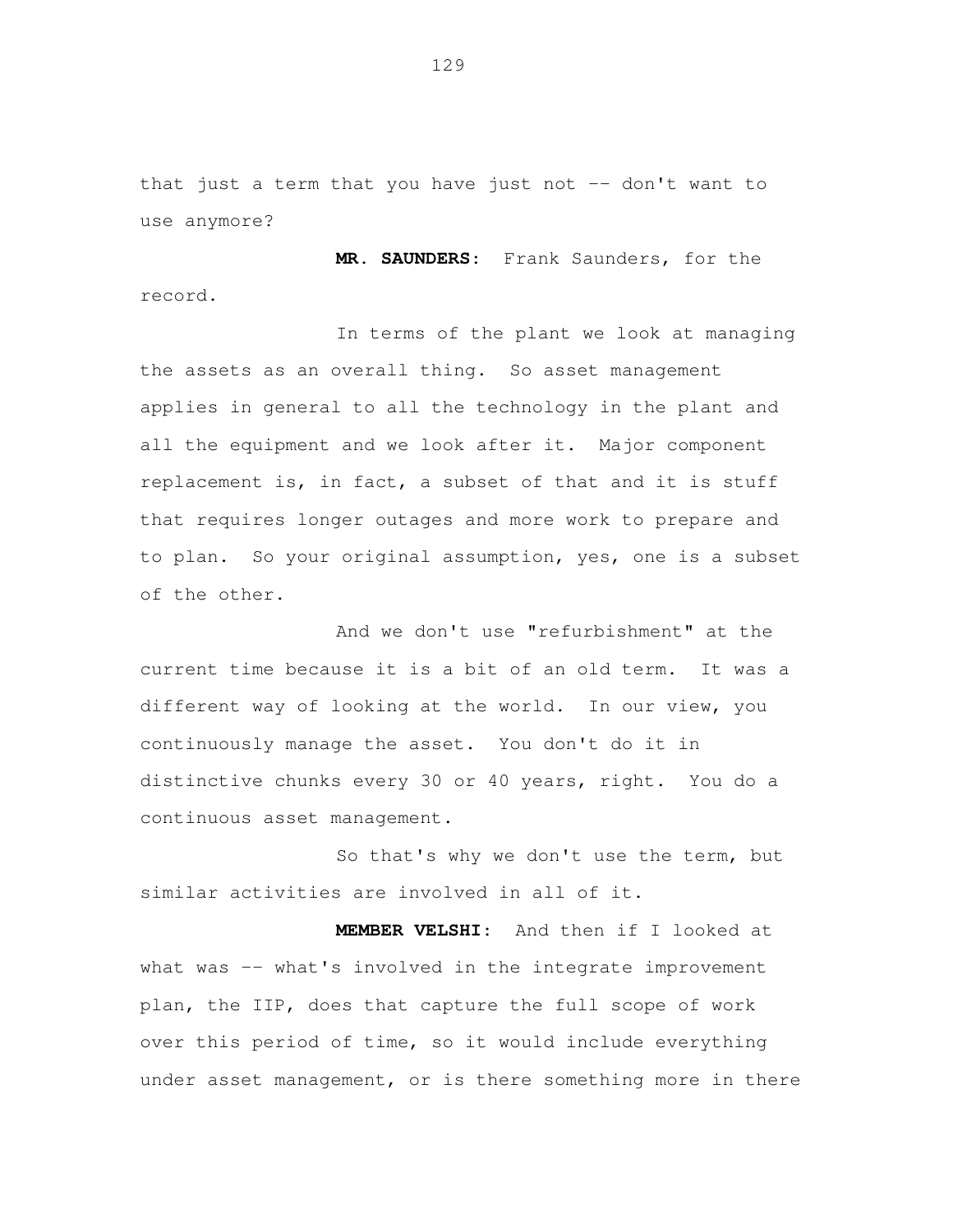that just a term that you have just not -- don't want to use anymore?

**MR. SAUNDERS:** Frank Saunders, for the record.

In terms of the plant we look at managing the assets as an overall thing. So asset management applies in general to all the technology in the plant and all the equipment and we look after it. Major component replacement is, in fact, a subset of that and it is stuff that requires longer outages and more work to prepare and to plan. So your original assumption, yes, one is a subset of the other.

And we don't use "refurbishment" at the current time because it is a bit of an old term. It was a different way of looking at the world. In our view, you continuously manage the asset. You don't do it in distinctive chunks every 30 or 40 years, right. You do a continuous asset management.

So that's why we don't use the term, but similar activities are involved in all of it.

**MEMBER VELSHI:** And then if I looked at what was -- what's involved in the integrate improvement plan, the IIP, does that capture the full scope of work over this period of time, so it would include everything under asset management, or is there something more in there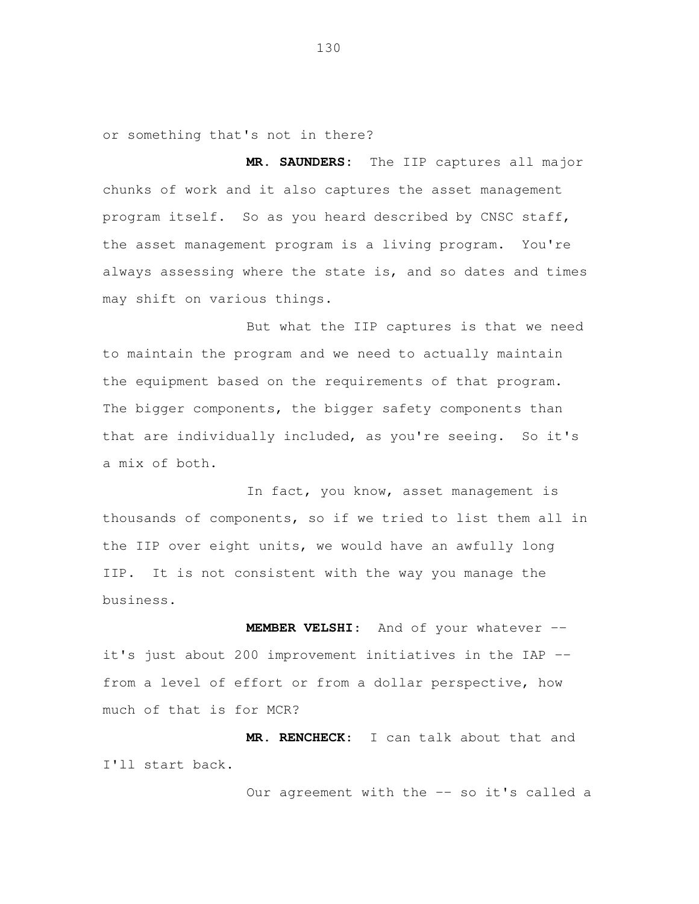or something that's not in there?

**MR. SAUNDERS:** The IIP captures all major chunks of work and it also captures the asset management program itself. So as you heard described by CNSC staff, the asset management program is a living program. You're always assessing where the state is, and so dates and times may shift on various things.

But what the IIP captures is that we need to maintain the program and we need to actually maintain the equipment based on the requirements of that program. The bigger components, the bigger safety components than that are individually included, as you're seeing. So it's a mix of both.

In fact, you know, asset management is thousands of components, so if we tried to list them all in the IIP over eight units, we would have an awfully long IIP. It is not consistent with the way you manage the business.

**MEMBER VELSHI:** And of your whatever -- it's just about 200 improvement initiatives in the IAP -- from a level of effort or from a dollar perspective, how much of that is for MCR?

**MR. RENCHECK:** I can talk about that and I'll start back.

Our agreement with the -- so it's called a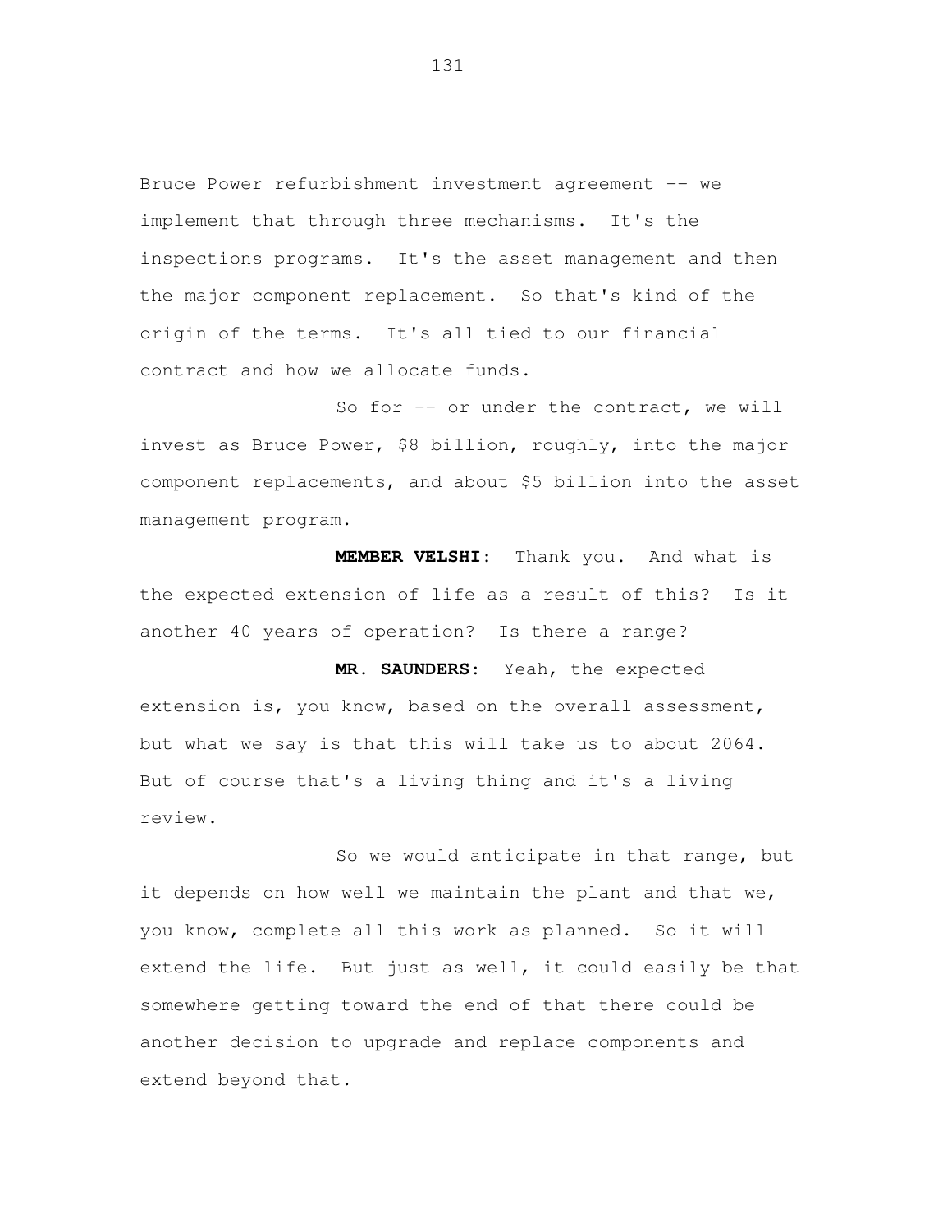Bruce Power refurbishment investment agreement -- we implement that through three mechanisms. It's the inspections programs. It's the asset management and then the major component replacement. So that's kind of the origin of the terms. It's all tied to our financial contract and how we allocate funds.

So for -- or under the contract, we will invest as Bruce Power, $8 billion, roughly, into the major component replacements, and about $5 billion into the asset management program.

**MEMBER VELSHI:** Thank you. And what is the expected extension of life as a result of this? Is it another 40 years of operation? Is there a range?

**MR. SAUNDERS:** Yeah, the expected extension is, you know, based on the overall assessment, but what we say is that this will take us to about 2064. But of course that's a living thing and it's a living review.

So we would anticipate in that range, but it depends on how well we maintain the plant and that we, you know, complete all this work as planned. So it will extend the life. But just as well, it could easily be that somewhere getting toward the end of that there could be another decision to upgrade and replace components and extend beyond that.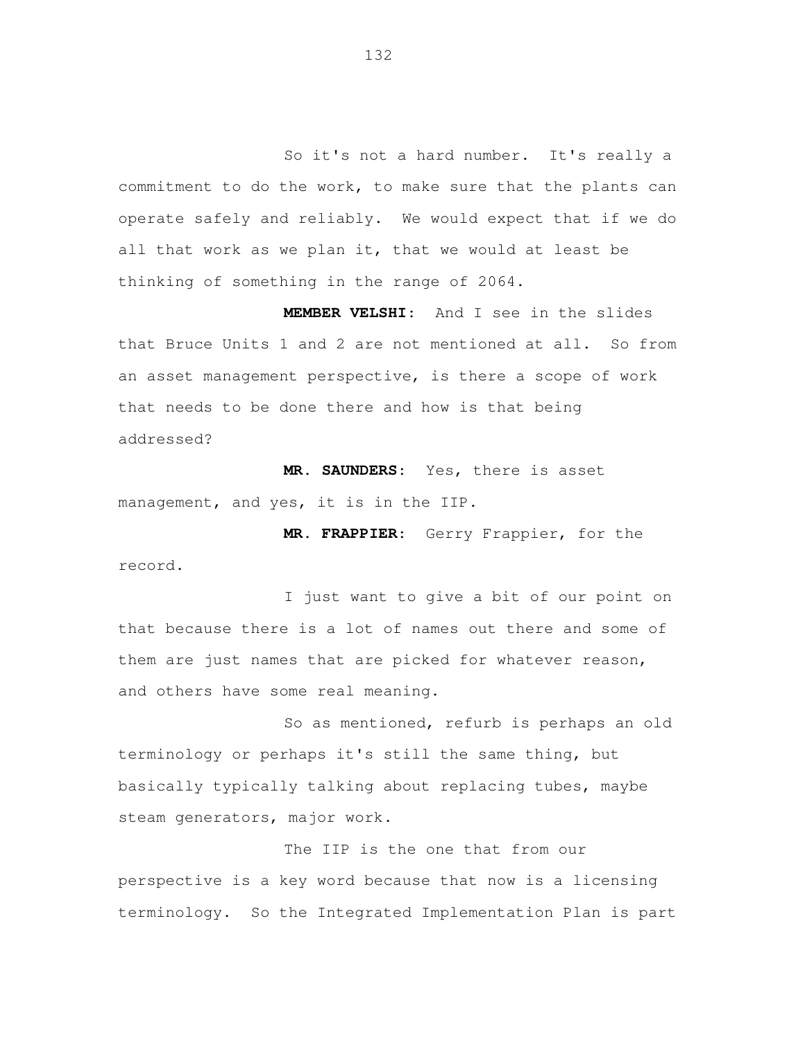So it's not a hard number. It's really a commitment to do the work, to make sure that the plants can operate safely and reliably. We would expect that if we do all that work as we plan it, that we would at least be thinking of something in the range of 2064.

**MEMBER VELSHI:** And I see in the slides that Bruce Units 1 and 2 are not mentioned at all. So from an asset management perspective, is there a scope of work that needs to be done there and how is that being addressed?

**MR. SAUNDERS:** Yes, there is asset management, and yes, it is in the IIP.

**MR. FRAPPIER:** Gerry Frappier, for the record.

I just want to give a bit of our point on that because there is a lot of names out there and some of them are just names that are picked for whatever reason, and others have some real meaning.

So as mentioned, refurb is perhaps an old terminology or perhaps it's still the same thing, but basically typically talking about replacing tubes, maybe steam generators, major work.

The IIP is the one that from our perspective is a key word because that now is a licensing terminology. So the Integrated Implementation Plan is part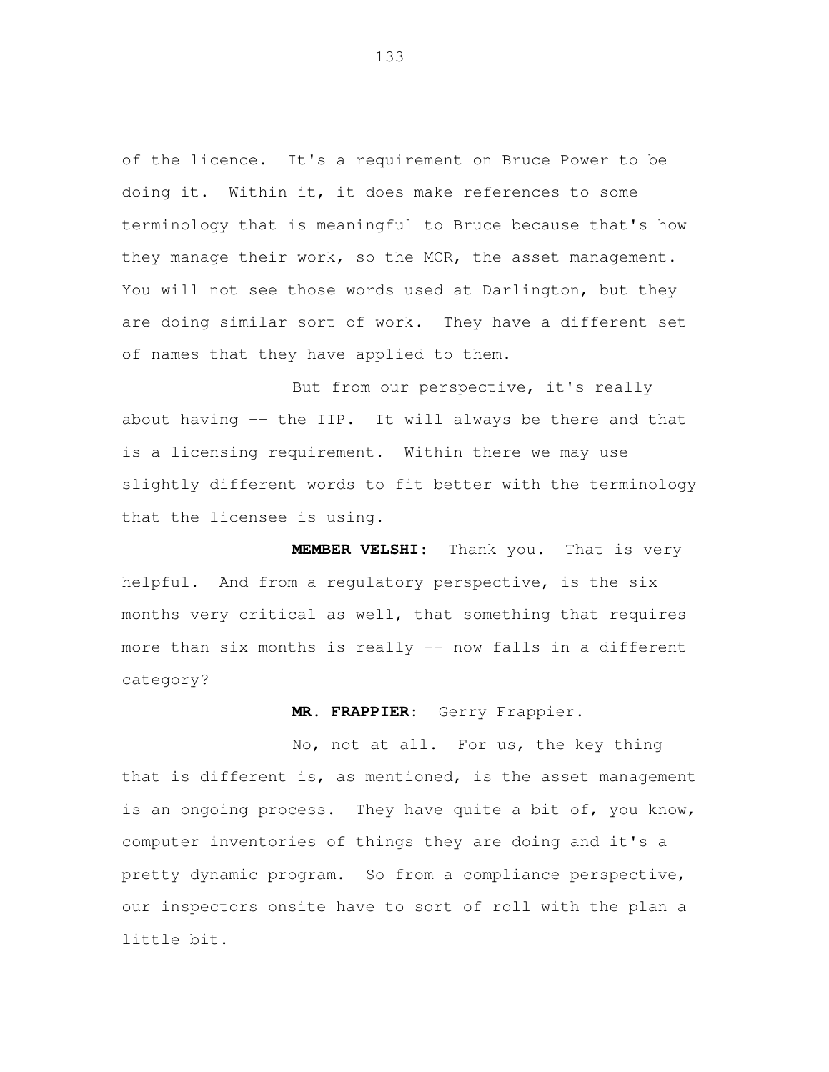of the licence. It's a requirement on Bruce Power to be doing it. Within it, it does make references to some terminology that is meaningful to Bruce because that's how they manage their work, so the MCR, the asset management. You will not see those words used at Darlington, but they are doing similar sort of work. They have a different set of names that they have applied to them.

But from our perspective, it's really about having -- the IIP. It will always be there and that is a licensing requirement. Within there we may use slightly different words to fit better with the terminology that the licensee is using.

**MEMBER VELSHI:** Thank you. That is very helpful. And from a regulatory perspective, is the six months very critical as well, that something that requires more than six months is really -- now falls in a different category?

**MR. FRAPPIER:** Gerry Frappier.

No, not at all. For us, the key thing that is different is, as mentioned, is the asset management is an ongoing process. They have quite a bit of, you know, computer inventories of things they are doing and it's a pretty dynamic program. So from a compliance perspective, our inspectors onsite have to sort of roll with the plan a little bit.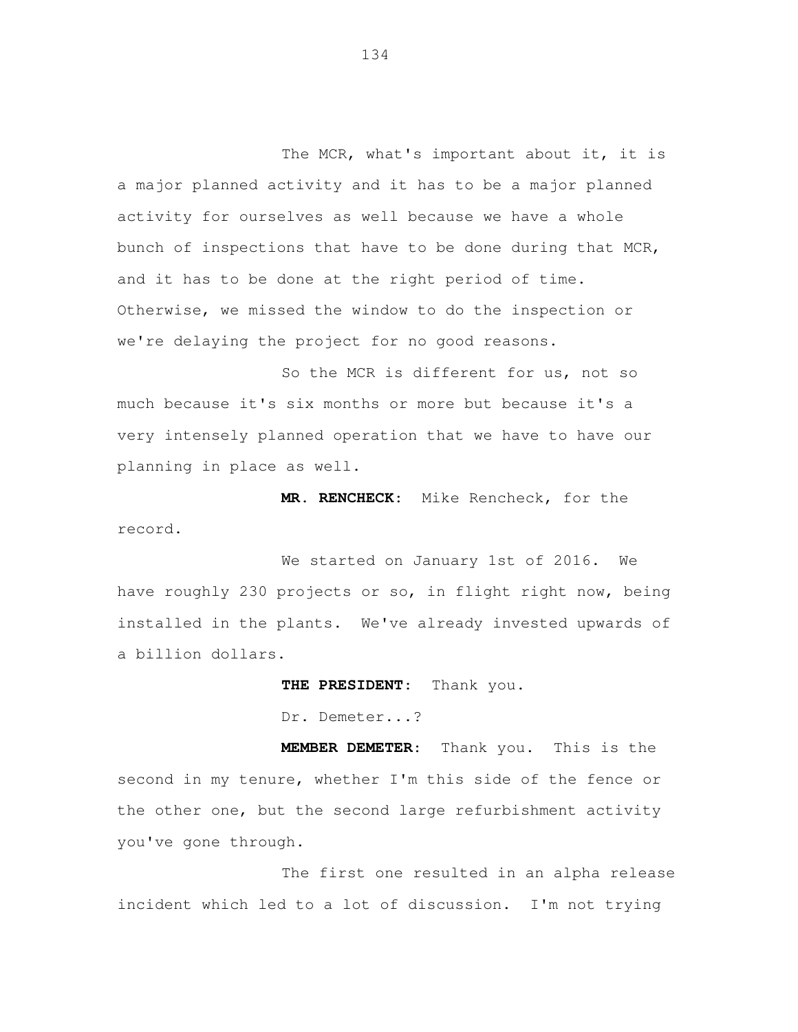The MCR, what's important about it, it is a major planned activity and it has to be a major planned activity for ourselves as well because we have a whole bunch of inspections that have to be done during that MCR, and it has to be done at the right period of time. Otherwise, we missed the window to do the inspection or we're delaying the project for no good reasons.

So the MCR is different for us, not so much because it's six months or more but because it's a very intensely planned operation that we have to have our planning in place as well.

**MR. RENCHECK:** Mike Rencheck, for the record.

We started on January 1st of 2016. We have roughly 230 projects or so, in flight right now, being installed in the plants. We've already invested upwards of a billion dollars.

**THE PRESIDENT:** Thank you.

Dr. Demeter...?

**MEMBER DEMETER:** Thank you. This is the second in my tenure, whether I'm this side of the fence or the other one, but the second large refurbishment activity you've gone through.

The first one resulted in an alpha release incident which led to a lot of discussion. I'm not trying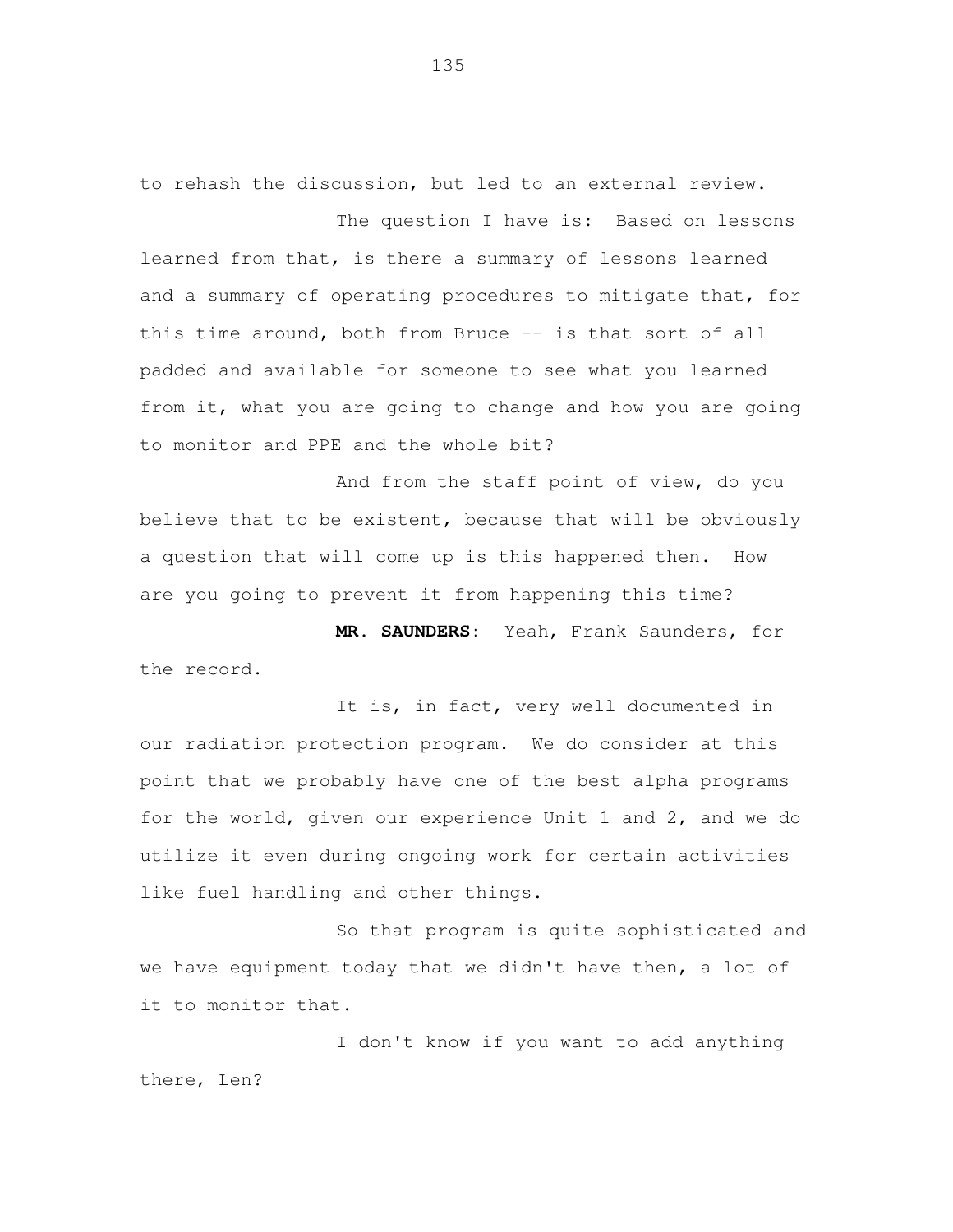to rehash the discussion, but led to an external review.

The question I have is: Based on lessons learned from that, is there a summary of lessons learned and a summary of operating procedures to mitigate that, for this time around, both from Bruce -- is that sort of all padded and available for someone to see what you learned from it, what you are going to change and how you are going to monitor and PPE and the whole bit?

And from the staff point of view, do you believe that to be existent, because that will be obviously a question that will come up is this happened then. How are you going to prevent it from happening this time?

**MR. SAUNDERS:** Yeah, Frank Saunders, for the record.

It is, in fact, very well documented in our radiation protection program. We do consider at this point that we probably have one of the best alpha programs for the world, given our experience Unit 1 and 2, and we do utilize it even during ongoing work for certain activities like fuel handling and other things.

So that program is quite sophisticated and we have equipment today that we didn't have then, a lot of it to monitor that.

I don't know if you want to add anything there, Len?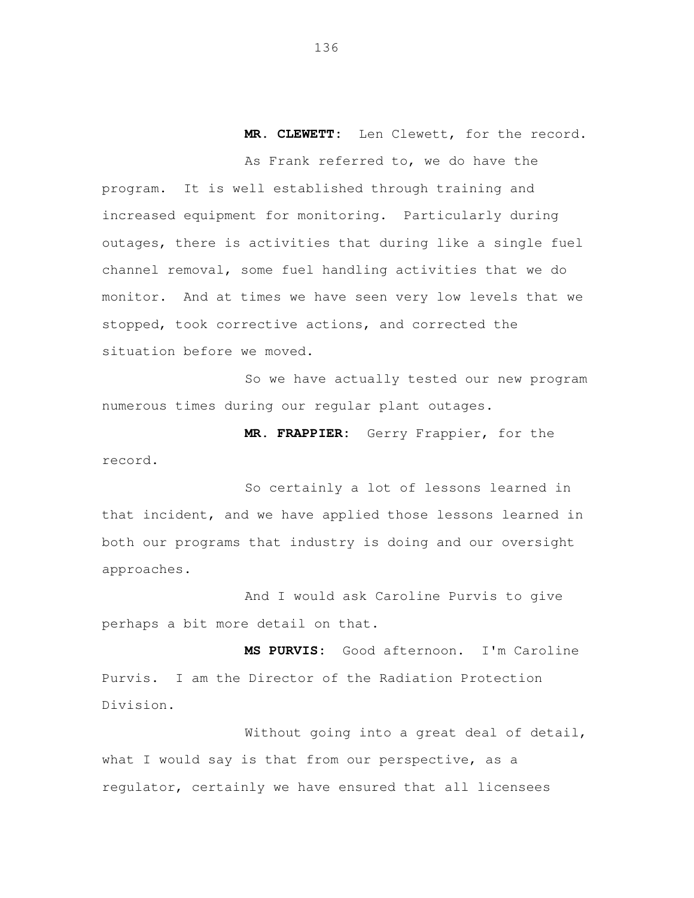**MR. CLEWETT:** Len Clewett, for the record.

As Frank referred to, we do have the program. It is well established through training and increased equipment for monitoring. Particularly during outages, there is activities that during like a single fuel channel removal, some fuel handling activities that we do monitor. And at times we have seen very low levels that we stopped, took corrective actions, and corrected the situation before we moved.

So we have actually tested our new program numerous times during our regular plant outages.

**MR. FRAPPIER:** Gerry Frappier, for the record.

So certainly a lot of lessons learned in that incident, and we have applied those lessons learned in both our programs that industry is doing and our oversight approaches.

And I would ask Caroline Purvis to give perhaps a bit more detail on that.

**MS PURVIS:** Good afternoon. I'm Caroline Purvis. I am the Director of the Radiation Protection Division.

Without going into a great deal of detail, what I would say is that from our perspective, as a regulator, certainly we have ensured that all licensees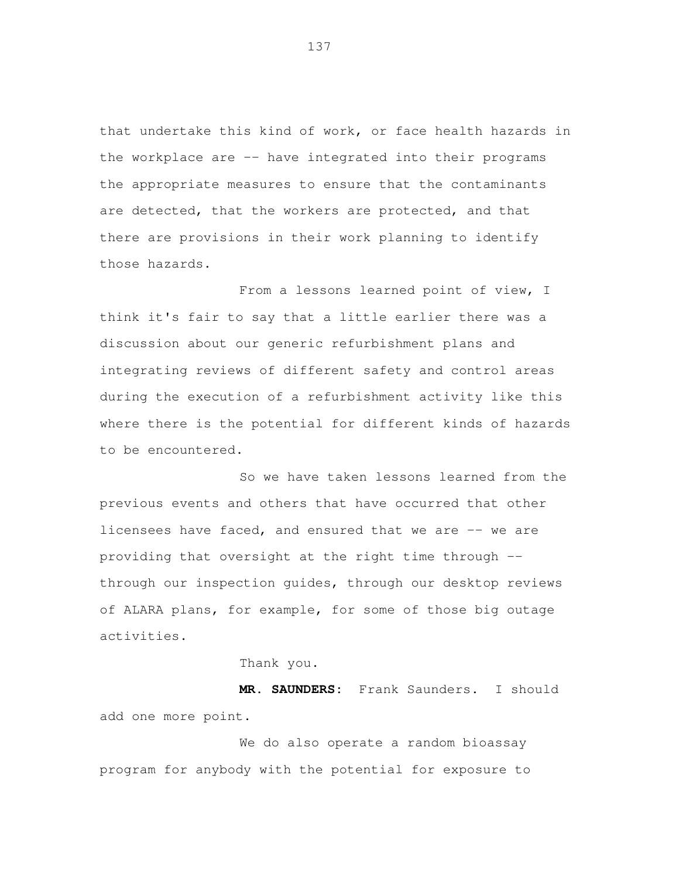that undertake this kind of work, or face health hazards in the workplace are -- have integrated into their programs the appropriate measures to ensure that the contaminants are detected, that the workers are protected, and that there are provisions in their work planning to identify those hazards.

From a lessons learned point of view, I think it's fair to say that a little earlier there was a discussion about our generic refurbishment plans and integrating reviews of different safety and control areas during the execution of a refurbishment activity like this where there is the potential for different kinds of hazards to be encountered.

So we have taken lessons learned from the previous events and others that have occurred that other licensees have faced, and ensured that we are -- we are providing that oversight at the right time through -- through our inspection guides, through our desktop reviews of ALARA plans, for example, for some of those big outage activities.

Thank you.

**MR. SAUNDERS:** Frank Saunders. I should add one more point.

We do also operate a random bioassay program for anybody with the potential for exposure to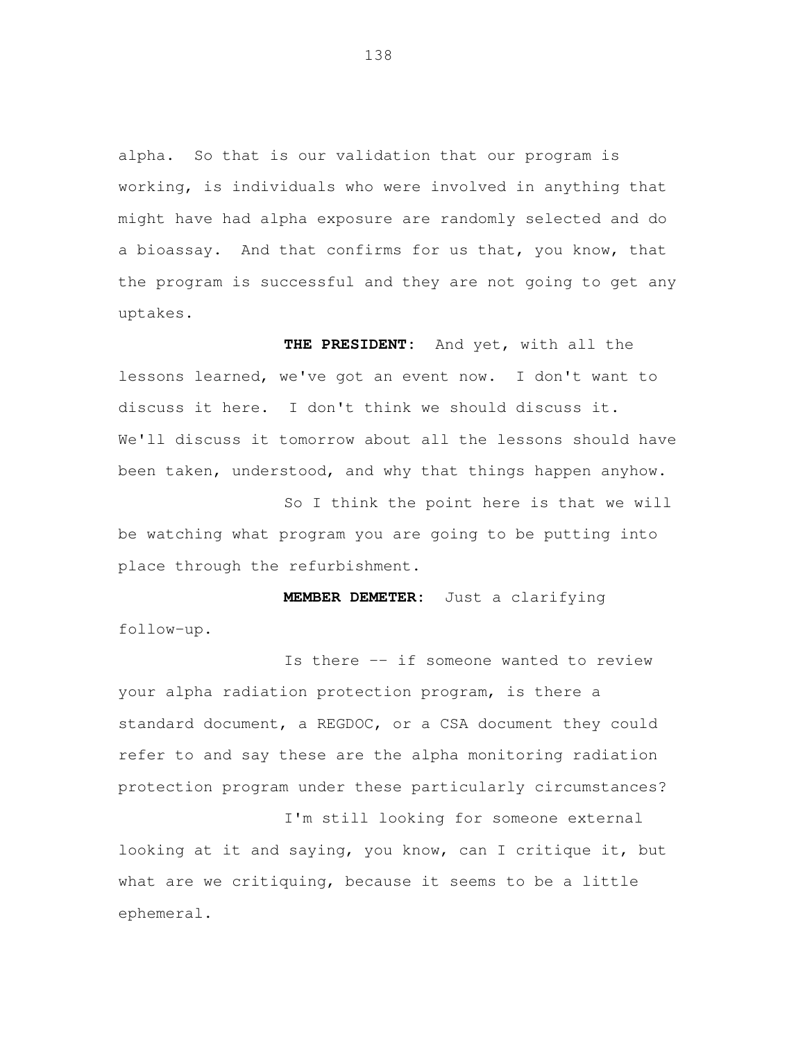alpha. So that is our validation that our program is working, is individuals who were involved in anything that might have had alpha exposure are randomly selected and do a bioassay. And that confirms for us that, you know, that the program is successful and they are not going to get any uptakes.

**THE PRESIDENT:** And yet, with all the lessons learned, we've got an event now. I don't want to discuss it here. I don't think we should discuss it. We'll discuss it tomorrow about all the lessons should have been taken, understood, and why that things happen anyhow.

So I think the point here is that we will be watching what program you are going to be putting into place through the refurbishment.

**MEMBER DEMETER:** Just a clarifying follow-up.

Is there -- if someone wanted to review your alpha radiation protection program, is there a standard document, a REGDOC, or a CSA document they could refer to and say these are the alpha monitoring radiation protection program under these particularly circumstances?

I'm still looking for someone external looking at it and saying, you know, can I critique it, but what are we critiquing, because it seems to be a little ephemeral.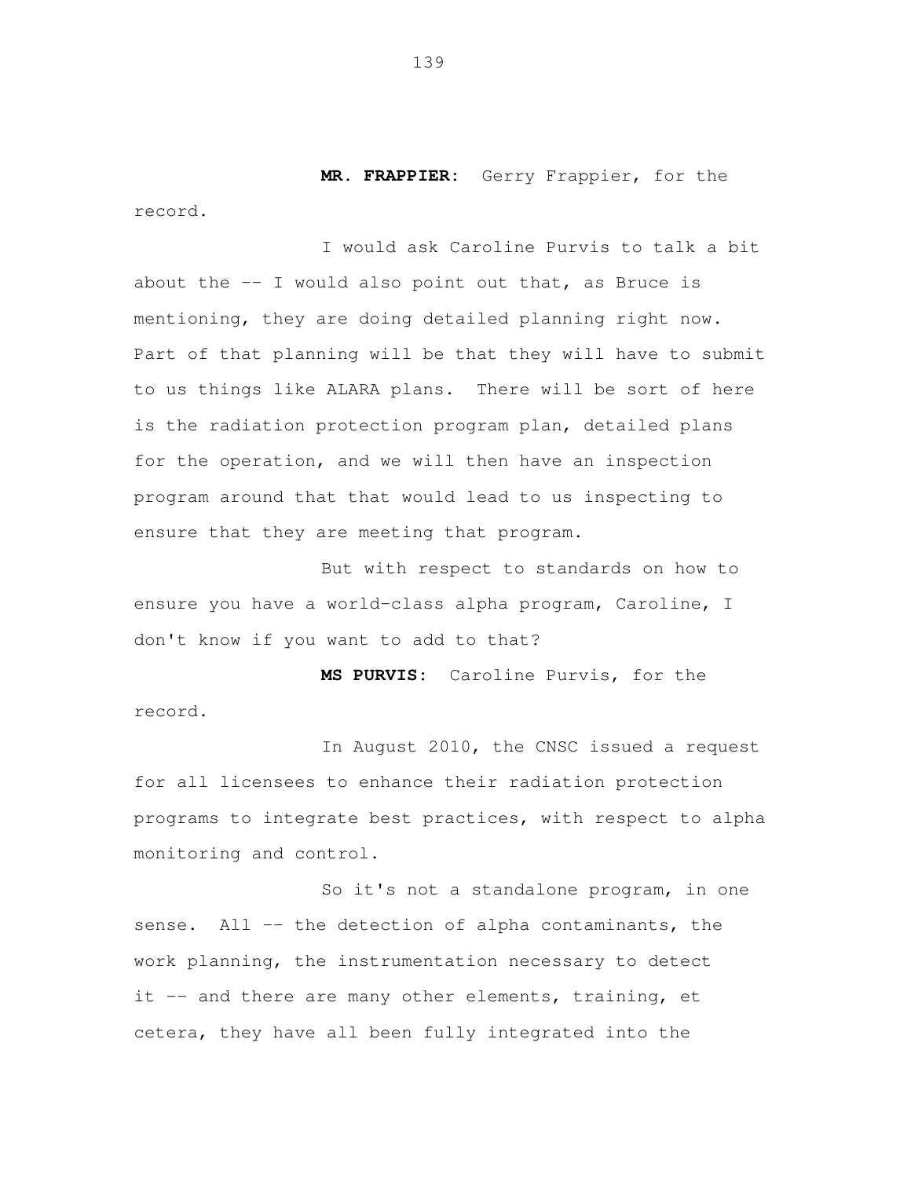**MR. FRAPPIER:** Gerry Frappier, for the record.

I would ask Caroline Purvis to talk a bit about the -- I would also point out that, as Bruce is mentioning, they are doing detailed planning right now. Part of that planning will be that they will have to submit to us things like ALARA plans. There will be sort of here is the radiation protection program plan, detailed plans for the operation, and we will then have an inspection program around that that would lead to us inspecting to ensure that they are meeting that program.

But with respect to standards on how to ensure you have a world-class alpha program, Caroline, I don't know if you want to add to that?

**MS PURVIS:** Caroline Purvis, for the record.

In August 2010, the CNSC issued a request for all licensees to enhance their radiation protection programs to integrate best practices, with respect to alpha monitoring and control.

So it's not a standalone program, in one sense. All -- the detection of alpha contaminants, the work planning, the instrumentation necessary to detect it -- and there are many other elements, training, et cetera, they have all been fully integrated into the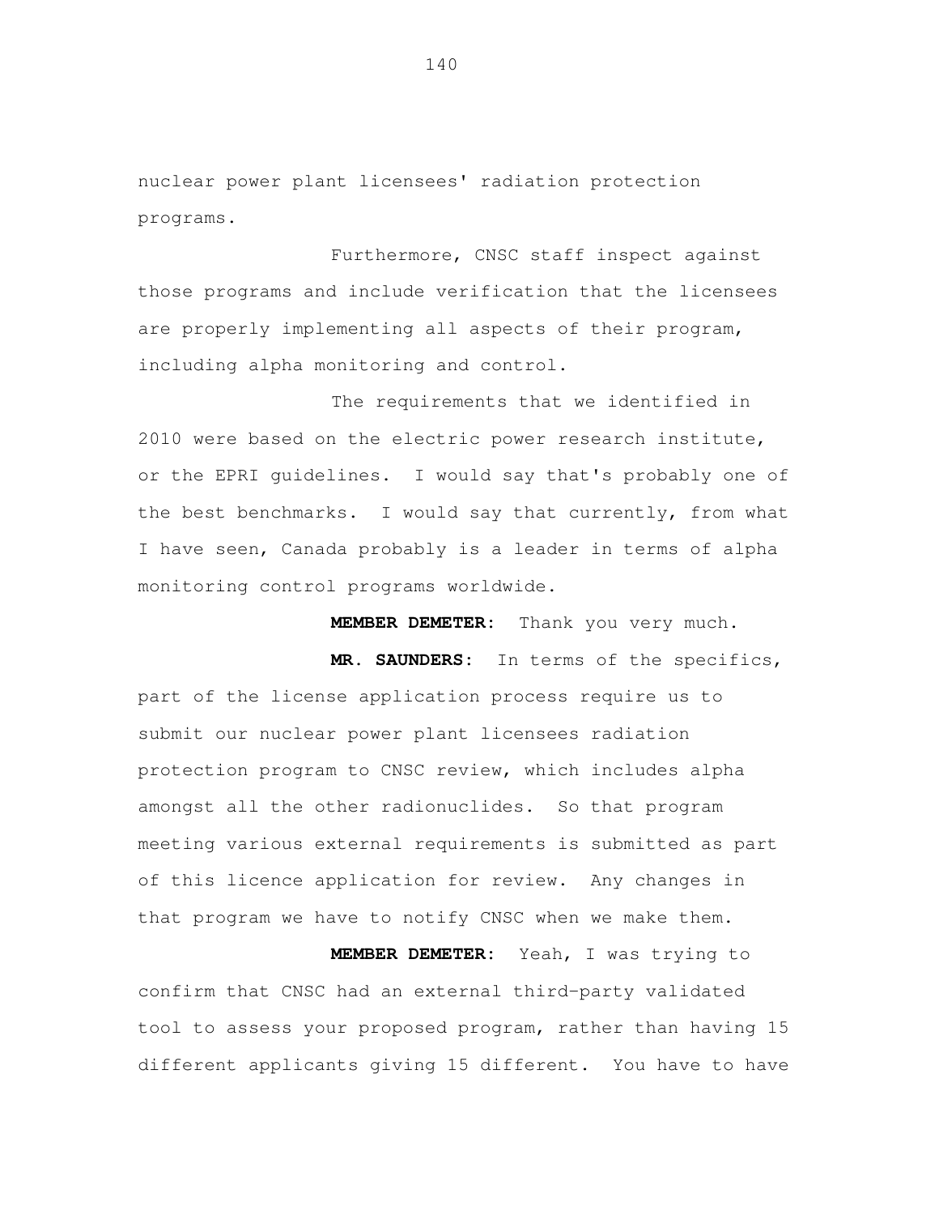nuclear power plant licensees' radiation protection programs.

Furthermore, CNSC staff inspect against those programs and include verification that the licensees are properly implementing all aspects of their program, including alpha monitoring and control.

The requirements that we identified in 2010 were based on the electric power research institute, or the EPRI guidelines. I would say that's probably one of the best benchmarks. I would say that currently, from what I have seen, Canada probably is a leader in terms of alpha monitoring control programs worldwide.

**MEMBER DEMETER:** Thank you very much.

**MR. SAUNDERS:** In terms of the specifics, part of the license application process require us to submit our nuclear power plant licensees radiation protection program to CNSC review, which includes alpha amongst all the other radionuclides. So that program meeting various external requirements is submitted as part of this licence application for review. Any changes in that program we have to notify CNSC when we make them.

**MEMBER DEMETER:** Yeah, I was trying to confirm that CNSC had an external third-party validated tool to assess your proposed program, rather than having 15 different applicants giving 15 different. You have to have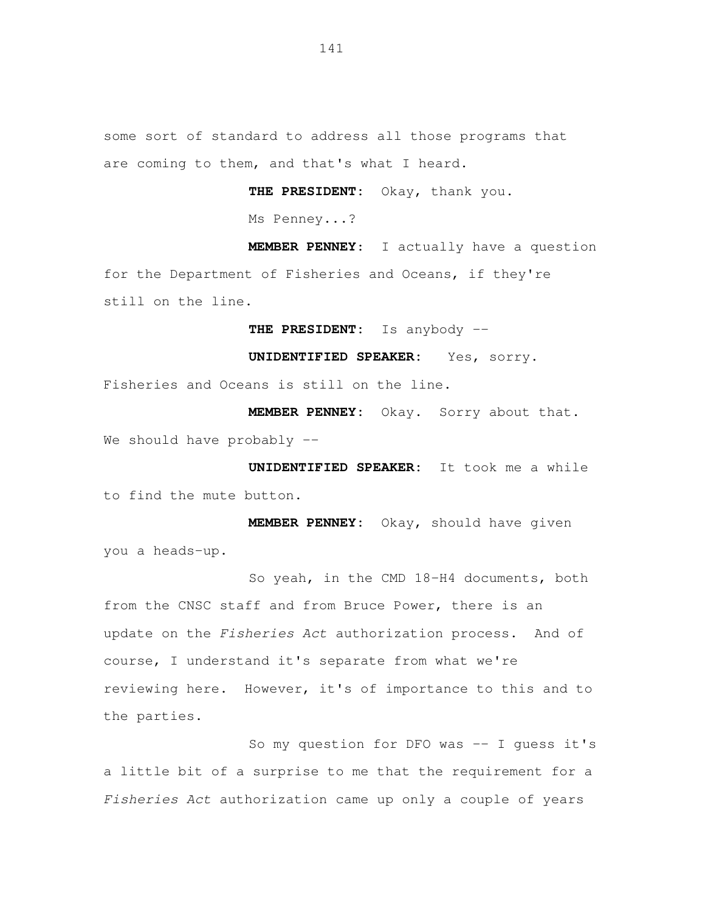some sort of standard to address all those programs that are coming to them, and that's what I heard.

**THE PRESIDENT:** Okay, thank you.

Ms Penney...?

**MEMBER PENNEY:** I actually have a question for the Department of Fisheries and Oceans, if they're still on the line.

**THE PRESIDENT:** Is anybody --

**UNIDENTIFIED SPEAKER:** Yes, sorry. Fisheries and Oceans is still on the line.

**MEMBER PENNEY:** Okay. Sorry about that. We should have probably --

**UNIDENTIFIED SPEAKER:** It took me a while to find the mute button.

**MEMBER PENNEY:** Okay, should have given you a heads-up.

So yeah, in the CMD 18-H4 documents, both from the CNSC staff and from Bruce Power, there is an update on the *Fisheries Act* authorization process. And of course, I understand it's separate from what we're reviewing here. However, it's of importance to this and to the parties.

So my question for DFO was -- I guess it's a little bit of a surprise to me that the requirement for a *Fisheries Act* authorization came up only a couple of years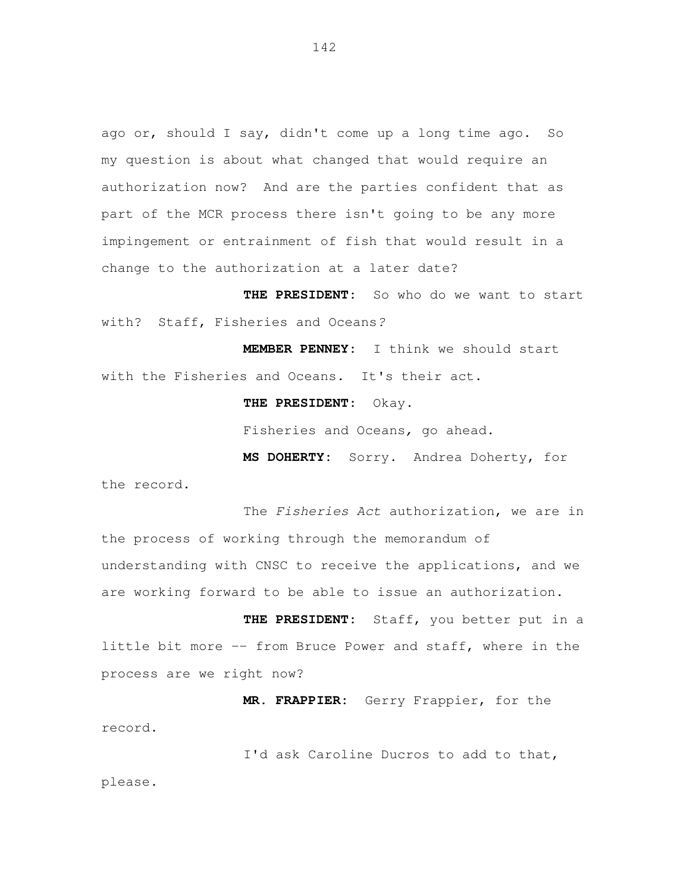ago or, should I say, didn't come up a long time ago. So my question is about what changed that would require an authorization now? And are the parties confident that as part of the MCR process there isn't going to be any more impingement or entrainment of fish that would result in a change to the authorization at a later date?

**THE PRESIDENT:** So who do we want to start with? Staff, Fisheries and Oceans?

**MEMBER PENNEY:** I think we should start with the Fisheries and Oceans. It's their act.

**THE PRESIDENT:** Okay.

Fisheries and Oceans, go ahead.

**MS DOHERTY:** Sorry. Andrea Doherty, for the record.

The *Fisheries Act* authorization, we are in the process of working through the memorandum of understanding with CNSC to receive the applications, and we are working forward to be able to issue an authorization.

**THE PRESIDENT:** Staff, you better put in a little bit more -- from Bruce Power and staff, where in the process are we right now?

**MR. FRAPPIER:** Gerry Frappier, for the record.

I'd ask Caroline Ducros to add to that, please.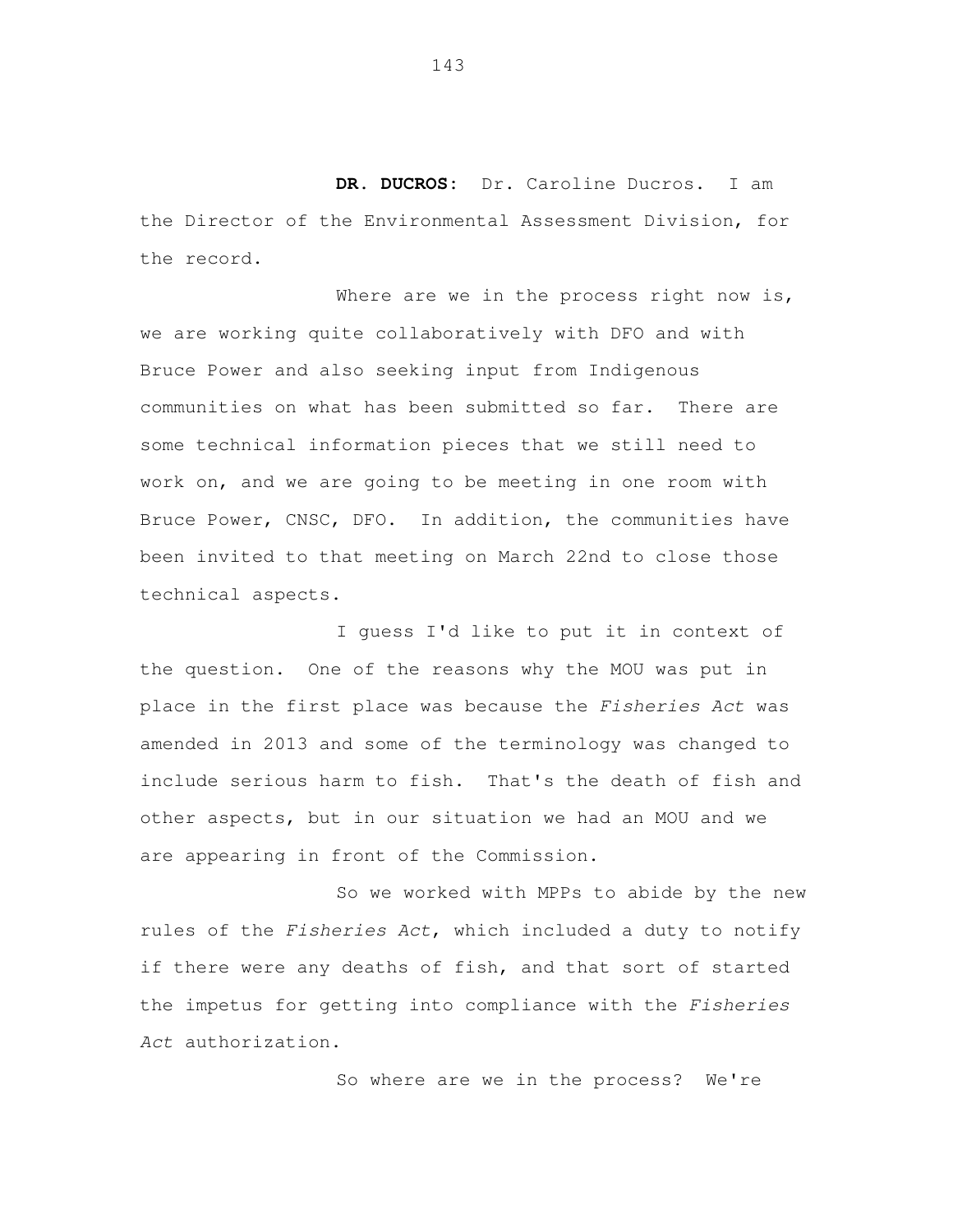**DR. DUCROS:** Dr. Caroline Ducros. I am the Director of the Environmental Assessment Division, for the record.

Where are we in the process right now is, we are working quite collaboratively with DFO and with Bruce Power and also seeking input from Indigenous communities on what has been submitted so far. There are some technical information pieces that we still need to work on, and we are going to be meeting in one room with Bruce Power, CNSC, DFO. In addition, the communities have been invited to that meeting on March 22nd to close those technical aspects.

I guess I'd like to put it in context of the question. One of the reasons why the MOU was put in place in the first place was because the *Fisheries Act* was amended in 2013 and some of the terminology was changed to include serious harm to fish. That's the death of fish and other aspects, but in our situation we had an MOU and we are appearing in front of the Commission.

So we worked with MPPs to abide by the new rules of the *Fisheries Act*, which included a duty to notify if there were any deaths of fish, and that sort of started the impetus for getting into compliance with the *Fisheries Act* authorization.

So where are we in the process? We're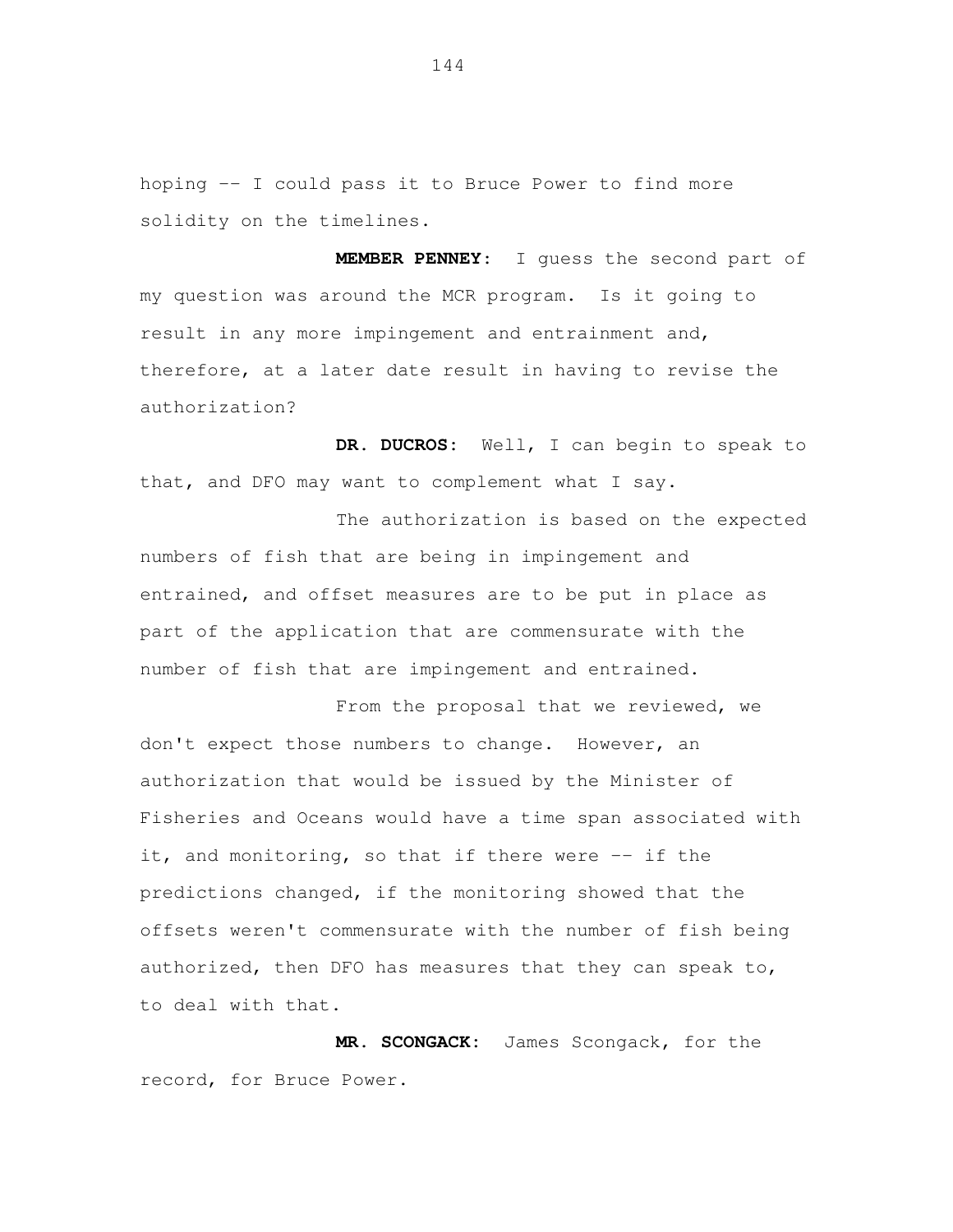hoping -- I could pass it to Bruce Power to find more solidity on the timelines.

**MEMBER PENNEY:** I guess the second part of my question was around the MCR program. Is it going to result in any more impingement and entrainment and, therefore, at a later date result in having to revise the authorization?

**DR. DUCROS:** Well, I can begin to speak to that, and DFO may want to complement what I say.

The authorization is based on the expected numbers of fish that are being in impingement and entrained, and offset measures are to be put in place as part of the application that are commensurate with the number of fish that are impingement and entrained.

From the proposal that we reviewed, we don't expect those numbers to change. However, an authorization that would be issued by the Minister of Fisheries and Oceans would have a time span associated with it, and monitoring, so that if there were -- if the predictions changed, if the monitoring showed that the offsets weren't commensurate with the number of fish being authorized, then DFO has measures that they can speak to, to deal with that.

**MR. SCONGACK:** James Scongack, for the record, for Bruce Power.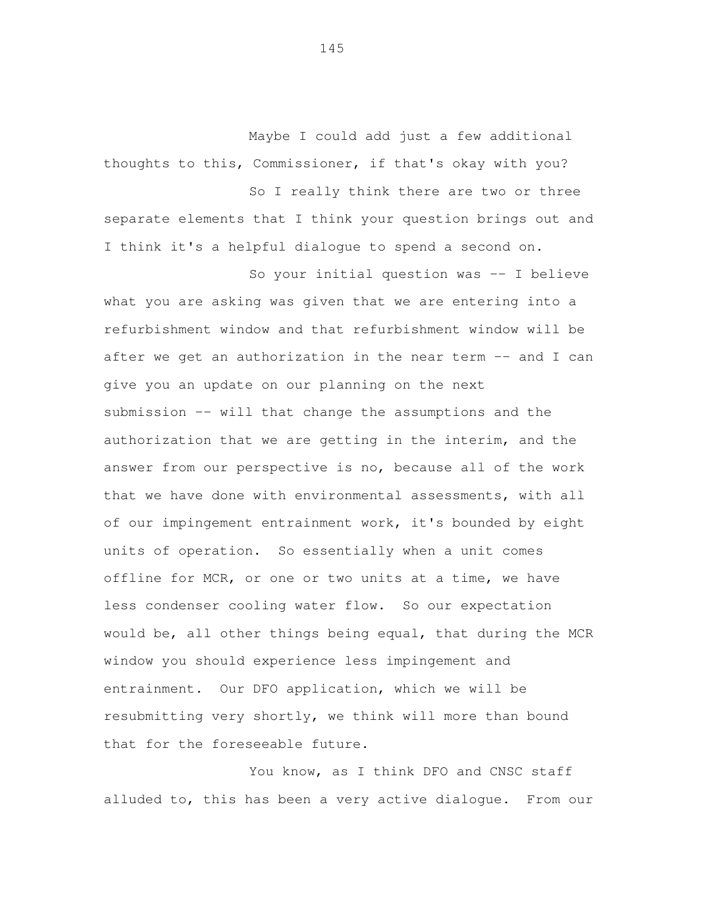Maybe I could add just a few additional thoughts to this, Commissioner, if that's okay with you?

So I really think there are two or three separate elements that I think your question brings out and I think it's a helpful dialogue to spend a second on.

So your initial question was -- I believe what you are asking was given that we are entering into a refurbishment window and that refurbishment window will be after we get an authorization in the near term -- and I can give you an update on our planning on the next submission -- will that change the assumptions and the authorization that we are getting in the interim, and the answer from our perspective is no, because all of the work that we have done with environmental assessments, with all of our impingement entrainment work, it's bounded by eight units of operation. So essentially when a unit comes offline for MCR, or one or two units at a time, we have less condenser cooling water flow. So our expectation would be, all other things being equal, that during the MCR window you should experience less impingement and entrainment. Our DFO application, which we will be resubmitting very shortly, we think will more than bound that for the foreseeable future.

You know, as I think DFO and CNSC staff alluded to, this has been a very active dialogue. From our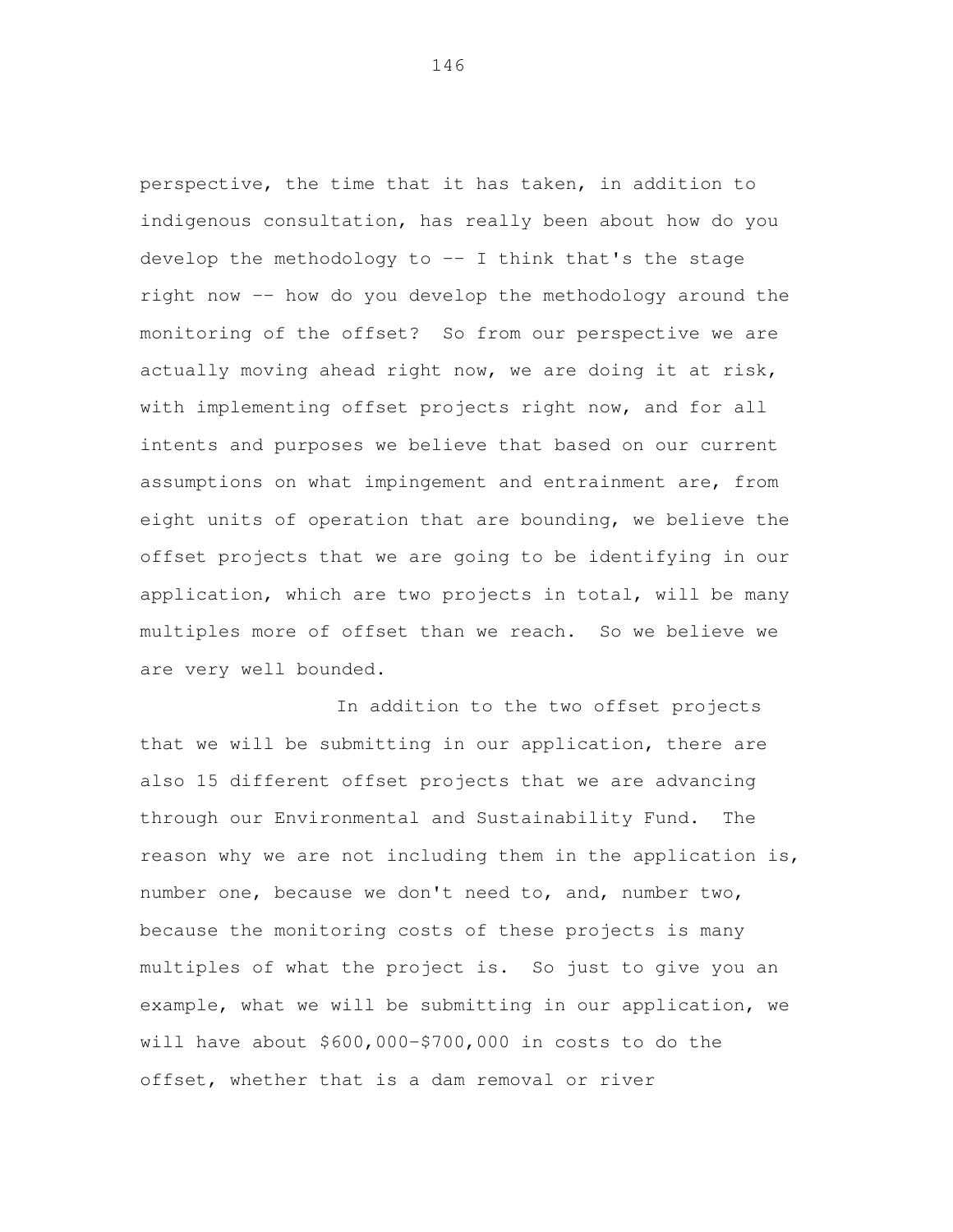perspective, the time that it has taken, in addition to indigenous consultation, has really been about how do you develop the methodology to -- I think that's the stage right now -- how do you develop the methodology around the monitoring of the offset? So from our perspective we are actually moving ahead right now, we are doing it at risk, with implementing offset projects right now, and for all intents and purposes we believe that based on our current assumptions on what impingement and entrainment are, from eight units of operation that are bounding, we believe the offset projects that we are going to be identifying in our application, which are two projects in total, will be many multiples more of offset than we reach. So we believe we are very well bounded.

In addition to the two offset projects that we will be submitting in our application, there are also 15 different offset projects that we are advancing through our Environmental and Sustainability Fund. The reason why we are not including them in the application is, number one, because we don't need to, and, number two, because the monitoring costs of these projects is many multiples of what the project is. So just to give you an example, what we will be submitting in our application, we will have about $600,000-$700,000 in costs to do the offset, whether that is a dam removal or river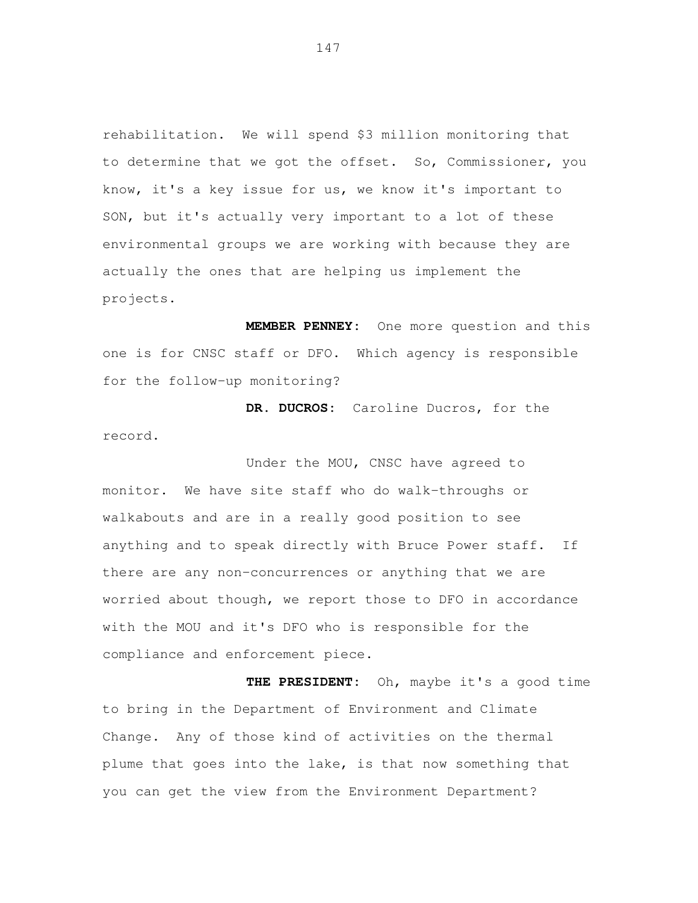rehabilitation. We will spend $3 million monitoring that to determine that we got the offset. So, Commissioner, you know, it's a key issue for us, we know it's important to SON, but it's actually very important to a lot of these environmental groups we are working with because they are actually the ones that are helping us implement the projects.

**MEMBER PENNEY:** One more question and this one is for CNSC staff or DFO. Which agency is responsible for the follow-up monitoring?

**DR. DUCROS:** Caroline Ducros, for the record.

Under the MOU, CNSC have agreed to monitor. We have site staff who do walk-throughs or walkabouts and are in a really good position to see anything and to speak directly with Bruce Power staff. If there are any non-concurrences or anything that we are worried about though, we report those to DFO in accordance with the MOU and it's DFO who is responsible for the compliance and enforcement piece.

**THE PRESIDENT:** Oh, maybe it's a good time to bring in the Department of Environment and Climate Change. Any of those kind of activities on the thermal plume that goes into the lake, is that now something that you can get the view from the Environment Department?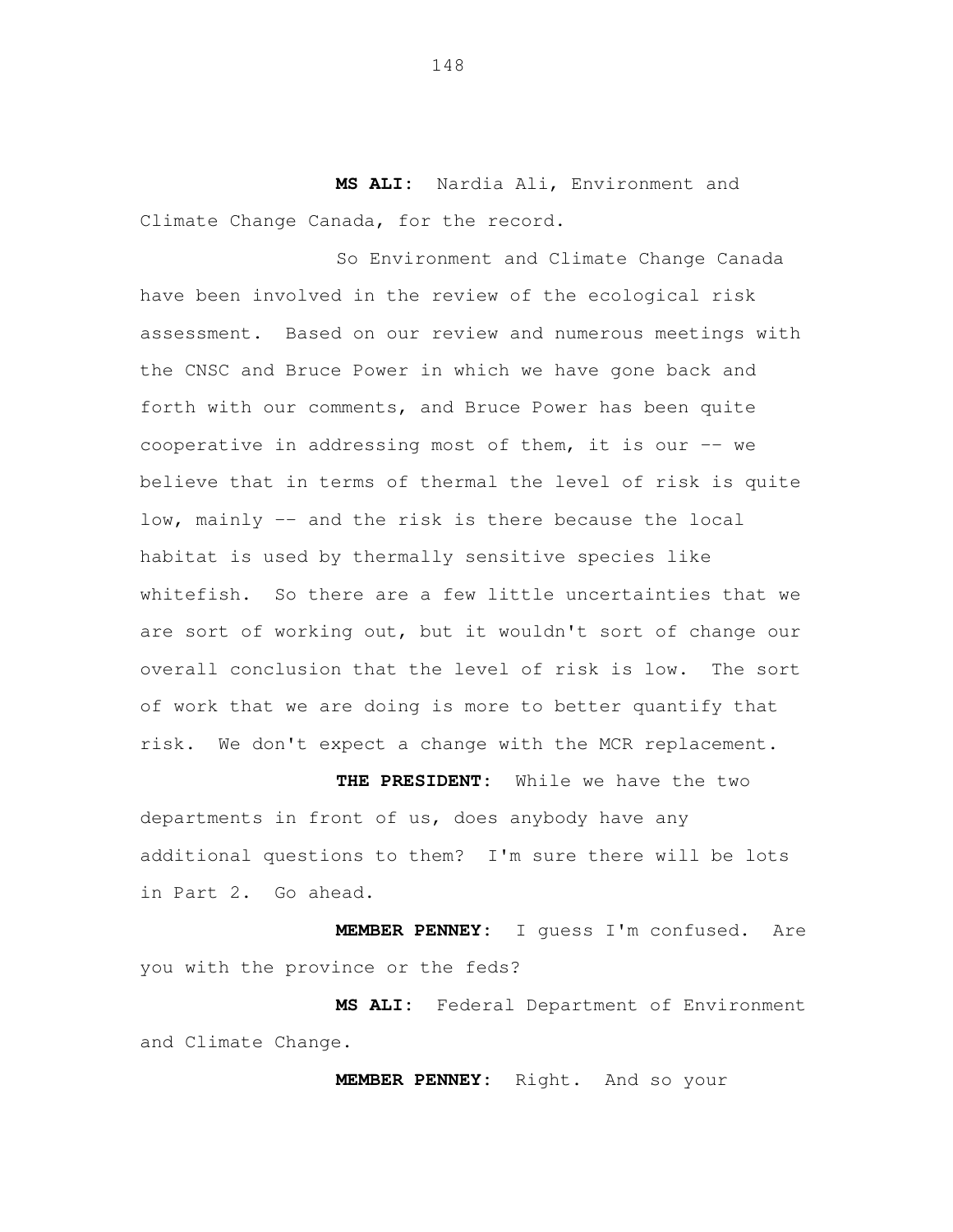**MS ALI:** Nardia Ali, Environment and Climate Change Canada, for the record.

So Environment and Climate Change Canada have been involved in the review of the ecological risk assessment. Based on our review and numerous meetings with the CNSC and Bruce Power in which we have gone back and forth with our comments, and Bruce Power has been quite cooperative in addressing most of them, it is our -- we believe that in terms of thermal the level of risk is quite low, mainly -- and the risk is there because the local habitat is used by thermally sensitive species like whitefish. So there are a few little uncertainties that we are sort of working out, but it wouldn't sort of change our overall conclusion that the level of risk is low. The sort of work that we are doing is more to better quantify that risk. We don't expect a change with the MCR replacement.

**THE PRESIDENT:** While we have the two departments in front of us, does anybody have any additional questions to them? I'm sure there will be lots in Part 2. Go ahead.

**MEMBER PENNEY:** I guess I'm confused. Are you with the province or the feds?

**MS ALI:** Federal Department of Environment and Climate Change.

**MEMBER PENNEY:** Right. And so your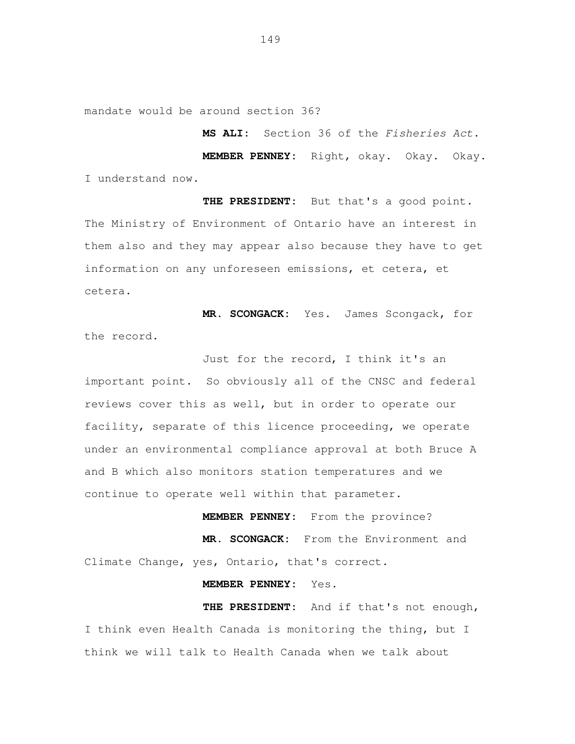mandate would be around section 36?

**MS ALI:** Section 36 of the *Fisheries Act*.

**MEMBER PENNEY:** Right, okay. Okay. Okay. I understand now.

**THE PRESIDENT:** But that's a good point. The Ministry of Environment of Ontario have an interest in them also and they may appear also because they have to get information on any unforeseen emissions, et cetera, et cetera.

**MR. SCONGACK:** Yes. James Scongack, for the record.

Just for the record, I think it's an important point. So obviously all of the CNSC and federal reviews cover this as well, but in order to operate our facility, separate of this licence proceeding, we operate under an environmental compliance approval at both Bruce A and B which also monitors station temperatures and we continue to operate well within that parameter.

**MEMBER PENNEY:** From the province?

**MR. SCONGACK:** From the Environment and Climate Change, yes, Ontario, that's correct.

**MEMBER PENNEY:** Yes.

**THE PRESIDENT:** And if that's not enough, I think even Health Canada is monitoring the thing, but I think we will talk to Health Canada when we talk about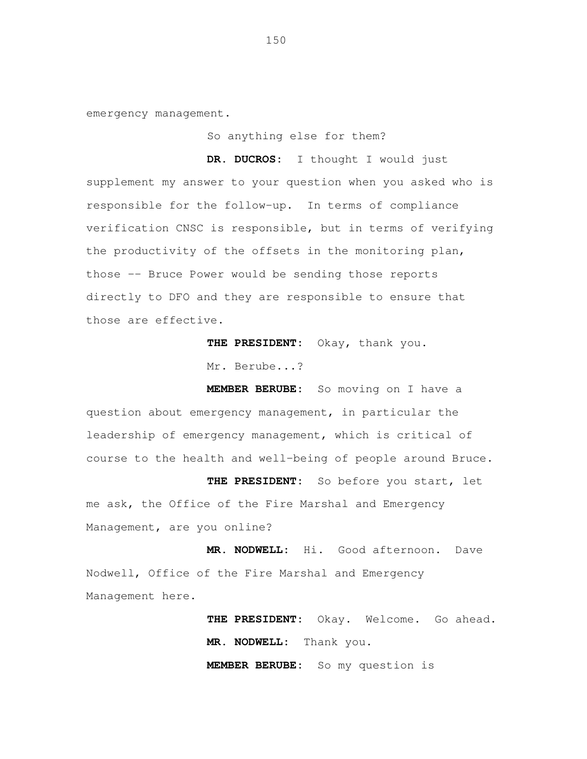emergency management.

So anything else for them?

**DR. DUCROS:** I thought I would just supplement my answer to your question when you asked who is responsible for the follow-up. In terms of compliance verification CNSC is responsible, but in terms of verifying the productivity of the offsets in the monitoring plan, those -- Bruce Power would be sending those reports directly to DFO and they are responsible to ensure that those are effective.

**THE PRESIDENT:** Okay, thank you.

Mr. Berube...?

**MEMBER BERUBE:** So moving on I have a question about emergency management, in particular the leadership of emergency management, which is critical of course to the health and well-being of people around Bruce.

**THE PRESIDENT:** So before you start, let me ask, the Office of the Fire Marshal and Emergency Management, are you online?

**MR. NODWELL:** Hi. Good afternoon. Dave Nodwell, Office of the Fire Marshal and Emergency Management here.

**THE PRESIDENT:** Okay. Welcome. Go ahead.

**MR. NODWELL:** Thank you.

**MEMBER BERUBE:** So my question is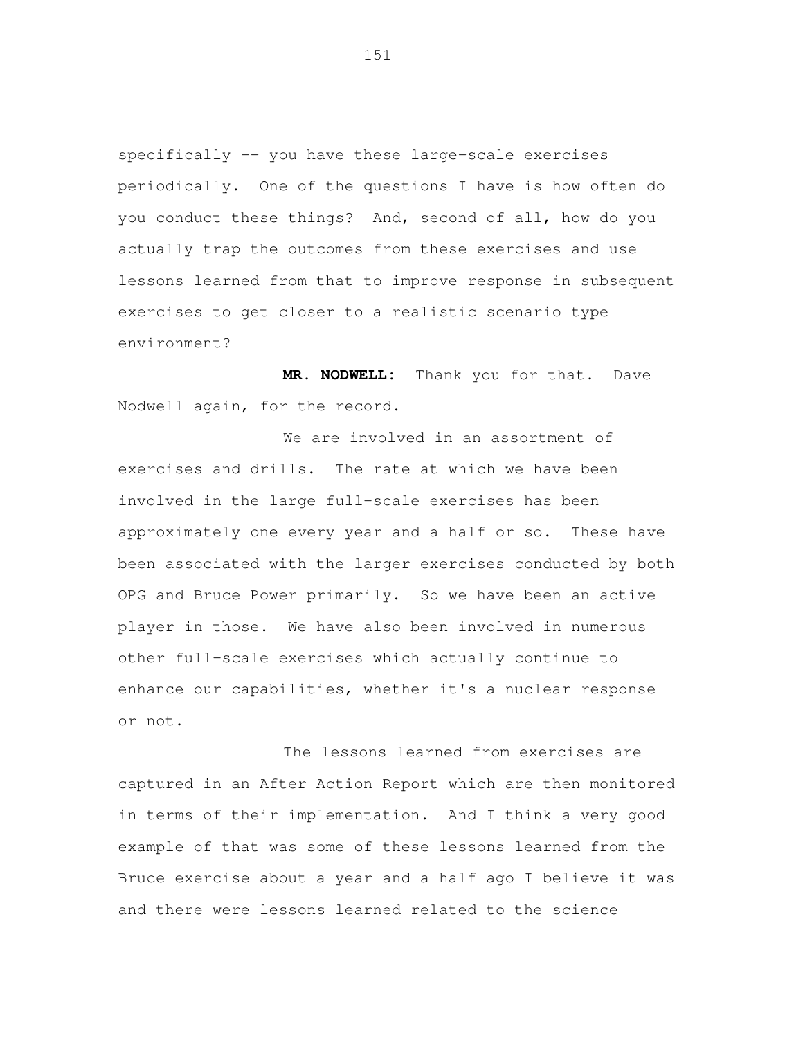specifically -- you have these large-scale exercises periodically. One of the questions I have is how often do you conduct these things? And, second of all, how do you actually trap the outcomes from these exercises and use lessons learned from that to improve response in subsequent exercises to get closer to a realistic scenario type environment?

**MR. NODWELL:** Thank you for that. Dave Nodwell again, for the record.

We are involved in an assortment of exercises and drills. The rate at which we have been involved in the large full-scale exercises has been approximately one every year and a half or so. These have been associated with the larger exercises conducted by both OPG and Bruce Power primarily. So we have been an active player in those. We have also been involved in numerous other full-scale exercises which actually continue to enhance our capabilities, whether it's a nuclear response or not.

The lessons learned from exercises are captured in an After Action Report which are then monitored in terms of their implementation. And I think a very good example of that was some of these lessons learned from the Bruce exercise about a year and a half ago I believe it was and there were lessons learned related to the science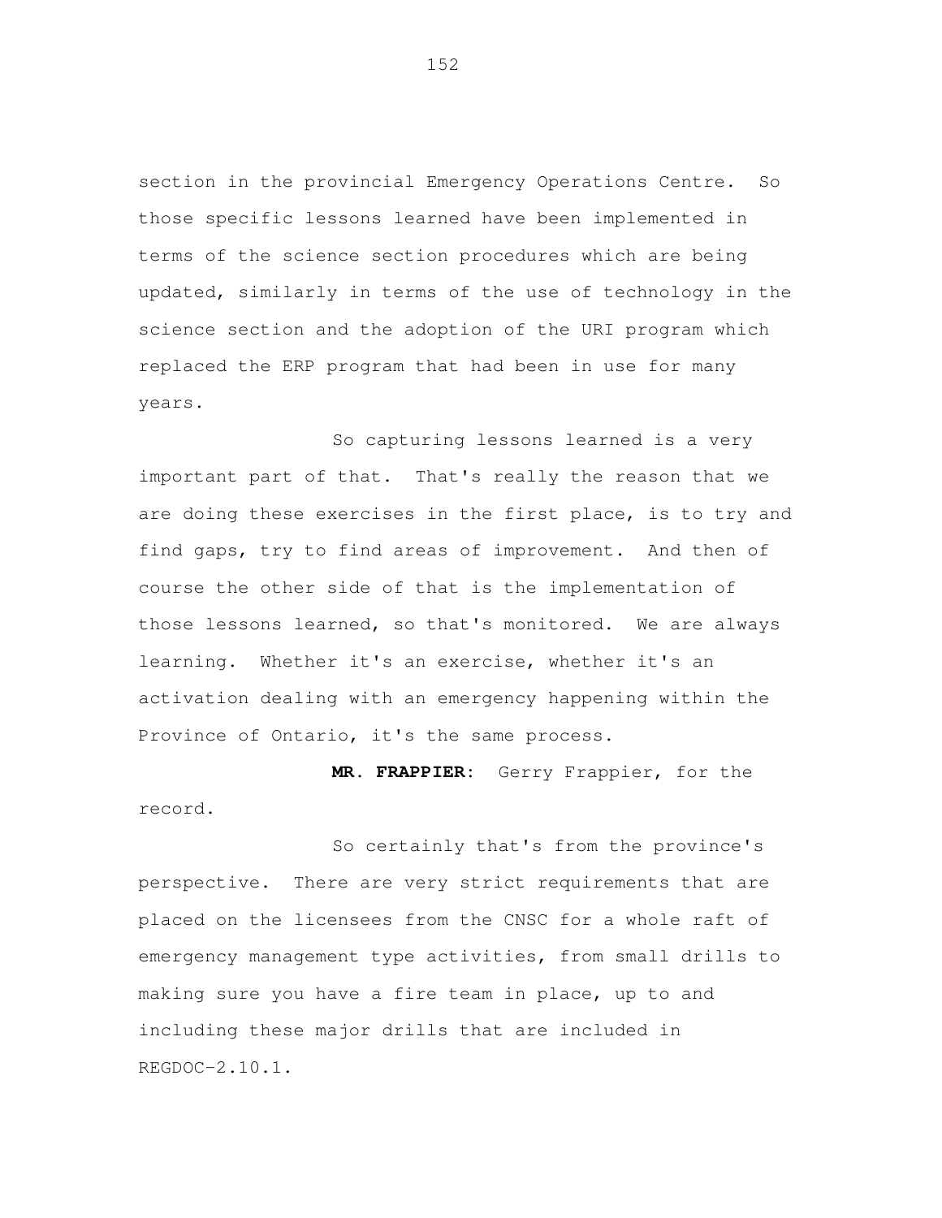section in the provincial Emergency Operations Centre. So those specific lessons learned have been implemented in terms of the science section procedures which are being updated, similarly in terms of the use of technology in the science section and the adoption of the URI program which replaced the ERP program that had been in use for many years.

So capturing lessons learned is a very important part of that. That's really the reason that we are doing these exercises in the first place, is to try and find gaps, try to find areas of improvement. And then of course the other side of that is the implementation of those lessons learned, so that's monitored. We are always learning. Whether it's an exercise, whether it's an activation dealing with an emergency happening within the Province of Ontario, it's the same process.

**MR. FRAPPIER:** Gerry Frappier, for the record.

So certainly that's from the province's perspective. There are very strict requirements that are placed on the licensees from the CNSC for a whole raft of emergency management type activities, from small drills to making sure you have a fire team in place, up to and including these major drills that are included in REGDOC-2.10.1.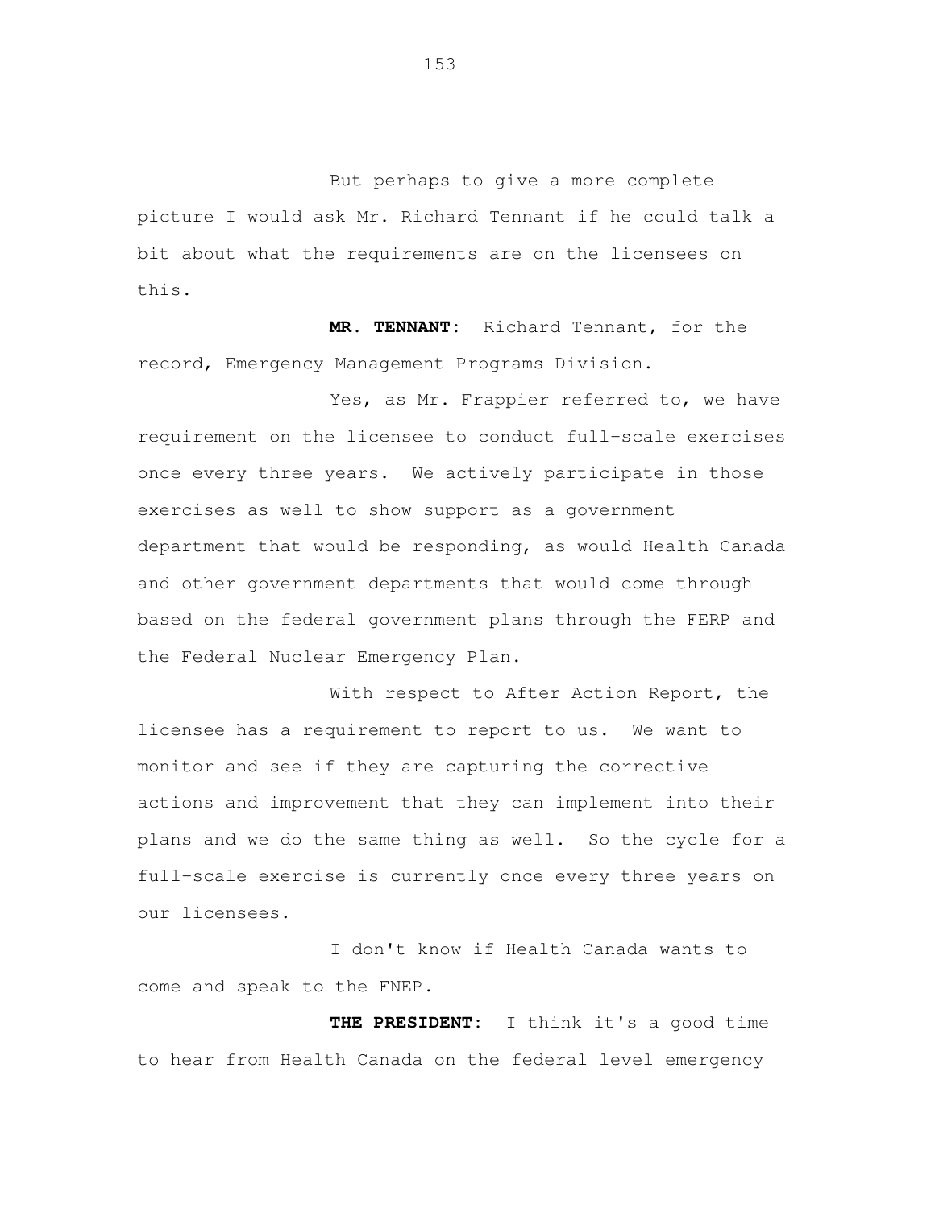But perhaps to give a more complete picture I would ask Mr. Richard Tennant if he could talk a bit about what the requirements are on the licensees on this.

**MR. TENNANT:** Richard Tennant, for the record, Emergency Management Programs Division.

Yes, as Mr. Frappier referred to, we have requirement on the licensee to conduct full-scale exercises once every three years. We actively participate in those exercises as well to show support as a government department that would be responding, as would Health Canada and other government departments that would come through based on the federal government plans through the FERP and the Federal Nuclear Emergency Plan.

With respect to After Action Report, the licensee has a requirement to report to us. We want to monitor and see if they are capturing the corrective actions and improvement that they can implement into their plans and we do the same thing as well. So the cycle for a full-scale exercise is currently once every three years on our licensees.

I don't know if Health Canada wants to come and speak to the FNEP.

**THE PRESIDENT:** I think it's a good time to hear from Health Canada on the federal level emergency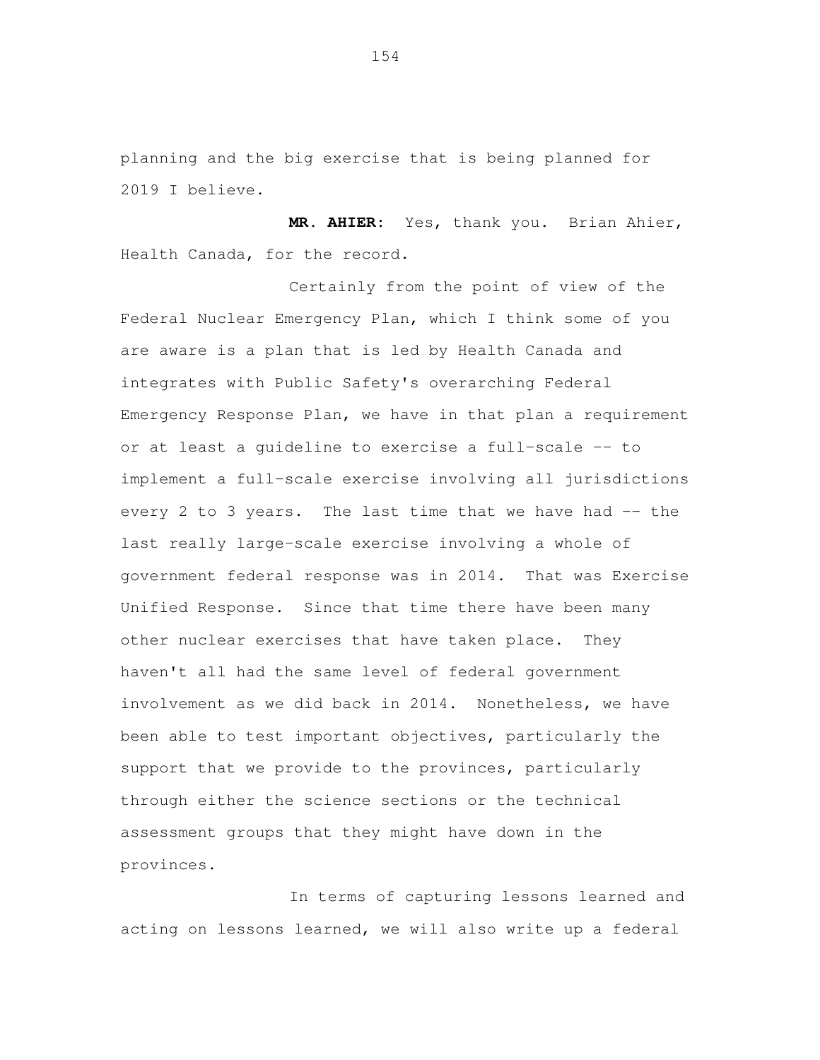planning and the big exercise that is being planned for 2019 I believe.

**MR. AHIER:** Yes, thank you. Brian Ahier, Health Canada, for the record.

Certainly from the point of view of the Federal Nuclear Emergency Plan, which I think some of you are aware is a plan that is led by Health Canada and integrates with Public Safety's overarching Federal Emergency Response Plan, we have in that plan a requirement or at least a guideline to exercise a full-scale -- to implement a full-scale exercise involving all jurisdictions every 2 to 3 years. The last time that we have had -- the last really large-scale exercise involving a whole of government federal response was in 2014. That was Exercise Unified Response. Since that time there have been many other nuclear exercises that have taken place. They haven't all had the same level of federal government involvement as we did back in 2014. Nonetheless, we have been able to test important objectives, particularly the support that we provide to the provinces, particularly through either the science sections or the technical assessment groups that they might have down in the provinces.

In terms of capturing lessons learned and acting on lessons learned, we will also write up a federal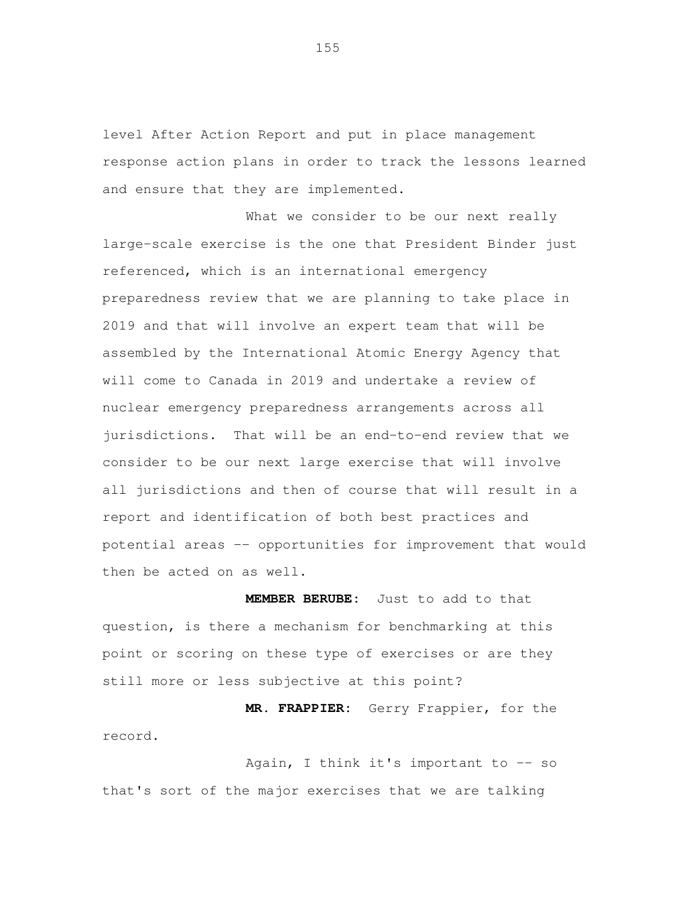level After Action Report and put in place management response action plans in order to track the lessons learned and ensure that they are implemented.

What we consider to be our next really large-scale exercise is the one that President Binder just referenced, which is an international emergency preparedness review that we are planning to take place in 2019 and that will involve an expert team that will be assembled by the International Atomic Energy Agency that will come to Canada in 2019 and undertake a review of nuclear emergency preparedness arrangements across all jurisdictions. That will be an end-to-end review that we consider to be our next large exercise that will involve all jurisdictions and then of course that will result in a report and identification of both best practices and potential areas -- opportunities for improvement that would then be acted on as well.

**MEMBER BERUBE:** Just to add to that question, is there a mechanism for benchmarking at this point or scoring on these type of exercises or are they still more or less subjective at this point?

**MR. FRAPPIER:** Gerry Frappier, for the record.

Again, I think it's important to -- so that's sort of the major exercises that we are talking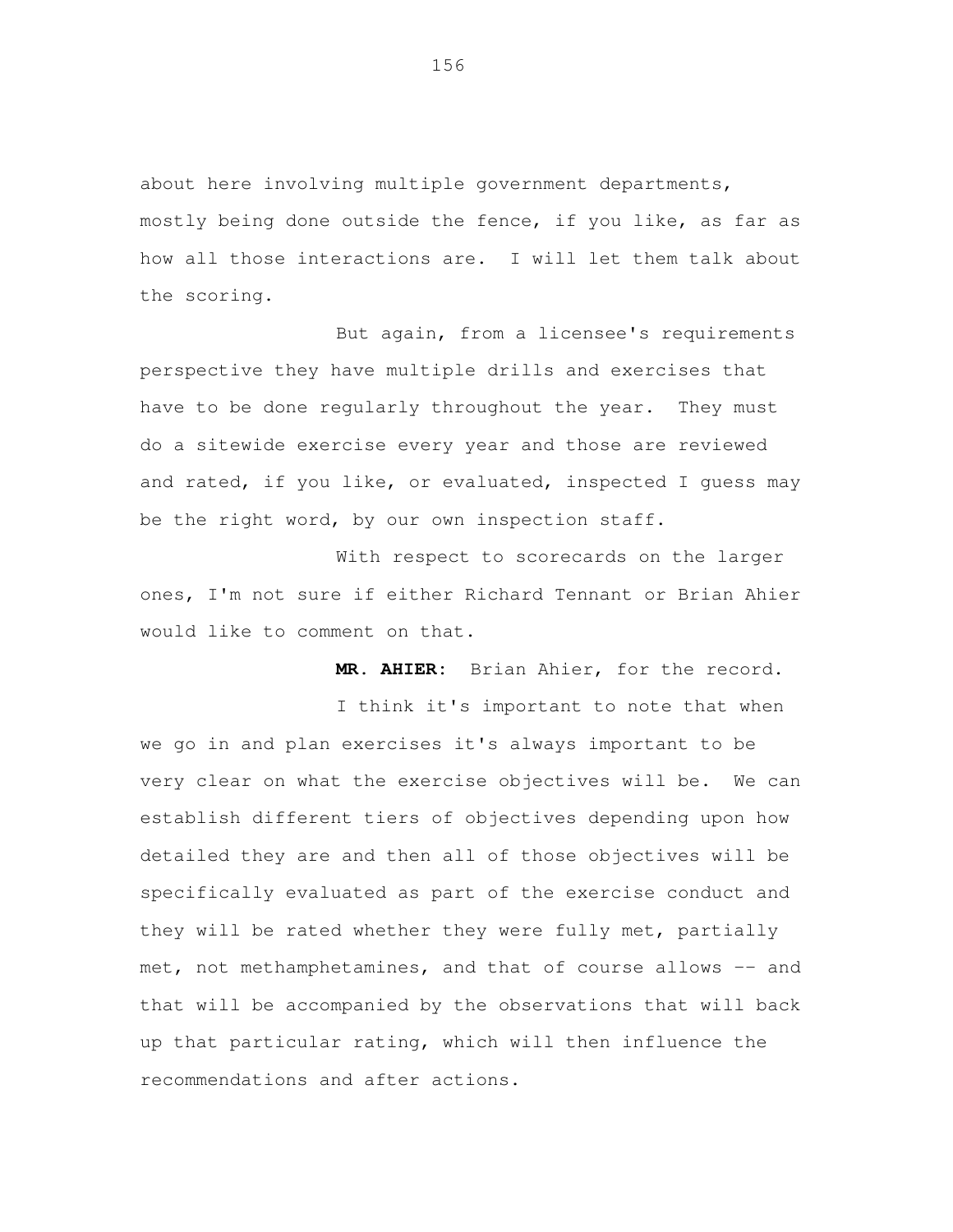about here involving multiple government departments, mostly being done outside the fence, if you like, as far as how all those interactions are. I will let them talk about the scoring.

But again, from a licensee's requirements perspective they have multiple drills and exercises that have to be done regularly throughout the year. They must do a sitewide exercise every year and those are reviewed and rated, if you like, or evaluated, inspected I guess may be the right word, by our own inspection staff.

With respect to scorecards on the larger ones, I'm not sure if either Richard Tennant or Brian Ahier would like to comment on that.

**MR. AHIER:** Brian Ahier, for the record.

I think it's important to note that when we go in and plan exercises it's always important to be very clear on what the exercise objectives will be. We can establish different tiers of objectives depending upon how detailed they are and then all of those objectives will be specifically evaluated as part of the exercise conduct and they will be rated whether they were fully met, partially met, not methamphetamines, and that of course allows -- and that will be accompanied by the observations that will back up that particular rating, which will then influence the recommendations and after actions.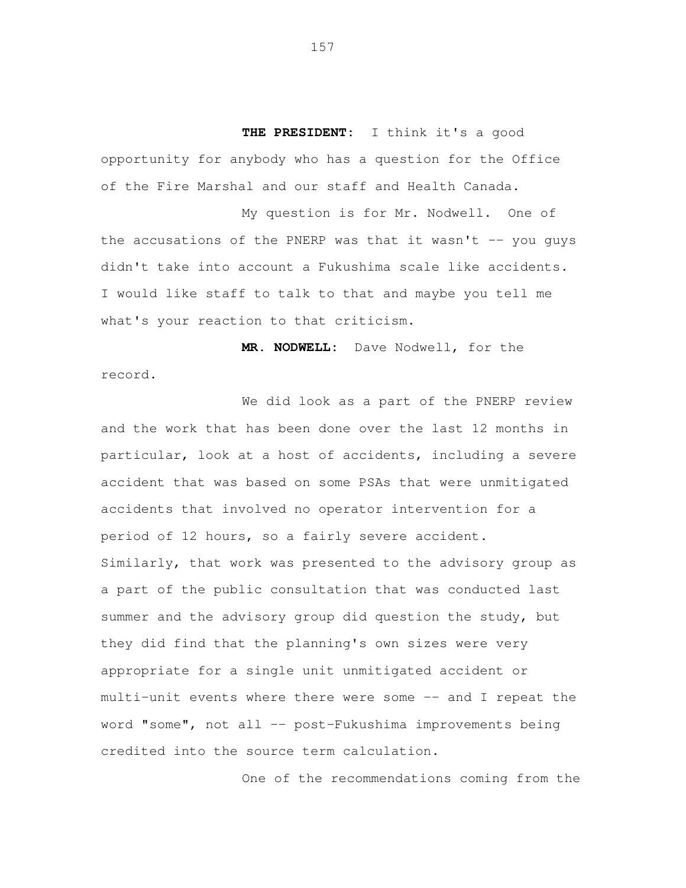**THE PRESIDENT:** I think it's a good opportunity for anybody who has a question for the Office of the Fire Marshal and our staff and Health Canada.

My question is for Mr. Nodwell. One of the accusations of the PNERP was that it wasn't -- you guys didn't take into account a Fukushima scale like accidents. I would like staff to talk to that and maybe you tell me what's your reaction to that criticism.

**MR. NODWELL:** Dave Nodwell, for the record.

We did look as a part of the PNERP review and the work that has been done over the last 12 months in particular, look at a host of accidents, including a severe accident that was based on some PSAs that were unmitigated accidents that involved no operator intervention for a period of 12 hours, so a fairly severe accident. Similarly, that work was presented to the advisory group as a part of the public consultation that was conducted last summer and the advisory group did question the study, but they did find that the planning's own sizes were very appropriate for a single unit unmitigated accident or multi-unit events where there were some -- and I repeat the word "some", not all -- post-Fukushima improvements being credited into the source term calculation.

One of the recommendations coming from the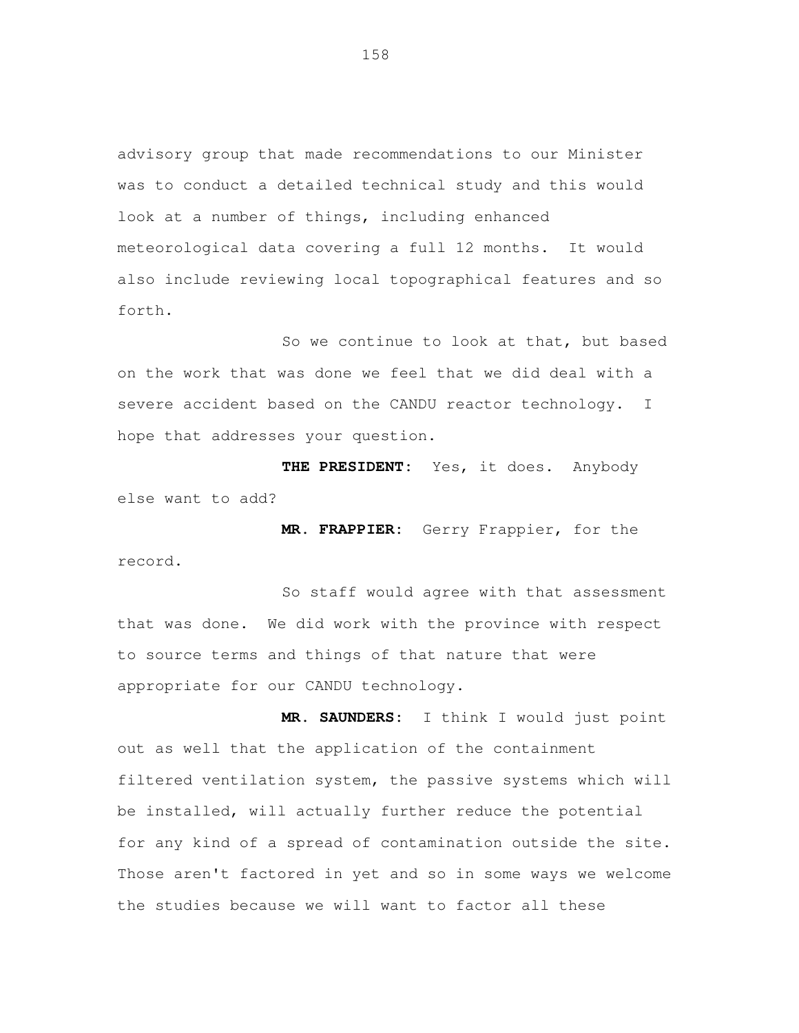advisory group that made recommendations to our Minister was to conduct a detailed technical study and this would look at a number of things, including enhanced meteorological data covering a full 12 months. It would also include reviewing local topographical features and so forth.

So we continue to look at that, but based on the work that was done we feel that we did deal with a severe accident based on the CANDU reactor technology. I hope that addresses your question.

**THE PRESIDENT:** Yes, it does. Anybody else want to add?

**MR. FRAPPIER:** Gerry Frappier, for the record.

So staff would agree with that assessment that was done. We did work with the province with respect to source terms and things of that nature that were appropriate for our CANDU technology.

**MR. SAUNDERS:** I think I would just point out as well that the application of the containment filtered ventilation system, the passive systems which will be installed, will actually further reduce the potential for any kind of a spread of contamination outside the site. Those aren't factored in yet and so in some ways we welcome the studies because we will want to factor all these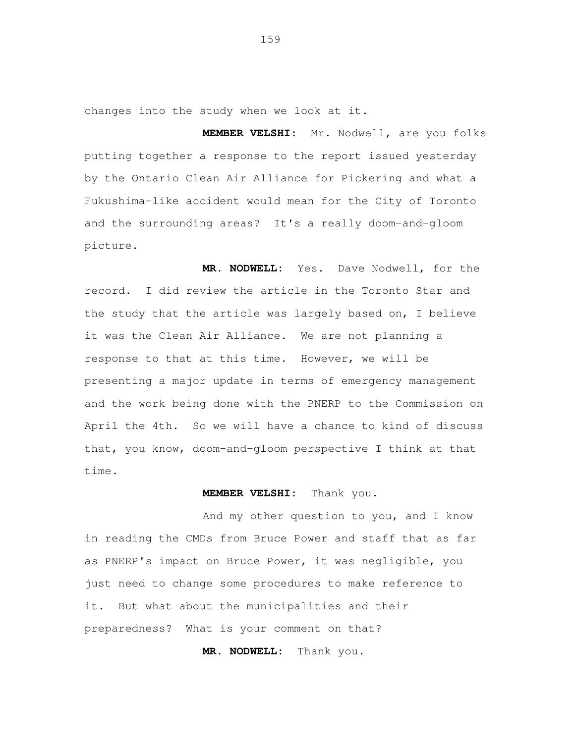changes into the study when we look at it.

**MEMBER VELSHI:** Mr. Nodwell, are you folks putting together a response to the report issued yesterday by the Ontario Clean Air Alliance for Pickering and what a Fukushima-like accident would mean for the City of Toronto and the surrounding areas? It's a really doom-and-gloom picture.

**MR. NODWELL:** Yes. Dave Nodwell, for the record. I did review the article in the Toronto Star and the study that the article was largely based on, I believe it was the Clean Air Alliance. We are not planning a response to that at this time. However, we will be presenting a major update in terms of emergency management and the work being done with the PNERP to the Commission on April the 4th. So we will have a chance to kind of discuss that, you know, doom-and-gloom perspective I think at that time.

**MEMBER VELSHI:** Thank you.

And my other question to you, and I know in reading the CMDs from Bruce Power and staff that as far as PNERP's impact on Bruce Power, it was negligible, you just need to change some procedures to make reference to it. But what about the municipalities and their preparedness? What is your comment on that?

**MR. NODWELL:** Thank you.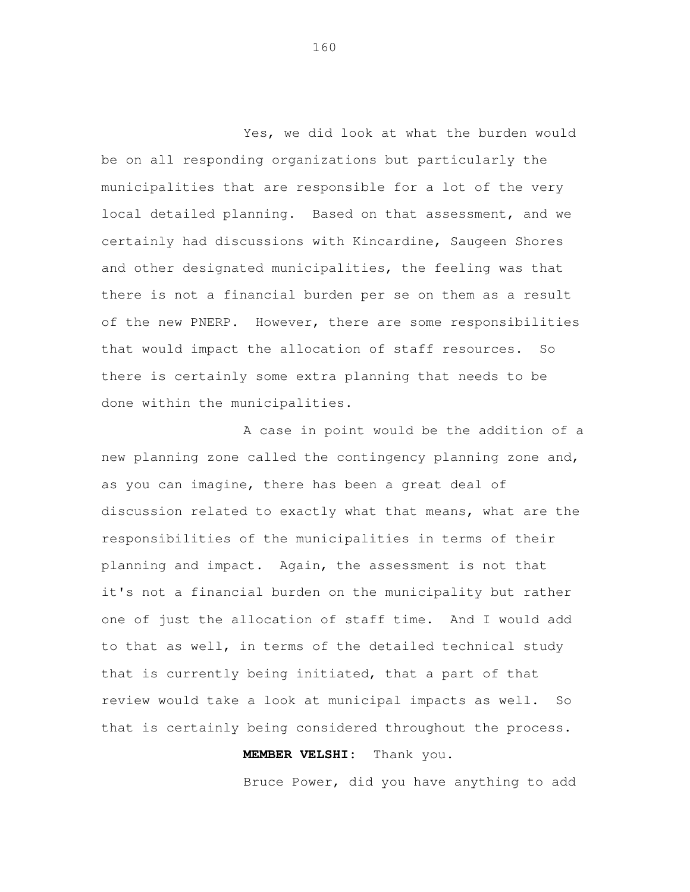Yes, we did look at what the burden would be on all responding organizations but particularly the municipalities that are responsible for a lot of the very local detailed planning. Based on that assessment, and we certainly had discussions with Kincardine, Saugeen Shores and other designated municipalities, the feeling was that there is not a financial burden per se on them as a result of the new PNERP. However, there are some responsibilities that would impact the allocation of staff resources. So there is certainly some extra planning that needs to be done within the municipalities.

A case in point would be the addition of a new planning zone called the contingency planning zone and, as you can imagine, there has been a great deal of discussion related to exactly what that means, what are the responsibilities of the municipalities in terms of their planning and impact. Again, the assessment is not that it's not a financial burden on the municipality but rather one of just the allocation of staff time. And I would add to that as well, in terms of the detailed technical study that is currently being initiated, that a part of that review would take a look at municipal impacts as well. So that is certainly being considered throughout the process.

**MEMBER VELSHI:** Thank you.

Bruce Power, did you have anything to add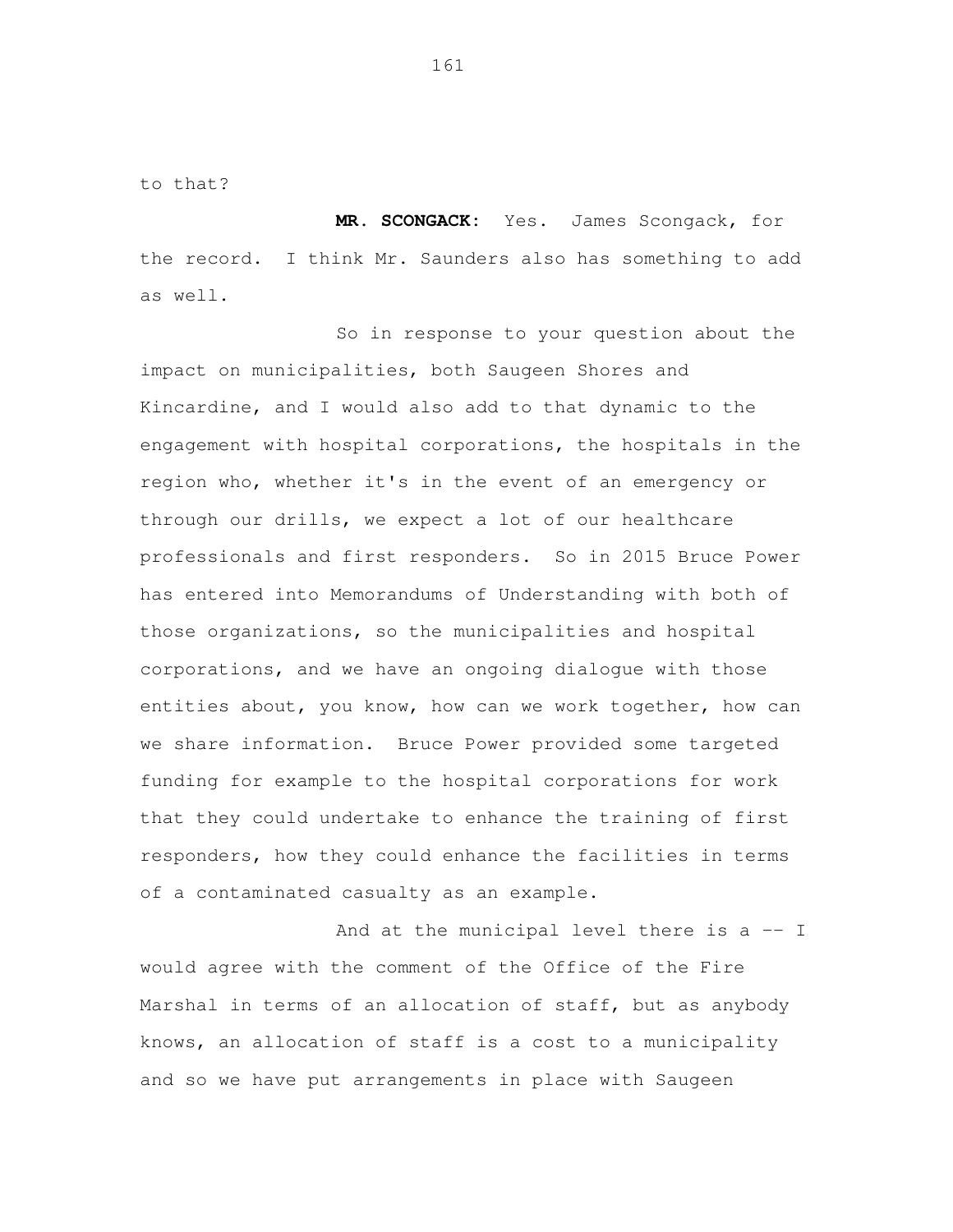to that?

**MR. SCONGACK:** Yes. James Scongack, for the record. I think Mr. Saunders also has something to add as well.

So in response to your question about the impact on municipalities, both Saugeen Shores and Kincardine, and I would also add to that dynamic to the engagement with hospital corporations, the hospitals in the region who, whether it's in the event of an emergency or through our drills, we expect a lot of our healthcare professionals and first responders. So in 2015 Bruce Power has entered into Memorandums of Understanding with both of those organizations, so the municipalities and hospital corporations, and we have an ongoing dialogue with those entities about, you know, how can we work together, how can we share information. Bruce Power provided some targeted funding for example to the hospital corporations for work that they could undertake to enhance the training of first responders, how they could enhance the facilities in terms of a contaminated casualty as an example.

And at the municipal level there is a -- I would agree with the comment of the Office of the Fire Marshal in terms of an allocation of staff, but as anybody knows, an allocation of staff is a cost to a municipality and so we have put arrangements in place with Saugeen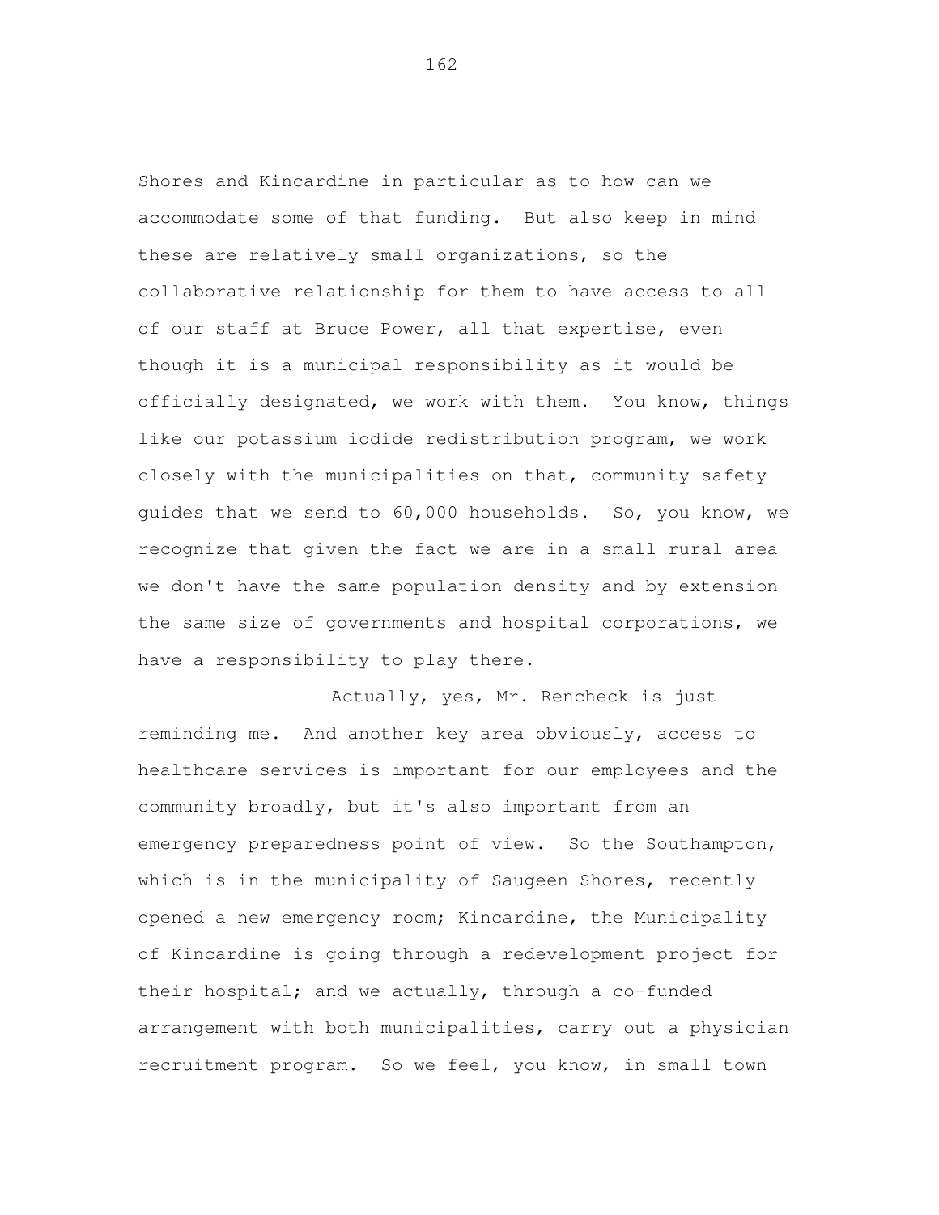Shores and Kincardine in particular as to how can we accommodate some of that funding. But also keep in mind these are relatively small organizations, so the collaborative relationship for them to have access to all of our staff at Bruce Power, all that expertise, even though it is a municipal responsibility as it would be officially designated, we work with them. You know, things like our potassium iodide redistribution program, we work closely with the municipalities on that, community safety guides that we send to 60,000 households. So, you know, we recognize that given the fact we are in a small rural area we don't have the same population density and by extension the same size of governments and hospital corporations, we have a responsibility to play there.

Actually, yes, Mr. Rencheck is just reminding me. And another key area obviously, access to healthcare services is important for our employees and the community broadly, but it's also important from an emergency preparedness point of view. So the Southampton, which is in the municipality of Saugeen Shores, recently opened a new emergency room; Kincardine, the Municipality of Kincardine is going through a redevelopment project for their hospital; and we actually, through a co-funded arrangement with both municipalities, carry out a physician recruitment program. So we feel, you know, in small town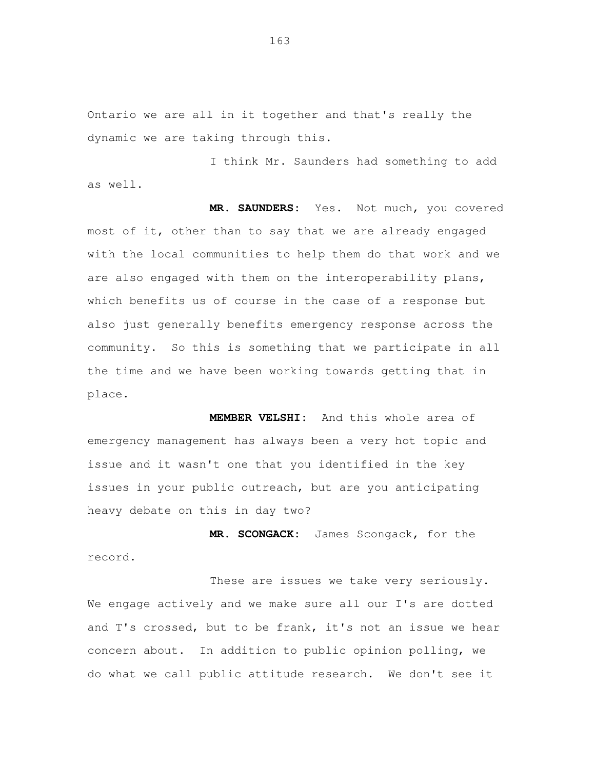Ontario we are all in it together and that's really the dynamic we are taking through this.

I think Mr. Saunders had something to add as well.

**MR. SAUNDERS:** Yes. Not much, you covered most of it, other than to say that we are already engaged with the local communities to help them do that work and we are also engaged with them on the interoperability plans, which benefits us of course in the case of a response but also just generally benefits emergency response across the community. So this is something that we participate in all the time and we have been working towards getting that in place.

**MEMBER VELSHI:** And this whole area of emergency management has always been a very hot topic and issue and it wasn't one that you identified in the key issues in your public outreach, but are you anticipating heavy debate on this in day two?

**MR. SCONGACK:** James Scongack, for the record.

These are issues we take very seriously. We engage actively and we make sure all our I's are dotted and T's crossed, but to be frank, it's not an issue we hear concern about. In addition to public opinion polling, we do what we call public attitude research. We don't see it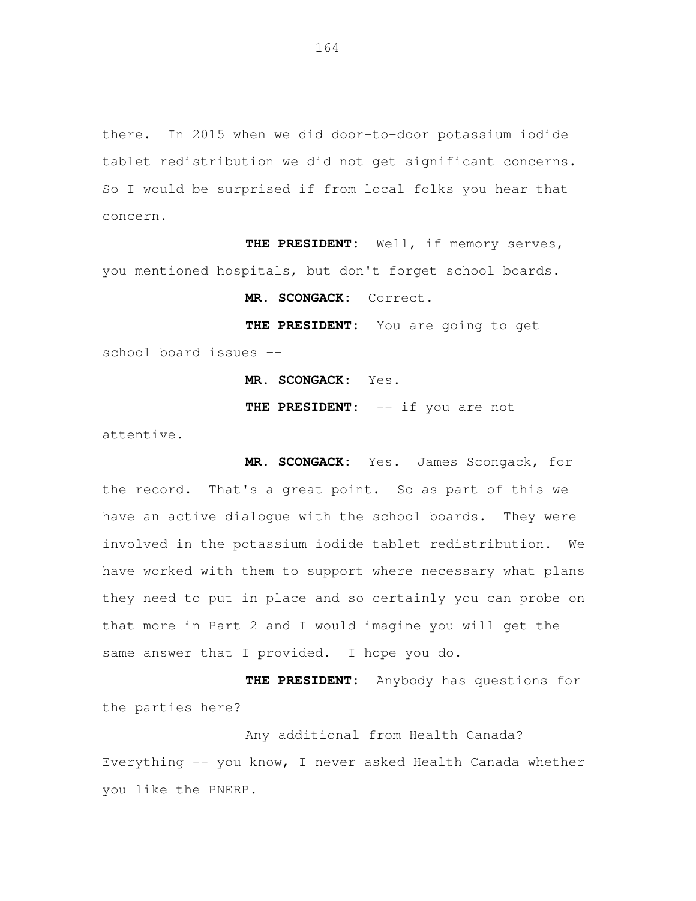there. In 2015 when we did door-to-door potassium iodide tablet redistribution we did not get significant concerns. So I would be surprised if from local folks you hear that concern.

**THE PRESIDENT:** Well, if memory serves, you mentioned hospitals, but don't forget school boards.

**MR. SCONGACK:** Correct.

**THE PRESIDENT:** You are going to get school board issues --

**MR. SCONGACK:** Yes.

**THE PRESIDENT:** -- if you are not attentive.

**MR. SCONGACK:** Yes. James Scongack, for the record. That's a great point. So as part of this we have an active dialogue with the school boards. They were involved in the potassium iodide tablet redistribution. We have worked with them to support where necessary what plans they need to put in place and so certainly you can probe on that more in Part 2 and I would imagine you will get the same answer that I provided. I hope you do.

**THE PRESIDENT:** Anybody has questions for the parties here?

Any additional from Health Canada? Everything -- you know, I never asked Health Canada whether you like the PNERP.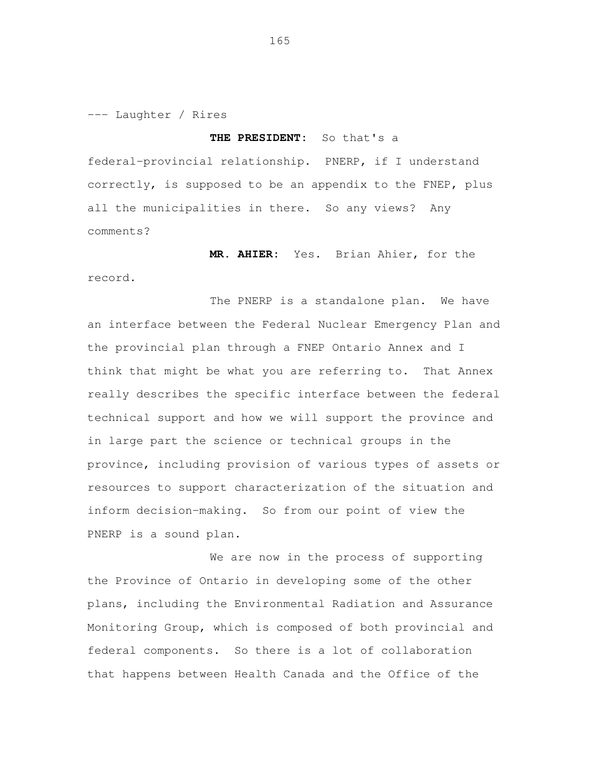--- Laughter / Rires

**THE PRESIDENT:** So that's a federal-provincial relationship. PNERP, if I understand correctly, is supposed to be an appendix to the FNEP, plus all the municipalities in there. So any views? Any comments?

**MR. AHIER:** Yes. Brian Ahier, for the record.

The PNERP is a standalone plan. We have an interface between the Federal Nuclear Emergency Plan and the provincial plan through a FNEP Ontario Annex and I think that might be what you are referring to. That Annex really describes the specific interface between the federal technical support and how we will support the province and in large part the science or technical groups in the province, including provision of various types of assets or resources to support characterization of the situation and inform decision-making. So from our point of view the PNERP is a sound plan.

We are now in the process of supporting the Province of Ontario in developing some of the other plans, including the Environmental Radiation and Assurance Monitoring Group, which is composed of both provincial and federal components. So there is a lot of collaboration that happens between Health Canada and the Office of the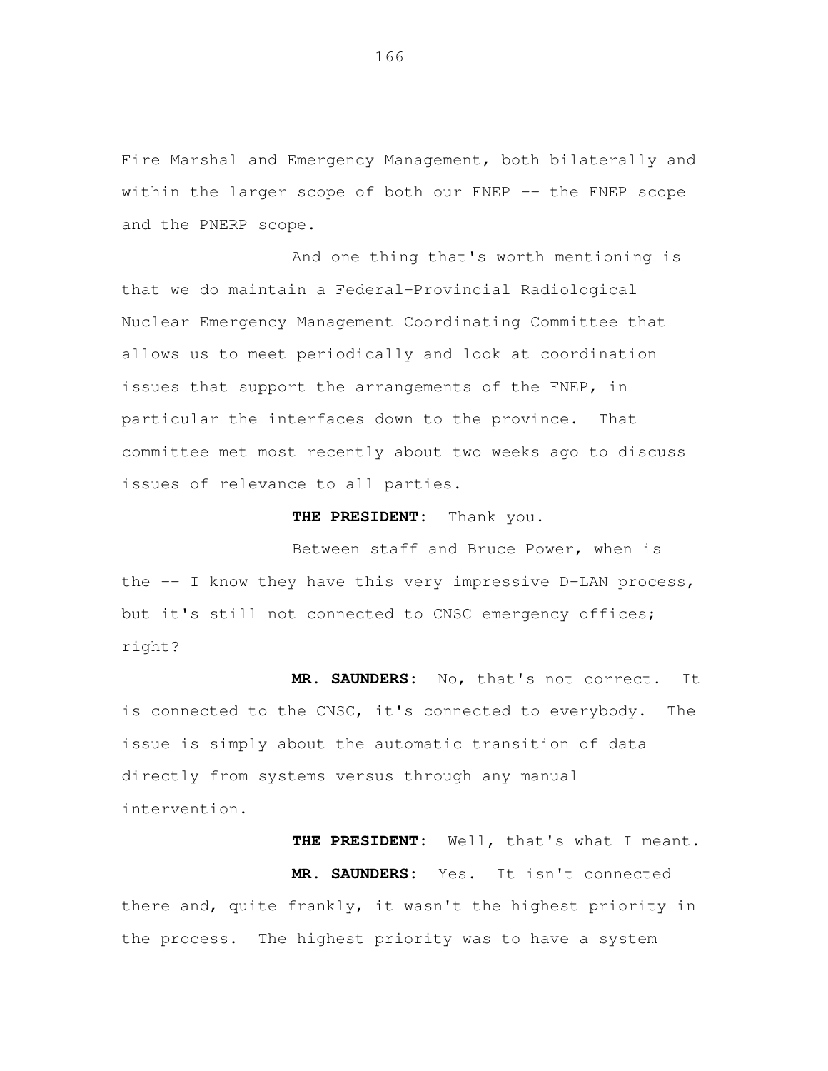Fire Marshal and Emergency Management, both bilaterally and within the larger scope of both our FNEP -- the FNEP scope and the PNERP scope.

And one thing that's worth mentioning is that we do maintain a Federal-Provincial Radiological Nuclear Emergency Management Coordinating Committee that allows us to meet periodically and look at coordination issues that support the arrangements of the FNEP, in particular the interfaces down to the province. That committee met most recently about two weeks ago to discuss issues of relevance to all parties.

**THE PRESIDENT:** Thank you.

Between staff and Bruce Power, when is the -- I know they have this very impressive D-LAN process, but it's still not connected to CNSC emergency offices; right?

**MR. SAUNDERS:** No, that's not correct. It is connected to the CNSC, it's connected to everybody. The issue is simply about the automatic transition of data directly from systems versus through any manual intervention.

**THE PRESIDENT:** Well, that's what I meant.

**MR. SAUNDERS:** Yes. It isn't connected there and, quite frankly, it wasn't the highest priority in the process. The highest priority was to have a system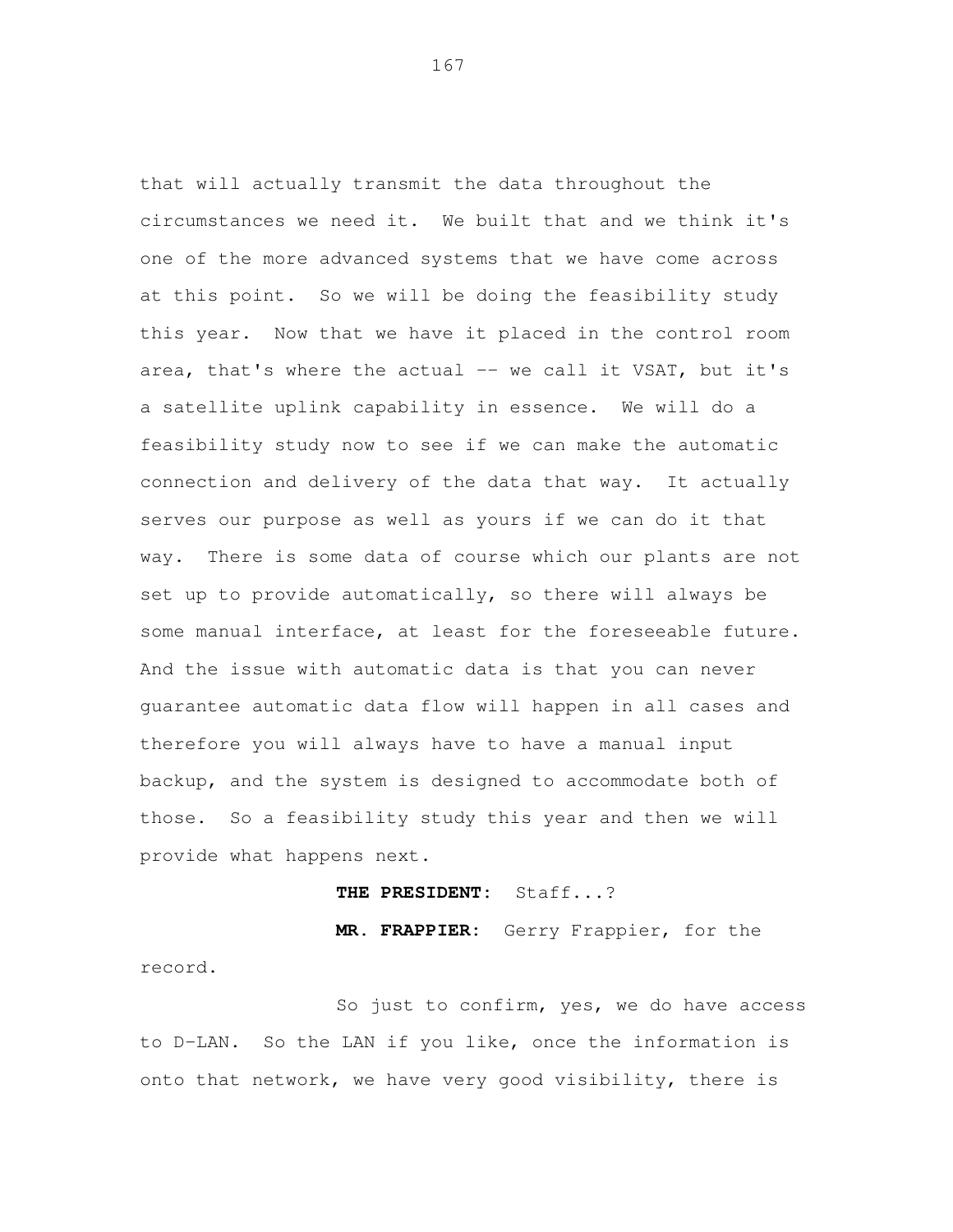that will actually transmit the data throughout the circumstances we need it. We built that and we think it's one of the more advanced systems that we have come across at this point. So we will be doing the feasibility study this year. Now that we have it placed in the control room area, that's where the actual -- we call it VSAT, but it's a satellite uplink capability in essence. We will do a feasibility study now to see if we can make the automatic connection and delivery of the data that way. It actually serves our purpose as well as yours if we can do it that way. There is some data of course which our plants are not set up to provide automatically, so there will always be some manual interface, at least for the foreseeable future. And the issue with automatic data is that you can never guarantee automatic data flow will happen in all cases and therefore you will always have to have a manual input backup, and the system is designed to accommodate both of those. So a feasibility study this year and then we will provide what happens next.

**THE PRESIDENT:** Staff...?

**MR. FRAPPIER:** Gerry Frappier, for the record.

So just to confirm, yes, we do have access to D-LAN. So the LAN if you like, once the information is onto that network, we have very good visibility, there is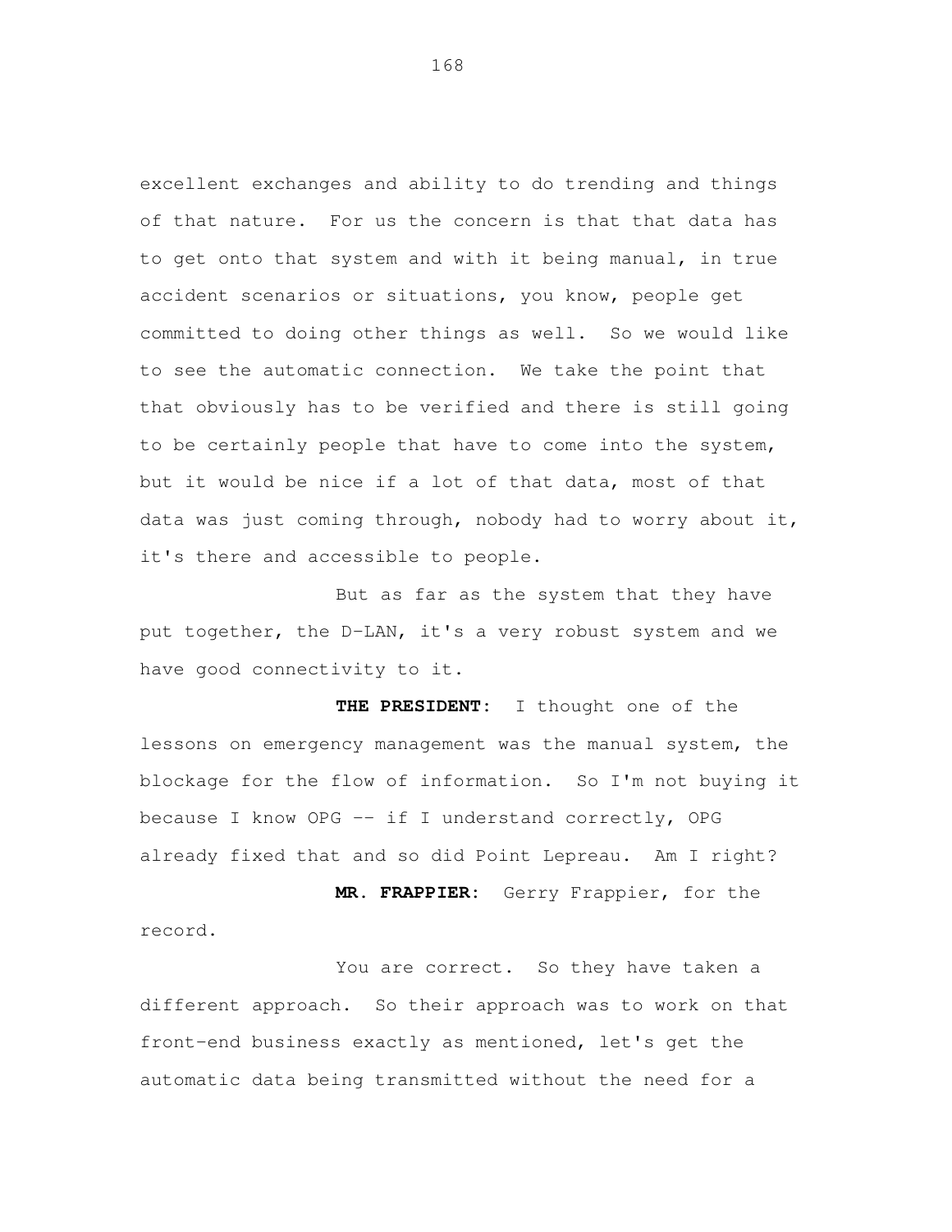excellent exchanges and ability to do trending and things of that nature. For us the concern is that that data has to get onto that system and with it being manual, in true accident scenarios or situations, you know, people get committed to doing other things as well. So we would like to see the automatic connection. We take the point that that obviously has to be verified and there is still going to be certainly people that have to come into the system, but it would be nice if a lot of that data, most of that data was just coming through, nobody had to worry about it, it's there and accessible to people.

But as far as the system that they have put together, the D-LAN, it's a very robust system and we have good connectivity to it.

**THE PRESIDENT:** I thought one of the lessons on emergency management was the manual system, the blockage for the flow of information. So I'm not buying it because I know OPG -- if I understand correctly, OPG already fixed that and so did Point Lepreau. Am I right?

**MR. FRAPPIER:** Gerry Frappier, for the record.

You are correct. So they have taken a different approach. So their approach was to work on that front-end business exactly as mentioned, let's get the automatic data being transmitted without the need for a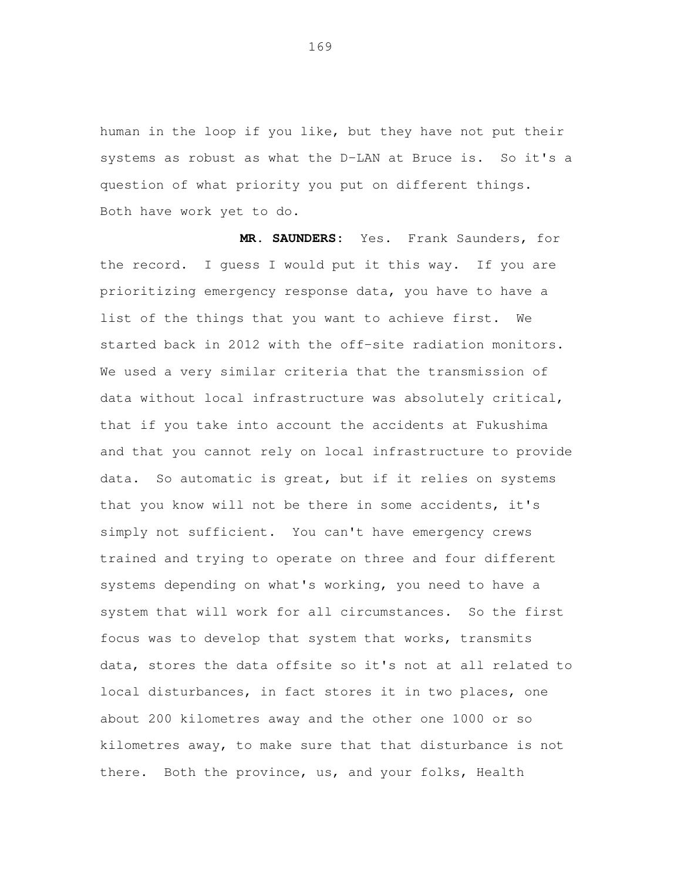human in the loop if you like, but they have not put their systems as robust as what the D-LAN at Bruce is. So it's a question of what priority you put on different things. Both have work yet to do.

**MR. SAUNDERS:** Yes. Frank Saunders, for the record. I guess I would put it this way. If you are prioritizing emergency response data, you have to have a list of the things that you want to achieve first. We started back in 2012 with the off-site radiation monitors. We used a very similar criteria that the transmission of data without local infrastructure was absolutely critical, that if you take into account the accidents at Fukushima and that you cannot rely on local infrastructure to provide data. So automatic is great, but if it relies on systems that you know will not be there in some accidents, it's simply not sufficient. You can't have emergency crews trained and trying to operate on three and four different systems depending on what's working, you need to have a system that will work for all circumstances. So the first focus was to develop that system that works, transmits data, stores the data offsite so it's not at all related to local disturbances, in fact stores it in two places, one about 200 kilometres away and the other one 1000 or so kilometres away, to make sure that that disturbance is not there. Both the province, us, and your folks, Health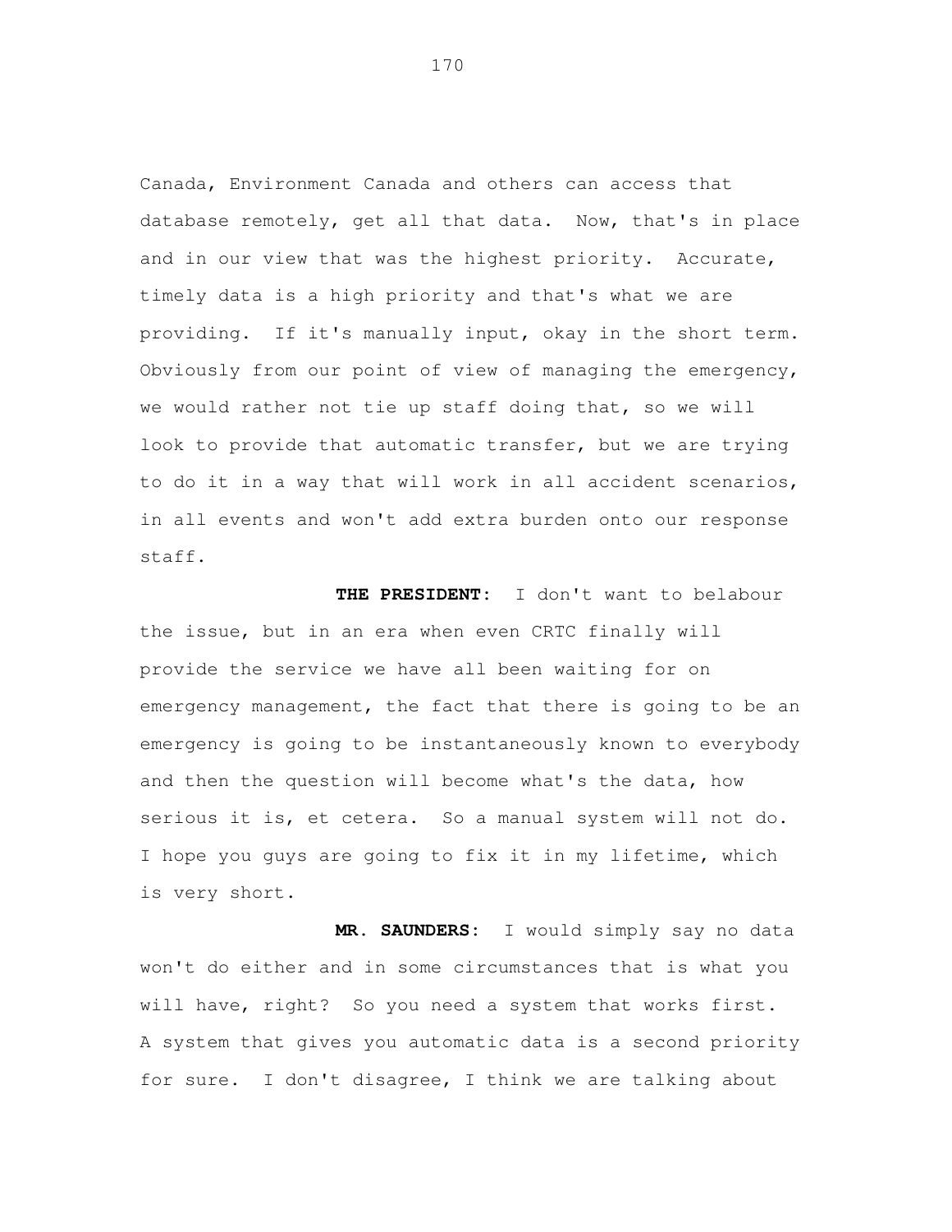Canada, Environment Canada and others can access that database remotely, get all that data. Now, that's in place and in our view that was the highest priority. Accurate, timely data is a high priority and that's what we are providing. If it's manually input, okay in the short term. Obviously from our point of view of managing the emergency, we would rather not tie up staff doing that, so we will look to provide that automatic transfer, but we are trying to do it in a way that will work in all accident scenarios, in all events and won't add extra burden onto our response staff.

**THE PRESIDENT:** I don't want to belabour the issue, but in an era when even CRTC finally will provide the service we have all been waiting for on emergency management, the fact that there is going to be an emergency is going to be instantaneously known to everybody and then the question will become what's the data, how serious it is, et cetera. So a manual system will not do. I hope you guys are going to fix it in my lifetime, which is very short.

**MR. SAUNDERS:** I would simply say no data won't do either and in some circumstances that is what you will have, right? So you need a system that works first. A system that gives you automatic data is a second priority for sure. I don't disagree, I think we are talking about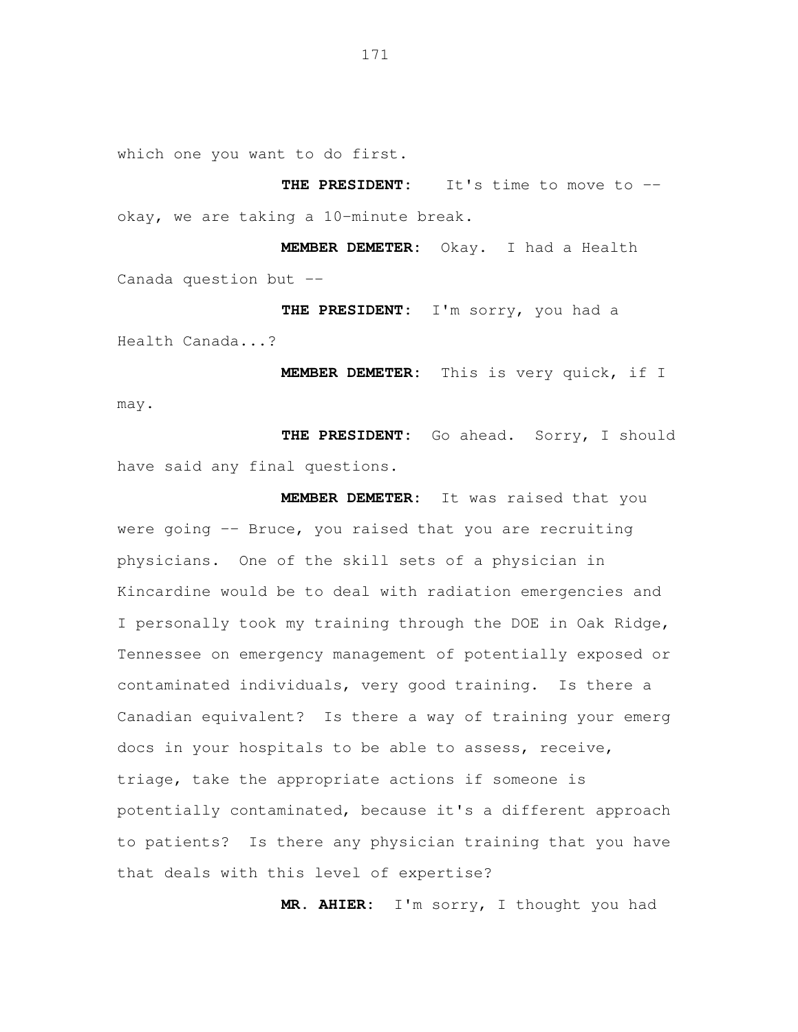which one you want to do first.

**THE PRESIDENT:** It's time to move to -- okay, we are taking a 10-minute break.

**MEMBER DEMETER:** Okay. I had a Health Canada question but --

**THE PRESIDENT:** I'm sorry, you had a Health Canada...?

**MEMBER DEMETER:** This is very quick, if I may.

**THE PRESIDENT:** Go ahead. Sorry, I should have said any final questions.

**MEMBER DEMETER:** It was raised that you were going -- Bruce, you raised that you are recruiting physicians. One of the skill sets of a physician in Kincardine would be to deal with radiation emergencies and I personally took my training through the DOE in Oak Ridge, Tennessee on emergency management of potentially exposed or contaminated individuals, very good training. Is there a Canadian equivalent? Is there a way of training your emerg docs in your hospitals to be able to assess, receive, triage, take the appropriate actions if someone is potentially contaminated, because it's a different approach to patients? Is there any physician training that you have that deals with this level of expertise?

**MR. AHIER:** I'm sorry, I thought you had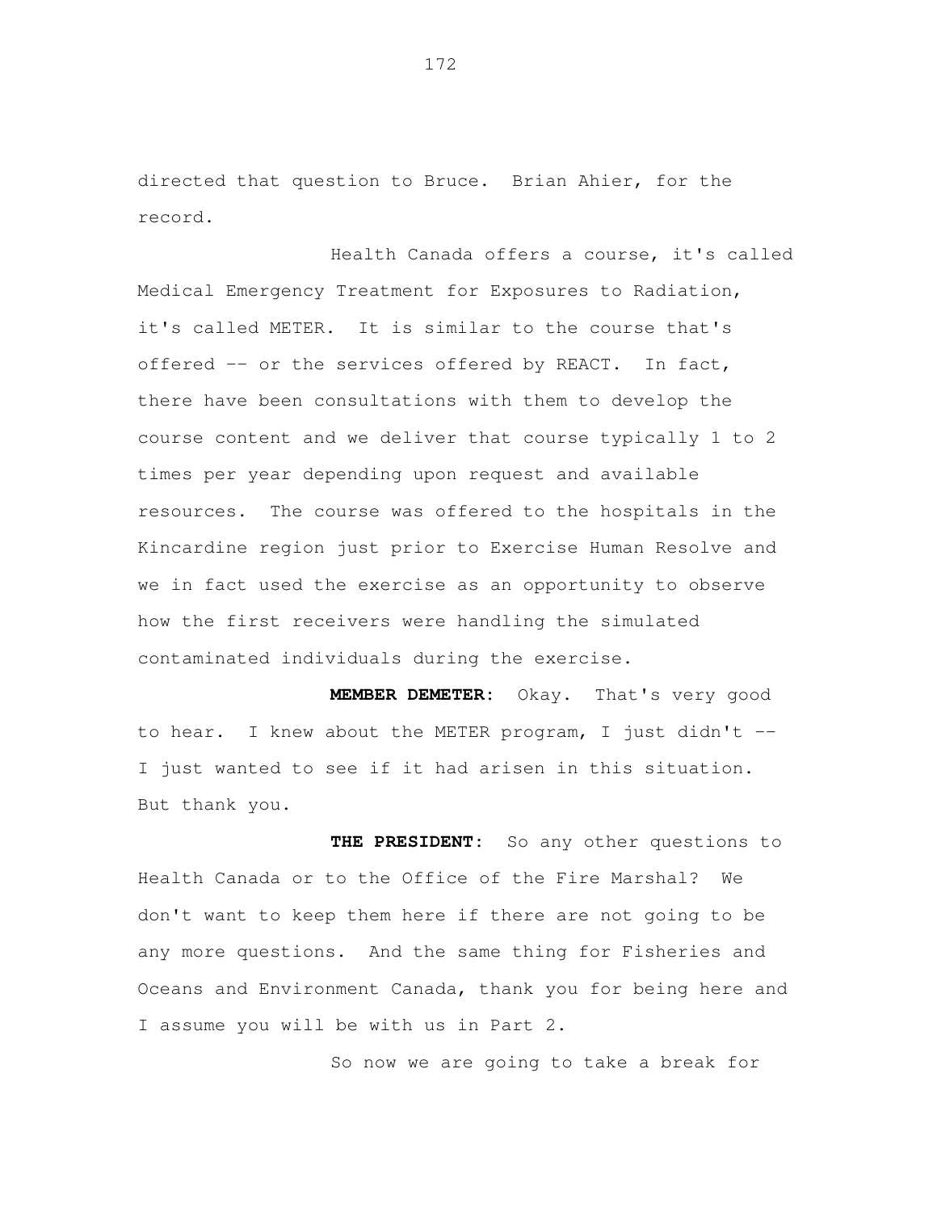directed that question to Bruce. Brian Ahier, for the record.

Health Canada offers a course, it's called Medical Emergency Treatment for Exposures to Radiation, it's called METER. It is similar to the course that's offered -- or the services offered by REACT. In fact, there have been consultations with them to develop the course content and we deliver that course typically 1 to 2 times per year depending upon request and available resources. The course was offered to the hospitals in the Kincardine region just prior to Exercise Human Resolve and we in fact used the exercise as an opportunity to observe how the first receivers were handling the simulated contaminated individuals during the exercise.

**MEMBER DEMETER:** Okay. That's very good to hear. I knew about the METER program, I just didn't -- I just wanted to see if it had arisen in this situation. But thank you.

**THE PRESIDENT:** So any other questions to Health Canada or to the Office of the Fire Marshal? We don't want to keep them here if there are not going to be any more questions. And the same thing for Fisheries and Oceans and Environment Canada, thank you for being here and I assume you will be with us in Part 2.

So now we are going to take a break for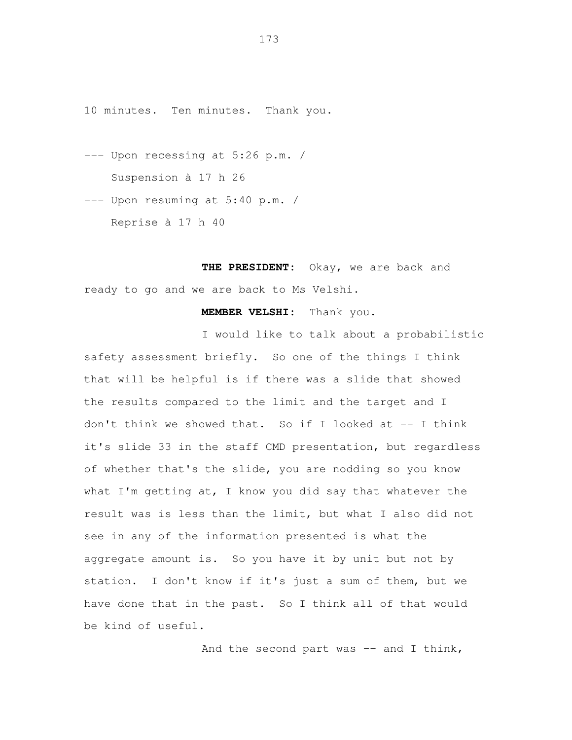10 minutes. Ten minutes. Thank you.

--- Upon recessing at 5:26 p.m. /
    Suspension à 17 h 26

--- Upon resuming at 5:40 p.m. /
    Reprise à 17 h 40

**THE PRESIDENT:** Okay, we are back and ready to go and we are back to Ms Velshi.

**MEMBER VELSHI:** Thank you.

I would like to talk about a probabilistic safety assessment briefly. So one of the things I think that will be helpful is if there was a slide that showed the results compared to the limit and the target and I don't think we showed that. So if I looked at -- I think it's slide 33 in the staff CMD presentation, but regardless of whether that's the slide, you are nodding so you know what I'm getting at, I know you did say that whatever the result was is less than the limit, but what I also did not see in any of the information presented is what the aggregate amount is. So you have it by unit but not by station. I don't know if it's just a sum of them, but we have done that in the past. So I think all of that would be kind of useful.

And the second part was -- and I think,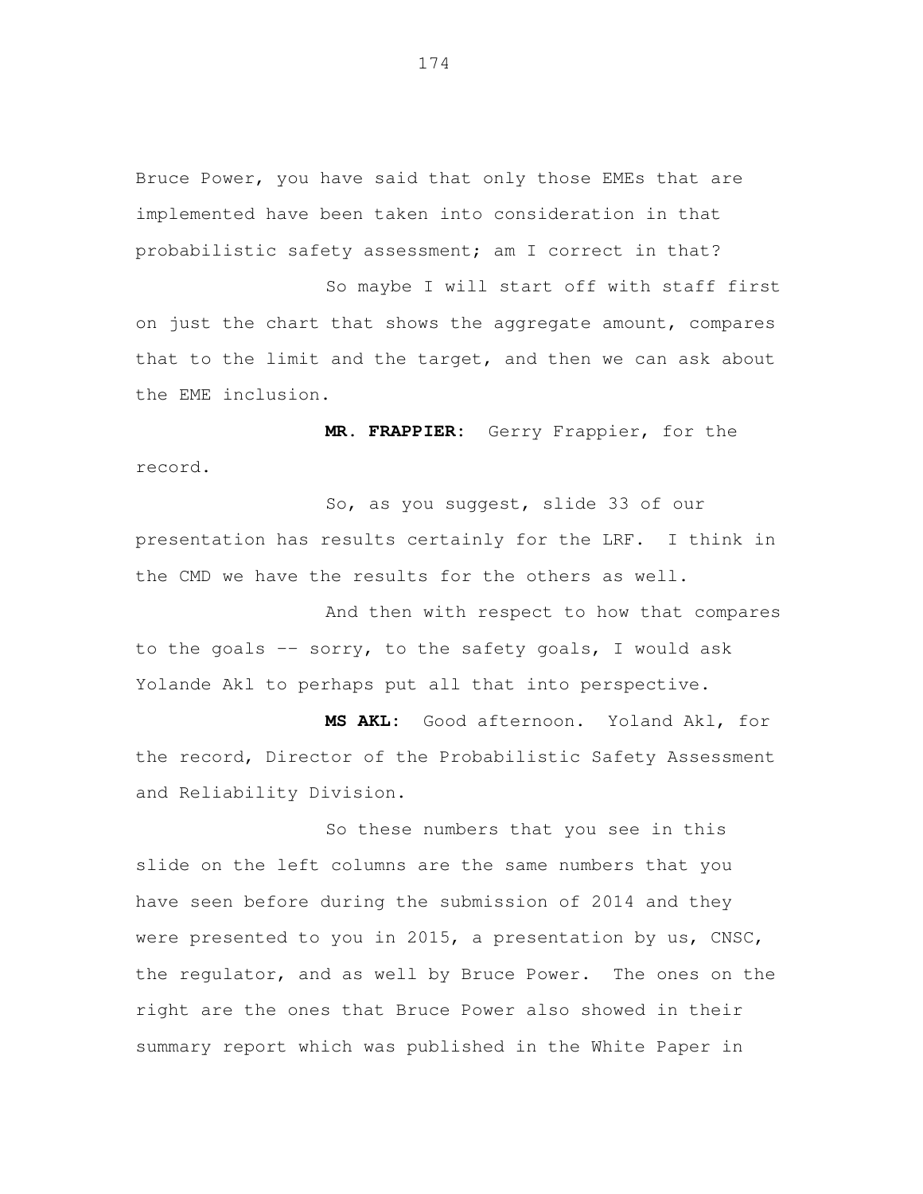Bruce Power, you have said that only those EMEs that are implemented have been taken into consideration in that probabilistic safety assessment; am I correct in that?

So maybe I will start off with staff first on just the chart that shows the aggregate amount, compares that to the limit and the target, and then we can ask about the EME inclusion.

**MR. FRAPPIER:** Gerry Frappier, for the record.

So, as you suggest, slide 33 of our presentation has results certainly for the LRF. I think in the CMD we have the results for the others as well.

And then with respect to how that compares to the goals -- sorry, to the safety goals, I would ask Yolande Akl to perhaps put all that into perspective.

**MS AKL:** Good afternoon. Yoland Akl, for the record, Director of the Probabilistic Safety Assessment and Reliability Division.

So these numbers that you see in this slide on the left columns are the same numbers that you have seen before during the submission of 2014 and they were presented to you in 2015, a presentation by us, CNSC, the regulator, and as well by Bruce Power. The ones on the right are the ones that Bruce Power also showed in their summary report which was published in the White Paper in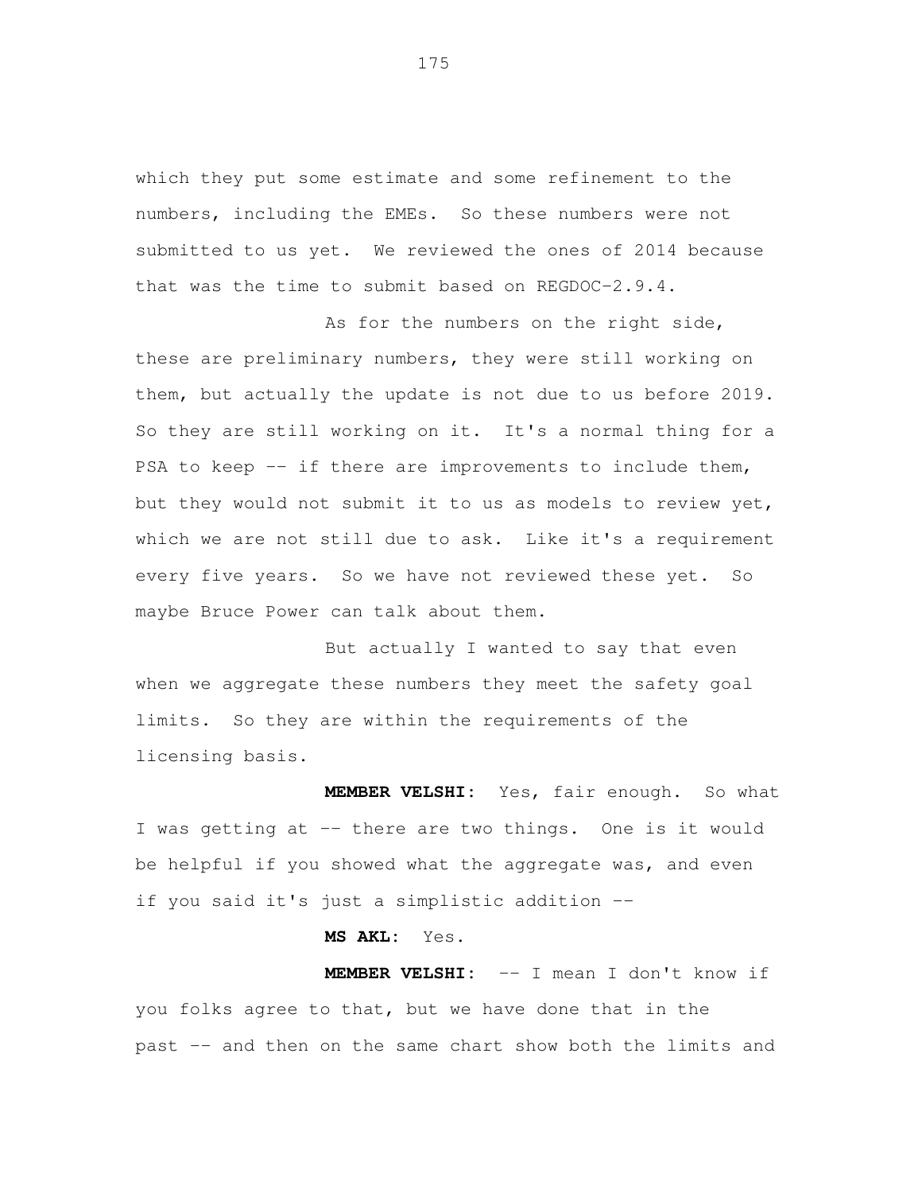which they put some estimate and some refinement to the numbers, including the EMEs. So these numbers were not submitted to us yet. We reviewed the ones of 2014 because that was the time to submit based on REGDOC-2.9.4.

As for the numbers on the right side, these are preliminary numbers, they were still working on them, but actually the update is not due to us before 2019. So they are still working on it. It's a normal thing for a PSA to keep -- if there are improvements to include them, but they would not submit it to us as models to review yet, which we are not still due to ask. Like it's a requirement every five years. So we have not reviewed these yet. So maybe Bruce Power can talk about them.

But actually I wanted to say that even when we aggregate these numbers they meet the safety goal limits. So they are within the requirements of the licensing basis.

**MEMBER VELSHI:** Yes, fair enough. So what I was getting at -- there are two things. One is it would be helpful if you showed what the aggregate was, and even if you said it's just a simplistic addition --

**MS AKL:** Yes.

**MEMBER VELSHI:** -- I mean I don't know if you folks agree to that, but we have done that in the past -- and then on the same chart show both the limits and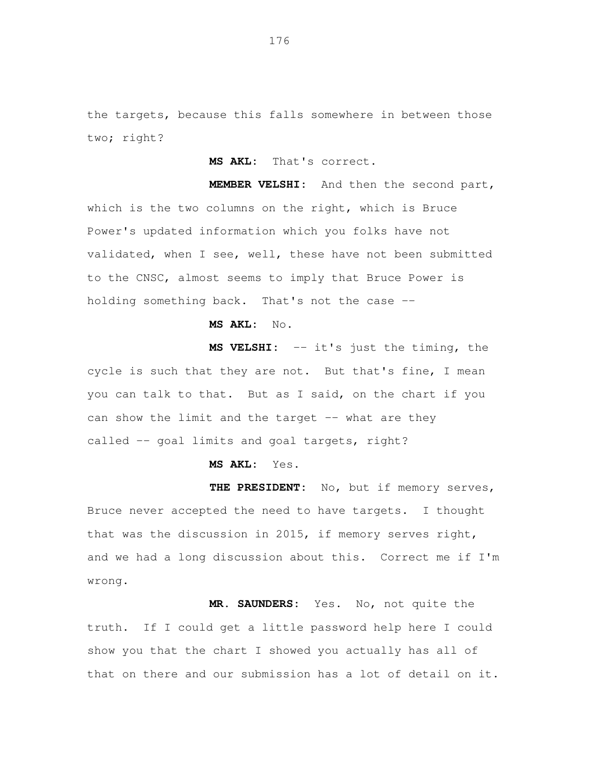the targets, because this falls somewhere in between those two; right?

**MS AKL:** That's correct.

**MEMBER VELSHI:** And then the second part, which is the two columns on the right, which is Bruce Power's updated information which you folks have not validated, when I see, well, these have not been submitted to the CNSC, almost seems to imply that Bruce Power is holding something back. That's not the case --

**MS AKL:** No.

**MS VELSHI:** -- it's just the timing, the cycle is such that they are not. But that's fine, I mean you can talk to that. But as I said, on the chart if you can show the limit and the target -- what are they called -- goal limits and goal targets, right?

**MS AKL:** Yes.

**THE PRESIDENT:** No, but if memory serves, Bruce never accepted the need to have targets. I thought that was the discussion in 2015, if memory serves right, and we had a long discussion about this. Correct me if I'm wrong.

**MR. SAUNDERS:** Yes. No, not quite the truth. If I could get a little password help here I could show you that the chart I showed you actually has all of that on there and our submission has a lot of detail on it.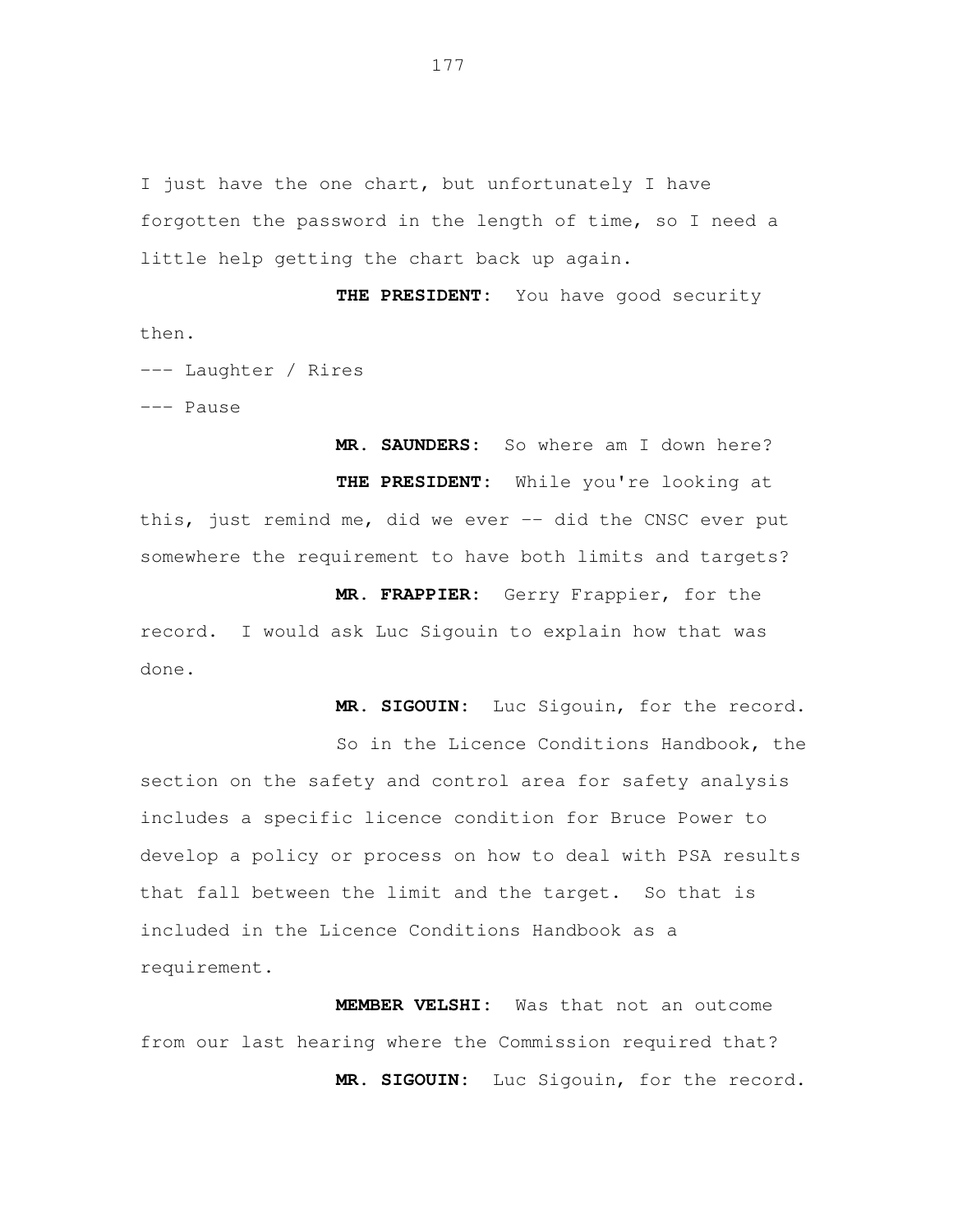I just have the one chart, but unfortunately I have forgotten the password in the length of time, so I need a little help getting the chart back up again.

**THE PRESIDENT:** You have good security then.

--- Laughter / Rires

--- Pause

**MR. SAUNDERS:** So where am I down here?

**THE PRESIDENT:** While you're looking at this, just remind me, did we ever -- did the CNSC ever put somewhere the requirement to have both limits and targets?

**MR. FRAPPIER:** Gerry Frappier, for the record. I would ask Luc Sigouin to explain how that was done.

**MR. SIGOUIN:** Luc Sigouin, for the record.

So in the Licence Conditions Handbook, the section on the safety and control area for safety analysis includes a specific licence condition for Bruce Power to develop a policy or process on how to deal with PSA results that fall between the limit and the target. So that is included in the Licence Conditions Handbook as a requirement.

**MEMBER VELSHI:** Was that not an outcome from our last hearing where the Commission required that?

**MR. SIGOUIN:** Luc Sigouin, for the record.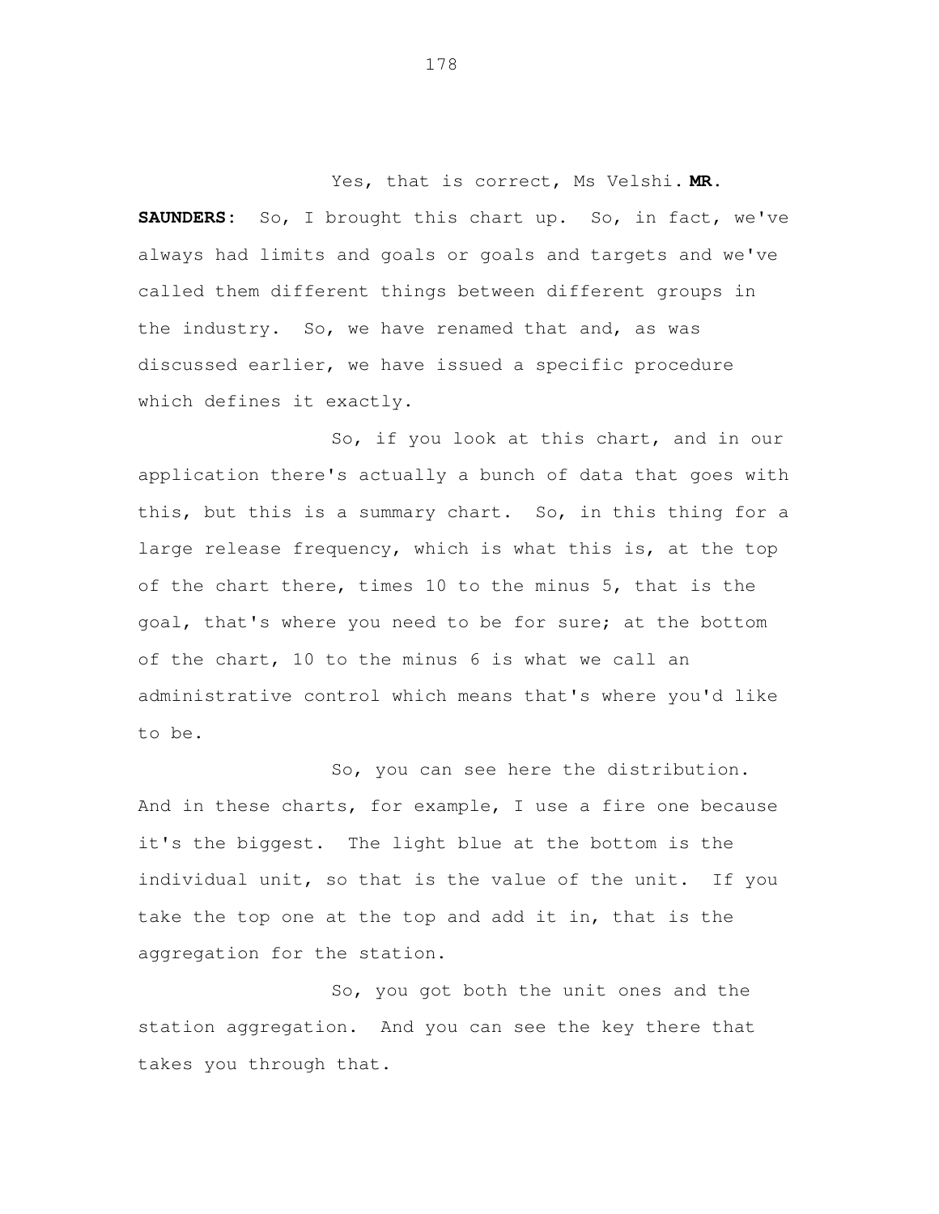Yes, that is correct, Ms Velshi. **MR. SAUNDERS:** So, I brought this chart up. So, in fact, we've always had limits and goals or goals and targets and we've called them different things between different groups in the industry. So, we have renamed that and, as was discussed earlier, we have issued a specific procedure which defines it exactly.

So, if you look at this chart, and in our application there's actually a bunch of data that goes with this, but this is a summary chart. So, in this thing for a large release frequency, which is what this is, at the top of the chart there, times 10 to the minus 5, that is the goal, that's where you need to be for sure; at the bottom of the chart, 10 to the minus 6 is what we call an administrative control which means that's where you'd like to be.

So, you can see here the distribution. And in these charts, for example, I use a fire one because it's the biggest. The light blue at the bottom is the individual unit, so that is the value of the unit. If you take the top one at the top and add it in, that is the aggregation for the station.

So, you got both the unit ones and the station aggregation. And you can see the key there that takes you through that.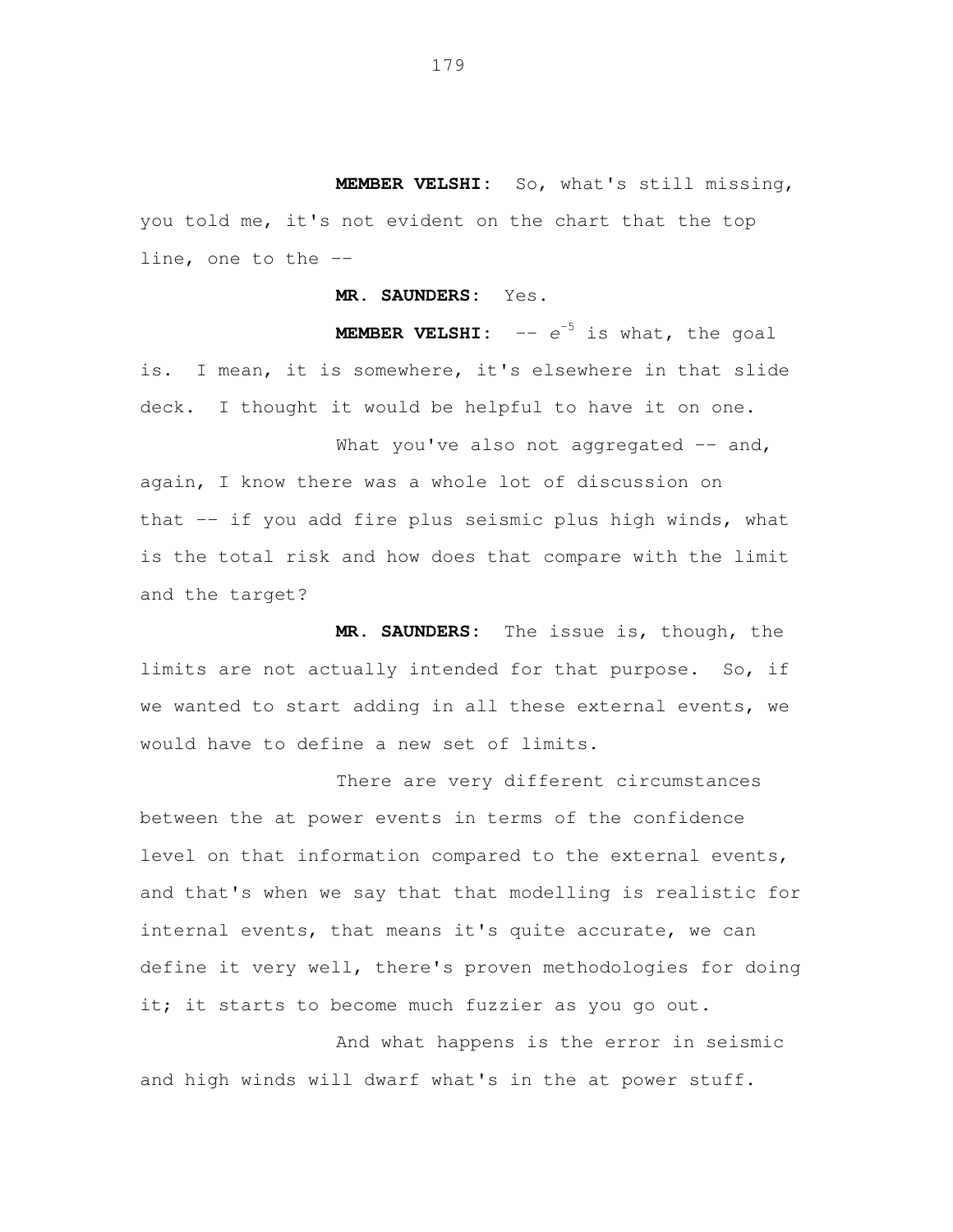**MEMBER VELSHI:** So, what's still missing, you told me, it's not evident on the chart that the top line, one to the --

**MR. SAUNDERS:** Yes.

**MEMBER VELSHI:** -- $e^{-5}$ is what, the goal is. I mean, it is somewhere, it's elsewhere in that slide deck. I thought it would be helpful to have it on one.

What you've also not aggregated -- and, again, I know there was a whole lot of discussion on that -- if you add fire plus seismic plus high winds, what is the total risk and how does that compare with the limit and the target?

**MR. SAUNDERS:** The issue is, though, the limits are not actually intended for that purpose. So, if we wanted to start adding in all these external events, we would have to define a new set of limits.

There are very different circumstances between the at power events in terms of the confidence level on that information compared to the external events, and that's when we say that that modelling is realistic for internal events, that means it's quite accurate, we can define it very well, there's proven methodologies for doing it; it starts to become much fuzzier as you go out.

And what happens is the error in seismic and high winds will dwarf what's in the at power stuff.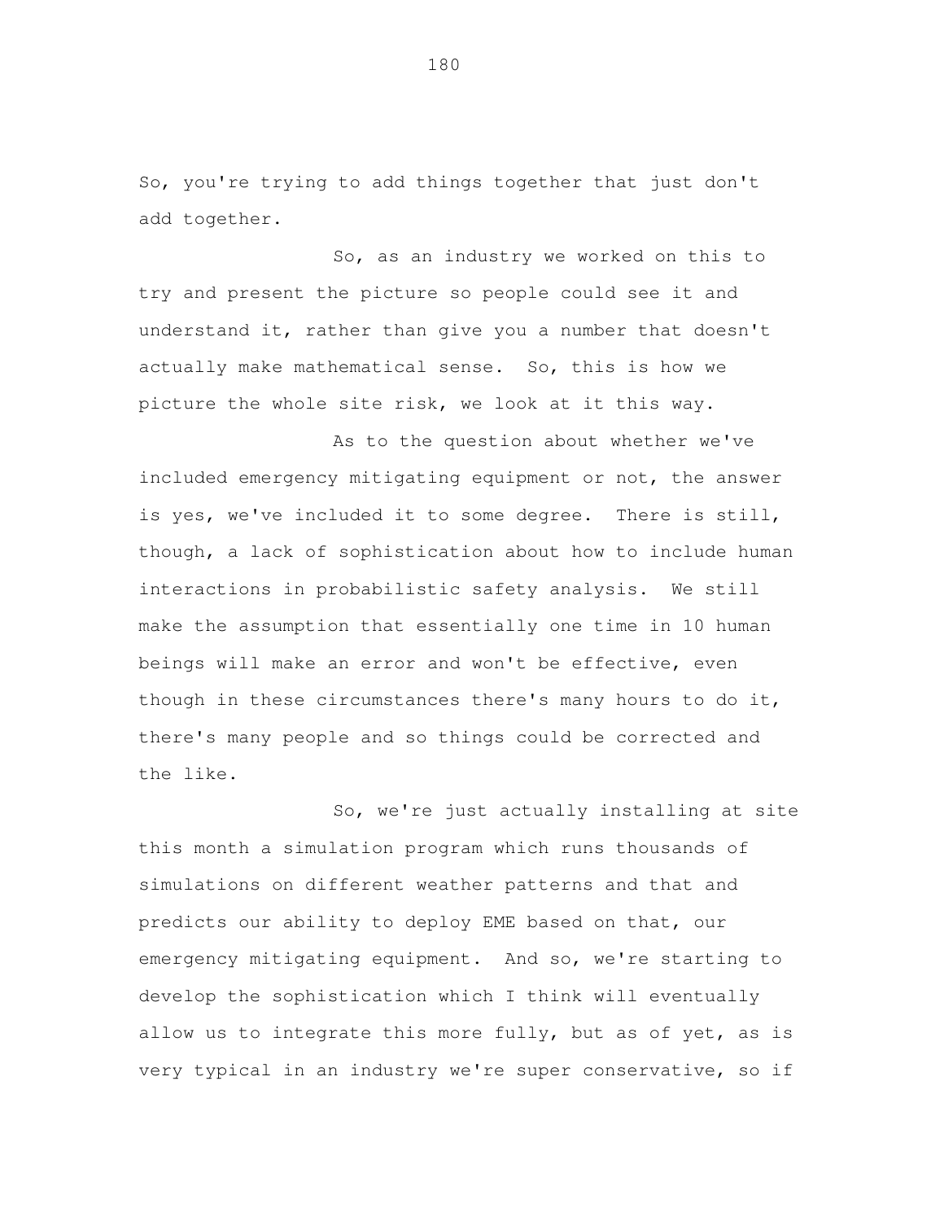So, you're trying to add things together that just don't add together.

So, as an industry we worked on this to try and present the picture so people could see it and understand it, rather than give you a number that doesn't actually make mathematical sense. So, this is how we picture the whole site risk, we look at it this way.

As to the question about whether we've included emergency mitigating equipment or not, the answer is yes, we've included it to some degree. There is still, though, a lack of sophistication about how to include human interactions in probabilistic safety analysis. We still make the assumption that essentially one time in 10 human beings will make an error and won't be effective, even though in these circumstances there's many hours to do it, there's many people and so things could be corrected and the like.

So, we're just actually installing at site this month a simulation program which runs thousands of simulations on different weather patterns and that and predicts our ability to deploy EME based on that, our emergency mitigating equipment. And so, we're starting to develop the sophistication which I think will eventually allow us to integrate this more fully, but as of yet, as is very typical in an industry we're super conservative, so if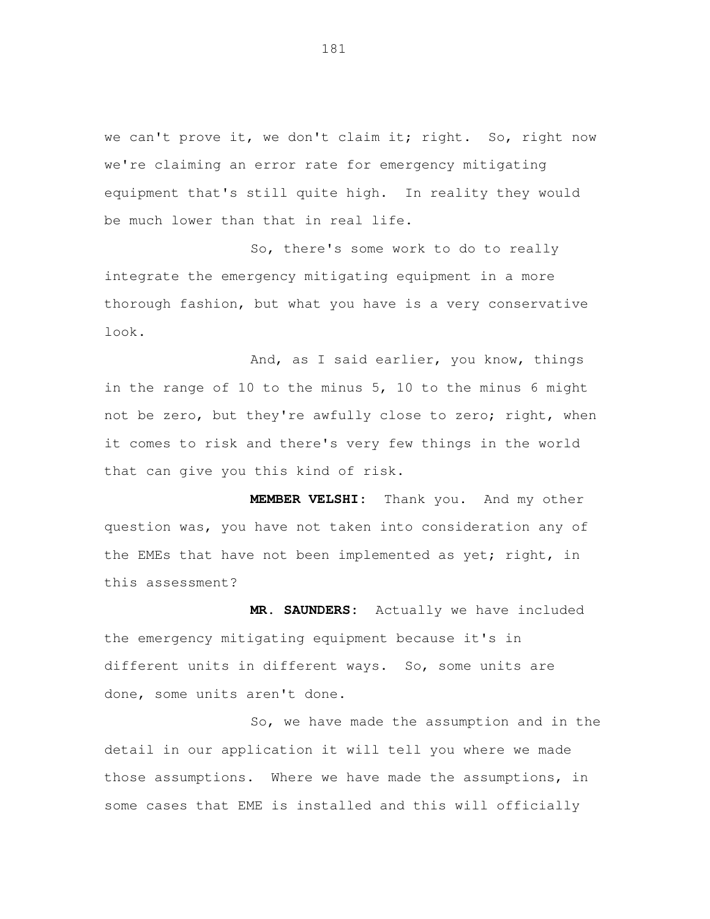we can't prove it, we don't claim it; right. So, right now we're claiming an error rate for emergency mitigating equipment that's still quite high. In reality they would be much lower than that in real life.

So, there's some work to do to really integrate the emergency mitigating equipment in a more thorough fashion, but what you have is a very conservative look.

And, as I said earlier, you know, things in the range of 10 to the minus 5, 10 to the minus 6 might not be zero, but they're awfully close to zero; right, when it comes to risk and there's very few things in the world that can give you this kind of risk.

**MEMBER VELSHI:** Thank you. And my other question was, you have not taken into consideration any of the EMEs that have not been implemented as yet; right, in this assessment?

**MR. SAUNDERS:** Actually we have included the emergency mitigating equipment because it's in different units in different ways. So, some units are done, some units aren't done.

So, we have made the assumption and in the detail in our application it will tell you where we made those assumptions. Where we have made the assumptions, in some cases that EME is installed and this will officially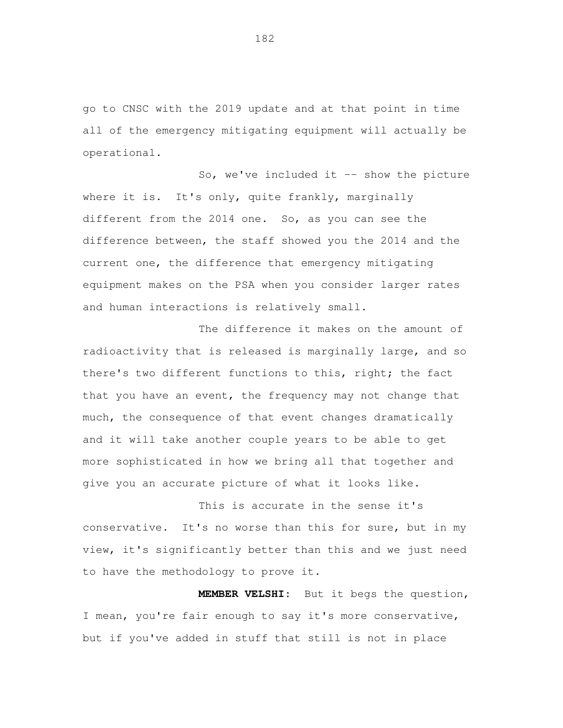go to CNSC with the 2019 update and at that point in time all of the emergency mitigating equipment will actually be operational.

So, we've included it -- show the picture where it is. It's only, quite frankly, marginally different from the 2014 one. So, as you can see the difference between, the staff showed you the 2014 and the current one, the difference that emergency mitigating equipment makes on the PSA when you consider larger rates and human interactions is relatively small.

The difference it makes on the amount of radioactivity that is released is marginally large, and so there's two different functions to this, right; the fact that you have an event, the frequency may not change that much, the consequence of that event changes dramatically and it will take another couple years to be able to get more sophisticated in how we bring all that together and give you an accurate picture of what it looks like.

This is accurate in the sense it's conservative. It's no worse than this for sure, but in my view, it's significantly better than this and we just need to have the methodology to prove it.

**MEMBER VELSHI:** But it begs the question, I mean, you're fair enough to say it's more conservative, but if you've added in stuff that still is not in place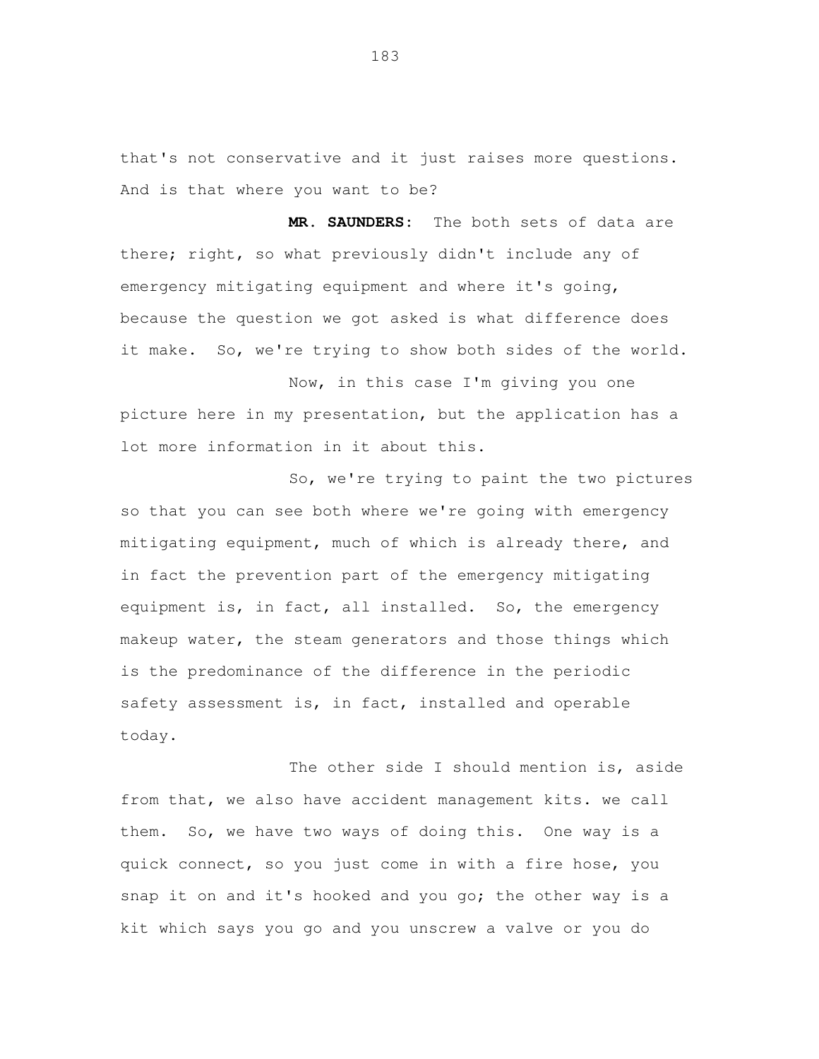that's not conservative and it just raises more questions. And is that where you want to be?

**MR. SAUNDERS:** The both sets of data are there; right, so what previously didn't include any of emergency mitigating equipment and where it's going, because the question we got asked is what difference does it make. So, we're trying to show both sides of the world.

Now, in this case I'm giving you one picture here in my presentation, but the application has a lot more information in it about this.

So, we're trying to paint the two pictures so that you can see both where we're going with emergency mitigating equipment, much of which is already there, and in fact the prevention part of the emergency mitigating equipment is, in fact, all installed. So, the emergency makeup water, the steam generators and those things which is the predominance of the difference in the periodic safety assessment is, in fact, installed and operable today.

The other side I should mention is, aside from that, we also have accident management kits. we call them. So, we have two ways of doing this. One way is a quick connect, so you just come in with a fire hose, you snap it on and it's hooked and you go; the other way is a kit which says you go and you unscrew a valve or you do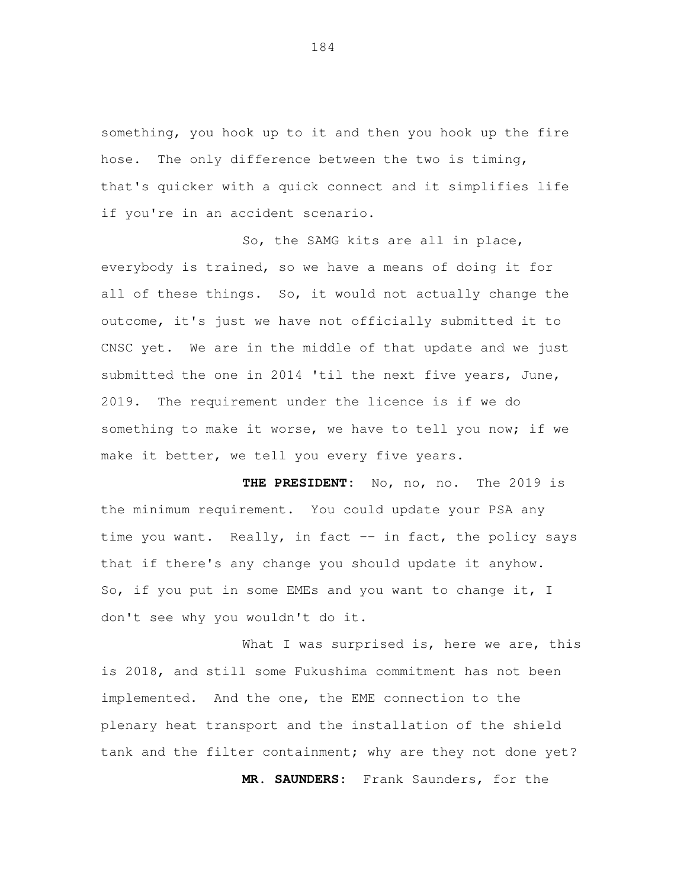something, you hook up to it and then you hook up the fire hose. The only difference between the two is timing, that's quicker with a quick connect and it simplifies life if you're in an accident scenario.

So, the SAMG kits are all in place, everybody is trained, so we have a means of doing it for all of these things. So, it would not actually change the outcome, it's just we have not officially submitted it to CNSC yet. We are in the middle of that update and we just submitted the one in 2014 'til the next five years, June, 2019. The requirement under the licence is if we do something to make it worse, we have to tell you now; if we make it better, we tell you every five years.

**THE PRESIDENT:** No, no, no. The 2019 is the minimum requirement. You could update your PSA any time you want. Really, in fact -- in fact, the policy says that if there's any change you should update it anyhow. So, if you put in some EMEs and you want to change it, I don't see why you wouldn't do it.

What I was surprised is, here we are, this is 2018, and still some Fukushima commitment has not been implemented. And the one, the EME connection to the plenary heat transport and the installation of the shield tank and the filter containment; why are they not done yet?

**MR. SAUNDERS:** Frank Saunders, for the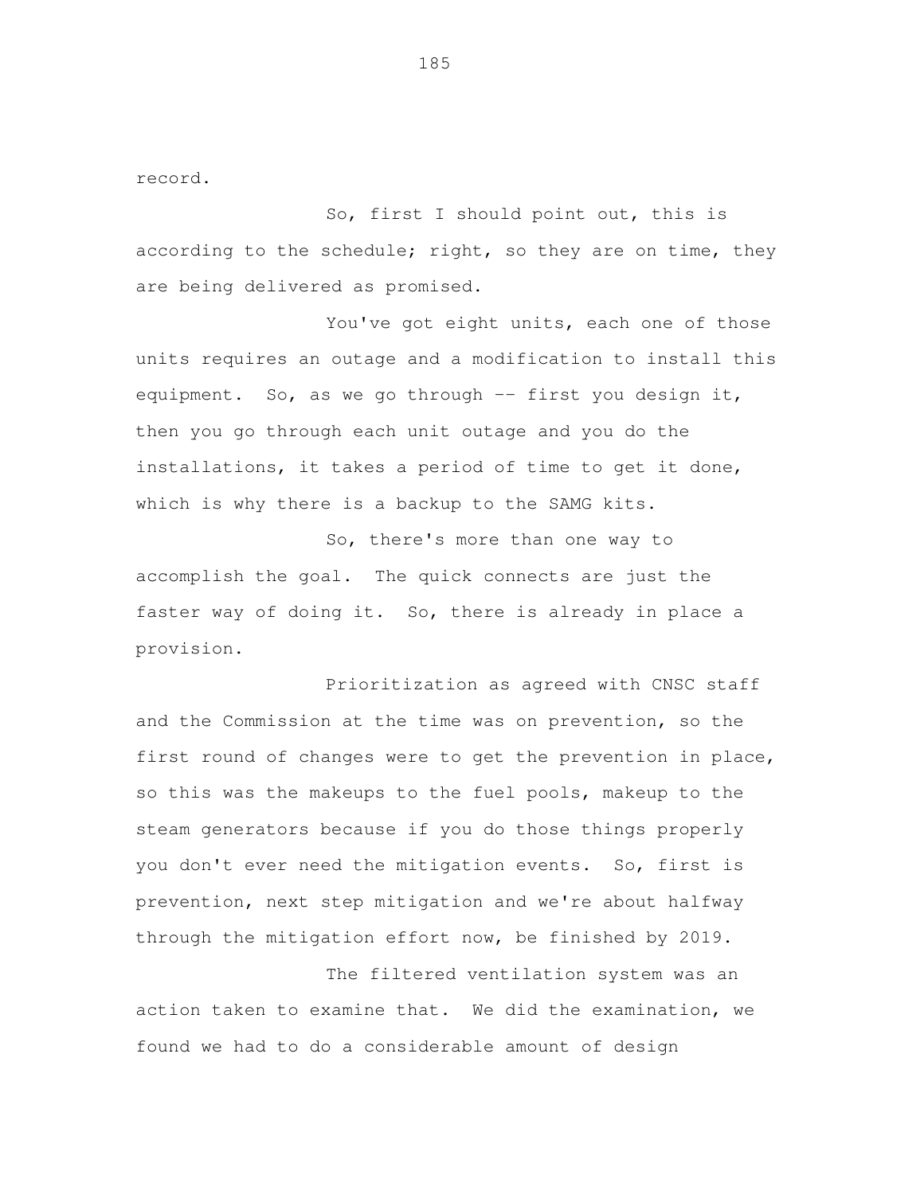record.

So, first I should point out, this is according to the schedule; right, so they are on time, they are being delivered as promised.

You've got eight units, each one of those units requires an outage and a modification to install this equipment. So, as we go through -- first you design it, then you go through each unit outage and you do the installations, it takes a period of time to get it done, which is why there is a backup to the SAMG kits.

So, there's more than one way to accomplish the goal. The quick connects are just the faster way of doing it. So, there is already in place a provision.

Prioritization as agreed with CNSC staff and the Commission at the time was on prevention, so the first round of changes were to get the prevention in place, so this was the makeups to the fuel pools, makeup to the steam generators because if you do those things properly you don't ever need the mitigation events. So, first is prevention, next step mitigation and we're about halfway through the mitigation effort now, be finished by 2019.

The filtered ventilation system was an action taken to examine that. We did the examination, we found we had to do a considerable amount of design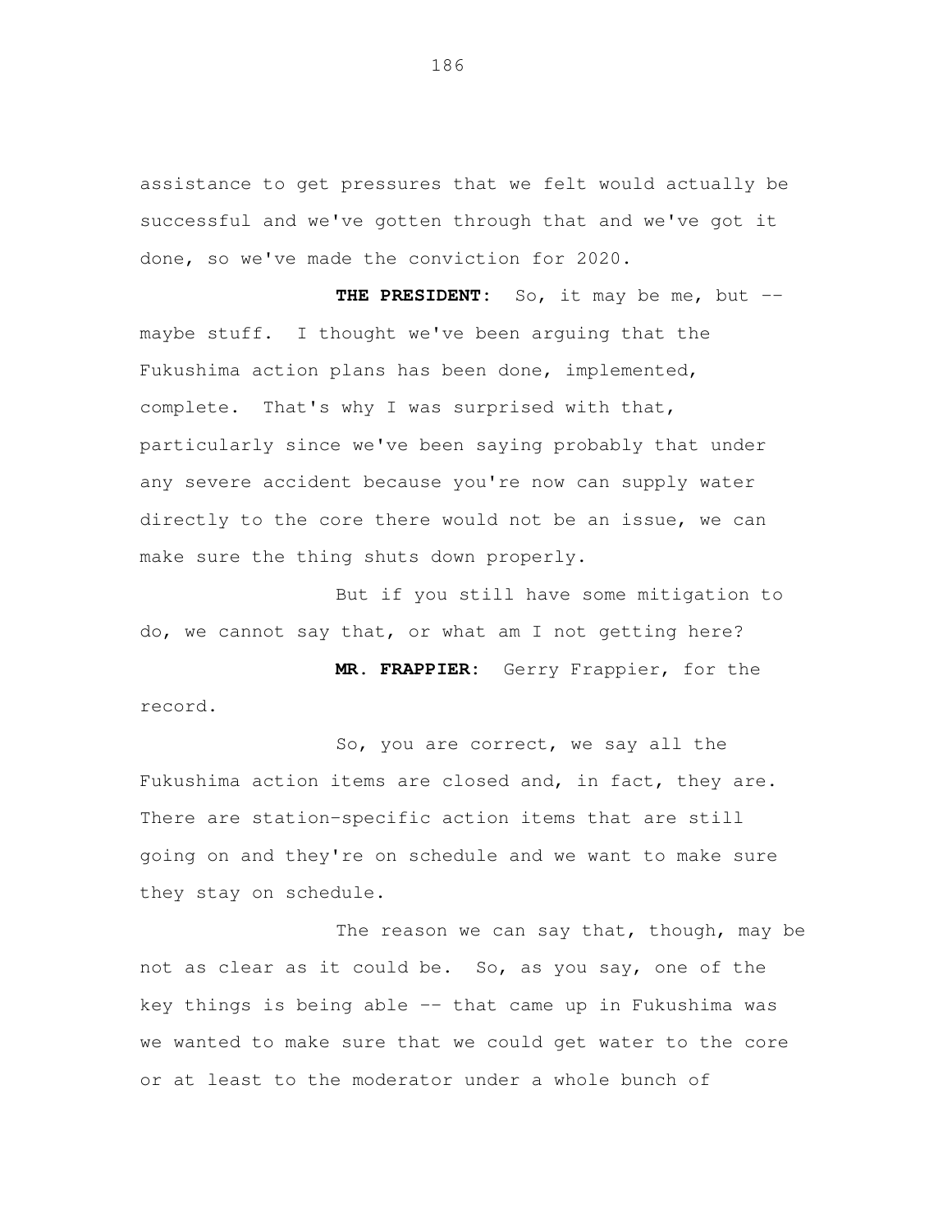assistance to get pressures that we felt would actually be successful and we've gotten through that and we've got it done, so we've made the conviction for 2020.

**THE PRESIDENT:** So, it may be me, but -- maybe stuff. I thought we've been arguing that the Fukushima action plans has been done, implemented, complete. That's why I was surprised with that, particularly since we've been saying probably that under any severe accident because you're now can supply water directly to the core there would not be an issue, we can make sure the thing shuts down properly.

But if you still have some mitigation to do, we cannot say that, or what am I not getting here?

**MR. FRAPPIER:** Gerry Frappier, for the record.

So, you are correct, we say all the Fukushima action items are closed and, in fact, they are. There are station-specific action items that are still going on and they're on schedule and we want to make sure they stay on schedule.

The reason we can say that, though, may be not as clear as it could be. So, as you say, one of the key things is being able -- that came up in Fukushima was we wanted to make sure that we could get water to the core or at least to the moderator under a whole bunch of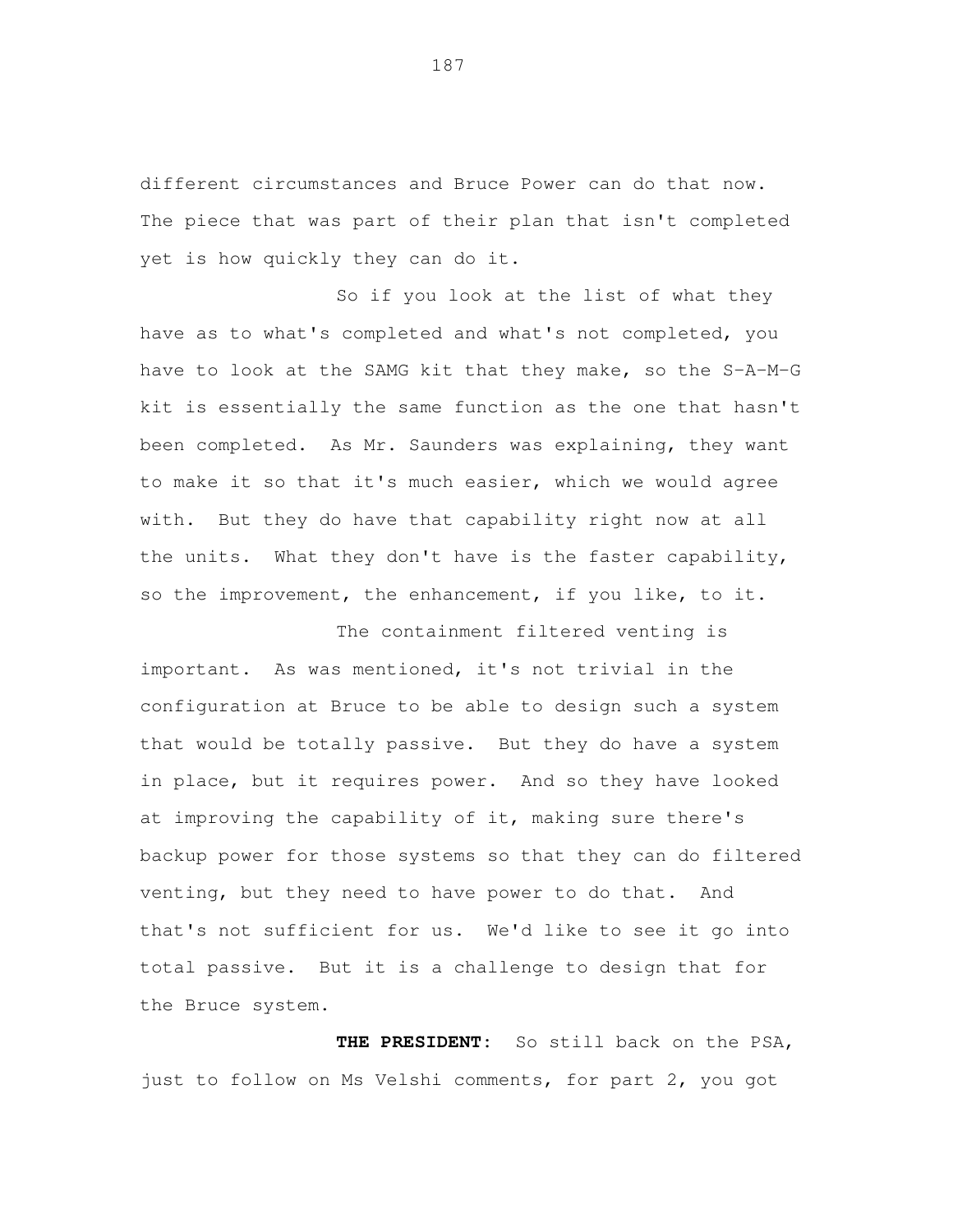different circumstances and Bruce Power can do that now. The piece that was part of their plan that isn't completed yet is how quickly they can do it.

So if you look at the list of what they have as to what's completed and what's not completed, you have to look at the SAMG kit that they make, so the S-A-M-G kit is essentially the same function as the one that hasn't been completed. As Mr. Saunders was explaining, they want to make it so that it's much easier, which we would agree with. But they do have that capability right now at all the units. What they don't have is the faster capability, so the improvement, the enhancement, if you like, to it.

The containment filtered venting is important. As was mentioned, it's not trivial in the configuration at Bruce to be able to design such a system that would be totally passive. But they do have a system in place, but it requires power. And so they have looked at improving the capability of it, making sure there's backup power for those systems so that they can do filtered venting, but they need to have power to do that. And that's not sufficient for us. We'd like to see it go into total passive. But it is a challenge to design that for the Bruce system.

**THE PRESIDENT:** So still back on the PSA, just to follow on Ms Velshi comments, for part 2, you got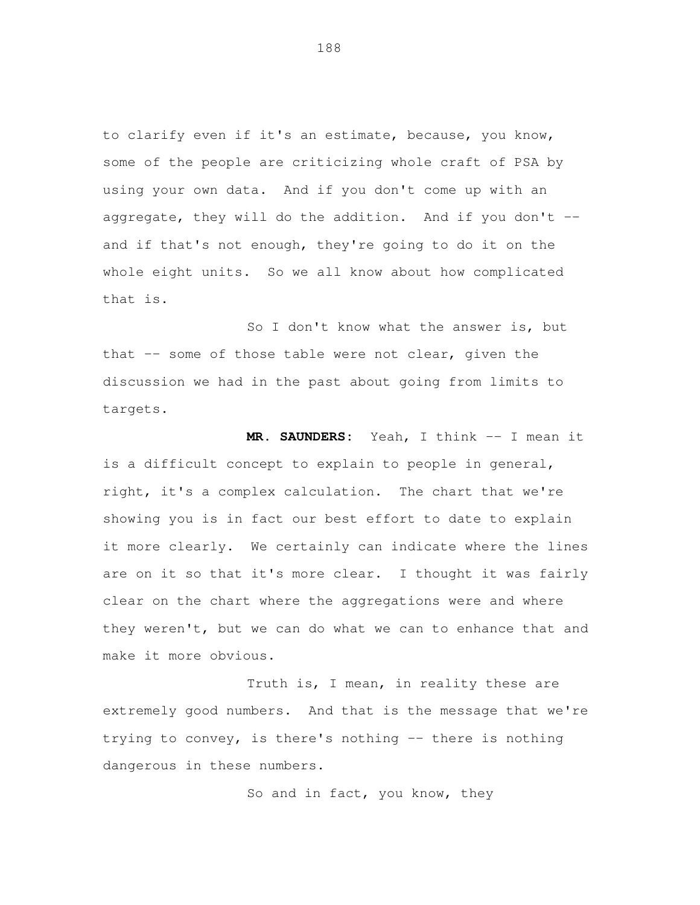to clarify even if it's an estimate, because, you know, some of the people are criticizing whole craft of PSA by using your own data. And if you don't come up with an aggregate, they will do the addition. And if you don't -- and if that's not enough, they're going to do it on the whole eight units. So we all know about how complicated that is.

So I don't know what the answer is, but that -- some of those table were not clear, given the discussion we had in the past about going from limits to targets.

**MR. SAUNDERS:** Yeah, I think -- I mean it is a difficult concept to explain to people in general, right, it's a complex calculation. The chart that we're showing you is in fact our best effort to date to explain it more clearly. We certainly can indicate where the lines are on it so that it's more clear. I thought it was fairly clear on the chart where the aggregations were and where they weren't, but we can do what we can to enhance that and make it more obvious.

Truth is, I mean, in reality these are extremely good numbers. And that is the message that we're trying to convey, is there's nothing -- there is nothing dangerous in these numbers.

So and in fact, you know, they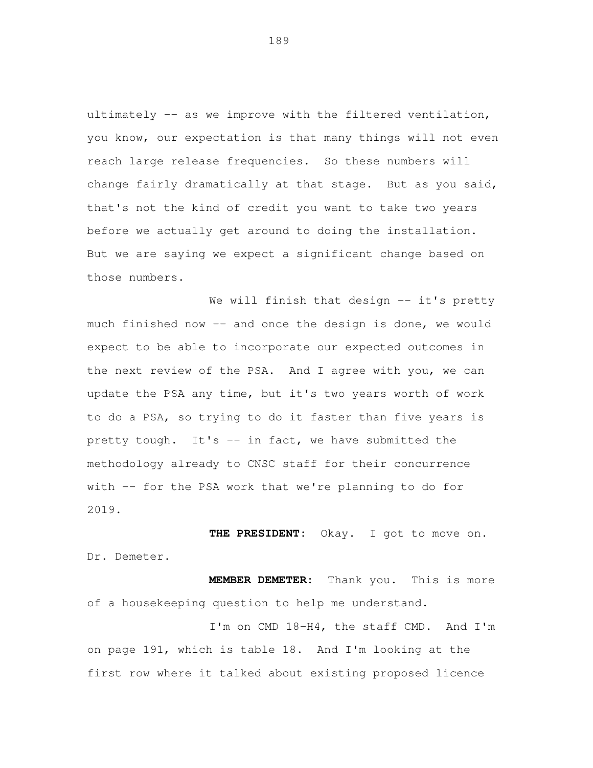ultimately -- as we improve with the filtered ventilation, you know, our expectation is that many things will not even reach large release frequencies. So these numbers will change fairly dramatically at that stage. But as you said, that's not the kind of credit you want to take two years before we actually get around to doing the installation. But we are saying we expect a significant change based on those numbers.

We will finish that design -- it's pretty much finished now -- and once the design is done, we would expect to be able to incorporate our expected outcomes in the next review of the PSA. And I agree with you, we can update the PSA any time, but it's two years worth of work to do a PSA, so trying to do it faster than five years is pretty tough. It's -- in fact, we have submitted the methodology already to CNSC staff for their concurrence with -- for the PSA work that we're planning to do for 2019.

**THE PRESIDENT:** Okay. I got to move on. Dr. Demeter.

**MEMBER DEMETER:** Thank you. This is more of a housekeeping question to help me understand.

I'm on CMD 18-H4, the staff CMD. And I'm on page 191, which is table 18. And I'm looking at the first row where it talked about existing proposed licence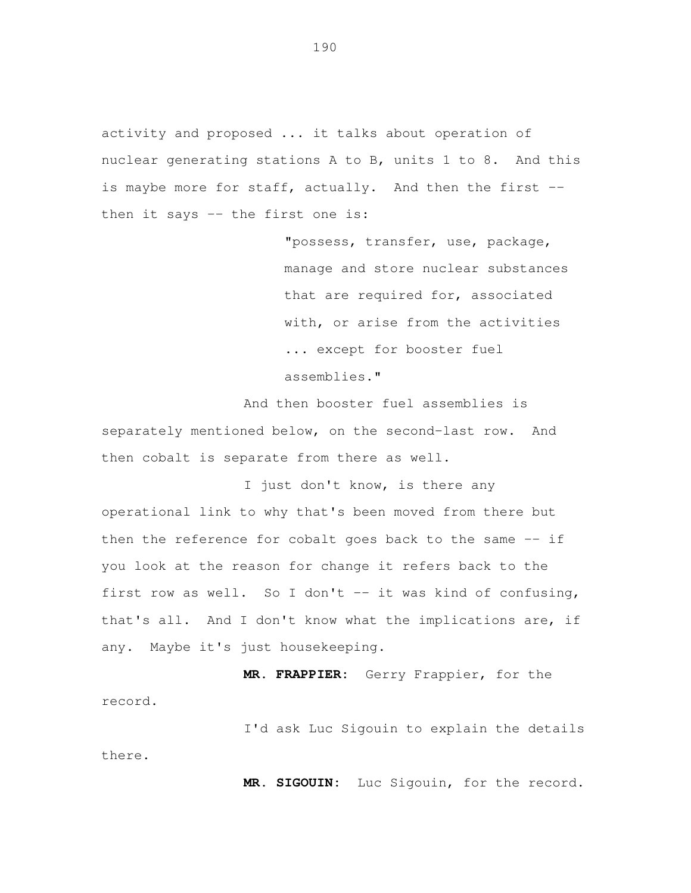activity and proposed ... it talks about operation of nuclear generating stations A to B, units 1 to 8. And this is maybe more for staff, actually. And then the first -- then it says -- the first one is:

> "possess, transfer, use, package, manage and store nuclear substances that are required for, associated with, or arise from the activities ... except for booster fuel assemblies."

And then booster fuel assemblies is separately mentioned below, on the second-last row. And then cobalt is separate from there as well.

I just don't know, is there any operational link to why that's been moved from there but then the reference for cobalt goes back to the same -- if you look at the reason for change it refers back to the first row as well. So I don't -- it was kind of confusing, that's all. And I don't know what the implications are, if any. Maybe it's just housekeeping.

**MR. FRAPPIER:** Gerry Frappier, for the record.

I'd ask Luc Sigouin to explain the details there.

**MR. SIGOUIN:** Luc Sigouin, for the record.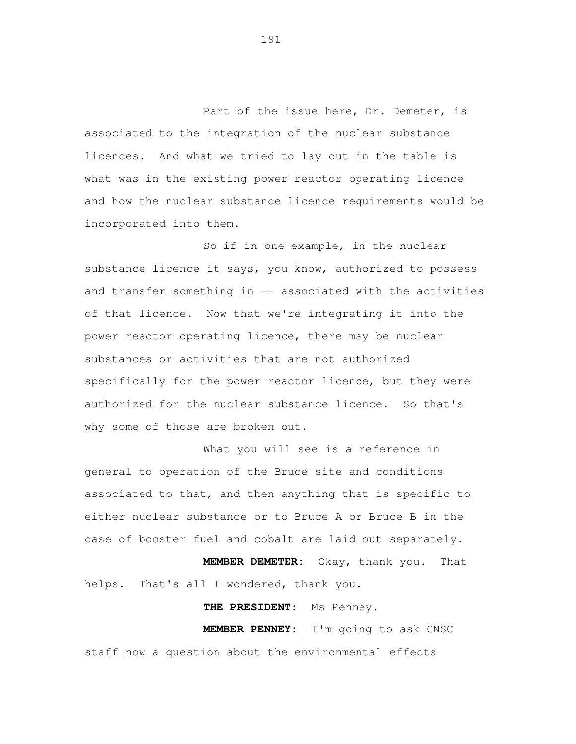Part of the issue here, Dr. Demeter, is associated to the integration of the nuclear substance licences. And what we tried to lay out in the table is what was in the existing power reactor operating licence and how the nuclear substance licence requirements would be incorporated into them.

So if in one example, in the nuclear substance licence it says, you know, authorized to possess and transfer something in -- associated with the activities of that licence. Now that we're integrating it into the power reactor operating licence, there may be nuclear substances or activities that are not authorized specifically for the power reactor licence, but they were authorized for the nuclear substance licence. So that's why some of those are broken out.

What you will see is a reference in general to operation of the Bruce site and conditions associated to that, and then anything that is specific to either nuclear substance or to Bruce A or Bruce B in the case of booster fuel and cobalt are laid out separately.

**MEMBER DEMETER:** Okay, thank you. That helps. That's all I wondered, thank you.

**THE PRESIDENT:** Ms Penney.

**MEMBER PENNEY:** I'm going to ask CNSC staff now a question about the environmental effects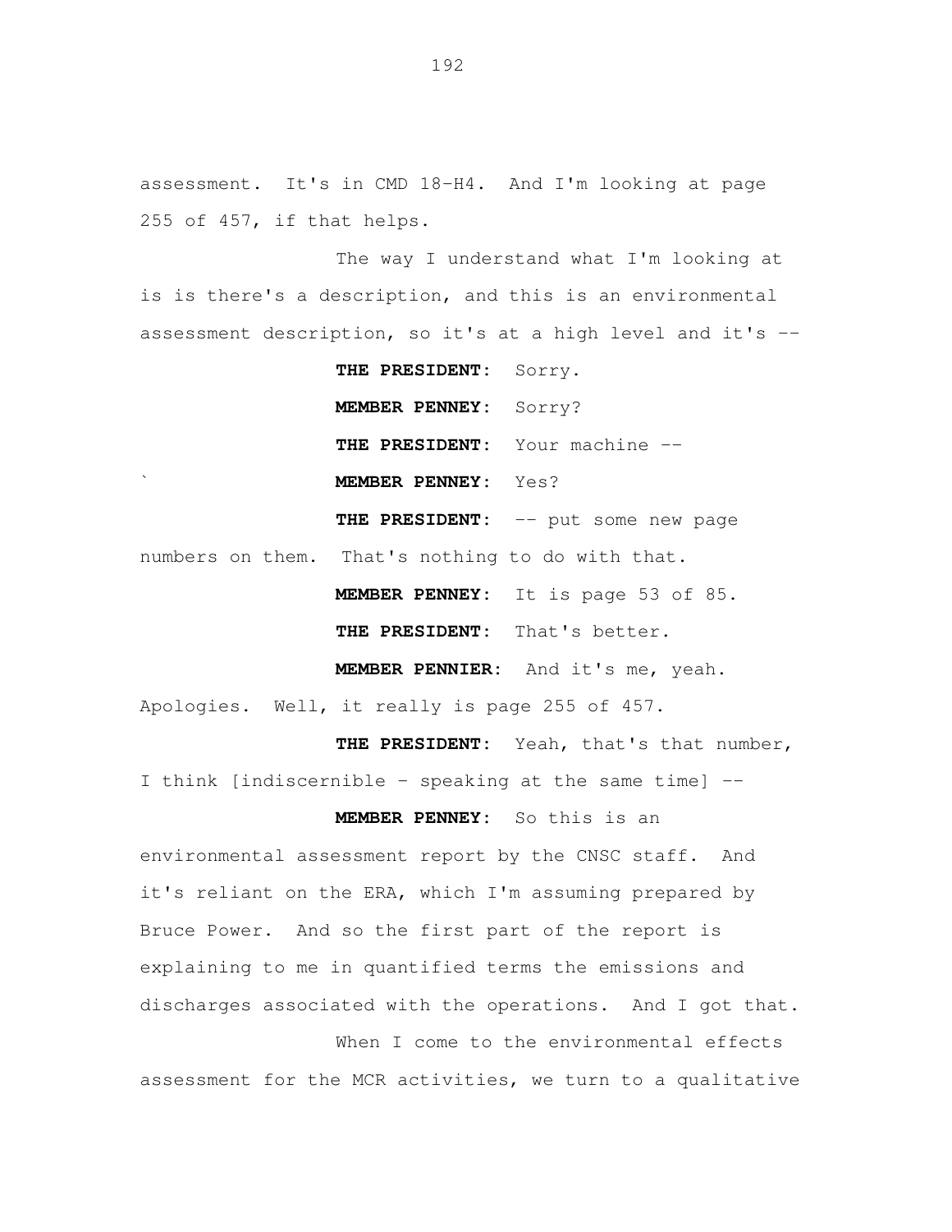assessment. It's in CMD 18-H4. And I'm looking at page 255 of 457, if that helps.

The way I understand what I'm looking at is is there's a description, and this is an environmental assessment description, so it's at a high level and it's --

**THE PRESIDENT:** Sorry.

**MEMBER PENNEY:** Sorry?

**THE PRESIDENT:** Your machine --

` **MEMBER PENNEY:** Yes?

**THE PRESIDENT:** -- put some new page numbers on them. That's nothing to do with that.

**MEMBER PENNEY:** It is page 53 of 85.

**THE PRESIDENT:** That's better.

**MEMBER PENNIER:** And it's me, yeah. Apologies. Well, it really is page 255 of 457.

**THE PRESIDENT:** Yeah, that's that number, I think [indiscernible - speaking at the same time] --

**MEMBER PENNEY:** So this is an environmental assessment report by the CNSC staff. And it's reliant on the ERA, which I'm assuming prepared by Bruce Power. And so the first part of the report is explaining to me in quantified terms the emissions and discharges associated with the operations. And I got that.

When I come to the environmental effects assessment for the MCR activities, we turn to a qualitative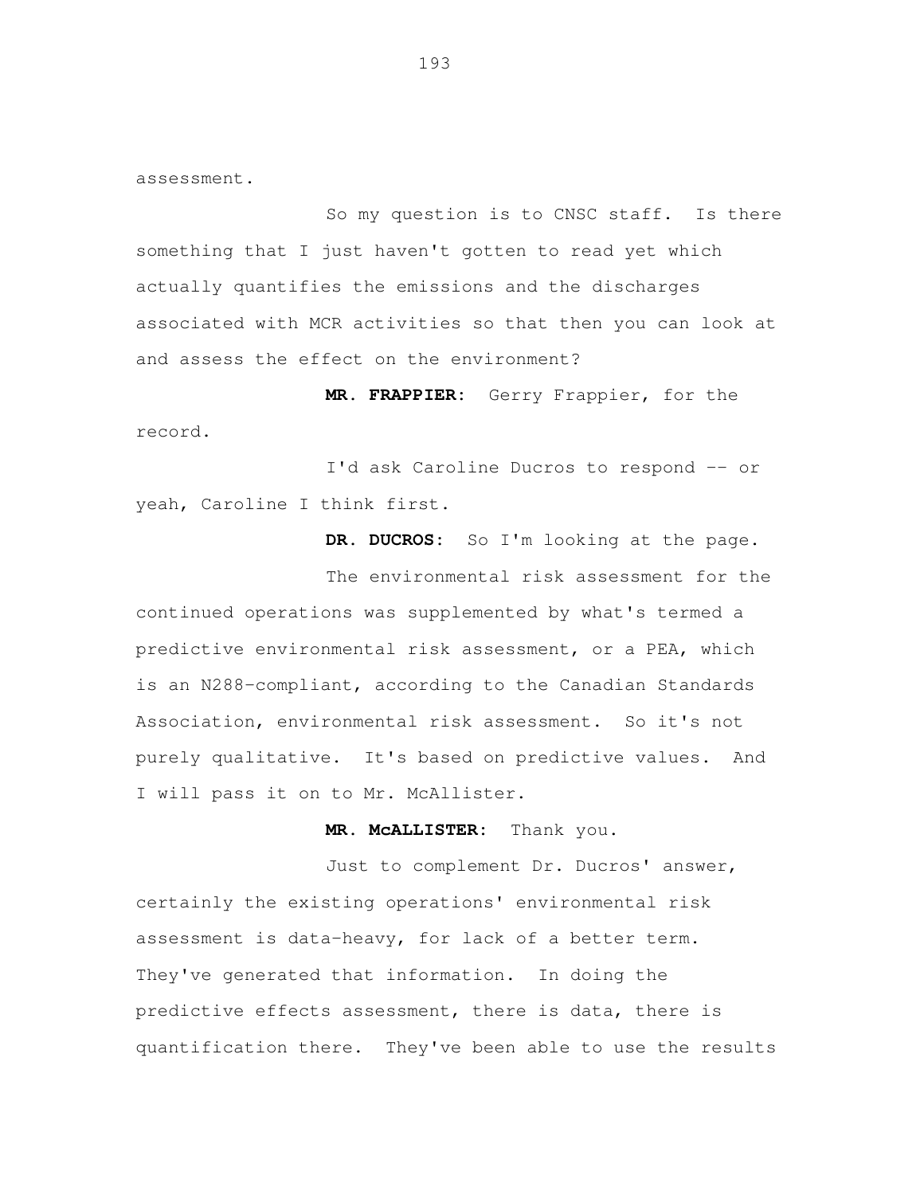assessment.

So my question is to CNSC staff. Is there something that I just haven't gotten to read yet which actually quantifies the emissions and the discharges associated with MCR activities so that then you can look at and assess the effect on the environment?

**MR. FRAPPIER:** Gerry Frappier, for the record.

I'd ask Caroline Ducros to respond -- or yeah, Caroline I think first.

**DR. DUCROS:** So I'm looking at the page.

The environmental risk assessment for the continued operations was supplemented by what's termed a predictive environmental risk assessment, or a PEA, which is an N288-compliant, according to the Canadian Standards Association, environmental risk assessment. So it's not purely qualitative. It's based on predictive values. And I will pass it on to Mr. McAllister.

**MR. McALLISTER:** Thank you.

Just to complement Dr. Ducros' answer, certainly the existing operations' environmental risk assessment is data-heavy, for lack of a better term. They've generated that information. In doing the predictive effects assessment, there is data, there is quantification there. They've been able to use the results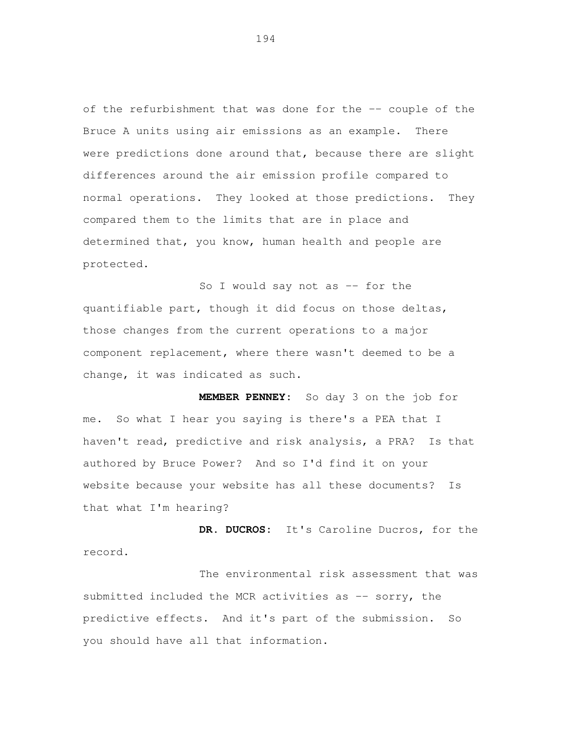of the refurbishment that was done for the -- couple of the Bruce A units using air emissions as an example. There were predictions done around that, because there are slight differences around the air emission profile compared to normal operations. They looked at those predictions. They compared them to the limits that are in place and determined that, you know, human health and people are protected.

So I would say not as -- for the quantifiable part, though it did focus on those deltas, those changes from the current operations to a major component replacement, where there wasn't deemed to be a change, it was indicated as such.

**MEMBER PENNEY:** So day 3 on the job for me. So what I hear you saying is there's a PEA that I haven't read, predictive and risk analysis, a PRA? Is that authored by Bruce Power? And so I'd find it on your website because your website has all these documents? Is that what I'm hearing?

**DR. DUCROS:** It's Caroline Ducros, for the record.

The environmental risk assessment that was submitted included the MCR activities as -- sorry, the predictive effects. And it's part of the submission. So you should have all that information.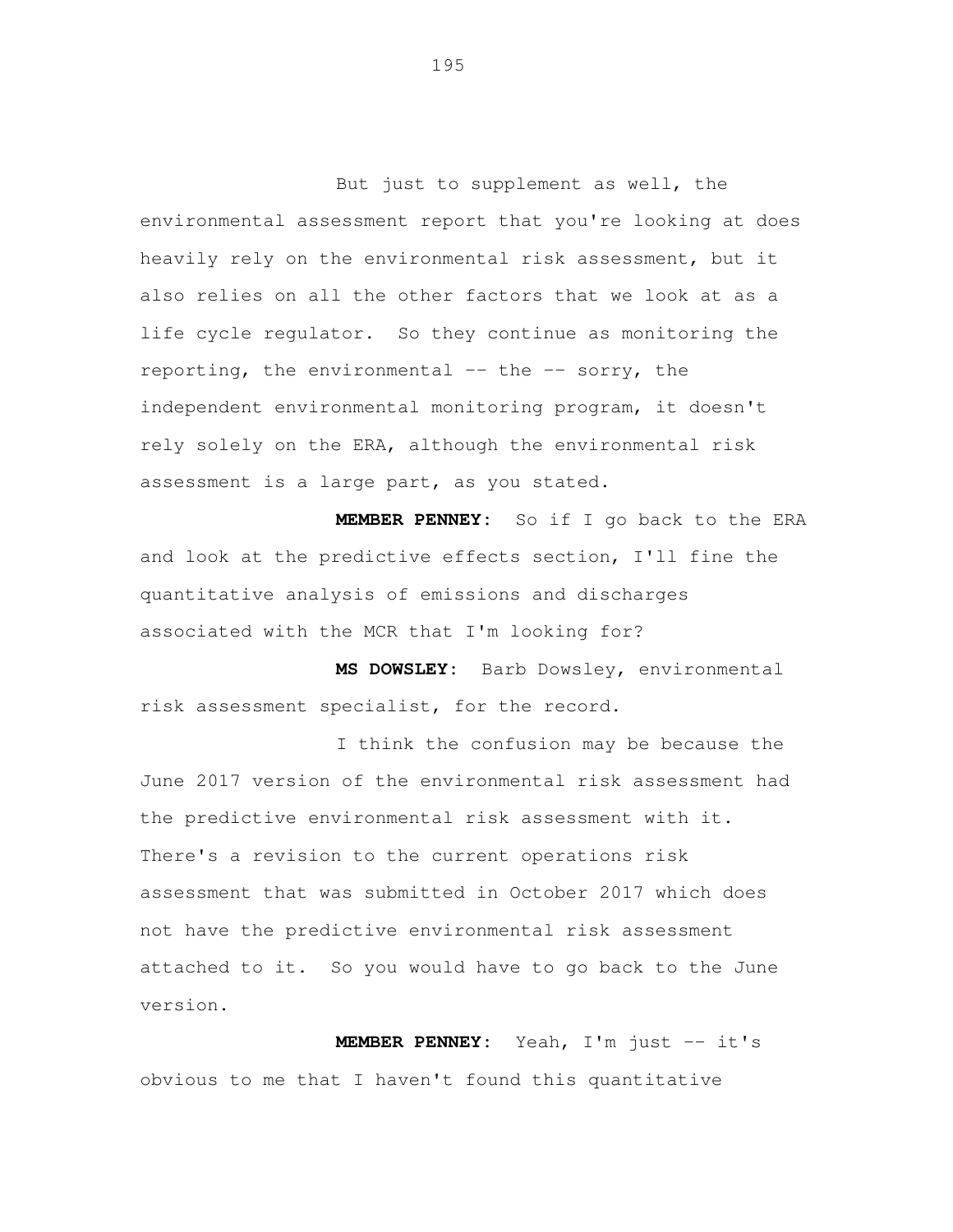But just to supplement as well, the environmental assessment report that you're looking at does heavily rely on the environmental risk assessment, but it also relies on all the other factors that we look at as a life cycle regulator. So they continue as monitoring the reporting, the environmental -- the -- sorry, the independent environmental monitoring program, it doesn't rely solely on the ERA, although the environmental risk assessment is a large part, as you stated.

**MEMBER PENNEY:** So if I go back to the ERA and look at the predictive effects section, I'll fine the quantitative analysis of emissions and discharges associated with the MCR that I'm looking for?

**MS DOWSLEY:** Barb Dowsley, environmental risk assessment specialist, for the record.

I think the confusion may be because the June 2017 version of the environmental risk assessment had the predictive environmental risk assessment with it. There's a revision to the current operations risk assessment that was submitted in October 2017 which does not have the predictive environmental risk assessment attached to it. So you would have to go back to the June version.

**MEMBER PENNEY:** Yeah, I'm just -- it's obvious to me that I haven't found this quantitative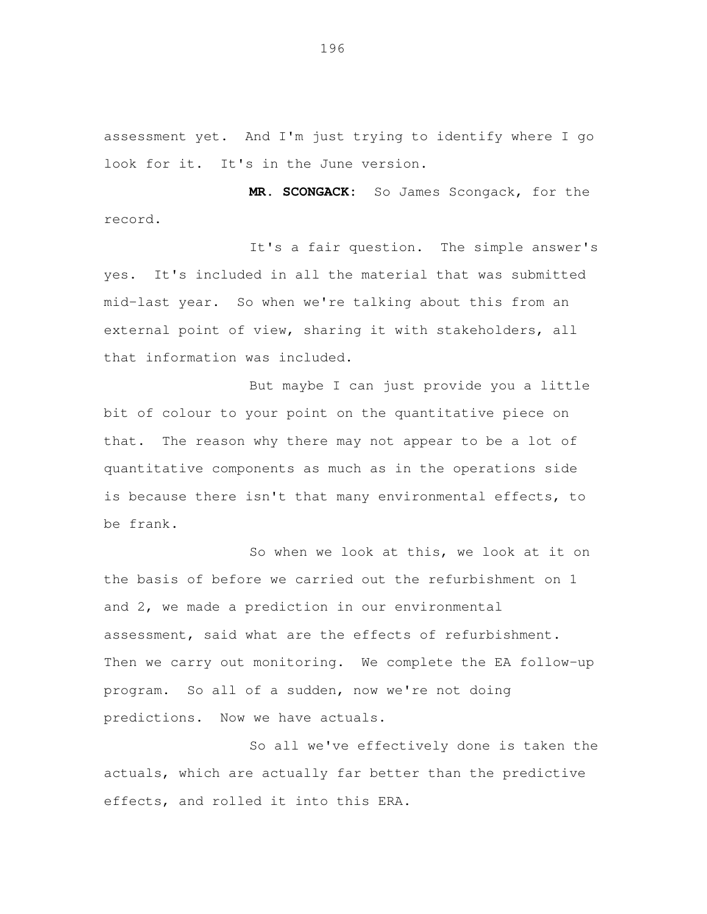assessment yet. And I'm just trying to identify where I go look for it. It's in the June version.

**MR. SCONGACK:** So James Scongack, for the record.

It's a fair question. The simple answer's yes. It's included in all the material that was submitted mid-last year. So when we're talking about this from an external point of view, sharing it with stakeholders, all that information was included.

But maybe I can just provide you a little bit of colour to your point on the quantitative piece on that. The reason why there may not appear to be a lot of quantitative components as much as in the operations side is because there isn't that many environmental effects, to be frank.

So when we look at this, we look at it on the basis of before we carried out the refurbishment on 1 and 2, we made a prediction in our environmental assessment, said what are the effects of refurbishment. Then we carry out monitoring. We complete the EA follow-up program. So all of a sudden, now we're not doing predictions. Now we have actuals.

So all we've effectively done is taken the actuals, which are actually far better than the predictive effects, and rolled it into this ERA.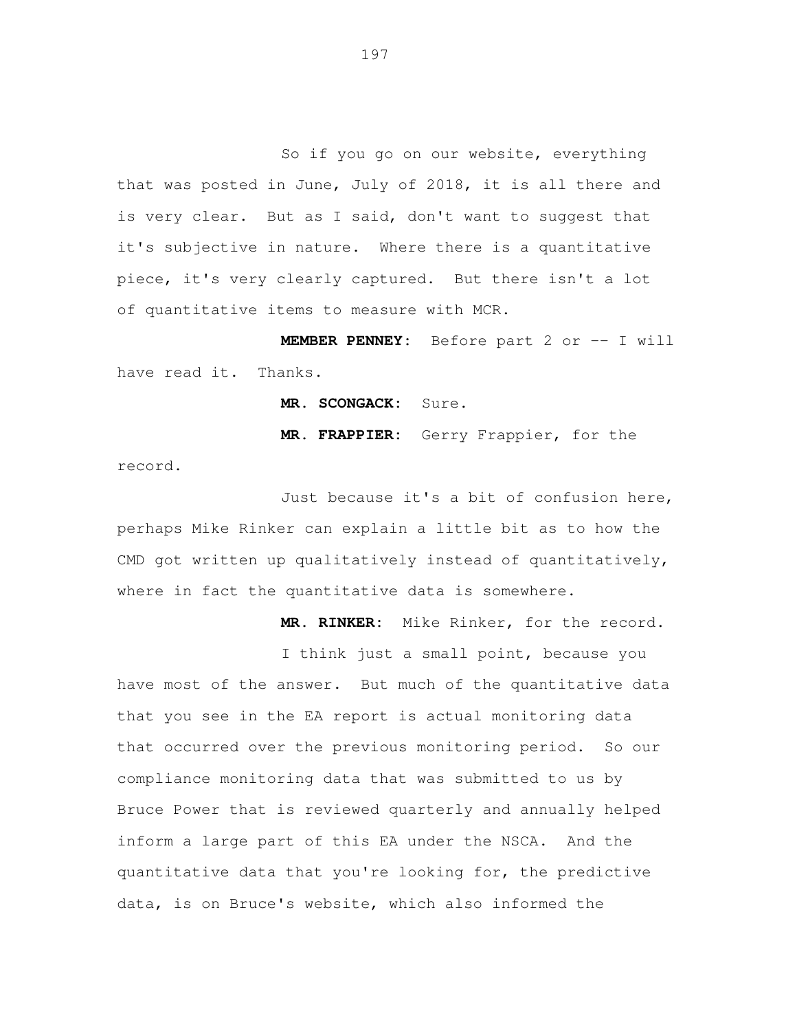So if you go on our website, everything that was posted in June, July of 2018, it is all there and is very clear. But as I said, don't want to suggest that it's subjective in nature. Where there is a quantitative piece, it's very clearly captured. But there isn't a lot of quantitative items to measure with MCR.

**MEMBER PENNEY:** Before part 2 or -- I will have read it. Thanks.

**MR. SCONGACK:** Sure.

**MR. FRAPPIER:** Gerry Frappier, for the record.

Just because it's a bit of confusion here, perhaps Mike Rinker can explain a little bit as to how the CMD got written up qualitatively instead of quantitatively, where in fact the quantitative data is somewhere.

**MR. RINKER:** Mike Rinker, for the record.

I think just a small point, because you have most of the answer. But much of the quantitative data that you see in the EA report is actual monitoring data that occurred over the previous monitoring period. So our compliance monitoring data that was submitted to us by Bruce Power that is reviewed quarterly and annually helped inform a large part of this EA under the NSCA. And the quantitative data that you're looking for, the predictive data, is on Bruce's website, which also informed the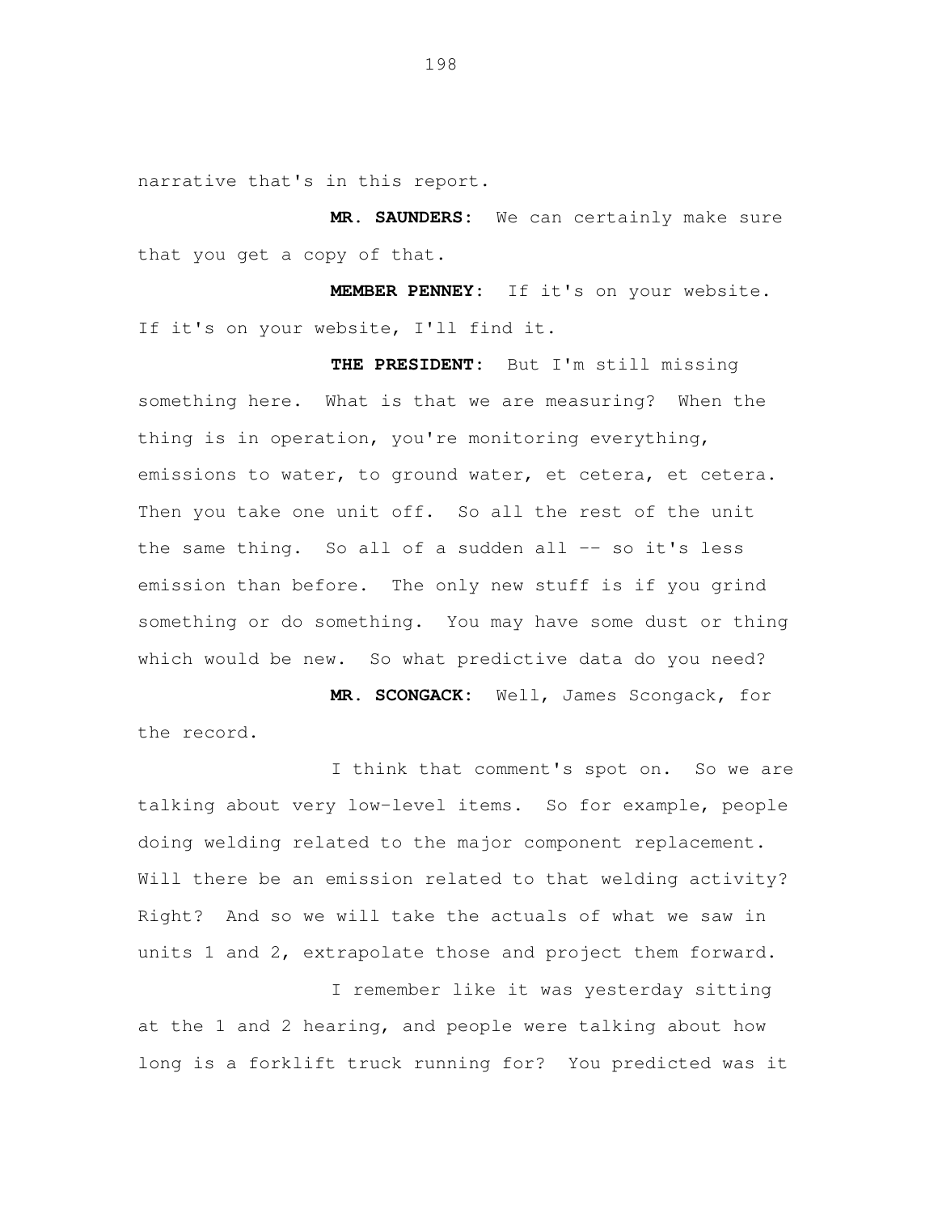narrative that's in this report.

**MR. SAUNDERS:** We can certainly make sure that you get a copy of that.

**MEMBER PENNEY:** If it's on your website. If it's on your website, I'll find it.

**THE PRESIDENT:** But I'm still missing something here. What is that we are measuring? When the thing is in operation, you're monitoring everything, emissions to water, to ground water, et cetera, et cetera. Then you take one unit off. So all the rest of the unit the same thing. So all of a sudden all -- so it's less emission than before. The only new stuff is if you grind something or do something. You may have some dust or thing which would be new. So what predictive data do you need?

**MR. SCONGACK:** Well, James Scongack, for the record.

I think that comment's spot on. So we are talking about very low-level items. So for example, people doing welding related to the major component replacement. Will there be an emission related to that welding activity? Right? And so we will take the actuals of what we saw in units 1 and 2, extrapolate those and project them forward.

I remember like it was yesterday sitting at the 1 and 2 hearing, and people were talking about how long is a forklift truck running for? You predicted was it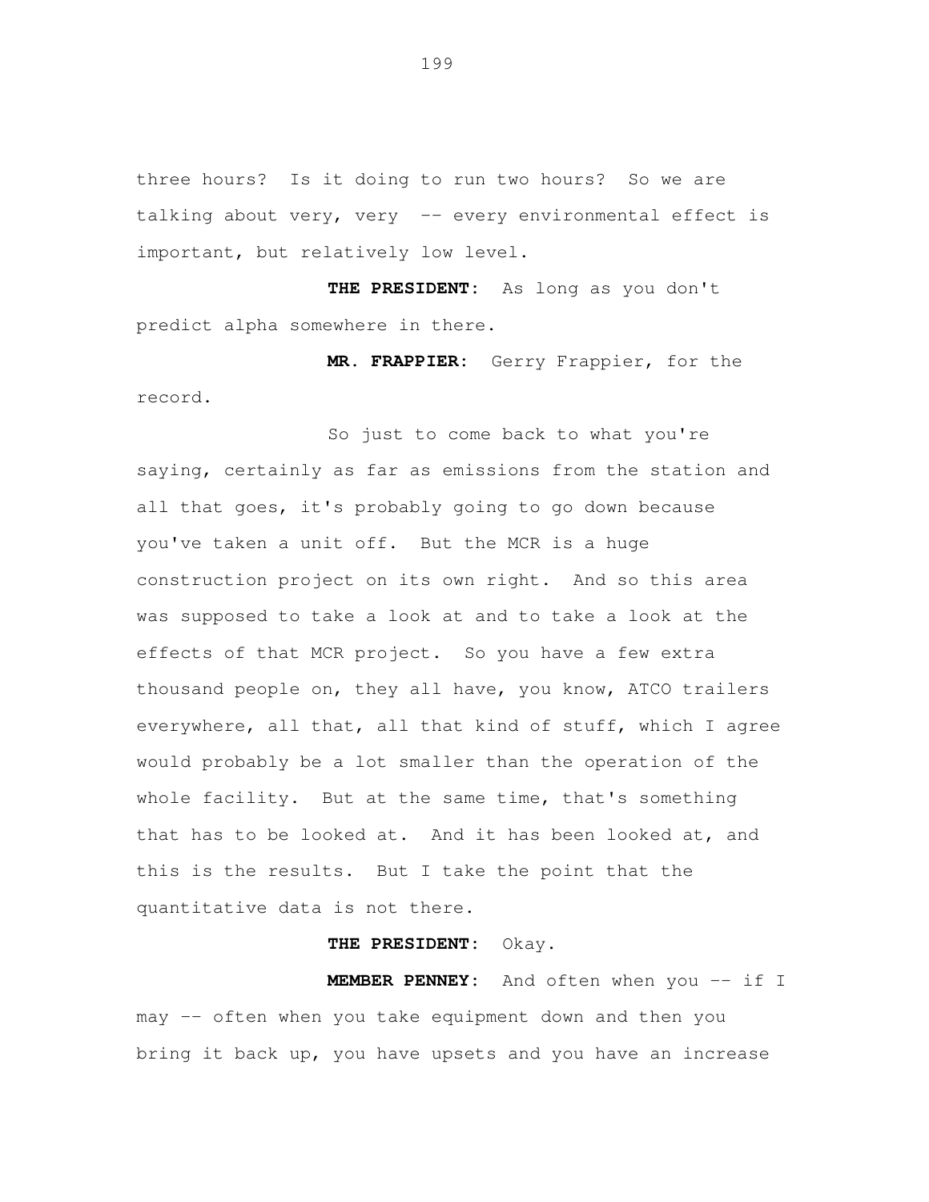three hours? Is it doing to run two hours? So we are talking about very, very -- every environmental effect is important, but relatively low level.

**THE PRESIDENT:** As long as you don't predict alpha somewhere in there.

**MR. FRAPPIER:** Gerry Frappier, for the record.

So just to come back to what you're saying, certainly as far as emissions from the station and all that goes, it's probably going to go down because you've taken a unit off. But the MCR is a huge construction project on its own right. And so this area was supposed to take a look at and to take a look at the effects of that MCR project. So you have a few extra thousand people on, they all have, you know, ATCO trailers everywhere, all that, all that kind of stuff, which I agree would probably be a lot smaller than the operation of the whole facility. But at the same time, that's something that has to be looked at. And it has been looked at, and this is the results. But I take the point that the quantitative data is not there.

**THE PRESIDENT:** Okay.

**MEMBER PENNEY:** And often when you -- if I may -- often when you take equipment down and then you bring it back up, you have upsets and you have an increase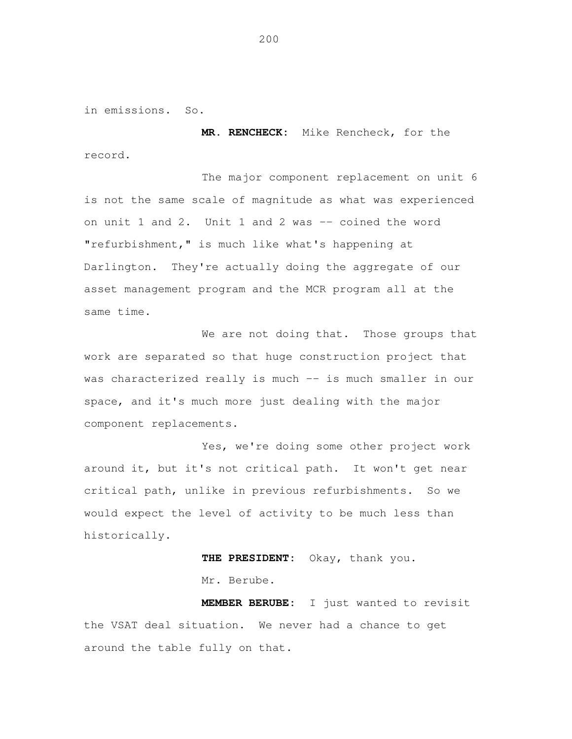in emissions. So.

**MR. RENCHECK:** Mike Rencheck, for the record.

The major component replacement on unit 6 is not the same scale of magnitude as what was experienced on unit 1 and 2. Unit 1 and 2 was -- coined the word "refurbishment," is much like what's happening at Darlington. They're actually doing the aggregate of our asset management program and the MCR program all at the same time.

We are not doing that. Those groups that work are separated so that huge construction project that was characterized really is much -- is much smaller in our space, and it's much more just dealing with the major component replacements.

Yes, we're doing some other project work around it, but it's not critical path. It won't get near critical path, unlike in previous refurbishments. So we would expect the level of activity to be much less than historically.

**THE PRESIDENT:** Okay, thank you.

Mr. Berube.

**MEMBER BERUBE:** I just wanted to revisit the VSAT deal situation. We never had a chance to get around the table fully on that.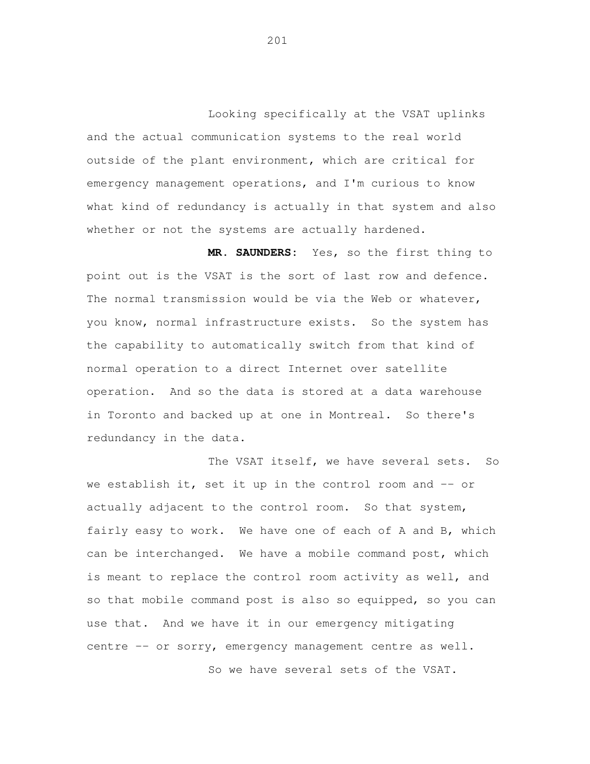Looking specifically at the VSAT uplinks and the actual communication systems to the real world outside of the plant environment, which are critical for emergency management operations, and I'm curious to know what kind of redundancy is actually in that system and also whether or not the systems are actually hardened.

**MR. SAUNDERS:** Yes, so the first thing to point out is the VSAT is the sort of last row and defence. The normal transmission would be via the Web or whatever, you know, normal infrastructure exists. So the system has the capability to automatically switch from that kind of normal operation to a direct Internet over satellite operation. And so the data is stored at a data warehouse in Toronto and backed up at one in Montreal. So there's redundancy in the data.

The VSAT itself, we have several sets. So we establish it, set it up in the control room and -- or actually adjacent to the control room. So that system, fairly easy to work. We have one of each of A and B, which can be interchanged. We have a mobile command post, which is meant to replace the control room activity as well, and so that mobile command post is also so equipped, so you can use that. And we have it in our emergency mitigating centre -- or sorry, emergency management centre as well.

So we have several sets of the VSAT.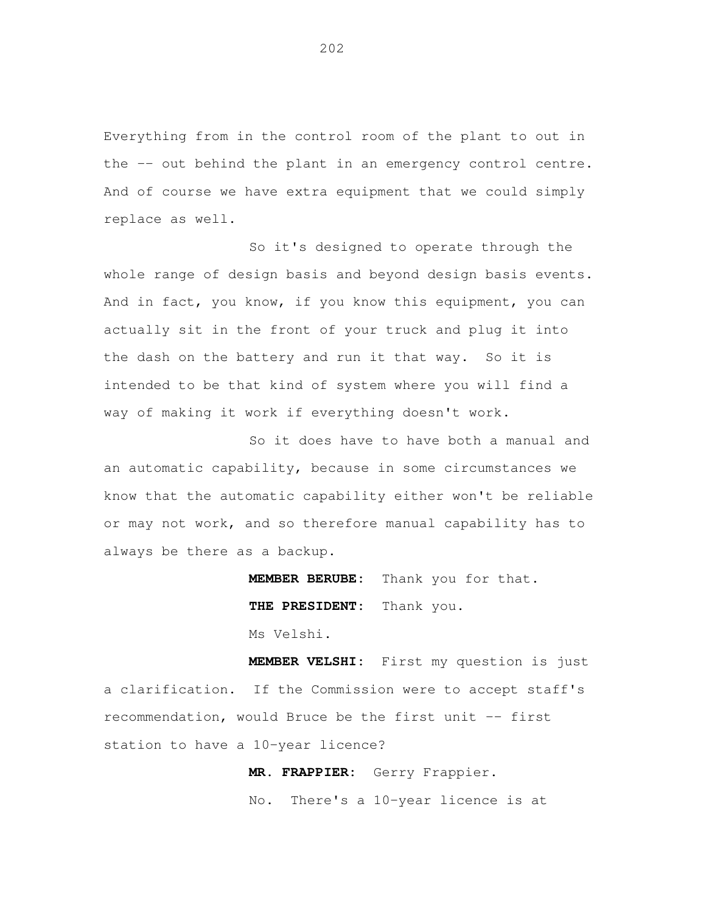Everything from in the control room of the plant to out in the -- out behind the plant in an emergency control centre. And of course we have extra equipment that we could simply replace as well.

So it's designed to operate through the whole range of design basis and beyond design basis events. And in fact, you know, if you know this equipment, you can actually sit in the front of your truck and plug it into the dash on the battery and run it that way. So it is intended to be that kind of system where you will find a way of making it work if everything doesn't work.

So it does have to have both a manual and an automatic capability, because in some circumstances we know that the automatic capability either won't be reliable or may not work, and so therefore manual capability has to always be there as a backup.

**MEMBER BERUBE:** Thank you for that.

**THE PRESIDENT:** Thank you.

Ms Velshi.

**MEMBER VELSHI:** First my question is just a clarification. If the Commission were to accept staff's recommendation, would Bruce be the first unit -- first station to have a 10-year licence?

**MR. FRAPPIER:** Gerry Frappier.

No. There's a 10-year licence is at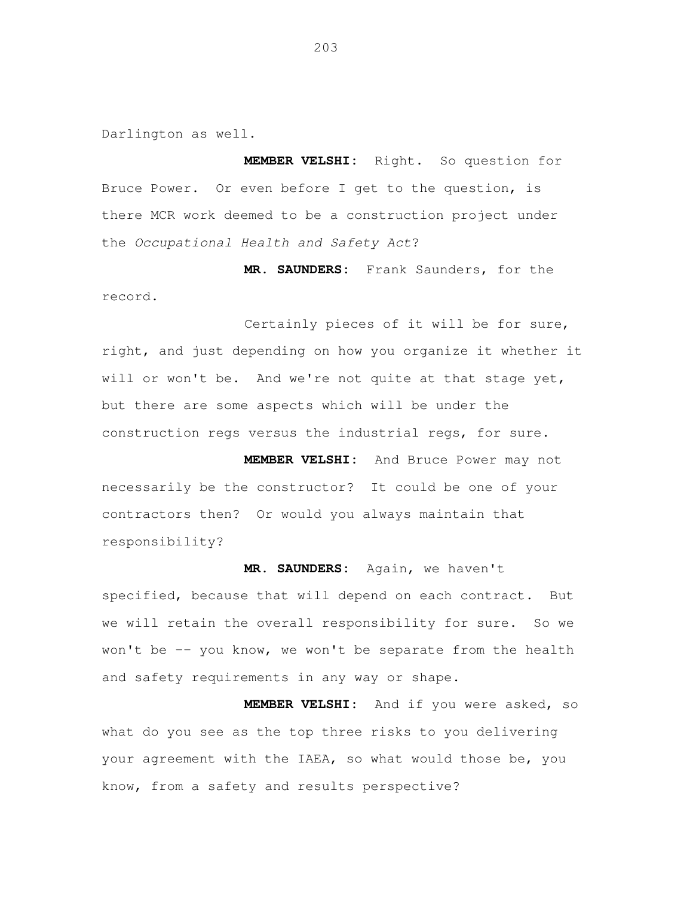Darlington as well.

**MEMBER VELSHI:** Right. So question for Bruce Power. Or even before I get to the question, is there MCR work deemed to be a construction project under the *Occupational Health and Safety Act*?

**MR. SAUNDERS:** Frank Saunders, for the record.

Certainly pieces of it will be for sure, right, and just depending on how you organize it whether it will or won't be. And we're not quite at that stage yet, but there are some aspects which will be under the construction regs versus the industrial regs, for sure.

**MEMBER VELSHI:** And Bruce Power may not necessarily be the constructor? It could be one of your contractors then? Or would you always maintain that responsibility?

**MR. SAUNDERS:** Again, we haven't specified, because that will depend on each contract. But we will retain the overall responsibility for sure. So we won't be -- you know, we won't be separate from the health and safety requirements in any way or shape.

**MEMBER VELSHI:** And if you were asked, so what do you see as the top three risks to you delivering your agreement with the IAEA, so what would those be, you know, from a safety and results perspective?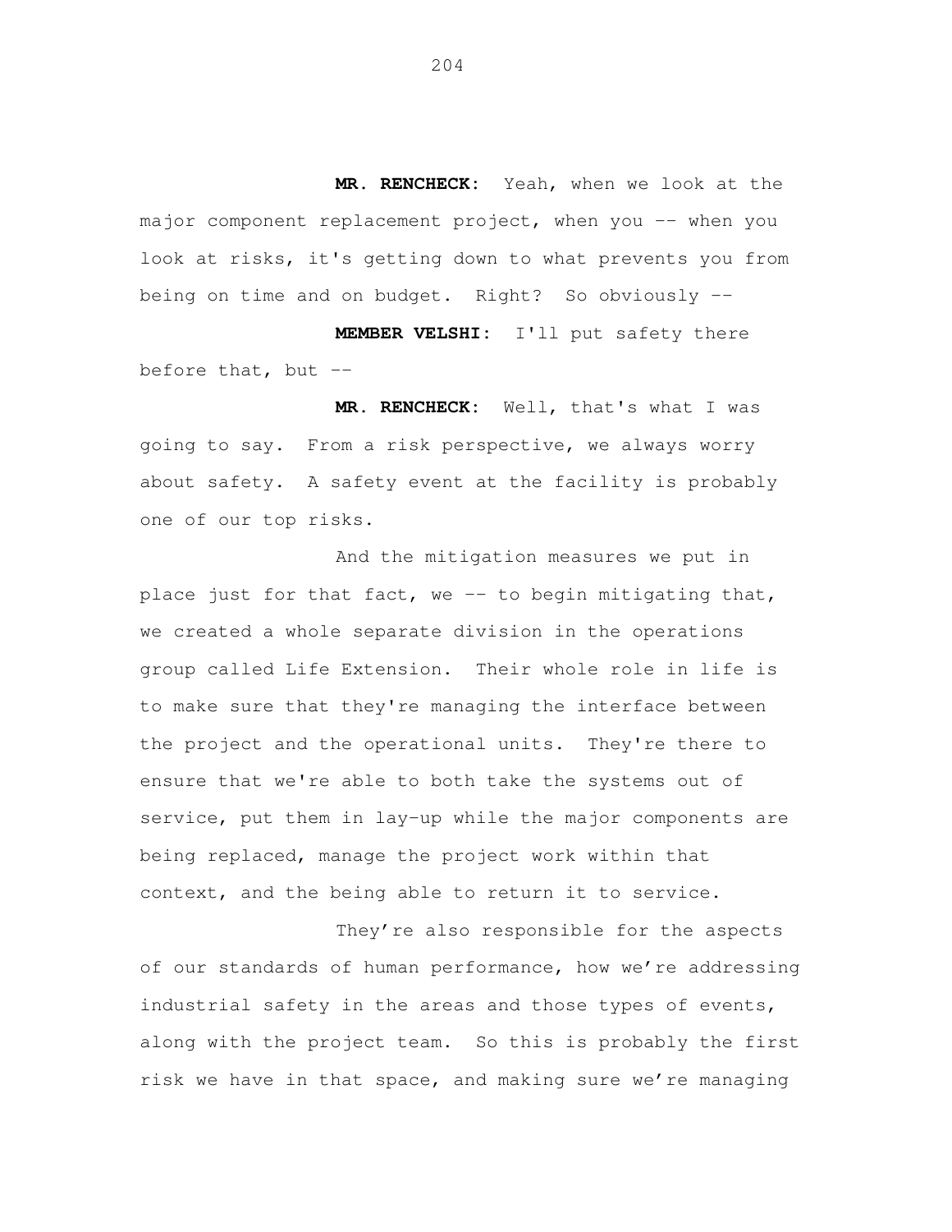**MR. RENCHECK:** Yeah, when we look at the major component replacement project, when you -- when you look at risks, it's getting down to what prevents you from being on time and on budget. Right? So obviously --

**MEMBER VELSHI:** I'll put safety there before that, but --

**MR. RENCHECK:** Well, that's what I was going to say. From a risk perspective, we always worry about safety. A safety event at the facility is probably one of our top risks.

And the mitigation measures we put in place just for that fact, we -- to begin mitigating that, we created a whole separate division in the operations group called Life Extension. Their whole role in life is to make sure that they're managing the interface between the project and the operational units. They're there to ensure that we're able to both take the systems out of service, put them in lay-up while the major components are being replaced, manage the project work within that context, and the being able to return it to service.

They're also responsible for the aspects of our standards of human performance, how we're addressing industrial safety in the areas and those types of events, along with the project team. So this is probably the first risk we have in that space, and making sure we're managing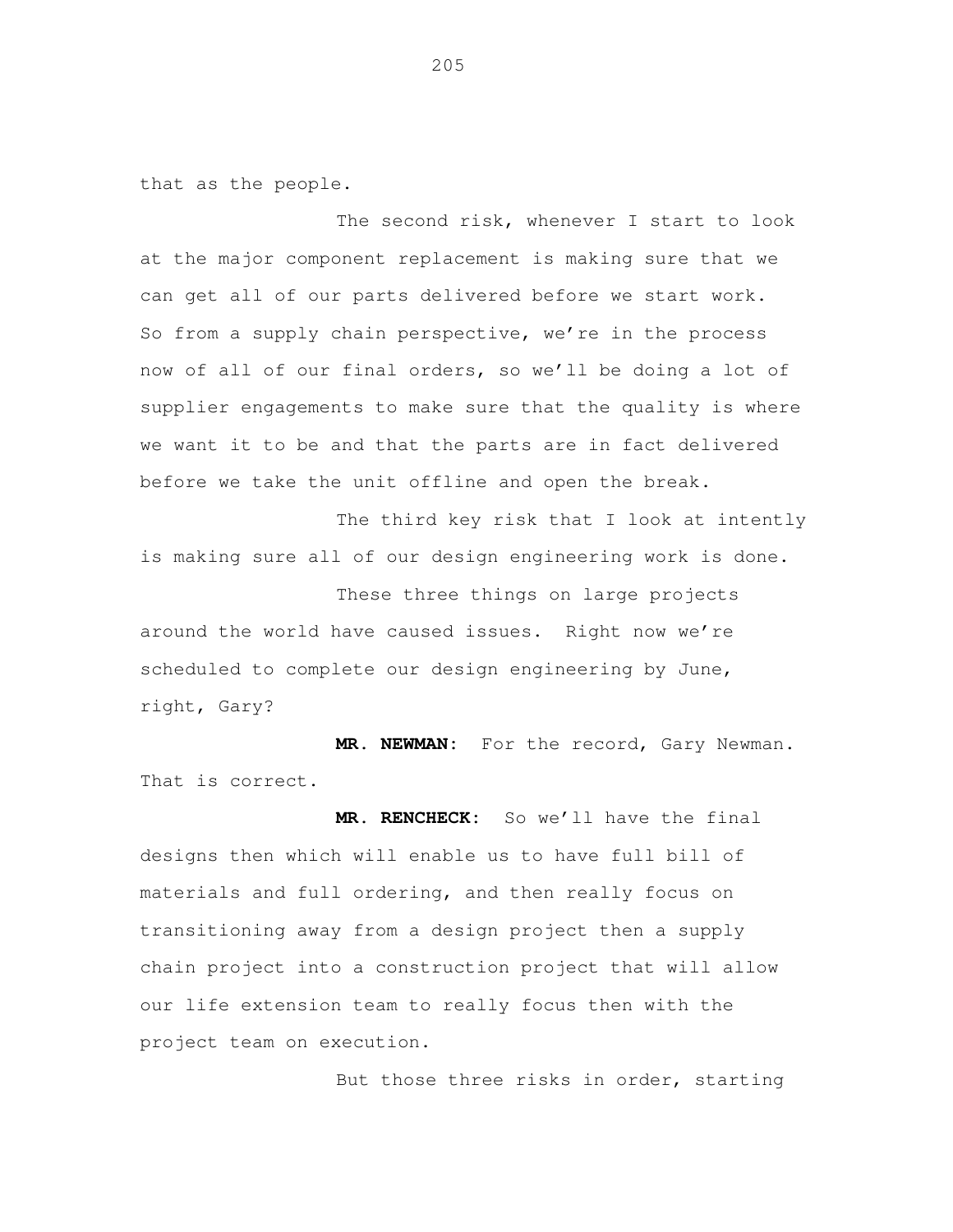that as the people.

The second risk, whenever I start to look at the major component replacement is making sure that we can get all of our parts delivered before we start work. So from a supply chain perspective, we're in the process now of all of our final orders, so we'll be doing a lot of supplier engagements to make sure that the quality is where we want it to be and that the parts are in fact delivered before we take the unit offline and open the break.

The third key risk that I look at intently is making sure all of our design engineering work is done.

These three things on large projects around the world have caused issues. Right now we're scheduled to complete our design engineering by June, right, Gary?

**MR. NEWMAN:** For the record, Gary Newman. That is correct.

**MR. RENCHECK:** So we'll have the final designs then which will enable us to have full bill of materials and full ordering, and then really focus on transitioning away from a design project then a supply chain project into a construction project that will allow our life extension team to really focus then with the project team on execution.

But those three risks in order, starting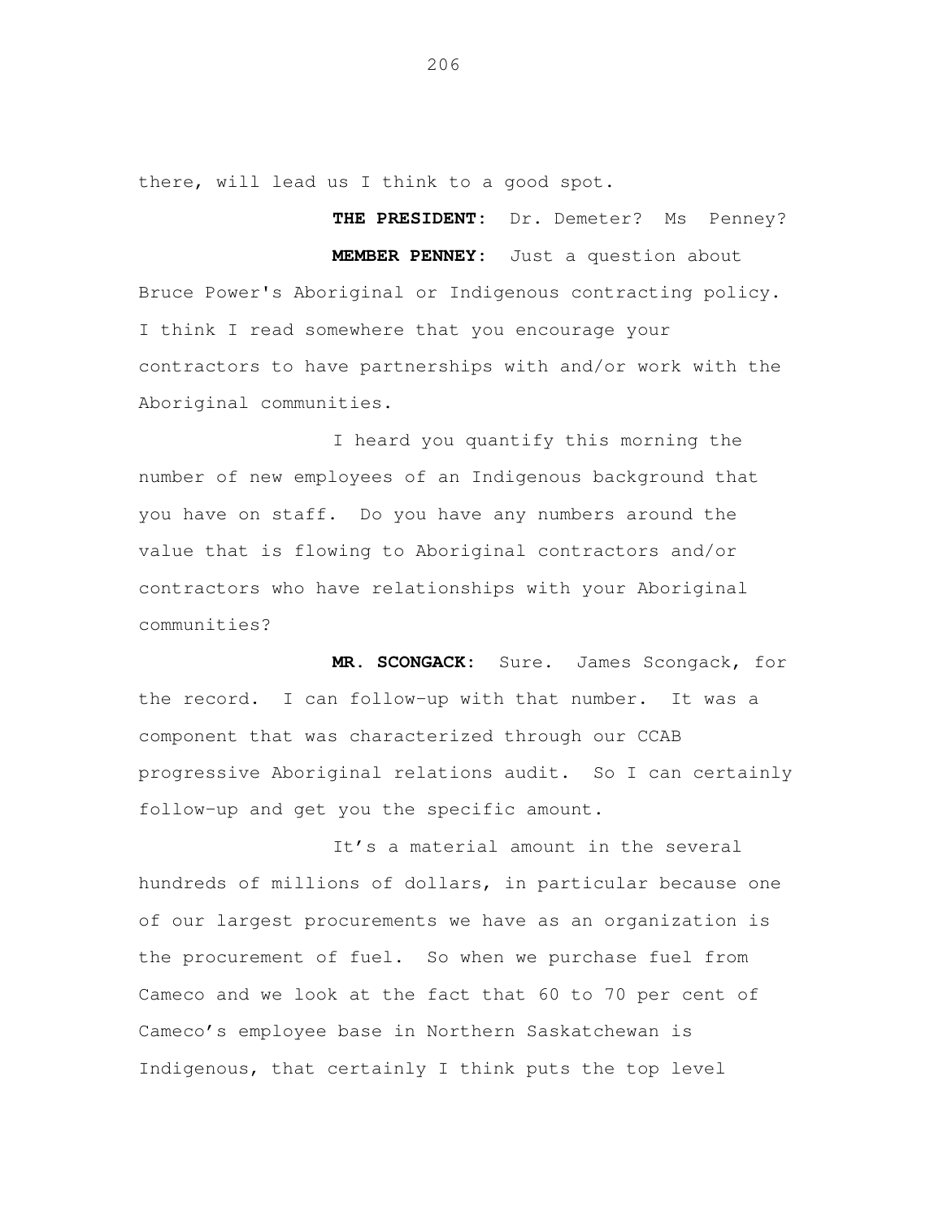there, will lead us I think to a good spot.

**THE PRESIDENT:** Dr. Demeter? Ms Penney?

**MEMBER PENNEY:** Just a question about Bruce Power's Aboriginal or Indigenous contracting policy. I think I read somewhere that you encourage your contractors to have partnerships with and/or work with the Aboriginal communities.

I heard you quantify this morning the number of new employees of an Indigenous background that you have on staff. Do you have any numbers around the value that is flowing to Aboriginal contractors and/or contractors who have relationships with your Aboriginal communities?

**MR. SCONGACK:** Sure. James Scongack, for the record. I can follow-up with that number. It was a component that was characterized through our CCAB progressive Aboriginal relations audit. So I can certainly follow-up and get you the specific amount.

It's a material amount in the several hundreds of millions of dollars, in particular because one of our largest procurements we have as an organization is the procurement of fuel. So when we purchase fuel from Cameco and we look at the fact that 60 to 70 per cent of Cameco's employee base in Northern Saskatchewan is Indigenous, that certainly I think puts the top level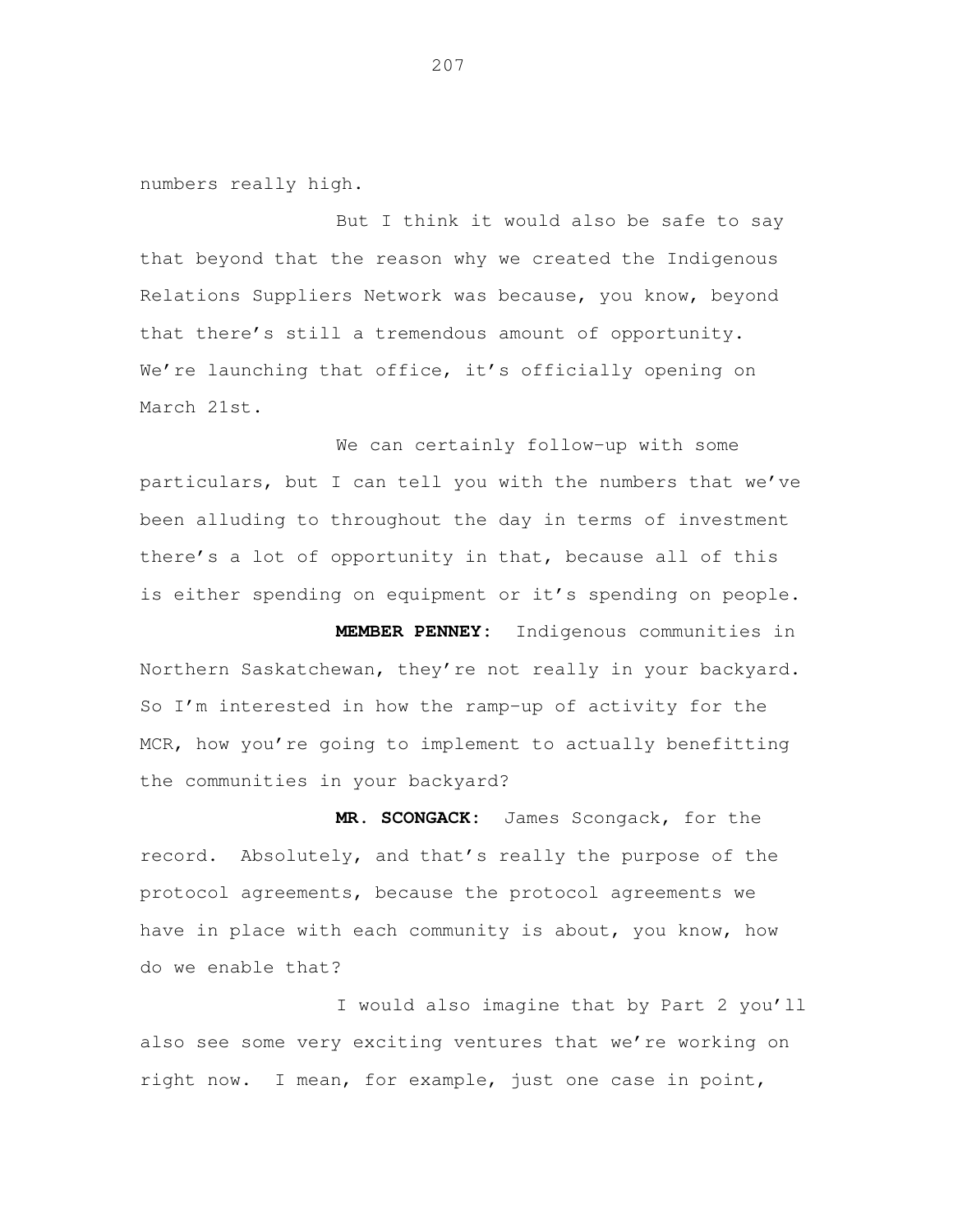numbers really high.

But I think it would also be safe to say that beyond that the reason why we created the Indigenous Relations Suppliers Network was because, you know, beyond that there's still a tremendous amount of opportunity. We're launching that office, it's officially opening on March 21st.

We can certainly follow-up with some particulars, but I can tell you with the numbers that we've been alluding to throughout the day in terms of investment there's a lot of opportunity in that, because all of this is either spending on equipment or it's spending on people.

**MEMBER PENNEY:** Indigenous communities in Northern Saskatchewan, they're not really in your backyard. So I'm interested in how the ramp-up of activity for the MCR, how you're going to implement to actually benefitting the communities in your backyard?

**MR. SCONGACK:** James Scongack, for the record. Absolutely, and that's really the purpose of the protocol agreements, because the protocol agreements we have in place with each community is about, you know, how do we enable that?

I would also imagine that by Part 2 you'll also see some very exciting ventures that we're working on right now. I mean, for example, just one case in point,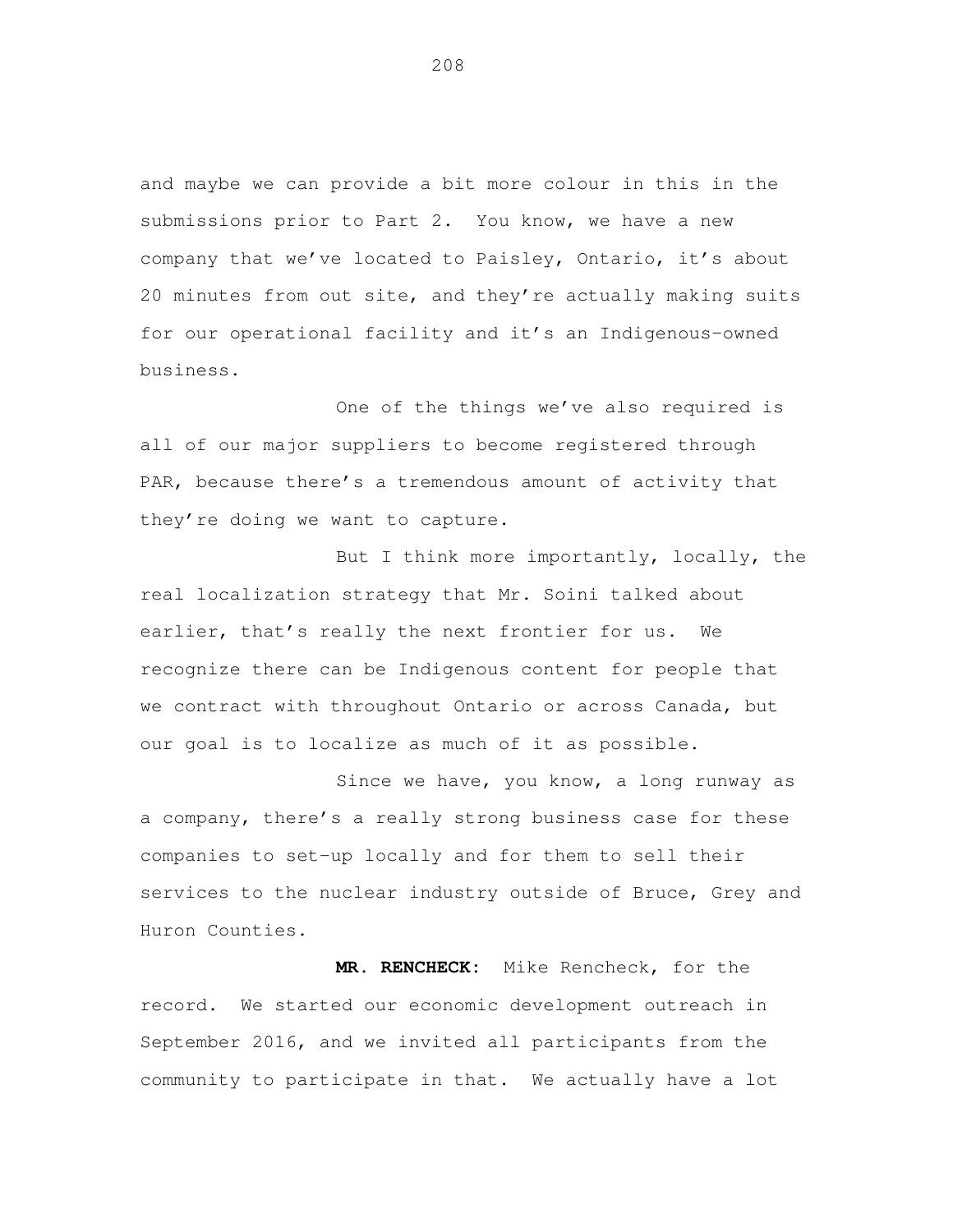and maybe we can provide a bit more colour in this in the submissions prior to Part 2. You know, we have a new company that we've located to Paisley, Ontario, it's about 20 minutes from out site, and they're actually making suits for our operational facility and it's an Indigenous-owned business.

One of the things we've also required is all of our major suppliers to become registered through PAR, because there's a tremendous amount of activity that they're doing we want to capture.

But I think more importantly, locally, the real localization strategy that Mr. Soini talked about earlier, that's really the next frontier for us. We recognize there can be Indigenous content for people that we contract with throughout Ontario or across Canada, but our goal is to localize as much of it as possible.

Since we have, you know, a long runway as a company, there's a really strong business case for these companies to set-up locally and for them to sell their services to the nuclear industry outside of Bruce, Grey and Huron Counties.

**MR. RENCHECK:** Mike Rencheck, for the record. We started our economic development outreach in September 2016, and we invited all participants from the community to participate in that. We actually have a lot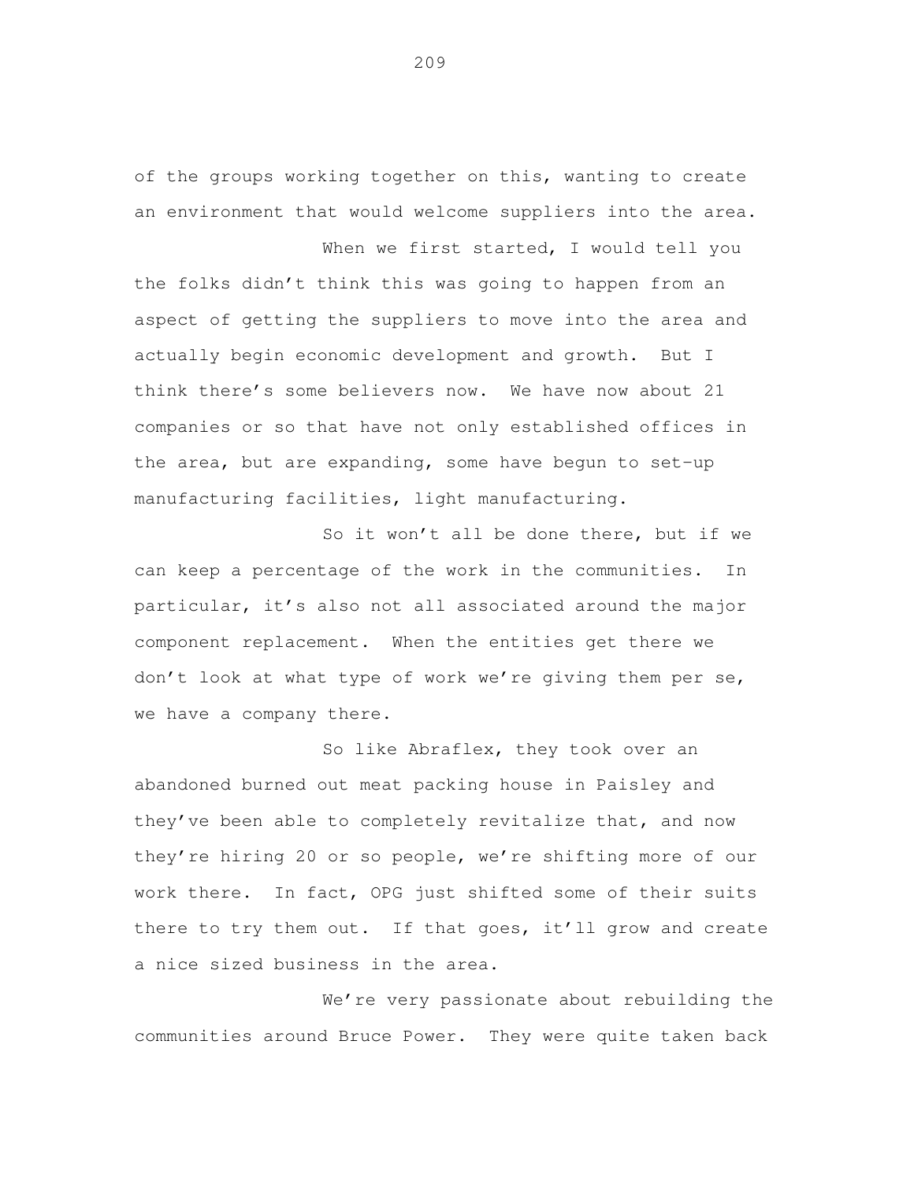of the groups working together on this, wanting to create an environment that would welcome suppliers into the area.

When we first started, I would tell you the folks didn't think this was going to happen from an aspect of getting the suppliers to move into the area and actually begin economic development and growth. But I think there's some believers now. We have now about 21 companies or so that have not only established offices in the area, but are expanding, some have begun to set-up manufacturing facilities, light manufacturing.

So it won't all be done there, but if we can keep a percentage of the work in the communities. In particular, it's also not all associated around the major component replacement. When the entities get there we don't look at what type of work we're giving them per se, we have a company there.

So like Abraflex, they took over an abandoned burned out meat packing house in Paisley and they've been able to completely revitalize that, and now they're hiring 20 or so people, we're shifting more of our work there. In fact, OPG just shifted some of their suits there to try them out. If that goes, it'll grow and create a nice sized business in the area.

We're very passionate about rebuilding the communities around Bruce Power. They were quite taken back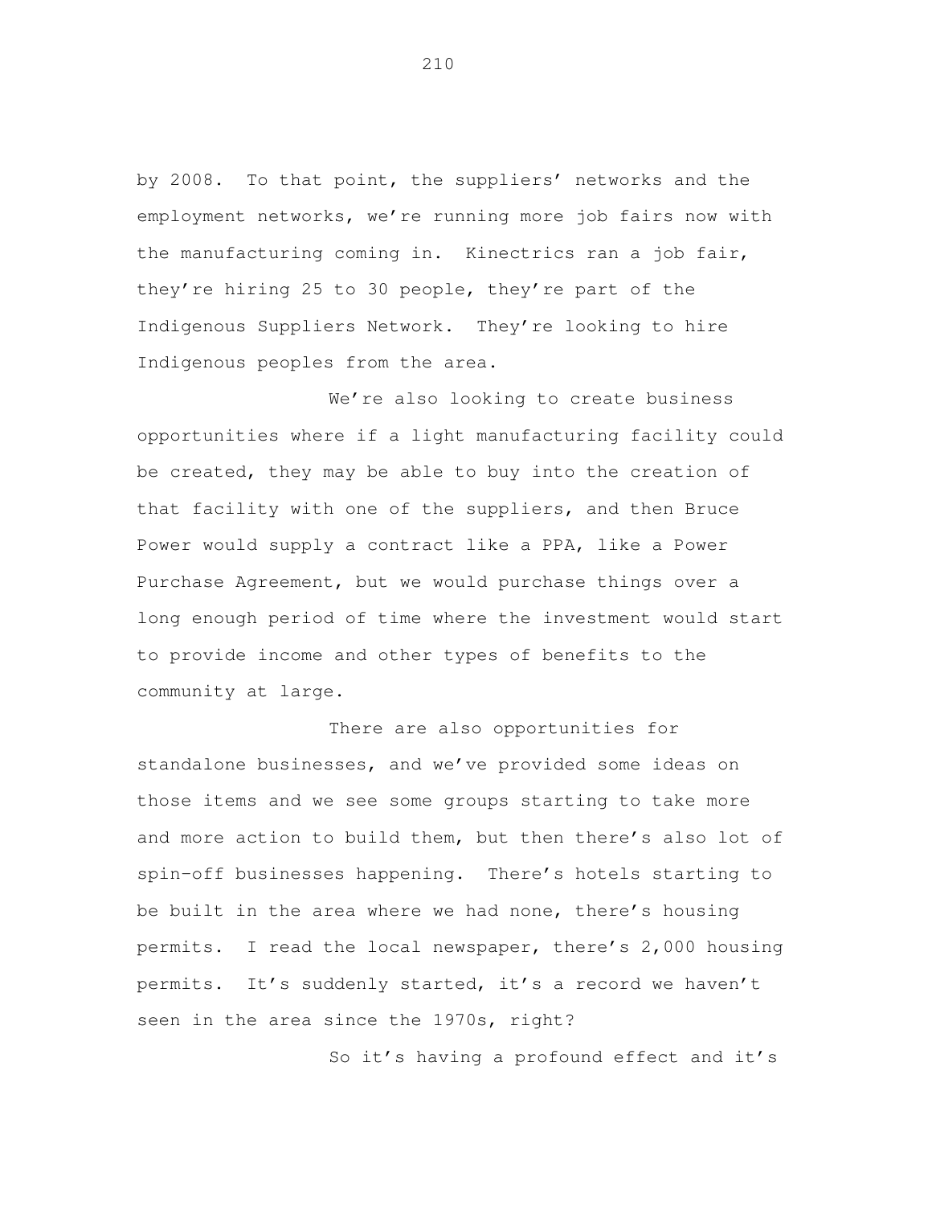by 2008. To that point, the suppliers' networks and the employment networks, we're running more job fairs now with the manufacturing coming in. Kinectrics ran a job fair, they're hiring 25 to 30 people, they're part of the Indigenous Suppliers Network. They're looking to hire Indigenous peoples from the area.

We're also looking to create business opportunities where if a light manufacturing facility could be created, they may be able to buy into the creation of that facility with one of the suppliers, and then Bruce Power would supply a contract like a PPA, like a Power Purchase Agreement, but we would purchase things over a long enough period of time where the investment would start to provide income and other types of benefits to the community at large.

There are also opportunities for standalone businesses, and we've provided some ideas on those items and we see some groups starting to take more and more action to build them, but then there's also lot of spin-off businesses happening. There's hotels starting to be built in the area where we had none, there's housing permits. I read the local newspaper, there's 2,000 housing permits. It's suddenly started, it's a record we haven't seen in the area since the 1970s, right?

So it's having a profound effect and it's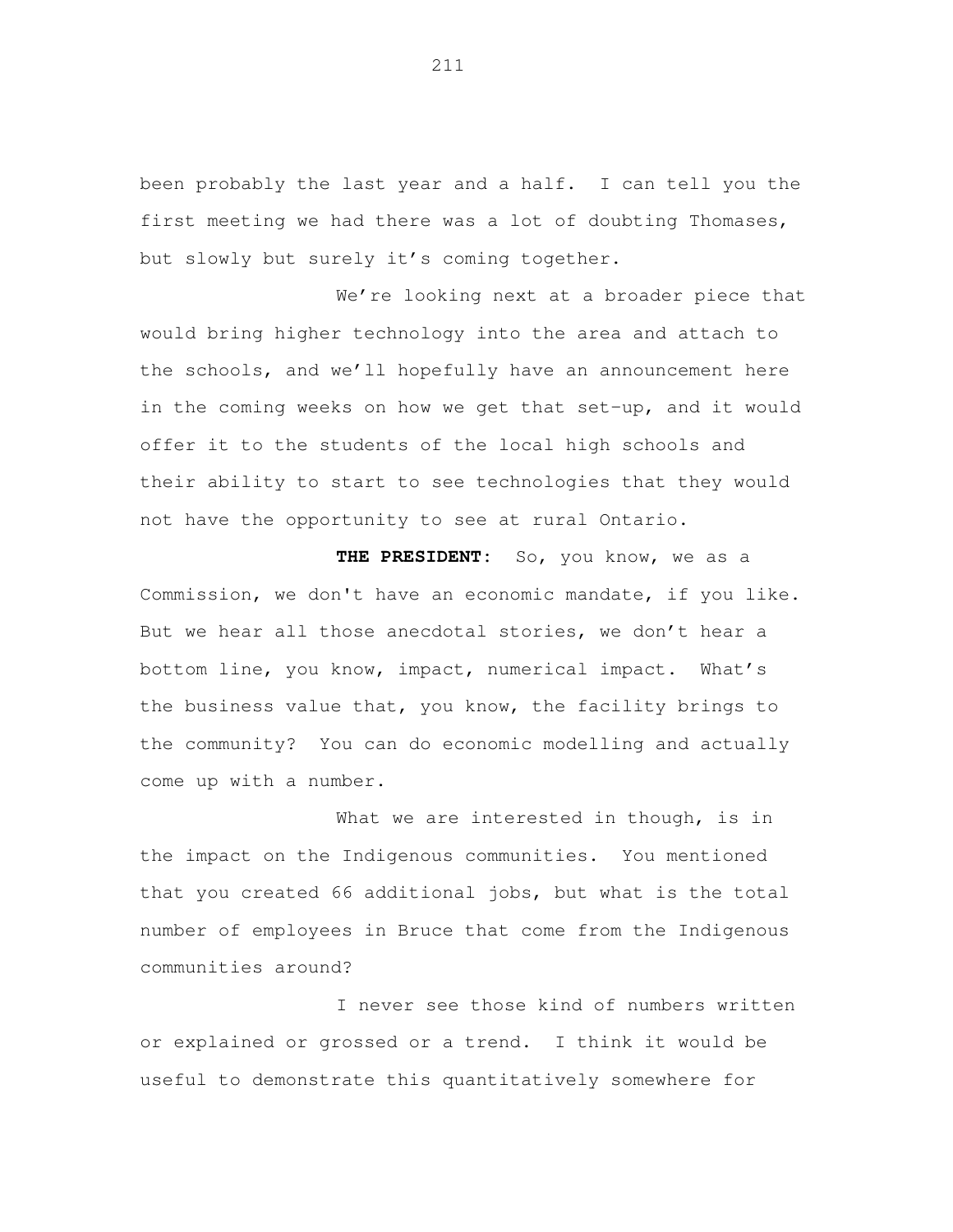been probably the last year and a half. I can tell you the first meeting we had there was a lot of doubting Thomases, but slowly but surely it’s coming together.

We’re looking next at a broader piece that would bring higher technology into the area and attach to the schools, and we’ll hopefully have an announcement here in the coming weeks on how we get that set-up, and it would offer it to the students of the local high schools and their ability to start to see technologies that they would not have the opportunity to see at rural Ontario.

**THE PRESIDENT:** So, you know, we as a Commission, we don't have an economic mandate, if you like. But we hear all those anecdotal stories, we don’t hear a bottom line, you know, impact, numerical impact. What’s the business value that, you know, the facility brings to the community? You can do economic modelling and actually come up with a number.

What we are interested in though, is in the impact on the Indigenous communities. You mentioned that you created 66 additional jobs, but what is the total number of employees in Bruce that come from the Indigenous communities around?

I never see those kind of numbers written or explained or grossed or a trend. I think it would be useful to demonstrate this quantitatively somewhere for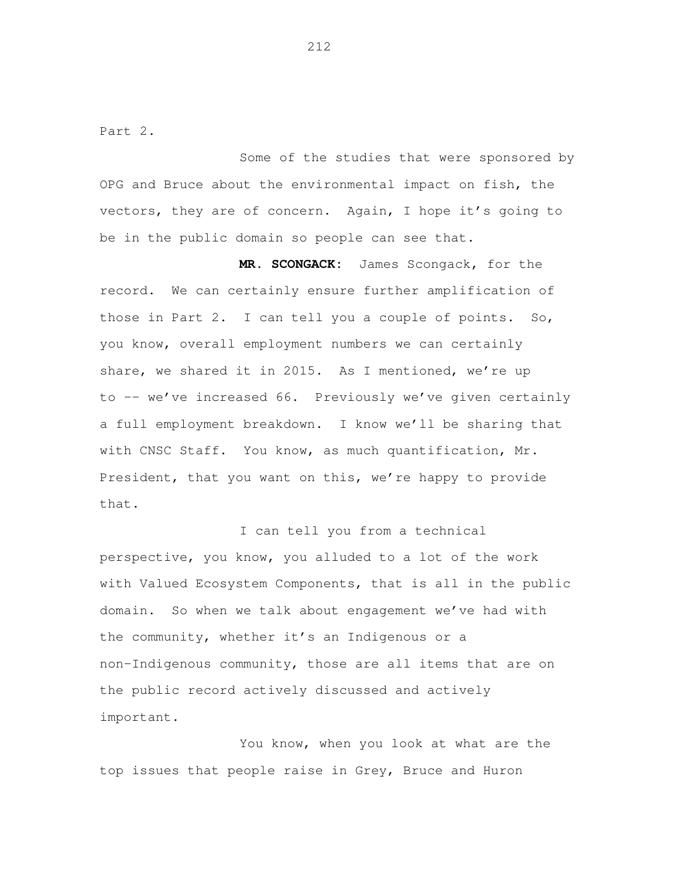Part 2.

Some of the studies that were sponsored by OPG and Bruce about the environmental impact on fish, the vectors, they are of concern. Again, I hope it's going to be in the public domain so people can see that.

**MR. SCONGACK:** James Scongack, for the record. We can certainly ensure further amplification of those in Part 2. I can tell you a couple of points. So, you know, overall employment numbers we can certainly share, we shared it in 2015. As I mentioned, we're up to -- we've increased 66. Previously we've given certainly a full employment breakdown. I know we'll be sharing that with CNSC Staff. You know, as much quantification, Mr. President, that you want on this, we're happy to provide that.

I can tell you from a technical perspective, you know, you alluded to a lot of the work with Valued Ecosystem Components, that is all in the public domain. So when we talk about engagement we've had with the community, whether it's an Indigenous or a non-Indigenous community, those are all items that are on the public record actively discussed and actively important.

You know, when you look at what are the top issues that people raise in Grey, Bruce and Huron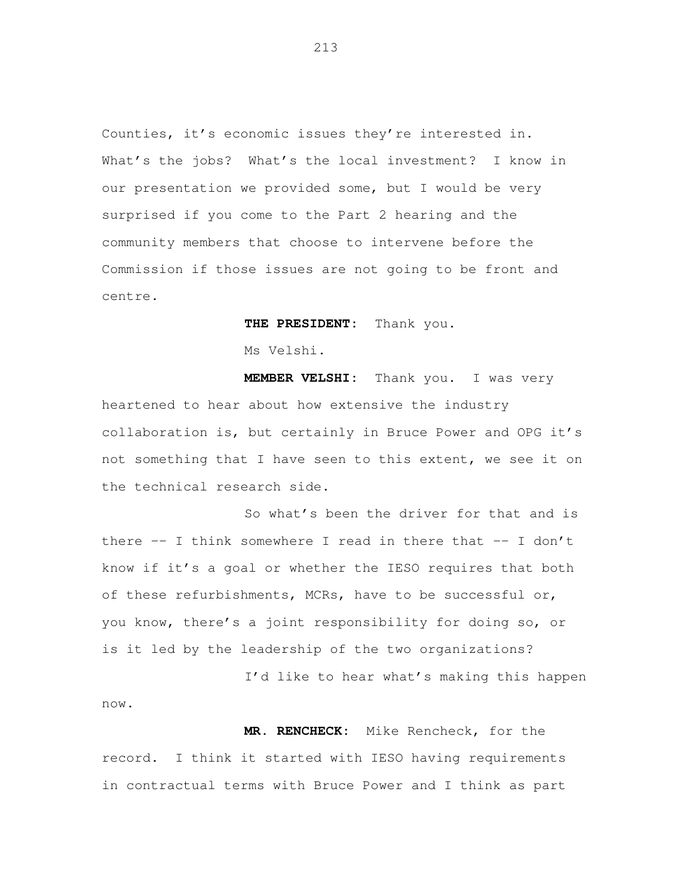Counties, it's economic issues they're interested in. What's the jobs? What's the local investment? I know in our presentation we provided some, but I would be very surprised if you come to the Part 2 hearing and the community members that choose to intervene before the Commission if those issues are not going to be front and centre.

**THE PRESIDENT:** Thank you.

Ms Velshi.

**MEMBER VELSHI:** Thank you. I was very heartened to hear about how extensive the industry collaboration is, but certainly in Bruce Power and OPG it's not something that I have seen to this extent, we see it on the technical research side.

So what's been the driver for that and is there -- I think somewhere I read in there that -- I don't know if it's a goal or whether the IESO requires that both of these refurbishments, MCRs, have to be successful or, you know, there's a joint responsibility for doing so, or is it led by the leadership of the two organizations?

I'd like to hear what's making this happen now.

**MR. RENCHECK:** Mike Rencheck, for the record. I think it started with IESO having requirements in contractual terms with Bruce Power and I think as part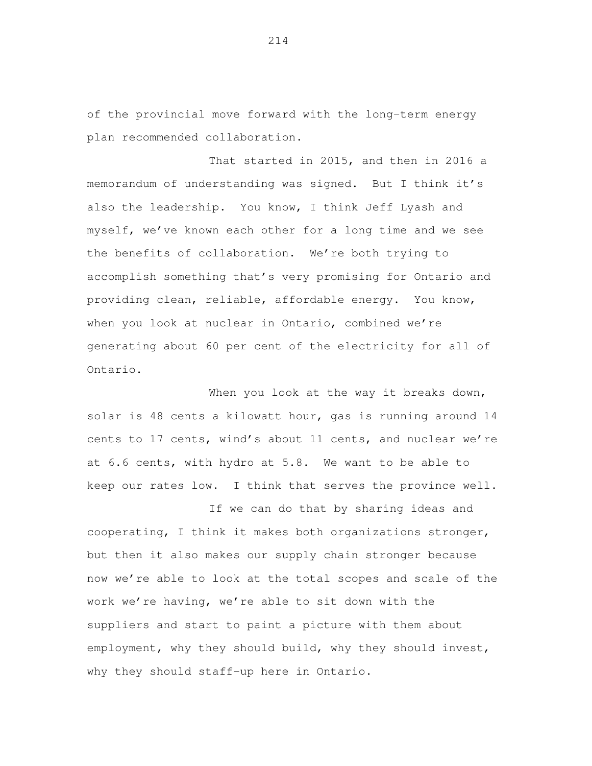of the provincial move forward with the long-term energy plan recommended collaboration.

That started in 2015, and then in 2016 a memorandum of understanding was signed. But I think it's also the leadership. You know, I think Jeff Lyash and myself, we've known each other for a long time and we see the benefits of collaboration. We're both trying to accomplish something that's very promising for Ontario and providing clean, reliable, affordable energy. You know, when you look at nuclear in Ontario, combined we're generating about 60 per cent of the electricity for all of Ontario.

When you look at the way it breaks down, solar is 48 cents a kilowatt hour, gas is running around 14 cents to 17 cents, wind's about 11 cents, and nuclear we're at 6.6 cents, with hydro at 5.8. We want to be able to keep our rates low. I think that serves the province well.

If we can do that by sharing ideas and cooperating, I think it makes both organizations stronger, but then it also makes our supply chain stronger because now we're able to look at the total scopes and scale of the work we're having, we're able to sit down with the suppliers and start to paint a picture with them about employment, why they should build, why they should invest, why they should staff-up here in Ontario.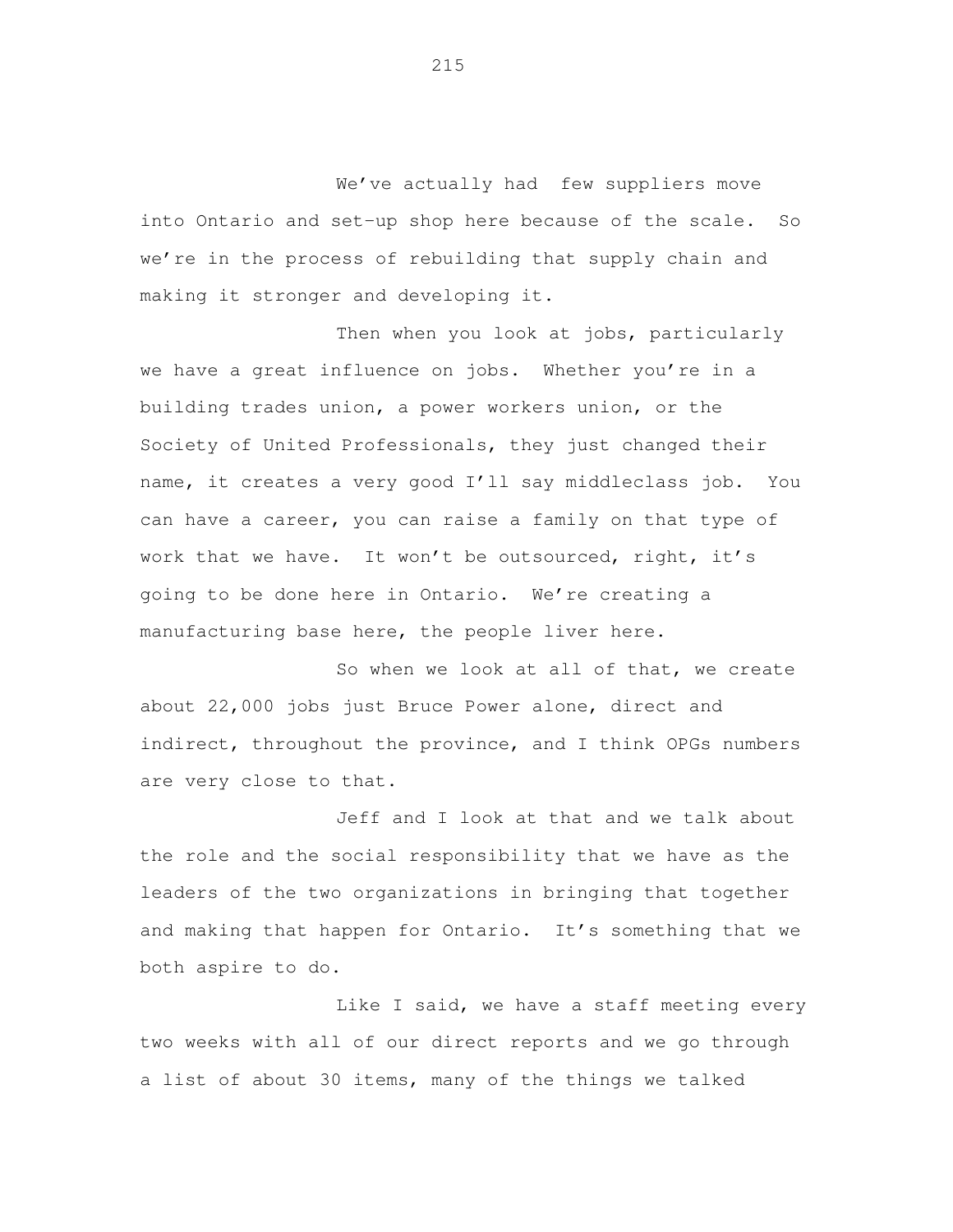We've actually had  few suppliers move into Ontario and set-up shop here because of the scale.  So we're in the process of rebuilding that supply chain and making it stronger and developing it.

Then when you look at jobs, particularly we have a great influence on jobs.  Whether you're in a building trades union, a power workers union, or the Society of United Professionals, they just changed their name, it creates a very good I'll say middleclass job.  You can have a career, you can raise a family on that type of work that we have.  It won't be outsourced, right, it's going to be done here in Ontario.  We're creating a manufacturing base here, the people liver here.

So when we look at all of that, we create about 22,000 jobs just Bruce Power alone, direct and indirect, throughout the province, and I think OPGs numbers are very close to that.

Jeff and I look at that and we talk about the role and the social responsibility that we have as the leaders of the two organizations in bringing that together and making that happen for Ontario.  It's something that we both aspire to do.

Like I said, we have a staff meeting every two weeks with all of our direct reports and we go through a list of about 30 items, many of the things we talked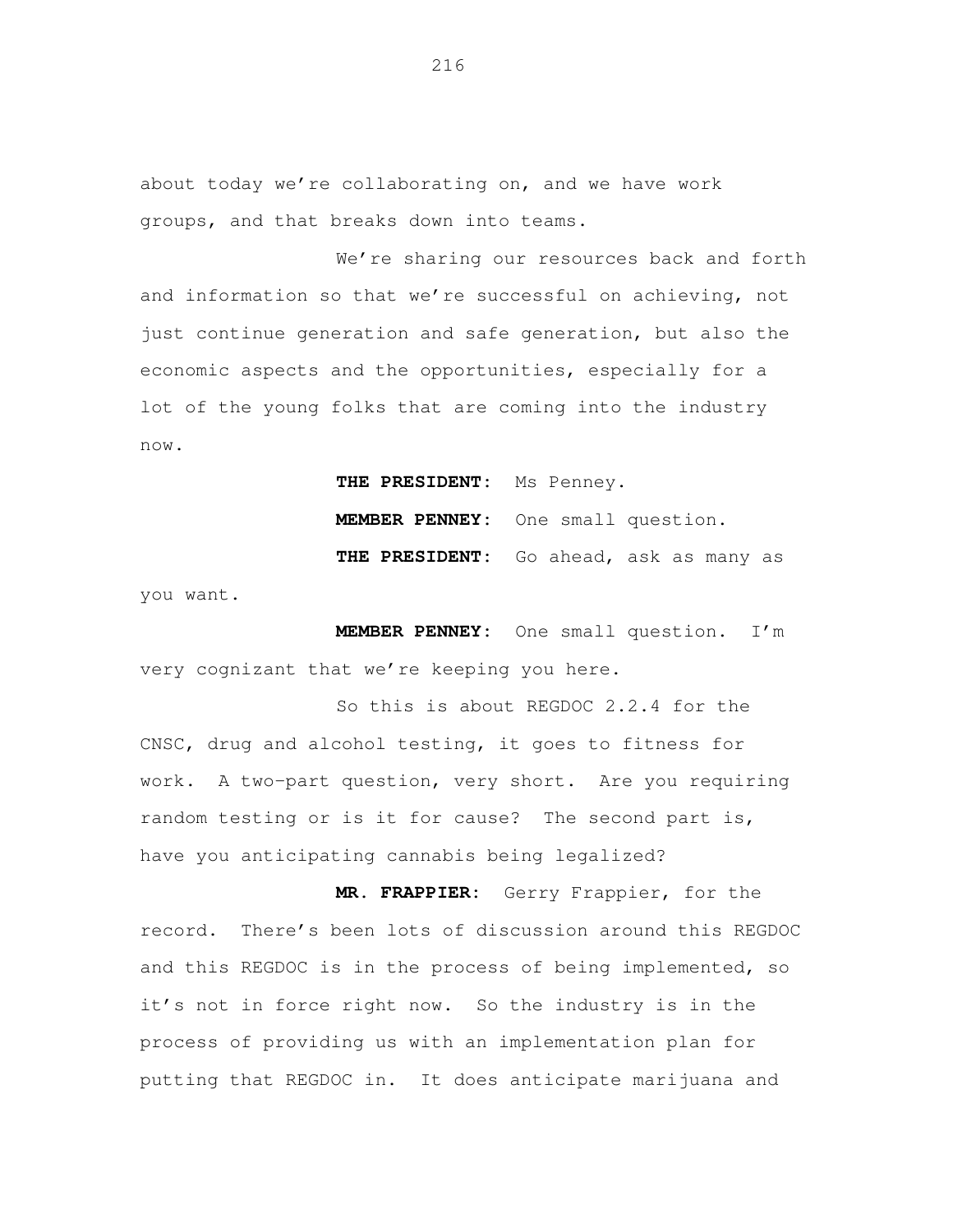about today we're collaborating on, and we have work groups, and that breaks down into teams.

We're sharing our resources back and forth and information so that we're successful on achieving, not just continue generation and safe generation, but also the economic aspects and the opportunities, especially for a lot of the young folks that are coming into the industry now.

**THE PRESIDENT:** Ms Penney.

**MEMBER PENNEY:** One small question.

**THE PRESIDENT:** Go ahead, ask as many as you want.

**MEMBER PENNEY:** One small question. I'm very cognizant that we're keeping you here.

So this is about REGDOC 2.2.4 for the CNSC, drug and alcohol testing, it goes to fitness for work. A two-part question, very short. Are you requiring random testing or is it for cause? The second part is, have you anticipating cannabis being legalized?

**MR. FRAPPIER:** Gerry Frappier, for the record. There's been lots of discussion around this REGDOC and this REGDOC is in the process of being implemented, so it's not in force right now. So the industry is in the process of providing us with an implementation plan for putting that REGDOC in. It does anticipate marijuana and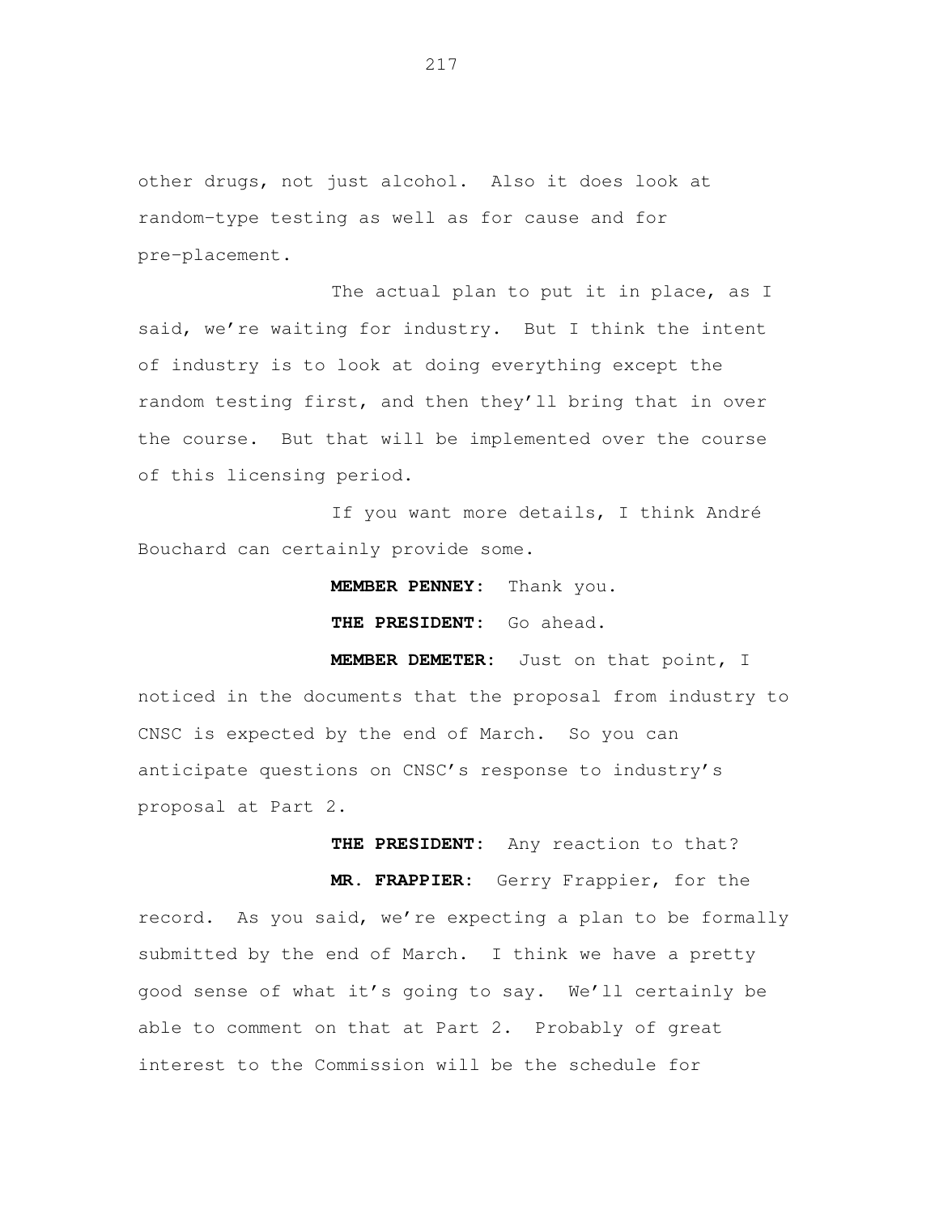other drugs, not just alcohol. Also it does look at random-type testing as well as for cause and for pre-placement.

The actual plan to put it in place, as I said, we're waiting for industry. But I think the intent of industry is to look at doing everything except the random testing first, and then they'll bring that in over the course. But that will be implemented over the course of this licensing period.

If you want more details, I think André Bouchard can certainly provide some.

**MEMBER PENNEY:** Thank you.

**THE PRESIDENT:** Go ahead.

**MEMBER DEMETER:** Just on that point, I noticed in the documents that the proposal from industry to CNSC is expected by the end of March. So you can anticipate questions on CNSC's response to industry's proposal at Part 2.

**THE PRESIDENT:** Any reaction to that?

**MR. FRAPPIER:** Gerry Frappier, for the record. As you said, we're expecting a plan to be formally submitted by the end of March. I think we have a pretty good sense of what it's going to say. We'll certainly be able to comment on that at Part 2. Probably of great interest to the Commission will be the schedule for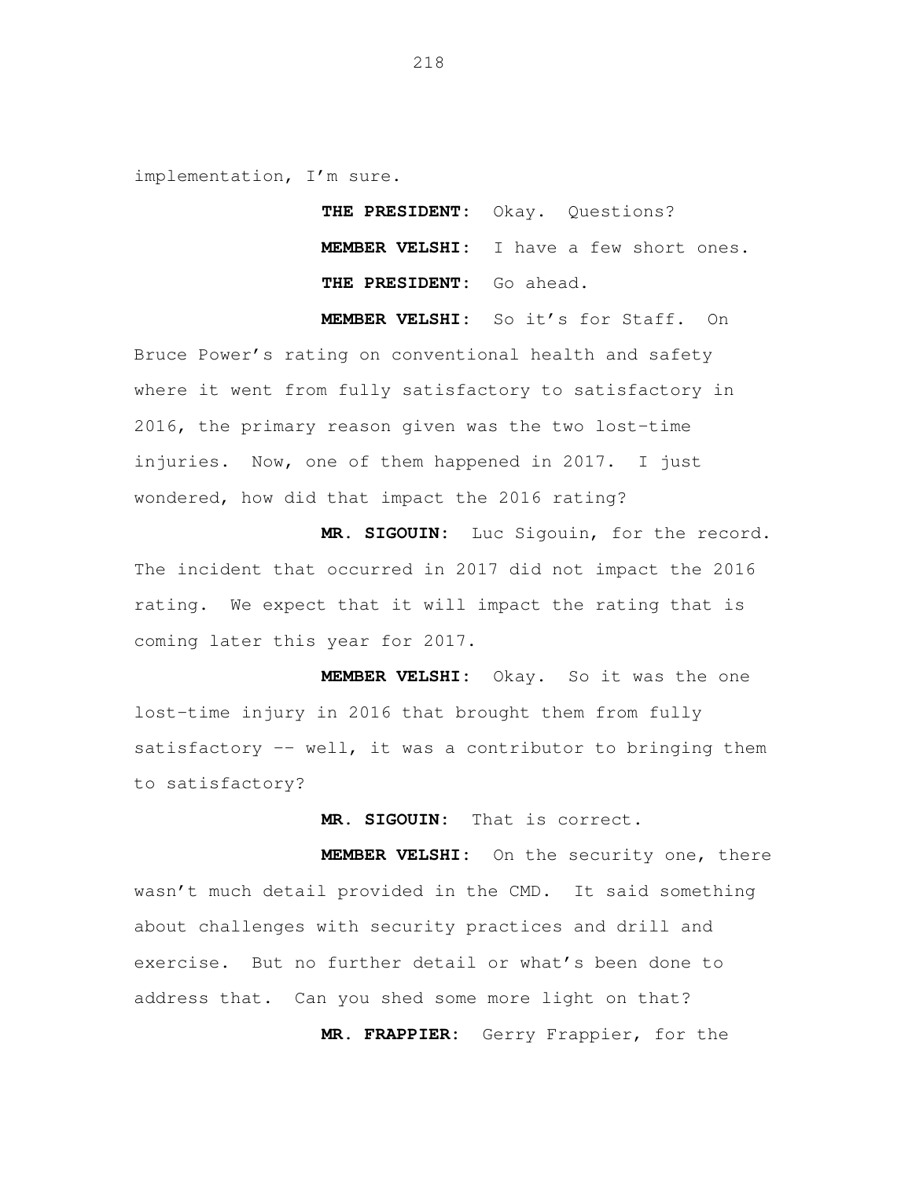implementation, I'm sure.

**THE PRESIDENT:** Okay. Questions?

**MEMBER VELSHI:** I have a few short ones.

**THE PRESIDENT:** Go ahead.

**MEMBER VELSHI:** So it's for Staff. On Bruce Power's rating on conventional health and safety where it went from fully satisfactory to satisfactory in 2016, the primary reason given was the two lost-time injuries. Now, one of them happened in 2017. I just wondered, how did that impact the 2016 rating?

**MR. SIGOUIN:** Luc Sigouin, for the record. The incident that occurred in 2017 did not impact the 2016 rating. We expect that it will impact the rating that is coming later this year for 2017.

**MEMBER VELSHI:** Okay. So it was the one lost-time injury in 2016 that brought them from fully satisfactory -- well, it was a contributor to bringing them to satisfactory?

**MR. SIGOUIN:** That is correct.

**MEMBER VELSHI:** On the security one, there wasn't much detail provided in the CMD. It said something about challenges with security practices and drill and exercise. But no further detail or what's been done to address that. Can you shed some more light on that?

**MR. FRAPPIER:** Gerry Frappier, for the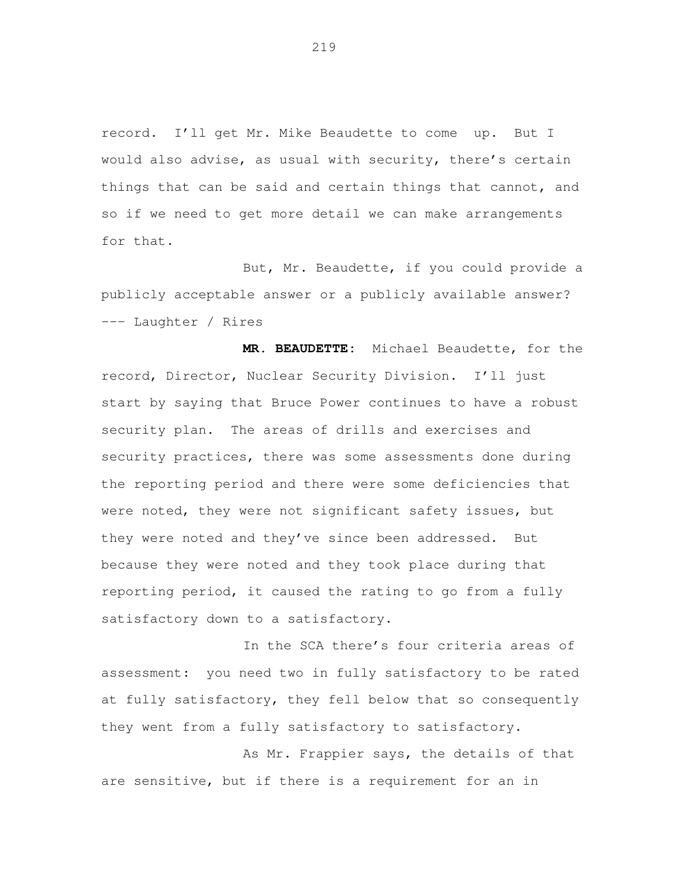record. I'll get Mr. Mike Beaudette to come up. But I would also advise, as usual with security, there's certain things that can be said and certain things that cannot, and so if we need to get more detail we can make arrangements for that.

But, Mr. Beaudette, if you could provide a publicly acceptable answer or a publicly available answer?

--- Laughter / Rires

**MR. BEAUDETTE:** Michael Beaudette, for the record, Director, Nuclear Security Division. I'll just start by saying that Bruce Power continues to have a robust security plan. The areas of drills and exercises and security practices, there was some assessments done during the reporting period and there were some deficiencies that were noted, they were not significant safety issues, but they were noted and they've since been addressed. But because they were noted and they took place during that reporting period, it caused the rating to go from a fully satisfactory down to a satisfactory.

In the SCA there's four criteria areas of assessment: you need two in fully satisfactory to be rated at fully satisfactory, they fell below that so consequently they went from a fully satisfactory to satisfactory.

As Mr. Frappier says, the details of that are sensitive, but if there is a requirement for an in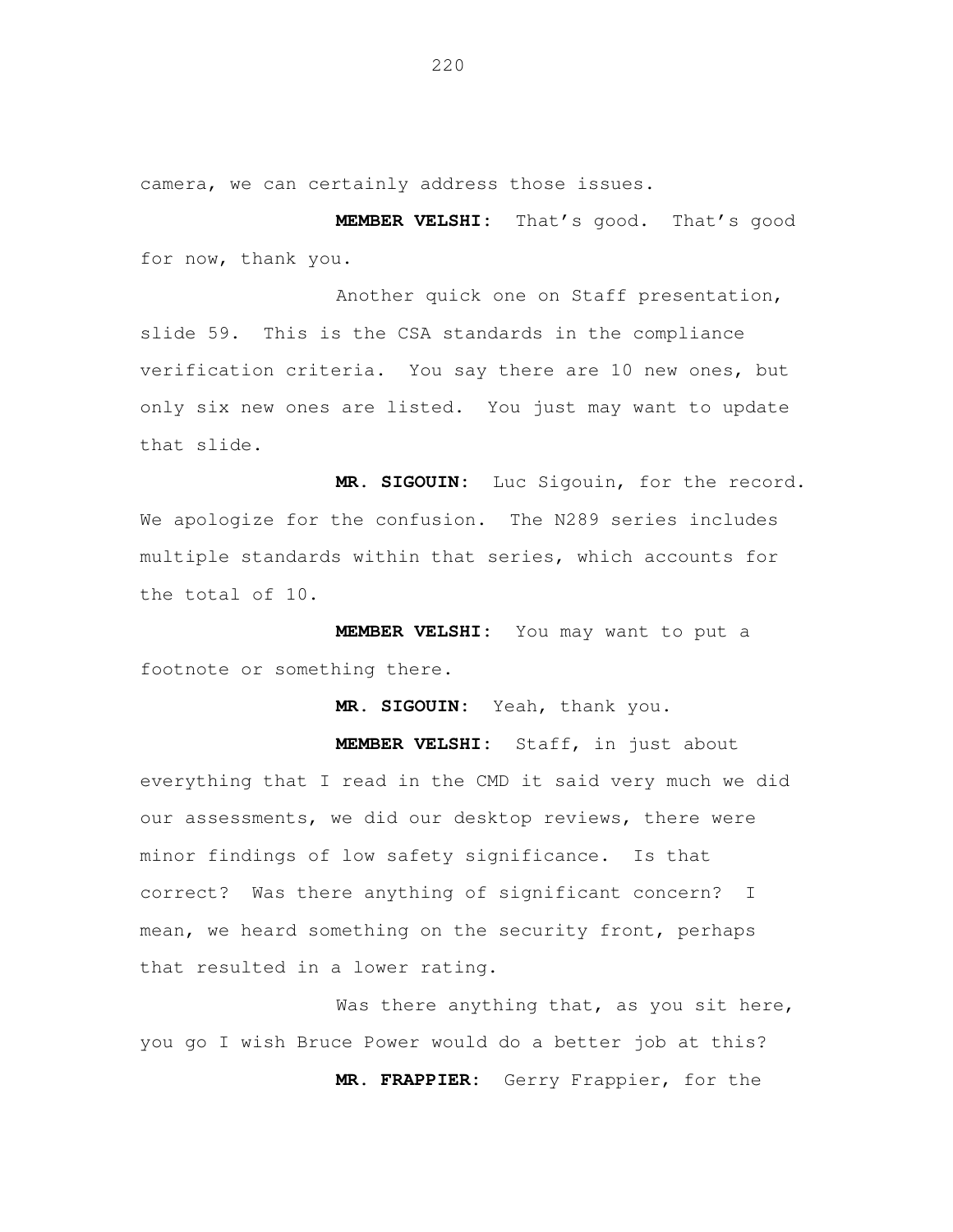camera, we can certainly address those issues.

**MEMBER VELSHI:** That's good. That's good for now, thank you.

Another quick one on Staff presentation, slide 59. This is the CSA standards in the compliance verification criteria. You say there are 10 new ones, but only six new ones are listed. You just may want to update that slide.

**MR. SIGOUIN:** Luc Sigouin, for the record. We apologize for the confusion. The N289 series includes multiple standards within that series, which accounts for the total of 10.

**MEMBER VELSHI:** You may want to put a footnote or something there.

**MR. SIGOUIN:** Yeah, thank you.

**MEMBER VELSHI:** Staff, in just about everything that I read in the CMD it said very much we did our assessments, we did our desktop reviews, there were minor findings of low safety significance. Is that correct? Was there anything of significant concern? I mean, we heard something on the security front, perhaps that resulted in a lower rating.

Was there anything that, as you sit here, you go I wish Bruce Power would do a better job at this?

**MR. FRAPPIER:** Gerry Frappier, for the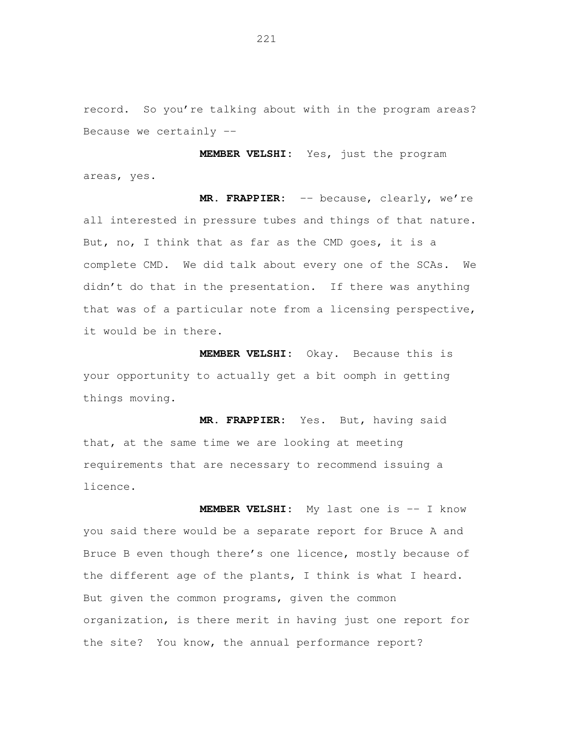record. So you're talking about with in the program areas? Because we certainly --

**MEMBER VELSHI:** Yes, just the program areas, yes.

**MR. FRAPPIER:** -- because, clearly, we're all interested in pressure tubes and things of that nature. But, no, I think that as far as the CMD goes, it is a complete CMD. We did talk about every one of the SCAs. We didn't do that in the presentation. If there was anything that was of a particular note from a licensing perspective, it would be in there.

**MEMBER VELSHI:** Okay. Because this is your opportunity to actually get a bit oomph in getting things moving.

**MR. FRAPPIER:** Yes. But, having said that, at the same time we are looking at meeting requirements that are necessary to recommend issuing a licence.

**MEMBER VELSHI:** My last one is -- I know you said there would be a separate report for Bruce A and Bruce B even though there's one licence, mostly because of the different age of the plants, I think is what I heard. But given the common programs, given the common organization, is there merit in having just one report for the site? You know, the annual performance report?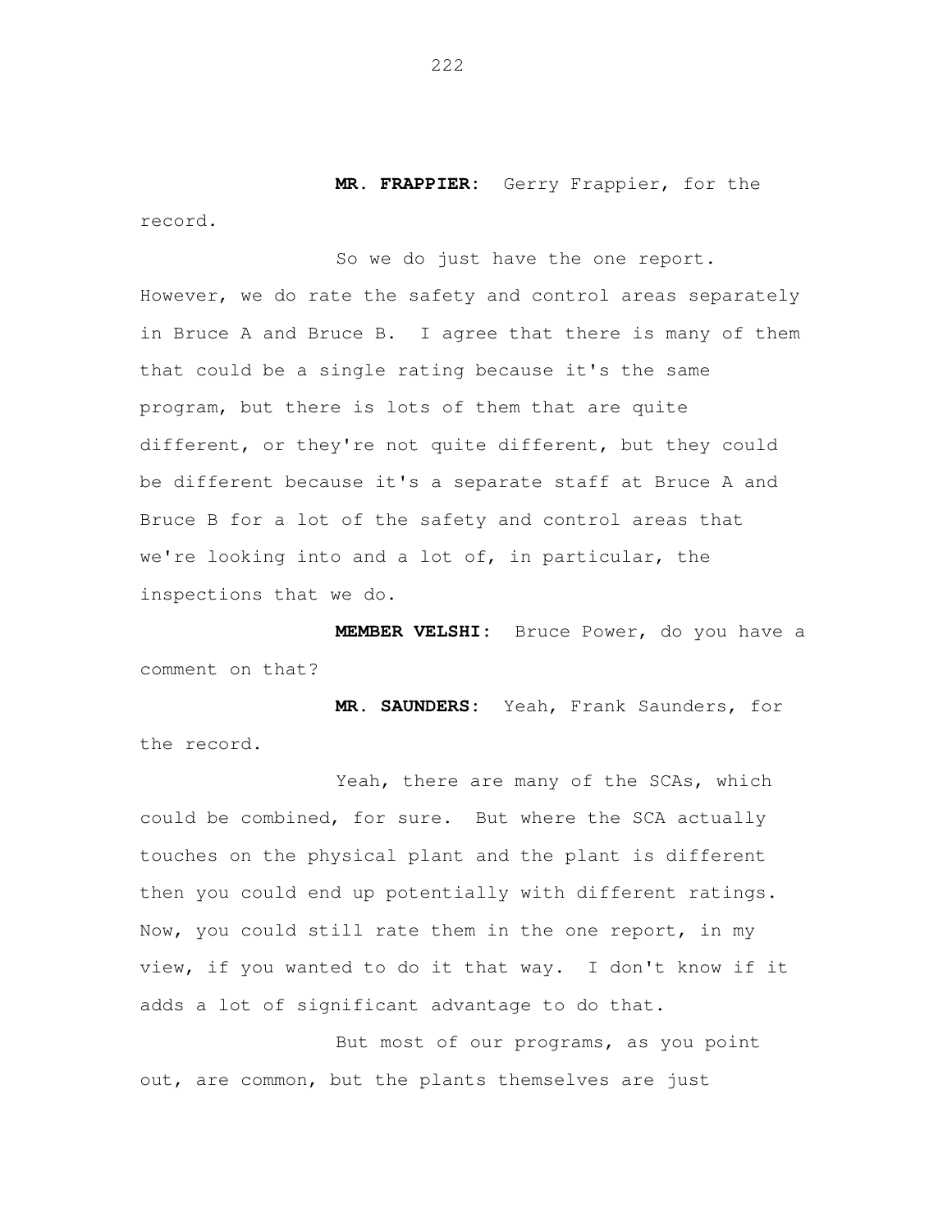**MR. FRAPPIER:** Gerry Frappier, for the record.

So we do just have the one report. However, we do rate the safety and control areas separately in Bruce A and Bruce B. I agree that there is many of them that could be a single rating because it's the same program, but there is lots of them that are quite different, or they're not quite different, but they could be different because it's a separate staff at Bruce A and Bruce B for a lot of the safety and control areas that we're looking into and a lot of, in particular, the inspections that we do.

**MEMBER VELSHI:** Bruce Power, do you have a comment on that?

**MR. SAUNDERS:** Yeah, Frank Saunders, for the record.

Yeah, there are many of the SCAs, which could be combined, for sure. But where the SCA actually touches on the physical plant and the plant is different then you could end up potentially with different ratings. Now, you could still rate them in the one report, in my view, if you wanted to do it that way. I don't know if it adds a lot of significant advantage to do that.

But most of our programs, as you point out, are common, but the plants themselves are just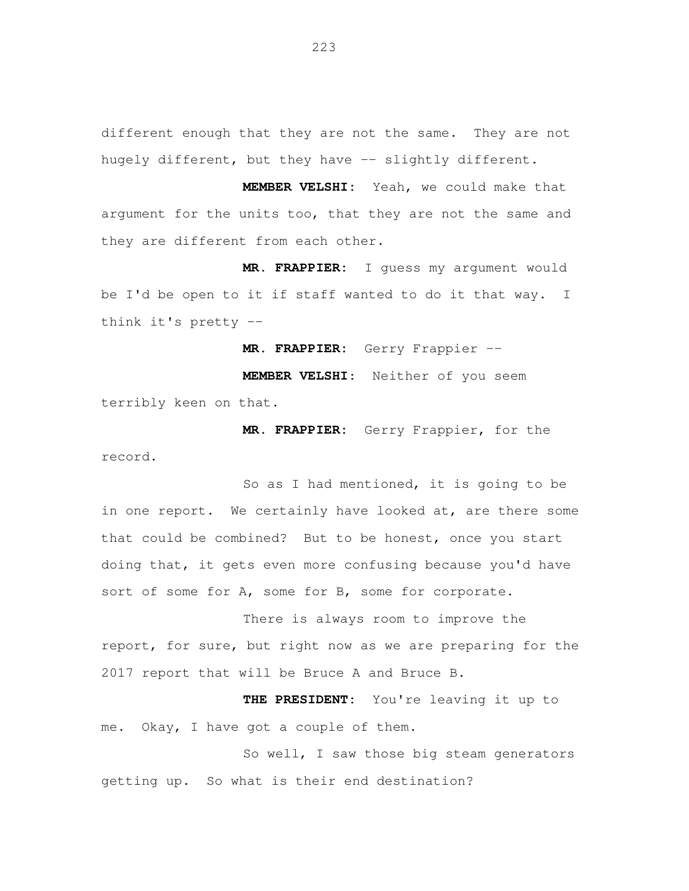different enough that they are not the same. They are not hugely different, but they have -- slightly different.

**MEMBER VELSHI:** Yeah, we could make that argument for the units too, that they are not the same and they are different from each other.

**MR. FRAPPIER:** I guess my argument would be I'd be open to it if staff wanted to do it that way. I think it's pretty --

**MR. FRAPPIER:** Gerry Frappier --

**MEMBER VELSHI:** Neither of you seem terribly keen on that.

**MR. FRAPPIER:** Gerry Frappier, for the record.

So as I had mentioned, it is going to be in one report. We certainly have looked at, are there some that could be combined? But to be honest, once you start doing that, it gets even more confusing because you'd have sort of some for A, some for B, some for corporate.

There is always room to improve the report, for sure, but right now as we are preparing for the 2017 report that will be Bruce A and Bruce B.

**THE PRESIDENT:** You're leaving it up to me. Okay, I have got a couple of them.

So well, I saw those big steam generators getting up. So what is their end destination?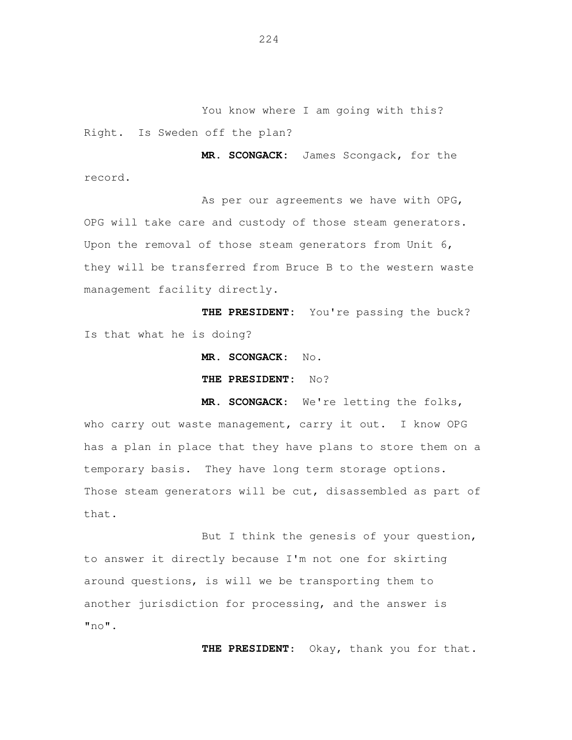You know where I am going with this? Right. Is Sweden off the plan?

**MR. SCONGACK:** James Scongack, for the record.

As per our agreements we have with OPG, OPG will take care and custody of those steam generators. Upon the removal of those steam generators from Unit 6, they will be transferred from Bruce B to the western waste management facility directly.

**THE PRESIDENT:** You're passing the buck? Is that what he is doing?

**MR. SCONGACK:** No.

**THE PRESIDENT:** No?

**MR. SCONGACK:** We're letting the folks, who carry out waste management, carry it out. I know OPG has a plan in place that they have plans to store them on a temporary basis. They have long term storage options. Those steam generators will be cut, disassembled as part of that.

But I think the genesis of your question, to answer it directly because I'm not one for skirting around questions, is will we be transporting them to another jurisdiction for processing, and the answer is "no".

**THE PRESIDENT:** Okay, thank you for that.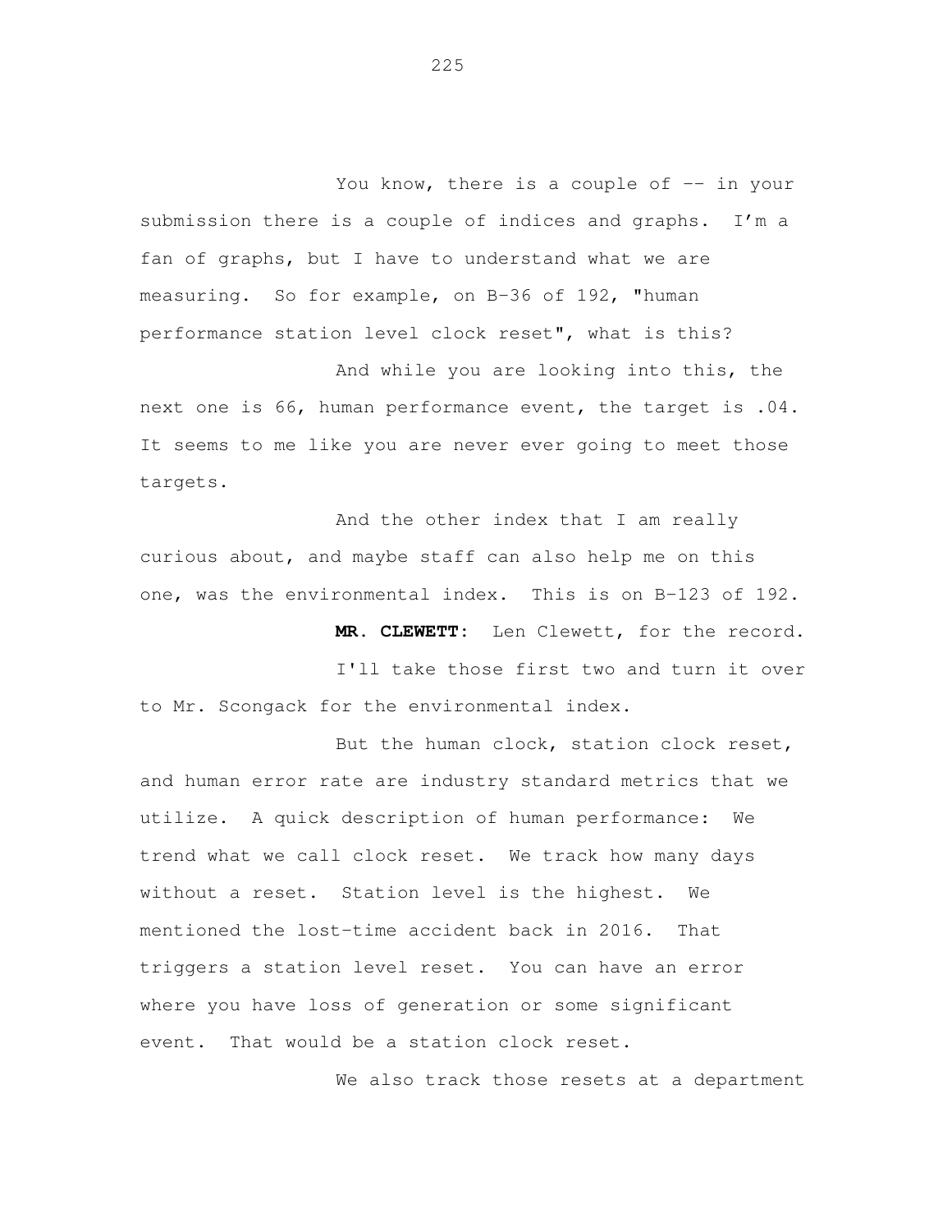You know, there is a couple of -- in your submission there is a couple of indices and graphs. I'm a fan of graphs, but I have to understand what we are measuring. So for example, on B-36 of 192, "human performance station level clock reset", what is this?

And while you are looking into this, the next one is 66, human performance event, the target is .04. It seems to me like you are never ever going to meet those targets.

And the other index that I am really curious about, and maybe staff can also help me on this one, was the environmental index. This is on B-123 of 192.

**MR. CLEWETT:** Len Clewett, for the record.

I'll take those first two and turn it over to Mr. Scongack for the environmental index.

But the human clock, station clock reset, and human error rate are industry standard metrics that we utilize. A quick description of human performance: We trend what we call clock reset. We track how many days without a reset. Station level is the highest. We mentioned the lost-time accident back in 2016. That triggers a station level reset. You can have an error where you have loss of generation or some significant event. That would be a station clock reset.

We also track those resets at a department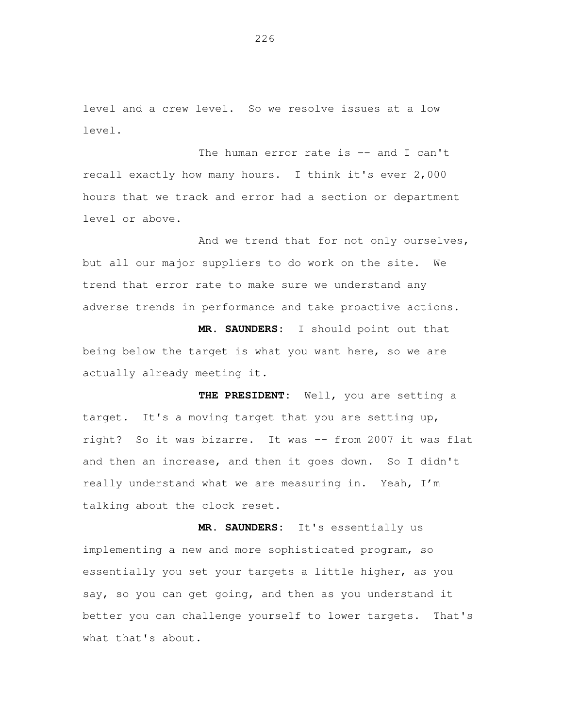level and a crew level. So we resolve issues at a low level.

The human error rate is -- and I can't recall exactly how many hours. I think it's ever 2,000 hours that we track and error had a section or department level or above.

And we trend that for not only ourselves, but all our major suppliers to do work on the site. We trend that error rate to make sure we understand any adverse trends in performance and take proactive actions.

**MR. SAUNDERS:** I should point out that being below the target is what you want here, so we are actually already meeting it.

**THE PRESIDENT:** Well, you are setting a target. It's a moving target that you are setting up, right? So it was bizarre. It was -- from 2007 it was flat and then an increase, and then it goes down. So I didn't really understand what we are measuring in. Yeah, I'm talking about the clock reset.

**MR. SAUNDERS:** It's essentially us implementing a new and more sophisticated program, so essentially you set your targets a little higher, as you say, so you can get going, and then as you understand it better you can challenge yourself to lower targets. That's what that's about.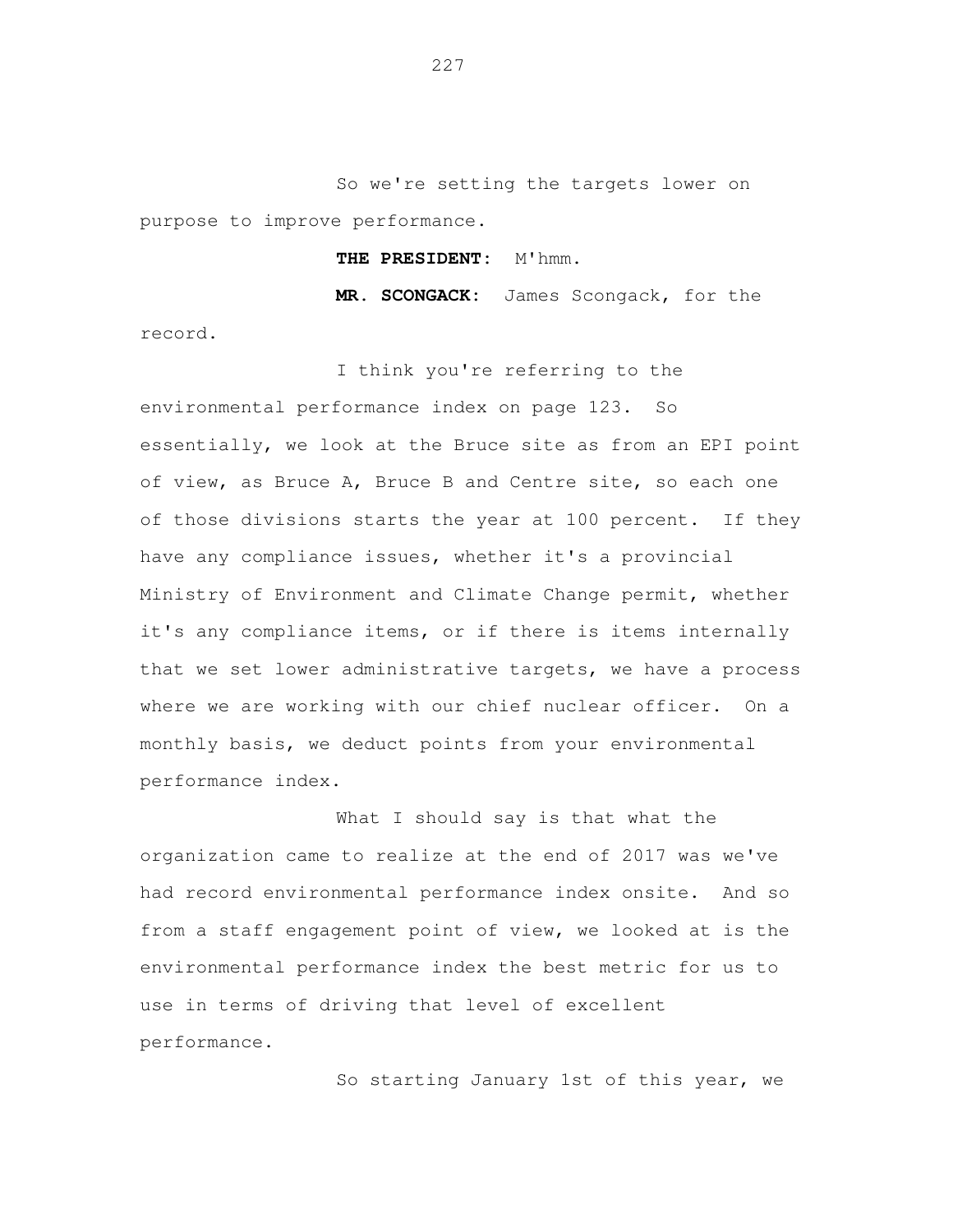So we're setting the targets lower on purpose to improve performance.

**THE PRESIDENT:** M'hmm.

**MR. SCONGACK:** James Scongack, for the record.

I think you're referring to the environmental performance index on page 123. So essentially, we look at the Bruce site as from an EPI point of view, as Bruce A, Bruce B and Centre site, so each one of those divisions starts the year at 100 percent. If they have any compliance issues, whether it's a provincial Ministry of Environment and Climate Change permit, whether it's any compliance items, or if there is items internally that we set lower administrative targets, we have a process where we are working with our chief nuclear officer. On a monthly basis, we deduct points from your environmental performance index.

What I should say is that what the organization came to realize at the end of 2017 was we've had record environmental performance index onsite. And so from a staff engagement point of view, we looked at is the environmental performance index the best metric for us to use in terms of driving that level of excellent performance.

So starting January 1st of this year, we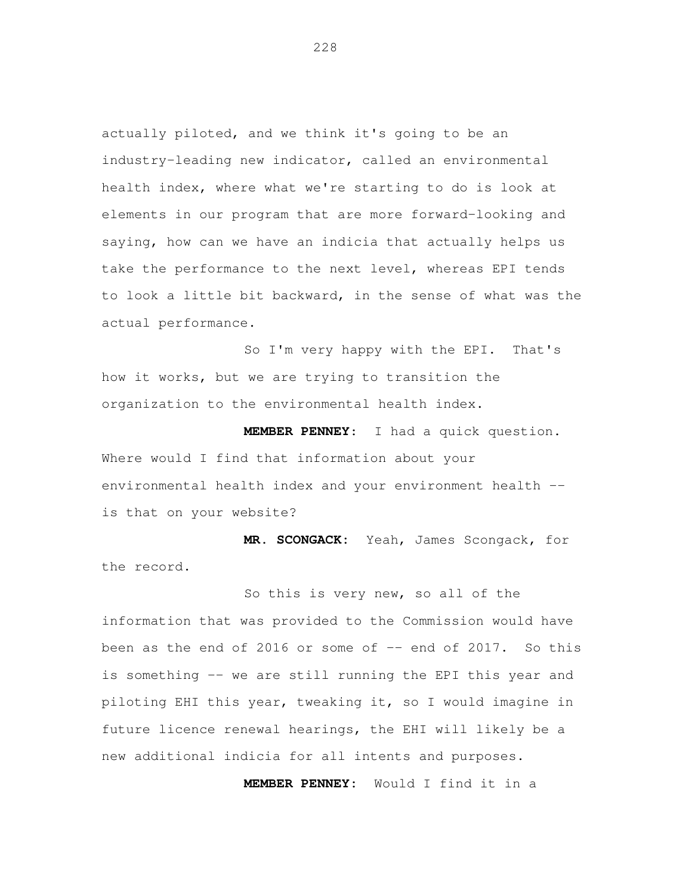actually piloted, and we think it's going to be an industry-leading new indicator, called an environmental health index, where what we're starting to do is look at elements in our program that are more forward-looking and saying, how can we have an indicia that actually helps us take the performance to the next level, whereas EPI tends to look a little bit backward, in the sense of what was the actual performance.

So I'm very happy with the EPI. That's how it works, but we are trying to transition the organization to the environmental health index.

**MEMBER PENNEY:** I had a quick question. Where would I find that information about your environmental health index and your environment health -- is that on your website?

**MR. SCONGACK:** Yeah, James Scongack, for the record.

So this is very new, so all of the information that was provided to the Commission would have been as the end of 2016 or some of -- end of 2017. So this is something -- we are still running the EPI this year and piloting EHI this year, tweaking it, so I would imagine in future licence renewal hearings, the EHI will likely be a new additional indicia for all intents and purposes.

**MEMBER PENNEY:** Would I find it in a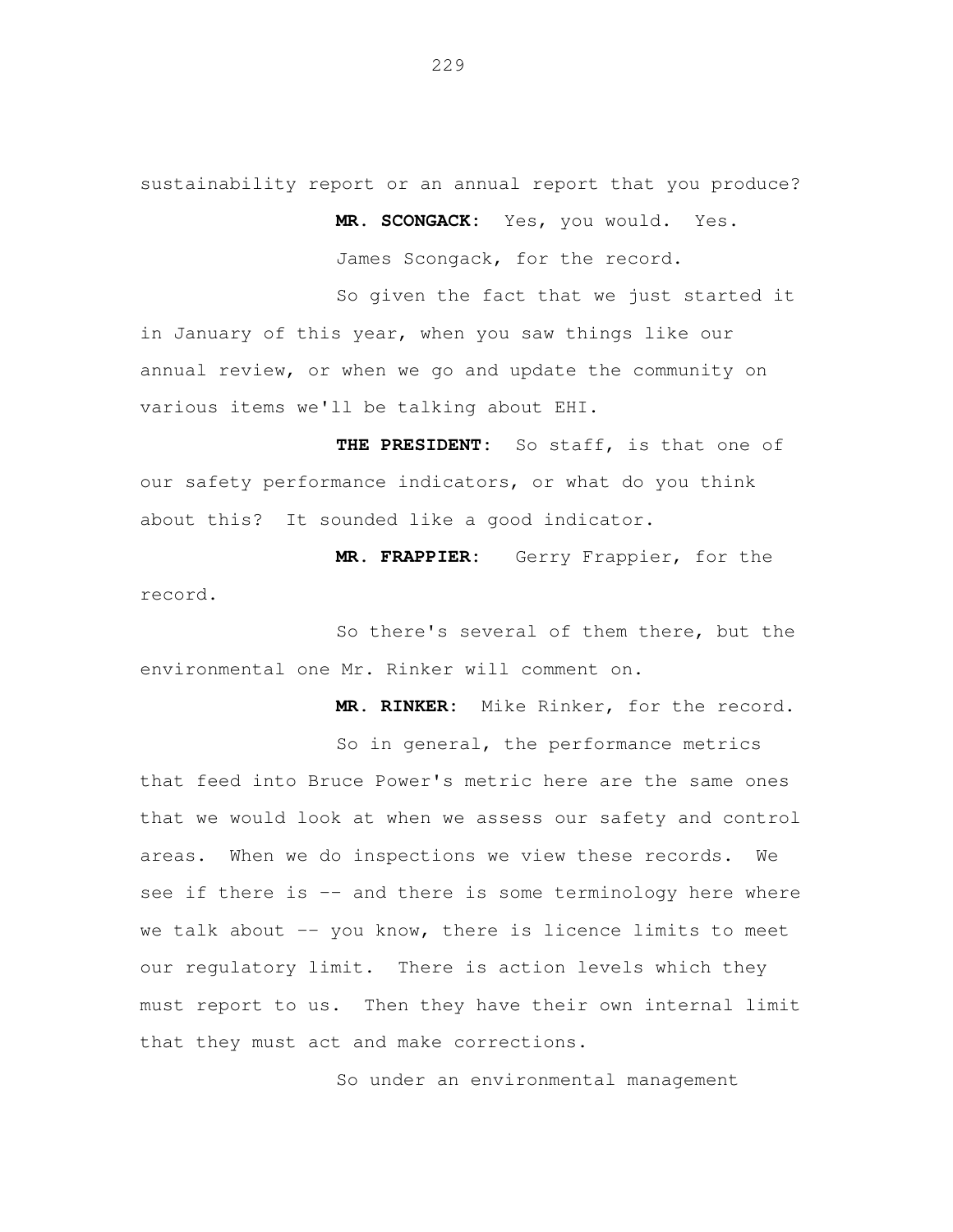sustainability report or an annual report that you produce?

**MR. SCONGACK:** Yes, you would. Yes.

James Scongack, for the record.

So given the fact that we just started it in January of this year, when you saw things like our annual review, or when we go and update the community on various items we'll be talking about EHI.

**THE PRESIDENT:** So staff, is that one of our safety performance indicators, or what do you think about this? It sounded like a good indicator.

**MR. FRAPPIER:** Gerry Frappier, for the record.

So there's several of them there, but the environmental one Mr. Rinker will comment on.

**MR. RINKER:** Mike Rinker, for the record.

So in general, the performance metrics that feed into Bruce Power's metric here are the same ones that we would look at when we assess our safety and control areas. When we do inspections we view these records. We see if there is -- and there is some terminology here where we talk about -- you know, there is licence limits to meet our regulatory limit. There is action levels which they must report to us. Then they have their own internal limit that they must act and make corrections.

So under an environmental management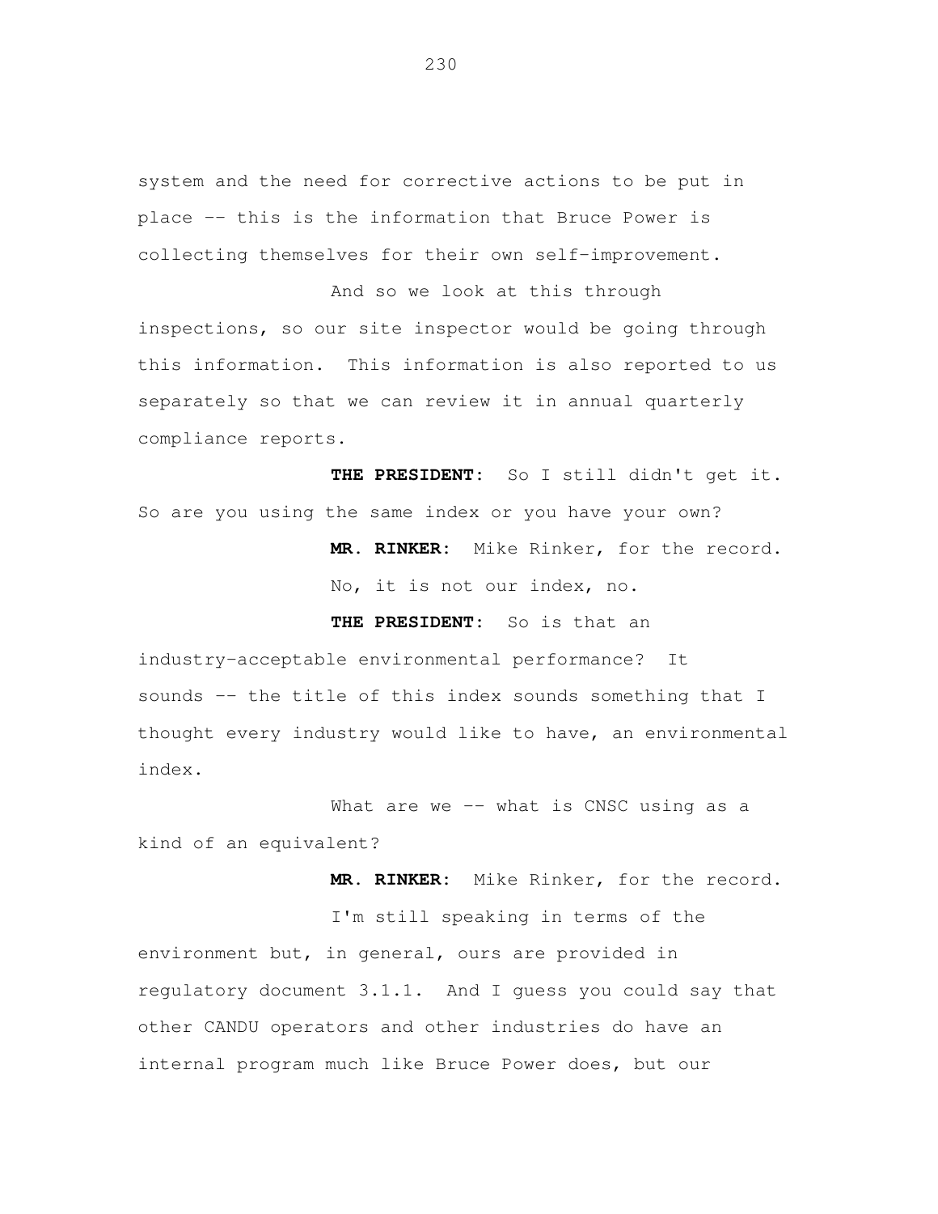system and the need for corrective actions to be put in place -- this is the information that Bruce Power is collecting themselves for their own self-improvement.

And so we look at this through inspections, so our site inspector would be going through this information. This information is also reported to us separately so that we can review it in annual quarterly compliance reports.

**THE PRESIDENT:** So I still didn't get it. So are you using the same index or you have your own?

**MR. RINKER:** Mike Rinker, for the record.

No, it is not our index, no.

**THE PRESIDENT:** So is that an industry-acceptable environmental performance? It sounds -- the title of this index sounds something that I thought every industry would like to have, an environmental index.

What are we -- what is CNSC using as a kind of an equivalent?

**MR. RINKER:** Mike Rinker, for the record.

I'm still speaking in terms of the environment but, in general, ours are provided in regulatory document 3.1.1. And I guess you could say that other CANDU operators and other industries do have an internal program much like Bruce Power does, but our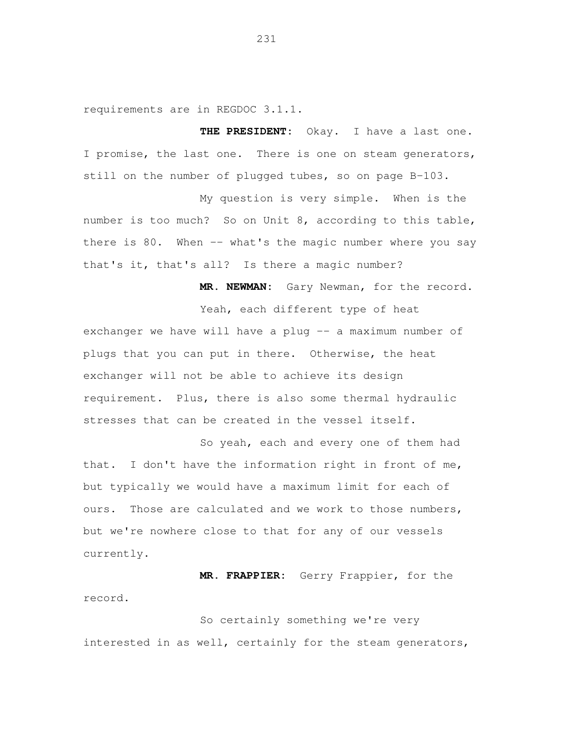requirements are in REGDOC 3.1.1.

**THE PRESIDENT:** Okay. I have a last one. I promise, the last one. There is one on steam generators, still on the number of plugged tubes, so on page B-103.

My question is very simple. When is the number is too much? So on Unit 8, according to this table, there is 80. When -- what's the magic number where you say that's it, that's all? Is there a magic number?

**MR. NEWMAN:** Gary Newman, for the record.

Yeah, each different type of heat exchanger we have will have a plug -- a maximum number of plugs that you can put in there. Otherwise, the heat exchanger will not be able to achieve its design requirement. Plus, there is also some thermal hydraulic stresses that can be created in the vessel itself.

So yeah, each and every one of them had that. I don't have the information right in front of me, but typically we would have a maximum limit for each of ours. Those are calculated and we work to those numbers, but we're nowhere close to that for any of our vessels currently.

**MR. FRAPPIER:** Gerry Frappier, for the record.

So certainly something we're very interested in as well, certainly for the steam generators,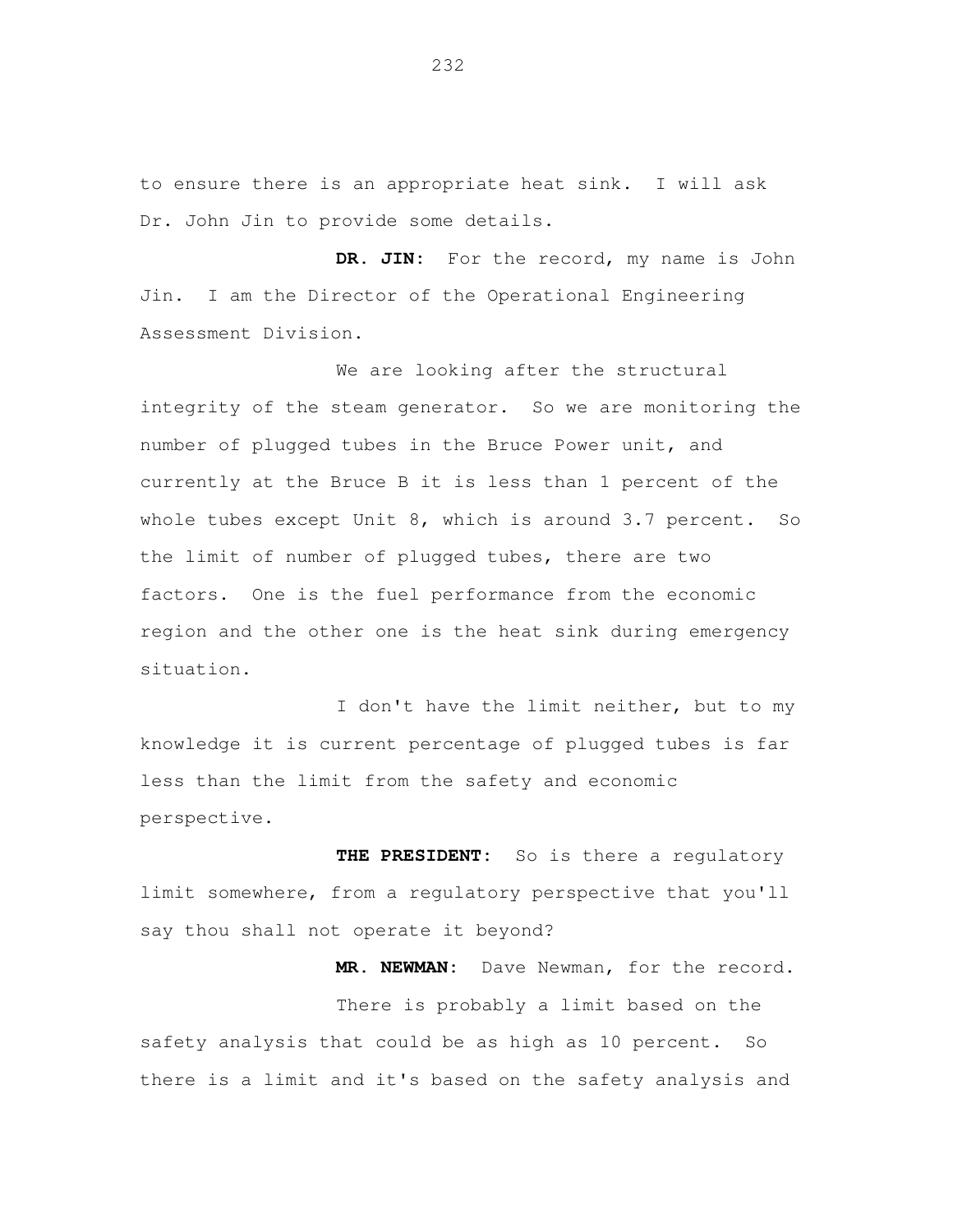to ensure there is an appropriate heat sink. I will ask Dr. John Jin to provide some details.

**DR. JIN:** For the record, my name is John Jin. I am the Director of the Operational Engineering Assessment Division.

We are looking after the structural integrity of the steam generator. So we are monitoring the number of plugged tubes in the Bruce Power unit, and currently at the Bruce B it is less than 1 percent of the whole tubes except Unit 8, which is around 3.7 percent. So the limit of number of plugged tubes, there are two factors. One is the fuel performance from the economic region and the other one is the heat sink during emergency situation.

I don't have the limit neither, but to my knowledge it is current percentage of plugged tubes is far less than the limit from the safety and economic perspective.

**THE PRESIDENT:** So is there a regulatory limit somewhere, from a regulatory perspective that you'll say thou shall not operate it beyond?

**MR. NEWMAN:** Dave Newman, for the record.

There is probably a limit based on the safety analysis that could be as high as 10 percent. So there is a limit and it's based on the safety analysis and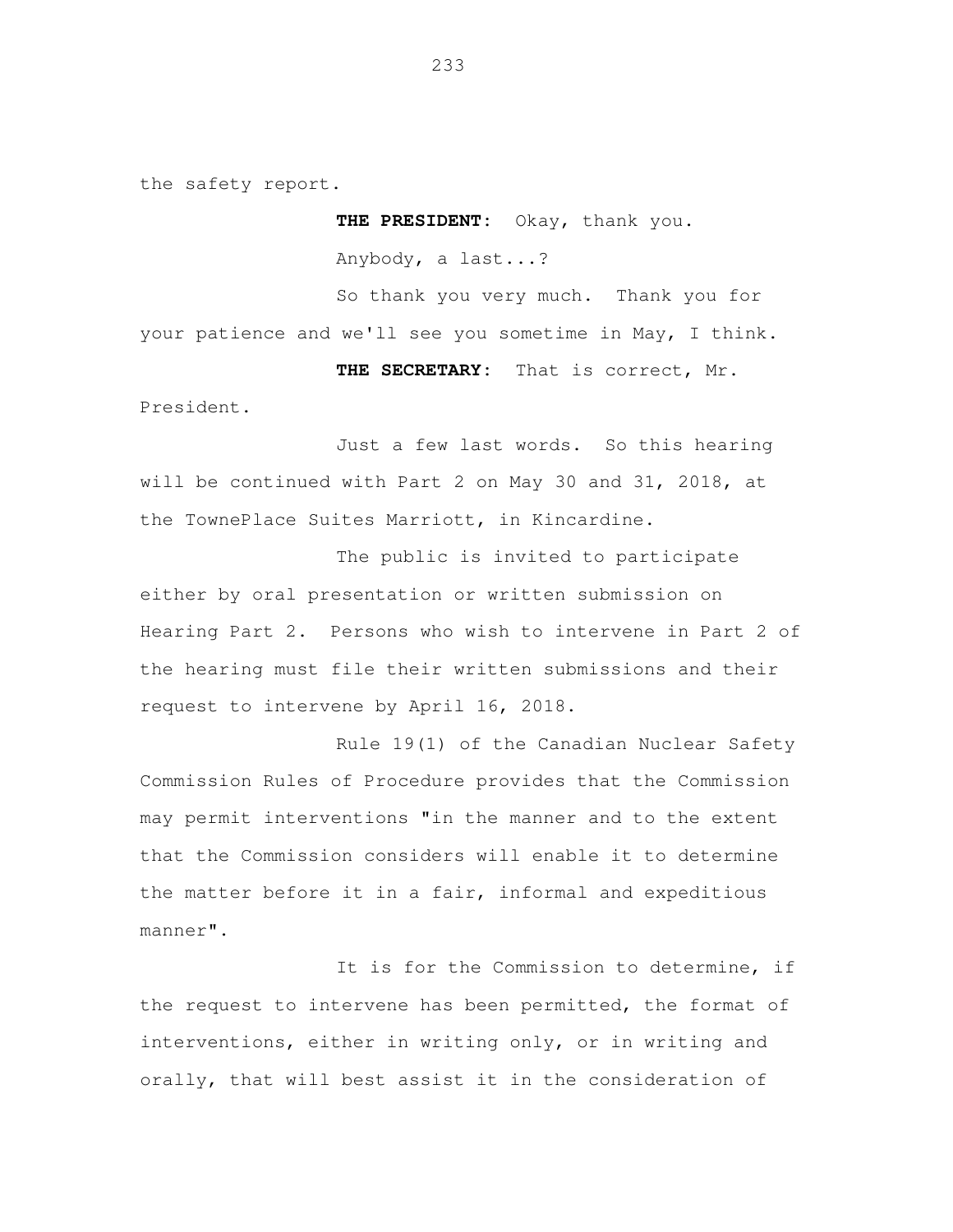the safety report.

**THE PRESIDENT:** Okay, thank you.

Anybody, a last...?

So thank you very much. Thank you for your patience and we'll see you sometime in May, I think.

**THE SECRETARY:** That is correct, Mr. President.

Just a few last words. So this hearing will be continued with Part 2 on May 30 and 31, 2018, at the TownePlace Suites Marriott, in Kincardine.

The public is invited to participate either by oral presentation or written submission on Hearing Part 2. Persons who wish to intervene in Part 2 of the hearing must file their written submissions and their request to intervene by April 16, 2018.

Rule 19(1) of the Canadian Nuclear Safety Commission Rules of Procedure provides that the Commission may permit interventions "in the manner and to the extent that the Commission considers will enable it to determine the matter before it in a fair, informal and expeditious manner".

It is for the Commission to determine, if the request to intervene has been permitted, the format of interventions, either in writing only, or in writing and orally, that will best assist it in the consideration of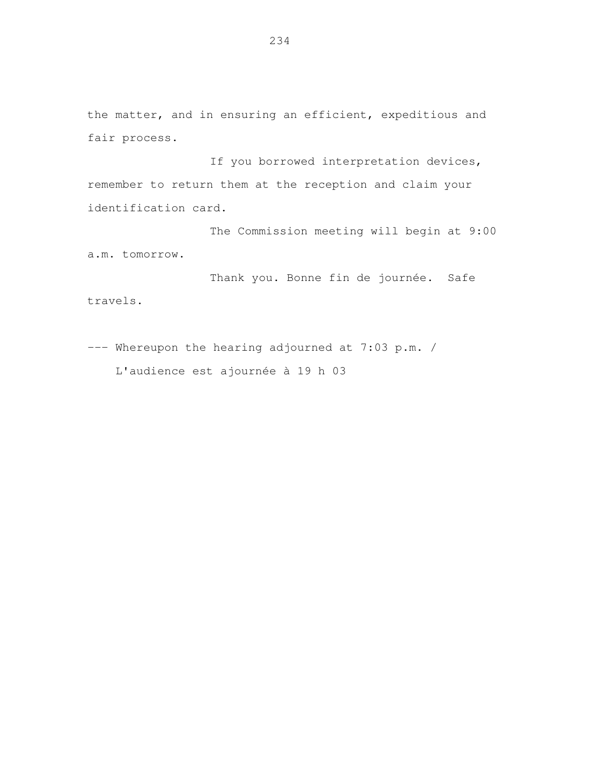the matter, and in ensuring an efficient, expeditious and fair process.

If you borrowed interpretation devices, remember to return them at the reception and claim your identification card.

The Commission meeting will begin at 9:00 a.m. tomorrow.

Thank you. Bonne fin de journée. Safe travels.

--- Whereupon the hearing adjourned at 7:03 p.m. / L'audience est ajournée à 19 h 03